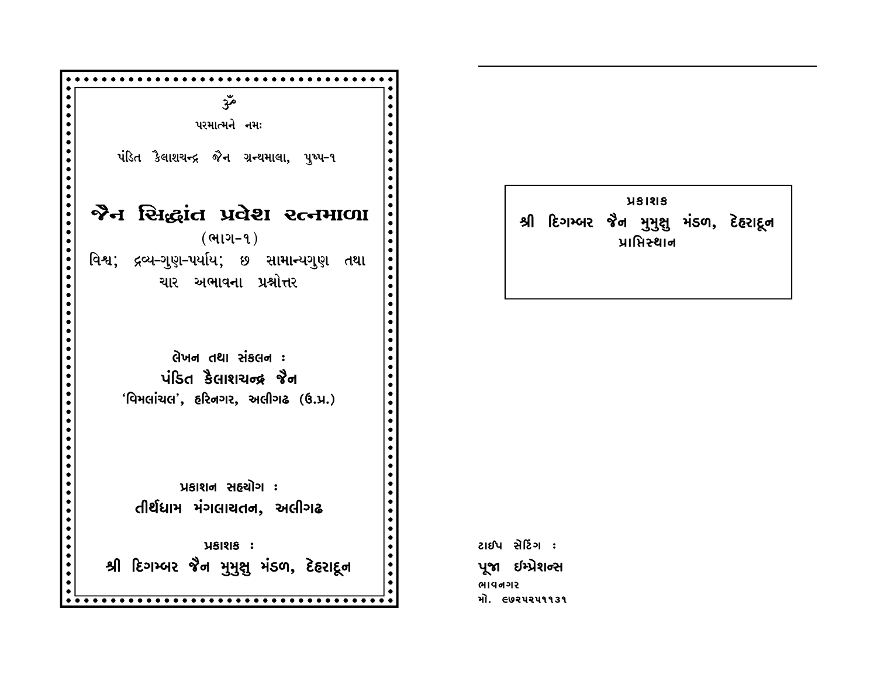ॐ

परमात्मने नमः

पंडित कैलाशचन्द्र जैन ग्रन्थमाला, पुष्प-१

# જૈન સિદ્ધાંત પ્રવેશ રત્નમાળા

(ભાગ-૧)

વિશ્વ; દ્રવ્ય-ગુણ-પર્યાય; છ સામાન્યગુણ તથા ચાર અભાવના પ્રશ્નોત્તર

લેખન તથા સંકલન :

**પંડિત કૈલાશચન્દ્ર જૈન**

'વિમલાંચલ', હરિનગર, અલીગઢ (ઉ.પ્ર.)

પ્રકાશન સહયોગ :

**તીર્થધામ મંગલાયતન, અલીગઢ**

પ્રકાશક :

**શ્રી દિગમ્બર જૈન મુમુક્ષુ મંડળ, દેહરાદૂન**

---

પ્રકાશક

**શ્રી દિગમ્બર જૈન મુમુક્ષુ મંડળ, દેહરાદૂન**

પ્રાપ્તિસ્થાન

ટાઈપ સેટિંગ :

**પૂજા ઇમ્પ્રેશન્સ**

ભાવનગર

મો. ૯૭૨૫૨૫૧૧૩૧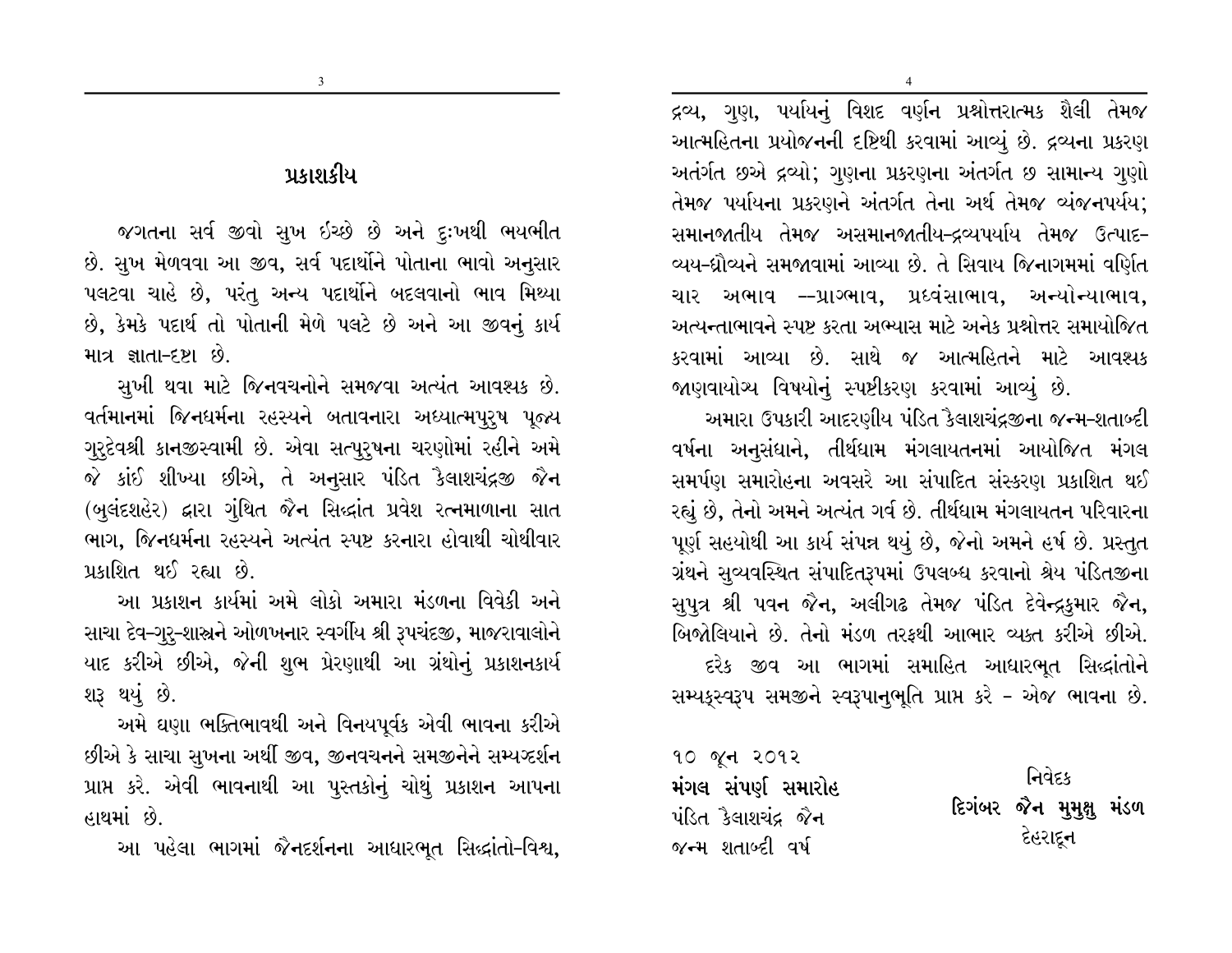# પ્રકાશકીય

જગતના સર્વ જીવો સુખ ઇચ્છે છે અને દુઃખથી ભયભીત છે. સુખ મેળવવા આ જીવ, સર્વ પદાર્થોને પોતાના ભાવો અનુસાર પલટવા ચાહે છે, પરંતુ અન્ય પદાર્થોને બદલવાનો ભાવ મિથ્યા છે, કેમકે પદાર્થ તો પોતાની મેળે પલટે છે અને આ જીવનું કાર્ય માત્ર જ્ઞાતા-દૃષ્ટા છે.

સુખી થવા માટે જિનવચનોને સમજવા અત્યંત આવશ્યક છે. વર્તમાનમાં જિનધર્મના રહસ્યને બતાવનારા અધ્યાત્મપુરુષ પૂજ્ય ગુરુદેવશ્રી કાનજીસ્વામી છે. એવા સત્પુરુષના ચરણોમાં રહીને અમે જે કાંઈ શીખ્યા છીએ, તે અનુસાર પંડિત કૈલાશચંદ્રજી જૈન (બુલંદશહેર) દ્વારા ગુંથિત જૈન સિદ્ધાંત પ્રવેશ રત્નમાળાના સાત ભાગ, જિનધર્મના રહસ્યને અત્યંત સ્પષ્ટ કરનારા હોવાથી ચોથીવાર પ્રકાશિત થઈ રહ્યા છે.

આ પ્રકાશન કાર્યમાં અમે લોકો અમારા મંડળના વિવેકી અને સાચા દેવ-ગુરુ-શાસ્ત્રને ઓળખનાર સ્વર્ગીય શ્રી રૂપચંદજી, માજરાવાલોને યાદ કરીએ છીએ, જેની શુભ પ્રેરણાથી આ ગ્રંથોનું પ્રકાશનકાર્ય શરૂ થયું છે.

અમે ઘણા ભક્તિભાવથી અને વિનયપૂર્વક એવી ભાવના કરીએ છીએ કે સાચા સુખના અર્થી જીવ, જીનવચનને સમજીનેને સમ્યગ્દર્શન પ્રાપ્ત કરે. એવી ભાવનાથી આ પુસ્તકોનું ચોથું પ્રકાશન આપના હાથમાં છે.

આ પહેલા ભાગમાં જૈનદર્શનના આધારભૂત સિદ્ધાંતો-વિશ્વ, દ્રવ્ય, ગુણ, પર્યાયનું વિશદ વર્ણન પ્રશ્નોત્તરાત્મક શૈલી તેમજ આત્મહિતના પ્રયોજનની દૃષ્ટિથી કરવામાં આવ્યું છે. દ્રવ્યના પ્રકરણ અંતર્ગત છએ દ્રવ્યો; ગુણના પ્રકરણના અંતર્ગત છ સામાન્ય ગુણો તેમજ પર્યાયના પ્રકરણને અંતર્ગત તેના અર્થ તેમજ વ્યંજનપર્યાય; સમાનજાતીય તેમજ અસમાનજાતીય-દ્રવ્યપર્યાય તેમજ ઉત્પાદ-વ્યય-ધ્રૌવ્યને સમજાવામાં આવ્યા છે. તે સિવાય જિનાગમમાં વર્ણિત ચાર અભાવ --પ્રાગ્ભાવ, પ્રધ્વંસાભાવ, અન્યોન્યાભાવ, અત્યન્તાભાવને સ્પષ્ટ કરતા અભ્યાસ માટે અનેક પ્રશ્નોત્તર સમાયોજિત કરવામાં આવ્યા છે. સાથે જ આત્મહિતને માટે આવશ્યક જાણવાયોગ્ય વિષયોનું સ્પષ્ટીકરણ કરવામાં આવ્યું છે.

અમારા ઉપકારી આદરણીય પંડિત કૈલાશચંદ્રજીના જન્મ-શતાબ્દી વર્ષના અનુસંધાને, તીર્થધામ મંગલાયતનમાં આયોજિત મંગલ સમર્પણ સમારોહના અવસરે આ સંપાદિત સંસ્કરણ પ્રકાશિત થઈ રહ્યું છે, તેનો અમને અત્યંત ગર્વ છે. તીર્થધામ મંગલાયતન પરિવારના પૂર્ણ સહયોથી આ કાર્ય સંપન્ન થયું છે, જેનો અમને હર્ષ છે. પ્રસ્તુત ગ્રંથને સુવ્યવસ્થિત સંપાદિતરૂપમાં ઉપલબ્ધ કરવાનો શ્રેય પંડિતજીના સુપુત્ર શ્રી પવન જૈન, અલીગઢ તેમજ પંડિત દેવેન્દ્રકુમાર જૈન, બિજોલિયાને છે. તેનો મંડળ તરફથી આભાર વ્યક્ત કરીએ છીએ.

દરેક જીવ આ ભાગમાં સમાહિત આધારભૂત સિદ્ધાંતોને સમ્યક્સ્વરૂપ સમજીને સ્વરૂપાનુભૂતિ પ્રાપ્ત કરે - એજ ભાવના છે.

૧૦ જૂન ૨૦૧૨
**મંગલ સંપર્ણ સમારોહ**
પંડિત કૈલાશચંદ્ર જૈન
જન્મ શતાબ્દી વર્ષ

નિવેદક
**દિગંબર જૈન મુમુક્ષુ મંડળ**
દેહરાદૂન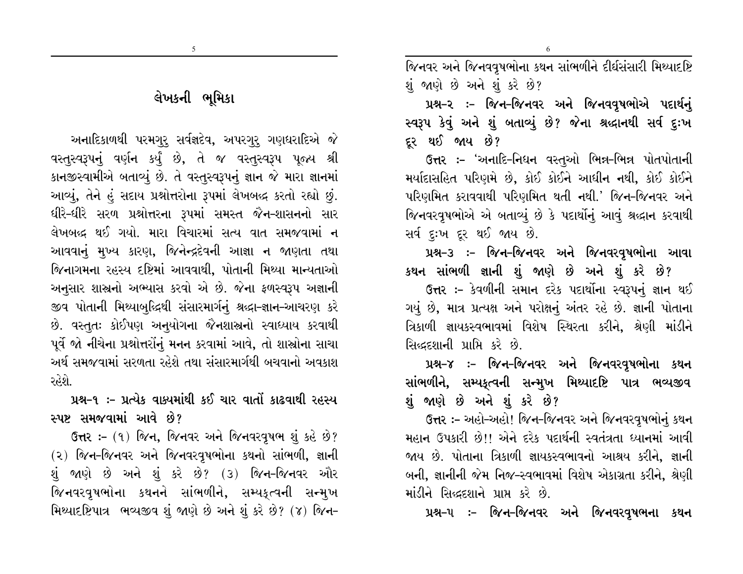## લેખકની ભૂમિકા

અનાદિકાળથી પરમગુરુ સર્વજ્ઞદેવ, અપરગુરુ ગણધરાદિએ જે વસ્તુસ્વરૂપનું વર્ણન કર્યું છે, તે જ વસ્તુસ્વરૂપ પૂજ્ય શ્રી કાનજીસ્વામીએ બતાવ્યું છે. તે વસ્તુસ્વરૂપનું જ્ઞાન જે મારા જ્ઞાનમાં આવ્યું, તેને હું સદાય પ્રશ્નોત્તરોના રૂપમાં લેખબદ્ધ કરતો રહ્યો છું. ધીરે-ધીરે સરળ પ્રશ્નોત્તરના રૂપમાં સમસ્ત જૈન-શાસનનો સાર લેખબદ્ધ થઈ ગયો. મારા વિચારમાં સત્ય વાત સમજવામાં ન આવવાનું મુખ્ય કારણ, જિનેન્દ્રદેવની આજ્ઞા ન જાણતા તથા જિનાગમના રહસ્ય દૃષ્ટિમાં આવવાથી, પોતાની મિથ્યા માન્યતાઓ અનુસાર શાસ્ત્રનો અભ્યાસ કરવો એ છે. જેના ફળસ્વરૂપ અજ્ઞાની જીવ પોતાની મિથ્યાબુદ્ધિથી સંસારમાર્ગનું શ્રદ્ધા-જ્ઞાન-આચરણ કરે છે. વસ્તુતઃ કોઈપણ અનુયોગના જૈનશાસ્ત્રનો સ્વાધ્યાય કરવાથી પૂર્વે જો નીચેના પ્રશ્નોત્તરોનું મનન કરવામાં આવે, તો શાસ્ત્રોના સાચા અર્થ સમજવામાં સરળતા રહેશે તથા સંસારમાર્ગથી બચવાનો અવકાશ રહેશે.

**પ્રશ્ન-૧ :- પ્રત્યેક વાક્યમાંથી કઈ ચાર વાતો કાઢવાથી રહસ્ય સ્પષ્ટ સમજવામાં આવે છે?**

**ઉત્તર :-** (૧) જિન, જિનવર અને જિનવરવૃષભ શું કહે છે? (૨) જિન-જિનવર અને જિનવરવૃષભોના કથનો સાંભળી, જ્ઞાની શું જાણે છે અને શું કરે છે? (૩) જિન-જિનવર ઔર જિનવરવૃષભોના કથનને સાંભળીને, સમ્યક્ત્વની સન્મુખ મિથ્યાદૃષ્ટિપાત્ર ભવ્યજીવ શું જાણે છે અને શું કરે છે? (૪) જિન-જિનવર અને જિનવવૃષભોના કથન સાંભળીને દીર્ઘસંસારી મિથ્યાદૃષ્ટિ શું જાણે છે અને શું કરે છે?

**પ્રશ્ન-૨ :- જિન-જિનવર અને જિનવવૃષભોએ પદાર્થનું સ્વરૂપ કેવું અને શું બતાવ્યું છે? જેના શ્રદ્ધાનથી સર્વ દુઃખ દૂર થઈ જાય છે?**

**ઉત્તર :-** 'અનાદિ-નિધન વસ્તુઓ ભિન્ન-ભિન્ન પોતપોતાની મર્યાદાસહિત પરિણમે છે, કોઈ કોઈને આધીન નથી, કોઈ કોઈને પરિણમિત કરાવવાથી પરિણમિત થતી નથી.' જિન-જિનવર અને જિનવરવૃષભોએ એ બતાવ્યું છે કે પદાર્થોનું આવું શ્રદ્ધાન કરવાથી સર્વ દુઃખ દૂર થઈ જાય છે.

**પ્રશ્ન-૩ :- જિન-જિનવર અને જિનવરવૃષભોના આવા કથન સાંભળી જ્ઞાની શું જાણે છે અને શું કરે છે?**

**ઉત્તર :-** કેવળીની સમાન દરેક પદાર્થોના સ્વરૂપનું જ્ઞાન થઈ ગયું છે, માત્ર પ્રત્યક્ષ અને પરોક્ષનું અંતર રહે છે. જ્ઞાની પોતાના ત્રિકાળી જ્ઞાયકસ્વભાવમાં વિશેષ સ્થિરતા કરીને, શ્રેણી માંડીને સિદ્ધદશાની પ્રાપ્તિ કરે છે.

**પ્રશ્ન-૪ :- જિન-જિનવર અને જિનવરવૃષભોના કથન સાંભળીને, સમ્યક્ત્વની સન્મુખ મિથ્યાદૃષ્ટિ પાત્ર ભવ્યજીવ શું જાણે છે અને શું કરે છે?**

**ઉત્તર :-** અહો-અહો! જિન-જિનવર અને જિનવરવૃષભોનું કથન મહાન ઉપકારી છે!! એને દરેક પદાર્થની સ્વતંત્રતા ધ્યાનમાં આવી જાય છે. પોતાના ત્રિકાળી જ્ઞાયકસ્વભાવનો આશ્રય કરીને, જ્ઞાની બની, જ્ઞાનીની જેમ નિજ-સ્વભાવમાં વિશેષ એકાગ્રતા કરીને, શ્રેણી માંડીને સિદ્ધદશાને પ્રાપ્ત કરે છે.

**પ્રશ્ન-૫ :- જિન-જિનવર અને જિનવરવૃષભના કથન**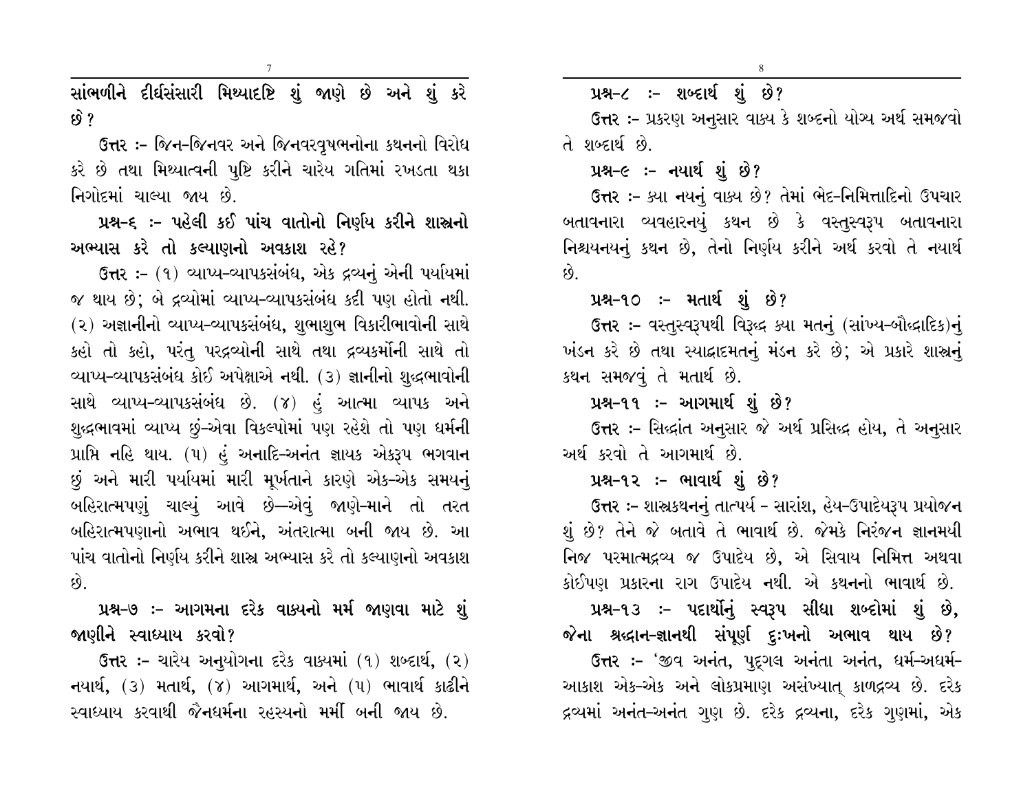**સાંભળીને દીર્ઘસંસારી મિથ્યાદષ્ટિ શું જાણે છે અને શું કરે છે?**

**ઉત્તર :–** જિન-જિનવર અને જિનવરવૃષભનોના કથનનો વિરોધ કરે છે તથા મિથ્યાત્વની પુષ્ટિ કરીને ચારેય ગતિમાં રખડતા થકા નિગોદમાં ચાલ્યા જાય છે.

**પ્રશ્ન-૬ :– પહેલી કઈ પાંચ વાતોનો નિર્ણય કરીને શાસ્ત્રનો અભ્યાસ કરે તો કલ્યાણનો અવકાશ રહે?**

**ઉત્તર :–** (૧) વ્યાપ્ય-વ્યાપકસંબંધ, એક દ્રવ્યનું એની પર્યાયમાં જ થાય છે; બે દ્રવ્યોમાં વ્યાપ્ય-વ્યાપકસંબંધ કદી પણ હોતો નથી. (૨) અજ્ઞાનીનો વ્યાપ્ય-વ્યાપકસંબંધ, શુભાશુભ વિકારીભાવોની સાથે કહો તો કહો, પરંતુ પરદ્રવ્યોની સાથે તથા દ્રવ્યકર્મોની સાથે તો વ્યાપ્ય-વ્યાપકસંબંધ કોઈ અપેક્ષાએ નથી. (૩) જ્ઞાનીનો શુદ્ધભાવોની સાથે વ્યાપ્ય-વ્યાપકસંબંધ છે. (૪) હું આત્મા વ્યાપક અને શુદ્ધભાવમાં વ્યાપ્ય છું-એવા વિકલ્પોમાં પણ રહેશે તો પણ ધર્મની પ્રાપ્તિ નહિ થાય. (૫) હું અનાદિ-અનંત જ્ઞાયક એકરૂપ ભગવાન છું અને મારી પર્યાયમાં મારી મૂર્ખતાને કારણે એક-એક સમયનું બહિરાત્મપણું ચાલ્યું આવે છે—એવું જાણે-માને તો તરત બહિરાત્મપણાનો અભાવ થઈને, અંતરાત્મા બની જાય છે. આ પાંચ વાતોનો નિર્ણય કરીને શાસ્ત્ર અભ્યાસ કરે તો કલ્યાણનો અવકાશ છે.

**પ્રશ્ન-૭ :– આગમના દરેક વાક્યનો મર્મ જાણવા માટે શું જાણીને સ્વાધ્યાય કરવો?**

**ઉત્તર :–** ચારેય અનુયોગના દરેક વાક્યમાં (૧) શબ્દાર્થ, (૨) નયાર્થ, (૩) મતાર્થ, (૪) આગમાર્થ, અને (૫) ભાવાર્થ કાઢીને સ્વાધ્યાય કરવાથી જૈનધર્મના રહસ્યનો મર્મી બની જાય છે.

**પ્રશ્ન-૮ :– શબ્દાર્થ શું છે?**

**ઉત્તર :–** પ્રકરણ અનુસાર વાક્ય કે શબ્દનો યોગ્ય અર્થ સમજવો તે શબ્દાર્થ છે.

**પ્રશ્ન-૯ :– નયાર્થ શું છે?**

**ઉત્તર :–** ક્યા નયનું વાક્ય છે? તેમાં ભેદ-નિમિત્તાદિનો ઉપચાર બતાવનારા વ્યવહારનયનું કથન છે કે વસ્તુસ્વરૂપ બતાવનારા નિશ્ચયનયનું કથન છે, તેનો નિર્ણય કરીને અર્થ કરવો તે નયાર્થ છે.

**પ્રશ્ન-૧૦ :– મતાર્થ શું છે?**

**ઉત્તર :–** વસ્તુસ્વરૂપથી વિરુદ્ધ ક્યા મતનું (સાંખ્ય-બૌદ્ધાદિક)નું ખંડન કરે છે તથા સ્યાદ્વાદમતનું મંડન કરે છે; એ પ્રકારે શાસ્ત્રનું કથન સમજવું તે મતાર્થ છે.

**પ્રશ્ન-૧૧ :– આગમાર્થ શું છે?**

**ઉત્તર :–** સિદ્ધાંત અનુસાર જે અર્થ પ્રસિદ્ધ હોય, તે અનુસાર અર્થ કરવો તે આગમાર્થ છે.

**પ્રશ્ન-૧૨ :– ભાવાર્થ શું છે?**

**ઉત્તર :–** શાસ્ત્રકથનનું તાત્પર્ય - સારાંશ, હેય-ઉપાદેયરૂપ પ્રયોજન શું છે? તેને જે બતાવે તે ભાવાર્થ છે. જેમકે નિરંજન જ્ઞાનમયી નિજ પરમાત્મદ્રવ્ય જ ઉપાદેય છે, એ સિવાય નિમિત્ત અથવા કોઈપણ પ્રકારના રાગ ઉપાદેય નથી. એ કથનનો ભાવાર્થ છે.

**પ્રશ્ન-૧૩ :– પદાર્થોનું સ્વરૂપ સીધા શબ્દોમાં શું છે, જેના શ્રદ્ધાન-જ્ઞાનથી સંપૂર્ણ દુઃખનો અભાવ થાય છે?**

**ઉત્તર :–** 'જીવ અનંત, પુદ્ગલ અનંતા અનંત, ધર્મ-અધર્મ-આકાશ એક-એક અને લોકપ્રમાણ અસંખ્યાત્ કાળદ્રવ્ય છે. દરેક દ્રવ્યમાં અનંત-અનંત ગુણ છે. દરેક દ્રવ્યના, દરેક ગુણમાં, એક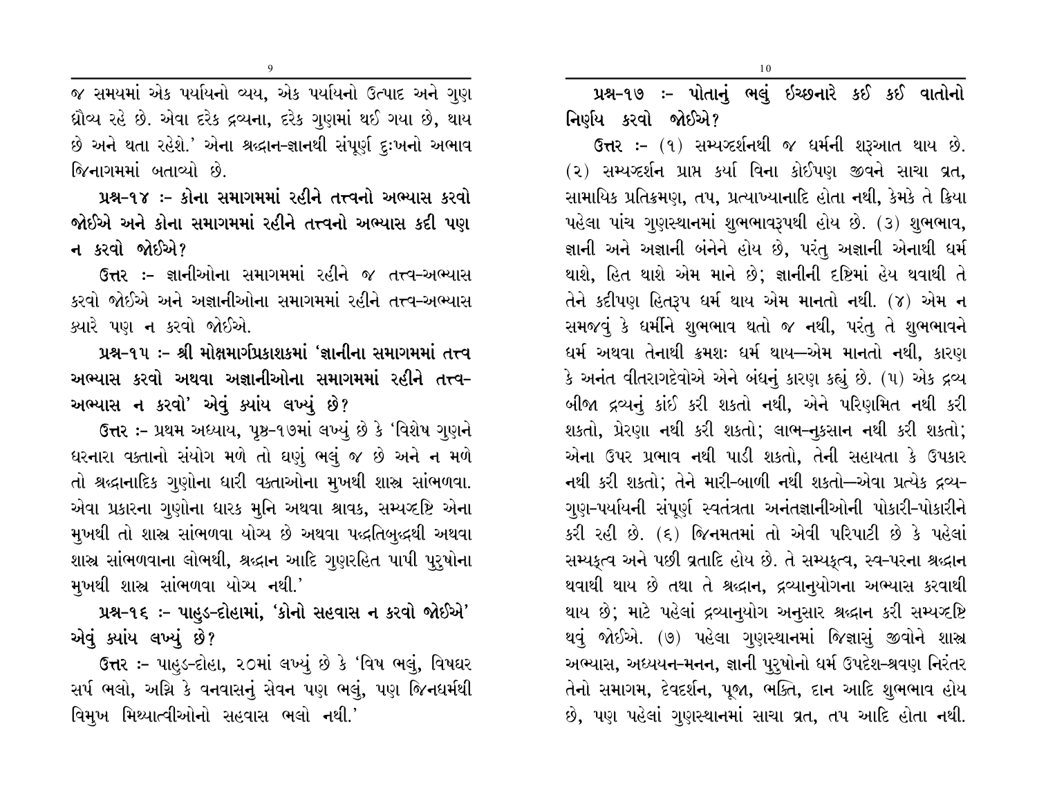જ સમયમાં એક પર્યાયનો વ્યય, એક પર્યાયનો ઉત્પાદ અને ગુણ ધ્રૌવ્ય રહે છે. એવા દરેક દ્રવ્યના, દરેક ગુણમાં થઈ ગયા છે, થાય છે અને થતા રહેશે.' એના શ્રદ્ધાન-જ્ઞાનથી સંપૂર્ણ દુઃખનો અભાવ જિનાગમમાં બતાવ્યો છે.

**પ્રશ્ન-૧૪ :- કોના સમાગમમાં રહીને તત્ત્વનો અભ્યાસ કરવો જોઈએ અને કોના સમાગમમાં રહીને તત્ત્વનો અભ્યાસ કદી પણ ન કરવો જોઈએ?**

**ઉત્તર :-** જ્ઞાનીઓના સમાગમમાં રહીને જ તત્ત્વ-અભ્યાસ કરવો જોઈએ અને અજ્ઞાનીઓના સમાગમમાં રહીને તત્ત્વ-અભ્યાસ ક્યારે પણ ન કરવો જોઈએ.

**પ્રશ્ન-૧૫ :- શ્રી મોક્ષમાર્ગપ્રકાશકમાં 'જ્ઞાનીના સમાગમમાં તત્ત્વ અભ્યાસ કરવો અથવા અજ્ઞાનીઓના સમાગમમાં રહીને તત્ત્વ-અભ્યાસ ન કરવો' એવું ક્યાંય લખ્યું છે?**

**ઉત્તર :-** પ્રથમ અધ્યાય, પૃષ્ઠ-૧૭માં લખ્યું છે કે 'વિશેષ ગુણને ધરનારા વક્તાનો સંયોગ મળે તો ઘણું ભલું જ છે અને ન મળે તો શ્રદ્ધાનાદિક ગુણોના ધારી વક્તાઓના મુખથી શાસ્ત્ર સાંભળવા. એવા પ્રકારના ગુણોના ધારક મુનિ અથવા શ્રાવક, સમ્યગ્દૃષ્ટિ એના મુખથી તો શાસ્ત્ર સાંભળવા યોગ્ય છે અથવા પદ્ધતિબુદ્ધથી અથવા શાસ્ત્ર સાંભળવાના લોભથી, શ્રદ્ધાન આદિ ગુણરહિત પાપી પુરુષોના મુખથી શાસ્ત્ર સાંભળવા યોગ્ય નથી.'

**પ્રશ્ન-૧૬ :- પાહુડ-દોહામાં, 'કોનો સહવાસ ન કરવો જોઈએ' એવું ક્યાંય લખ્યું છે?**

**ઉત્તર :-** પાહુડ-દોહા, ૨૦માં લખ્યું છે કે 'વિષ ભલું, વિષધર સર્પ ભલો, અગ્નિ કે વનવાસનું સેવન પણ ભલું, પણ જિનધર્મથી વિમુખ મિથ્યાત્વીઓનો સહવાસ ભલો નથી.'

**પ્રશ્ન-૧૭ :- પોતાનું ભલું ઇચ્છનારે કઈ કઈ વાતોનો નિર્ણય કરવો જોઈએ?**

**ઉત્તર :-** (૧) સમ્યગ્દર્શનથી જ ધર્મની શરૂઆત થાય છે. (૨) સમ્યગ્દર્શન પ્રાપ્ત કર્યા વિના કોઈપણ જીવને સાચા વ્રત, સામાયિક પ્રતિક્રમણ, તપ, પ્રત્યાખ્યાનાદિ હોતા નથી, કેમકે તે ક્રિયા પહેલા પાંચ ગુણસ્થાનમાં શુભભાવરૂપથી હોય છે. (૩) શુભભાવ, જ્ઞાની અને અજ્ઞાની બંનેને હોય છે, પરંતુ અજ્ઞાની એનાથી ધર્મ થાશે, હિત થાશે એમ માને છે; જ્ઞાનીની દૃષ્ટિમાં હેય થવાથી તે તેને કદીપણ હિતરૂપ ધર્મ થાય એમ માનતો નથી. (૪) એમ ન સમજવું કે ધર્મીને શુભભાવ થતો જ નથી, પરંતુ તે શુભભાવને ધર્મ અથવા તેનાથી ક્રમશઃ ધર્મ થાય—એમ માનતો નથી, કારણ કે અનંત વીતરાગદેવોએ એને બંધનું કારણ કહ્યું છે. (૫) એક દ્રવ્ય બીજા દ્રવ્યનું કાંઈ કરી શકતો નથી, એને પરિણમિત નથી કરી શકતો, પ્રેરણા નથી કરી શકતો; લાભ-નુકસાન નથી કરી શકતો; એના ઉપર પ્રભાવ નથી પાડી શકતો, તેની સહાયતા કે ઉપકાર નથી કરી શકતો; તેને મારી-બાળી નથી શકતો—એવા પ્રત્યેક દ્રવ્ય-ગુણ-પર્યાયની સંપૂર્ણ સ્વતંત્રતા અનંતજ્ઞાનીઓની પોકારી-પોકારીને કરી રહી છે. (૬) જિનમતમાં તો એવી પરિપાટી છે કે પહેલાં સમ્યક્ત્વ અને પછી વ્રતાદિ હોય છે. તે સમ્યક્ત્વ, સ્વ-પરના શ્રદ્ધાન થવાથી થાય છે તથા તે શ્રદ્ધાન, દ્રવ્યાનુયોગના અભ્યાસ કરવાથી થાય છે; માટે પહેલાં દ્રવ્યાનુયોગ અનુસાર શ્રદ્ધાન કરી સમ્યગ્દૃષ્ટિ થવું જોઈએ. (૭) પહેલા ગુણસ્થાનમાં જિજ્ઞાસું જીવોને શાસ્ત્ર અભ્યાસ, અધ્યયન-મનન, જ્ઞાની પુરુષોનો ધર્મ ઉપદેશ-શ્રવણ નિરંતર તેનો સમાગમ, દેવદર્શન, પૂજા, ભક્તિ, દાન આદિ શુભભાવ હોય છે, પણ પહેલાં ગુણસ્થાનમાં સાચા વ્રત, તપ આદિ હોતા નથી.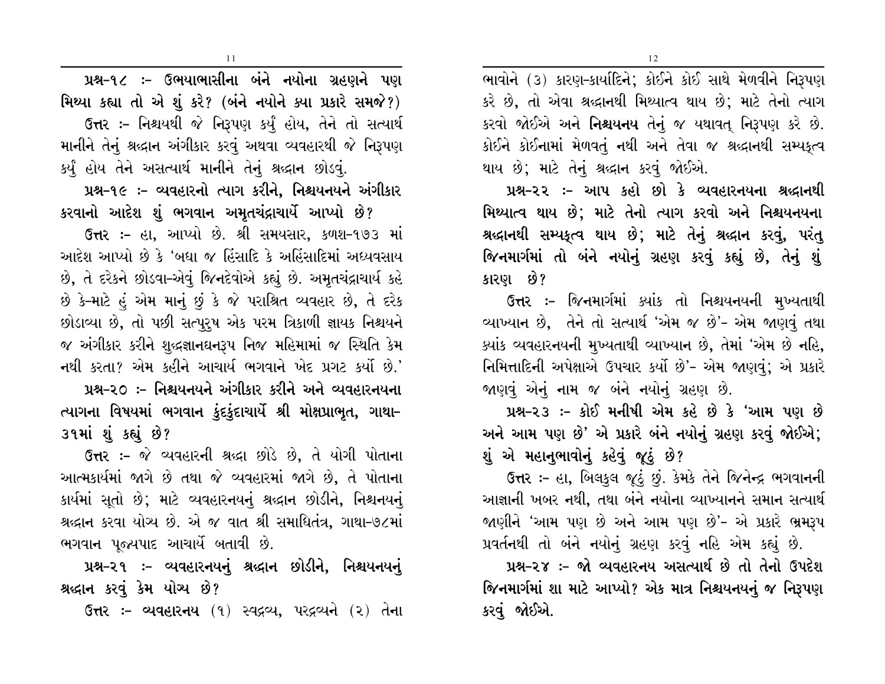**પ્રશ્ન-૧૮ :- ઉભયાભાસીના બંને નયોના ગ્રહણને પણ મિથ્યા કહ્યા તો એ શું કરે? (બંને નયોને ક્યા પ્રકારે સમજે?)**

**ઉત્તર :-** નિશ્ચયથી જે નિરૂપણ કર્યું હોય, તેને તો સત્યાર્થ માનીને તેનું શ્રદ્ધાન અંગીકાર કરવું અથવા વ્યવહારથી જે નિરૂપણ કર્યું હોય તેને અસત્યાર્થ માનીને તેનું શ્રદ્ધાન છોડવું.

**પ્રશ્ન-૧૯ :- વ્યવહારનો ત્યાગ કરીને, નિશ્ચયનયને અંગીકાર કરવાનો આદેશ શું ભગવાન અમૃતચંદ્રાચાર્યે આપ્યો છે?**

**ઉત્તર :-** હા, આપ્યો છે. શ્રી સમયસાર, કળશ-૧૭૩ માં આદેશ આપ્યો છે કે 'બધા જ હિંસાદિ કે અહિંસાદિમાં અધ્યવસાય છે, તે દરેકને છોડવા-એવું જિનદેવોએ કહ્યું છે. અમૃતચંદ્રાચાર્ય કહે છે કે-માટે હું એમ માનું છું કે જે પરાશ્રિત વ્યવહાર છે, તે દરેક છોડાવ્યા છે, તો પછી સત્પુરુષ એક પરમ ત્રિકાળી જ્ઞાયક નિશ્ચયને જ અંગીકાર કરીને શુદ્ધજ્ઞાનઘનરૂપ નિજ મહિમામાં જ સ્થિતિ કેમ નથી કરતા? એમ કહીને આચાર્ય ભગવાને ખેદ પ્રગટ કર્યો છે.'

**પ્રશ્ન-૨૦ :- નિશ્ચયનયને અંગીકાર કરીને અને વ્યવહારનયના ત્યાગના વિષયમાં ભગવાન કુંદકુંદાચાર્યે શ્રી મોક્ષપ્રાભૃત, ગાથા-૩૧માં શું કહ્યું છે?**

**ઉત્તર :-** જે વ્યવહારની શ્રદ્ધા છોડે છે, તે યોગી પોતાના આત્મકાર્યમાં જાગે છે તથા જે વ્યવહારમાં જાગે છે, તે પોતાના કાર્યમાં સૂતો છે; માટે વ્યવહારનયનું શ્રદ્ધાન છોડીને, નિશ્ચનયનું શ્રદ્ધાન કરવા યોગ્ય છે. એ જ વાત શ્રી સમાધિતંત્ર, ગાથા-૭૮માં ભગવાન પૂજ્યપાદ આચાર્યે બતાવી છે.

**પ્રશ્ન-૨૧ :- વ્યવહારનયનું શ્રદ્ધાન છોડીને, નિશ્ચયનયનું શ્રદ્ધાન કરવું કેમ યોગ્ય છે?**

**ઉત્તર :-** વ્યવહારનય (૧) સ્વદ્રવ્ય, પરદ્રવ્યને (૨) તેના ભાવોને (૩) કારણ-કાર્યાદિને; કોઈને કોઈ સાથે મેળવીને નિરૂપણ કરે છે, તો એવા શ્રદ્ધાનથી મિથ્યાત્વ થાય છે; માટે તેનો ત્યાગ કરવો જોઈએ અને **નિશ્ચયનય** તેનું જ યથાવત્ નિરૂપણ કરે છે. કોઈને કોઈનામાં મેળવતું નથી અને તેવા જ શ્રદ્ધાનથી સમ્યક્ત્વ થાય છે; માટે તેનું શ્રદ્ધાન કરવું જોઈએ.

**પ્રશ્ન-૨૨ :- આપ કહો છો કે વ્યવહારનયના શ્રદ્ધાનથી મિથ્યાત્વ થાય છે; માટે તેનો ત્યાગ કરવો અને નિશ્ચયનયના શ્રદ્ધાનથી સમ્યક્ત્વ થાય છે; માટે તેનું શ્રદ્ધાન કરવું, પરંતુ જિનમાર્ગમાં તો બંને નયોનું ગ્રહણ કરવું કહ્યું છે, તેનું શું કારણ છે?**

**ઉત્તર :-** જિનમાર્ગમાં ક્યાંક તો નિશ્ચયનયની મુખ્યતાથી વ્યાખ્યાન છે, તેને તો સત્યાર્થ 'એમ જ છે'- એમ જાણવું તથા ક્યાંક વ્યવહારનયની મુખ્યતાથી વ્યાખ્યાન છે, તેમાં 'એમ છે નહિ, નિમિત્તાદિની અપેક્ષાએ ઉપચાર કર્યો છે'- એમ જાણવું; એ પ્રકારે જાણવું એનું નામ જ બંને નયોનું ગ્રહણ છે.

**પ્રશ્ન-૨૩ :- કોઈ મનીષી એમ કહે છે કે 'આમ પણ છે અને આમ પણ છે' એ પ્રકારે બંને નયોનું ગ્રહણ કરવું જોઈએ; શું એ મહાનુભાવોનું કહેવું જૂઠું છે?**

**ઉત્તર :-** હા, બિલકુલ જૂઠું છું. કેમકે તેને જિનેન્દ્ર ભગવાનની આજ્ઞાની ખબર નથી, તથા બંને નયોના વ્યાખ્યાનને સમાન સત્યાર્થ જાણીને 'આમ પણ છે અને આમ પણ છે'- એ પ્રકારે ભ્રમરૂપ પ્રવર્તનથી તો બંને નયોનું ગ્રહણ કરવું નહિ એમ કહ્યું છે.

**પ્રશ્ન-૨૪ :- જો વ્યવહારનય અસત્યાર્થ છે તો તેનો ઉપદેશ જિનમાર્ગમાં શા માટે આપ્યો? એક માત્ર નિશ્ચયનયનું જ નિરૂપણ કરવું જોઈએ.**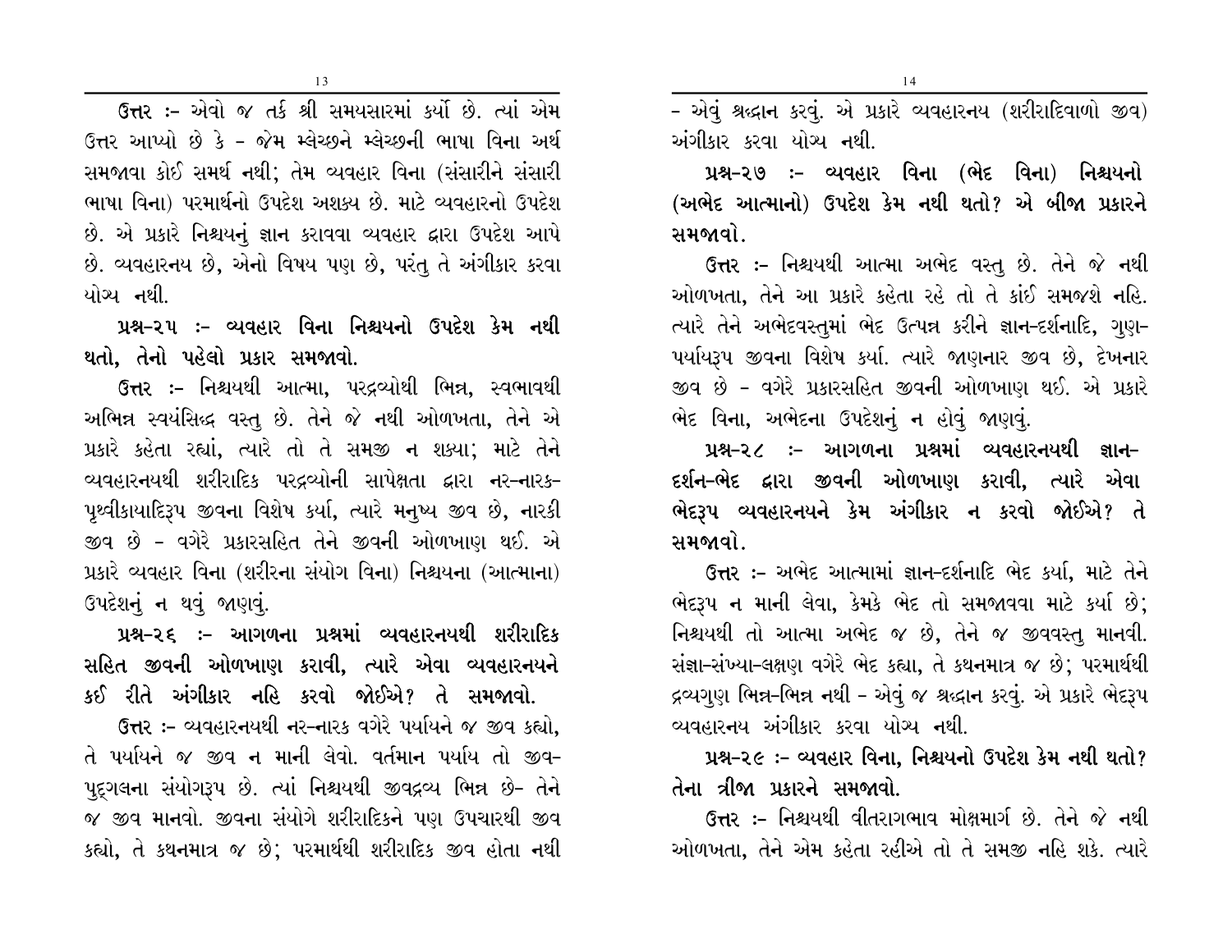**ઉત્તર :-** એવો જ તર્ક શ્રી સમયસારમાં કર્યો છે. ત્યાં એમ ઉત્તર આપ્યો છે કે - જેમ મ્લેચ્છને મ્લેચ્છની ભાષા વિના અર્થ સમજાવા કોઈ સમર્થ નથી; તેમ વ્યવહાર વિના (સંસારીને સંસારી ભાષા વિના) પરમાર્થનો ઉપદેશ અશક્ય છે. માટે વ્યવહારનો ઉપદેશ છે. એ પ્રકારે નિશ્ચયનું જ્ઞાન કરાવવા વ્યવહાર દ્વારા ઉપદેશ આપે છે. વ્યવહારનય છે, એનો વિષય પણ છે, પરંતુ તે અંગીકાર કરવા યોગ્ય નથી.

**પ્રશ્ન-૨૫ :- વ્યવહાર વિના નિશ્ચયનો ઉપદેશ કેમ નથી થતો, તેનો પહેલો પ્રકાર સમજાવો.**

**ઉત્તર :-** નિશ્ચયથી આત્મા, પરદ્રવ્યોથી ભિન્ન, સ્વભાવથી અભિન્ન સ્વયંસિદ્ધ વસ્તુ છે. તેને જે નથી ઓળખતા, તેને એ પ્રકારે કહેતા રહ્યાં, ત્યારે તો તે સમજી ન શક્યા; માટે તેને વ્યવહારનયથી શરીરાદિક પરદ્રવ્યોની સાપેક્ષતા દ્વારા નર-નારક-પૃથ્વીકાયાદિરૂપ જીવના વિશેષ કર્યા, ત્યારે મનુષ્ય જીવ છે, નારકી જીવ છે - વગેરે પ્રકારસહિત તેને જીવની ઓળખાણ થઈ. એ પ્રકારે વ્યવહાર વિના (શરીરના સંયોગ વિના) નિશ્ચયના (આત્માના) ઉપદેશનું ન થવું જાણવું.

**પ્રશ્ન-૨૬ :- આગળના પ્રશ્નમાં વ્યવહારનયથી શરીરાદિક સહિત જીવની ઓળખાણ કરાવી, ત્યારે એવા વ્યવહારનયને કઈ રીતે અંગીકાર નહિ કરવો જોઈએ? તે સમજાવો.**

**ઉત્તર :-** વ્યવહારનયથી નર-નારક વગેરે પર્યાયને જ જીવ કહ્યો, તે પર્યાયને જ જીવ ન માની લેવો. વર્તમાન પર્યાય તો જીવ-પુદ્‌ગલના સંયોગરૂપ છે. ત્યાં નિશ્ચયથી જીવદ્રવ્ય ભિન્ન છે- તેને જ જીવ માનવો. જીવના સંયોગે શરીરાદિકને પણ ઉપચારથી જીવ કહ્યો, તે કથનમાત્ર જ છે; પરમાર્થથી શરીરાદિક જીવ હોતા નથી - એવું શ્રદ્ધાન કરવું. એ પ્રકારે વ્યવહારનય (શરીરાદિવાળો જીવ) અંગીકાર કરવા યોગ્ય નથી.

**પ્રશ્ન-૨૭ :- વ્યવહાર વિના (ભેદ વિના) નિશ્ચયનો (અભેદ આત્માનો) ઉપદેશ કેમ નથી થતો? એ બીજા પ્રકારને સમજાવો.**

**ઉત્તર :-** નિશ્ચયથી આત્મા અભેદ વસ્તુ છે. તેને જે નથી ઓળખતા, તેને આ પ્રકારે કહેતા રહે તો તે કાંઈ સમજશે નહિ. ત્યારે તેને અભેદવસ્તુમાં ભેદ ઉત્પન્ન કરીને જ્ઞાન-દર્શનાદિ, ગુણ-પર્યાયરૂપ જીવના વિશેષ કર્યા. ત્યારે જાણનાર જીવ છે, દેખનાર જીવ છે - વગેરે પ્રકારસહિત જીવની ઓળખાણ થઈ. એ પ્રકારે ભેદ વિના, અભેદના ઉપદેશનું ન હોવું જાણવું.

**પ્રશ્ન-૨૮ :- આગળના પ્રશ્નમાં વ્યવહારનયથી જ્ઞાન-દર્શન-ભેદ દ્વારા જીવની ઓળખાણ કરાવી, ત્યારે એવા ભેદરૂપ વ્યવહારનયને કેમ અંગીકાર ન કરવો જોઈએ? તે સમજાવો.**

**ઉત્તર :-** અભેદ આત્મામાં જ્ઞાન-દર્શનાદિ ભેદ કર્યા, માટે તેને ભેદરૂપ ન માની લેવા, કેમકે ભેદ તો સમજાવવા માટે કર્યા છે; નિશ્ચયથી તો આત્મા અભેદ જ છે, તેને જ જીવવસ્તુ માનવી. સંજ્ઞા-સંખ્યા-લક્ષણ વગેરે ભેદ કહ્યા, તે કથનમાત્ર જ છે; પરમાર્થથી દ્રવ્યગુણ ભિન્ન-ભિન્ન નથી - એવું જ શ્રદ્ધાન કરવું. એ પ્રકારે ભેદરૂપ વ્યવહારનય અંગીકાર કરવા યોગ્ય નથી.

**પ્રશ્ન-૨૯ :- વ્યવહાર વિના, નિશ્ચયનો ઉપદેશ કેમ નથી થતો? તેના ત્રીજા પ્રકારને સમજાવો.**

**ઉત્તર :-** નિશ્ચયથી વીતરાગભાવ મોક્ષમાર્ગ છે. તેને જે નથી ઓળખતા, તેને એમ કહેતા રહીએ તો તે સમજી નહિ શકે. ત્યારે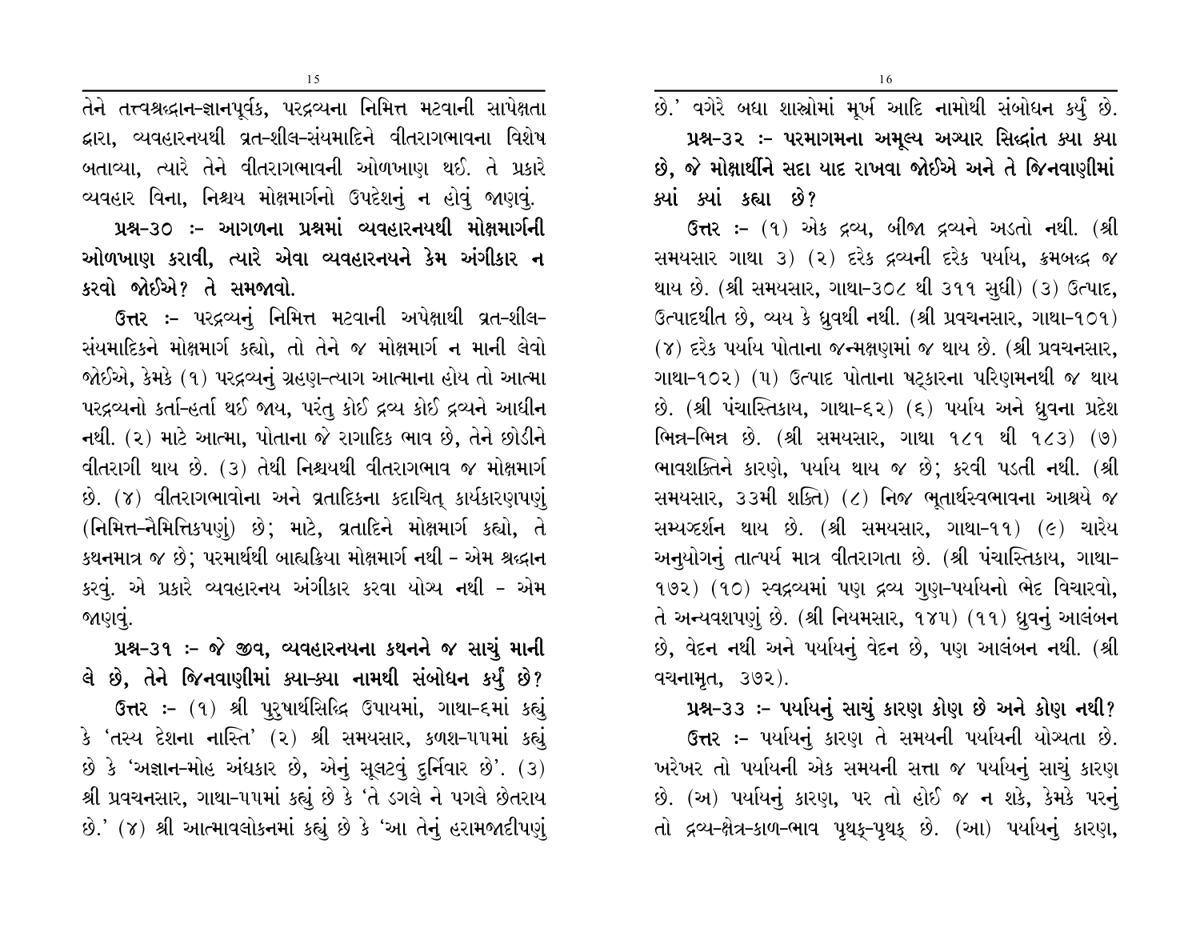તેને તત્ત્વશ્રદ્ધાન-જ્ઞાનપૂર્વક, પરદ્રવ્યના નિમિત્ત મટવાની સાપેક્ષતા દ્વારા, વ્યવહારનયથી વ્રત-શીલ-સંયમાદિને વીતરાગભાવના વિશેષ બતાવ્યા, ત્યારે તેને વીતરાગભાવની ઓળખાણ થઈ. તે પ્રકારે વ્યવહાર વિના, નિશ્ચય મોક્ષમાર્ગનો ઉપદેશનું ન હોવું જાણવું.

**પ્રશ્ન-૩૦ :- આગળના પ્રશ્નમાં વ્યવહારનયથી મોક્ષમાર્ગની ઓળખાણ કરાવી, ત્યારે એવા વ્યવહારનયને કેમ અંગીકાર ન કરવો જોઈએ? તે સમજાવો.**

**ઉત્તર :-** પરદ્રવ્યનું નિમિત્ત મટવાની અપેક્ષાથી વ્રત-શીલ-સંયમાદિકને મોક્ષમાર્ગ કહ્યો, તો તેને જ મોક્ષમાર્ગ ન માની લેવો જોઈએ, કેમકે (૧) પરદ્રવ્યનું ગ્રહણ-ત્યાગ આત્માના હોય તો આત્મા પરદ્રવ્યનો કર્તા-હર્તા થઈ જાય, પરંતુ કોઈ દ્રવ્ય કોઈ દ્રવ્યને આધીન નથી. (૨) માટે આત્મા, પોતાના જે રાગાદિક ભાવ છે, તેને છોડીને વીતરાગી થાય છે. (૩) તેથી નિશ્ચયથી વીતરાગભાવ જ મોક્ષમાર્ગ છે. (૪) વીતરાગભાવોના અને વ્રતાદિકના કદાચિત્ કાર્યકારણપણું (નિમિત્ત-નૈમિત્તિકપણું) છે; માટે, વ્રતાદિને મોક્ષમાર્ગ કહ્યો, તે કથનમાત્ર જ છે; પરમાર્થથી બાહ્યક્રિયા મોક્ષમાર્ગ નથી - એમ શ્રદ્ધાન કરવું. એ પ્રકારે વ્યવહારનય અંગીકાર કરવા યોગ્ય નથી - એમ જાણવું.

**પ્રશ્ન-૩૧ :- જે જીવ, વ્યવહારનયના કથનને જ સાચું માની લે છે, તેને જિનવાણીમાં ક્યા-ક્યા નામથી સંબોધન કર્યું છે?**

**ઉત્તર :-** (૧) શ્રી પુરુષાર્થસિદ્ધિ ઉપાયમાં, ગાથા-૬માં કહ્યું કે 'તસ્ય દેશના નાસ્તિ' (૨) શ્રી સમયસાર, કળશ-૫૫માં કહ્યું છે કે 'અજ્ઞાન-મોહ અંધકાર છે, એનું સૂલટવું દુર્નિવાર છે'. (૩) શ્રી પ્રવચનસાર, ગાથા-૫૫માં કહ્યું છે કે 'તે ડગલે ને પગલે છેતરાય છે.' (૪) શ્રી આત્માવલોકનમાં કહ્યું છે કે 'આ તેનું હરામજાદીપણું છે.' વગેરે બધા શાસ્ત્રોમાં મૂર્ખ આદિ નામોથી સંબોધન કર્યું છે.

**પ્રશ્ન-૩૨ :- પરમાગમના અમૂલ્ય અગ્યાર સિદ્ધાંત ક્યા ક્યા છે, જે મોક્ષાર્થીને સદા યાદ રાખવા જોઈએ અને તે જિનવાણીમાં ક્યાં ક્યાં કહ્યા છે?**

**ઉત્તર :-** (૧) એક દ્રવ્ય, બીજા દ્રવ્યને અડતો નથી. (શ્રી સમયસાર ગાથા ૩) (૨) દરેક દ્રવ્યની દરેક પર્યાય, ક્રમબદ્ધ જ થાય છે. (શ્રી સમયસાર, ગાથા-૩૦૮ થી ૩૧૧ સુધી) (૩) ઉત્પાદ, ઉત્પાદથીત છે, વ્યય કે ધ્રુવથી નથી. (શ્રી પ્રવચનસાર, ગાથા-૧૦૧) (૪) દરેક પર્યાય પોતાના જન્મક્ષણમાં જ થાય છે. (શ્રી પ્રવચનસાર, ગાથા-૧૦૨) (૫) ઉત્પાદ પોતાના ષટ્કારના પરિણમનથી જ થાય છે. (શ્રી પંચાસ્તિકાય, ગાથા-૬૨) (૬) પર્યાય અને ધ્રુવના પ્રદેશ ભિન્ન-ભિન્ન છે. (શ્રી સમયસાર, ગાથા ૧૮૧ થી ૧૮૩) (૭) ભાવશક્તિને કારણે, પર્યાય થાય જ છે; કરવી પડતી નથી. (શ્રી સમયસાર, ૩૩મી શક્તિ) (૮) નિજ ભૂતાર્થસ્વભાવના આશ્રયે જ સમ્યગ્દર્શન થાય છે. (શ્રી સમયસાર, ગાથા-૧૧) (૯) ચારેય અનુયોગનું તાત્પર્ય માત્ર વીતરાગતા છે. (શ્રી પંચાસ્તિકાય, ગાથા-૧૭૨) (૧૦) સ્વદ્રવ્યમાં પણ દ્રવ્ય ગુણ-પર્યાયનો ભેદ વિચારવો, તે અન્યવશપણું છે. (શ્રી નિયમસાર, ૧૪૫) (૧૧) ધ્રુવનું આલંબન છે, વેદન નથી અને પર્યાયનું વેદન છે, પણ આલંબન નથી. (શ્રી વચનામૃત, ૩૭૨).

**પ્રશ્ન-૩૩ :- પર્યાયનું સાચું કારણ કોણ છે અને કોણ નથી?**

**ઉત્તર :-** પર્યાયનું કારણ તે સમયની પર્યાયની યોગ્યતા છે. ખરેખર તો પર્યાયની એક સમયની સત્તા જ પર્યાયનું સાચું કારણ છે. (અ) પર્યાયનું કારણ, પર તો હોઈ જ ન શકે, કેમકે પરનું તો દ્રવ્ય-ક્ષેત્ર-કાળ-ભાવ પૃથક્-પૃથક્ છે. (આ) પર્યાયનું કારણ,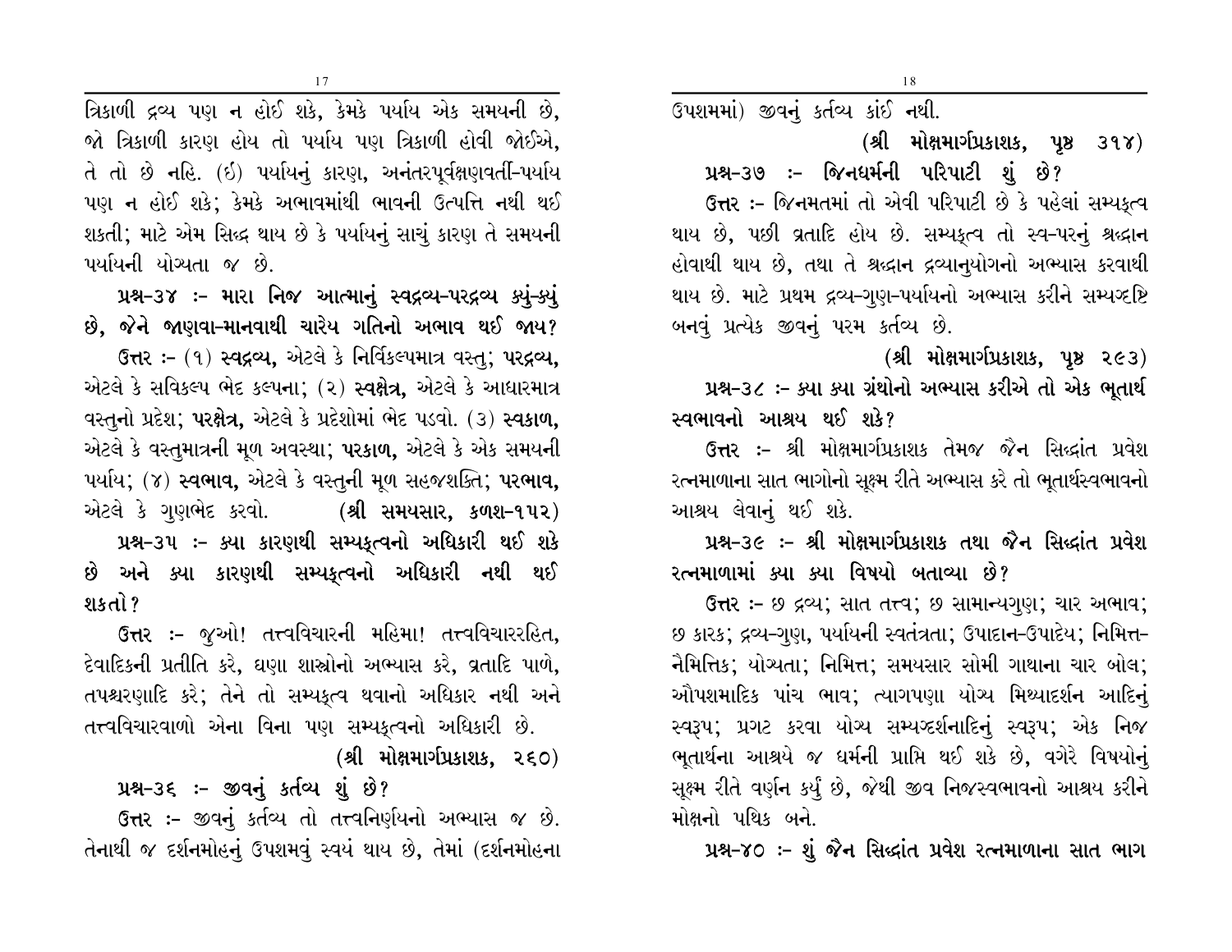ત્રિકાળી દ્રવ્ય પણ ન હોઈ શકે, કેમકે પર્યાય એક સમયની છે, જો ત્રિકાળી કારણ હોય તો પર્યાય પણ ત્રિકાળી હોવી જોઈએ, તે તો છે નહિ. (ઈ) પર્યાયનું કારણ, અનંતરપૂર્વક્ષણવર્તી-પર્યાય પણ ન હોઈ શકે; કેમકે અભાવમાંથી ભાવની ઉત્પત્તિ નથી થઈ શકતી; માટે એમ સિદ્ધ થાય છે કે પર્યાયનું સાચું કારણ તે સમયની પર્યાયની યોગ્યતા જ છે.

**પ્રશ્ન-૩૪ :- મારા નિજ આત્માનું સ્વદ્રવ્ય-પરદ્રવ્ય ક્યું-ક્યું છે, જેને જાણવા-માનવાથી ચારેય ગતિનો અભાવ થઈ જાય?**

**ઉત્તર :-** (૧) **સ્વદ્રવ્ય,** એટલે કે નિર્વિકલ્પમાત્ર વસ્તુ; **પરદ્રવ્ય,** એટલે કે સવિકલ્પ ભેદ કલ્પના; (૨) **સ્વક્ષેત્ર,** એટલે કે આધારમાત્ર વસ્તુનો પ્રદેશ; **પરક્ષેત્ર,** એટલે કે પ્રદેશોમાં ભેદ પડવો. (૩) **સ્વકાળ,** એટલે કે વસ્તુમાત્રની મૂળ અવસ્થા; **પરકાળ,** એટલે કે એક સમયની પર્યાય; (૪) **સ્વભાવ,** એટલે કે વસ્તુની મૂળ સહજશક્તિ; **પરભાવ,** એટલે કે ગુણભેદ કરવો. **(શ્રી સમયસાર, કળશ-૧૫૨)**

**પ્રશ્ન-૩૫ :- ક્યા કારણથી સમ્યક્ત્વનો અધિકારી થઈ શકે છે અને ક્યા કારણથી સમ્યક્ત્વનો અધિકારી નથી થઈ શકતો?**

**ઉત્તર :-** જુઓ! તત્ત્વવિચારની મહિમા! તત્ત્વવિચારરહિત, દેવાદિકની પ્રતીતિ કરે, ઘણા શાસ્ત્રોનો અભ્યાસ કરે, વ્રતાદિ પાળે, તપશ્ચરણાદિ કરે; તેને તો સમ્યક્ત્વ થવાનો અધિકાર નથી અને તત્ત્વવિચારવાળો એના વિના પણ સમ્યક્ત્વનો અધિકારી છે.

**(શ્રી મોક્ષમાર્ગપ્રકાશક, ૨૬૦)**

**પ્રશ્ન-૩૬ :- જીવનું કર્તવ્ય શું છે?**

**ઉત્તર :-** જીવનું કર્તવ્ય તો તત્ત્વનિર્ણયનો અભ્યાસ જ છે. તેનાથી જ દર્શનમોહનું ઉપશમવું સ્વયં થાય છે, તેમાં (દર્શનમોહના ઉપશમમાં) જીવનું કર્તવ્ય કાંઈ નથી.

**(શ્રી મોક્ષમાર્ગપ્રકાશક, પૃષ્ઠ ૩૧૪)**

**પ્રશ્ન-૩૭ :- જિનધર્મની પરિપાટી શું છે?**

**ઉત્તર :-** જિનમતમાં તો એવી પરિપાટી છે કે પહેલાં સમ્યક્ત્વ થાય છે, પછી વ્રતાદિ હોય છે. સમ્યક્ત્વ તો સ્વ-પરનું શ્રદ્ધાન હોવાથી થાય છે, તથા તે શ્રદ્ધાન દ્રવ્યાનુયોગનો અભ્યાસ કરવાથી થાય છે. માટે પ્રથમ દ્રવ્ય-ગુણ-પર્યાયનો અભ્યાસ કરીને સમ્યગ્દૃષ્ટિ બનવું પ્રત્યેક જીવનું પરમ કર્તવ્ય છે.

**(શ્રી મોક્ષમાર્ગપ્રકાશક, પૃષ્ઠ ૨૯૩)**

**પ્રશ્ન-૩૮ :- ક્યા ક્યા ગ્રંથોનો અભ્યાસ કરીએ તો એક ભૂતાર્થ સ્વભાવનો આશ્રય થઈ શકે?**

**ઉત્તર :-** શ્રી મોક્ષમાર્ગપ્રકાશક તેમજ જૈન સિદ્ધાંત પ્રવેશ રત્નમાળાના સાત ભાગોનો સૂક્ષ્મ રીતે અભ્યાસ કરે તો ભૂતાર્થસ્વભાવનો આશ્રય લેવાનું થઈ શકે.

**પ્રશ્ન-૩૯ :- શ્રી મોક્ષમાર્ગપ્રકાશક તથા જૈન સિદ્ધાંત પ્રવેશ રત્નમાળામાં ક્યા ક્યા વિષયો બતાવ્યા છે?**

**ઉત્તર :-** છ દ્રવ્ય; સાત તત્ત્વ; છ સામાન્યગુણ; ચાર અભાવ; છ કારક; દ્રવ્ય-ગુણ, પર્યાયની સ્વતંત્રતા; ઉપાદાન-ઉપાદેય; નિમિત્ત-નૈમિત્તિક; યોગ્યતા; નિમિત્ત; સમયસાર સોમી ગાથાના ચાર બોલ; ઔપશમાદિક પાંચ ભાવ; ત્યાગપણા યોગ્ય મિથ્યાદર્શન આદિનું સ્વરૂપ; પ્રગટ કરવા યોગ્ય સમ્યગ્દર્શનાદિનું સ્વરૂપ; એક નિજ ભૂતાર્થના આશ્રયે જ ધર્મની પ્રાપ્તિ થઈ શકે છે, વગેરે વિષયોનું સૂક્ષ્મ રીતે વર્ણન કર્યું છે, જેથી જીવ નિજસ્વભાવનો આશ્રય કરીને મોક્ષનો પથિક બને.

**પ્રશ્ન-૪૦ :- શું જૈન સિદ્ધાંત પ્રવેશ રત્નમાળાના સાત ભાગ**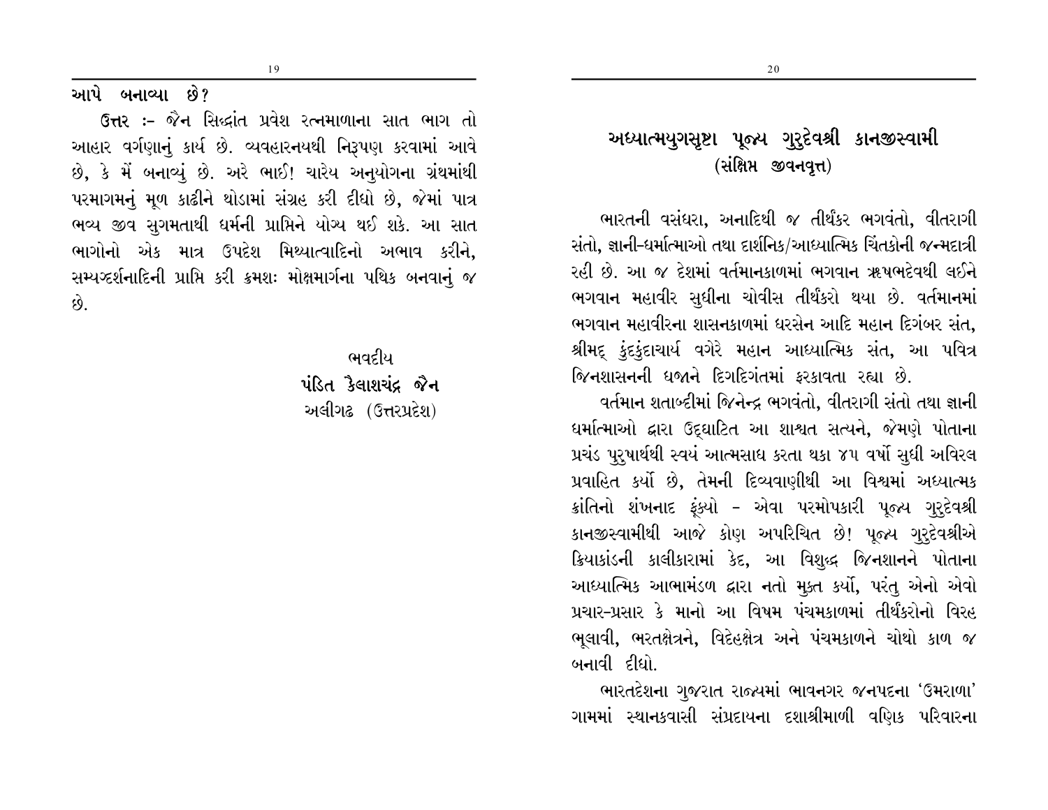આપે બનાવ્યા છે?

**ઉત્તર :-** જૈન સિદ્ધાંત પ્રવેશ રત્નમાળાના સાત ભાગ તો આહાર વર્ગણાનું કાર્ય છે. વ્યવહારનયથી નિરૂપણ કરવામાં આવે છે, કે મેં બનાવ્યું છે. અરે ભાઈ! ચારેય અનુયોગના ગ્રંથમાંથી પરમાગમનું મૂળ કાઢીને થોડામાં સંગ્રહ કરી દીધો છે, જેમાં પાત્ર ભવ્ય જીવ સુગમતાથી ધર્મની પ્રાપ્તિને યોગ્ય થઈ શકે. આ સાત ભાગોનો એક માત્ર ઉપદેશ મિથ્યાત્વાદિનો અભાવ કરીને, સમ્યગ્દર્શનાદિની પ્રાપ્તિ કરી ક્રમશઃ મોક્ષમાર્ગના પથિક બનવાનું જ છે.

ભવદીય
**પંડિત કૈલાશચંદ્ર જૈન**
અલીગઢ (ઉત્તરપ્રદેશ)

## અધ્યાત્મયુગસૃષ્ટા પૂજ્ય ગુરુદેવશ્રી કાનજીસ્વામી
### (સંક્ષિપ્ત જીવનવૃત્ત)

ભારતની વસંધરા, અનાદિથી જ તીર્થંકર ભગવંતો, વીતરાગી સંતો, જ્ઞાની-ધર્માત્માઓ તથા દાર્શનિક/આધ્યાત્મિક ચિંતકોની જન્મદાત્રી રહી છે. આ જ દેશમાં વર્તમાનકાળમાં ભગવાન ઋષભદેવથી લઈને ભગવાન મહાવીર સુધીના ચોવીસ તીર્થંકરો થયા છે. વર્તમાનમાં ભગવાન મહાવીરના શાસનકાળમાં ધરસેન આદિ મહાન દિગંબર સંત, શ્રીમદ્ કુંદકુંદાચાર્ય વગેરે મહાન આધ્યાત્મિક સંત, આ પવિત્ર જિનશાસનની ધજાને દિગદિગંતમાં ફરકાવતા રહ્યા છે.

વર્તમાન શતાબ્દીમાં જિનેન્દ્ર ભગવંતો, વીતરાગી સંતો તથા જ્ઞાની ધર્માત્માઓ દ્વારા ઉદ્‌ઘાટિત આ શાશ્વત સત્યને, જેમણે પોતાના પ્રચંડ પુરુષાર્થથી સ્વયં આત્મસાધ કરતા થકા ૪૫ વર્ષો સુધી અવિરલ પ્રવાહિત કર્યો છે, તેમની દિવ્યવાણીથી આ વિશ્વમાં અધ્યાત્મક ક્રાંતિનો શંખનાદ ફૂંક્યો - એવા પરમોપકારી પૂજ્ય ગુરુદેવશ્રી કાનજીસ્વામીથી આજે કોણ અપરિચિત છે! પૂજ્ય ગુરુદેવશ્રીએ ક્રિયાકાંડની કાલીકારામાં કેદ, આ વિશુદ્ધ જિનશાનને પોતાના આધ્યાત્મિક આભામંડળ દ્વારા નતો મુક્ત કર્યો, પરંતુ એનો એવો પ્રચાર-પ્રસાર કે માનો આ વિષમ પંચમકાળમાં તીર્થંકરોનો વિરહ ભૂલાવી, ભરતક્ષેત્રને, વિદેહક્ષેત્ર અને પંચમકાળને ચોથો કાળ જ બનાવી દીધો.

ભારતદેશના ગુજરાત રાજ્યમાં ભાવનગર જનપદના 'ઉમરાળા' ગામમાં સ્થાનકવાસી સંપ્રદાયના દશાશ્રીમાળી વણિક પરિવારના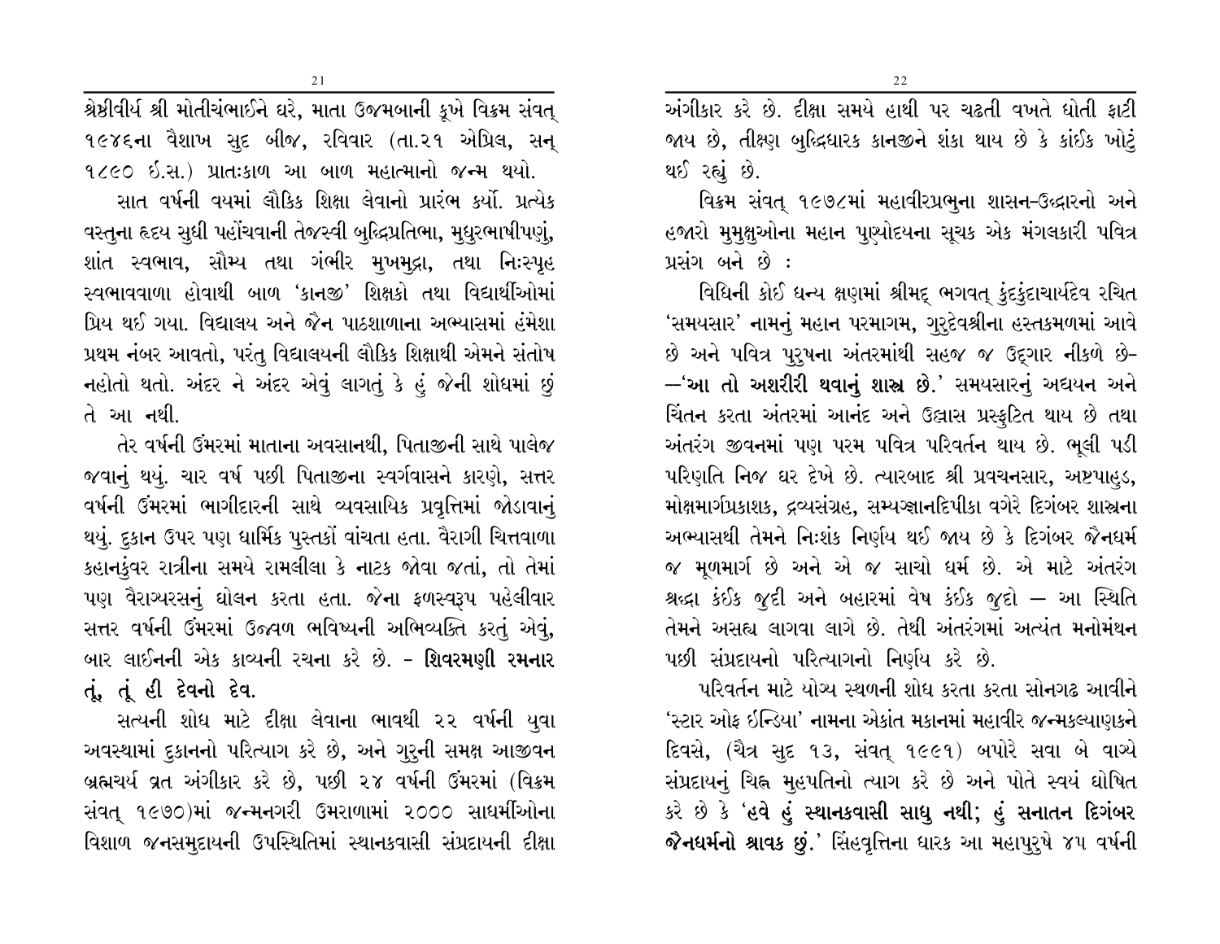શ્રેષ્ઠીવીર્ય શ્રી મોતીચંભાઈને ઘરે, માતા ઉજમબાની કૂખે વિક્રમ સંવત્ ૧૯૪૬ના વૈશાખ સુદ બીજ, રવિવાર (તા.૨૧ એપ્રિલ, સન્ ૧૮૯૦ ઈ.સ.) પ્રાતઃકાળ આ બાળ મહાત્માનો જન્મ થયો.

સાત વર્ષની વયમાં લૌકિક શિક્ષા લેવાનો પ્રારંભ કર્યો. પ્રત્યેક વસ્તુના હૃદય સુધી પહોંચવાની તેજસ્વી બુદ્ધિપ્રતિભા, મુધુરભાષીપણું, શાંત સ્વભાવ, સૌમ્ય તથા ગંભીર મુખમુદ્રા, તથા નિઃસ્પૃહ સ્વભાવવાળા હોવાથી બાળ 'કાનજી' શિક્ષકો તથા વિદ્યાર્થીઓમાં પ્રિય થઈ ગયા. વિદ્યાલય અને જૈન પાઠશાળાના અભ્યાસમાં હંમેશા પ્રથમ નંબર આવતો, પરંતુ વિદ્યાલયની લૌકિક શિક્ષાથી એમને સંતોષ નહોતો થતો. અંદર ને અંદર એવું લાગતું કે હું જેની શોધમાં છું તે આ નથી.

તેર વર્ષની ઉંમરમાં માતાના અવસાનથી, પિતાજીની સાથે પાલેજ જવાનું થયું. ચાર વર્ષ પછી પિતાજીના સ્વર્ગવાસને કારણે, સત્તર વર્ષની ઉંમરમાં ભાગીદારની સાથે વ્યવસાયિક પ્રવૃત્તિમાં જોડાવાનું થયું. દુકાન ઉપર પણ ધાર્મિક પુસ્તકો વાંચતા હતા. વૈરાગી ચિત્તવાળા કહાનકુંવર રાત્રીના સમયે રામલીલા કે નાટક જોવા જતાં, તો તેમાં પણ વૈરાગ્યરસનું ઘોલન કરતા હતા. જેના ફળસ્વરૂપ પહેલીવાર સત્તર વર્ષની ઉંમરમાં ઉજ્વળ ભવિષ્યની અભિવ્યક્તિ કરતું એવું, બાર લાઈનની એક કાવ્યની રચના કરે છે. - **શિવરમણી રમનાર તૂં, તૂં હી દેવનો દેવ.**

સત્યની શોધ માટે દીક્ષા લેવાના ભાવથી ૨૨ વર્ષની યુવા અવસ્થામાં દુકાનનો પરિત્યાગ કરે છે, અને ગુરુની સમક્ષ આજીવન બ્રહ્મચર્ય વ્રત અંગીકાર કરે છે, પછી ૨૪ વર્ષની ઉંમરમાં (વિક્રમ સંવત્ ૧૯૭૦)માં જન્મનગરી ઉમરાળામાં ૨૦૦૦ સાધર્મીઓના વિશાળ જનસમુદાયની ઉપસ્થિતિમાં સ્થાનકવાસી સંપ્રદાયની દીક્ષા અંગીકાર કરે છે. દીક્ષા સમયે હાથી પર ચઢતી વખતે ધોતી ફાટી જાય છે, તીક્ષ્ણ બુદ્ધિધારક કાનજીને શંકા થાય છે કે કાંઈક ખોટું થઈ રહ્યું છે.

વિક્રમ સંવત્ ૧૯૭૮માં મહાવીરપ્રભુના શાસન-ઉદ્ધારનો અને હજારો મુમુક્ષુઓના મહાન પુણ્યોદયના સૂચક એક મંગલકારી પવિત્ર પ્રસંગ બને છે :

વિધિની કોઈ ધન્ય ક્ષણમાં શ્રીમદ્ ભગવત્ કુંદકુંદાચાર્યદેવ રચિત 'સમયસાર' નામનું મહાન પરમાગમ, ગુરુદેવશ્રીના હસ્તકમળમાં આવે છે અને પવિત્ર પુરુષના અંતરમાંથી સહજ જ ઉદ્‌ગાર નીકળે છે- —'**આ તો અશરીરી થવાનું શાસ્ત્ર છે.**' સમયસારનું અધ્યયન અને ચિંતન કરતા અંતરમાં આનંદ અને ઉલ્લાસ પ્રસ્ફુટિત થાય છે તથા અંતરંગ જીવનમાં પણ પરમ પવિત્ર પરિવર્તન થાય છે. ભૂલી પડી પરિણતિ નિજ ઘર દેખે છે. ત્યારબાદ શ્રી પ્રવચનસાર, અષ્ટપાહુડ, મોક્ષમાર્ગપ્રકાશક, દ્રવ્યસંગ્રહ, સમ્યગ્જ્ઞાનદિપીકા વગેરે દિગંબર શાસ્ત્રના અભ્યાસથી તેમને નિઃશંક નિર્ણય થઈ જાય છે કે દિગંબર જૈનધર્મ જ મૂળમાર્ગ છે અને એ જ સાચો ધર્મ છે. એ માટે અંતરંગ શ્રદ્ધા કંઈક જુદી અને બહારમાં વેષ કંઈક જુદો — આ સ્થિતિ તેમને અસહ્ય લાગવા લાગે છે. તેથી અંતરંગમાં અત્યંત મનોમંથન પછી સંપ્રદાયનો પરિત્યાગનો નિર્ણય કરે છે.

પરિવર્તન માટે યોગ્ય સ્થળની શોધ કરતા કરતા સોનગઢ આવીને 'સ્ટાર ઓફ ઈન્ડિયા' નામના એકાંત મકાનમાં મહાવીર જન્મકલ્યાણકને દિવસે, (ચૈત્ર સુદ ૧૩, સંવત્ ૧૯૯૧) બપોરે સવા બે વાગ્યે સંપ્રદાયનું ચિહ્ન મુહપતિનો ત્યાગ કરે છે અને પોતે સ્વયં ઘોષિત કરે છે કે '**હવે હું સ્થાનકવાસી સાધુ નથી; હું સનાતન દિગંબર જૈનધર્મનો શ્રાવક છું.**' સિંહવૃત્તિના ધારક આ મહાપુરુષે ૪૫ વર્ષની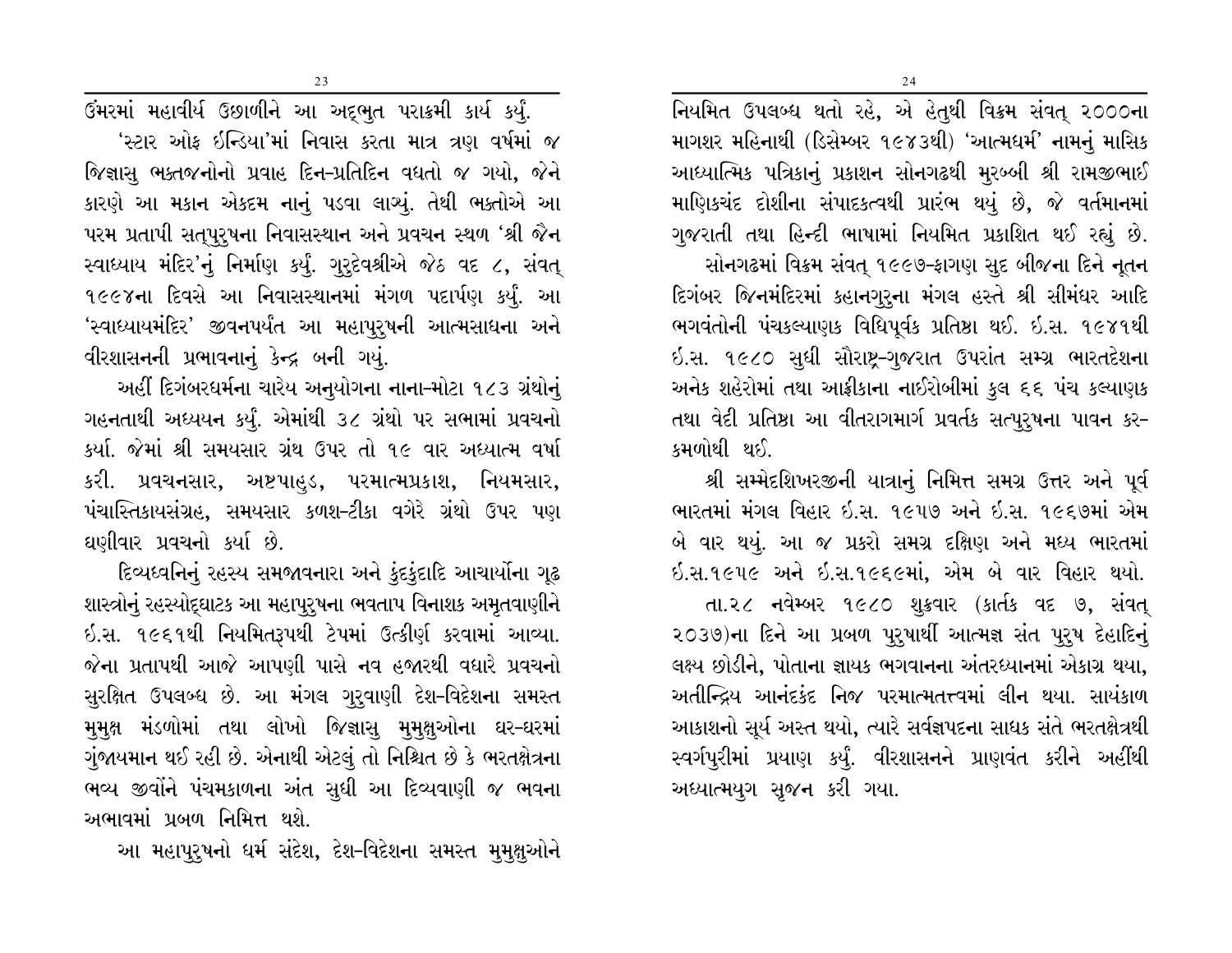ઉંમરમાં મહાવીર્ય ઉછાળીને આ અદ્ભુત પરાક્રમી કાર્ય કર્યું.

'સ્ટાર ઓફ ઇન્ડિયા'માં નિવાસ કરતા માત્ર ત્રણ વર્ષમાં જ જિજ્ઞાસુ ભક્તજનોનો પ્રવાહ દિન-પ્રતિદિન વધતો જ ગયો, જેને કારણે આ મકાન એકદમ નાનું પડવા લાગ્યું. તેથી ભક્તોએ આ પરમ પ્રતાપી સત્પુરુષના નિવાસસ્થાન અને પ્રવચન સ્થળ 'શ્રી જૈન સ્વાધ્યાય મંદિર'નું નિર્માણ કર્યું. ગુરુદેવશ્રીએ જેઠ વદ ૮, સંવત્ ૧૯૯૪ના દિવસે આ નિવાસસ્થાનમાં મંગળ પદાર્પણ કર્યું. આ 'સ્વાધ્યાયમંદિર' જીવનપર્યંત આ મહાપુરુષની આત્મસાધના અને વીરશાસનની પ્રભાવનાનું કેન્દ્ર બની ગયું.

અહીં દિગંબરધર્મના ચારેય અનુયોગના નાના-મોટા ૧૮૩ ગ્રંથોનું ગહનતાથી અધ્યયન કર્યું. એમાંથી ૩૮ ગ્રંથો પર સભામાં પ્રવચનો કર્યા. જેમાં શ્રી સમયસાર ગ્રંથ ઉપર તો ૧૯ વાર અધ્યાત્મ વર્ષા કરી. પ્રવચનસાર, અષ્ટપાહુડ, પરમાત્મપ્રકાશ, નિયમસાર, પંચાસ્તિકાયસંગ્રહ, સમયસાર કળશ-ટીકા વગેરે ગ્રંથો ઉપર પણ ઘણીવાર પ્રવચનો કર્યા છે.

દિવ્યધ્વનિનું રહસ્ય સમજાવનારા અને કુંદકુંદાદિ આચાર્યોના ગૂઢ શાસ્ત્રોનું રહસ્યોદ્‌ઘાટક આ મહાપુરુષના ભવતાપ વિનાશક અમૃતવાણીને ઈ.સ. ૧૯૬૧થી નિયમિતરૂપથી ટેપમાં ઉત્કીર્ણ કરવામાં આવ્યા. જેના પ્રતાપથી આજે આપણી પાસે નવ હજારથી વધારે પ્રવચનો સુરક્ષિત ઉપલબ્ધ છે. આ મંગલ ગુરુવાણી દેશ-વિદેશના સમસ્ત મુમુક્ષ મંડળોમાં તથા લોખો જિજ્ઞાસુ મુમુક્ષુઓના ઘર-ઘરમાં ગુંજાયમાન થઈ રહી છે. એનાથી એટલું તો નિશ્ચિત છે કે ભરતક્ષેત્રના ભવ્ય જીવોને પંચમકાળના અંત સુધી આ દિવ્યવાણી જ ભવના અભાવમાં પ્રબળ નિમિત્ત થશે.

આ મહાપુરુષનો ધર્મ સંદેશ, દેશ-વિદેશના સમસ્ત મુમુક્ષુઓને નિયમિત ઉપલબ્ધ થતો રહે, એ હેતુથી વિક્રમ સંવત્ ૨૦૦૦ના માગશર મહિનાથી (ડિસેમ્બર ૧૯૪૩થી) 'આત્મધર્મ' નામનું માસિક આધ્યાત્મિક પત્રિકાનું પ્રકાશન સોનગઢથી મુરબ્બી શ્રી રામજીભાઈ માણિકચંદ દોશીના સંપાદકત્વથી પ્રારંભ થયું છે, જે વર્તમાનમાં ગુજરાતી તથા હિન્દી ભાષામાં નિયમિત પ્રકાશિત થઈ રહ્યું છે.

સોનગઢમાં વિક્રમ સંવત્ ૧૯૯૭-ફાગણ સુદ બીજના દિને નૂતન દિગંબર જિનમંદિરમાં કહાનગુરુના મંગલ હસ્તે શ્રી સીમંધર આદિ ભગવંતોની પંચકલ્યાણક વિધિપૂર્વક પ્રતિષ્ઠા થઈ. ઈ.સ. ૧૯૪૧થી ઈ.સ. ૧૯૮૦ સુધી સૌરાષ્ટ્ર-ગુજરાત ઉપરાંત સમગ્ર ભારતદેશના અનેક શહેરોમાં તથા આફ્રીકાના નાઈરોબીમાં કુલ ૬૬ પંચ કલ્યાણક તથા વેદી પ્રતિષ્ઠા આ વીતરાગમાર્ગ પ્રવર્તક સત્પુરુષના પાવન કર-કમળોથી થઈ.

શ્રી સમ્મેદશિખરજીની યાત્રાનું નિમિત્ત સમગ્ર ઉત્તર અને પૂર્વ ભારતમાં મંગલ વિહાર ઈ.સ. ૧૯૫૭ અને ઈ.સ. ૧૯૬૭માં એમ બે વાર થયું. આ જ પ્રકરો સમગ્ર દક્ષિણ અને મધ્ય ભારતમાં ઈ.સ.૧૯૫૯ અને ઈ.સ.૧૯૬૯માં, એમ બે વાર વિહાર થયો.

તા.૨૮ નવેમ્બર ૧૯૮૦ શુક્રવાર (કાર્તક વદ ૭, સંવત્ ૨૦૩૭)ના દિને આ પ્રબળ પુરુષાર્થી આત્મજ્ઞ સંત પુરુષ દેહાદિનું લક્ષ્ય છોડીને, પોતાના જ્ઞાયક ભગવાનના અંતરધ્યાનમાં એકાગ્ર થયા, અતીન્દ્રિય આનંદકંદ નિજ પરમાત્મતત્ત્વમાં લીન થયા. સાયંકાળ આકાશનો સૂર્ય અસ્ત થયો, ત્યારે સર્વજ્ઞપદના સાધક સંતે ભરતક્ષેત્રથી સ્વર્ગપુરીમાં પ્રયાણ કર્યું. વીરશાસનને પ્રાણવંત કરીને અહીંથી અધ્યાત્મયુગ સૃજન કરી ગયા.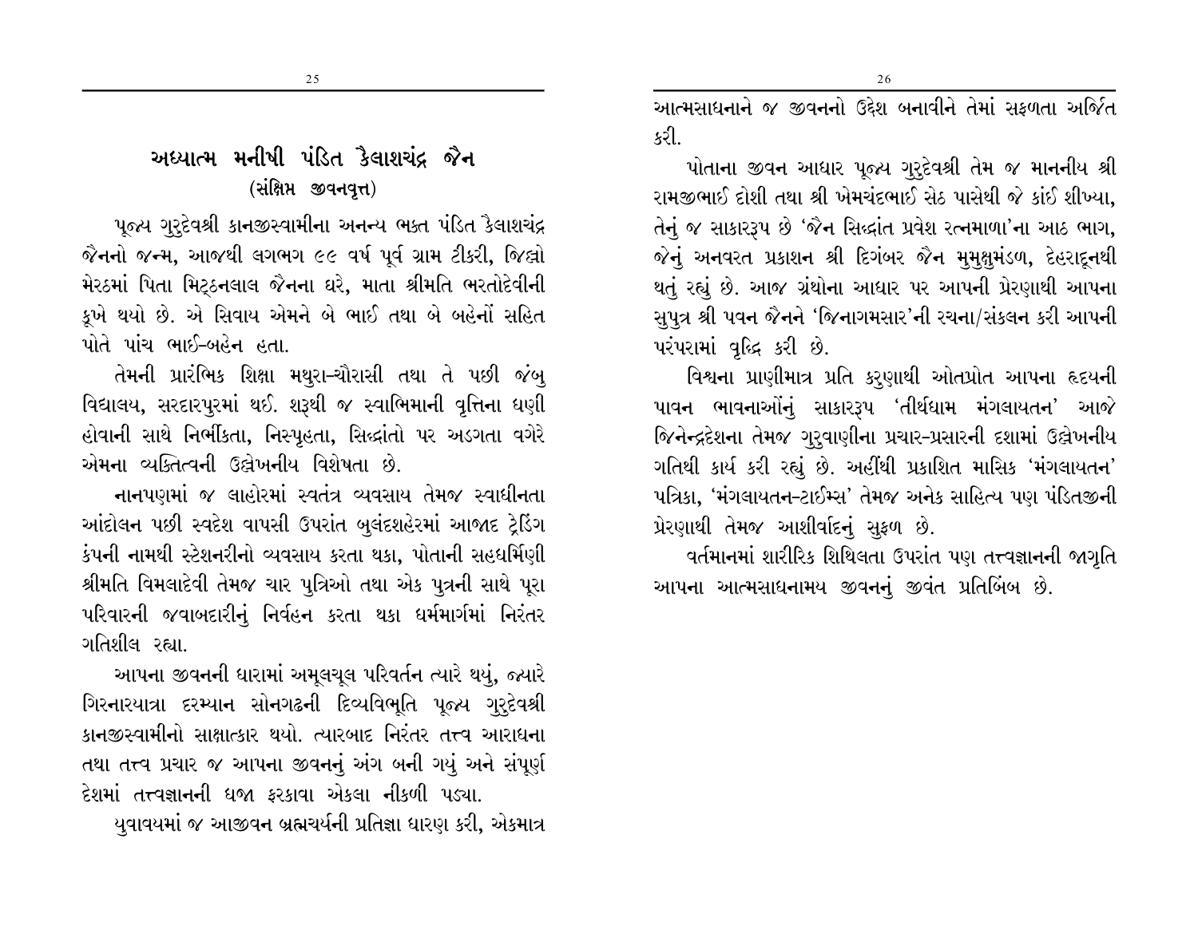# અધ્યાત્મ મનીષી પંડિત કૈલાશચંદ્ર જૈન

## (સંક્ષિપ્ત જીવનવૃત્ત)

પૂજ્ય ગુરુદેવશ્રી કાનજીસ્વામીના અનન્ય ભક્ત પંડિત કૈલાશચંદ્ર જૈનનો જન્મ, આજથી લગભગ ૯૯ વર્ષ પૂર્વ ગ્રામ ટીકરી, જિલ્લો મેરઠમાં પિતા મિટ્ઠનલાલ જૈનના ઘરે, માતા શ્રીમતિ ભરતોદેવીની કૂખે થયો છે. એ સિવાય એમને બે ભાઈ તથા બે બહેનોં સહિત પોતે પાંચ ભાઈ-બહેન હતા.

તેમની પ્રારંભિક શિક્ષા મથુરા-ચૌરાસી તથા તે પછી જંબુ વિદ્યાલય, સરદારપુરમાં થઈ. શરૂથી જ સ્વાભિમાની વૃત્તિના ધણી હોવાની સાથે નિર્ભીકતા, નિસ્પૃહતા, સિદ્ધાંતો પર અડગતા વગેરે એમના વ્યક્તિત્વની ઉલ્લેખનીય વિશેષતા છે.

નાનપણમાં જ લાહોરમાં સ્વતંત્ર વ્યવસાય તેમજ સ્વાધીનતા આંદોલન પછી સ્વદેશ વાપસી ઉપરાંત બુલંદશહેરમાં આજાદ ટ્રેડિંગ કંપની નામથી સ્ટેશનરીનો વ્યવસાય કરતા થકા, પોતાની સહધર્મિણી શ્રીમતિ વિમલાદેવી તેમજ ચાર પુત્રિઓ તથા એક પુત્રની સાથે પૂરા પરિવારની જવાબદારીનું નિર્વહન કરતા થકા ધર્મમાર્ગમાં નિરંતર ગતિશીલ રહ્યા.

આપના જીવનની ધારામાં અમૂલચૂલ પરિવર્તન ત્યારે થયું, જ્યારે ગિરનારયાત્રા દરમ્યાન સોનગઢની દિવ્યવિભૂતિ પૂજ્ય ગુરુદેવશ્રી કાનજીસ્વામીનો સાક્ષાત્કાર થયો. ત્યારબાદ નિરંતર તત્ત્વ આરાધના તથા તત્ત્વ પ્રચાર જ આપના જીવનનું અંગ બની ગયું અને સંપૂર્ણ દેશમાં તત્ત્વજ્ઞાનની ધજા ફરકાવા એકલા નીકળી પડ્યા.

યુવાવયમાં જ આજીવન બ્રહ્મચર્યની પ્રતિજ્ઞા ધારણ કરી, એકમાત્ર આત્મસાધનાને જ જીવનનો ઉદ્દેશ બનાવીને તેમાં સફળતા અર્જિત કરી.

પોતાના જીવન આધાર પૂજ્ય ગુરુદેવશ્રી તેમ જ માનનીય શ્રી રામજીભાઈ દોશી તથા શ્રી ખેમચંદભાઈ સેઠ પાસેથી જે કાંઈ શીખ્યા, તેનું જ સાકારરૂપ છે 'જૈન સિદ્ધાંત પ્રવેશ રત્નમાળા'ના આઠ ભાગ, જેનું અનવરત પ્રકાશન શ્રી દિગંબર જૈન મુમુક્ષુમંડળ, દેહરાદૂનથી થતું રહ્યું છે. આજ ગ્રંથોના આધાર પર આપની પ્રેરણાથી આપના સુપુત્ર શ્રી પવન જૈનને 'જિનાગમસાર'ની રચના/સંકલન કરી આપની પરંપરામાં વૃદ્ધિ કરી છે.

વિશ્વના પ્રાણીમાત્ર પ્રતિ કરુણાથી ઓતપ્રોત આપના હૃદયની પાવન ભાવનાઓંનું સાકારરૂપ 'તીર્થધામ મંગલાયતન' આજે જિનેન્દ્રદેશના તેમજ ગુરુવાણીના પ્રચાર-પ્રસારની દશામાં ઉલ્લેખનીય ગતિથી કાર્ય કરી રહ્યું છે. અહીંથી પ્રકાશિત માસિક 'મંગલાયતન' પત્રિકા, 'મંગલાયતન-ટાઈમ્સ' તેમજ અનેક સાહિત્ય પણ પંડિતજીની પ્રેરણાથી તેમજ આશીર્વાદનું સુફળ છે.

વર્તમાનમાં શારીરિક શિથિલતા ઉપરાંત પણ તત્ત્વજ્ઞાનની જાગૃતિ આપના આત્મસાધનામય જીવનનું જીવંત પ્રતિબિંબ છે.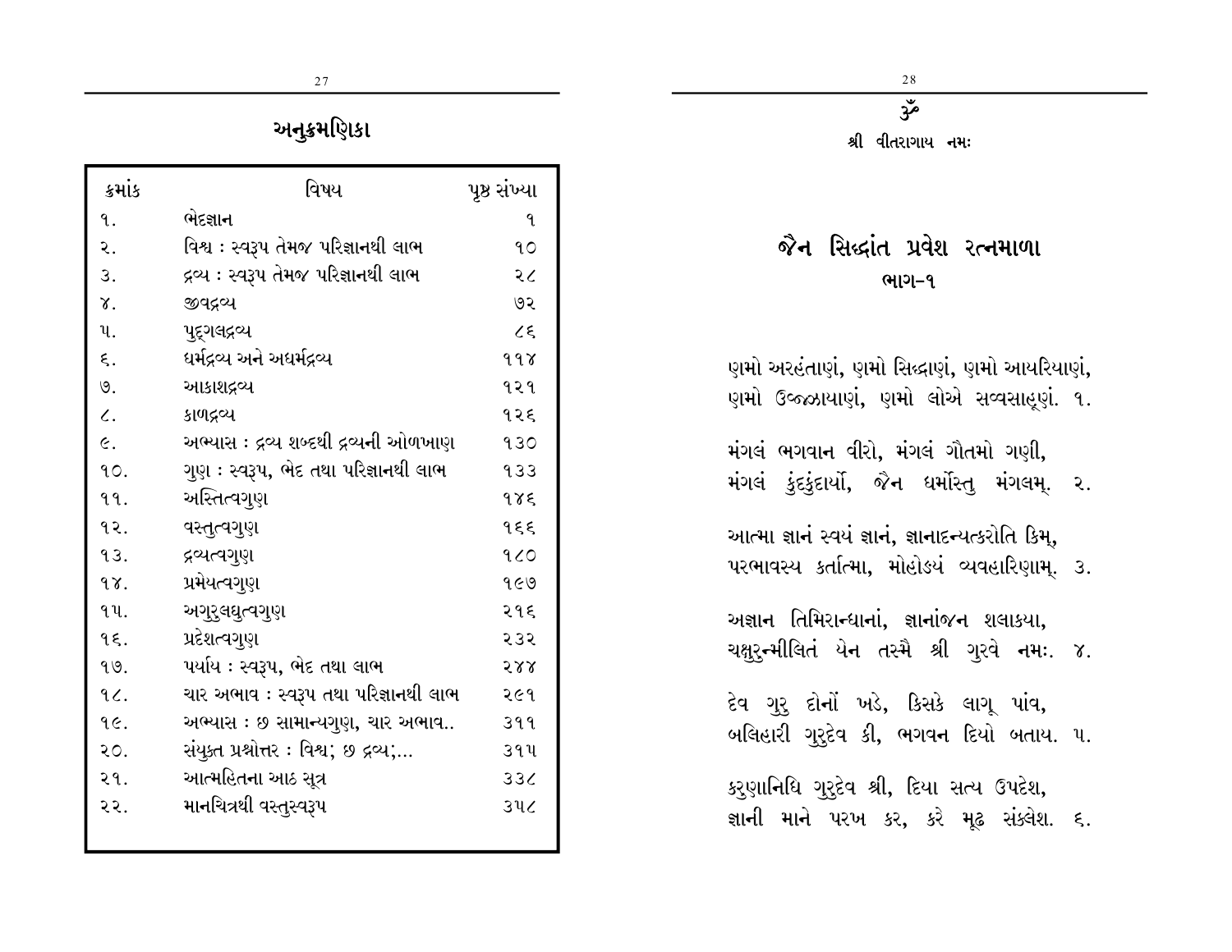## અનુક્રમણિકા

| ક્રમાંક | વિષય | પૃષ્ઠ સંખ્યા |
|---|---|---|
| ૧. | ભેદજ્ઞાન | ૧ |
| ૨. | વિશ્વ : સ્વરૂપ તેમજ પરિજ્ઞાનથી લાભ | ૧૦ |
| ૩. | દ્રવ્ય : સ્વરૂપ તેમજ પરિજ્ઞાનથી લાભ | ૨૮ |
| ૪. | જીવદ્રવ્ય | ૭૨ |
| ૫. | પુદ્‌ગલદ્રવ્ય | ૮૬ |
| ૬. | ધર્મદ્રવ્ય અને અધર્મદ્રવ્ય | ૧૧૪ |
| ૭. | આકાશદ્રવ્ય | ૧૨૧ |
| ૮. | કાળદ્રવ્ય | ૧૨૬ |
| ૯. | અભ્યાસ : દ્રવ્ય શબ્દથી દ્રવ્યની ઓળખાણ | ૧૩૦ |
| ૧૦. | ગુણ : સ્વરૂપ, ભેદ તથા પરિજ્ઞાનથી લાભ | ૧૩૩ |
| ૧૧. | અસ્તિત્વગુણ | ૧૪૬ |
| ૧૨. | વસ્તુત્વગુણ | ૧૬૬ |
| ૧૩. | દ્રવ્યત્વગુણ | ૧૮૦ |
| ૧૪. | પ્રમેયત્વગુણ | ૧૯૭ |
| ૧૫. | અગુરુલઘુત્વગુણ | ૨૧૬ |
| ૧૬. | પ્રદેશત્વગુણ | ૨૩૨ |
| ૧૭. | પર્યાય : સ્વરૂપ, ભેદ તથા લાભ | ૨૪૪ |
| ૧૮. | ચાર અભાવ : સ્વરૂપ તથા પરિજ્ઞાનથી લાભ | ૨૯૧ |
| ૧૯. | અભ્યાસ : છ સામાન્યગુણ, ચાર અભાવ.. | ૩૧૧ |
| ૨૦. | સંયુક્ત પ્રશ્નોત્તર : વિશ્વ; છ દ્રવ્ય;... | ૩૧૫ |
| ૨૧. | આત્મહિતના આઠ સૂત્ર | ૩૩૮ |
| ૨૨. | માનચિત્રથી વસ્તુસ્વરૂપ | ૩૫૮ |

ૐ

શ્રી વીતરાગાય નમઃ

# જૈન સિદ્ધાંત પ્રવેશ રત્નમાળા

## ભાગ-૧

ણમો અરહંતાણં, ણમો સિદ્ધાણં, ણમો આયરિયાણં,
ણમો ઉવ્જ્ઝાયાણં, ણમો લોએ સવ્વસાહૂણં. ૧.

મંગલં ભગવાન વીરો, મંગલં ગૌતમો ગણી,
મંગલં કુંદકુંદાર્યો, જૈન ધર્મોસ્તુ મંગલમ્. ૨.

આત્મા જ્ઞાનં સ્વયં જ્ઞાનં, જ્ઞાનાદન્યત્કરોતિ કિમ્,
પરભાવસ્ય કર્તાત્મા, મોહોઽયં વ્યવહારિણામ્. ૩.

અજ્ઞાન તિમિરાન્ધાનાં, જ્ઞાનાંજન શલાકયા,
ચક્ષુરુન્મીલિતં યેન તસ્મૈ શ્રી ગુરવે નમઃ. ૪.

દેવ ગુરુ દોનોં ખડે, કિસકે લાગૂ પાંવ,
બલિહારી ગુરુદેવ કી, ભગવન દિયો બતાય. ૫.

કરુણાનિધિ ગુરુદેવ શ્રી, દિયા સત્ય ઉપદેશ,
જ્ઞાની માને પરખ કર, કરે મૂઢ સંક્લેશ. ૬.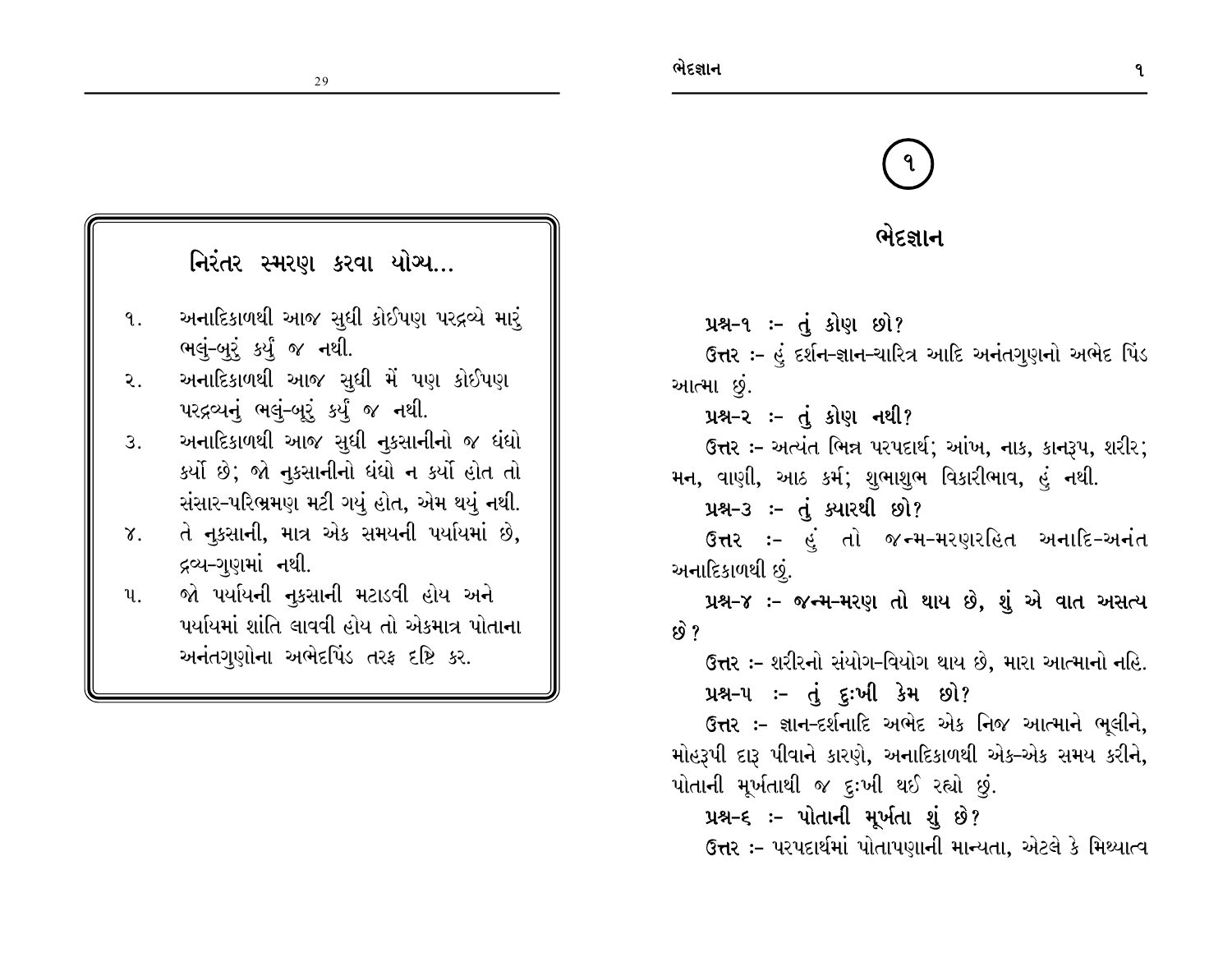## નિરંતર સ્મરણ કરવા યોગ્ય...

૧. અનાદિકાળથી આજ સુધી કોઈપણ પરદ્રવ્યે મારું ભલું-બુરું કર્યું જ નથી.
૨. અનાદિકાળથી આજ સુધી મેં પણ કોઈપણ પરદ્રવ્યનું ભલું-બૂરું કર્યું જ નથી.
૩. અનાદિકાળથી આજ સુધી નુકસાનીનો જ ધંધો કર્યો છે; જો નુકસાનીનો ધંધો ન કર્યો હોત તો સંસાર-પરિભ્રમણ મટી ગયું હોત, એમ થયું નથી.
૪. તે નુકસાની, માત્ર એક સમયની પર્યાયમાં છે, દ્રવ્ય-ગુણમાં નથી.
૫. જો પર્યાયની નુકસાની મટાડવી હોય અને પર્યાયમાં શાંતિ લાવવી હોય તો એકમાત્ર પોતાના અનંતગુણોના અભેદપિંડ તરફ દૃષ્ટિ કર.

# ૧

## ભેદજ્ઞાન

**પ્રશ્ન-૧ :- તું કોણ છો?**

**ઉત્તર :-** હું દર્શન-જ્ઞાન-ચારિત્ર આદિ અનંતગુણનો અભેદ પિંડ આત્મા છું.

**પ્રશ્ન-૨ :- તું કોણ નથી?**

**ઉત્તર :-** અત્યંત ભિન્ન પરપદાર્થ; આંખ, નાક, કાનરૂપ, શરીર; મન, વાણી, આઠ કર્મ; શુભાશુભ વિકારીભાવ, હું નથી.

**પ્રશ્ન-૩ :- તું ક્યારથી છો?**

**ઉત્તર :-** હું તો જન્મ-મરણરહિત અનાદિ-અનંત અનાદિકાળથી છું.

**પ્રશ્ન-૪ :- જન્મ-મરણ તો થાય છે, શું એ વાત અસત્ય છે?**

**ઉત્તર :-** શરીરનો સંયોગ-વિયોગ થાય છે, મારા આત્માનો નહિ.

**પ્રશ્ન-૫ :- તું દુઃખી કેમ છો?**

**ઉત્તર :-** જ્ઞાન-દર્શનાદિ અભેદ એક નિજ આત્માને ભૂલીને, મોહરૂપી દારૂ પીવાને કારણે, અનાદિકાળથી એક-એક સમય કરીને, પોતાની મૂર્ખતાથી જ દુઃખી થઈ રહ્યો છું.

**પ્રશ્ન-૬ :- પોતાની મૂર્ખતા શું છે?**

**ઉત્તર :-** પરપદાર્થમાં પોતાપણાની માન્યતા, એટલે કે મિથ્યાત્વ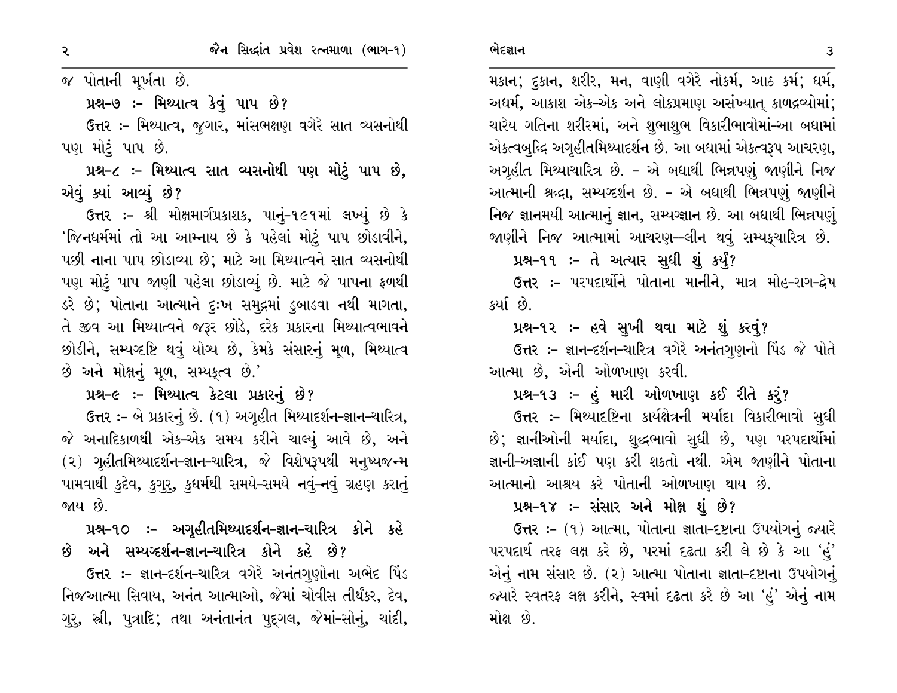જ પોતાની મૂર્ખતા છે.

**પ્રશ્ન-૭ :- મિથ્યાત્વ કેવું પાપ છે?**

**ઉત્તર :-** મિથ્યાત્વ, જુગાર, માંસભક્ષણ વગેરે સાત વ્યસનોથી પણ મોટું પાપ છે.

**પ્રશ્ન-૮ :- મિથ્યાત્વ સાત વ્યસનોથી પણ મોટું પાપ છે, એવું ક્યાં આવ્યું છે?**

**ઉત્તર :-** શ્રી મોક્ષમાર્ગપ્રકાશક, પાનું-૧૯૧માં લખ્યું છે કે 'જિનધર્મમાં તો આ આમ્નાય છે કે પહેલાં મોટું પાપ છોડાવીને, પછી નાના પાપ છોડાવ્યા છે; માટે આ મિથ્યાત્વને સાત વ્યસનોથી પણ મોટું પાપ જાણી પહેલા છોડાવ્યું છે. માટે જે પાપના ફળથી ડરે છે; પોતાના આત્માને દુઃખ સમુદ્રમાં ડુબાડવા નથી માગતા, તે જીવ આ મિથ્યાત્વને જરૂર છોડે, દરેક પ્રકારના મિથ્યાત્વભાવને છોડીને, સમ્યગ્દષ્ટિ થવું યોગ્ય છે, કેમકે સંસારનું મૂળ, મિથ્યાત્વ છે અને મોક્ષનું મૂળ, સમ્યક્ત્વ છે.'

**પ્રશ્ન-૯ :- મિથ્યાત્વ કેટલા પ્રકારનું છે?**

**ઉત્તર :-** બે પ્રકારનું છે. (૧) અગૃહીત મિથ્યાદર્શન-જ્ઞાન-ચારિત્ર, જે અનાદિકાળથી એક-એક સમય કરીને ચાલ્યું આવે છે, અને (૨) ગૃહીતમિથ્યાદર્શન-જ્ઞાન-ચારિત્ર, જે વિશેષરૂપથી મનુષ્યજન્મ પામવાથી કુદેવ, કુગુરુ, કુધર્મથી સમયે-સમયે નવું-નવું ગ્રહણ કરાતું જાય છે.

**પ્રશ્ન-૧૦ :- અગૃહીતમિથ્યાદર્શન-જ્ઞાન-ચારિત્ર કોને કહે છે અને સમ્યગ્દર્શન-જ્ઞાન-ચારિત્ર કોને કહે છે?**

**ઉત્તર :-** જ્ઞાન-દર્શન-ચારિત્ર વગેરે અનંતગુણોના અભેદ પિંડ નિજઆત્મા સિવાય, અનંત આત્માઓ, જેમાં ચોવીસ તીર્થંકર, દેવ, ગુરુ, સ્ત્રી, પુત્રાદિ; તથા અનંતાનંત પુદ્ગલ, જેમાં-સોનું, ચાંદી, મકાન; દુકાન, શરીર, મન, વાણી વગેરે નોકર્મ, આઠ કર્મ; ધર્મ, અધર્મ, આકાશ એક-એક અને લોકપ્રમાણ અસંખ્યાત્ કાળદ્રવ્યોમાં; ચારેય ગતિના શરીરમાં, અને શુભાશુભ વિકારીભાવોમાં-આ બધામાં એકત્વબુદ્ધિ અગૃહીતમિથ્યાદર્શન છે. આ બધામાં એકત્વરૂપ આચરણ, અગૃહીત મિથ્યાચારિત્ર છે. - એ બધાથી ભિન્નપણું જાણીને નિજ આત્માની શ્રદ્ધા, સમ્યગ્દર્શન છે. - એ બધાથી ભિન્નપણું જાણીને નિજ જ્ઞાનમયી આત્માનું જ્ઞાન, સમ્યગ્જ્ઞાન છે. આ બધાથી ભિન્નપણું જાણીને નિજ આત્મામાં આચરણ—લીન થવું સમ્યક્ચારિત્ર છે.

**પ્રશ્ન-૧૧ :- તે અત્યાર સુધી શું કર્યું?**

**ઉત્તર :-** પરપદાર્થોને પોતાના માનીને, માત્ર મોહ-રાગ-દ્વેષ કર્યા છે.

**પ્રશ્ન-૧૨ :- હવે સુખી થવા માટે શું કરવું?**

**ઉત્તર :-** જ્ઞાન-દર્શન-ચારિત્ર વગેરે અનંતગુણનો પિંડ જે પોતે આત્મા છે, એની ઓળખાણ કરવી.

**પ્રશ્ન-૧૩ :- હું મારી ઓળખાણ કઈ રીતે કરું?**

**ઉત્તર :-** મિથ્યાદષ્ટિના કાર્યક્ષેત્રની મર્યાદા વિકારીભાવો સુધી છે; જ્ઞાનીઓની મર્યાદા, શુદ્ધભાવો સુધી છે, પણ પરપદાર્થોમાં જ્ઞાની-અજ્ઞાની કાંઈ પણ કરી શકતો નથી. એમ જાણીને પોતાના આત્માનો આશ્રય કરે પોતાની ઓળખાણ થાય છે.

**પ્રશ્ન-૧૪ :- સંસાર અને મોક્ષ શું છે?**

**ઉત્તર :-** (૧) આત્મા, પોતાના જ્ઞાતા-દષ્ટાના ઉપયોગનું જ્યારે પરપદાર્થ તરફ લક્ષ કરે છે, પરમાં દઢતા કરી લે છે કે આ 'હું' એનું નામ સંસાર છે. (૨) આત્મા પોતાના જ્ઞાતા-દષ્ટાના ઉપયોગનું જ્યારે સ્વતરફ લક્ષ કરીને, સ્વમાં દઢતા કરે છે આ 'હું' એનું નામ મોક્ષ છે.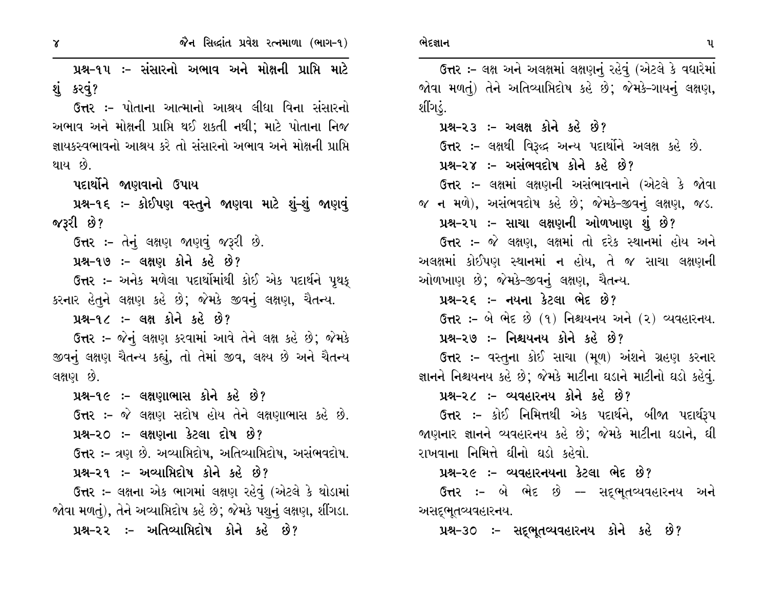**પ્રશ્ન-૧૫ :- સંસારનો અભાવ અને મોક્ષની પ્રાપ્તિ માટે શું કરવું?**

**ઉત્તર :-** પોતાના આત્માનો આશ્રય લીધા વિના સંસારનો અભાવ અને મોક્ષની પ્રાપ્તિ થઈ શકતી નથી; માટે પોતાના નિજ જ્ઞાયકસ્વભાવનો આશ્રય કરે તો સંસારનો અભાવ અને મોક્ષની પ્રાપ્તિ થાય છે.

**પદાર્થોને જાણવાનો ઉપાય**

**પ્રશ્ન-૧૬ :- કોઈપણ વસ્તુને જાણવા માટે શું-શું જાણવું જરૂરી છે?**

**ઉત્તર :-** તેનું લક્ષણ જાણવું જરૂરી છે.

**પ્રશ્ન-૧૭ :- લક્ષણ કોને કહે છે?**

**ઉત્તર :-** અનેક મળેલા પદાર્થોમાંથી કોઈ એક પદાર્થને પૃથક્ કરનાર હેતુને લક્ષણ કહે છે; જેમકે જીવનું લક્ષણ, ચૈતન્ય.

**પ્રશ્ન-૧૮ :- લક્ષ કોને કહે છે?**

**ઉત્તર :-** જેનું લક્ષણ કરવામાં આવે તેને લક્ષ કહે છે; જેમકે જીવનું લક્ષણ ચૈતન્ય કહ્યું, તો તેમાં જીવ, લક્ષ્ય છે અને ચૈતન્ય લક્ષણ છે.

**પ્રશ્ન-૧૯ :- લક્ષણાભાસ કોને કહે છે?**

**ઉત્તર :-** જે લક્ષણ સદોષ હોય તેને લક્ષણાભાસ કહે છે.

**પ્રશ્ન-૨૦ :- લક્ષણના કેટલા દોષ છે?**

**ઉત્તર :-** ત્રણ છે. અવ્યાપ્તિદોષ, અતિવ્યાપ્તિદોષ, અસંભવદોષ.

**પ્રશ્ન-૨૧ :- અવ્યાપ્તિદોષ કોને કહે છે?**

**ઉત્તર :-** લક્ષના એક ભાગમાં લક્ષણ રહેવું (એટલે કે થોડામાં જોવા મળતું), તેને અવ્યાપ્તિદોષ કહે છે; જેમકે પશુનું લક્ષણ, શીંગડા.

**પ્રશ્ન-૨૨ :- અતિવ્યાપ્તિદોષ કોને કહે છે?**

**ઉત્તર :-** લક્ષ અને અલક્ષમાં લક્ષણનું રહેવું (એટલે કે વધારેમાં જોવા મળતું) તેને અતિવ્યાપ્તિદોષ કહે છે; જેમકે-ગાયનું લક્ષણ, શીંગડું.

**પ્રશ્ન-૨૩ :- અલક્ષ કોને કહે છે?**

**ઉત્તર :-** લક્ષથી વિરુદ્ધ અન્ય પદાર્થોને અલક્ષ કહે છે.

**પ્રશ્ન-૨૪ :- અસંભવદોષ કોને કહે છે?**

**ઉત્તર :-** લક્ષમાં લક્ષણની અસંભાવનાને (એટલે કે જોવા જ ન મળે), અસંભવદોષ કહે છે; જેમકે-જીવનું લક્ષણ, જડ.

**પ્રશ્ન-૨૫ :- સાચા લક્ષણની ઓળખાણ શું છે?**

**ઉત્તર :-** જે લક્ષણ, લક્ષમાં તો દરેક સ્થાનમાં હોય અને અલક્ષમાં કોઈપણ સ્થાનમાં ન હોય, તે જ સાચા લક્ષણની ઓળખાણ છે; જેમકે-જીવનું લક્ષણ, ચૈતન્ય.

**પ્રશ્ન-૨૬ :- નયના કેટલા ભેદ છે?**

**ઉત્તર :-** બે ભેદ છે (૧) નિશ્ચયનય અને (૨) વ્યવહારનય.

**પ્રશ્ન-૨૭ :- નિશ્ચયનય કોને કહે છે?**

**ઉત્તર :-** વસ્તુના કોઈ સાચા (મૂળ) અંશને ગ્રહણ કરનાર જ્ઞાનને નિશ્ચયનય કહે છે; જેમકે માટીના ઘડાને માટીનો ઘડો કહેવું.

**પ્રશ્ન-૨૮ :- વ્યવહારનય કોને કહે છે?**

**ઉત્તર :-** કોઈ નિમિત્તથી એક પદાર્થને, બીજા પદાર્થરૂપ જાણનાર જ્ઞાનને વ્યવહારનય કહે છે; જેમકે માટીના ઘડાને, ઘી રાખવાના નિમિત્તે ઘીનો ઘડો કહેવો.

**પ્રશ્ન-૨૯ :- વ્યવહારનયના કેટલા ભેદ છે?**

**ઉત્તર :-** બે ભેદ છે — સદ્ભૂતવ્યવહારનય અને અસદ્ભૂતવ્યવહારનય.

**પ્રશ્ન-૩૦ :- સદ્ભૂતવ્યવહારનય કોને કહે છે?**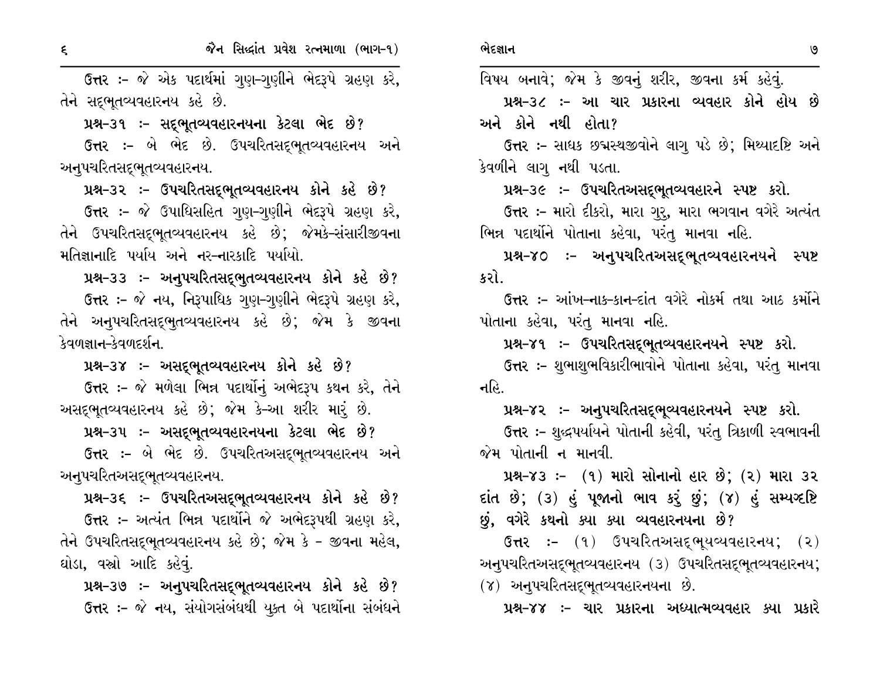ઉત્તર :- જે એક પદાર્થમાં ગુણ-ગુણીને ભેદરૂપે ગ્રહણ કરે, તેને સદ્ભૂતવ્યવહારનય કહે છે.

**પ્રશ્ન-૩૧ :- સદ્ભૂતવ્યવહારનયના કેટલા ભેદ છે?**

ઉત્તર :- બે ભેદ છે. ઉપચરિતસદ્ભૂતવ્યવહારનય અને અનુપચરિતસદ્ભૂતવ્યવહારનય.

**પ્રશ્ન-૩૨ :- ઉપચરિતસદ્ભૂતવ્યવહારનય કોને કહે છે?**

ઉત્તર :- જે ઉપાધિસહિત ગુણ-ગુણીને ભેદરૂપે ગ્રહણ કરે, તેને ઉપચરિતસદ્ભૂતવ્યવહારનય કહે છે; જેમકે-સંસારીજીવના મતિજ્ઞાનાદિ પર્યાય અને નર-નારકાદિ પર્યાયો.

**પ્રશ્ન-૩૩ :- અનુપચરિતસદ્ભુતવ્યવહારનય કોને કહે છે?**

ઉત્તર :- જે નય, નિરૂપાધિક ગુણ-ગુણીને ભેદરૂપે ગ્રહણ કરે, તેને અનુપચરિતસદ્ભુતવ્યવહારનય કહે છે; જેમ કે જીવના કેવળજ્ઞાન-કેવળદર્શન.

**પ્રશ્ન-૩૪ :- અસદ્ભૂતવ્યવહારનય કોને કહે છે?**

ઉત્તર :- જે મળેલા ભિન્ન પદાર્થોનું અભેદરૂપ કથન કરે, તેને અસદ્ભૂતવ્યવહારનય કહે છે; જેમ કે-આ શરીર મારું છે.

**પ્રશ્ન-૩૫ :- અસદ્ભૂતવ્યવહારનયના કેટલા ભેદ છે?**

ઉત્તર :- બે ભેદ છે. ઉપચરિતઅસદ્ભૂતવ્યવહારનય અને અનુપચરિતઅસદ્ભૂતવ્યવહારનય.

**પ્રશ્ન-૩૬ :- ઉપચરિતઅસદ્ભૂતવ્યવહારનય કોને કહે છે?**

ઉત્તર :- અત્યંત ભિન્ન પદાર્થોને જે અભેદરૂપથી ગ્રહણ કરે, તેને ઉપચરિતસદ્ભૂતવ્યવહારનય કહે છે; જેમ કે - જીવના મહેલ, ઘોડા, વસ્ત્રો આદિ કહેવું.

**પ્રશ્ન-૩૭ :- અનુપચરિતસદ્ભૂતવ્યવહારનય કોને કહે છે?**

ઉત્તર :- જે નય, સંયોગસંબંધથી યુક્ત બે પદાર્થોના સંબંધને વિષય બનાવે; જેમ કે જીવનું શરીર, જીવના કર્મ કહેવું.

**પ્રશ્ન-૩૮ :- આ ચાર પ્રકારના વ્યવહાર કોને હોય છે અને કોને નથી હોતા?**

ઉત્તર :- સાધક છદ્મસ્થજીવોને લાગુ પડે છે; મિથ્યાદષ્ટિ અને કેવળીને લાગુ નથી પડતા.

**પ્રશ્ન-૩૯ :- ઉપચરિતઅસદ્ભૂતવ્યવહારને સ્પષ્ટ કરો.**

ઉત્તર :- મારો દીકરો, મારા ગુરુ, મારા ભગવાન વગેરે અત્યંત ભિન્ન પદાર્થોને પોતાના કહેવા, પરંતુ માનવા નહિ.

**પ્રશ્ન-૪૦ :- અનુપચરિતઅસદ્ભૂતવ્યવહારનયને સ્પષ્ટ કરો.**

ઉત્તર :- આંખ-નાક-કાન-દાંત વગેરે નોકર્મ તથા આઠ કર્મોને પોતાના કહેવા, પરંતુ માનવા નહિ.

**પ્રશ્ન-૪૧ :- ઉપચરિતસદ્ભૂતવ્યવહારનયને સ્પષ્ટ કરો.**

ઉત્તર :- શુભાશુભવિકારીભાવોને પોતાના કહેવા, પરંતુ માનવા નહિ.

**પ્રશ્ન-૪૨ :- અનુપચરિતસદ્ભૂવ્યવહારનયને સ્પષ્ટ કરો.**

ઉત્તર :- શુદ્ધપર્યાયને પોતાની કહેવી, પરંતુ ત્રિકાળી સ્વભાવની જેમ પોતાની ન માનવી.

**પ્રશ્ન-૪૩ :- (૧) મારો સોનાનો હાર છે; (૨) મારા ૩૨ દાંત છે; (૩) હું પૂજાનો ભાવ કરું છું; (૪) હું સમ્યગ્દષ્ટિ છું, વગેરે કથનો ક્યા ક્યા વ્યવહારનયના છે?**

ઉત્તર :- (૧) ઉપચરિતઅસદ્ભૂયવ્યવહારનય; (૨) અનુપચરિતઅસદ્ભૂતવ્યવહારનય (૩) ઉપચરિતસદ્ભૂતવ્યવહારનય; (૪) અનુપચરિતસદ્ભૂતવ્યવહારનયના છે.

**પ્રશ્ન-૪૪ :- ચાર પ્રકારના અધ્યાત્મવ્યવહાર ક્યા પ્રકારે**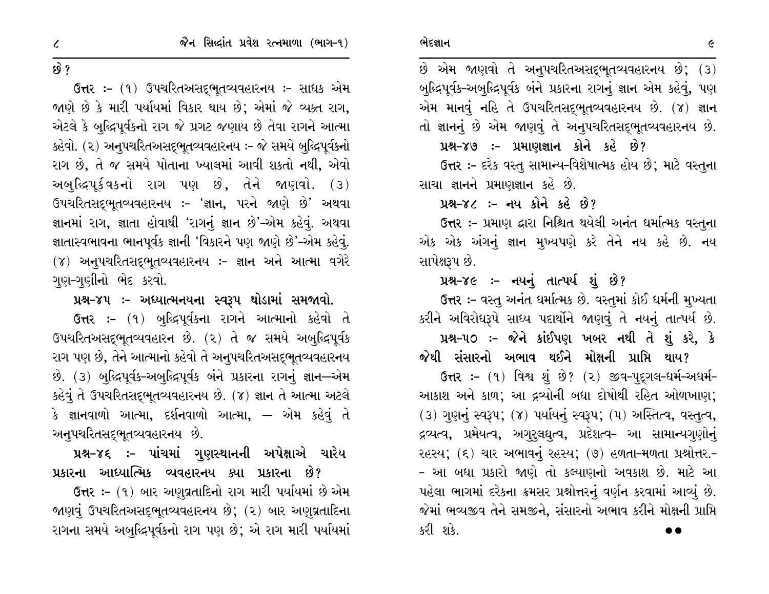છે?

**ઉત્તર** :- (૧) ઉપચરિતઅસદ્ભૂતવ્યવહારનય :- સાધક એમ જાણે છે કે મારી પર્યાયમાં વિકાર થાય છે; એમાં જે વ્યક્ત રાગ, એટલે કે બુદ્ધિપૂર્વકનો રાગ જે પ્રગટ જણાય છે તેવા રાગને આત્મા કહેવો. (૨) અનુપચરિતઅસદ્ભૂતવ્યવહારનય :- જે સમયે બુદ્ધિપૂર્વકનો રાગ છે, તે જ સમયે પોતાના ખ્યાલમાં આવી શકતો નથી, એવો અબુદ્ધિપૂર્વકનો રાગ પણ છે, તેને જાણવો. (૩) ઉપચરિતસદ્ભૂતવ્યવહારનય :- 'જ્ઞાન, પરને જાણે છે' અથવા જ્ઞાનમાં રાગ, જ્ઞાતા હોવાથી 'રાગનું જ્ઞાન છે'-એમ કહેવું. અથવા જ્ઞાતાસ્વભાવના ભાનપૂર્વક જ્ઞાની 'વિકારને પણ જાણે છે'-એમ કહેવું. (૪) અનુપચરિતસદ્ભૂતવ્યવહારનય :- જ્ઞાન અને આત્મા વગેરે ગુણ-ગુણીનો ભેદ કરવો.

**પ્રશ્ન-૪૫ :- અધ્યાત્મનયના સ્વરૂપ થોડામાં સમજાવો.**

**ઉત્તર** :- (૧) બુદ્ધિપૂર્વકના રાગને આત્માનો કહેવો તે ઉપચરિતઅસદ્ભૂતવ્યવહાર છે. (૨) તે જ સમયે અબુદ્ધિપૂર્વક રાગ પણ છે, તેને આત્માનો કહેવો તે અનુપચરિતઅસદ્ભૂતવ્યવહારનય છે. (૩) બુદ્ધિપૂર્વક-અબુદ્ધિપૂર્વક બંને પ્રકારના રાગનું જ્ઞાન—એમ કહેવું તે ઉપચરિતસદ્ભૂતવ્યવહારનય છે. (૪) જ્ઞાન તે આત્મા અટલે કે જ્ઞાનવાળો આત્મા, દર્શનવાળો આત્મા, — એમ કહેવું તે અનુપચરિતસદ્ભૂતવ્યવહારનય છે.

**પ્રશ્ન-૪૬ :- પાંચમાં ગુણસ્થાનની અપેક્ષાએ ચારેય પ્રકારના આધ્યાત્મિક વ્યવહારનય ક્યા પ્રકારના છે?**

**ઉત્તર** :- (૧) બાર અણુવ્રતાદિનો રાગ મારી પર્યાયમાં છે એમ જાણવું ઉપચરિતઅસદ્ભૂતવ્યવહારનય છે; (૨) બાર અણુવ્રતાદિના રાગના સમયે અબુદ્ધિપૂર્વકનો રાગ પણ છે; એ રાગ મારી પર્યાયમાં છે એમ જાણવો તે અનુપચરિતઅસદ્ભૂતવ્યવહારનય છે; (૩) બુદ્ધિપૂર્વક-અબુદ્ધિપૂર્વક બંને પ્રકારના રાગનું જ્ઞાન એમ કહેવું, પણ એમ માનવું નહિ તે ઉપચરિતસદ્ભૂતવ્યવહારનય છે. (૪) જ્ઞાન તો જ્ઞાનનું છે એમ જાણવું તે અનુપચરિતસદ્ભૂતવ્યવહારનય છે.

**પ્રશ્ન-૪૭ :- પ્રમાણજ્ઞાન કોને કહે છે?**

**ઉત્તર** :- દરેક વસ્તુ સામાન્ય-વિશેષાત્મક હોય છે; માટે વસ્તુના સાચા જ્ઞાનને પ્રમાણજ્ઞાન કહે છે.

**પ્રશ્ન-૪૮ :- નય કોને કહે છે?**

**ઉત્તર** :- પ્રમાણ દ્વારા નિશ્ચિત થયેલી અનંત ધર્માત્મક વસ્તુના એક એક અંગનું જ્ઞાન મુખ્યપણે કરે તેને નય કહે છે. નય સાપેક્ષરૂપ છે.

**પ્રશ્ન-૪૯ :- નયનું તાત્પર્ય શું છે?**

**ઉત્તર** :- વસ્તુ અનંત ધર્માત્મક છે. વસ્તુમાં કોઈ ધર્મની મુખ્યતા કરીને અવિરોધરૂપે સાધ્ય પદાર્થોને જાણવું તે નયનું તાત્પર્ય છે.

**પ્રશ્ન-૫૦ :- જેને કાંઈપણ ખબર નથી તે શું કરે, કે જેથી સંસારનો અભાવ થઈને મોક્ષની પ્રાપ્તિ થાય?**

**ઉત્તર** :- (૧) વિશ્વ શું છે? (૨) જીવ-પુદ્ગલ-ધર્મ-અધર્મ-આકાશ અને કાળ; આ દ્રવ્યોની બધા દોષોથી રહિત ઓળખાણ; (૩) ગુણનું સ્વરૂપ; (૪) પર્યાયનું સ્વરૂપ; (૫) અસ્તિત્વ, વસ્તુત્વ, દ્રવ્યત્વ, પ્રમેયત્વ, અગુરુલઘુત્વ, પ્રદેશત્વ- આ સામાન્યગુણોનું રહસ્ય; (૬) ચાર અભાવનું રહસ્ય; (૭) હળતા-મળતા પ્રશ્નોત્તર.--આ બધા પ્રકારો જાણે તો કલ્યાણનો અવકાશ છે. માટે આ પહેલા ભાગમાં દરેકના ક્રમસર પ્રશ્નોત્તરનું વર્ણન કરવામાં આવ્યું છે. જેમાં ભવ્યજીવ તેને સમજીને, સંસારનો અભાવ કરીને મોક્ષની પ્રાપ્તિ કરી શકે.

●●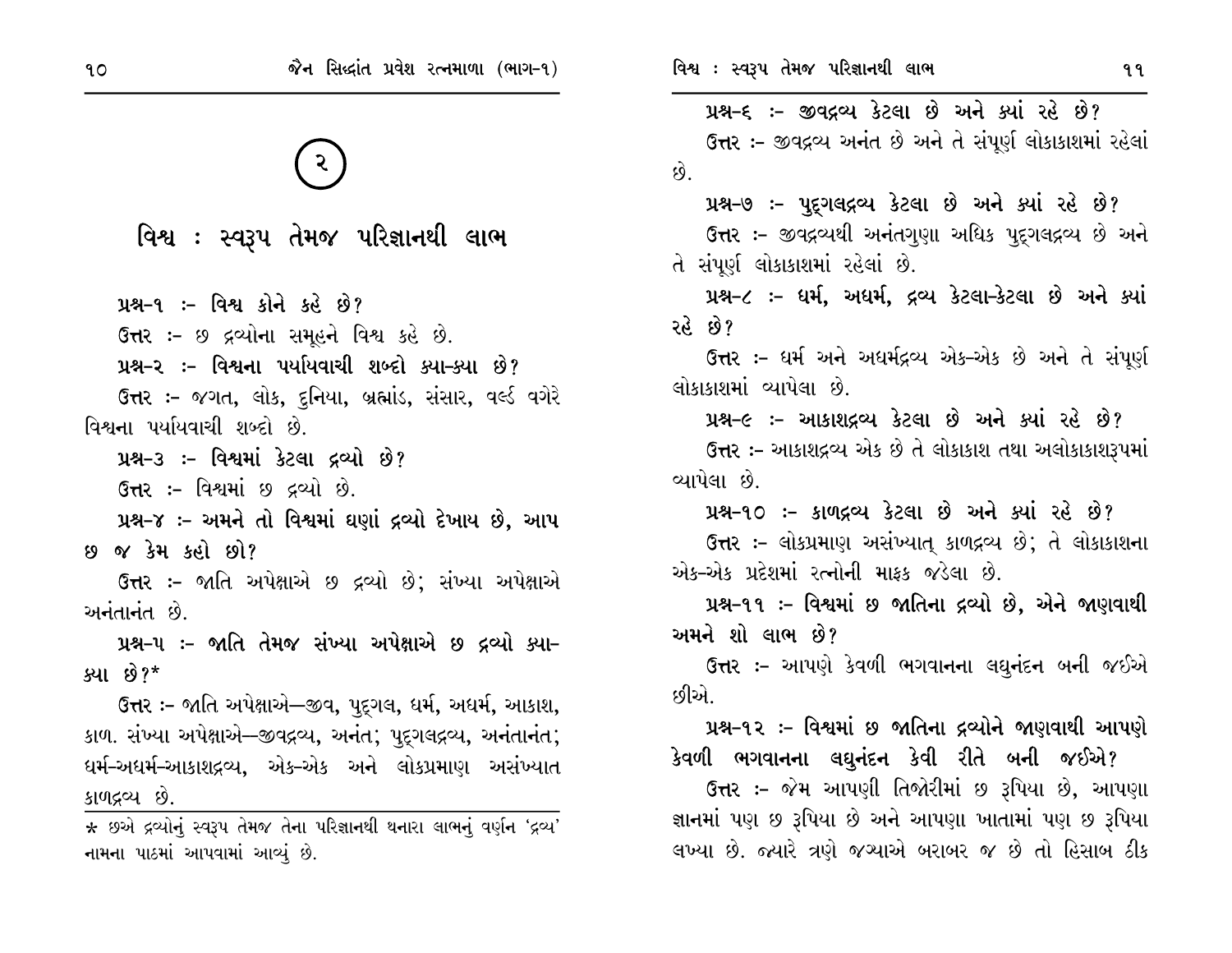## ૨

# વિશ્વ : સ્વરૂપ તેમજ પરિજ્ઞાનથી લાભ

**પ્રશ્ન-૧ :- વિશ્વ કોને કહે છે?**

ઉત્તર :- છ દ્રવ્યોના સમૂહને વિશ્વ કહે છે.

**પ્રશ્ન-૨ :- વિશ્વના પર્યાયવાચી શબ્દો ક્યા-ક્યા છે?**

ઉત્તર :- જગત, લોક, દુનિયા, બ્રહ્માંડ, સંસાર, વર્લ્ડ વગેરે વિશ્વના પર્યાયવાચી શબ્દો છે.

**પ્રશ્ન-૩ :- વિશ્વમાં કેટલા દ્રવ્યો છે?**

ઉત્તર :- વિશ્વમાં છ દ્રવ્યો છે.

**પ્રશ્ન-૪ :- અમને તો વિશ્વમાં ઘણાં દ્રવ્યો દેખાય છે, આપ છ જ કેમ કહો છો?**

ઉત્તર :- જાતિ અપેક્ષાએ છ દ્રવ્યો છે; સંખ્યા અપેક્ષાએ અનંતાનંત છે.

**પ્રશ્ન-૫ :- જાતિ તેમજ સંખ્યા અપેક્ષાએ છ દ્રવ્યો ક્યા-ક્યા છે?***

ઉત્તર :- જાતિ અપેક્ષાએ—જીવ, પુદ્ગલ, ધર્મ, અધર્મ, આકાશ, કાળ. સંખ્યા અપેક્ષાએ—જીવદ્રવ્ય, અનંત; પુદ્ગલદ્રવ્ય, અનંતાનંત; ધર્મ-અધર્મ-આકાશદ્રવ્ય, એક-એક અને લોકપ્રમાણ અસંખ્યાત કાળદ્રવ્ય છે.

* છએ દ્રવ્યોનું સ્વરૂપ તેમજ તેના પરિજ્ઞાનથી થનારા લાભનું વર્ણન 'દ્રવ્ય' નામના પાઠમાં આપવામાં આવ્યું છે.

**પ્રશ્ન-૬ :- જીવદ્રવ્ય કેટલા છે અને ક્યાં રહે છે?**

ઉત્તર :- જીવદ્રવ્ય અનંત છે અને તે સંપૂર્ણ લોકાકાશમાં રહેલાં છે.

**પ્રશ્ન-૭ :- પુદ્ગલદ્રવ્ય કેટલા છે અને ક્યાં રહે છે?**

ઉત્તર :- જીવદ્રવ્યથી અનંતગુણા અધિક પુદ્ગલદ્રવ્ય છે અને તે સંપૂર્ણ લોકાકાશમાં રહેલાં છે.

**પ્રશ્ન-૮ :- ધર્મ, અધર્મ, દ્રવ્ય કેટલા-કેટલા છે અને ક્યાં રહે છે?**

ઉત્તર :- ધર્મ અને અધર્મદ્રવ્ય એક-એક છે અને તે સંપૂર્ણ લોકાકાશમાં વ્યાપેલા છે.

**પ્રશ્ન-૯ :- આકાશદ્રવ્ય કેટલા છે અને ક્યાં રહે છે?**

ઉત્તર :- આકાશદ્રવ્ય એક છે તે લોકાકાશ તથા અલોકાકાશરૂપમાં વ્યાપેલા છે.

**પ્રશ્ન-૧૦ :- કાળદ્રવ્ય કેટલા છે અને ક્યાં રહે છે?**

ઉત્તર :- લોકપ્રમાણ અસંખ્યાત્ કાળદ્રવ્ય છે; તે લોકાકાશના એક-એક પ્રદેશમાં રત્નોની માફક જડેલા છે.

**પ્રશ્ન-૧૧ :- વિશ્વમાં છ જાતિના દ્રવ્યો છે, એને જાણવાથી અમને શો લાભ છે?**

ઉત્તર :- આપણે કેવળી ભગવાનના લઘુનંદન બની જઈએ છીએ.

**પ્રશ્ન-૧૨ :- વિશ્વમાં છ જાતિના દ્રવ્યોને જાણવાથી આપણે કેવળી ભગવાનના લઘુનંદન કેવી રીતે બની જઈએ?**

ઉત્તર :- જેમ આપણી તિજોરીમાં છ રૂપિયા છે, આપણા જ્ઞાનમાં પણ છ રૂપિયા છે અને આપણા ખાતામાં પણ છ રૂપિયા લખ્યા છે. જ્યારે ત્રણે જગ્યાએ બરાબર જ છે તો હિસાબ ઠીક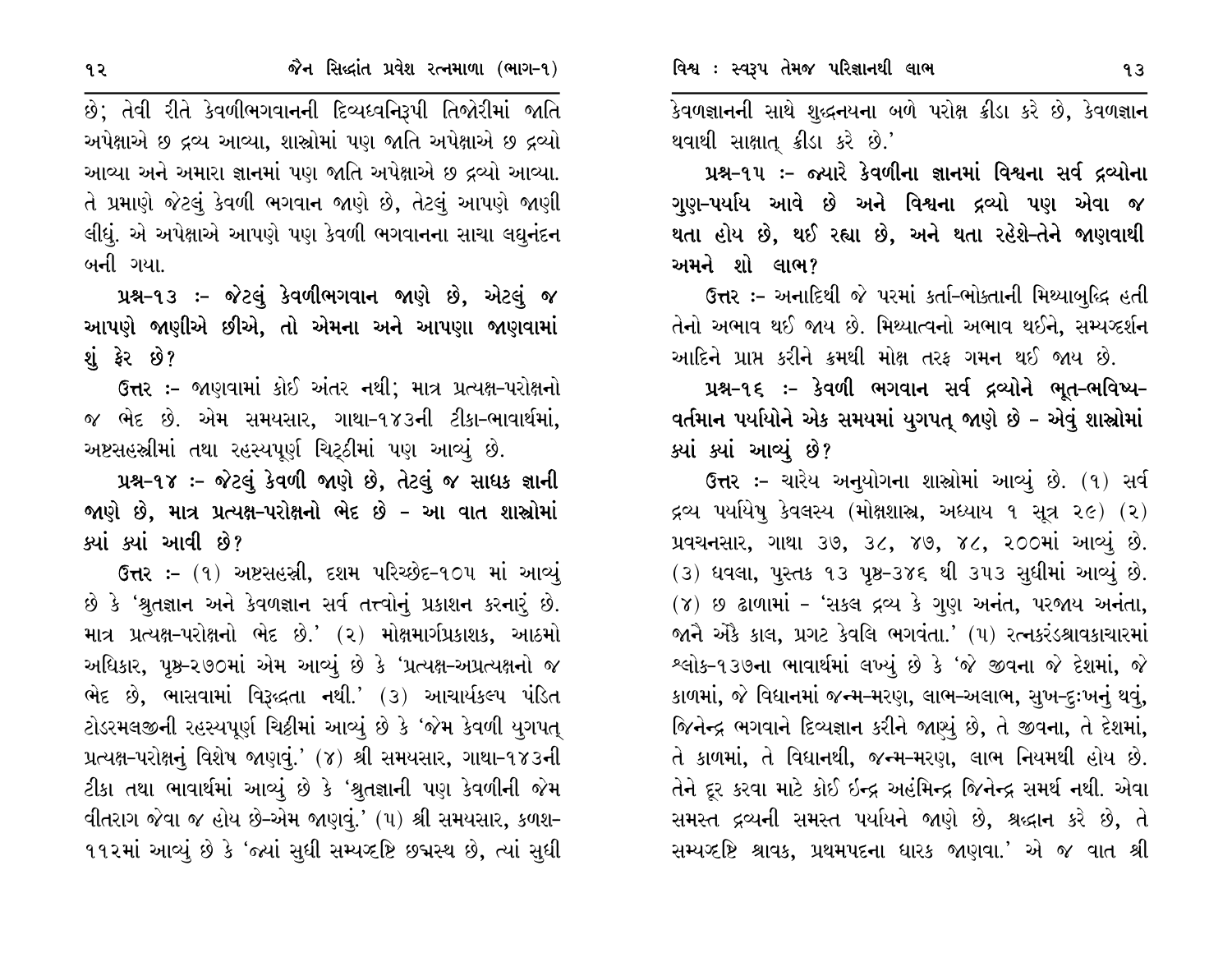છે; તેવી રીતે કેવળીભગવાનની દિવ્યધ્વનિરૂપી તિજોરીમાં જાતિ અપેક્ષાએ છ દ્રવ્ય આવ્યા, શાસ્ત્રોમાં પણ જાતિ અપેક્ષાએ છ દ્રવ્યો આવ્યા અને અમારા જ્ઞાનમાં પણ જાતિ અપેક્ષાએ છ દ્રવ્યો આવ્યા. તે પ્રમાણે જેટલું કેવળી ભગવાન જાણે છે, તેટલું આપણે જાણી લીધું. એ અપેક્ષાએ આપણે પણ કેવળી ભગવાનના સાચા લઘુનંદન બની ગયા.

**પ્રશ્ન-૧૩ :- જેટલું કેવળીભગવાન જાણે છે, એટલું જ આપણે જાણીએ છીએ, તો એમના અને આપણા જાણવામાં શું ફેર છે?**

**ઉત્તર :-** જાણવામાં કોઈ અંતર નથી; માત્ર પ્રત્યક્ષ-પરોક્ષનો જ ભેદ છે. એમ સમયસાર, ગાથા-૧૪૩ની ટીકા-ભાવાર્થમાં, અષ્ટસહસ્ત્રીમાં તથા રહસ્યપૂર્ણ ચિટ્ઠીમાં પણ આવ્યું છે.

**પ્રશ્ન-૧૪ :- જેટલું કેવળી જાણે છે, તેટલું જ સાધક જ્ઞાની જાણે છે, માત્ર પ્રત્યક્ષ-પરોક્ષનો ભેદ છે - આ વાત શાસ્ત્રોમાં ક્યાં ક્યાં આવી છે?**

**ઉત્તર :-** (૧) અષ્ટસહસ્ત્રી, દશમ પરિચ્છેદ-૧૦૫ માં આવ્યું છે કે 'શ્રુતજ્ઞાન અને કેવળજ્ઞાન સર્વ તત્ત્વોનું પ્રકાશન કરનારું છે. માત્ર પ્રત્યક્ષ-પરોક્ષનો ભેદ છે.' (૨) મોક્ષમાર્ગપ્રકાશક, આઠમો અધિકાર, પૃષ્ઠ-૨૭૦માં એમ આવ્યું છે કે 'પ્રત્યક્ષ-અપ્રત્યક્ષનો જ ભેદ છે, ભાસવામાં વિરુદ્ધતા નથી.' (૩) આચાર્યકલ્પ પંડિત ટોડરમલજીની રહસ્યપૂર્ણ ચિઠ્ઠીમાં આવ્યું છે કે 'જેમ કેવળી યુગપત્ પ્રત્યક્ષ-પરોક્ષનું વિશેષ જાણવું.' (૪) શ્રી સમયસાર, ગાથા-૧૪૩ની ટીકા તથા ભાવાર્થમાં આવ્યું છે કે 'શ્રુતજ્ઞાની પણ કેવળીની જેમ વીતરાગ જેવા જ હોય છે-એમ જાણવું.' (૫) શ્રી સમયસાર, કળશ-૧૧૨માં આવ્યું છે કે 'જ્યાં સુધી સમ્યગ્દૃષ્ટિ છદ્મસ્થ છે, ત્યાં સુધી કેવળજ્ઞાનની સાથે શુદ્ધનયના બળે પરોક્ષ ક્રીડા કરે છે, કેવળજ્ઞાન થવાથી સાક્ષાત્ ક્રીડા કરે છે.'

**પ્રશ્ન-૧૫ :- જ્યારે કેવળીના જ્ઞાનમાં વિશ્વના સર્વ દ્રવ્યોના ગુણ-પર્યાય આવે છે અને વિશ્વના દ્રવ્યો પણ એવા જ થતા હોય છે, થઈ રહ્યા છે, અને થતા રહેશે-તેને જાણવાથી અમને શો લાભ?**

**ઉત્તર :-** અનાદિથી જે પરમાં કર્તા-ભોક્તાની મિથ્યાબુદ્ધિ હતી તેનો અભાવ થઈ જાય છે. મિથ્યાત્વનો અભાવ થઈને, સમ્યગ્દર્શન આદિને પ્રાપ્ત કરીને ક્રમથી મોક્ષ તરફ ગમન થઈ જાય છે.

**પ્રશ્ન-૧૬ :- કેવળી ભગવાન સર્વ દ્રવ્યોને ભૂત-ભવિષ્ય-વર્તમાન પર્યાયોને એક સમયમાં યુગપત્ જાણે છે - એવું શાસ્ત્રોમાં ક્યાં ક્યાં આવ્યું છે?**

**ઉત્તર :-** ચારેય અનુયોગના શાસ્ત્રોમાં આવ્યું છે. (૧) સર્વ દ્રવ્ય પર્યાયેષુ કેવલસ્ય (મોક્ષશાસ્ત્ર, અધ્યાય ૧ સૂત્ર ૨૯) (૨) પ્રવચનસાર, ગાથા ૩૭, ૩૮, ૪૭, ૪૮, ૨૦૦માં આવ્યું છે. (૩) ધવલા, પુસ્તક ૧૩ પૃષ્ઠ-૩૪૬ થી ૩૫૩ સુધીમાં આવ્યું છે. (૪) છ ઢાળામાં - 'સકલ દ્રવ્ય કે ગુણ અનંત, પરજાય અનંતા, જાનૈ એકૈ કાલ, પ્રગટ કેવલિ ભગવંતા.' (૫) રત્નકરંડશ્રાવકાચારમાં શ્લોક-૧૩૭ના ભાવાર્થમાં લખ્યું છે કે 'જે જીવના જે દેશમાં, જે કાળમાં, જે વિધાનમાં જન્મ-મરણ, લાભ-અલાભ, સુખ-દુઃખનું થવું, જિનેન્દ્ર ભગવાને દિવ્યજ્ઞાન કરીને જાણ્યું છે, તે જીવના, તે દેશમાં, તે કાળમાં, તે વિધાનથી, જન્મ-મરણ, લાભ નિયમથી હોય છે. તેને દૂર કરવા માટે કોઈ ઈન્દ્ર અહંમિન્દ્ર જિનેન્દ્ર સમર્થ નથી. એવા સમસ્ત દ્રવ્યની સમસ્ત પર્યાયને જાણે છે, શ્રદ્ધાન કરે છે, તે સમ્યગ્દૃષ્ટિ શ્રાવક, પ્રથમપદના ધારક જાણવા.' એ જ વાત શ્રી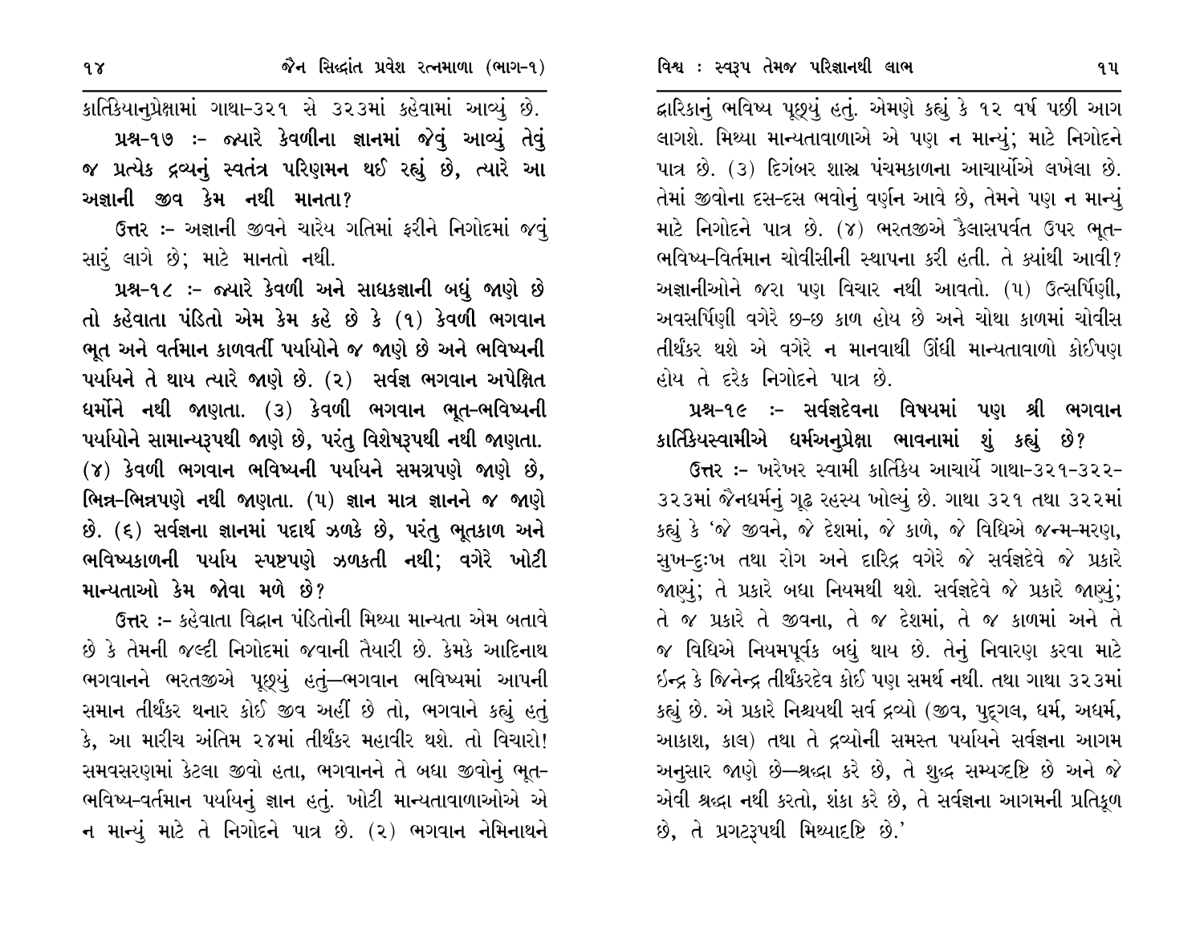કાર્તિકેયાનુપ્રેક્ષામાં ગાથા-૩૨૧ સે ૩૨૩માં કહેવામાં આવ્યું છે.

**પ્રશ્ન-૧૭ :- જ્યારે કેવળીના જ્ઞાનમાં જેવું આવ્યું તેવું જ પ્રત્યેક દ્રવ્યનું સ્વતંત્ર પરિણમન થઈ રહ્યું છે, ત્યારે આ અજ્ઞાની જીવ કેમ નથી માનતા?**

**ઉત્તર :-** અજ્ઞાની જીવને ચારેય ગતિમાં ફરીને નિગોદમાં જવું સારું લાગે છે; માટે માનતો નથી.

**પ્રશ્ન-૧૮ :- જ્યારે કેવળી અને સાધકજ્ઞાની બધું જાણે છે તો કહેવાતા પંડિતો એમ કેમ કહે છે કે (૧) કેવળી ભગવાન ભૂત અને વર્તમાન કાળવર્તી પર્યાયોને જ જાણે છે અને ભવિષ્યની પર્યાયને તે થાય ત્યારે જાણે છે. (૨) સર્વજ્ઞ ભગવાન અપેક્ષિત ધર્મોને નથી જાણતા. (૩) કેવળી ભગવાન ભૂત-ભવિષ્યની પર્યાયોને સામાન્યરૂપથી જાણે છે, પરંતુ વિશેષરૂપથી નથી જાણતા. (૪) કેવળી ભગવાન ભવિષ્યની પર્યાયને સમગ્રપણે જાણે છે, ભિન્ન-ભિન્નપણે નથી જાણતા. (૫) જ્ઞાન માત્ર જ્ઞાનને જ જાણે છે. (૬) સર્વજ્ઞના જ્ઞાનમાં પદાર્થ ઝળકે છે, પરંતુ ભૂતકાળ અને ભવિષ્યકાળની પર્યાય સ્પષ્ટપણે ઝળકતી નથી; વગેરે ખોટી માન્યતાઓ કેમ જોવા મળે છે?**

**ઉત્તર :-** કહેવાતા વિદ્વાન પંડિતોની મિથ્યા માન્યતા એમ બતાવે છે કે તેમની જલ્દી નિગોદમાં જવાની તૈયારી છે. કેમકે આદિનાથ ભગવાનને ભરતજીએ પૂછ્યું હતું—ભગવાન ભવિષ્યમાં આપની સમાન તીર્થંકર થનાર કોઈ જીવ અહીં છે તો, ભગવાને કહ્યું હતું કે, આ મારીચ અંતિમ ૨૪માં તીર્થંકર મહાવીર થશે. તો વિચારો! સમવસરણમાં કેટલા જીવો હતા, ભગવાનને તે બધા જીવોનું ભૂત-ભવિષ્ય-વર્તમાન પર્યાયનું જ્ઞાન હતું. ખોટી માન્યતાવાળાઓએ એ ન માન્યું માટે તે નિગોદને પાત્ર છે. (૨) ભગવાન નેમિનાથને દ્વારિકાનું ભવિષ્ય પૂછ્યું હતું. એમણે કહ્યું કે ૧૨ વર્ષ પછી આગ લાગશે. મિથ્યા માન્યતાવાળાએ એ પણ ન માન્યું; માટે નિગોદને પાત્ર છે. (૩) દિગંબર શાસ્ત્ર પંચમકાળના આચાર્યોએ લખેલા છે. તેમાં જીવોના દસ-દસ ભવોનું વર્ણન આવે છે, તેમને પણ ન માન્યું માટે નિગોદને પાત્ર છે. (૪) ભરતજીએ કૈલાસપર્વત ઉપર ભૂત-ભવિષ્ય-વિર્તમાન ચોવીસીની સ્થાપના કરી હતી. તે ક્યાંથી આવી? અજ્ઞાનીઓને જરા પણ વિચાર નથી આવતો. (૫) ઉત્સર્પિણી, અવસર્પિણી વગેરે છ-છ કાળ હોય છે અને ચોથા કાળમાં ચોવીસ તીર્થંકર થશે એ વગેરે ન માનવાથી ઊંધી માન્યતાવાળો કોઈપણ હોય તે દરેક નિગોદને પાત્ર છે.

**પ્રશ્ન-૧૯ :- સર્વજ્ઞદેવના વિષયમાં પણ શ્રી ભગવાન કાર્તિકેયસ્વામીએ ધર્મઅનુપ્રેક્ષા ભાવનામાં શું કહ્યું છે?**

**ઉત્તર :-** ખરેખર સ્વામી કાર્તિકેય આચાર્યે ગાથા-૩૨૧-૩૨૨-૩૨૩માં જૈનધર્મનું ગૂઢ રહસ્ય ખોલ્યું છે. ગાથા ૩૨૧ તથા ૩૨૨માં કહ્યું કે 'જે જીવને, જે દેશમાં, જે કાળે, જે વિધિએ જન્મ-મરણ, સુખ-દુઃખ તથા રોગ અને દારિદ્ર વગેરે જે સર્વજ્ઞદેવે જે પ્રકારે જાણ્યું; તે પ્રકારે બધા નિયમથી થશે. સર્વજ્ઞદેવે જે પ્રકારે જાણ્યું; તે જ પ્રકારે તે જીવના, તે જ દેશમાં, તે જ કાળમાં અને તે જ વિધિએ નિયમપૂર્વક બધું થાય છે. તેનું નિવારણ કરવા માટે ઈન્દ્ર કે જિનેન્દ્ર તીર્થંકરદેવ કોઈ પણ સમર્થ નથી. તથા ગાથા ૩૨૩માં કહ્યું છે. એ પ્રકારે નિશ્ચયથી સર્વ દ્રવ્યો (જીવ, પુદ્ગલ, ધર્મ, અધર્મ, આકાશ, કાલ) તથા તે દ્રવ્યોની સમસ્ત પર્યાયને સર્વજ્ઞના આગમ અનુસાર જાણે છે—શ્રદ્ધા કરે છે, તે શુદ્ધ સમ્યગ્દૃષ્ટિ છે અને જે એવી શ્રદ્ધા નથી કરતો, શંકા કરે છે, તે સર્વજ્ઞના આગમની પ્રતિકૂળ છે, તે પ્રગટરૂપથી મિથ્યાદૃષ્ટિ છે.'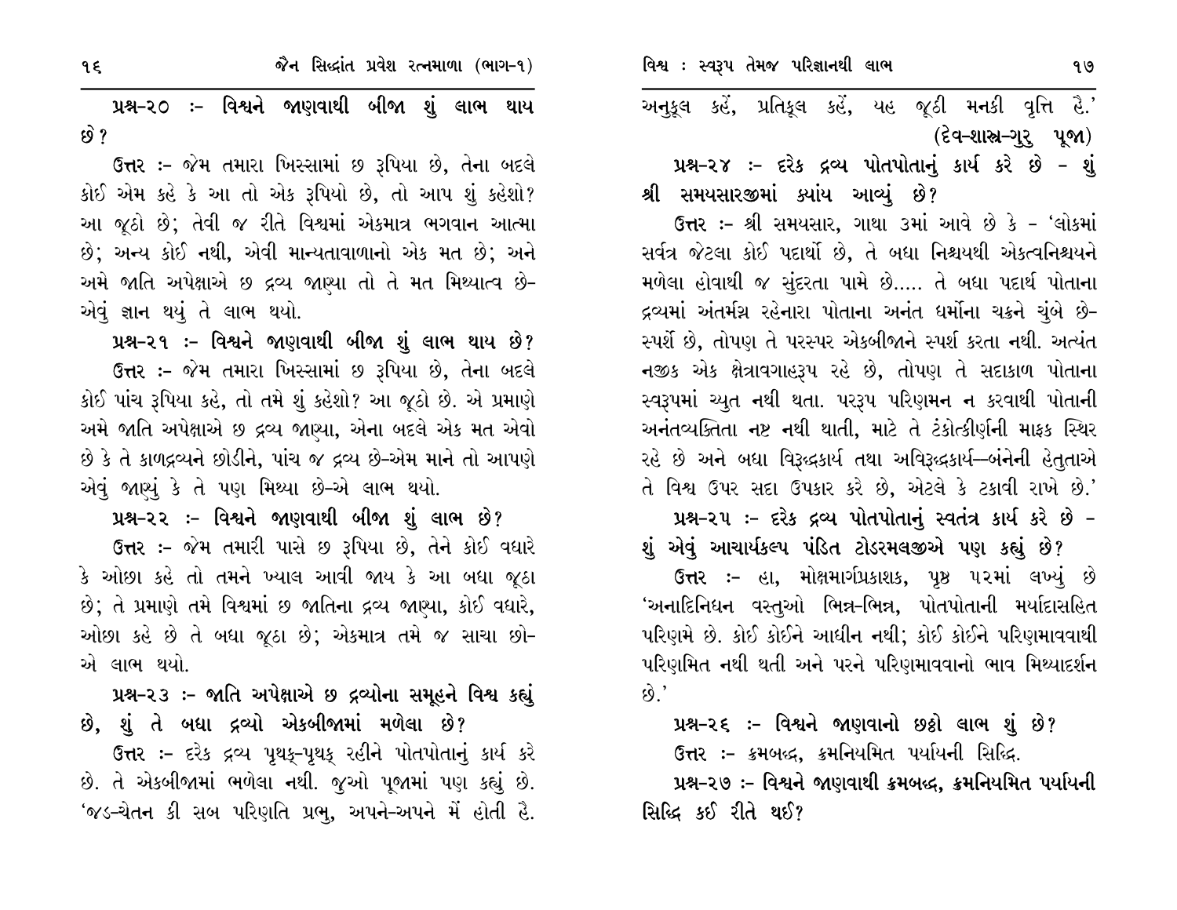**પ્રશ્ન-૨૦ :- વિશ્વને જાણવાથી બીજા શું લાભ થાય છે?**

ઉત્તર :- જેમ તમારા ખિસ્સામાં છ રૂપિયા છે, તેના બદલે કોઈ એમ કહે કે આ તો એક રૂપિયો છે, તો આપ શું કહેશો? આ જૂઠો છે; તેવી જ રીતે વિશ્વમાં એકમાત્ર ભગવાન આત્મા છે; અન્ય કોઈ નથી, એવી માન્યતાવાળાનો એક મત છે; અને અમે જાતિ અપેક્ષાએ છ દ્રવ્ય જાણ્યા તો તે મત મિથ્યાત્વ છે- એવું જ્ઞાન થયું તે લાભ થયો.

**પ્રશ્ન-૨૧ :- વિશ્વને જાણવાથી બીજા શું લાભ થાય છે?**

ઉત્તર :- જેમ તમારા ખિસ્સામાં છ રૂપિયા છે, તેના બદલે કોઈ પાંચ રૂપિયા કહે, તો તમે શું કહેશો? આ જૂઠો છે. એ પ્રમાણે અમે જાતિ અપેક્ષાએ છ દ્રવ્ય જાણ્યા, એના બદલે એક મત એવો છે કે તે કાળદ્રવ્યને છોડીને, પાંચ જ દ્રવ્ય છે-એમ માને તો આપણે એવું જાણ્યું કે તે પણ મિથ્યા છે-એ લાભ થયો.

**પ્રશ્ન-૨૨ :- વિશ્વને જાણવાથી બીજા શું લાભ છે?**

ઉત્તર :- જેમ તમારી પાસે છ રૂપિયા છે, તેને કોઈ વધારે કે ઓછા કહે તો તમને ખ્યાલ આવી જાય કે આ બધા જૂઠા છે; તે પ્રમાણે તમે વિશ્વમાં છ જાતિના દ્રવ્ય જાણ્યા, કોઈ વધારે, ઓછા કહે છે તે બધા જૂઠા છે; એકમાત્ર તમે જ સાચા છો- એ લાભ થયો.

**પ્રશ્ન-૨૩ :- જાતિ અપેક્ષાએ છ દ્રવ્યોના સમૂહને વિશ્વ કહ્યું છે, શું તે બધા દ્રવ્યો એકબીજામાં મળેલા છે?**

ઉત્તર :- દરેક દ્રવ્ય પૃથક્-પૃથક્ રહીને પોતપોતાનું કાર્ય કરે છે. તે એકબીજામાં ભળેલા નથી. જુઓ પૂજામાં પણ કહ્યું છે. 'જડ-ચેતન કી સબ પરિણતિ પ્રભુ, અપને-અપને મેં હોતી હૈ. અનુકૂલ કહેં, પ્રતિકૂલ કહેં, યહ જૂઠી મનકી વૃત્તિ હૈ.'

(દેવ-શાસ્ત્ર-ગુરુ પૂજા)

**પ્રશ્ન-૨૪ :- દરેક દ્રવ્ય પોતપોતાનું કાર્ય કરે છે - શું શ્રી સમયસારજીમાં ક્યાંય આવ્યું છે?**

ઉત્તર :- શ્રી સમયસાર, ગાથા ૩માં આવે છે કે - 'લોકમાં સર્વત્ર જેટલા કોઈ પદાર્થો છે, તે બધા નિશ્ચયથી એકત્વનિશ્ચયને મળેલા હોવાથી જ સુંદરતા પામે છે..... તે બધા પદાર્થ પોતાના દ્રવ્યમાં અંતર્મગ્ન રહેનારા પોતાના અનંત ધર્મોના ચક્રને ચુંબે છે- સ્પર્શે છે, તોપણ તે પરસ્પર એકબીજાને સ્પર્શ કરતા નથી. અત્યંત નજીક એક ક્ષેત્રાવગાહરૂપ રહે છે, તોપણ તે સદાકાળ પોતાના સ્વરૂપમાં ચ્યુત નથી થતા. પરરૂપ પરિણમન ન કરવાથી પોતાની અનંતવ્યક્તિતા નષ્ટ નથી થાતી, માટે તે ટંકોત્કીર્ણની માફક સ્થિર રહે છે અને બધા વિરુદ્ધકાર્ય તથા અવિરુદ્ધકાર્ય-બંનેની હેતુતાએ તે વિશ્વ ઉપર સદા ઉપકાર કરે છે, એટલે કે ટકાવી રાખે છે.'

**પ્રશ્ન-૨૫ :- દરેક દ્રવ્ય પોતપોતાનું સ્વતંત્ર કાર્ય કરે છે - શું એવું આચાર્યકલ્પ પંડિત ટોડરમલજીએ પણ કહ્યું છે?**

ઉત્તર :- હા, મોક્ષમાર્ગપ્રકાશક, પૃષ્ઠ ૫૨માં લખ્યું છે 'અનાદિનિધન વસ્તુઓ ભિન્ન-ભિન્ન, પોતપોતાની મર્યાદાસહિત પરિણમે છે. કોઈ કોઈને આધીન નથી; કોઈ કોઈને પરિણમાવવાથી પરિણમિત નથી થતી અને પરને પરિણમાવવાનો ભાવ મિથ્યાદર્શન છે.'

**પ્રશ્ન-૨૬ :- વિશ્વને જાણવાનો છઠ્ઠો લાભ શું છે?**

ઉત્તર :- ક્રમબદ્ધ, ક્રમનિયમિત પર્યાયની સિદ્ધિ.

**પ્રશ્ન-૨૭ :- વિશ્વને જાણવાથી ક્રમબદ્ધ, ક્રમનિયમિત પર્યાયની સિદ્ધિ કઈ રીતે થઈ?**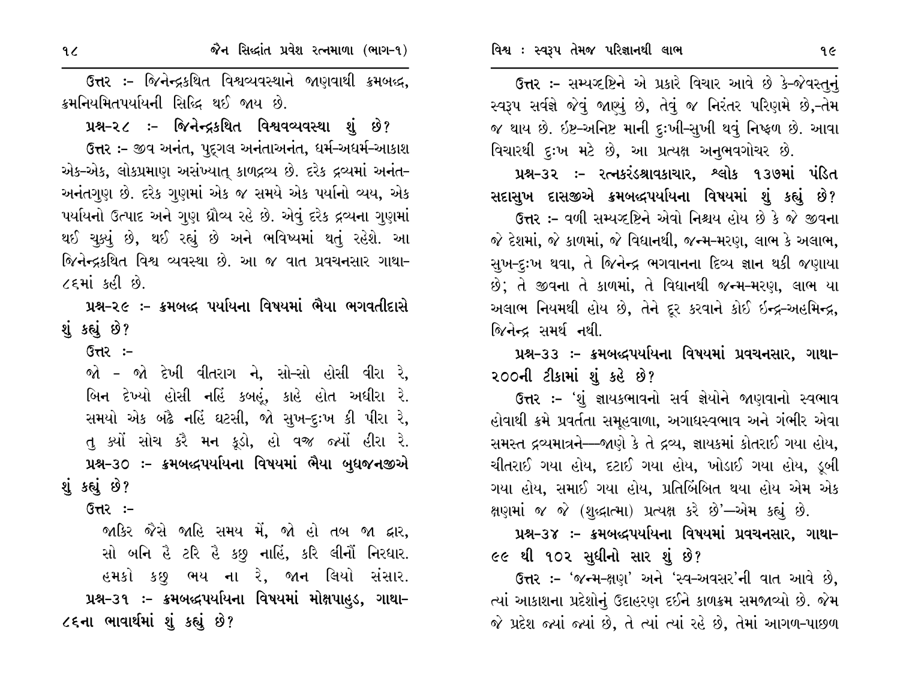**ઉત્તર :-** જિનેન્દ્રકથિત વિશ્વવ્યવસ્થાને જાણવાથી ક્રમબદ્ધ, ક્રમનિયમિતપર્યાયની સિદ્ધિ થઈ જાય છે.

**પ્રશ્ન-૨૮ :- જિનેન્દ્રકથિત વિશ્વવ્યવસ્થા શું છે?**

**ઉત્તર :-** જીવ અનંત, પુદ્ગલ અનંતાઅનંત, ધર્મ-અધર્મ-આકાશ એક-એક, લોકપ્રમાણ અસંખ્યાત્ કાળદ્રવ્ય છે. દરેક દ્રવ્યમાં અનંત-અનંતગુણ છે. દરેક ગુણમાં એક જ સમયે એક પર્યાનો વ્યય, એક પર્યાયનો ઉત્પાદ અને ગુણ ધ્રૌવ્ય રહે છે. એવું દરેક દ્રવ્યના ગુણમાં થઈ ચુક્યું છે, થઈ રહ્યું છે અને ભવિષ્યમાં થતું રહેશે. આ જિનેન્દ્રકથિત વિશ્વ વ્યવસ્થા છે. આ જ વાત પ્રવચનસાર ગાથા-૮૬માં કહી છે.

**પ્રશ્ન-૨૯ :- ક્રમબદ્ધ પર્યાયના વિષયમાં ભૈયા ભગવતીદાસે શું કહ્યું છે?**

**ઉત્તર :-**

જો - જો દેખી વીતરાગ ને, સો-સો હોસી વીરા રે,  
બિન દેખ્યો હોસી નહિં કબહૂં, કાહે હોત અધીરા રે.  
સમયો એક બઢૈ નહિં ઘટસી, જો સુખ-દુઃખ કી પીરા રે,  
તુ ક્યોં સોચ કરૈ મન કૂડો, હો વજ્ર જ્યોં હીરા રે.

**પ્રશ્ન-૩૦ :- ક્રમબદ્ધપર્યાયના વિષયમાં ભૈયા બુધજનજીએ શું કહ્યું છે?**

**ઉત્તર :-**

જાકિર જૈસે જાહિ સમય મેં, જો હો તબ જા દ્વાર,  
સો બનિ હૈ ટરિ હૈ કછુ નાહિં, કરિ લીનોં નિરધાર.  
હમકો કછુ ભય ના રે, જાન લિયો સંસાર.

**પ્રશ્ન-૩૧ :- ક્રમબદ્ધપર્યાયના વિષયમાં મોક્ષપાહુડ, ગાથા-૮૬ના ભાવાર્થમાં શું કહ્યું છે?**

**ઉત્તર :-** સમ્યગ્દૃષ્ટિને એ પ્રકારે વિચાર આવે છે કે-જેવસ્તુનું સ્વરૂપ સર્વજ્ઞે જેવું જાણ્યું છે, તેવું જ નિરંતર પરિણમે છે,-તેમ જ થાય છે. ઇષ્ટ-અનિષ્ટ માની દુઃખી-સુખી થવું નિષ્ફળ છે. આવા વિચારથી દુઃખ મટે છે, આ પ્રત્યક્ષ અનુભવગોચર છે.

**પ્રશ્ન-૩૨ :- રત્નકરંડશ્રાવકાચાર, શ્લોક ૧૩૭માં પંડિત સદાસુખ દાસજીએ ક્રમબદ્ધપર્યાયના વિષયમાં શું કહ્યું છે?**

**ઉત્તર :-** વળી સમ્યગ્દૃષ્ટિને એવો નિશ્ચય હોય છે કે જે જીવના જે દેશમાં, જે કાળમાં, જે વિધાનથી, જન્મ-મરણ, લાભ કે અલાભ, સુખ-દુઃખ થવા, તે જિનેન્દ્ર ભગવાનના દિવ્ય જ્ઞાન થકી જણાયા છે; તે જીવના તે કાળમાં, તે વિધાનથી જન્મ-મરણ, લાભ યા અલાભ નિયમથી હોય છે, તેને દૂર કરવાને કોઈ ઇન્દ્ર-અહમિન્દ્ર, જિનેન્દ્ર સમર્થ નથી.

**પ્રશ્ન-૩૩ :- ક્રમબદ્ધપર્યાયના વિષયમાં પ્રવચનસાર, ગાથા-૨૦૦ની ટીકામાં શું કહે છે?**

**ઉત્તર :-** 'શું જ્ઞાયકભાવનો સર્વ જ્ઞેયોને જાણવાનો સ્વભાવ હોવાથી ક્રમે પ્રવર્તતા સમૂહવાળા, અગાધસ્વભાવ અને ગંભીર એવા સમસ્ત દ્રવ્યમાત્રને—જાણે કે તે દ્રવ્ય, જ્ઞાયકમાં કોતરાઈ ગયા હોય, ચીતરાઈ ગયા હોય, દટાઈ ગયા હોય, ખોડાઈ ગયા હોય, ડૂબી ગયા હોય, સમાઈ ગયા હોય, પ્રતિબિંબિત થયા હોય એમ એક ક્ષણમાં જ જે (શુદ્ધાત્મા) પ્રત્યક્ષ કરે છે'—એમ કહ્યું છે.

**પ્રશ્ન-૩૪ :- ક્રમબદ્ધપર્યાયના વિષયમાં પ્રવચનસાર, ગાથા-૯૯ થી ૧૦૨ સુધીનો સાર શું છે?**

**ઉત્તર :-** 'જન્મ-ક્ષણ' અને 'સ્વ-અવસર'ની વાત આવે છે, ત્યાં આકાશના પ્રદેશોનું ઉદાહરણ દઈને કાળક્રમ સમજાવ્યો છે. જેમ જે પ્રદેશ જ્યાં જ્યાં છે, તે ત્યાં ત્યાં રહે છે, તેમાં આગળ-પાછળ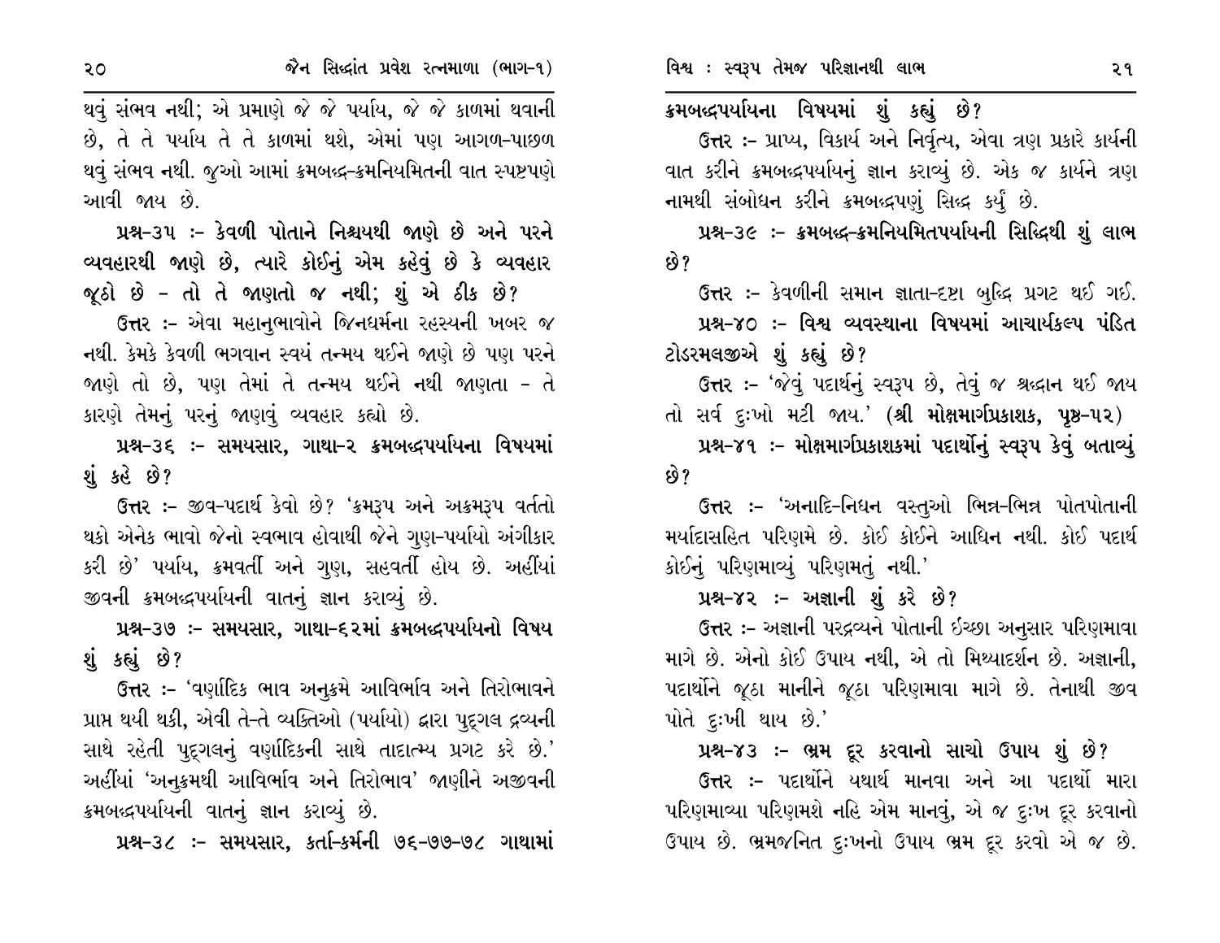થવું સંભવ નથી; એ પ્રમાણે જે જે પર્યાય, જે જે કાળમાં થવાની છે, તે તે પર્યાય તે તે કાળમાં થશે, એમાં પણ આગળ-પાછળ થવું સંભવ નથી. જુઓ આમાં ક્રમબદ્ધ-ક્રમનિયમિતની વાત સ્પષ્ટપણે આવી જાય છે.

**પ્રશ્ન-૩૫ :- કેવળી પોતાને નિશ્ચયથી જાણે છે અને પરને વ્યવહારથી જાણે છે, ત્યારે કોઈનું એમ કહેવું છે કે વ્યવહાર જૂઠો છે - તો તે જાણતો જ નથી; શું એ ઠીક છે?**

**ઉત્તર** :- એવા મહાનુભાવોને જિનધર્મના રહસ્યની ખબર જ નથી. કેમકે કેવળી ભગવાન સ્વયં તન્મય થઈને જાણે છે પણ પરને જાણે તો છે, પણ તેમાં તે તન્મય થઈને નથી જાણતા - તે કારણે તેમનું પરનું જાણવું વ્યવહાર કહ્યો છે.

**પ્રશ્ન-૩૬ :- સમયસાર, ગાથા-૨ ક્રમબદ્ધપર્યાયના વિષયમાં શું કહે છે?**

**ઉત્તર** :- જીવ-પદાર્થ કેવો છે? 'ક્રમરૂપ અને અક્રમરૂપ વર્તતો થકો એનેક ભાવો જેનો સ્વભાવ હોવાથી જેને ગુણ-પર્યાયો અંગીકાર કરી છે' પર્યાય, ક્રમવર્તી અને ગુણ, સહવર્તી હોય છે. અહીંયાં જીવની ક્રમબદ્ધપર્યાયની વાતનું જ્ઞાન કરાવ્યું છે.

**પ્રશ્ન-૩૭ :- સમયસાર, ગાથા-૬૨માં ક્રમબદ્ધપર્યાયનો વિષય શું કહ્યું છે?**

**ઉત્તર** :- 'વર્ણાદિક ભાવ અનુક્રમે આવિર્ભાવ અને તિરોભાવને પ્રાપ્ત થયી થકી, એવી તે-તે વ્યક્તિઓ (પર્યાયો) દ્વારા પુદ્ગલ દ્રવ્યની સાથે રહેતી પુદ્ગલનું વર્ણાદિકની સાથે તાદાત્મ્ય પ્રગટ કરે છે.' અહીંયાં 'અનુક્રમથી આવિર્ભાવ અને તિરોભાવ' જાણીને અજીવની ક્રમબદ્ધપર્યાયની વાતનું જ્ઞાન કરાવ્યું છે.

**પ્રશ્ન-૩૮ :- સમયસાર, કર્તા-કર્મની ૭૬-૭૭-૭૮ ગાથામાં ક્રમબદ્ધપર્યાયના વિષયમાં શું કહ્યું છે?**

**ઉત્તર** :- પ્રાપ્ય, વિકાર્ય અને નિર્વૃત્ય, એવા ત્રણ પ્રકારે કાર્યની વાત કરીને ક્રમબદ્ધપર્યાયનું જ્ઞાન કરાવ્યું છે. એક જ કાર્યને ત્રણ નામથી સંબોધન કરીને ક્રમબદ્ધપણું સિદ્ધ કર્યું છે.

**પ્રશ્ન-૩૯ :- ક્રમબદ્ધ-ક્રમનિયમિતપર્યાયની સિદ્ધિથી શું લાભ છે?**

**ઉત્તર** :- કેવળીની સમાન જ્ઞાતા-દૃષ્ટા બુદ્ધિ પ્રગટ થઈ ગઈ.

**પ્રશ્ન-૪૦ :- વિશ્વ વ્યવસ્થાના વિષયમાં આચાર્યકલ્પ પંડિત ટોડરમલજીએ શું કહ્યું છે?**

**ઉત્તર** :- 'જેવું પદાર્થનું સ્વરૂપ છે, તેવું જ શ્રદ્ધાન થઈ જાય તો સર્વ દુઃખો મટી જાય.' (**શ્રી મોક્ષમાર્ગપ્રકાશક, પૃષ્ઠ-૫૨**)

**પ્રશ્ન-૪૧ :- મોક્ષમાર્ગપ્રકાશકમાં પદાર્થોનું સ્વરૂપ કેવું બતાવ્યું છે?**

**ઉત્તર** :- 'અનાદિ-નિધન વસ્તુઓ ભિન્ન-ભિન્ન પોતપોતાની મર્યાદાસહિત પરિણમે છે. કોઈ કોઈને આધિન નથી. કોઈ પદાર્થ કોઈનું પરિણમાવ્યું પરિણમતું નથી.'

**પ્રશ્ન-૪૨ :- અજ્ઞાની શું કરે છે?**

**ઉત્તર** :- અજ્ઞાની પરદ્રવ્યને પોતાની ઇચ્છા અનુસાર પરિણમાવા માગે છે. એનો કોઈ ઉપાય નથી, એ તો મિથ્યાદર્શન છે. અજ્ઞાની, પદાર્થોને જૂઠા માનીને જૂઠા પરિણમાવા માગે છે. તેનાથી જીવ પોતે દુઃખી થાય છે.'

**પ્રશ્ન-૪૩ :- ભ્રમ દૂર કરવાનો સાચો ઉપાય શું છે?**

**ઉત્તર** :- પદાર્થોને યથાર્થ માનવા અને આ પદાર્થો મારા પરિણમાવ્યા પરિણમશે નહિ એમ માનવું, એ જ દુઃખ દૂર કરવાનો ઉપાય છે. ભ્રમજનિત દુઃખનો ઉપાય ભ્રમ દૂર કરવો એ જ છે.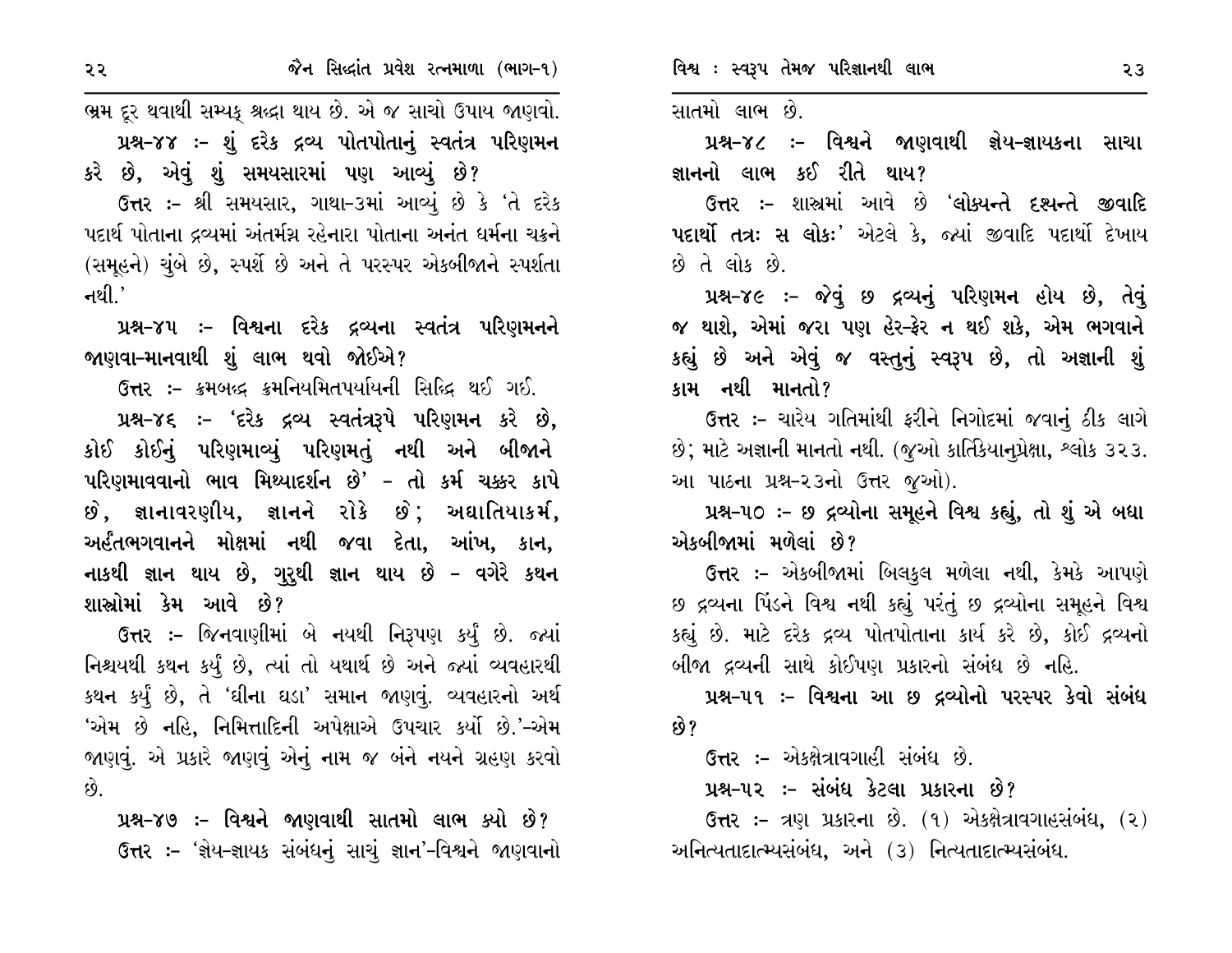ભ્રમ દૂર થવાથી સમ્યક્ શ્રદ્ધા થાય છે. એ જ સાચો ઉપાય જાણવો.

**પ્રશ્ન-૪૪ :- શું દરેક દ્રવ્ય પોતપોતાનું સ્વતંત્ર પરિણમન કરે છે, એવું શું સમયસારમાં પણ આવ્યું છે?**

ઉત્તર :- શ્રી સમયસાર, ગાથા-૩માં આવ્યું છે કે 'તે દરેક પદાર્થ પોતાના દ્રવ્યમાં અંતર્મગ્ન રહેનારા પોતાના અનંત ધર્મના ચક્રને (સમૂહને) ચુંબે છે, સ્પર્શે છે અને તે પરસ્પર એકબીજાને સ્પર્શતા નથી.'

**પ્રશ્ન-૪૫ :- વિશ્વના દરેક દ્રવ્યના સ્વતંત્ર પરિણમનને જાણવા-માનવાથી શું લાભ થવો જોઈએ?**

ઉત્તર :- ક્રમબદ્ધ ક્રમનિયમિતપર્યાયની સિદ્ધિ થઈ ગઈ.

**પ્રશ્ન-૪૬ :- 'દરેક દ્રવ્ય સ્વતંત્રરૂપે પરિણમન કરે છે, કોઈ કોઈનું પરિણમાવ્યું પરિણમતું નથી અને બીજાને પરિણમાવવાનો ભાવ મિથ્યાદર્શન છે' - તો કર્મ ચક્કર કાપે છે, જ્ઞાનાવરણીય, જ્ઞાનને રોકે છે; અઘાતિયાકર્મ, અર્હંતભગવાનને મોક્ષમાં નથી જવા દેતા, આંખ, કાન, નાકથી જ્ઞાન થાય છે, ગુરુથી જ્ઞાન થાય છે - વગેરે કથન શાસ્ત્રોમાં કેમ આવે છે?**

ઉત્તર :- જિનવાણીમાં બે નયથી નિરૂપણ કર્યું છે. જ્યાં નિશ્ચયથી કથન કર્યું છે, ત્યાં તો યથાર્થ છે અને જ્યાં વ્યવહારથી કથન કર્યું છે, તે 'ઘીના ઘડા' સમાન જાણવું. વ્યવહારનો અર્થ 'એમ છે નહિ, નિમિત્તાદિની અપેક્ષાએ ઉપચાર કર્યો છે.'-એમ જાણવું. એ પ્રકારે જાણવું એનું નામ જ બંને નયને ગ્રહણ કરવો છે.

**પ્રશ્ન-૪૭ :- વિશ્વને જાણવાથી સાતમો લાભ ક્યો છે?**

ઉત્તર :- 'જ્ઞેય-જ્ઞાયક સંબંધનું સાચું જ્ઞાન'-વિશ્વને જાણવાનો સાતમો લાભ છે.

**પ્રશ્ન-૪૮ :- વિશ્વને જાણવાથી જ્ઞેય-જ્ઞાયકના સાચા જ્ઞાનનો લાભ કઈ રીતે થાય?**

ઉત્તર :- શાસ્ત્રમાં આવે છે **'લોક્યન્તે દશ્યન્તે જીવાદિ પદાર્થો તત્રઃ સ લોકઃ'** એટલે કે, જ્યાં જીવાદિ પદાર્થો દેખાય છે તે લોક છે.

**પ્રશ્ન-૪૯ :- જેવું છ દ્રવ્યનું પરિણમન હોય છે, તેવું જ થાશે, એમાં જરા પણ હેર-ફેર ન થઈ શકે, એમ ભગવાને કહ્યું છે અને એવું જ વસ્તુનું સ્વરૂપ છે, તો અજ્ઞાની શું કામ નથી માનતો?**

ઉત્તર :- ચારેય ગતિમાંથી ફરીને નિગોદમાં જવાનું ઠીક લાગે છે; માટે અજ્ઞાની માનતો નથી. (જુઓ કાર્તિકિયાનુપ્રેક્ષા, શ્લોક ૩૨૩. આ પાઠના પ્રશ્ન-૨૩નો ઉત્તર જુઓ).

**પ્રશ્ન-૫૦ :- છ દ્રવ્યોના સમૂહને વિશ્વ કહ્યું, તો શું એ બધા એકબીજામાં મળેલાં છે?**

ઉત્તર :- એકબીજામાં બિલકુલ મળેલા નથી, કેમકે આપણે છ દ્રવ્યના પિંડને વિશ્વ નથી કહ્યું પરંતુ છ દ્રવ્યોના સમૂહને વિશ્વ કહ્યું છે. માટે દરેક દ્રવ્ય પોતપોતાના કાર્ય કરે છે, કોઈ દ્રવ્યનો બીજા દ્રવ્યની સાથે કોઈપણ પ્રકારનો સંબંધ છે નહિ.

**પ્રશ્ન-૫૧ :- વિશ્વના આ છ દ્રવ્યોનો પરસ્પર કેવો સંબંધ છે?**

ઉત્તર :- એકક્ષેત્રાવગાહી સંબંધ છે.

**પ્રશ્ન-૫૨ :- સંબંધ કેટલા પ્રકારના છે?**

ઉત્તર :- ત્રણ પ્રકારના છે. (૧) એકક્ષેત્રાવગાહસંબંધ, (૨) અનિત્યતાદાત્મ્યસંબંધ, અને (૩) નિત્યતાદાત્મ્યસંબંધ.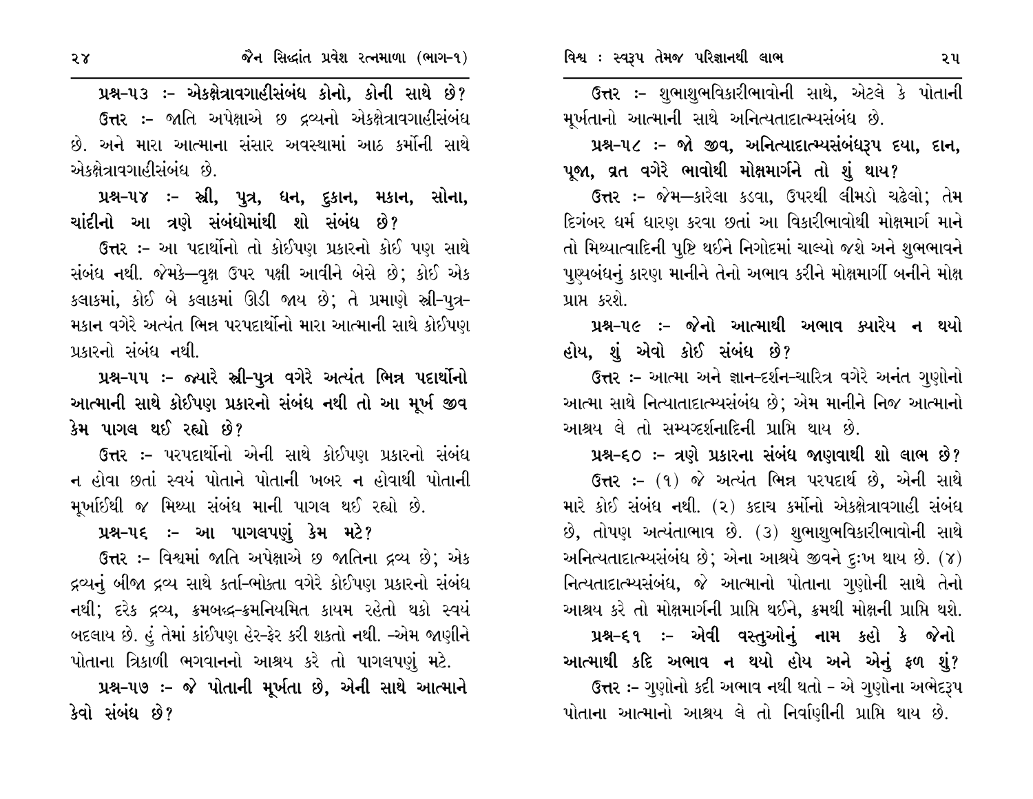**પ્રશ્ન-૫૩ :- એકક્ષેત્રાવગાહીસંબંધ કોનો, કોની સાથે છે?**

ઉત્તર :- જાતિ અપેક્ષાએ છ દ્રવ્યનો એકક્ષેત્રાવગાહીસંબંધ છે. અને મારા આત્માના સંસાર અવસ્થામાં આઠ કર્મોની સાથે એકક્ષેત્રાવગાહીસંબંધ છે.

**પ્રશ્ન-૫૪ :- સ્ત્રી, પુત્ર, ધન, દુકાન, મકાન, સોના, ચાંદીનો આ ત્રણે સંબંધોમાંથી શો સંબંધ છે?**

ઉત્તર :- આ પદાર્થોનો તો કોઈપણ પ્રકારનો કોઈ પણ સાથે સંબંધ નથી. જેમકે—વૃક્ષ ઉપર પક્ષી આવીને બેસે છે; કોઈ એક કલાકમાં, કોઈ બે કલાકમાં ઊડી જાય છે; તે પ્રમાણે સ્ત્રી-પુત્ર-મકાન વગેરે અત્યંત ભિન્ન પરપદાર્થોનો મારા આત્માની સાથે કોઈપણ પ્રકારનો સંબંધ નથી.

**પ્રશ્ન-૫૫ :- જ્યારે સ્ત્રી-પુત્ર વગેરે અત્યંત ભિન્ન પદાર્થોનો આત્માની સાથે કોઈપણ પ્રકારનો સંબંધ નથી તો આ મૂર્ખ જીવ કેમ પાગલ થઈ રહ્યો છે?**

ઉત્તર :- પરપદાર્થોનો એની સાથે કોઈપણ પ્રકારનો સંબંધ ન હોવા છતાં સ્વયં પોતાને પોતાની ખબર ન હોવાથી પોતાની મૂર્ખાઈથી જ મિથ્યા સંબંધ માની પાગલ થઈ રહ્યો છે.

**પ્રશ્ન-૫૬ :- આ પાગલપણું કેમ મટે?**

ઉત્તર :- વિશ્વમાં જાતિ અપેક્ષાએ છ જાતિના દ્રવ્ય છે; એક દ્રવ્યનું બીજા દ્રવ્ય સાથે કર્તા-ભોક્તા વગેરે કોઈપણ પ્રકારનો સંબંધ નથી; દરેક દ્રવ્ય, ક્રમબદ્ધ-ક્રમનિયમિત કાયમ રહેતો થકો સ્વયં બદલાય છે. હું તેમાં કાંઈપણ હેર-ફેર કરી શકતો નથી. -એમ જાણીને પોતાના ત્રિકાળી ભગવાનનો આશ્રય કરે તો પાગલપણું મટે.

**પ્રશ્ન-૫૭ :- જે પોતાની મૂર્ખતા છે, એની સાથે આત્માને કેવો સંબંધ છે?**

ઉત્તર :- શુભાશુભવિકારીભાવોની સાથે, એટલે કે પોતાની મૂર્ખતાનો આત્માની સાથે અનિત્યતાદાત્મ્યસંબંધ છે.

**પ્રશ્ન-૫૮ :- જો જીવ, અનિત્યાદાત્મ્યસંબંધરૂપ દયા, દાન, પૂજા, વ્રત વગેરે ભાવોથી મોક્ષમાર્ગને તો શું થાય?**

ઉત્તર :- જેમ—કારેલા કડવા, ઉપરથી લીમડો ચઢેલો; તેમ દિગંબર ધર્મ ધારણ કરવા છતાં આ વિકારીભાવોથી મોક્ષમાર્ગ માને તો મિથ્યાત્વાદિની પુષ્ટિ થઈને નિગોદમાં ચાલ્યો જશે અને શુભભાવને પુણ્યબંધનું કારણ માનીને તેનો અભાવ કરીને મોક્ષમાર્ગી બનીને મોક્ષ પ્રાપ્ત કરશે.

**પ્રશ્ન-૫૯ :- જેનો આત્માથી અભાવ ક્યારેય ન થયો હોય, શું એવો કોઈ સંબંધ છે?**

ઉત્તર :- આત્મા અને જ્ઞાન-દર્શન-ચારિત્ર વગેરે અનંત ગુણોનો આત્મા સાથે નિત્યાતાદાત્મ્યસંબંધ છે; એમ માનીને નિજ આત્માનો આશ્રય લે તો સમ્યગ્દર્શનાદિની પ્રાપ્તિ થાય છે.

**પ્રશ્ન-૬૦ :- ત્રણે પ્રકારના સંબંધ જાણવાથી શો લાભ છે?**

ઉત્તર :- (૧) જે અત્યંત ભિન્ન પરપદાર્થ છે, એની સાથે મારે કોઈ સંબંધ નથી. (૨) કદાચ કર્મોનો એકક્ષેત્રાવગાહી સંબંધ છે, તોપણ અત્યંતાભાવ છે. (૩) શુભાશુભવિકારીભાવોની સાથે અનિત્યતાદાત્મ્યસંબંધ છે; એના આશ્રયે જીવને દુઃખ થાય છે. (૪) નિત્યતાદાત્મ્યસંબંધ, જે આત્માનો પોતાના ગુણોની સાથે તેનો આશ્રય કરે તો મોક્ષમાર્ગની પ્રાપ્તિ થઈને, ક્રમથી મોક્ષની પ્રાપ્તિ થશે.

**પ્રશ્ન-૬૧ :- એવી વસ્તુઓનું નામ કહો કે જેનો આત્માથી કદિ અભાવ ન થયો હોય અને એનું ફળ શું?**

ઉત્તર :- ગુણોનો કદી અભાવ નથી થતો - એ ગુણોના અભેદરૂપ પોતાના આત્માનો આશ્રય લે તો નિર્વાણીની પ્રાપ્તિ થાય છે.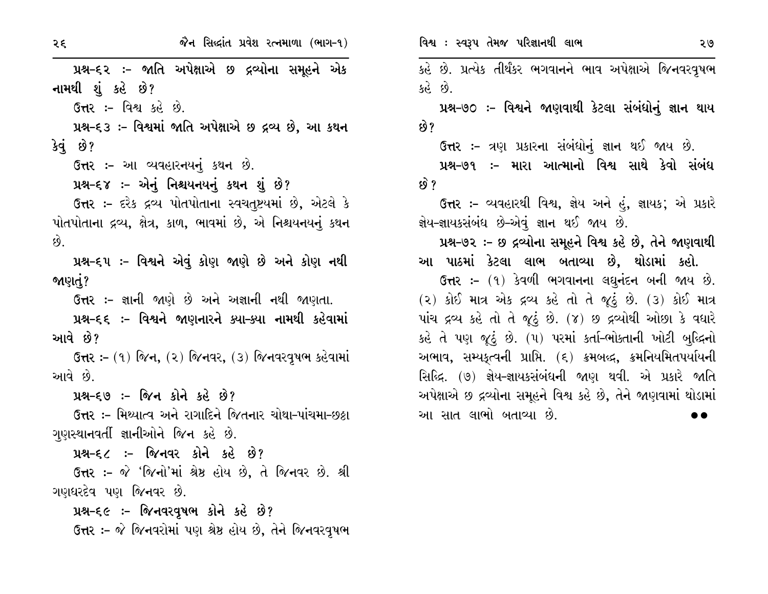**પ્રશ્ન-૬૨ :- જાતિ અપેક્ષાએ છ દ્રવ્યોના સમૂહને એક નામથી શું કહે છે?**

ઉત્તર :- વિશ્વ કહે છે.

**પ્રશ્ન-૬૩ :- વિશ્વમાં જાતિ અપેક્ષાએ છ દ્રવ્ય છે, આ કથન કેવું છે?**

ઉત્તર :- આ વ્યવહારનયનું કથન છે.

**પ્રશ્ન-૬૪ :- એનું નિશ્ચયનયનું કથન શું છે?**

ઉત્તર :- દરેક દ્રવ્ય પોતપોતાના સ્વચતુષ્ટયમાં છે, એટલે કે પોતપોતાના દ્રવ્ય, ક્ષેત્ર, કાળ, ભાવમાં છે, એ નિશ્ચયનયનું કથન છે.

**પ્રશ્ન-૬૫ :- વિશ્વને એવું કોણ જાણે છે અને કોણ નથી જાણતું?**

ઉત્તર :- જ્ઞાની જાણે છે અને અજ્ઞાની નથી જાણતા.

**પ્રશ્ન-૬૬ :- વિશ્વને જાણનારને ક્યા-ક્યા નામથી કહેવામાં આવે છે?**

ઉત્તર :- (૧) જિન, (૨) જિનવર, (૩) જિનવરવૃષભ કહેવામાં આવે છે.

**પ્રશ્ન-૬૭ :- જિન કોને કહે છે?**

ઉત્તર :- મિથ્યાત્વ અને રાગાદિને જિતનાર ચોથા-પાંચમા-છઠ્ઠા ગુણસ્થાનવર્તી જ્ઞાનીઓને જિન કહે છે.

**પ્રશ્ન-૬૮ :- જિનવર કોને કહે છે?**

ઉત્તર :- જે 'જિનો'માં શ્રેષ્ઠ હોય છે, તે જિનવર છે. શ્રી ગણધરદેવ પણ જિનવર છે.

**પ્રશ્ન-૬૯ :- જિનવરવૃષભ કોને કહે છે?**

ઉત્તર :- જે જિનવરોમાં પણ શ્રેષ્ઠ હોય છે, તેને જિનવરવૃષભ કહે છે. પ્રત્યેક તીર્થંકર ભગવાનને ભાવ અપેક્ષાએ જિનવરવૃષભ કહે છે.

**પ્રશ્ન-૭૦ :- વિશ્વને જાણવાથી કેટલા સંબંધોનું જ્ઞાન થાય છે?**

ઉત્તર :- ત્રણ પ્રકારના સંબંધોનું જ્ઞાન થઈ જાય છે.

**પ્રશ્ન-૭૧ :- મારા આત્માનો વિશ્વ સાથે કેવો સંબંધ છે?**

ઉત્તર :- વ્યવહારથી વિશ્વ, જ્ઞેય અને હું, જ્ઞાયક; એ પ્રકારે જ્ઞેય-જ્ઞાયકસંબંધ છે-એવું જ્ઞાન થઈ જાય છે.

**પ્રશ્ન-૭૨ :- છ દ્રવ્યોના સમૂહને વિશ્વ કહે છે, તેને જાણવાથી આ પાઠમાં કેટલા લાભ બતાવ્યા છે, થોડામાં કહો.**

ઉત્તર :- (૧) કેવળી ભગવાનના લઘુનંદન બની જાય છે. (૨) કોઈ માત્ર એક દ્રવ્ય કહે તો તે જૂઠું છે. (૩) કોઈ માત્ર પાંચ દ્રવ્ય કહે તો તે જૂઠું છે. (૪) છ દ્રવ્યોથી ઓછા કે વધારે કહે તે પણ જૂઠું છે. (૫) પરમાં કર્તા-ભોક્તાની ખોટી બુદ્ધિનો અભાવ, સમ્યક્ત્વની પ્રાપ્તિ. (૬) ક્રમબદ્ધ, ક્રમનિયમિતપર્યાયની સિદ્ધિ. (૭) જ્ઞેય-જ્ઞાયકસંબંધની જાણ થવી. એ પ્રકારે જાતિ અપેક્ષાએ છ દ્રવ્યોના સમૂહને વિશ્વ કહે છે, તેને જાણવામાં થોડામાં આ સાત લાભો બતાવ્યા છે.

●●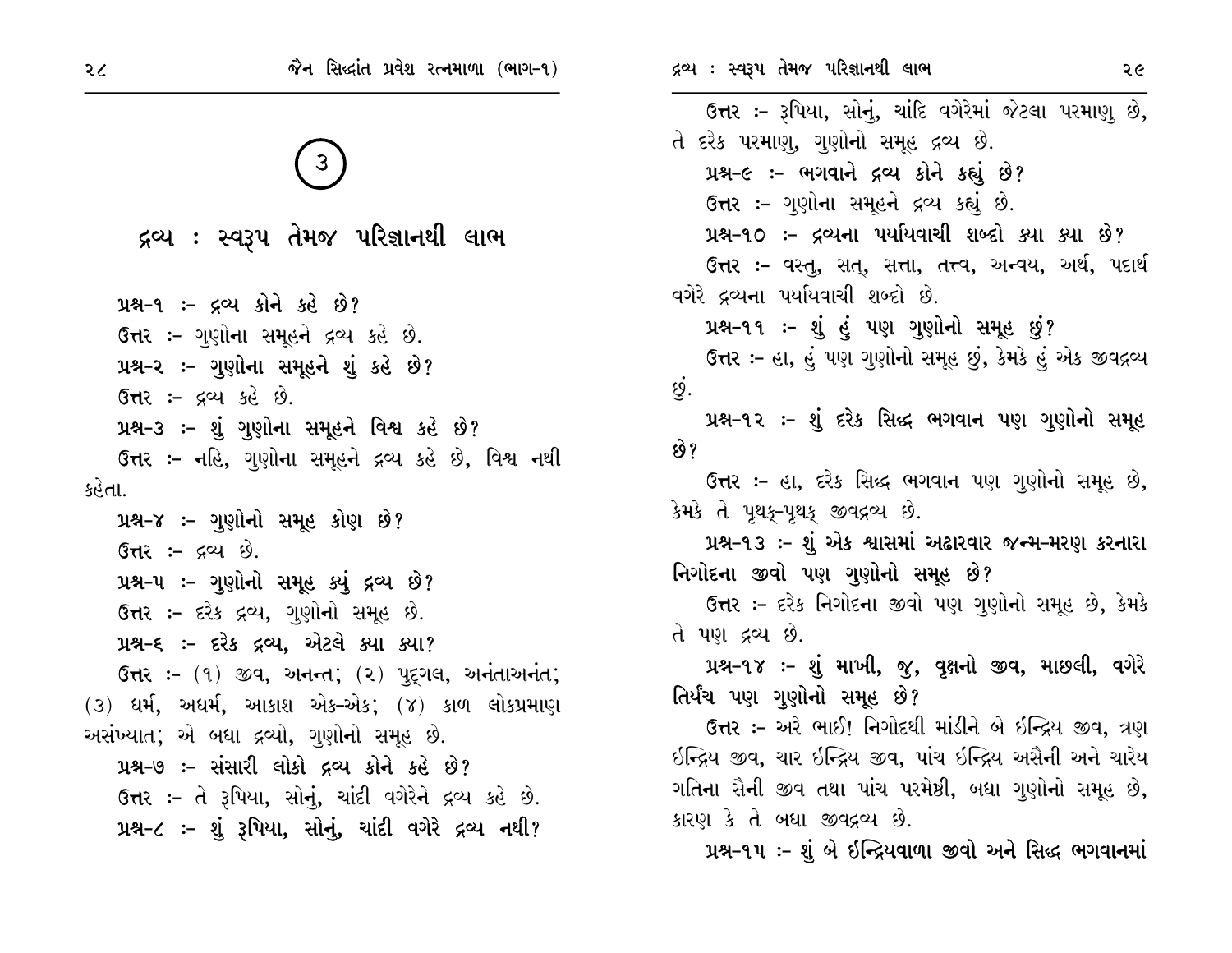## ③

# દ્રવ્ય : સ્વરૂપ તેમજ પરિજ્ઞાનથી લાભ

**પ્રશ્ન-૧ :- દ્રવ્ય કોને કહે છે?**

ઉત્તર :- ગુણોના સમૂહને દ્રવ્ય કહે છે.

**પ્રશ્ન-૨ :- ગુણોના સમૂહને શું કહે છે?**

ઉત્તર :- દ્રવ્ય કહે છે.

**પ્રશ્ન-૩ :- શું ગુણોના સમૂહને વિશ્વ કહે છે?**

ઉત્તર :- નહિ, ગુણોના સમૂહને દ્રવ્ય કહે છે, વિશ્વ નથી કહેતા.

**પ્રશ્ન-૪ :- ગુણોનો સમૂહ કોણ છે?**

ઉત્તર :- દ્રવ્ય છે.

**પ્રશ્ન-૫ :- ગુણોનો સમૂહ ક્યું દ્રવ્ય છે?**

ઉત્તર :- દરેક દ્રવ્ય, ગુણોનો સમૂહ છે.

**પ્રશ્ન-૬ :- દરેક દ્રવ્ય, એટલે ક્યા ક્યા?**

ઉત્તર :- (૧) જીવ, અનન્ત; (૨) પુદ્‌ગલ, અનંતાઅનંત; (૩) ધર્મ, અધર્મ, આકાશ એક-એક; (૪) કાળ લોકપ્રમાણ અસંખ્યાત; એ બધા દ્રવ્યો, ગુણોનો સમૂહ છે.

**પ્રશ્ન-૭ :- સંસારી લોકો દ્રવ્ય કોને કહે છે?**

ઉત્તર :- તે રૂપિયા, સોનું, ચાંદી વગેરેને દ્રવ્ય કહે છે.

**પ્રશ્ન-૮ :- શું રૂપિયા, સોનું, ચાંદી વગેરે દ્રવ્ય નથી?**

ઉત્તર :- રૂપિયા, સોનું, ચાંદિ વગેરેમાં જેટલા પરમાણુ છે, તે દરેક પરમાણુ, ગુણોનો સમૂહ દ્રવ્ય છે.

**પ્રશ્ન-૯ :- ભગવાને દ્રવ્ય કોને કહ્યું છે?**

ઉત્તર :- ગુણોના સમૂહને દ્રવ્ય કહ્યું છે.

**પ્રશ્ન-૧૦ :- દ્રવ્યના પર્યાયવાચી શબ્દો ક્યા ક્યા છે?**

ઉત્તર :- વસ્તુ, સત્, સત્તા, તત્ત્વ, અન્વય, અર્થ, પદાર્થ વગેરે દ્રવ્યના પર્યાયવાચી શબ્દો છે.

**પ્રશ્ન-૧૧ :- શું હું પણ ગુણોનો સમૂહ છું?**

ઉત્તર :- હા, હું પણ ગુણોનો સમૂહ છું, કેમકે હું એક જીવદ્રવ્ય છું.

**પ્રશ્ન-૧૨ :- શું દરેક સિદ્ધ ભગવાન પણ ગુણોનો સમૂહ છે?**

ઉત્તર :- હા, દરેક સિદ્ધ ભગવાન પણ ગુણોનો સમૂહ છે, કેમકે તે પૃથક્-પૃથક્ જીવદ્રવ્ય છે.

**પ્રશ્ન-૧૩ :- શું એક શ્વાસમાં અઢારવાર જન્મ-મરણ કરનારા નિગોદના જીવો પણ ગુણોનો સમૂહ છે?**

ઉત્તર :- દરેક નિગોદના જીવો પણ ગુણોનો સમૂહ છે, કેમકે તે પણ દ્રવ્ય છે.

**પ્રશ્ન-૧૪ :- શું માખી, જુ, વૃક્ષનો જીવ, માછલી, વગેરે તિર્યંચ પણ ગુણોનો સમૂહ છે?**

ઉત્તર :- અરે ભાઈ! નિગોદથી માંડીને બે ઈન્દ્રિય જીવ, ત્રણ ઈન્દ્રિય જીવ, ચાર ઈન્દ્રિય જીવ, પાંચ ઈન્દ્રિય અસૈની અને ચારેય ગતિના સૈની જીવ તથા પાંચ પરમેષ્ઠી, બધા ગુણોનો સમૂહ છે, કારણ કે તે બધા જીવદ્રવ્ય છે.

**પ્રશ્ન-૧૫ :- શું બે ઈન્દ્રિયવાળા જીવો અને સિદ્ધ ભગવાનમાં**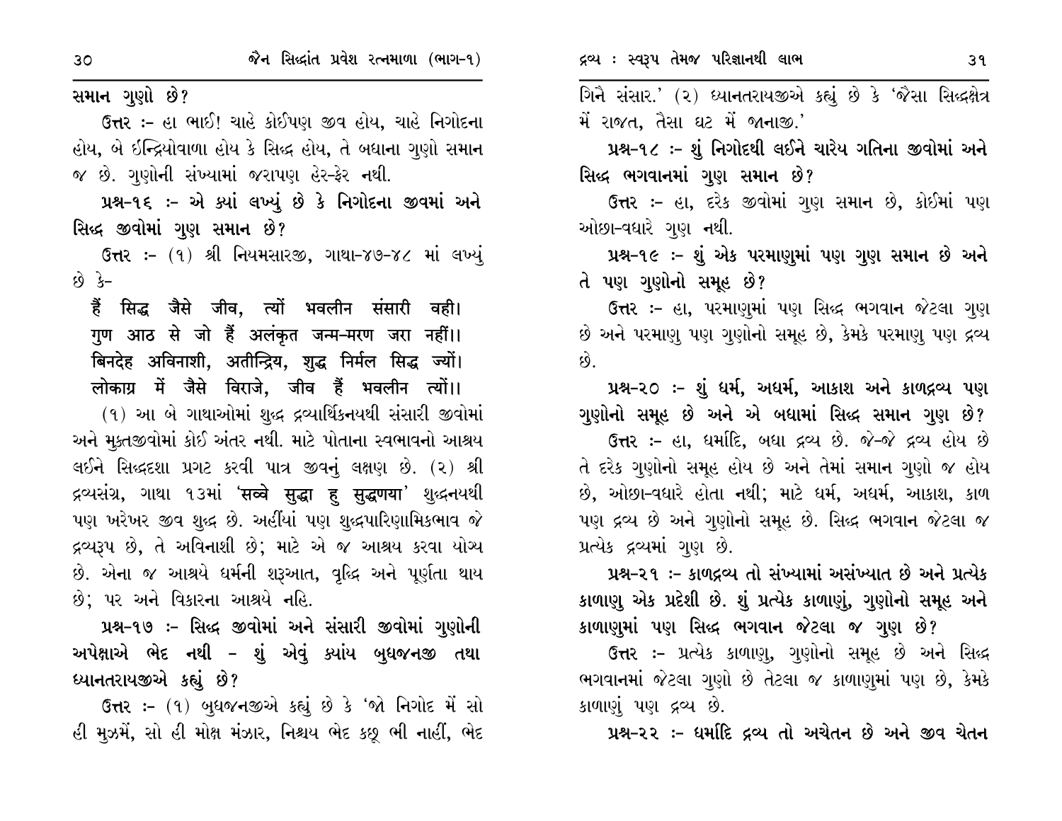સમાન ગુણો છે?

**ઉત્તર** :- હા ભાઈ! ચાહે કોઈપણ જીવ હોય, ચાહે નિગોદના હોય, બે ઈન્દ્રિયોવાળા હોય કે સિદ્ધ હોય, તે બધાના ગુણો સમાન જ છે. ગુણોની સંખ્યામાં જરાપણ હેર-ફેર નથી.

**પ્રશ્ન-૧૬ :- એ ક્યાં લખ્યું છે કે નિગોદના જીવમાં અને સિદ્ધ જીવોમાં ગુણ સમાન છે?**

**ઉત્તર** :- (૧) શ્રી નિયમસારજી, ગાથા-૪૭-૪૮ માં લખ્યું છે કે-

**हैं सिद्ध जैसे जीव, त्यों भवलीन संसारी वही।**
**गुण आठ से जो हैं अलंकृत जन्म-मरण जरा नहीं।।**
**बिनदेह अविनाशी, अतीन्द्रिय, शुद्ध निर्मल सिद्ध ज्यों।**
**लोकाग्र में जैसे विराजे, जीव हैं भवलीन त्यों।।**

(૧) આ બે ગાથાઓમાં શુદ્ધ દ્રવ્યાર્થિકનયથી સંસારી જીવોમાં અને મુક્તજીવોમાં કોઈ અંતર નથી. માટે પોતાના સ્વભાવનો આશ્રય લઈને સિદ્ધદશા પ્રગટ કરવી પાત્ર જીવનું લક્ષણ છે. (૨) શ્રી દ્રવ્યસંગ્ર, ગાથા ૧૩માં '**सव्वे सुद्धा हु सुद्धणया**' શુદ્ધનયથી પણ ખરેખર જીવ શુદ્ધ છે. અહીંયાં પણ શુદ્ધપારિણામિકભાવ જે દ્રવ્યરૂપ છે, તે અવિનાશી છે; માટે એ જ આશ્રય કરવા યોગ્ય છે. એના જ આશ્રયે ધર્મની શરૂઆત, વૃદ્ધિ અને પૂર્ણતા થાય છે; પર અને વિકારના આશ્રયે નહિ.

**પ્રશ્ન-૧૭ :- સિદ્ધ જીવોમાં અને સંસારી જીવોમાં ગુણોની અપેક્ષાએ ભેદ નથી - શું એવું ક્યાંય બુધજનજી તથા ધ્યાનતરાયજીએ કહ્યું છે?**

**ઉત્તર** :- (૧) બુધજનજીએ કહ્યું છે કે 'જો નિગોદ મેં સો હી મુઝમેં, સો હી મોક્ષ મંઝાર, નિશ્ચય ભેદ કછૂ ભી નાહીં, ભેદ ગિનૈ સંસાર.' (૨) ધ્યાનતરાયજીએ કહ્યું છે કે 'જૈસા સિદ્ધક્ષેત્ર મેં રાજત, તૈસા ઘટ મેં જાનાજી.'

**પ્રશ્ન-૧૮ :- શું નિગોદથી લઈને ચારેય ગતિના જીવોમાં અને સિદ્ધ ભગવાનમાં ગુણ સમાન છે?**

**ઉત્તર** :- હા, દરેક જીવોમાં ગુણ સમાન છે, કોઈમાં પણ ઓછા-વધારે ગુણ નથી.

**પ્રશ્ન-૧૯ :- શું એક પરમાણુમાં પણ ગુણ સમાન છે અને તે પણ ગુણોનો સમૂહ છે?**

**ઉત્તર** :- હા, પરમાણુમાં પણ સિદ્ધ ભગવાન જેટલા ગુણ છે અને પરમાણુ પણ ગુણોનો સમૂહ છે, કેમકે પરમાણુ પણ દ્રવ્ય છે.

**પ્રશ્ન-૨૦ :- શું ધર્મ, અધર્મ, આકાશ અને કાળદ્રવ્ય પણ ગુણોનો સમૂહ છે અને એ બધામાં સિદ્ધ સમાન ગુણ છે?**

**ઉત્તર** :- હા, ધર્માદિ, બધા દ્રવ્ય છે. જે-જે દ્રવ્ય હોય છે તે દરેક ગુણોનો સમૂહ હોય છે અને તેમાં સમાન ગુણો જ હોય છે, ઓછા-વધારે હોતા નથી; માટે ધર્મ, અધર્મ, આકાશ, કાળ પણ દ્રવ્ય છે અને ગુણોનો સમૂહ છે. સિદ્ધ ભગવાન જેટલા જ પ્રત્યેક દ્રવ્યમાં ગુણ છે.

**પ્રશ્ન-૨૧ :- કાળદ્રવ્ય તો સંખ્યામાં અસંખ્યાત છે અને પ્રત્યેક કાળાણુ એક પ્રદેશી છે. શું પ્રત્યેક કાળાણું, ગુણોનો સમૂહ અને કાળાણુમાં પણ સિદ્ધ ભગવાન જેટલા જ ગુણ છે?**

**ઉત્તર** :- પ્રત્યેક કાળાણુ, ગુણોનો સમૂહ છે અને સિદ્ધ ભગવાનમાં જેટલા ગુણો છે તેટલા જ કાળાણુમાં પણ છે, કેમકે કાળાણું પણ દ્રવ્ય છે.

**પ્રશ્ન-૨૨ :- ધર્માદિ દ્રવ્ય તો અચેતન છે અને જીવ ચેતન**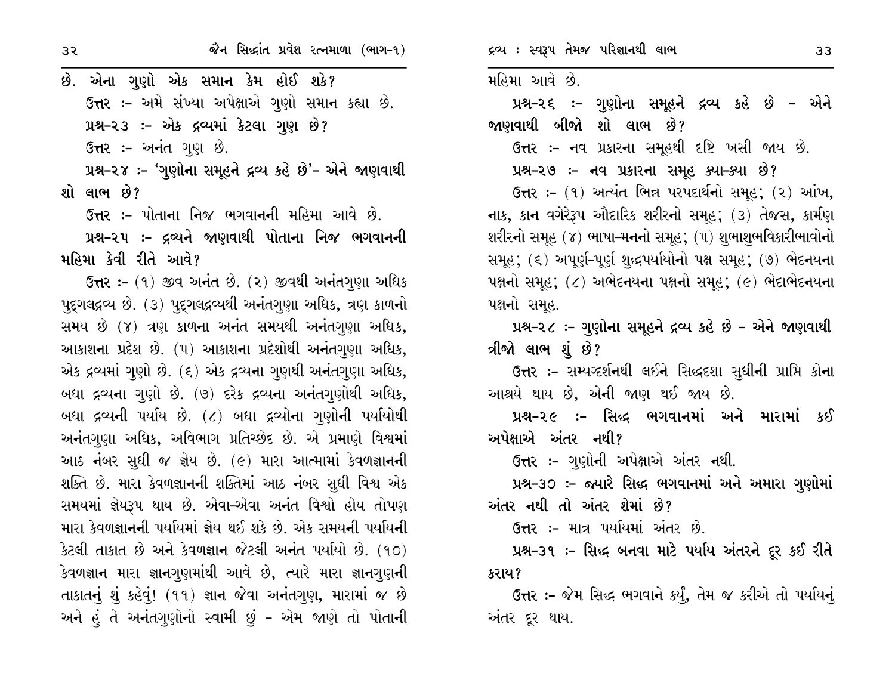છે. એના ગુણો એક સમાન કેમ હોઈ શકે?

**ઉત્તર :-** અમે સંખ્યા અપેક્ષાએ ગુણો સમાન કહ્યા છે.

**પ્રશ્ન-૨૩ :- એક દ્રવ્યમાં કેટલા ગુણ છે?**

**ઉત્તર :-** અનંત ગુણ છે.

**પ્રશ્ન-૨૪ :- 'ગુણોના સમૂહને દ્રવ્ય કહે છે'- એને જાણવાથી શો લાભ છે?**

**ઉત્તર :-** પોતાના નિજ ભગવાનની મહિમા આવે છે.

**પ્રશ્ન-૨૫ :- દ્રવ્યને જાણવાથી પોતાના નિજ ભગવાનની મહિમા કેવી રીતે આવે?**

**ઉત્તર :-** (૧) જીવ અનંત છે. (૨) જીવથી અનંતગુણા અધિક પુદ્ગલદ્રવ્ય છે. (૩) પુદ્ગલદ્રવ્યથી અનંતગુણા અધિક, ત્રણ કાળનો સમય છે (૪) ત્રણ કાળના અનંત સમયથી અનંતગુણા અધિક, આકાશના પ્રદેશ છે. (૫) આકાશના પ્રદેશોથી અનંતગુણા અધિક, એક દ્રવ્યમાં ગુણો છે. (૬) એક દ્રવ્યના ગુણથી અનંતગુણા અધિક, બધા દ્રવ્યના ગુણો છે. (૭) દરેક દ્રવ્યના અનંતગુણોથી અધિક, બધા દ્રવ્યની પર્યાય છે. (૮) બધા દ્રવ્યોના ગુણોની પર્યાયોથી અનંતગુણા અધિક, અવિભાગ પ્રતિચ્છેદ છે. એ પ્રમાણે વિશ્વમાં આઠ નંબર સુધી જ જ્ઞેય છે. (૯) મારા આત્મામાં કેવળજ્ઞાનની શક્તિ છે. મારા કેવળજ્ઞાનની શક્તિમાં આઠ નંબર સુધી વિશ્વ એક સમયમાં જ્ઞેયરૂપ થાય છે. એવા-એવા અનંત વિશ્વો હોય તોપણ મારા કેવળજ્ઞાનની પર્યાયમાં જ્ઞેય થઈ શકે છે. એક સમયની પર્યાયની કેટલી તાકાત છે અને કેવળજ્ઞાન જેટલી અનંત પર્યાયો છે. (૧૦) કેવળજ્ઞાન મારા જ્ઞાનગુણમાંથી આવે છે, ત્યારે મારા જ્ઞાનગુણની તાકાતનું શું કહેવું! (૧૧) જ્ઞાન જેવા અનંતગુણ, મારામાં જ છે અને હું તે અનંતગુણોનો સ્વામી છું - એમ જાણે તો પોતાની મહિમા આવે છે.

**પ્રશ્ન-૨૬ :- ગુણોના સમૂહને દ્રવ્ય કહે છે - એને જાણવાથી બીજો શો લાભ છે?**

**ઉત્તર :-** નવ પ્રકારના સમૂહથી દૃષ્ટિ ખસી જાય છે.

**પ્રશ્ન-૨૭ :- નવ પ્રકારના સમૂહ ક્યા-ક્યા છે?**

**ઉત્તર :-** (૧) અત્યંત ભિન્ન પરપદાર્થનો સમૂહ; (૨) આંખ, નાક, કાન વગેરેરૂપ ઔદારિક શરીરનો સમૂહ; (૩) તેજસ, કાર્મણ શરીરનો સમૂહ (૪) ભાષા-મનનો સમૂહ; (૫) શુભાશુભવિકારીભાવોનો સમૂહ; (૬) અપૂર્ણ-પૂર્ણ શુદ્ધપર્યાયોનો પક્ષ સમૂહ; (૭) ભેદનયના પક્ષનો સમૂહ; (૮) અભેદનયના પક્ષનો સમૂહ; (૯) ભેદાભેદનયના પક્ષનો સમૂહ.

**પ્રશ્ન-૨૮ :- ગુણોના સમૂહને દ્રવ્ય કહે છે - એને જાણવાથી ત્રીજો લાભ શું છે?**

**ઉત્તર :-** સમ્યગ્દર્શનથી લઈને સિદ્ધદશા સુધીની પ્રાપ્તિ કોના આશ્રયે થાય છે, એની જાણ થઈ જાય છે.

**પ્રશ્ન-૨૯ :- સિદ્ધ ભગવાનમાં અને મારામાં કઈ અપેક્ષાએ અંતર નથી?**

**ઉત્તર :-** ગુણોની અપેક્ષાએ અંતર નથી.

**પ્રશ્ન-૩૦ :- જ્યારે સિદ્ધ ભગવાનમાં અને અમારા ગુણોમાં અંતર નથી તો અંતર શેમાં છે?**

**ઉત્તર :-** માત્ર પર્યાયમાં અંતર છે.

**પ્રશ્ન-૩૧ :- સિદ્ધ બનવા માટે પર્યાય અંતરને દૂર કઈ રીતે કરાય?**

**ઉત્તર :-** જેમ સિદ્ધ ભગવાને કર્યું, તેમ જ કરીએ તો પર્યાયનું અંતર દૂર થાય.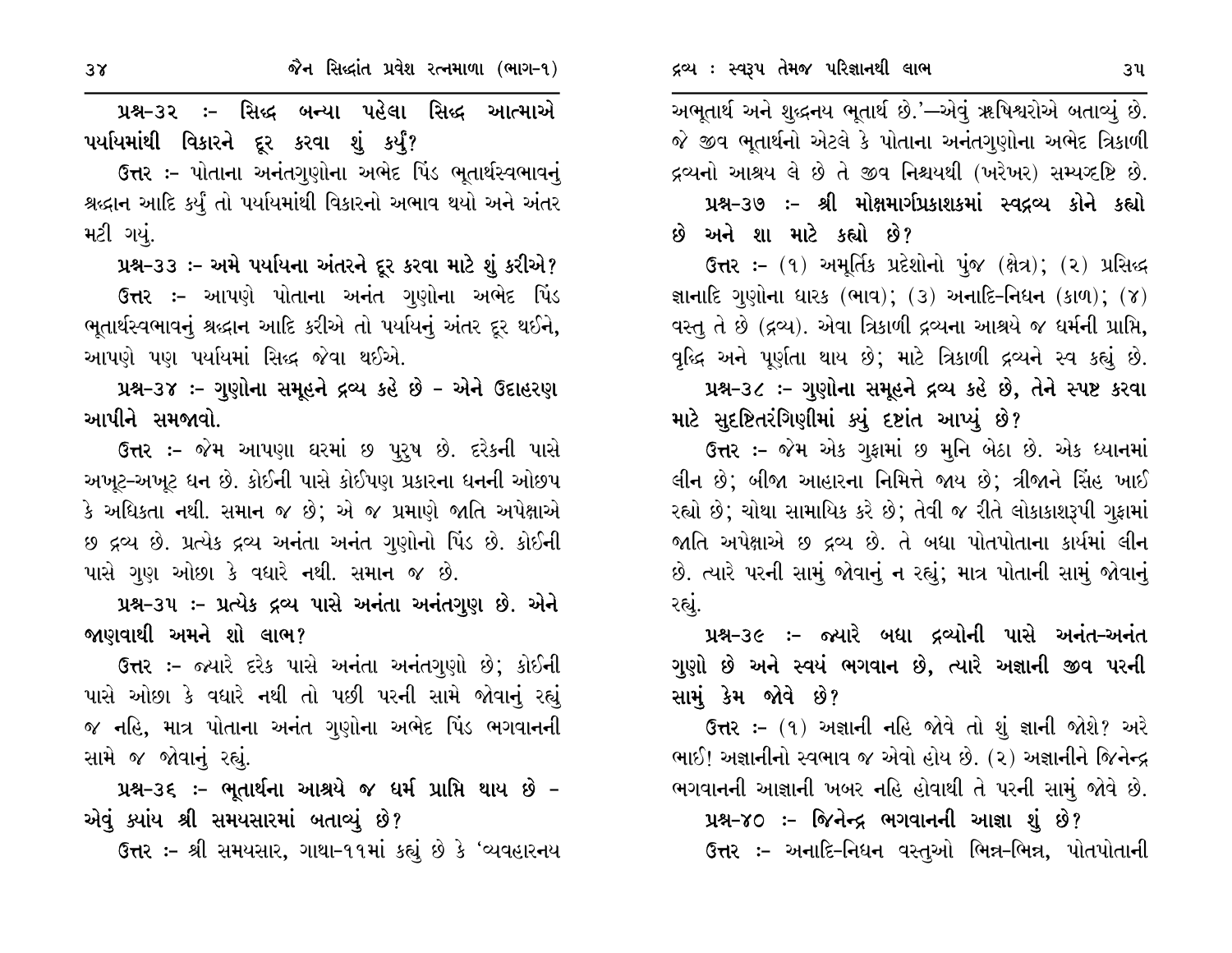**પ્રશ્ન-૩૨ :- સિદ્ધ બન્યા પહેલા સિદ્ધ આત્માએ પર્યાયમાંથી વિકારને દૂર કરવા શું કર્યું?**

ઉત્તર :- પોતાના અનંતગુણોના અભેદ પિંડ ભૂતાર્થસ્વભાવનું શ્રદ્ધાન આદિ કર્યું તો પર્યાયમાંથી વિકારનો અભાવ થયો અને અંતર મટી ગયું.

**પ્રશ્ન-૩૩ :- અમે પર્યાયના અંતરને દૂર કરવા માટે શું કરીએ?**

ઉત્તર :- આપણે પોતાના અનંત ગુણોના અભેદ પિંડ ભૂતાર્થસ્વભાવનું શ્રદ્ધાન આદિ કરીએ તો પર્યાયનું અંતર દૂર થઈને, આપણે પણ પર્યાયમાં સિદ્ધ જેવા થઈએ.

**પ્રશ્ન-૩૪ :- ગુણોના સમૂહને દ્રવ્ય કહે છે - એને ઉદાહરણ આપીને સમજાવો.**

ઉત્તર :- જેમ આપણા ઘરમાં છ પુરુષ છે. દરેકની પાસે અખૂટ-અખૂટ ધન છે. કોઈની પાસે કોઈપણ પ્રકારના ધનની ઓછપ કે અધિકતા નથી. સમાન જ છે; એ જ પ્રમાણે જાતિ અપેક્ષાએ છ દ્રવ્ય છે. પ્રત્યેક દ્રવ્ય અનંતા અનંત ગુણોનો પિંડ છે. કોઈની પાસે ગુણ ઓછા કે વધારે નથી. સમાન જ છે.

**પ્રશ્ન-૩૫ :- પ્રત્યેક દ્રવ્ય પાસે અનંતા અનંતગુણ છે. એને જાણવાથી અમને શો લાભ?**

ઉત્તર :- જ્યારે દરેક પાસે અનંતા અનંતગુણો છે; કોઈની પાસે ઓછા કે વધારે નથી તો પછી પરની સામે જોવાનું રહ્યું જ નહિ, માત્ર પોતાના અનંત ગુણોના અભેદ પિંડ ભગવાનની સામે જ જોવાનું રહ્યું.

**પ્રશ્ન-૩૬ :- ભૂતાર્થના આશ્રયે જ ધર્મ પ્રાપ્તિ થાય છે - એવું ક્યાંય શ્રી સમયસારમાં બતાવ્યું છે?**

ઉત્તર :- શ્રી સમયસાર, ગાથા-૧૧માં કહ્યું છે કે 'વ્યવહારનય અભૂતાર્થ અને શુદ્ધનય ભૂતાર્થ છે.'—એવું ઋષિશ્વરોએ બતાવ્યું છે. જે જીવ ભૂતાર્થનો એટલે કે પોતાના અનંતગુણોના અભેદ ત્રિકાળી દ્રવ્યનો આશ્રય લે છે તે જીવ નિશ્ચયથી (ખરેખર) સમ્યગ્દૃષ્ટિ છે.

**પ્રશ્ન-૩૭ :- શ્રી મોક્ષમાર્ગપ્રકાશકમાં સ્વદ્રવ્ય કોને કહ્યો છે અને શા માટે કહ્યો છે?**

ઉત્તર :- (૧) અમૂર્તિક પ્રદેશોનો પુંજ (ક્ષેત્ર); (૨) પ્રસિદ્ધ જ્ઞાનાદિ ગુણોના ધારક (ભાવ); (૩) અનાદિ-નિધન (કાળ); (૪) વસ્તુ તે છે (દ્રવ્ય). એવા ત્રિકાળી દ્રવ્યના આશ્રયે જ ધર્મની પ્રાપ્તિ, વૃદ્ધિ અને પૂર્ણતા થાય છે; માટે ત્રિકાળી દ્રવ્યને સ્વ કહ્યું છે.

**પ્રશ્ન-૩૮ :- ગુણોના સમૂહને દ્રવ્ય કહે છે, તેને સ્પષ્ટ કરવા માટે સુદૃષ્ટિતરંગિણીમાં ક્યું દૃષ્ટાંત આપ્યું છે?**

ઉત્તર :- જેમ એક ગુફામાં છ મુનિ બેઠા છે. એક ધ્યાનમાં લીન છે; બીજા આહારના નિમિત્તે જાય છે; ત્રીજાને સિંહ ખાઈ રહ્યો છે; ચોથા સામાયિક કરે છે; તેવી જ રીતે લોકાકાશરૂપી ગુફામાં જાતિ અપેક્ષાએ છ દ્રવ્ય છે. તે બધા પોતપોતાના કાર્યમાં લીન છે. ત્યારે પરની સામું જોવાનું ન રહ્યું; માત્ર પોતાની સામું જોવાનું રહ્યું.

**પ્રશ્ન-૩૯ :- જ્યારે બધા દ્રવ્યોની પાસે અનંત-અનંત ગુણો છે અને સ્વયં ભગવાન છે, ત્યારે અજ્ઞાની જીવ પરની સામું કેમ જોવે છે?**

ઉત્તર :- (૧) અજ્ઞાની નહિ જોવે તો શું જ્ઞાની જોશે? અરે ભાઈ! અજ્ઞાનીનો સ્વભાવ જ એવો હોય છે. (૨) અજ્ઞાનીને જિનેન્દ્ર ભગવાનની આજ્ઞાની ખબર નહિ હોવાથી તે પરની સામું જોવે છે.

**પ્રશ્ન-૪૦ :- જિનેન્દ્ર ભગવાનની આજ્ઞા શું છે?**

ઉત્તર :- અનાદિ-નિધન વસ્તુઓ ભિન્ન-ભિન્ન, પોતપોતાની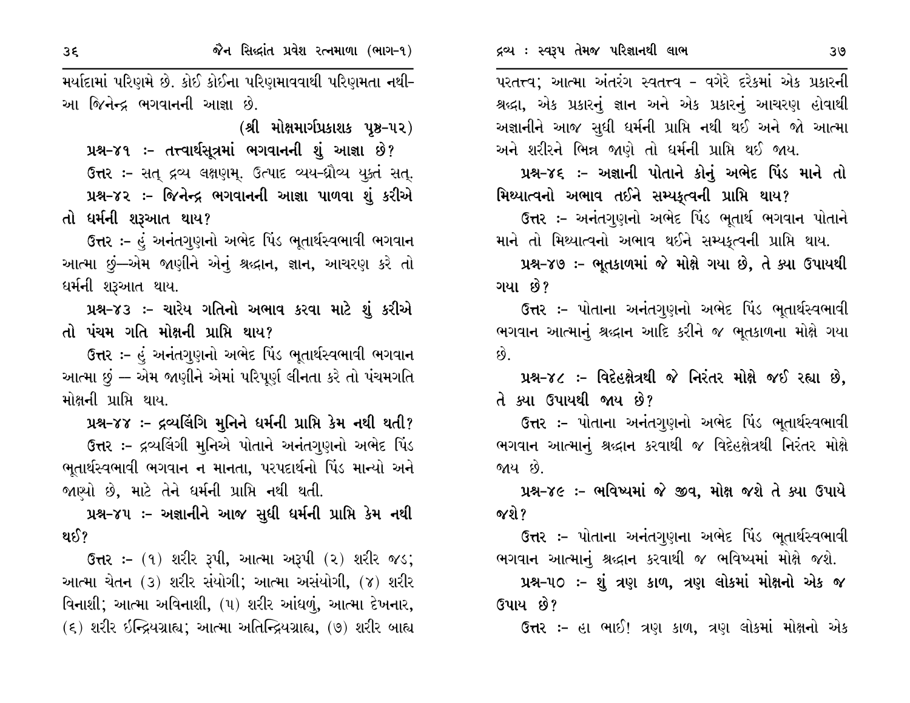મર્યાદામાં પરિણમે છે. કોઈ કોઈના પરિણમાવવાથી પરિણમતા નથી- આ જિનેન્દ્ર ભગવાનની આજ્ઞા છે.

(શ્રી મોક્ષમાર્ગપ્રકાશક પૃષ્ઠ-૫૨)

**પ્રશ્ન-૪૧ :- તત્ત્વાર્થસૂત્રમાં ભગવાનની શું આજ્ઞા છે?**

ઉત્તર :- સત્ દ્રવ્ય લક્ષણમ્. ઉત્પાદ વ્યય-ધ્રૌવ્ય યુક્તં સત્.

**પ્રશ્ન-૪૨ :- જિનેન્દ્ર ભગવાનની આજ્ઞા પાળવા શું કરીએ તો ધર્મની શરૂઆત થાય?**

ઉત્તર :- હું અનંતગુણનો અભેદ પિંડ ભૂતાર્થસ્વભાવી ભગવાન આત્મા છું—એમ જાણીને એનું શ્રદ્ધાન, જ્ઞાન, આચરણ કરે તો ધર્મની શરૂઆત થાય.

**પ્રશ્ન-૪૩ :- ચારેય ગતિનો અભાવ કરવા માટે શું કરીએ તો પંચમ ગતિ મોક્ષની પ્રાપ્તિ થાય?**

ઉત્તર :- હું અનંતગુણનો અભેદ પિંડ ભૂતાર્થસ્વભાવી ભગવાન આત્મા છું — એમ જાણીને એમાં પરિપૂર્ણ લીનતા કરે તો પંચમગતિ મોક્ષની પ્રાપ્તિ થાય.

**પ્રશ્ન-૪૪ :- દ્રવ્યલિંગિ મુનિને ધર્મની પ્રાપ્તિ કેમ નથી થતી?**

ઉત્તર :- દ્રવ્યલિંગી મુનિએ પોતાને અનંતગુણનો અભેદ પિંડ ભૂતાર્થસ્વભાવી ભગવાન ન માનતા, પરપદાર્થનો પિંડ માન્યો અને જાણ્યો છે, માટે તેને ધર્મની પ્રાપ્તિ નથી થતી.

**પ્રશ્ન-૪૫ :- અજ્ઞાનીને આજ સુધી ધર્મની પ્રાપ્તિ કેમ નથી થઈ?**

ઉત્તર :- (૧) શરીર રૂપી, આત્મા અરૂપી (૨) શરીર જડ; આત્મા ચેતન (૩) શરીર સંયોગી; આત્મા અસંયોગી, (૪) શરીર વિનાશી; આત્મા અવિનાશી, (૫) શરીર આંધળું, આત્મા દેખનાર, (૬) શરીર ઇન્દ્રિયગ્રાહ્ય; આત્મા અતિન્દ્રિયગ્રાહ્ય, (૭) શરીર બાહ્ય પરતત્ત્વ; આત્મા અંતરંગ સ્વતત્ત્વ - વગેરે દરેકમાં એક પ્રકારની શ્રદ્ધા, એક પ્રકારનું જ્ઞાન અને એક પ્રકારનું આચરણ હોવાથી અજ્ઞાનીને આજ સુધી ધર્મની પ્રાપ્તિ નથી થઈ અને જો આત્મા અને શરીરને ભિન્ન જાણે તો ધર્મની પ્રાપ્તિ થઈ જાય.

**પ્રશ્ન-૪૬ :- અજ્ઞાની પોતાને કોનું અભેદ પિંડ માને તો મિથ્યાત્વનો અભાવ તઈને સમ્યક્ત્વની પ્રાપ્તિ થાય?**

ઉત્તર :- અનંતગુણનો અભેદ પિંડ ભૂતાર્થ ભગવાન પોતાને માને તો મિથ્યાત્વનો અભાવ થઈને સમ્યક્ત્વની પ્રાપ્તિ થાય.

**પ્રશ્ન-૪૭ :- ભૂતકાળમાં જે મોક્ષે ગયા છે, તે ક્યા ઉપાયથી ગયા છે?**

ઉત્તર :- પોતાના અનંતગુણનો અભેદ પિંડ ભૂતાર્થસ્વભાવી ભગવાન આત્માનું શ્રદ્ધાન આદિ કરીને જ ભૂતકાળના મોક્ષે ગયા છે.

**પ્રશ્ન-૪૮ :- વિદેહક્ષેત્રથી જે નિરંતર મોક્ષે જઈ રહ્યા છે, તે ક્યા ઉપાયથી જાય છે?**

ઉત્તર :- પોતાના અનંતગુણનો અભેદ પિંડ ભૂતાર્થસ્વભાવી ભગવાન આત્માનું શ્રદ્ધાન કરવાથી જ વિદેહક્ષેત્રથી નિરંતર મોક્ષે જાય છે.

**પ્રશ્ન-૪૯ :- ભવિષ્યમાં જે જીવ, મોક્ષ જશે તે ક્યા ઉપાયે જશે?**

ઉત્તર :- પોતાના અનંતગુણના અભેદ પિંડ ભૂતાર્થસ્વભાવી ભગવાન આત્માનું શ્રદ્ધાન કરવાથી જ ભવિષ્યમાં મોક્ષે જશે.

**પ્રશ્ન-૫૦ :- શું ત્રણ કાળ, ત્રણ લોકમાં મોક્ષનો એક જ ઉપાય છે?**

ઉત્તર :- હા ભાઈ! ત્રણ કાળ, ત્રણ લોકમાં મોક્ષનો એક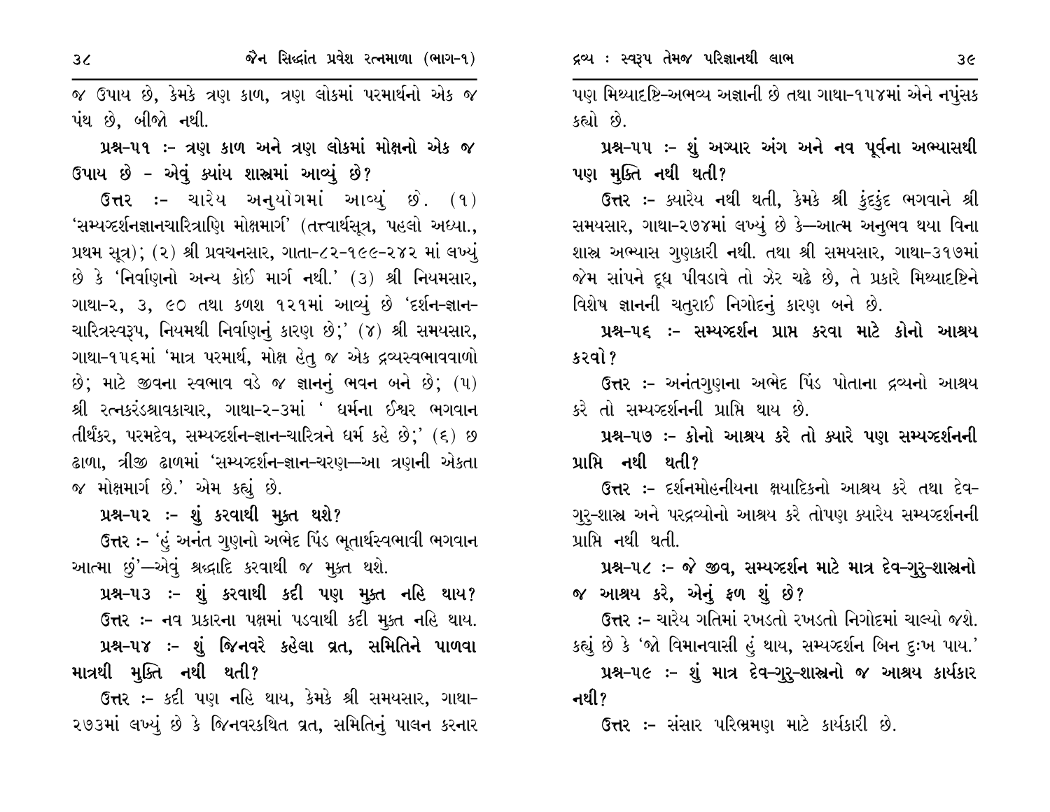જ ઉપાય છે, કેમકે ત્રણ કાળ, ત્રણ લોકમાં પરમાર્થનો એક જ પંથ છે, બીજો નથી.

**પ્રશ્ન-૫૧ :- ત્રણ કાળ અને ત્રણ લોકમાં મોક્ષનો એક જ ઉપાય છે - એવું ક્યાંય શાસ્ત્રમાં આવ્યું છે?**

**ઉત્તર :-** ચારેય અનુયોગમાં આવ્યું છે. (૧) 'સમ્યગ્દર્શનજ્ઞાનચારિત્રાણિ મોક્ષમાર્ગ' (તત્ત્વાર્થસૂત્ર, પહલો અધ્યા., પ્રથમ સૂત્ર); (૨) શ્રી પ્રવચનસાર, ગાતા-૮૨-૧૯૯-૨૪૨ માં લખ્યું છે કે 'નિર્વાણનો અન્ય કોઈ માર્ગ નથી.' (૩) શ્રી નિયમસાર, ગાથા-૨, ૩, ૯૦ તથા કળશ ૧૨૧માં આવ્યું છે 'દર્શન-જ્ઞાન-ચારિત્રસ્વરૂપ, નિયમથી નિર્વાણનું કારણ છે;' (૪) શ્રી સમયસાર, ગાથા-૧૫૬માં 'માત્ર પરમાર્થ, મોક્ષ હેતુ જ એક દ્રવ્યસ્વભાવવાળો છે; માટે જીવના સ્વભાવ વડે જ જ્ઞાનનું ભવન બને છે; (૫) શ્રી રત્નકરંડશ્રાવકાચાર, ગાથા-૨-૩માં ' ધર્મના ઈશ્વર ભગવાન તીર્થંકર, પરમદેવ, સમ્યગ્દર્શન-જ્ઞાન-ચારિત્રને ધર્મ કહે છે;' (૬) છ ઢાળા, ત્રીજી ઢાળમાં 'સમ્યગ્દર્શન-જ્ઞાન-ચરણ—આ ત્રણની એકતા જ મોક્ષમાર્ગ છે.' એમ કહ્યું છે.

**પ્રશ્ન-૫૨ :- શું કરવાથી મુક્ત થશે?**

**ઉત્તર :-** 'હું અનંત ગુણનો અભેદ પિંડ ભૂતાર્થસ્વભાવી ભગવાન આત્મા છું'—એવું શ્રદ્ધાદિ કરવાથી જ મુક્ત થશે.

**પ્રશ્ન-૫૩ :- શું કરવાથી કદી પણ મુક્ત નહિ થાય?**

**ઉત્તર :-** નવ પ્રકારના પક્ષમાં પડવાથી કદી મુક્ત નહિ થાય.

**પ્રશ્ન-૫૪ :- શું જિનવરે કહેલા વ્રત, સમિતિને પાળવા માત્રથી મુક્તિ નથી થતી?**

**ઉત્તર :-** કદી પણ નહિ થાય, કેમકે શ્રી સમયસાર, ગાથા-૨૭૩માં લખ્યું છે કે જિનવરકથિત વ્રત, સમિતિનું પાલન કરનાર પણ મિથ્યાદષ્ટિ-અભવ્ય અજ્ઞાની છે તથા ગાથા-૧૫૪માં એને નપુંસક કહ્યો છે.

**પ્રશ્ન-૫૫ :- શું અગ્યાર અંગ અને નવ પૂર્વના અભ્યાસથી પણ મુક્તિ નથી થતી?**

**ઉત્તર :-** ક્યારેય નથી થતી, કેમકે શ્રી કુંદકુંદ ભગવાને શ્રી સમયસાર, ગાથા-૨૭૪માં લખ્યું છે કે—આત્મ અનુભવ થયા વિના શાસ્ત્ર અભ્યાસ ગુણકારી નથી. તથા શ્રી સમયસાર, ગાથા-૩૧૭માં જેમ સાંપને દૂધ પીવડાવે તો ઝેર ચઢે છે, તે પ્રકારે મિથ્યાદષ્ટિને વિશેષ જ્ઞાનની ચતુરાઈ નિગોદનું કારણ બને છે.

**પ્રશ્ન-૫૬ :- સમ્યગ્દર્શન પ્રાપ્ત કરવા માટે કોનો આશ્રય કરવો?**

**ઉત્તર :-** અનંતગુણના અભેદ પિંડ પોતાના દ્રવ્યનો આશ્રય કરે તો સમ્યગ્દર્શનની પ્રાપ્તિ થાય છે.

**પ્રશ્ન-૫૭ :- કોનો આશ્રય કરે તો ક્યારે પણ સમ્યગ્દર્શનની પ્રાપ્તિ નથી થતી?**

**ઉત્તર :-** દર્શનમોહનીયના ક્ષયાદિકનો આશ્રય કરે તથા દેવ-ગુરુ-શાસ્ત્ર અને પરદ્રવ્યોનો આશ્રય કરે તોપણ ક્યારેય સમ્યગ્દર્શનની પ્રાપ્તિ નથી થતી.

**પ્રશ્ન-૫૮ :- જે જીવ, સમ્યગ્દર્શન માટે માત્ર દેવ-ગુરુ-શાસ્ત્રનો જ આશ્રય કરે, એનું ફળ શું છે?**

**ઉત્તર :-** ચારેય ગતિમાં રખડતો રખડતો નિગોદમાં ચાલ્યો જશે. કહ્યું છે કે 'જો વિમાનવાસી હું થાય, સમ્યગ્દર્શન બિન દુઃખ પાય.'

**પ્રશ્ન-૫૯ :- શું માત્ર દેવ-ગુરુ-શાસ્ત્રનો જ આશ્રય કાર્યકાર નથી?**

**ઉત્તર :-** સંસાર પરિભ્રમણ માટે કાર્યકારી છે.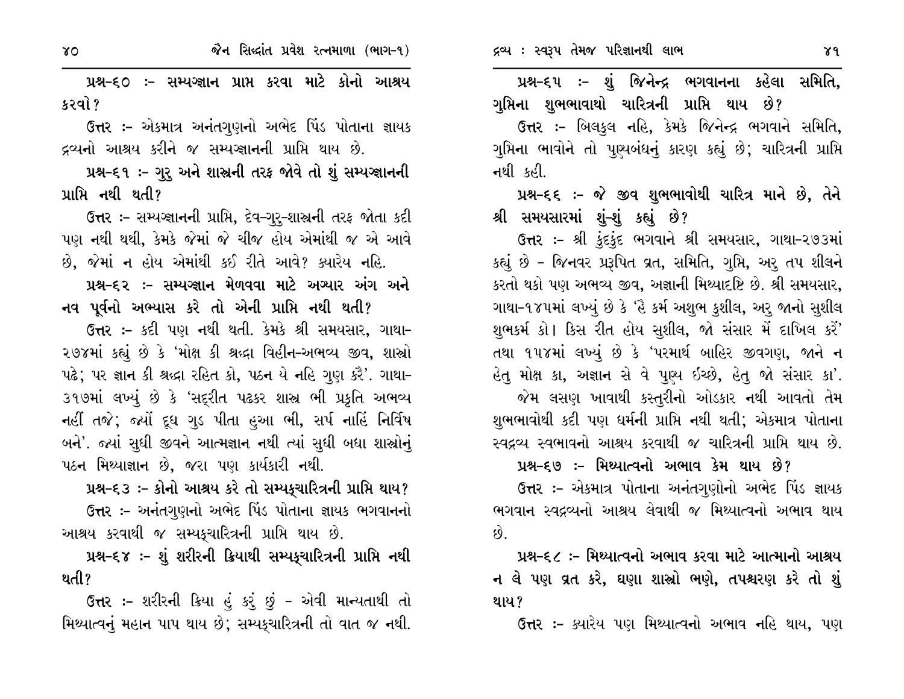**પ્રશ્ન-૬૦ :- સમ્યગ્જ્ઞાન પ્રાપ્ત કરવા માટે કોનો આશ્રય કરવો?**

ઉત્તર :- એકમાત્ર અનંતગુણનો અભેદ પિંડ પોતાના જ્ઞાયક દ્રવ્યનો આશ્રય કરીને જ સમ્યગ્જ્ઞાનની પ્રાપ્તિ થાય છે.

**પ્રશ્ન-૬૧ :- ગુરુ અને શાસ્ત્રની તરફ જોવે તો શું સમ્યગ્જ્ઞાનની પ્રાપ્તિ નથી થતી?**

ઉત્તર :- સમ્યગ્જ્ઞાનની પ્રાપ્તિ, દેવ-ગુરુ-શાસ્ત્રની તરફ જોતા કદી પણ નથી થથી, કેમકે જેમાં જે ચીજ હોય એમાંથી જ એ આવે છે, જેમાં ન હોય એમાંથી કઈ રીતે આવે? ક્યારેય નહિ.

**પ્રશ્ન-૬૨ :- સમ્યગ્જ્ઞાન મેળવવા માટે અગ્યાર અંગ અને નવ પૂર્વનો અભ્યાસ કરે તો એની પ્રાપ્તિ નથી થતી?**

ઉત્તર :- કદી પણ નથી થતી. કેમકે શ્રી સમયસાર, ગાથા-૨૭૪માં કહ્યું છે કે 'મોક્ષ કી શ્રદ્ધા વિહીન-અભવ્ય જીવ, શાસ્ત્રો પઢે; પર જ્ઞાન કી શ્રદ્ધા રહિત કો, પઠન યે નહિ ગુણ કરૈ'. ગાથા-૩૧૭માં લખ્યું છે કે 'સદ્રીત પઢકર શાસ્ત્ર ભી પ્રકૃતિ અભવ્ય નહીં તજે; જ્યોં દૂધ ગુડ પીતા હુઆ ભી, સર્પ નાહિં નિર્વિષ બને'. જ્યાં સુધી જીવને આત્મજ્ઞાન નથી ત્યાં સુધી બધા શાસ્ત્રોનું પઠન મિથ્યાજ્ઞાન છે, જરા પણ કાર્યકારી નથી.

**પ્રશ્ન-૬૩ :- કોનો આશ્રય કરે તો સમ્યક્ચારિત્રની પ્રાપ્તિ થાય?**

ઉત્તર :- અનંતગુણનો અભેદ પિંડ પોતાના જ્ઞાયક ભગવાનનો આશ્રય કરવાથી જ સમ્યક્ચારિત્રની પ્રાપ્તિ થાય છે.

**પ્રશ્ન-૬૪ :- શું શરીરની ક્રિયાથી સમ્યક્ચારિત્રની પ્રાપ્તિ નથી થતી?**

ઉત્તર :- શરીરની ક્રિયા હું કરું છું - એવી માન્યતાથી તો મિથ્યાત્વનું મહાન પાપ થાય છે; સમ્યક્ચારિત્રની તો વાત જ નથી.

**પ્રશ્ન-૬૫ :- શું જિનેન્દ્ર ભગવાનના કહેલા સમિતિ, ગુપ્તિના શુભભાવાથો ચારિત્રની પ્રાપ્તિ થાય છે?**

ઉત્તર :- બિલકુલ નહિ, કેમકે જિનેન્દ્ર ભગવાને સમિતિ, ગુપ્તિના ભાવોને તો પુણ્યબંધનું કારણ કહ્યું છે; ચારિત્રની પ્રાપ્તિ નથી કહી.

**પ્રશ્ન-૬૬ :- જે જીવ શુભભાવોથી ચારિત્ર માને છે, તેને શ્રી સમયસારમાં શું-શું કહ્યું છે?**

ઉત્તર :- શ્રી કુંદકુંદ ભગવાને શ્રી સમયસાર, ગાથા-૨૭૩માં કહ્યું છે - જિનવર પ્રરૂપિત વ્રત, સમિતિ, ગુપ્તિ, અરુ તપ શીલને કરતો થકો પણ અભવ્ય જીવ, અજ્ઞાની મિથ્યાદષ્ટિ છે. શ્રી સમયસાર, ગાથા-૧૪૫માં લખ્યું છે કે 'હૈ કર્મ અશુભ કુશીલ, અરુ જાનો સુશીલ શુભકર્મ કો। કિસ રીત હોય સુશીલ, જો સંસાર મેં દાખિલ કરેં' તથા ૧૫૪માં લખ્યું છે કે 'પરમાર્થ બાહિર જીવગણ, જાને ન હેતુ મોક્ષ કા, અજ્ઞાન સે વે પુણ્ય ઈચ્છે, હેતુ જો સંસાર કા'.

જેમ લસણ ખાવાથી કસ્તુરીનો ઓડકાર નથી આવતો તેમ શુભભાવોથી કદી પણ ધર્મની પ્રાપ્તિ નથી થતી; એકમાત્ર પોતાના સ્વદ્રવ્ય સ્વભાવનો આશ્રય કરવાથી જ ચારિત્રની પ્રાપ્તિ થાય છે.

**પ્રશ્ન-૬૭ :- મિથ્યાત્વનો અભાવ કેમ થાય છે?**

ઉત્તર :- એકમાત્ર પોતાના અનંતગુણોનો અભેદ પિંડ જ્ઞાયક ભગવાન સ્વદ્રવ્યનો આશ્રય લેવાથી જ મિથ્યાત્વનો અભાવ થાય છે.

**પ્રશ્ન-૬૮ :- મિથ્યાત્વનો અભાવ કરવા માટે આત્માનો આશ્રય ન લે પણ વ્રત કરે, ઘણા શાસ્ત્રો ભણે, તપશ્ચરણ કરે તો શું થાય?**

ઉત્તર :- ક્યારેય પણ મિથ્યાત્વનો અભાવ નહિ થાય, પણ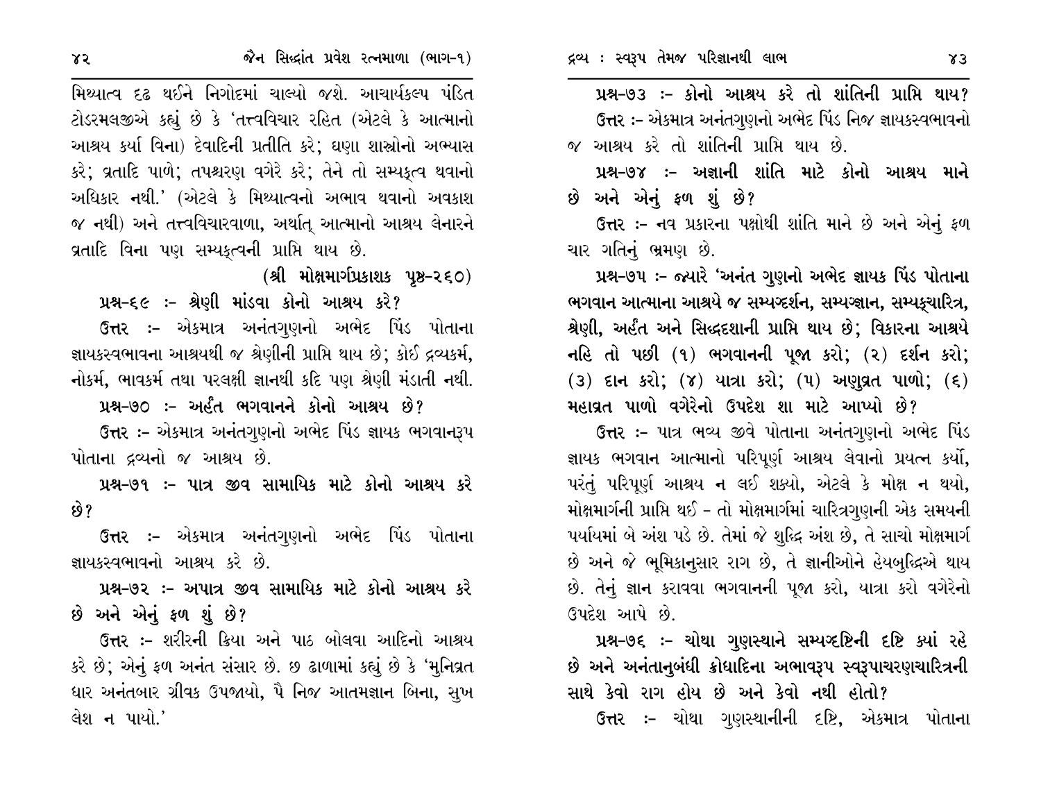મિથ્યાત્વ દઢ થઈને નિગોદમાં ચાલ્યો જશે. આચાર્યકલ્પ પંડિત ટોડરમલજીએ કહ્યું છે કે 'તત્ત્વવિચાર રહિત (એટલે કે આત્માનો આશ્રય કર્યા વિના) દેવાદિની પ્રતીતિ કરે; ઘણા શાસ્ત્રોનો અભ્યાસ કરે; વ્રતાદિ પાળે; તપશ્ચરણ વગેરે કરે; તેને તો સમ્યક્ત્વ થવાનો અધિકાર નથી.' (એટલે કે મિથ્યાત્વનો અભાવ થવાનો અવકાશ જ નથી) અને તત્ત્વવિચારવાળા, અર્થાત્ આત્માનો આશ્રય લેનારને વ્રતાદિ વિના પણ સમ્યક્ત્વની પ્રાપ્તિ થાય છે.

**(શ્રી મોક્ષમાર્ગપ્રકાશક પૃષ્ઠ-૨૬૦)**

**પ્રશ્ન-૬૯ :- શ્રેણી માંડવા કોનો આશ્રય કરે?**

**ઉત્તર :-** એકમાત્ર અનંતગુણનો અભેદ પિંડ પોતાના જ્ઞાયકસ્વભાવના આશ્રયથી જ શ્રેણીની પ્રાપ્તિ થાય છે; કોઈ દ્રવ્યકર્મ, નોકર્મ, ભાવકર્મ તથા પરલક્ષી જ્ઞાનથી કદિ પણ શ્રેણી મંડાતી નથી.

**પ્રશ્ન-૭૦ :- અર્હંત ભગવાનને કોનો આશ્રય છે?**

**ઉત્તર :-** એકમાત્ર અનંતગુણનો અભેદ પિંડ જ્ઞાયક ભગવાનરૂપ પોતાના દ્રવ્યનો જ આશ્રય છે.

**પ્રશ્ન-૭૧ :- પાત્ર જીવ સામાયિક માટે કોનો આશ્રય કરે છે?**

**ઉત્તર :-** એકમાત્ર અનંતગુણનો અભેદ પિંડ પોતાના જ્ઞાયકસ્વભાવનો આશ્રય કરે છે.

**પ્રશ્ન-૭૨ :- અપાત્ર જીવ સામાયિક માટે કોનો આશ્રય કરે છે અને એનું ફળ શું છે?**

**ઉત્તર :-** શરીરની ક્રિયા અને પાઠ બોલવા આદિનો આશ્રય કરે છે; એનું ફળ અનંત સંસાર છે. છ ઢાળામાં કહ્યું છે કે 'મુનિવ્રત ધાર અનંતબાર ગ્રીવક ઉપજાયો, પૈ નિજ આતમજ્ઞાન બિના, સુખ લેશ ન પાયો.'

**પ્રશ્ન-૭૩ :- કોનો આશ્રય કરે તો શાંતિની પ્રાપ્તિ થાય?**

**ઉત્તર :-** એકમાત્ર અનંતગુણનો અભેદ પિંડ નિજ જ્ઞાયકસ્વભાવનો જ આશ્રય કરે તો શાંતિની પ્રાપ્તિ થાય છે.

**પ્રશ્ન-૭૪ :- અજ્ઞાની શાંતિ માટે કોનો આશ્રય માને છે અને એનું ફળ શું છે?**

**ઉત્તર :-** નવ પ્રકારના પક્ષોથી શાંતિ માને છે અને એનું ફળ ચાર ગતિનું ભ્રમણ છે.

**પ્રશ્ન-૭૫ :- જ્યારે 'અનંત ગુણનો અભેદ જ્ઞાયક પિંડ પોતાના ભગવાન આત્માના આશ્રયે જ સમ્યગ્દર્શન, સમ્યગ્જ્ઞાન, સમ્યક્ચારિત્ર, શ્રેણી, અર્હંત અને સિદ્ધદશાની પ્રાપ્તિ થાય છે; વિકારના આશ્રયે નહિ તો પછી (૧) ભગવાનની પૂજા કરો; (૨) દર્શન કરો; (૩) દાન કરો; (૪) યાત્રા કરો; (૫) અણુવ્રત પાળો; (૬) મહાવ્રત પાળો વગેરેનો ઉપદેશ શા માટે આપ્યો છે?**

**ઉત્તર :-** પાત્ર ભવ્ય જીવે પોતાના અનંતગુણનો અભેદ પિંડ જ્ઞાયક ભગવાન આત્માનો પરિપૂર્ણ આશ્રય લેવાનો પ્રયત્ન કર્યો, પરંતુ પરિપૂર્ણ આશ્રય ન લઈ શક્યો, એટલે કે મોક્ષ ન થયો, મોક્ષમાર્ગની પ્રાપ્તિ થઈ - તો મોક્ષમાર્ગમાં ચારિત્રગુણની એક સમયની પર્યાયમાં બે અંશ પડે છે. તેમાં જે શુદ્ધિ અંશ છે, તે સાચો મોક્ષમાર્ગ છે અને જે ભૂમિકાનુસાર રાગ છે, તે જ્ઞાનીઓને હેયબુદ્ધિએ થાય છે. તેનું જ્ઞાન કરાવવા ભગવાનની પૂજા કરો, યાત્રા કરો વગેરેનો ઉપદેશ આપે છે.

**પ્રશ્ન-૭૬ :- ચોથા ગુણસ્થાને સમ્યગ્દષ્ટિની દષ્ટિ ક્યાં રહે છે અને અનંતાનુબંધી ક્રોધાદિના અભાવરૂપ સ્વરૂપાચરણચારિત્રની સાથે કેવો રાગ હોય છે અને કેવો નથી હોતો?**

**ઉત્તર :-** ચોથા ગુણસ્થાનીની દષ્ટિ, એકમાત્ર પોતાના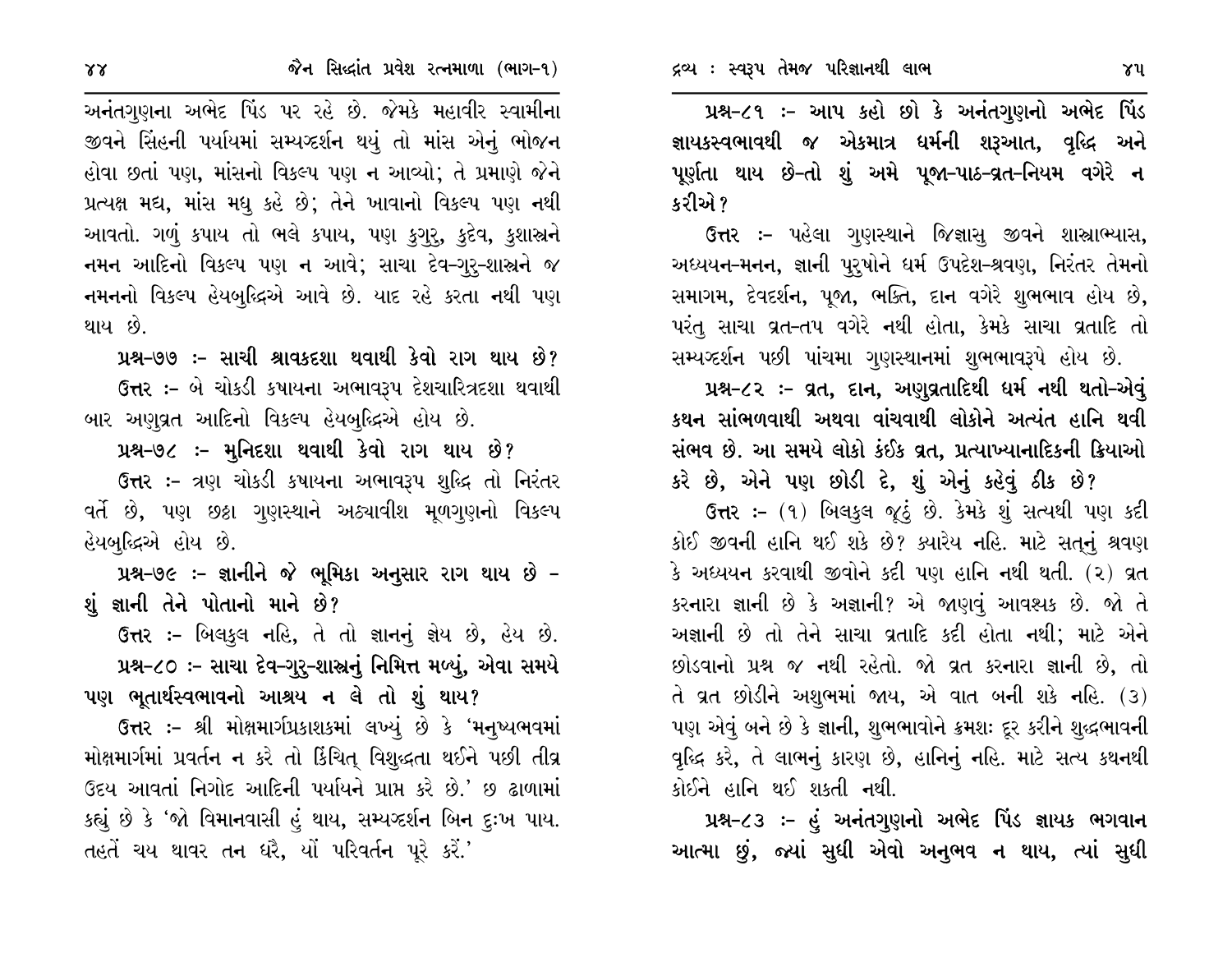અનંતગુણના અભેદ પિંડ પર રહે છે. જેમકે મહાવીર સ્વામીના જીવને સિંહની પર્યાયમાં સમ્યગ્દર્શન થયું તો માંસ એનું ભોજન હોવા છતાં પણ, માંસનો વિકલ્પ પણ ન આવ્યો; તે પ્રમાણે જેને પ્રત્યક્ષ મદ્ય, માંસ મધુ કહે છે; તેને ખાવાનો વિકલ્પ પણ નથી આવતો. ગળું કપાય તો ભલે કપાય, પણ કુગુરુ, કુદેવ, કુશાસ્ત્રને નમન આદિનો વિકલ્પ પણ ન આવે; સાચા દેવ-ગુરુ-શાસ્ત્રને જ નમનનો વિકલ્પ હેયબુદ્ધિએ આવે છે. યાદ રહે કરતા નથી પણ થાય છે.

**પ્રશ્ન-૭૭ :- સાચી શ્રાવકદશા થવાથી કેવો રાગ થાય છે?**

ઉત્તર :- બે ચોકડી કષાયના અભાવરૂપ દેશચારિત્રદશા થવાથી બાર અણુવ્રત આદિનો વિકલ્પ હેયબુદ્ધિએ હોય છે.

**પ્રશ્ન-૭૮ :- મુનિદશા થવાથી કેવો રાગ થાય છે?**

ઉત્તર :- ત્રણ ચોકડી કષાયના અભાવરૂપ શુદ્ધિ તો નિરંતર વર્તે છે, પણ છઠ્ઠા ગુણસ્થાને અઠ્યાવીશ મૂળગુણનો વિકલ્પ હેયબુદ્ધિએ હોય છે.

**પ્રશ્ન-૭૯ :- જ્ઞાનીને જે ભૂમિકા અનુસાર રાગ થાય છે - શું જ્ઞાની તેને પોતાનો માને છે?**

ઉત્તર :- બિલકુલ નહિ, તે તો જ્ઞાનનું જ્ઞેય છે, હેય છે.

**પ્રશ્ન-૮૦ :- સાચા દેવ-ગુરુ-શાસ્ત્રનું નિમિત્ત મળ્યું, એવા સમયે પણ ભૂતાર્થસ્વભાવનો આશ્રય ન લે તો શું થાય?**

ઉત્તર :- શ્રી મોક્ષમાર્ગપ્રકાશકમાં લખ્યું છે કે 'મનુષ્યભવમાં મોક્ષમાર્ગમાં પ્રવર્તન ન કરે તો કિંચિત્ વિશુદ્ધતા થઈને પછી તીવ્ર ઉદય આવતાં નિગોદ આદિની પર્યાયને પ્રાપ્ત કરે છે.' છ ઢાળામાં કહ્યું છે કે 'જો વિમાનવાસી હું થાય, સમ્યગ્દર્શન બિન દુઃખ પાય. તહતેં ચય થાવર તન ધરૈ, યોં પરિવર્તન પૂરે કરૈં.'

**પ્રશ્ન-૮૧ :- આપ કહો છો કે અનંતગુણનો અભેદ પિંડ જ્ઞાયકસ્વભાવથી જ એકમાત્ર ધર્મની શરૂઆત, વૃદ્ધિ અને પૂર્ણતા થાય છે-તો શું અમે પૂજા-પાઠ-વ્રત-નિયમ વગેરે ન કરીએ?**

ઉત્તર :- પહેલા ગુણસ્થાને જિજ્ઞાસુ જીવને શાસ્ત્રાભ્યાસ, અધ્યયન-મનન, જ્ઞાની પુરુષોને ધર્મ ઉપદેશ-શ્રવણ, નિરંતર તેમનો સમાગમ, દેવદર્શન, પૂજા, ભક્તિ, દાન વગેરે શુભભાવ હોય છે, પરંતુ સાચા વ્રત-તપ વગેરે નથી હોતા, કેમકે સાચા વ્રતાદિ તો સમ્યગ્દર્શન પછી પાંચમા ગુણસ્થાનમાં શુભભાવરૂપે હોય છે.

**પ્રશ્ન-૮૨ :- વ્રત, દાન, અણુવ્રતાદિથી ધર્મ નથી થતો-એવું કથન સાંભળવાથી અથવા વાંચવાથી લોકોને અત્યંત હાનિ થવી સંભવ છે. આ સમયે લોકો કંઈક વ્રત, પ્રત્યાખ્યાનાદિકની ક્રિયાઓ કરે છે, એને પણ છોડી દે, શું એનું કહેવું ઠીક છે?**

ઉત્તર :- (૧) બિલકુલ જૂઠું છે. કેમકે શું સત્યથી પણ કદી કોઈ જીવની હાનિ થઈ શકે છે? ક્યારેય નહિ. માટે સત્નું શ્રવણ કે અધ્યયન કરવાથી જીવોને કદી પણ હાનિ નથી થતી. (૨) વ્રત કરનારા જ્ઞાની છે કે અજ્ઞાની? એ જાણવું આવશ્યક છે. જો તે અજ્ઞાની છે તો તેને સાચા વ્રતાદિ કદી હોતા નથી; માટે એને છોડવાનો પ્રશ્ન જ નથી રહેતો. જો વ્રત કરનારા જ્ઞાની છે, તો તે વ્રત છોડીને અશુભમાં જાય, એ વાત બની શકે નહિ. (૩) પણ એવું બને છે કે જ્ઞાની, શુભભાવોને ક્રમશઃ દૂર કરીને શુદ્ધભાવની વૃદ્ધિ કરે, તે લાભનું કારણ છે, હાનિનું નહિ. માટે સત્ય કથનથી કોઈને હાનિ થઈ શકતી નથી.

**પ્રશ્ન-૮૩ :- હું અનંતગુણનો અભેદ પિંડ જ્ઞાયક ભગવાન આત્મા છું, જ્યાં સુધી એવો અનુભવ ન થાય, ત્યાં સુધી**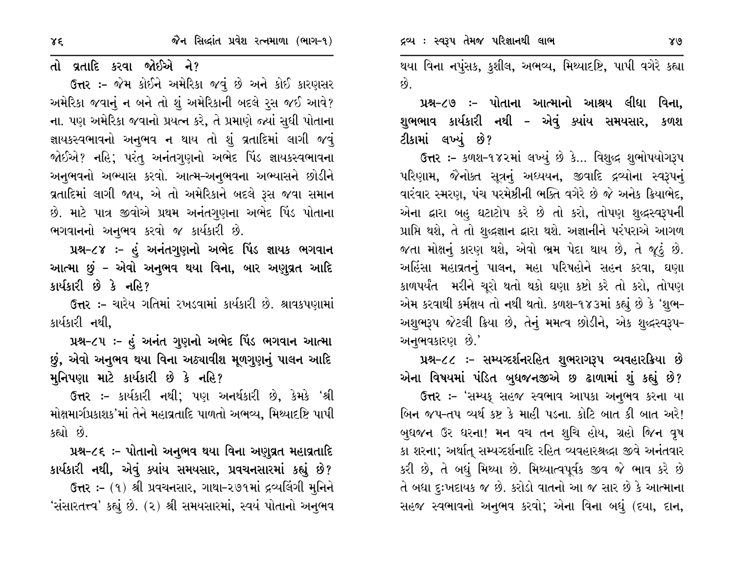**તો વ્રતાદિ કરવા જોઈએ ને?**

**ઉત્તર :-** જેમ કોઈને અમેરિકા જવું છે અને કોઈ કારણસર અમેરિકા જવાનું ન બને તો શું અમેરિકાની બદલે રુસ જઈ આવે? ના. પણ અમેરિકા જવાનો પ્રયત્ન કરે, તે પ્રમાણે જ્યાં સુધી પોતાના જ્ઞાયકસ્વભાવનો અનુભવ ન થાય તો શું વ્રતાદિમાં લાગી જવું જોઈએ? નહિ; પરંતુ અનંતગુણનો અભેદ પિંડ જ્ઞાયકસ્વભાવના અનુભવનો અભ્યાસ કરવો. આત્મ-અનુભવના અભ્યાસને છોડીને વ્રતાદિમાં લાગી જાય, એ તો અમેરિકાને બદલે રૂસ જવા સમાન છે. માટે પાત્ર જીવોએ પ્રથમ અનંતગુણના અભેદ પિંડ પોતાના ભગવાનનો અનુભવ કરવો જ કાર્યકારી છે.

**પ્રશ્ન-૮૪ :- હું અનંતગુણનો અભેદ પિંડ જ્ઞાયક ભગવાન આત્મા છું - એવો અનુભવ થયા વિના, બાર અણુવ્રત આદિ કાર્યકારી છે કે નહિ?**

**ઉત્તર :-** ચારેય ગતિમાં રખડવામાં કાર્યકારી છે. શ્રાવકપણામાં કાર્યકારી નથી,

**પ્રશ્ન-૮૫ :- હું અનંત ગુણનો અભેદ પિંડ ભગવાન આત્મા છું, એવો અનુભવ થયા વિના અઠ્યાવીશ મૂળગુણનું પાલન આદિ મુનિપણા માટે કાર્યકારી છે કે નહિ?**

**ઉત્તર :-** કાર્યકારી નથી; પણ અનર્થકારી છે, કેમકે 'શ્રી મોક્ષમાર્ગપ્રકાશક'માં તેને મહાવ્રતાદિ પાળતો અભવ્ય, મિથ્યાદૃષ્ટિ પાપી કહ્યો છે.

**પ્રશ્ન-૮૬ :- પોતાનો અનુભવ થયા વિના અણુવ્રત મહાવ્રતાદિ કાર્યકારી નથી, એવું ક્યાંય સમયસાર, પ્રવચનસારમાં કહ્યું છે?**

**ઉત્તર :-** (૧) શ્રી પ્રવચનસાર, ગાથા-૨૭૧માં દ્રવ્યલિંગી મુનિને 'સંસારતત્ત્વ' કહ્યું છે. (૨) શ્રી સમયસારમાં, સ્વયં પોતાનો અનુભવ થયા વિના નપુંસક, કુશીલ, અભવ્ય, મિથ્યાદૃષ્ટિ, પાપી વગેરે કહ્યા છે.

**પ્રશ્ન-૮૭ :- પોતાના આત્માનો આશ્રય લીધા વિના, શુભભાવ કાર્યકારી નથી - એવું ક્યાંય સમયસાર, કળશ ટીકામાં લખ્યું છે?**

**ઉત્તર :-** કળશ-૧૪૨માં લખ્યું છે કે... વિશુદ્ધ શુભોપયોગરૂપ પરિણામ, જૈનોક્ત સૂત્રનું અધ્યયન, જીવાદિ દ્રવ્યોના સ્વરૂપનું વારંવાર સ્મરણ, પંચ પરમેષ્ઠીની ભક્તિ વગેરે છે જે અનેક ક્રિયાભેદ, એના દ્વારા બહુ ઘટાટોપ કરે છે તો કરો, તોપણ શુદ્ધસ્વરૂપની પ્રાપ્તિ થશે, તે તો શુદ્ધજ્ઞાન દ્વારા થશે. અજ્ઞાનીને પરંપરાએ આગળ જતા મોક્ષનું કારણ થશે, એવો ભ્રમ પેદા થાય છે, તે જૂઠું છે. અહિંસા મહાવ્રતનું પાલન, મહા પરિષહોને સહન કરવા, ઘણા કાળપર્યંત મરીને ચૂરો થતો થકો ઘણા કષ્ટો કરે તો કરો, તોપણ એમ કરવાથી કર્મક્ષય તો નથી થતો. કળશ-૧૪૩માં કહ્યું છે કે 'શુભ-અશુભરૂપ જેટલી ક્રિયા છે, તેનું મમત્વ છોડીને, એક શુદ્ધસ્વરૂપ-અનુભવકારણ છે.'

**પ્રશ્ન-૮૮ :- સમ્યગ્દર્શનરહિત શુભરાગરૂપ વ્યવહારક્રિયા છે એના વિષયમાં પંડિત બુધજનજીએ છ ઢાળામાં શું કહ્યું છે?**

**ઉત્તર :-** 'સમ્યક્ સહજ સ્વભાવ આપકા અનુભવ કરના યા બિન જપ-તપ વ્યર્થ કષ્ટ કે માહી પડના. કોટિ બાત કી બાત અરે! બુધજન ઉર ધરના! મન વચ તન શુચિ હોય, ગ્રહો જિન વૃષ કા શરના; અર્થાત્ સમ્યગ્દર્શનાદિ રહિત વ્યવહારશ્રદ્ધા જીવે અનંતવાર કરી છે, તે બધું મિથ્યા છે. મિથ્યાત્વપૂર્વક જીવ જે ભાવ કરે છે તે બધા દુઃખદાયક જ છે. કરોડો વાતનો આ જ સાર છે કે આત્માના સહજ સ્વભાવનો અનુભવ કરવો; એના વિના બધું (દયા, દાન,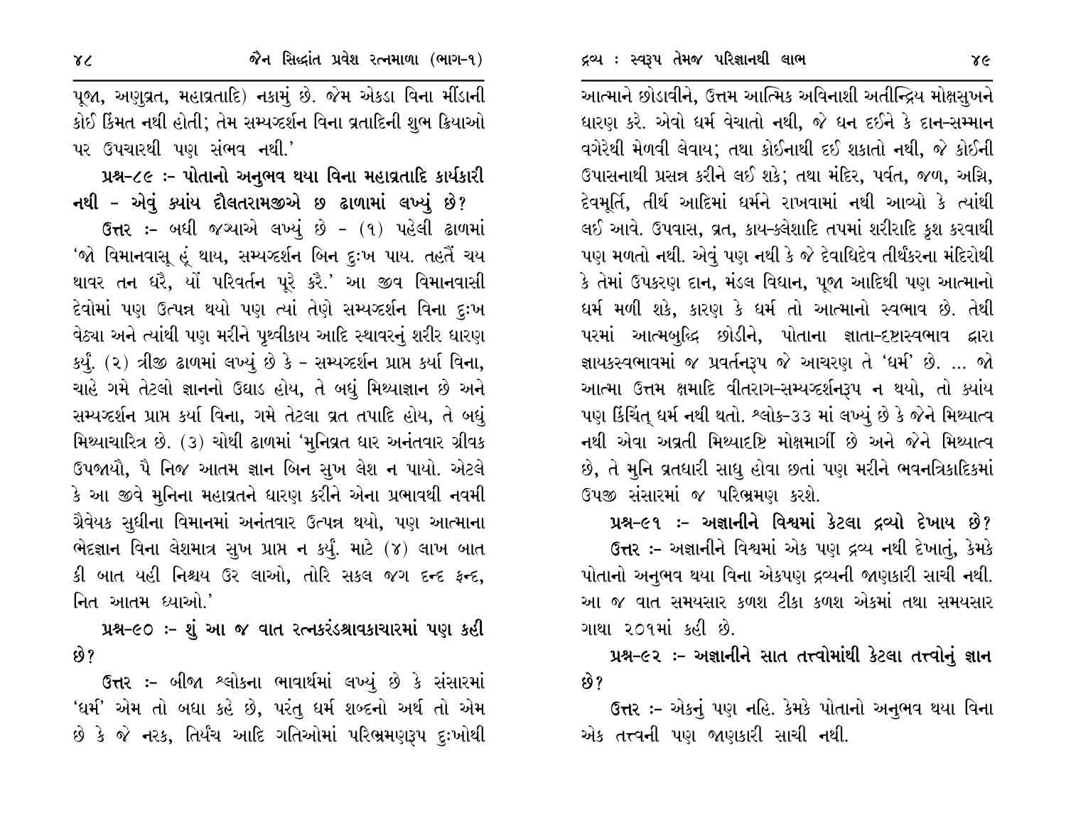પૂજા, અણુવ્રત, મહાવ્રતાદિ) નકામું છે. જેમ એકડા વિના મીંડાની કોઈ કિંમત નથી હોતી; તેમ સમ્યગ્દર્શન વિના વ્રતાદિની શુભ ક્રિયાઓ પર ઉપચારથી પણ સંભવ નથી.'

**પ્રશ્ન-૮૯ :- પોતાનો અનુભવ થયા વિના મહાવ્રતાદિ કાર્યકારી નથી - એવું ક્યાંય દૌલતરામજીએ છ ઢાળામાં લખ્યું છે?**

**ઉત્તર :-** બધી જગ્યાએ લખ્યું છે - (૧) પહેલી ઢાળમાં 'જો વિમાનવાસૂ હૂં થાય, સમ્યગ્દર્શન બિન દુઃખ પાય. તહતૈં ચય થાવર તન ધરૈ, યોં પરિવર્તન પૂરે કરૈ.' આ જીવ વિમાનવાસી દેવોમાં પણ ઉત્પન્ન થયો પણ ત્યાં તેણે સમ્યગ્દર્શન વિના દુઃખ વેઠ્યા અને ત્યાંથી પણ મરીને પૃથ્વીકાય આદિ સ્થાવરનું શરીર ધારણ કર્યું. (૨) ત્રીજી ઢાળમાં લખ્યું છે કે - સમ્યગ્દર્શન પ્રાપ્ત કર્યા વિના, ચાહે ગમે તેટલો જ્ઞાનનો ઉઘાડ હોય, તે બધું મિથ્યાજ્ઞાન છે અને સમ્યગ્દર્શન પ્રાપ્ત કર્યા વિના, ગમે તેટલા વ્રત તપાદિ હોય, તે બધું મિથ્યાચારિત્ર છે. (૩) ચોથી ઢાળમાં 'મુનિવ્રત ધાર અનંતવાર ગ્રીવક ઉપજાયૌ, પૈ નિજ આતમ જ્ઞાન બિન સુખ લેશ ન પાયો. એટલે કે આ જીવે મુનિના મહાવ્રતને ધારણ કરીને એના પ્રભાવથી નવમી ગ્રૈવેયક સુધીના વિમાનમાં અનંતવાર ઉત્પન્ન થયો, પણ આત્માના ભેદજ્ઞાન વિના લેશમાત્ર સુખ પ્રાપ્ત ન કર્યું. માટે (૪) લાખ બાત કી બાત યહી નિશ્ચય ઉર લાઓ, તોરિ સકલ જગ દન્દ ફન્દ, નિત આતમ ધ્યાઓ.'

**પ્રશ્ન-૯૦ :- શું આ જ વાત રત્નકરંડશ્રાવકાચારમાં પણ કહી છે?**

**ઉત્તર :-** બીજા શ્લોકના ભાવાર્થમાં લખ્યું છે કે સંસારમાં 'ધર્મ' એમ તો બધા કહે છે, પરંતુ ધર્મ શબ્દનો અર્થ તો એમ છે કે જે નરક, તિર્યંચ આદિ ગતિઓમાં પરિભ્રમણરૂપ દુઃખોથી આત્માને છોડાવીને, ઉત્તમ આત્મિક અવિનાશી અતીન્દ્રિય મોક્ષસુખને ધારણ કરે. એવો ધર્મ વેચાતો નથી, જે ધન દઈને કે દાન-સમ્માન વગેરેથી મેળવી લેવાય; તથા કોઈનાથી દઈ શકાતો નથી, જે કોઈની ઉપાસનાથી પ્રસન્ન કરીને લઈ શકે; તથા મંદિર, પર્વત, જળ, અગ્નિ, દેવમૂર્તિ, તીર્થ આદિમાં ધર્મને રાખવામાં નથી આવ્યો કે ત્યાંથી લઈ આવે. ઉપવાસ, વ્રત, કાય-ક્લેશાદિ તપમાં શરીરાદિ કૃશ કરવાથી પણ મળતો નથી. એવું પણ નથી કે જે દેવાધિદેવ તીર્થંકરના મંદિરોથી કે તેમાં ઉપકરણ દાન, મંડલ વિધાન, પૂજા આદિથી પણ આત્માનો ધર્મ મળી શકે, કારણ કે ધર્મ તો આત્માનો સ્વભાવ છે. તેથી પરમાં આત્મબુદ્ધિ છોડીને, પોતાના જ્ઞાતા-દૃષ્ટાસ્વભાવ દ્વારા જ્ઞાયકસ્વભાવમાં જ પ્રવર્તનરૂપ જે આચરણ તે 'ધર્મ' છે. ... જો આત્મા ઉત્તમ ક્ષમાદિ વીતરાગ-સમ્યગ્દર્શનરૂપ ન થયો, તો ક્યાંય પણ કિંચિત્ ધર્મ નથી થતો. શ્લોક-૩૩ માં લખ્યું છે કે જેને મિથ્યાત્વ નથી એવા અવ્રતી મિથ્યાદૃષ્ટિ મોક્ષમાર્ગી છે અને જેને મિથ્યાત્વ છે, તે મુનિ વ્રતધારી સાધુ હોવા છતાં પણ મરીને ભવનત્રિકાદિકમાં ઉપજી સંસારમાં જ પરિભ્રમણ કરશે.

**પ્રશ્ન-૯૧ :- અજ્ઞાનીને વિશ્વમાં કેટલા દ્રવ્યો દેખાય છે?**

**ઉત્તર :-** અજ્ઞાનીને વિશ્વમાં એક પણ દ્રવ્ય નથી દેખાતું, કેમકે પોતાનો અનુભવ થયા વિના એકપણ દ્રવ્યની જાણકારી સાચી નથી. આ જ વાત સમયસાર કળશ ટીકા કળશ એકમાં તથા સમયસાર ગાથા ૨૦૧માં કહી છે.

**પ્રશ્ન-૯૨ :- અજ્ઞાનીને સાત તત્ત્વોમાંથી કેટલા તત્ત્વોનું જ્ઞાન છે?**

**ઉત્તર :-** એકનું પણ નહિ. કેમકે પોતાનો અનુભવ થયા વિના એક તત્ત્વની પણ જાણકારી સાચી નથી.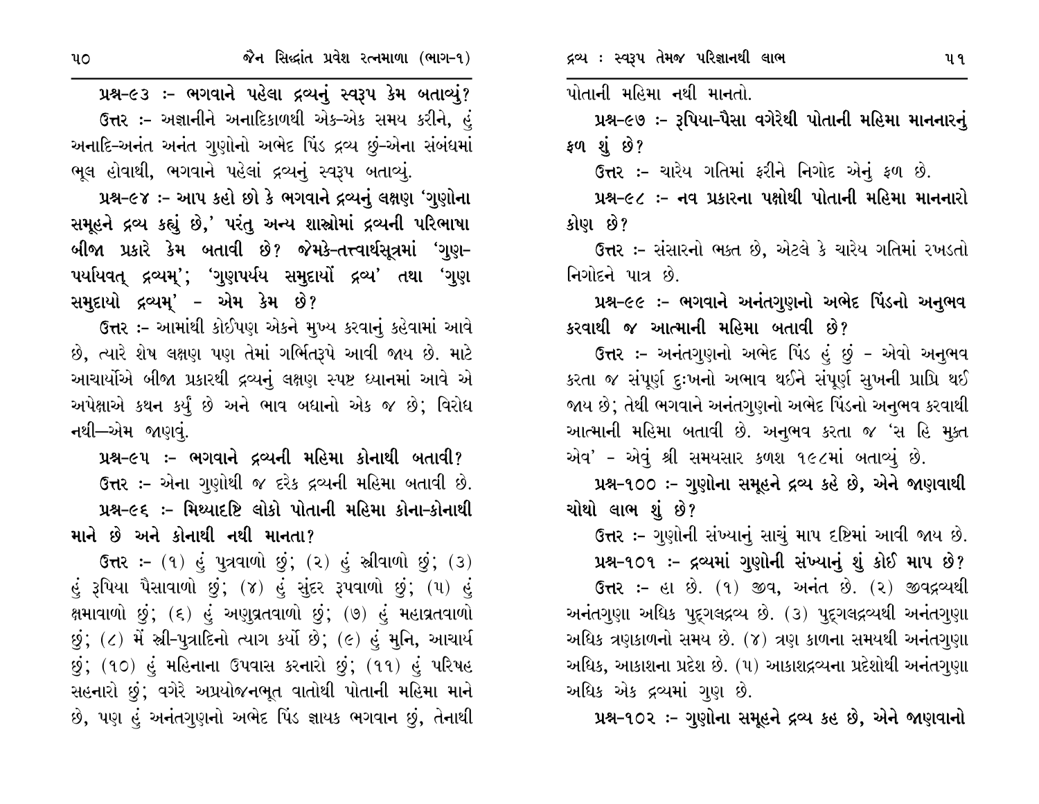**પ્રશ્ન-૯૩ :- ભગવાને પહેલા દ્રવ્યનું સ્વરૂપ કેમ બતાવ્યું?**

**ઉત્તર :-** અજ્ઞાનીને અનાદિકાળથી એક-એક સમય કરીને, હું અનાદિ-અનંત અનંત ગુણોનો અભેદ પિંડ દ્રવ્ય છું-એના સંબંધમાં ભૂલ હોવાથી, ભગવાને પહેલાં દ્રવ્યનું સ્વરૂપ બતાવ્યું.

**પ્રશ્ન-૯૪ :- આપ કહો છો કે ભગવાને દ્રવ્યનું લક્ષણ 'ગુણોના સમૂહને દ્રવ્ય કહ્યું છે,' પરંતુ અન્ય શાસ્ત્રોમાં દ્રવ્યની પરિભાષા બીજા પ્રકારે કેમ બતાવી છે? જેમકે-તત્ત્વાર્થસૂત્રમાં 'ગુણ-પર્યયવત્ દ્રવ્યમ્'; 'ગુણપર્યય સમુદાયોં દ્રવ્ય' તથા 'ગુણ સમુદાયો દ્રવ્યમ્' - એમ કેમ છે?**

**ઉત્તર :-** આમાંથી કોઈપણ એકને મુખ્ય કરવાનું કહેવામાં આવે છે, ત્યારે શેષ લક્ષણ પણ તેમાં ગર્ભિતરૂપે આવી જાય છે. માટે આચાર્યોએ બીજા પ્રકારથી દ્રવ્યનું લક્ષણ સ્પષ્ટ ધ્યાનમાં આવે એ અપેક્ષાએ કથન કર્યું છે અને ભાવ બધાનો એક જ છે; વિરોધ નથી—એમ જાણવું.

**પ્રશ્ન-૯૫ :- ભગવાને દ્રવ્યની મહિમા કોનાથી બતાવી?**

**ઉત્તર :-** એના ગુણોથી જ દરેક દ્રવ્યની મહિમા બતાવી છે.

**પ્રશ્ન-૯૬ :- મિથ્યાદૃષ્ટિ લોકો પોતાની મહિમા કોના-કોનાથી માને છે અને કોનાથી નથી માનતા?**

**ઉત્તર :-** (૧) હું પુત્રવાળો છું; (૨) હું સ્ત્રીવાળો છું; (૩) હું રૂપિયા પૈસાવાળો છું; (૪) હું સુંદર રૂપવાળો છું; (૫) હું ક્ષમાવાળો છું; (૬) હું અણુવ્રતવાળો છું; (૭) હું મહાવ્રતવાળો છું; (૮) મેં સ્ત્રી-પુત્રાદિનો ત્યાગ કર્યો છે; (૯) હું મુનિ, આચાર્ય છું; (૧૦) હું મહિનાના ઉપવાસ કરનારો છું; (૧૧) હું પરિષહ સહનારો છું; વગેરે અપ્રયોજનભૂત વાતોથી પોતાની મહિમા માને છે, પણ હું અનંતગુણનો અભેદ પિંડ જ્ઞાયક ભગવાન છું, તેનાથી પોતાની મહિમા નથી માનતો.

**પ્રશ્ન-૯૭ :- રૂપિયા-પૈસા વગેરેથી પોતાની મહિમા માનનારનું ફળ શું છે?**

**ઉત્તર :-** ચારેય ગતિમાં ફરીને નિગોદ એનું ફળ છે.

**પ્રશ્ન-૯૮ :- નવ પ્રકારના પક્ષોથી પોતાની મહિમા માનનારો કોણ છે?**

**ઉત્તર :-** સંસારનો ભક્ત છે, એટલે કે ચારેય ગતિમાં રખડતો નિગોદને પાત્ર છે.

**પ્રશ્ન-૯૯ :- ભગવાને અનંતગુણનો અભેદ પિંડનો અનુભવ કરવાથી જ આત્માની મહિમા બતાવી છે?**

**ઉત્તર :-** અનંતગુણનો અભેદ પિંડ હું છું - એવો અનુભવ કરતા જ સંપૂર્ણ દુઃખનો અભાવ થઈને સંપૂર્ણ સુખની પ્રાપ્તિ થઈ જાય છે; તેથી ભગવાને અનંતગુણનો અભેદ પિંડનો અનુભવ કરવાથી આત્માની મહિમા બતાવી છે. અનુભવ કરતા જ 'સ હિ મુક્ત એવ' - એવું શ્રી સમયસાર કળશ ૧૯૮માં બતાવ્યું છે.

**પ્રશ્ન-૧૦૦ :- ગુણોના સમૂહને દ્રવ્ય કહે છે, એને જાણવાથી ચોથો લાભ શું છે?**

**ઉત્તર :-** ગુણોની સંખ્યાનું સાચું માપ દૃષ્ટિમાં આવી જાય છે.

**પ્રશ્ન-૧૦૧ :- દ્રવ્યમાં ગુણોની સંખ્યાનું શું કોઈ માપ છે?**

**ઉત્તર :-** હા છે. (૧) જીવ, અનંત છે. (૨) જીવદ્રવ્યથી અનંતગુણા અધિક પુદ્ગલદ્રવ્ય છે. (૩) પુદ્ગલદ્રવ્યથી અનંતગુણા અધિક ત્રણકાળનો સમય છે. (૪) ત્રણ કાળના સમયથી અનંતગુણા અધિક, આકાશના પ્રદેશ છે. (૫) આકાશદ્રવ્યના પ્રદેશોથી અનંતગુણા અધિક એક દ્રવ્યમાં ગુણ છે.

**પ્રશ્ન-૧૦૨ :- ગુણોના સમૂહને દ્રવ્ય કહ છે, એને જાણવાનો**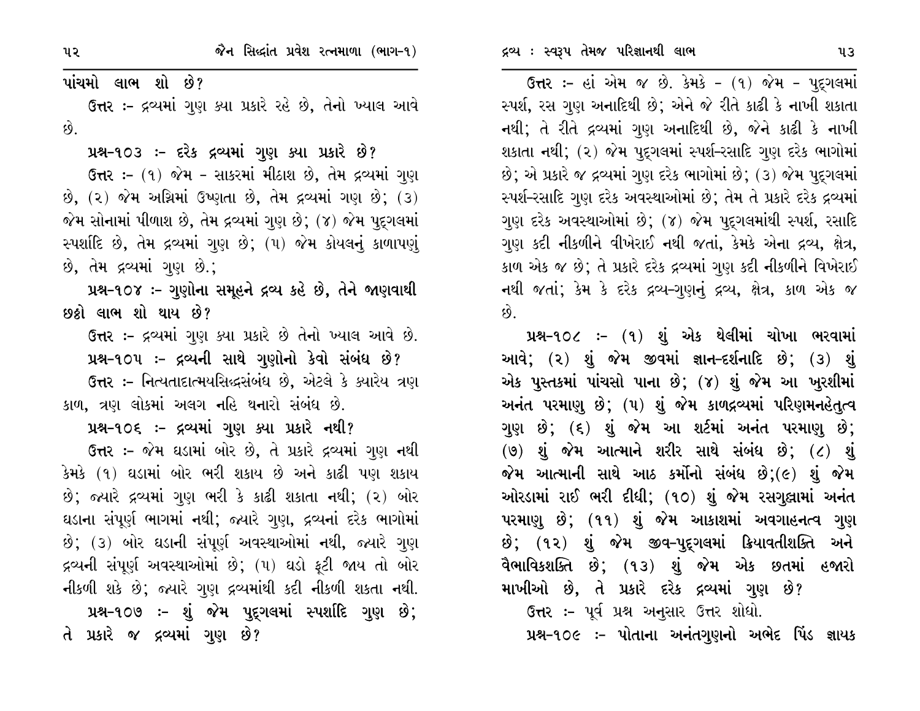**પાંચમો લાભ શો છે?**

ઉત્તર :- દ્રવ્યમાં ગુણ ક્યા પ્રકારે રહે છે, તેનો ખ્યાલ આવે છે.

**પ્રશ્ન-૧૦૩ :- દરેક દ્રવ્યમાં ગુણ ક્યા પ્રકારે છે?**

ઉત્તર :- (૧) જેમ - સાકરમાં મીઠાશ છે, તેમ દ્રવ્યમાં ગુણ છે, (૨) જેમ અગ્નિમાં ઉષ્ણતા છે, તેમ દ્રવ્યમાં ગણ છે; (૩) જેમ સોનામાં પીળાશ છે, તેમ દ્રવ્યમાં ગુણ છે; (૪) જેમ પુદ્‌ગલમાં સ્પર્શાદિ છે, તેમ દ્રવ્યમાં ગુણ છે; (૫) જેમ કોયલનું કાળાપણું છે, તેમ દ્રવ્યમાં ગુણ છે.;

**પ્રશ્ન-૧૦૪ :- ગુણોના સમૂહને દ્રવ્ય કહે છે, તેને જાણવાથી છઠ્ઠો લાભ શો થાય છે?**

ઉત્તર :- દ્રવ્યમાં ગુણ ક્યા પ્રકારે છે તેનો ખ્યાલ આવે છે.

**પ્રશ્ન-૧૦૫ :- દ્રવ્યની સાથે ગુણોનો કેવો સંબંધ છે?**

ઉત્તર :- નિત્યતાદાત્મયસિદ્ધસંબંધ છે, એટલે કે ક્યારેય ત્રણ કાળ, ત્રણ લોકમાં અલગ નહિ થનારો સંબંધ છે.

**પ્રશ્ન-૧૦૬ :- દ્રવ્યમાં ગુણ ક્યા પ્રકારે નથી?**

ઉત્તર :- જેમ ઘડામાં બોર છે, તે પ્રકારે દ્રવ્યમાં ગુણ નથી કેમકે (૧) ઘડામાં બોર ભરી શકાય છે અને કાઢી પણ શકાય છે; જ્યારે દ્રવ્યમાં ગુણ ભરી કે કાઢી શકાતા નથી; (૨) બોર ઘડાના સંપૂર્ણ ભાગમાં નથી; જ્યારે ગુણ, દ્રવ્યનાં દરેક ભાગોમાં છે; (૩) બોર ઘડાની સંપૂર્ણ અવસ્થાઓમાં નથી, જ્યારે ગુણ દ્રવ્યની સંપૂર્ણ અવસ્થાઓમાં છે; (૫) ઘડો ફૂટી જાય તો બોર નીકળી શકે છે; જ્યારે ગુણ દ્રવ્યમાંથી કદી નીકળી શકતા નથી.

**પ્રશ્ન-૧૦૭ :- શું જેમ પુદ્‌ગલમાં સ્પર્શાદિ ગુણ છે; તે પ્રકારે જ દ્રવ્યમાં ગુણ છે?**

ઉત્તર :- હાં એમ જ છે. કેમકે - (૧) જેમ - પુદ્‌ગલમાં સ્પર્શ, રસ ગુણ અનાદિથી છે; એને જે રીતે કાઢી કે નાખી શકાતા નથી; તે રીતે દ્રવ્યમાં ગુણ અનાદિથી છે, જેને કાઢી કે નાખી શકાતા નથી; (૨) જેમ પુદ્‌ગલમાં સ્પર્શ-રસાદિ ગુણ દરેક ભાગોમાં છે; એ પ્રકારે જ દ્રવ્યમાં ગુણ દરેક ભાગોમાં છે; (૩) જેમ પુદ્‌ગલમાં સ્પર્શ-રસાદિ ગુણ દરેક અવસ્થાઓમાં છે; તેમ તે પ્રકારે દરેક દ્રવ્યમાં ગુણ દરેક અવસ્થાઓમાં છે; (૪) જેમ પુદ્‌ગલમાંથી સ્પર્શ, રસાદિ ગુણ કદી નીકળીને વીખેરાઈ નથી જતાં, કેમકે એના દ્રવ્ય, ક્ષેત્ર, કાળ એક જ છે; તે પ્રકારે દરેક દ્રવ્યમાં ગુણ કદી નીકળીને વિખેરાઈ નથી જતાં; કેમ કે દરેક દ્રવ્ય-ગુણનું દ્રવ્ય, ક્ષેત્ર, કાળ એક જ છે.

**પ્રશ્ન-૧૦૮ :- (૧) શું એક થેલીમાં ચોખા ભરવામાં આવે; (૨) શું જેમ જીવમાં જ્ઞાન-દર્શનાદિ છે; (૩) શું એક પુસ્તકમાં પાંચસો પાના છે; (૪) શું જેમ આ ખુરશીમાં અનંત પરમાણુ છે; (૫) શું જેમ કાળદ્રવ્યમાં પરિણમનહેતુત્વ ગુણ છે; (૬) શું જેમ આ શર્ટમાં અનંત પરમાણુ છે; (૭) શું જેમ આત્માને શરીર સાથે સંબંધ છે; (૮) શું જેમ આત્માની સાથે આઠ કર્મોનો સંબંધ છે;(૯) શું જેમ ઓરડામાં રાઈ ભરી દીધી; (૧૦) શું જેમ રસગુલ્લામાં અનંત પરમાણુ છે; (૧૧) શું જેમ આકાશમાં અવગાહનત્વ ગુણ છે; (૧૨) શું જેમ જીવ-પુદ્‌ગલમાં ક્રિયાવતીશક્તિ અને વૈભાવિકશક્તિ છે; (૧૩) શું જેમ એક છતમાં હજારો માખીઓ છે, તે પ્રકારે દરેક દ્રવ્યમાં ગુણ છે?**

ઉત્તર :- પૂર્વ પ્રશ્ન અનુસાર ઉત્તર શોધો.

**પ્રશ્ન-૧૦૯ :- પોતાના અનંતગુણનો અભેદ પિંડ જ્ઞાયક**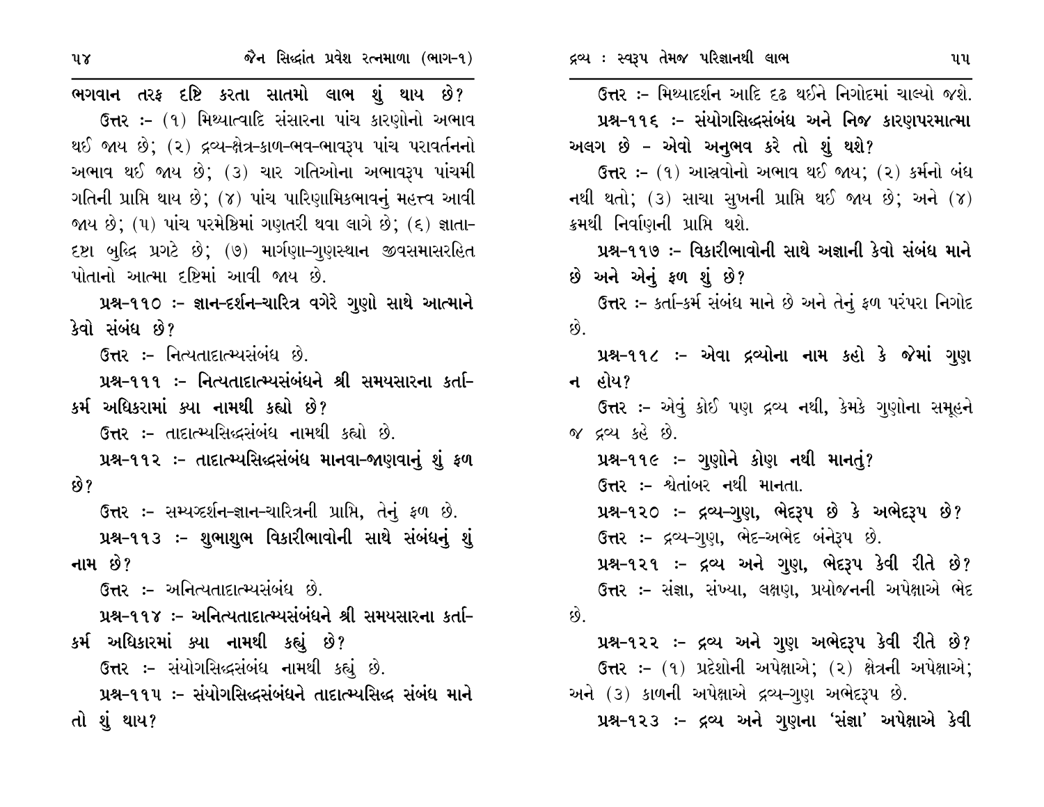**ભગવાન તરફ દૃષ્ટિ કરતા સાતમો લાભ શું થાય છે?**

ઉત્તર :- (૧) મિથ્યાત્વાદિ સંસારના પાંચ કારણોનો અભાવ થઈ જાય છે; (૨) દ્રવ્ય-ક્ષેત્ર-કાળ-ભવ-ભાવરૂપ પાંચ પરાવર્તનનો અભાવ થઈ જાય છે; (૩) ચાર ગતિઓના અભાવરૂપ પાંચમી ગતિની પ્રાપ્તિ થાય છે; (૪) પાંચ પારિણામિકભાવનું મહત્ત્વ આવી જાય છે; (૫) પાંચ પરમેષ્ઠિમાં ગણતરી થવા લાગે છે; (૬) જ્ઞાતા-દૃષ્ટા બુદ્ધિ પ્રગટે છે; (૭) માર્ગણા-ગુણસ્થાન જીવસમાસરહિત પોતાનો આત્મા દૃષ્ટિમાં આવી જાય છે.

**પ્રશ્ન-૧૧૦ :- જ્ઞાન-દર્શન-ચારિત્ર વગેરે ગુણો સાથે આત્માને કેવો સંબંધ છે?**

ઉત્તર :- નિત્યતાદાત્મ્યસંબંધ છે.

**પ્રશ્ન-૧૧૧ :- નિત્યતાદાત્મ્યસંબંધને શ્રી સમયસારના કર્તા-કર્મ અધિકારમાં ક્યા નામથી કહ્યો છે?**

ઉત્તર :- તાદાત્મ્યસિદ્ધસંબંધ નામથી કહ્યો છે.

**પ્રશ્ન-૧૧૨ :- તાદાત્મ્યસિદ્ધસંબંધ માનવા-જાણવાનું શું ફળ છે?**

ઉત્તર :- સમ્યગ્દર્શન-જ્ઞાન-ચારિત્રની પ્રાપ્તિ, તેનું ફળ છે.

**પ્રશ્ન-૧૧૩ :- શુભાશુભ વિકારીભાવોની સાથે સંબંધનું શું નામ છે?**

ઉત્તર :- અનિત્યતાદાત્મ્યસંબંધ છે.

**પ્રશ્ન-૧૧૪ :- અનિત્યતાદાત્મ્યસંબંધને શ્રી સમયસારના કર્તા-કર્મ અધિકારમાં ક્યા નામથી કહ્યું છે?**

ઉત્તર :- સંયોગસિદ્ધસંબંધ નામથી કહ્યું છે.

**પ્રશ્ન-૧૧૫ :- સંયોગસિદ્ધસંબંધને તાદાત્મ્યસિદ્ધ સંબંધ માને તો શું થાય?**

ઉત્તર :- મિથ્યાદર્શન આદિ દૃઢ થઈને નિગોદમાં ચાલ્યો જશે.

**પ્રશ્ન-૧૧૬ :- સંયોગસિદ્ધસંબંધ અને નિજ કારણપરમાત્મા અલગ છે - એવો અનુભવ કરે તો શું થશે?**

ઉત્તર :- (૧) આસ્રવોનો અભાવ થઈ જાય; (૨) કર્મનો બંધ નથી થતો; (૩) સાચા સુખની પ્રાપ્તિ થઈ જાય છે; અને (૪) ક્રમથી નિર્વાણની પ્રાપ્તિ થશે.

**પ્રશ્ન-૧૧૭ :- વિકારીભાવોની સાથે અજ્ઞાની કેવો સંબંધ માને છે અને એનું ફળ શું છે?**

ઉત્તર :- કર્તા-કર્મ સંબંધ માને છે અને તેનું ફળ પરંપરા નિગોદ છે.

**પ્રશ્ન-૧૧૮ :- એવા દ્રવ્યોના નામ કહો કે જેમાં ગુણ ન હોય?**

ઉત્તર :- એવું કોઈ પણ દ્રવ્ય નથી, કેમકે ગુણોના સમૂહને જ દ્રવ્ય કહે છે.

**પ્રશ્ન-૧૧૯ :- ગુણોને કોણ નથી માનતું?**

ઉત્તર :- શ્વેતાંબર નથી માનતા.

**પ્રશ્ન-૧૨૦ :- દ્રવ્ય-ગુણ, ભેદરૂપ છે કે અભેદરૂપ છે?**

ઉત્તર :- દ્રવ્ય-ગુણ, ભેદ-અભેદ બંનેરૂપ છે.

**પ્રશ્ન-૧૨૧ :- દ્રવ્ય અને ગુણ, ભેદરૂપ કેવી રીતે છે?**

ઉત્તર :- સંજ્ઞા, સંખ્યા, લક્ષણ, પ્રયોજનની અપેક્ષાએ ભેદ છે.

**પ્રશ્ન-૧૨૨ :- દ્રવ્ય અને ગુણ અભેદરૂપ કેવી રીતે છે?**

ઉત્તર :- (૧) પ્રદેશોની અપેક્ષાએ; (૨) ક્ષેત્રની અપેક્ષાએ; અને (૩) કાળની અપેક્ષાએ દ્રવ્ય-ગુણ અભેદરૂપ છે.

**પ્રશ્ન-૧૨૩ :- દ્રવ્ય અને ગુણના 'સંજ્ઞા' અપેક્ષાએ કેવી**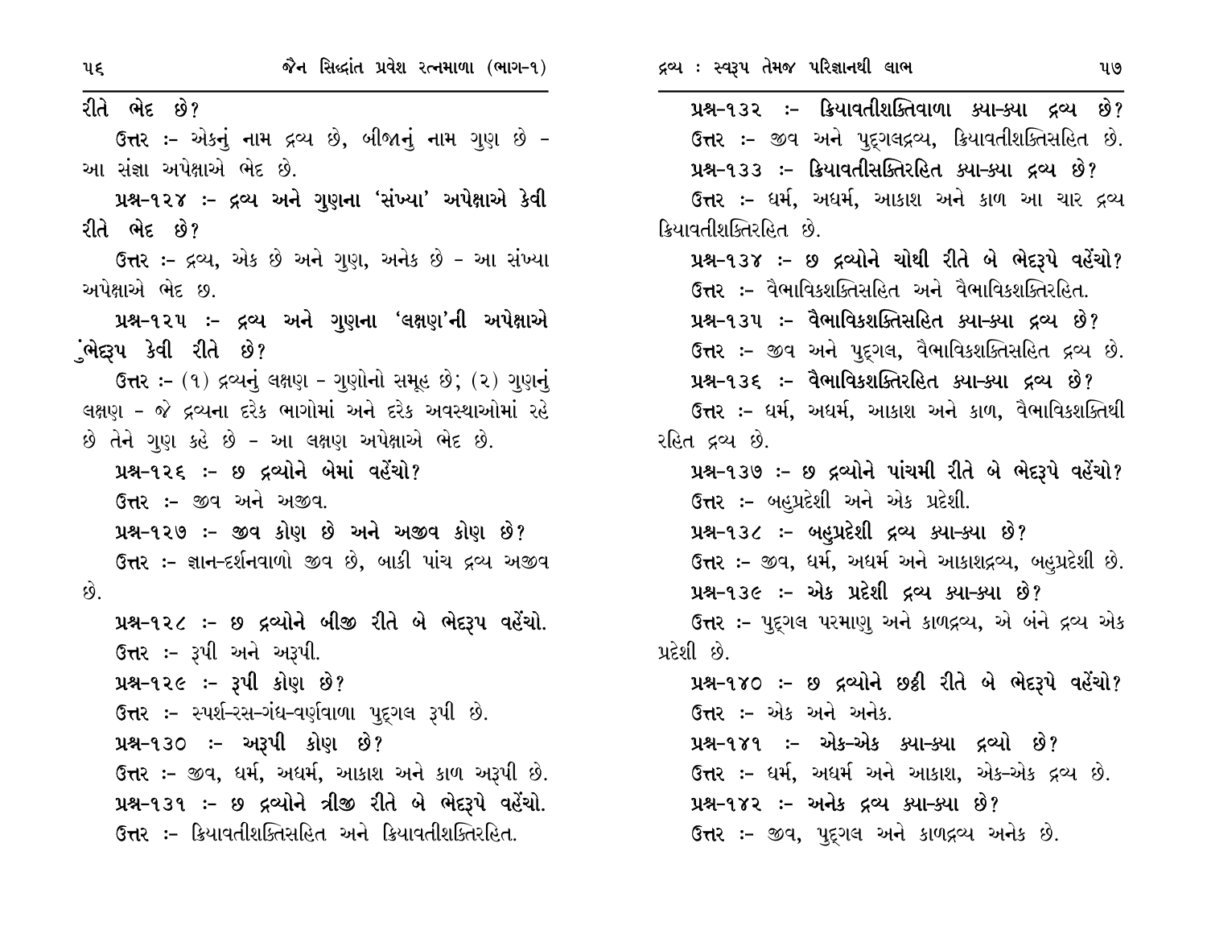રીતે ભેદ છે?

**ઉત્તર** :- એકનું નામ દ્રવ્ય છે, બીજાનું નામ ગુણ છે - આ સંજ્ઞા અપેક્ષાએ ભેદ છે.

**પ્રશ્ન-૧૨૪ :- દ્રવ્ય અને ગુણના 'સંખ્યા' અપેક્ષાએ કેવી રીતે ભેદ છે?**

**ઉત્તર** :- દ્રવ્ય, એક છે અને ગુણ, અનેક છે - આ સંખ્યા અપેક્ષાએ ભેદ છ.

**પ્રશ્ન-૧૨૫ :- દ્રવ્ય અને ગુણના 'લક્ષણ'ની અપેક્ષાએ ભેદરૂપ કેવી રીતે છે?**

**ઉત્તર** :- (૧) દ્રવ્યનું લક્ષણ - ગુણોનો સમૂહ છે; (૨) ગુણનું લક્ષણ - જે દ્રવ્યના દરેક ભાગોમાં અને દરેક અવસ્થાઓમાં રહે છે તેને ગુણ કહે છે - આ લક્ષણ અપેક્ષાએ ભેદ છે.

**પ્રશ્ન-૧૨૬ :- છ દ્રવ્યોને બેમાં વહેંચો?**

**ઉત્તર** :- જીવ અને અજીવ.

**પ્રશ્ન-૧૨૭ :- જીવ કોણ છે અને અજીવ કોણ છે?**

**ઉત્તર** :- જ્ઞાન-દર્શનવાળો જીવ છે, બાકી પાંચ દ્રવ્ય અજીવ છે.

**પ્રશ્ન-૧૨૮ :- છ દ્રવ્યોને બીજી રીતે બે ભેદરૂપ વહેંચો.**

**ઉત્તર** :- રૂપી અને અરૂપી.

**પ્રશ્ન-૧૨૯ :- રૂપી કોણ છે?**

**ઉત્તર** :- સ્પર્શ-રસ-ગંધ-વર્ણવાળા પુદ્ગલ રૂપી છે.

**પ્રશ્ન-૧૩૦ :- અરૂપી કોણ છે?**

**ઉત્તર** :- જીવ, ધર્મ, અધર્મ, આકાશ અને કાળ અરૂપી છે.

**પ્રશ્ન-૧૩૧ :- છ દ્રવ્યોને ત્રીજી રીતે બે ભેદરૂપે વહેંચો.**

**ઉત્તર** :- ક્રિયાવતીશક્તિસહિત અને ક્રિયાવતીશક્તિરહિત.

**પ્રશ્ન-૧૩૨ :- ક્રિયાવતીશક્તિવાળા ક્યા-ક્યા દ્રવ્ય છે?**

**ઉત્તર** :- જીવ અને પુદ્ગલદ્રવ્ય, ક્રિયાવતીશક્તિસહિત છે.

**પ્રશ્ન-૧૩૩ :- ક્રિયાવતીસક્તિરહિત ક્યા-ક્યા દ્રવ્ય છે?**

**ઉત્તર** :- ધર્મ, અધર્મ, આકાશ અને કાળ આ ચાર દ્રવ્ય ક્રિયાવતીશક્તિરહિત છે.

**પ્રશ્ન-૧૩૪ :- છ દ્રવ્યોને ચોથી રીતે બે ભેદરૂપે વહેંચો?**

**ઉત્તર** :- વૈભાવિકશક્તિસહિત અને વૈભાવિકશક્તિરહિત.

**પ્રશ્ન-૧૩૫ :- વૈભાવિકશક્તિસહિત ક્યા-ક્યા દ્રવ્ય છે?**

**ઉત્તર** :- જીવ અને પુદ્ગલ, વૈભાવિકશક્તિસહિત દ્રવ્ય છે.

**પ્રશ્ન-૧૩૬ :- વૈભાવિકશક્તિરહિત ક્યા-ક્યા દ્રવ્ય છે?**

**ઉત્તર** :- ધર્મ, અધર્મ, આકાશ અને કાળ, વૈભાવિકશક્તિથી રહિત દ્રવ્ય છે.

**પ્રશ્ન-૧૩૭ :- છ દ્રવ્યોને પાંચમી રીતે બે ભેદરૂપે વહેંચો?**

**ઉત્તર** :- બહુપ્રદેશી અને એક પ્રદેશી.

**પ્રશ્ન-૧૩૮ :- બહુપ્રદેશી દ્રવ્ય ક્યા-ક્યા છે?**

**ઉત્તર** :- જીવ, ધર્મ, અધર્મ અને આકાશદ્રવ્ય, બહુપ્રદેશી છે.

**પ્રશ્ન-૧૩૯ :- એક પ્રદેશી દ્રવ્ય ક્યા-ક્યા છે?**

**ઉત્તર** :- પુદ્ગલ પરમાણુ અને કાળદ્રવ્ય, એ બંને દ્રવ્ય એક પ્રદેશી છે.

**પ્રશ્ન-૧૪૦ :- છ દ્રવ્યોને છઠ્ઠી રીતે બે ભેદરૂપે વહેંચો?**

**ઉત્તર** :- એક અને અનેક.

**પ્રશ્ન-૧૪૧ :- એક-એક ક્યા-ક્યા દ્રવ્યો છે?**

**ઉત્તર** :- ધર્મ, અધર્મ અને આકાશ, એક-એક દ્રવ્ય છે.

**પ્રશ્ન-૧૪૨ :- અનેક દ્રવ્ય ક્યા-ક્યા છે?**

**ઉત્તર** :- જીવ, પુદ્ગલ અને કાળદ્રવ્ય અનેક છે.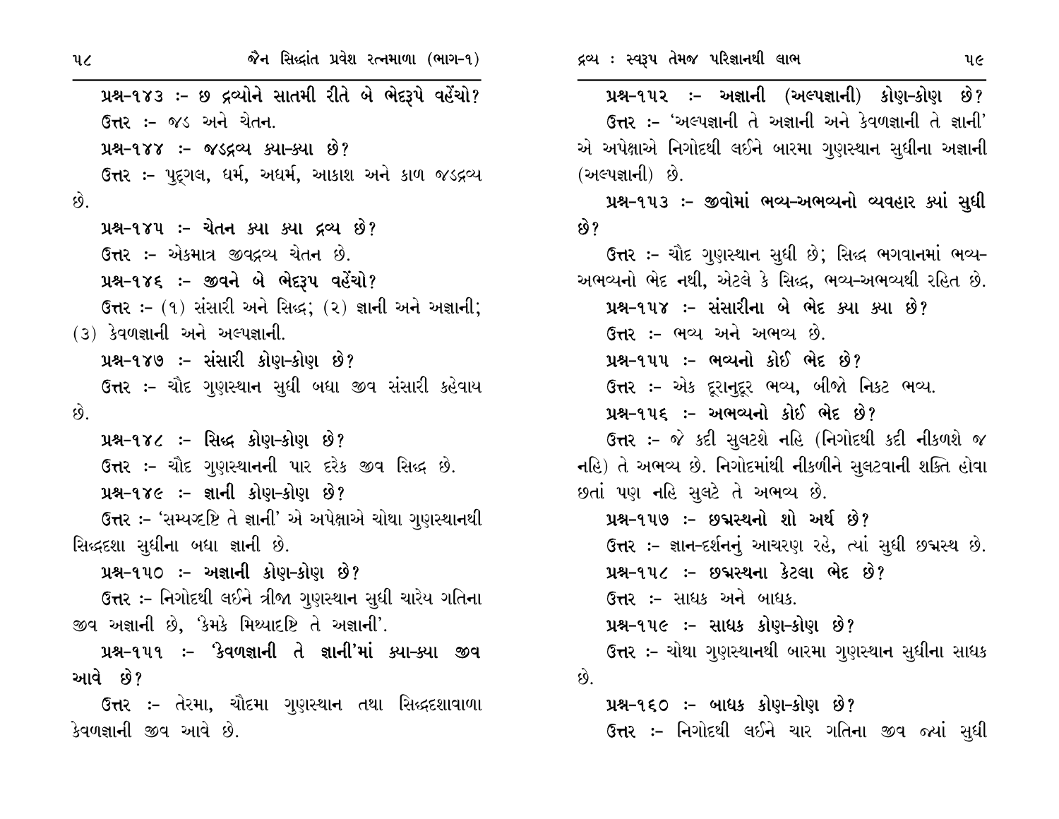**પ્રશ્ન-૧૪૩ :- છ દ્રવ્યોને સાતમી રીતે બે ભેદરૂપે વહેંચો?**

ઉત્તર :- જડ અને ચેતન.

**પ્રશ્ન-૧૪૪ :- જડદ્રવ્ય ક્યા-ક્યા છે?**

ઉત્તર :- પુદ્‌ગલ, ધર્મ, અધર્મ, આકાશ અને કાળ જડદ્રવ્ય છે.

**પ્રશ્ન-૧૪૫ :- ચેતન ક્યા ક્યા દ્રવ્ય છે?**

ઉત્તર :- એકમાત્ર જીવદ્રવ્ય ચેતન છે.

**પ્રશ્ન-૧૪૬ :- જીવને બે ભેદરૂપ વહેંચો?**

ઉત્તર :- (૧) સંસારી અને સિદ્ધ; (૨) જ્ઞાની અને અજ્ઞાની; (૩) કેવળજ્ઞાની અને અલ્પજ્ઞાની.

**પ્રશ્ન-૧૪૭ :- સંસારી કોણ-કોણ છે?**

ઉત્તર :- ચૌદ ગુણસ્થાન સુધી બધા જીવ સંસારી કહેવાય છે.

**પ્રશ્ન-૧૪૮ :- સિદ્ધ કોણ-કોણ છે?**

ઉત્તર :- ચૌદ ગુણસ્થાનની પાર દરેક જીવ સિદ્ધ છે.

**પ્રશ્ન-૧૪૯ :- જ્ઞાની કોણ-કોણ છે?**

ઉત્તર :- 'સમ્યગ્દૃષ્ટિ તે જ્ઞાની' એ અપેક્ષાએ ચોથા ગુણસ્થાનથી સિદ્ધદશા સુધીના બધા જ્ઞાની છે.

**પ્રશ્ન-૧૫૦ :- અજ્ઞાની કોણ-કોણ છે?**

ઉત્તર :- નિગોદથી લઈને ત્રીજા ગુણસ્થાન સુધી ચારેય ગતિના જીવ અજ્ઞાની છે, 'કેમકે મિથ્યાદૃષ્ટિ તે અજ્ઞાની'.

**પ્રશ્ન-૧૫૧ :- 'કેવળજ્ઞાની તે જ્ઞાની'માં ક્યા-ક્યા જીવ આવે છે?**

ઉત્તર :- તેરમા, ચૌદમા ગુણસ્થાન તથા સિદ્ધદશાવાળા કેવળજ્ઞાની જીવ આવે છે.

**પ્રશ્ન-૧૫૨ :- અજ્ઞાની (અલ્પજ્ઞાની) કોણ-કોણ છે?**

ઉત્તર :- 'અલ્પજ્ઞાની તે અજ્ઞાની અને કેવળજ્ઞાની તે જ્ઞાની' એ અપેક્ષાએ નિગોદથી લઈને બારમા ગુણસ્થાન સુધીના અજ્ઞાની (અલ્પજ્ઞાની) છે.

**પ્રશ્ન-૧૫૩ :- જીવોમાં ભવ્ય-અભવ્યનો વ્યવહાર ક્યાં સુધી છે?**

ઉત્તર :- ચૌદ ગુણસ્થાન સુધી છે; સિદ્ધ ભગવાનમાં ભવ્ય-અભવ્યનો ભેદ નથી, એટલે કે સિદ્ધ, ભવ્ય-અભવ્યથી રહિત છે.

**પ્રશ્ન-૧૫૪ :- સંસારીના બે ભેદ ક્યા ક્યા છે?**

ઉત્તર :- ભવ્ય અને અભવ્ય છે.

**પ્રશ્ન-૧૫૫ :- ભવ્યનો કોઈ ભેદ છે?**

ઉત્તર :- એક દૂરાનુદૂર ભવ્ય, બીજો નિકટ ભવ્ય.

**પ્રશ્ન-૧૫૬ :- અભવ્યનો કોઈ ભેદ છે?**

ઉત્તર :- જે કદી સુલટશે નહિ (નિગોદથી કદી નીકળશે જ નહિ) તે અભવ્ય છે. નિગોદમાંથી નીકળીને સુલટવાની શક્તિ હોવા છતાં પણ નહિ સુલટે તે અભવ્ય છે.

**પ્રશ્ન-૧૫૭ :- છદ્મસ્થનો શો અર્થ છે?**

ઉત્તર :- જ્ઞાન-દર્શનનું આચરણ રહે, ત્યાં સુધી છદ્મસ્થ છે.

**પ્રશ્ન-૧૫૮ :- છદ્મસ્થના કેટલા ભેદ છે?**

ઉત્તર :- સાધક અને બાધક.

**પ્રશ્ન-૧૫૯ :- સાધક કોણ-કોણ છે?**

ઉત્તર :- ચોથા ગુણસ્થાનથી બારમા ગુણસ્થાન સુધીના સાધક છે.

**પ્રશ્ન-૧૬૦ :- બાધક કોણ-કોણ છે?**

ઉત્તર :- નિગોદથી લઈને ચાર ગતિના જીવ જ્યાં સુધી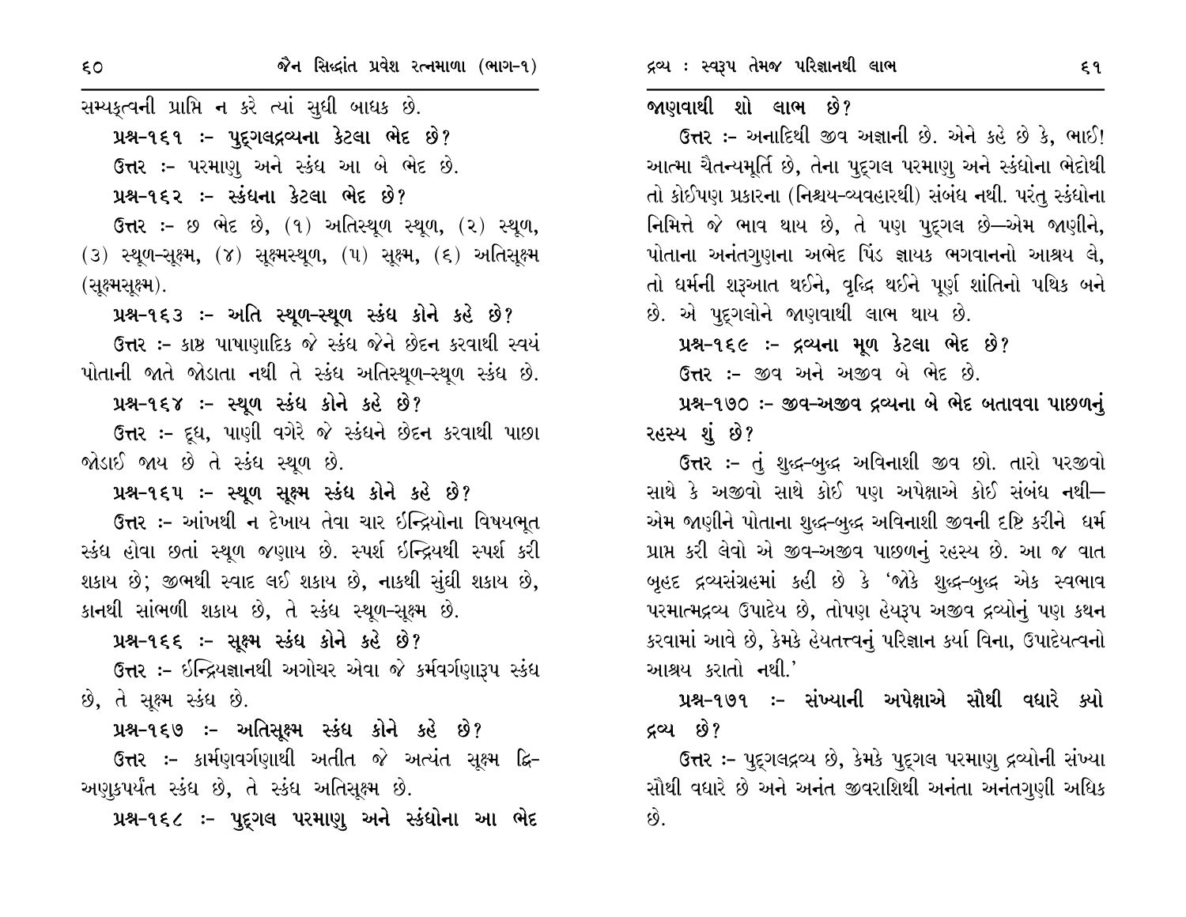સમ્યક્ત્વની પ્રાપ્તિ ન કરે ત્યાં સુધી બાધક છે.

**પ્રશ્ન-૧૬૧ :- પુદ્‌ગલદ્રવ્યના કેટલા ભેદ છે?**

**ઉત્તર** :- પરમાણુ અને સ્કંધ આ બે ભેદ છે.

**પ્રશ્ન-૧૬૨ :- સ્કંધના કેટલા ભેદ છે?**

**ઉત્તર** :- છ ભેદ છે, (૧) અતિસ્થૂળ સ્થૂળ, (૨) સ્થૂળ, (૩) સ્થૂળ-સૂક્ષ્મ, (૪) સૂક્ષ્મસ્થૂળ, (૫) સૂક્ષ્મ, (૬) અતિસૂક્ષ્મ (સૂક્ષ્મસૂક્ષ્મ).

**પ્રશ્ન-૧૬૩ :- અતિ સ્થૂળ-સ્થૂળ સ્કંધ કોને કહે છે?**

**ઉત્તર** :- કાષ્ઠ પાષાણાદિક જે સ્કંધ જેને છેદન કરવાથી સ્વયં પોતાની જાતે જોડાતા નથી તે સ્કંધ અતિસ્થૂળ-સ્થૂળ સ્કંધ છે.

**પ્રશ્ન-૧૬૪ :- સ્થૂળ સ્કંધ કોને કહે છે?**

**ઉત્તર** :- દૂધ, પાણી વગેરે જે સ્કંધને છેદન કરવાથી પાછા જોડાઈ જાય છે તે સ્કંધ સ્થૂળ છે.

**પ્રશ્ન-૧૬૫ :- સ્થૂળ સૂક્ષ્મ સ્કંધ કોને કહે છે?**

**ઉત્તર** :- આંખથી ન દેખાય તેવા ચાર ઇન્દ્રિયોના વિષયભૂત સ્કંધ હોવા છતાં સ્થૂળ જણાય છે. સ્પર્શ ઇન્દ્રિયથી સ્પર્શ કરી શકાય છે; જીભથી સ્વાદ લઈ શકાય છે, નાકથી સુંઘી શકાય છે, કાનથી સાંભળી શકાય છે, તે સ્કંધ સ્થૂળ-સૂક્ષ્મ છે.

**પ્રશ્ન-૧૬૬ :- સૂક્ષ્મ સ્કંધ કોને કહે છે?**

**ઉત્તર** :- ઇન્દ્રિયજ્ઞાનથી અગોચર એવા જે કર્મવર્ગણારૂપ સ્કંધ છે, તે સૂક્ષ્મ સ્કંધ છે.

**પ્રશ્ન-૧૬૭ :- અતિસૂક્ષ્મ સ્કંધ કોને કહે છે?**

**ઉત્તર** :- કાર્મણવર્ગણાથી અતીત જે અત્યંત સૂક્ષ્મ દ્વિ-અણુકપર્યંત સ્કંધ છે, તે સ્કંધ અતિસૂક્ષ્મ છે.

**પ્રશ્ન-૧૬૮ :- પુદ્‌ગલ પરમાણુ અને સ્કંધોના આ ભેદ જાણવાથી શો લાભ છે?**

**ઉત્તર** :- અનાદિથી જીવ અજ્ઞાની છે. એને કહે છે કે, ભાઈ! આત્મા ચૈતન્યમૂર્તિ છે, તેના પુદ્‌ગલ પરમાણુ અને સ્કંધોના ભેદોથી તો કોઈપણ પ્રકારના (નિશ્ચય-વ્યવહારથી) સંબંધ નથી. પરંતુ સ્કંધોના નિમિત્તે જે ભાવ થાય છે, તે પણ પુદ્‌ગલ છે—એમ જાણીને, પોતાના અનંતગુણના અભેદ પિંડ જ્ઞાયક ભગવાનનો આશ્રય લે, તો ધર્મની શરૂઆત થઈને, વૃદ્ધિ થઈને પૂર્ણ શાંતિનો પથિક બને છે. એ પુદ્‌ગલોને જાણવાથી લાભ થાય છે.

**પ્રશ્ન-૧૬૯ :- દ્રવ્યના મૂળ કેટલા ભેદ છે?**

**ઉત્તર** :- જીવ અને અજીવ બે ભેદ છે.

**પ્રશ્ન-૧૭૦ :- જીવ-અજીવ દ્રવ્યના બે ભેદ બતાવવા પાછળનું રહસ્ય શું છે?**

**ઉત્તર** :- તું શુદ્ધ-બુદ્ધ અવિનાશી જીવ છો. તારો પરજીવો સાથે કે અજીવો સાથે કોઈ પણ અપેક્ષાએ કોઈ સંબંધ નથી—એમ જાણીને પોતાના શુદ્ધ-બુદ્ધ અવિનાશી જીવની દૃષ્ટિ કરીને ધર્મ પ્રાપ્ત કરી લેવો એ જીવ-અજીવ પાછળનું રહસ્ય છે. આ જ વાત બૃહદ દ્રવ્યસંગ્રહમાં કહી છે કે 'જોકે શુદ્ધ-બુદ્ધ એક સ્વભાવ પરમાત્મદ્રવ્ય ઉપાદેય છે, તોપણ હેયરૂપ અજીવ દ્રવ્યોનું પણ કથન કરવામાં આવે છે, કેમકે હેયતત્ત્વનું પરિજ્ઞાન કર્યા વિના, ઉપાદેયત્વનો આશ્રય કરાતો નથી.'

**પ્રશ્ન-૧૭૧ :- સંખ્યાની અપેક્ષાએ સૌથી વધારે ક્યો દ્રવ્ય છે?**

**ઉત્તર** :- પુદ્‌ગલદ્રવ્ય છે, કેમકે પુદ્‌ગલ પરમાણુ દ્રવ્યોની સંખ્યા સૌથી વધારે છે અને અનંત જીવરાશિથી અનંતા અનંતગુણી અધિક છે.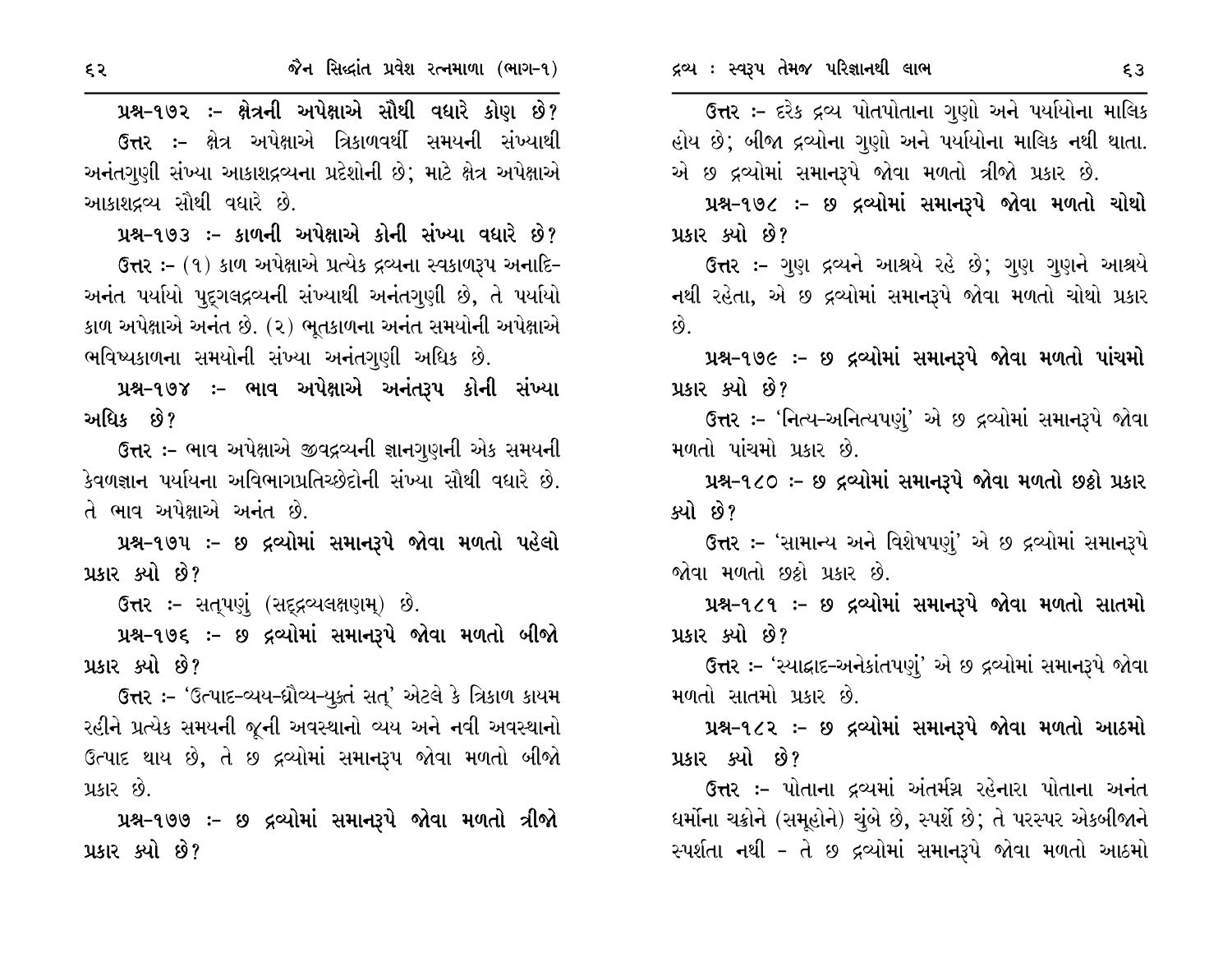**પ્રશ્ન-૧૭૨ :- ક્ષેત્રની અપેક્ષાએ સૌથી વધારે કોણ છે?**

ઉત્તર :- ક્ષેત્ર અપેક્ષાએ ત્રિકાળવર્થી સમયની સંખ્યાથી અનંતગુણી સંખ્યા આકાશદ્રવ્યના પ્રદેશોની છે; માટે ક્ષેત્ર અપેક્ષાએ આકાશદ્રવ્ય સૌથી વધારે છે.

**પ્રશ્ન-૧૭૩ :- કાળની અપેક્ષાએ કોની સંખ્યા વધારે છે?**

ઉત્તર :- (૧) કાળ અપેક્ષાએ પ્રત્યેક દ્રવ્યના સ્વકાળરૂપ અનાદિ-અનંત પર્યાયો પુદ્‌ગલદ્રવ્યની સંખ્યાથી અનંતગુણી છે, તે પર્યાયો કાળ અપેક્ષાએ અનંત છે. (૨) ભૂતકાળના અનંત સમયોની અપેક્ષાએ ભવિષ્યકાળના સમયોની સંખ્યા અનંતગુણી અધિક છે.

**પ્રશ્ન-૧૭૪ :- ભાવ અપેક્ષાએ અનંતરૂપ કોની સંખ્યા અધિક છે?**

ઉત્તર :- ભાવ અપેક્ષાએ જીવદ્રવ્યની જ્ઞાનગુણની એક સમયની કેવળજ્ઞાન પર્યાયના અવિભાગપ્રતિચ્છેદોની સંખ્યા સૌથી વધારે છે. તે ભાવ અપેક્ષાએ અનંત છે.

**પ્રશ્ન-૧૭૫ :- છ દ્રવ્યોમાં સમાનરૂપે જોવા મળતો પહેલો પ્રકાર ક્યો છે?**

ઉત્તર :- સત્‌પણું (સદ્‌દ્રવ્યલક્ષણમ્) છે.

**પ્રશ્ન-૧૭૬ :- છ દ્રવ્યોમાં સમાનરૂપે જોવા મળતો બીજો પ્રકાર ક્યો છે?**

ઉત્તર :- 'ઉત્પાદ-વ્યય-ધ્રૌવ્ય-યુક્તં સત્' એટલે કે ત્રિકાળ કાયમ રહીને પ્રત્યેક સમયની જૂની અવસ્થાનો વ્યય અને નવી અવસ્થાનો ઉત્પાદ થાય છે, તે છ દ્રવ્યોમાં સમાનરૂપ જોવા મળતો બીજો પ્રકાર છે.

**પ્રશ્ન-૧૭૭ :- છ દ્રવ્યોમાં સમાનરૂપે જોવા મળતો ત્રીજો પ્રકાર ક્યો છે?**

ઉત્તર :- દરેક દ્રવ્ય પોતપોતાના ગુણો અને પર્યાયોના માલિક હોય છે; બીજા દ્રવ્યોના ગુણો અને પર્યાયોના માલિક નથી થાતા. એ છ દ્રવ્યોમાં સમાનરૂપે જોવા મળતો ત્રીજો પ્રકાર છે.

**પ્રશ્ન-૧૭૮ :- છ દ્રવ્યોમાં સમાનરૂપે જોવા મળતો ચોથો પ્રકાર ક્યો છે?**

ઉત્તર :- ગુણ દ્રવ્યને આશ્રયે રહે છે; ગુણ ગુણને આશ્રયે નથી રહેતા, એ છ દ્રવ્યોમાં સમાનરૂપે જોવા મળતો ચોથો પ્રકાર છે.

**પ્રશ્ન-૧૭૯ :- છ દ્રવ્યોમાં સમાનરૂપે જોવા મળતો પાંચમો પ્રકાર ક્યો છે?**

ઉત્તર :- 'નિત્ય-અનિત્યપણું' એ છ દ્રવ્યોમાં સમાનરૂપે જોવા મળતો પાંચમો પ્રકાર છે.

**પ્રશ્ન-૧૮૦ :- છ દ્રવ્યોમાં સમાનરૂપે જોવા મળતો છઠ્ઠો પ્રકાર ક્યો છે?**

ઉત્તર :- 'સામાન્ય અને વિશેષપણું' એ છ દ્રવ્યોમાં સમાનરૂપે જોવા મળતો છઠ્ઠો પ્રકાર છે.

**પ્રશ્ન-૧૮૧ :- છ દ્રવ્યોમાં સમાનરૂપે જોવા મળતો સાતમો પ્રકાર ક્યો છે?**

ઉત્તર :- 'સ્યાદ્વાદ-અનેકાંતપણું' એ છ દ્રવ્યોમાં સમાનરૂપે જોવા મળતો સાતમો પ્રકાર છે.

**પ્રશ્ન-૧૮૨ :- છ દ્રવ્યોમાં સમાનરૂપે જોવા મળતો આઠમો પ્રકાર ક્યો છે?**

ઉત્તર :- પોતાના દ્રવ્યમાં અંતર્મગ્ન રહેનારા પોતાના અનંત ધર્મોના ચક્રોને (સમૂહોને) ચુંબે છે, સ્પર્શે છે; તે પરસ્પર એકબીજાને સ્પર્શતા નથી - તે છ દ્રવ્યોમાં સમાનરૂપે જોવા મળતો આઠમો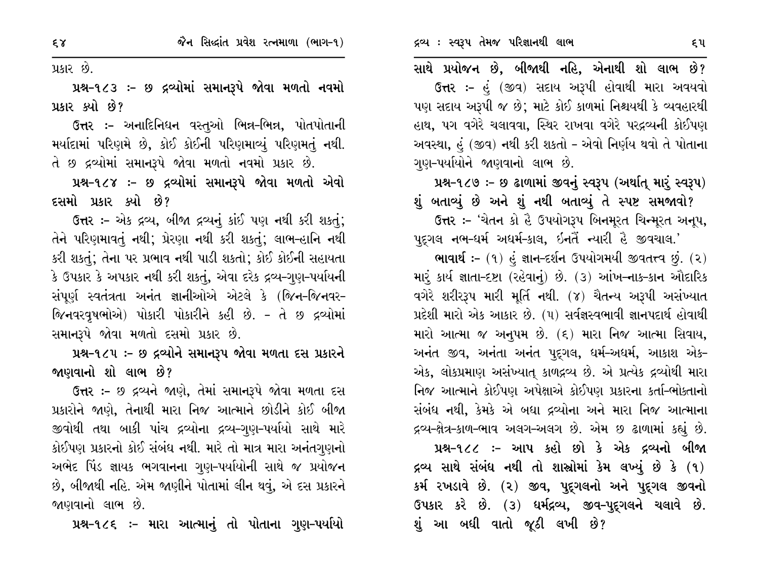પ્રકાર છે.

**પ્રશ્ન-૧૮૩ :- છ દ્રવ્યોમાં સમાનરૂપે જોવા મળતો નવમો પ્રકાર ક્યો છે?**

**ઉત્તર** :- અનાદિનિધન વસ્તુઓ ભિન્ન-ભિન્ન, પોતપોતાની મર્યાદામાં પરિણમે છે, કોઈ કોઈની પરિણમાવ્યું પરિણમતું નથી. તે છ દ્રવ્યોમાં સમાનરૂપે જોવા મળતો નવમો પ્રકાર છે.

**પ્રશ્ન-૧૮૪ :- છ દ્રવ્યોમાં સમાનરૂપે જોવા મળતો એવો દસમો પ્રકાર ક્યો છે?**

**ઉત્તર** :- એક દ્રવ્ય, બીજા દ્રવ્યનું કાંઈ પણ નથી કરી શકતું; તેને પરિણમાવતું નથી; પ્રેરણા નથી કરી શકતું; લાભ-હાનિ નથી કરી શકતું; તેના પર પ્રભાવ નથી પાડી શકતો; કોઈ કોઈની સહાયતા કે ઉપકાર કે અપકાર નથી કરી શકતું, એવા દરેક દ્રવ્ય-ગુણ-પર્યાયની સંપૂર્ણ સ્વતંત્રતા અનંત જ્ઞાનીઓએ એટલે કે (જિન-જિનવર-જિનવરવૃષભોએ) પોકારી પોકારીને કહી છે. - તે છ દ્રવ્યોમાં સમાનરૂપે જોવા મળતો દસમો પ્રકાર છે.

**પ્રશ્ન-૧૮૫ :- છ દ્રવ્યોને સમાનરૂપ જોવા મળતા દસ પ્રકારને જાણવાનો શો લાભ છે?**

**ઉત્તર** :- છ દ્રવ્યને જાણે, તેમાં સમાનરૂપે જોવા મળતા દસ પ્રકારોને જાણે, તેનાથી મારા નિજ આત્માને છોડીને કોઈ બીજા જીવોથી તથા બાકી પાંચ દ્રવ્યોના દ્રવ્ય-ગુણ-પર્યાયો સાથે મારે કોઈપણ પ્રકારનો કોઈ સંબંધ નથી. મારે તો માત્ર મારા અનંતગુણનો અભેદ પિંડ જ્ઞાયક ભગવાનના ગુણ-પર્યાયોની સાથે જ પ્રયોજન છે, બીજાથી નહિ. એમ જાણીને પોતામાં લીન થવું, એ દસ પ્રકારને જાણવાનો લાભ છે.

**પ્રશ્ન-૧૮૬ :- મારા આત્માનું તો પોતાના ગુણ-પર્યાયો સાથે પ્રયોજન છે, બીજાથી નહિ, એનાથી શો લાભ છે?**

**ઉત્તર** :- હું (જીવ) સદાય અરૂપી હોવાથી મારા અવયવો પણ સદાય અરૂપી જ છે; માટે કોઈ કાળમાં નિશ્ચયથી કે વ્યવહારથી હાથ, પગ વગેરે ચલાવવા, સ્થિર રાખવા વગેરે પરદ્રવ્યની કોઈપણ અવસ્થા, હું (જીવ) નથી કરી શકતો - એવો નિર્ણય થવો તે પોતાના ગુણ-પર્યાયોને જાણવાનો લાભ છે.

**પ્રશ્ન-૧૮૭ :- છ ઢાળામાં જીવનું સ્વરૂપ (અર્થાત્ મારું સ્વરૂપ) શું બતાવ્યું છે અને શું નથી બતાવ્યું તે સ્પષ્ટ સમજાવો?**

**ઉત્તર** :- 'ચેતન કો હૈ ઉપયોગરૂપ બિનમૂરત ચિન્મૂરત અનૂપ, પુદ્ગલ નભ-ધર્મ અધર્મ-કાલ, ઇનતૈં ન્યારી હૈ જીવચાલ.'

**ભાવાર્થ** :- (૧) હું જ્ઞાન-દર્શન ઉપયોગમયી જીવતત્ત્વ છું. (૨) મારું કાર્ય જ્ઞાતા-દૃષ્ટા (રહેવાનું) છે. (૩) આંખ-નાક-કાન ઔદારિક વગેરે શરીરરૂપ મારી મૂર્તિ નથી. (૪) ચૈતન્ય અરૂપી અસંખ્યાત પ્રદેશી મારો એક આકાર છે. (૫) સર્વજ્ઞસ્વભાવી જ્ઞાનપદાર્થ હોવાથી મારો આત્મા જ અનુપમ છે. (૬) મારા નિજ આત્મા સિવાય, અનંત જીવ, અનંતા અનંત પુદ્ગલ, ધર્મ-અધર્મ, આકાશ એક-એક, લોકપ્રમાણ અસંખ્યાત્ કાળદ્રવ્ય છે. એ પ્રત્યેક દ્રવ્યોથી મારા નિજ આત્માને કોઈપણ અપેક્ષાએ કોઈપણ પ્રકારના કર્તા-ભોક્તાનો સંબંધ નથી, કેમકે એ બધા દ્રવ્યોના અને મારા નિજ આત્માના દ્રવ્ય-ક્ષેત્ર-કાળ-ભાવ અલગ-અલગ છે. એમ છ ઢાળામાં કહ્યું છે.

**પ્રશ્ન-૧૮૮ :- આપ કહો છો કે એક દ્રવ્યનો બીજા દ્રવ્ય સાથે સંબંધ નથી તો શાસ્ત્રોમાં કેમ લખ્યું છે કે (૧) કર્મ રખડાવે છે. (૨) જીવ, પુદ્ગલનો અને પુદ્ગલ જીવનો ઉપકાર કરે છે. (૩) ધર્મદ્રવ્ય, જીવ-પુદ્ગલને ચલાવે છે. શું આ બધી વાતો જૂઠી લખી છે?**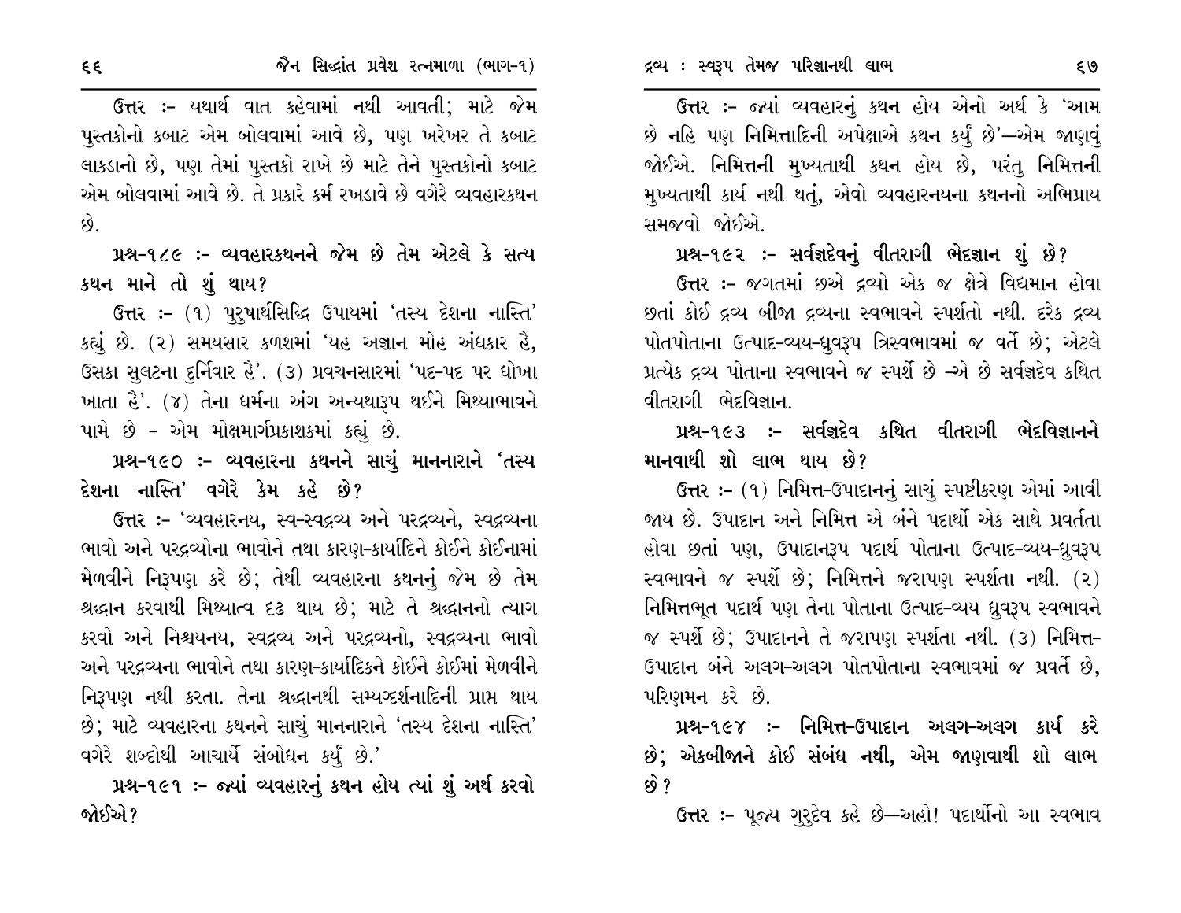**ઉત્તર :-** યથાર્થ વાત કહેવામાં નથી આવતી; માટે જેમ પુસ્તકોનો કબાટ એમ બોલવામાં આવે છે, પણ ખરેખર તે કબાટ લાકડાનો છે, પણ તેમાં પુસ્તકો રાખે છે માટે તેને પુસ્તકોનો કબાટ એમ બોલવામાં આવે છે. તે પ્રકારે કર્મ રખડાવે છે વગેરે વ્યવહારકથન છે.

**પ્રશ્ન-૧૮૯ :- વ્યવહારકથનને જેમ છે તેમ એટલે કે સત્ય કથન માને તો શું થાય?**

**ઉત્તર :-** (૧) પુરુષાર્થસિદ્ધિ ઉપાયમાં 'તસ્ય દેશના નાસ્તિ' કહ્યું છે. (૨) સમયસાર કળશમાં 'યહ અજ્ઞાન મોહ અંધકાર હૈ, ઉસકા સુલટના દુર્નિવાર હૈ'. (૩) પ્રવચનસારમાં 'પદ-પદ પર ધોખા ખાતા હૈ'. (૪) તેના ધર્મના અંગ અન્યથારૂપ થઈને મિથ્યાભાવને પામે છે - એમ મોક્ષમાર્ગપ્રકાશકમાં કહ્યું છે.

**પ્રશ્ન-૧૯૦ :- વ્યવહારના કથનને સાચું માનનારાને 'તસ્ય દેશના નાસ્તિ' વગેરે કેમ કહે છે?**

**ઉત્તર :-** 'વ્યવહારનય, સ્વ-સ્વદ્રવ્ય અને પરદ્રવ્યને, સ્વદ્રવ્યના ભાવો અને પરદ્રવ્યોના ભાવોને તથા કારણ-કાર્યાદિને કોઈને કોઈનામાં મેળવીને નિરૂપણ કરે છે; તેથી વ્યવહારના કથનનું જેમ છે તેમ શ્રદ્ધાન કરવાથી મિથ્યાત્વ દ્રઢ થાય છે; માટે તે શ્રદ્ધાનનો ત્યાગ કરવો અને નિશ્ચયનય, સ્વદ્રવ્ય અને પરદ્રવ્યનો, સ્વદ્રવ્યના ભાવો અને પરદ્રવ્યના ભાવોને તથા કારણ-કાર્યાદિકને કોઈને કોઈમાં મેળવીને નિરૂપણ નથી કરતા. તેના શ્રદ્ધાનથી સમ્યગ્દર્શનાદિની પ્રાપ્ત થાય છે; માટે વ્યવહારના કથનને સાચું માનનારાને 'તસ્ય દેશના નાસ્તિ' વગેરે શબ્દોથી આચાર્યે સંબોધન કર્યું છે.'

**પ્રશ્ન-૧૯૧ :- જ્યાં વ્યવહારનું કથન હોય ત્યાં શું અર્થ કરવો જોઈએ?**

**ઉત્તર :-** જ્યાં વ્યવહારનું કથન હોય એનો અર્થ કે 'આમ છે નહિ પણ નિમિત્તાદિની અપેક્ષાએ કથન કર્યું છે'—એમ જાણવું જોઈએ. નિમિત્તની મુખ્યતાથી કથન હોય છે, પરંતુ નિમિત્તની મુખ્યતાથી કાર્ય નથી થતું, એવો વ્યવહારનયના કથનનો અભિપ્રાય સમજવો જોઈએ.

**પ્રશ્ન-૧૯૨ :- સર્વજ્ઞદેવનું વીતરાગી ભેદજ્ઞાન શું છે?**

**ઉત્તર :-** જગતમાં છએ દ્રવ્યો એક જ ક્ષેત્રે વિદ્યમાન હોવા છતાં કોઈ દ્રવ્ય બીજા દ્રવ્યના સ્વભાવને સ્પર્શતો નથી. દરેક દ્રવ્ય પોતપોતાના ઉત્પાદ-વ્યય-ધ્રુવરૂપ ત્રિસ્વભાવમાં જ વર્તે છે; એટલે પ્રત્યેક દ્રવ્ય પોતાના સ્વભાવને જ સ્પર્શે છે -એ છે સર્વજ્ઞદેવ કથિત વીતરાગી ભેદવિજ્ઞાન.

**પ્રશ્ન-૧૯૩ :- સર્વજ્ઞદેવ કથિત વીતરાગી ભેદવિજ્ઞાનને માનવાથી શો લાભ થાય છે?**

**ઉત્તર :-** (૧) નિમિત્ત-ઉપાદાનનું સાચું સ્પષ્ટીકરણ એમાં આવી જાય છે. ઉપાદાન અને નિમિત્ત એ બંને પદાર્થો એક સાથે પ્રવર્તતા હોવા છતાં પણ, ઉપાદાનરૂપ પદાર્થ પોતાના ઉત્પાદ-વ્યય-ધ્રુવરૂપ સ્વભાવને જ સ્પર્શે છે; નિમિત્તને જરાપણ સ્પર્શતા નથી. (૨) નિમિત્તભૂત પદાર્થ પણ તેના પોતાના ઉત્પાદ-વ્યય ધ્રુવરૂપ સ્વભાવને જ સ્પર્શે છે; ઉપાદાનને તે જરાપણ સ્પર્શતા નથી. (૩) નિમિત્ત-ઉપાદાન બંને અલગ-અલગ પોતપોતાના સ્વભાવમાં જ પ્રવર્તે છે, પરિણમન કરે છે.

**પ્રશ્ન-૧૯૪ :- નિમિત્ત-ઉપાદાન અલગ-અલગ કાર્ય કરે છે; એકબીજાને કોઈ સંબંધ નથી, એમ જાણવાથી શો લાભ છે?**

**ઉત્તર :-** પૂજ્ય ગુરુદેવ કહે છે—અહો! પદાર્થોનો આ સ્વભાવ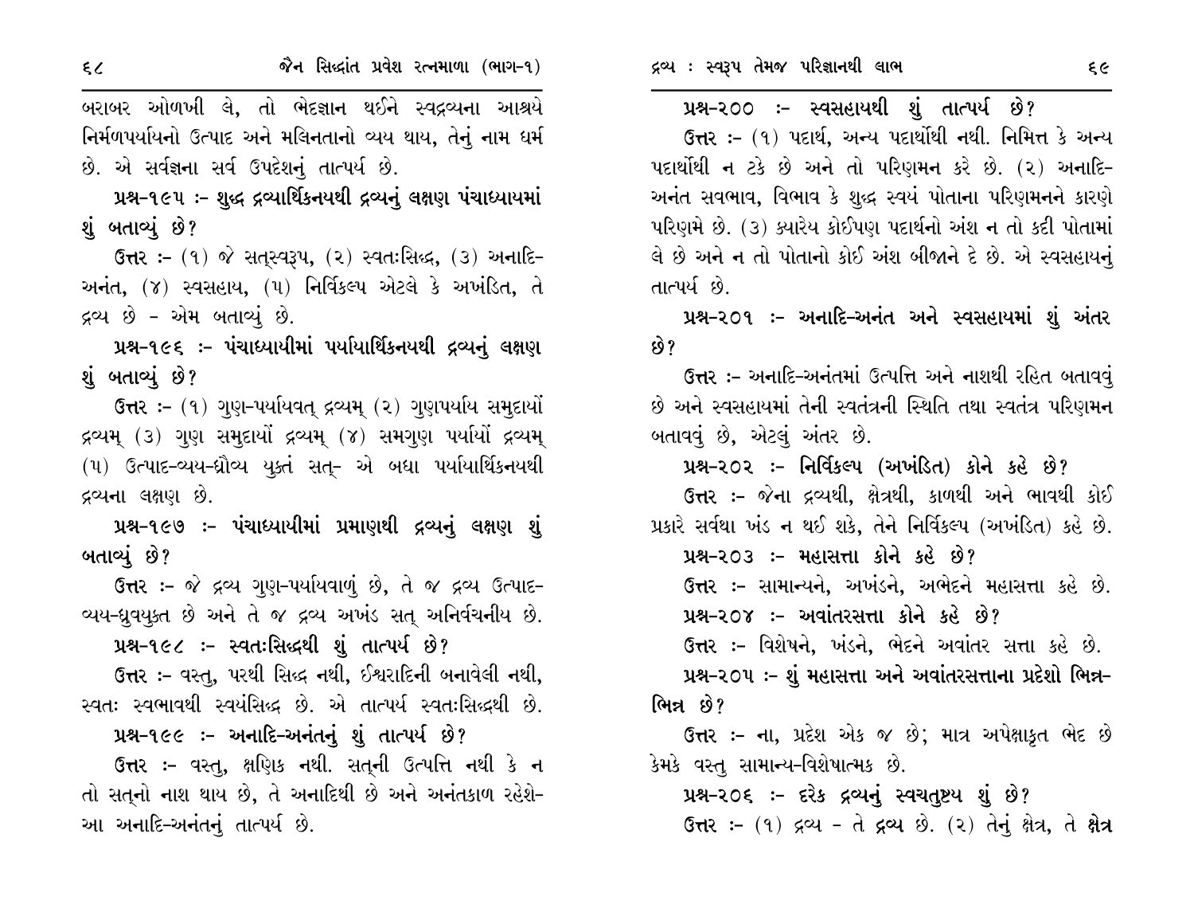બરાબર ઓળખી લે, તો ભેદજ્ઞાન થઈને સ્વદ્રવ્યના આશ્રયે નિર્મળપર્યાયનો ઉત્પાદ અને મલિનતાનો વ્યય થાય, તેનું નામ ધર્મ છે. એ સર્વજ્ઞના સર્વ ઉપદેશનું તાત્પર્ય છે.

**પ્રશ્ન-૧૯૫ :- શુદ્ધ દ્રવ્યાર્થિકનયથી દ્રવ્યનું લક્ષણ પંચાધ્યાયમાં શું બતાવ્યું છે?**

**ઉત્તર :-** (૧) જે સત્સ્વરૂપ, (૨) સ્વતઃસિદ્ધ, (૩) અનાદિ-અનંત, (૪) સ્વસહાય, (૫) નિર્વિકલ્પ એટલે કે અખંડિત, તે દ્રવ્ય છે - એમ બતાવ્યું છે.

**પ્રશ્ન-૧૯૬ :- પંચાધ્યાયીમાં પર્યાયાર્થિકનયથી દ્રવ્યનું લક્ષણ શું બતાવ્યું છે?**

**ઉત્તર :-** (૧) ગુણ-પર્યયવત્ દ્રવ્યમ્ (૨) ગુણપર્યાય સમુદાયોં દ્રવ્યમ્ (૩) ગુણ સમુદાયોં દ્રવ્યમ્ (૪) સમગુણ પર્યાયોં દ્રવ્યમ્ (૫) ઉત્પાદ-વ્યય-ધ્રૌવ્ય યુક્તં સત્- એ બધા પર્યાયાર્થિકનયથી દ્રવ્યના લક્ષણ છે.

**પ્રશ્ન-૧૯૭ :- પંચાધ્યાયીમાં પ્રમાણથી દ્રવ્યનું લક્ષણ શું બતાવ્યું છે?**

**ઉત્તર :-** જે દ્રવ્ય ગુણ-પર્યયવાળું છે, તે જ દ્રવ્ય ઉત્પાદ-વ્યય-ધ્રુવયુક્ત છે અને તે જ દ્રવ્ય અખંડ સત્ અનિર્વચનીય છે.

**પ્રશ્ન-૧૯૮ :- સ્વતઃસિદ્ધથી શું તાત્પર્ય છે?**

**ઉત્તર :-** વસ્તુ, પરથી સિદ્ધ નથી, ઈશ્વરાદિની બનાવેલી નથી, સ્વતઃ સ્વભાવથી સ્વયંસિદ્ધ છે. એ તાત્પર્ય સ્વતઃસિદ્ધથી છે.

**પ્રશ્ન-૧૯૯ :- અનાદિ-અનંતનું શું તાત્પર્ય છે?**

**ઉત્તર :-** વસ્તુ, ક્ષણિક નથી. સત્‌ની ઉત્પત્તિ નથી કે ન તો સત્‌નો નાશ થાય છે, તે અનાદિથી છે અને અનંતકાળ રહેશે- આ અનાદિ-અનંતનું તાત્પર્ય છે.

**પ્રશ્ન-૨૦૦ :- સ્વસહાયથી શું તાત્પર્ય છે?**

**ઉત્તર :-** (૧) પદાર્થ, અન્ય પદાર્થોથી નથી. નિમિત્ત કે અન્ય પદાર્થોથી ન ટકે છે અને તો પરિણમન કરે છે. (૨) અનાદિ-અનંત સવભાવ, વિભાવ કે શુદ્ધ સ્વયં પોતાના પરિણમનને કારણે પરિણમે છે. (૩) ક્યારેય કોઈપણ પદાર્થનો અંશ ન તો કદી પોતામાં લે છે અને ન તો પોતાનો કોઈ અંશ બીજાને દે છે. એ સ્વસહાયનું તાત્પર્ય છે.

**પ્રશ્ન-૨૦૧ :- અનાદિ-અનંત અને સ્વસહાયમાં શું અંતર છે?**

**ઉત્તર :-** અનાદિ-અનંતમાં ઉત્પત્તિ અને નાશથી રહિત બતાવવું છે અને સ્વસહાયમાં તેની સ્વતંત્રની સ્થિતિ તથા સ્વતંત્ર પરિણમન બતાવવું છે, એટલું અંતર છે.

**પ્રશ્ન-૨૦૨ :- નિર્વિકલ્પ (અખંડિત) કોને કહે છે?**

**ઉત્તર :-** જેના દ્રવ્યથી, ક્ષેત્રથી, કાળથી અને ભાવથી કોઈ પ્રકારે સર્વથા ખંડ ન થઈ શકે, તેને નિર્વિકલ્પ (અખંડિત) કહે છે.

**પ્રશ્ન-૨૦૩ :- મહાસત્તા કોને કહે છે?**

**ઉત્તર :-** સામાન્યને, અખંડને, અભેદને મહાસત્તા કહે છે.

**પ્રશ્ન-૨૦૪ :- અવાંતરસત્તા કોને કહે છે?**

**ઉત્તર :-** વિશેષને, ખંડને, ભેદને અવાંતર સત્તા કહે છે.

**પ્રશ્ન-૨૦૫ :- શું મહાસત્તા અને અવાંતરસત્તાના પ્રદેશો ભિન્ન-ભિન્ન છે?**

**ઉત્તર :-** ના, પ્રદેશ એક જ છે; માત્ર અપેક્ષાકૃત ભેદ છે કેમકે વસ્તુ સામાન્ય-વિશેષાત્મક છે.

**પ્રશ્ન-૨૦૬ :- દરેક દ્રવ્યનું સ્વચતુષ્ટય શું છે?**

**ઉત્તર :-** (૧) દ્રવ્ય - તે **દ્રવ્ય** છે. (૨) તેનું ક્ષેત્ર, તે **ક્ષેત્ર**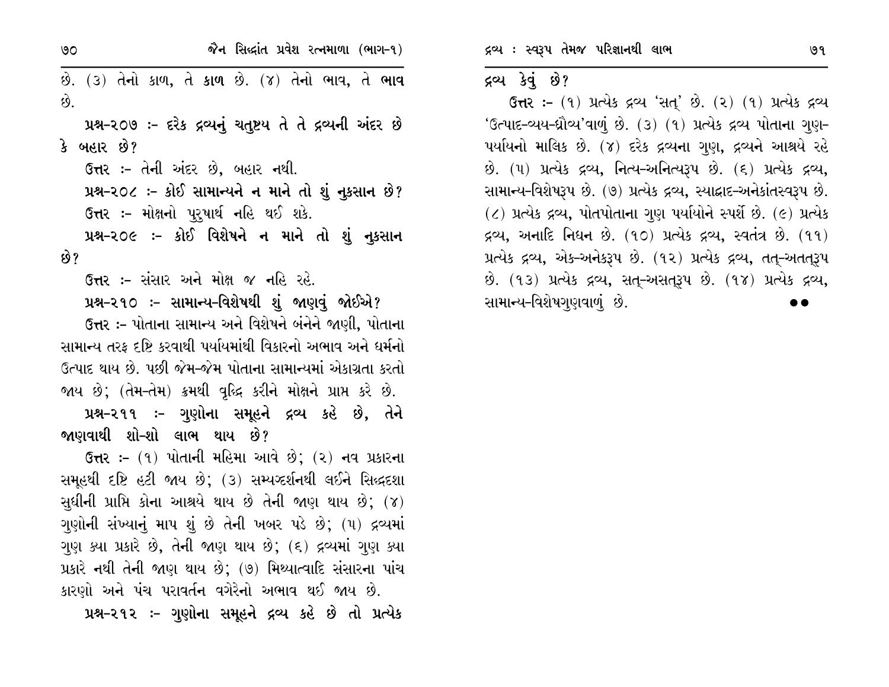છે. (૩) તેનો કાળ, તે **કાળ** છે. (૪) તેનો ભાવ, તે **ભાવ** છે.

**પ્રશ્ન-૨૦૭ :- દરેક દ્રવ્યનું ચતુષ્ટય તે તે દ્રવ્યની અંદર છે કે બહાર છે?**

**ઉત્તર :-** તેની અંદર છે, બહાર નથી.

**પ્રશ્ન-૨૦૮ :- કોઈ સામાન્યને ન માને તો શું નુકસાન છે?**

**ઉત્તર :-** મોક્ષનો પુરુષાર્થ નહિ થઈ શકે.

**પ્રશ્ન-૨૦૯ :- કોઈ વિશેષને ન માને તો શું નુકસાન છે?**

**ઉત્તર :-** સંસાર અને મોક્ષ જ નહિ રહે.

**પ્રશ્ન-૨૧૦ :- સામાન્ય-વિશેષથી શું જાણવું જોઈએ?**

**ઉત્તર :-** પોતાના સામાન્ય અને વિશેષને બંનેને જાણી, પોતાના સામાન્ય તરફ દૃષ્ટિ કરવાથી પર્યાયમાંથી વિકારનો અભાવ અને ધર્મનો ઉત્પાદ થાય છે. પછી જેમ-જેમ પોતાના સામાન્યમાં એકાગ્રતા કરતો જાય છે; (તેમ-તેમ) ક્રમથી વૃદ્ધિ કરીને મોક્ષને પ્રાપ્ત કરે છે.

**પ્રશ્ન-૨૧૧ :- ગુણોના સમૂહને દ્રવ્ય કહે છે, તેને જાણવાથી શો-શો લાભ થાય છે?**

**ઉત્તર :-** (૧) પોતાની મહિમા આવે છે; (૨) નવ પ્રકારના સમૂહથી દૃષ્ટિ હટી જાય છે; (૩) સમ્યગ્દર્શનથી લઈને સિદ્ધદશા સુધીની પ્રાપ્તિ કોના આશ્રયે થાય છે તેની જાણ થાય છે; (૪) ગુણોની સંખ્યાનું માપ શું છે તેની ખબર પડે છે; (૫) દ્રવ્યમાં ગુણ ક્યા પ્રકારે છે, તેની જાણ થાય છે; (૬) દ્રવ્યમાં ગુણ ક્યા પ્રકારે નથી તેની જાણ થાય છે; (૭) મિથ્યાત્વાદિ સંસારના પાંચ કારણો અને પંચ પરાવર્તન વગેરેનો અભાવ થઈ જાય છે.

**પ્રશ્ન-૨૧૨ :- ગુણોના સમૂહને દ્રવ્ય કહે છે તો પ્રત્યેક દ્રવ્ય કેવું છે?**

**ઉત્તર :-** (૧) પ્રત્યેક દ્રવ્ય 'સત્' છે. (૨) (૧) પ્રત્યેક દ્રવ્ય 'ઉત્પાદ-વ્યય-ધ્રૌવ્ય'વાળું છે. (૩) (૧) પ્રત્યેક દ્રવ્ય પોતાના ગુણ-પર્યાયનો માલિક છે. (૪) દરેક દ્રવ્યના ગુણ, દ્રવ્યને આશ્રયે રહે છે. (૫) પ્રત્યેક દ્રવ્ય, નિત્ય-અનિત્યરૂપ છે. (૬) પ્રત્યેક દ્રવ્ય, સામાન્ય-વિશેષરૂપ છે. (૭) પ્રત્યેક દ્રવ્ય, સ્યાદ્વાદ-અનેકાંતસ્વરૂપ છે. (૮) પ્રત્યેક દ્રવ્ય, પોતપોતાના ગુણ પર્યાયોને સ્પર્શે છે. (૯) પ્રત્યેક દ્રવ્ય, અનાદિ નિધન છે. (૧૦) પ્રત્યેક દ્રવ્ય, સ્વતંત્ર છે. (૧૧) પ્રત્યેક દ્રવ્ય, એક-અનેકરૂપ છે. (૧૨) પ્રત્યેક દ્રવ્ય, તત્-અતત્રૂપ છે. (૧૩) પ્રત્યેક દ્રવ્ય, સત્-અસત્રૂપ છે. (૧૪) પ્રત્યેક દ્રવ્ય, સામાન્ય-વિશેષગુણવાળું છે.

●●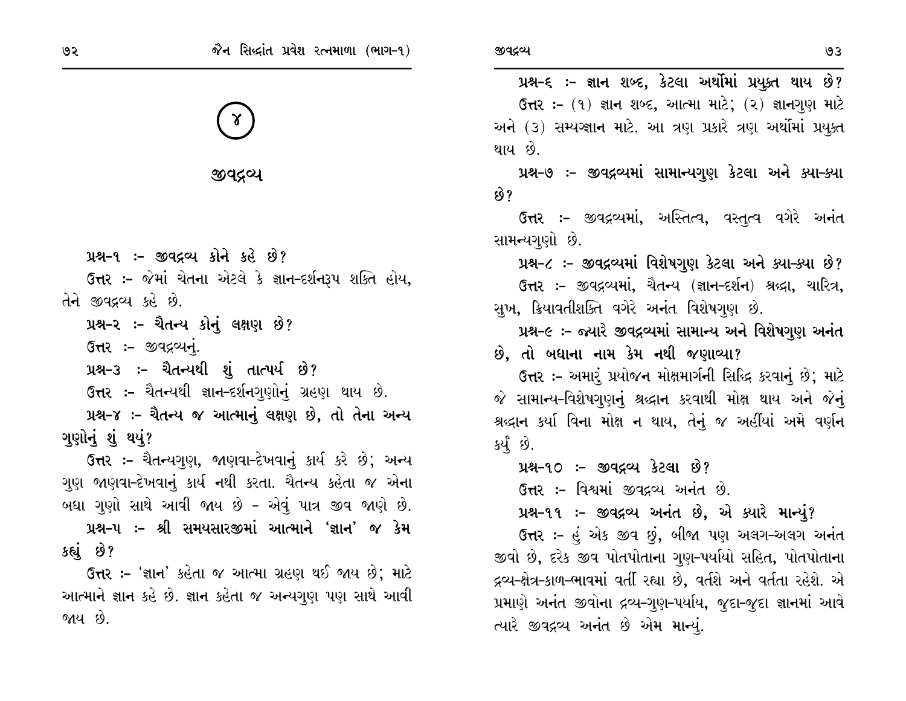## ૪

# જીવદ્રવ્ય

**પ્રશ્ન-૧ :- જીવદ્રવ્ય કોને કહે છે?**

ઉત્તર :- જેમાં ચેતના એટલે કે જ્ઞાન-દર્શનરૂપ શક્તિ હોય, તેને જીવદ્રવ્ય કહે છે.

**પ્રશ્ન-૨ :- ચૈતન્ય કોનું લક્ષણ છે?**

ઉત્તર :- જીવદ્રવ્યનું.

**પ્રશ્ન-૩ :- ચૈતન્યથી શું તાત્પર્ય છે?**

ઉત્તર :- ચૈતન્યથી જ્ઞાન-દર્શનગુણોનું ગ્રહણ થાય છે.

**પ્રશ્ન-૪ :- ચૈતન્ય જ આત્માનું લક્ષણ છે, તો તેના અન્ય ગુણોનું શું થયું?**

ઉત્તર :- ચૈતન્યગુણ, જાણવા-દેખવાનું કાર્ય કરે છે; અન્ય ગુણ જાણવા-દેખવાનું કાર્ય નથી કરતા. ચૈતન્ય કહેતા જ એના બધા ગુણો સાથે આવી જાય છે - એવું પાત્ર જીવ જાણે છે.

**પ્રશ્ન-૫ :- શ્રી સમયસારજીમાં આત્માને 'જ્ઞાન' જ કેમ કહ્યું છે?**

ઉત્તર :- 'જ્ઞાન' કહેતા જ આત્મા ગ્રહણ થઈ જાય છે; માટે આત્માને જ્ઞાન કહે છે. જ્ઞાન કહેતા જ અન્યગુણ પણ સાથે આવી જાય છે.

**પ્રશ્ન-૬ :- જ્ઞાન શબ્દ, કેટલા અર્થોમાં પ્રયુક્ત થાય છે?**

ઉત્તર :- (૧) જ્ઞાન શબ્દ, આત્મા માટે; (૨) જ્ઞાનગુણ માટે અને (૩) સમ્યગ્જ્ઞાન માટે. આ ત્રણ પ્રકારે ત્રણ અર્થોમાં પ્રયુક્ત થાય છે.

**પ્રશ્ન-૭ :- જીવદ્રવ્યમાં સામાન્યગુણ કેટલા અને ક્યા-ક્યા છે?**

ઉત્તર :- જીવદ્રવ્યમાં, અસ્તિત્વ, વસ્તુત્વ વગેરે અનંત સામન્યગુણો છે.

**પ્રશ્ન-૮ :- જીવદ્રવ્યમાં વિશેષગુણ કેટલા અને ક્યા-ક્યા છે?**

ઉત્તર :- જીવદ્રવ્યમાં, ચૈતન્ય (જ્ઞાન-દર્શન) શ્રદ્ધા, ચારિત્ર, સુખ, ક્રિયાવતીશક્તિ વગેરે અનંત વિશેષગુણ છે.

**પ્રશ્ન-૯ :- જ્યારે જીવદ્રવ્યમાં સામાન્ય અને વિશેષગુણ અનંત છે, તો બધાના નામ કેમ નથી જણાવ્યા?**

ઉત્તર :- અમારું પ્રયોજન મોક્ષમાર્ગની સિદ્ધિ કરવાનું છે; માટે જે સામાન્ય-વિશેષગુણનું શ્રદ્ધાન કરવાથી મોક્ષ થાય અને જેનું શ્રદ્ધાન કર્યા વિના મોક્ષ ન થાય, તેનું જ અહીંયાં અમે વર્ણન કર્યું છે.

**પ્રશ્ન-૧૦ :- જીવદ્રવ્ય કેટલા છે?**

ઉત્તર :- વિશ્વમાં જીવદ્રવ્ય અનંત છે.

**પ્રશ્ન-૧૧ :- જીવદ્રવ્ય અનંત છે, એ ક્યારે માન્યું?**

ઉત્તર :- હું એક જીવ છું, બીજા પણ અલગ-અલગ અનંત જીવો છે, દરેક જીવ પોતપોતાના ગુણ-પર્યાયો સહિત, પોતપોતાના દ્રવ્ય-ક્ષેત્ર-કાળ-ભાવમાં વર્તી રહ્યા છે, વર્તશે અને વર્તતા રહેશે. એ પ્રમાણે અનંત જીવોના દ્રવ્ય-ગુણ-પર્યાય, જુદા-જુદા જ્ઞાનમાં આવે ત્યારે જીવદ્રવ્ય અનંત છે એમ માન્યું.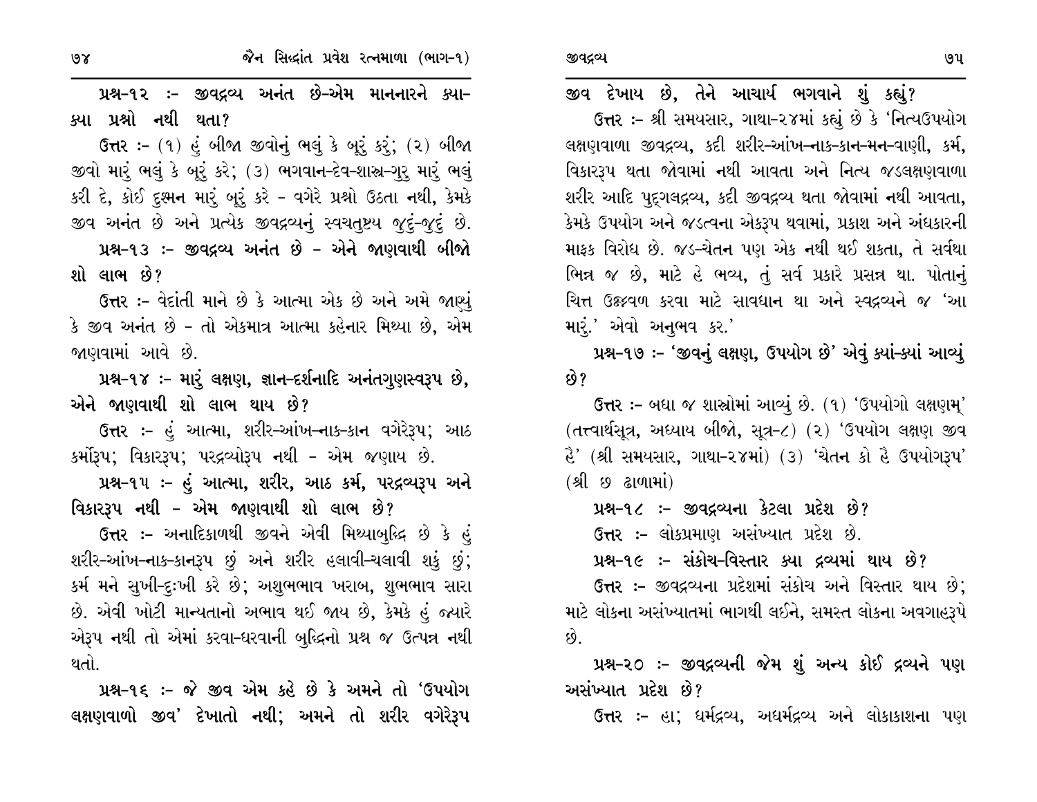**પ્રશ્ન-૧૨ :- જીવદ્રવ્ય અનંત છે-એમ માનનારને ક્યા-ક્યા પ્રશ્નો નથી થતા?**

ઉત્તર :- (૧) હું બીજા જીવોનું ભલું કે બૂરું કરું; (૨) બીજા જીવો મારું ભલું કે બૂરું કરે; (૩) ભગવાન-દેવ-શાસ્ત્ર-ગુરુ મારું ભલું કરી દે, કોઈ દુશ્મન મારું બૂરું કરે - વગેરે પ્રશ્નો ઉઠતા નથી, કેમકે જીવ અનંત છે અને પ્રત્યેક જીવદ્રવ્યનું સ્વચતુષ્ટય જુદું-જુદું છે.

**પ્રશ્ન-૧૩ :- જીવદ્રવ્ય અનંત છે - એને જાણવાથી બીજો શો લાભ છે?**

ઉત્તર :- વેદાંતી માને છે કે આત્મા એક છે અને અમે જાણ્યું કે જીવ અનંત છે - તો એકમાત્ર આત્મા કહેનાર મિથ્યા છે, એમ જાણવામાં આવે છે.

**પ્રશ્ન-૧૪ :- મારું લક્ષણ, જ્ઞાન-દર્શનાદિ અનંતગુણસ્વરૂપ છે, એને જાણવાથી શો લાભ થાય છે?**

ઉત્તર :- હું આત્મા, શરીર-આંખ-નાક-કાન વગેરેરૂપ; આઠ કર્મોરૂપ; વિકારરૂપ; પરદ્રવ્યોરૂપ નથી - એમ જણાય છે.

**પ્રશ્ન-૧૫ :- હું આત્મા, શરીર, આઠ કર્મ, પરદ્રવ્યરૂપ અને વિકારરૂપ નથી - એમ જાણવાથી શો લાભ છે?**

ઉત્તર :- અનાદિકાળથી જીવને એવી મિથ્યાબુદ્ધિ છે કે હું શરીર-આંખ-નાક-કાનરૂપ છું અને શરીર હલાવી-ચલાવી શકું છું; કર્મ મને સુખી-દુઃખી કરે છે; અશુભભાવ ખરાબ, શુભભાવ સારા છે. એવી ખોટી માન્યતાનો અભાવ થઈ જાય છે, કેમકે હું જ્યારે એરૂપ નથી તો એમાં કરવા-ધરવાની બુદ્ધિનો પ્રશ્ન જ ઉત્પન્ન નથી થતો.

**પ્રશ્ન-૧૬ :- જે જીવ એમ કહે છે કે અમને તો 'ઉપયોગ લક્ષણવાળો જીવ' દેખાતો નથી; અમને તો શરીર વગેરેરૂપ જીવ દેખાય છે, તેને આચાર્ય ભગવાને શું કહ્યું?**

ઉત્તર :- શ્રી સમયસાર, ગાથા-૨૪માં કહ્યું છે કે 'નિત્યઉપયોગ લક્ષણવાળા જીવદ્રવ્ય, કદી શરીર-આંખ-નાક-કાન-મન-વાણી, કર્મ, વિકારરૂપ થતા જોવામાં નથી આવતા અને નિત્ય જડલક્ષણવાળા શરીર આદિ પુદ્ગલદ્રવ્ય, કદી જીવદ્રવ્ય થતા જોવામાં નથી આવતા, કેમકે ઉપયોગ અને જડત્વના એકરૂપ થવામાં, પ્રકાશ અને અંધકારની માફક વિરોધ છે. જડ-ચેતન પણ એક નથી થઈ શકતા, તે સર્વથા ભિન્ન જ છે, માટે હે ભવ્ય, તું સર્વ પ્રકારે પ્રસન્ન થા. પોતાનું ચિત્ત ઉજ્જ્વળ કરવા માટે સાવધાન થા અને સ્વદ્રવ્યને જ 'આ મારું.' એવો અનુભવ કર.'

**પ્રશ્ન-૧૭ :- 'જીવનું લક્ષણ, ઉપયોગ છે' એવું ક્યાં-ક્યાં આવ્યું છે?**

ઉત્તર :- બધા જ શાસ્ત્રોમાં આવ્યું છે. (૧) 'ઉપયોગો લક્ષણમ્' (તત્ત્વાર્થસૂત્ર, અધ્યાય બીજો, સૂત્ર-૮) (૨) 'ઉપયોગ લક્ષણ જીવ હૈ' (શ્રી સમયસાર, ગાથા-૨૪માં) (૩) 'ચેતન કો હૈ ઉપયોગરૂપ' (શ્રી છ ઢાળામાં)

**પ્રશ્ન-૧૮ :- જીવદ્રવ્યના કેટલા પ્રદેશ છે?**

ઉત્તર :- લોકપ્રમાણ અસંખ્યાત પ્રદેશ છે.

**પ્રશ્ન-૧૯ :- સંકોચ-વિસ્તાર ક્યા દ્રવ્યમાં થાય છે?**

ઉત્તર :- જીવદ્રવ્યના પ્રદેશમાં સંકોચ અને વિસ્તાર થાય છે; માટે લોકના અસંખ્યાતમાં ભાગથી લઈને, સમસ્ત લોકના અવગાહરૂપે છે.

**પ્રશ્ન-૨૦ :- જીવદ્રવ્યની જેમ શું અન્ય કોઈ દ્રવ્યને પણ અસંખ્યાત પ્રદેશ છે?**

ઉત્તર :- હા; ધર્મદ્રવ્ય, અધર્મદ્રવ્ય અને લોકાકાશના પણ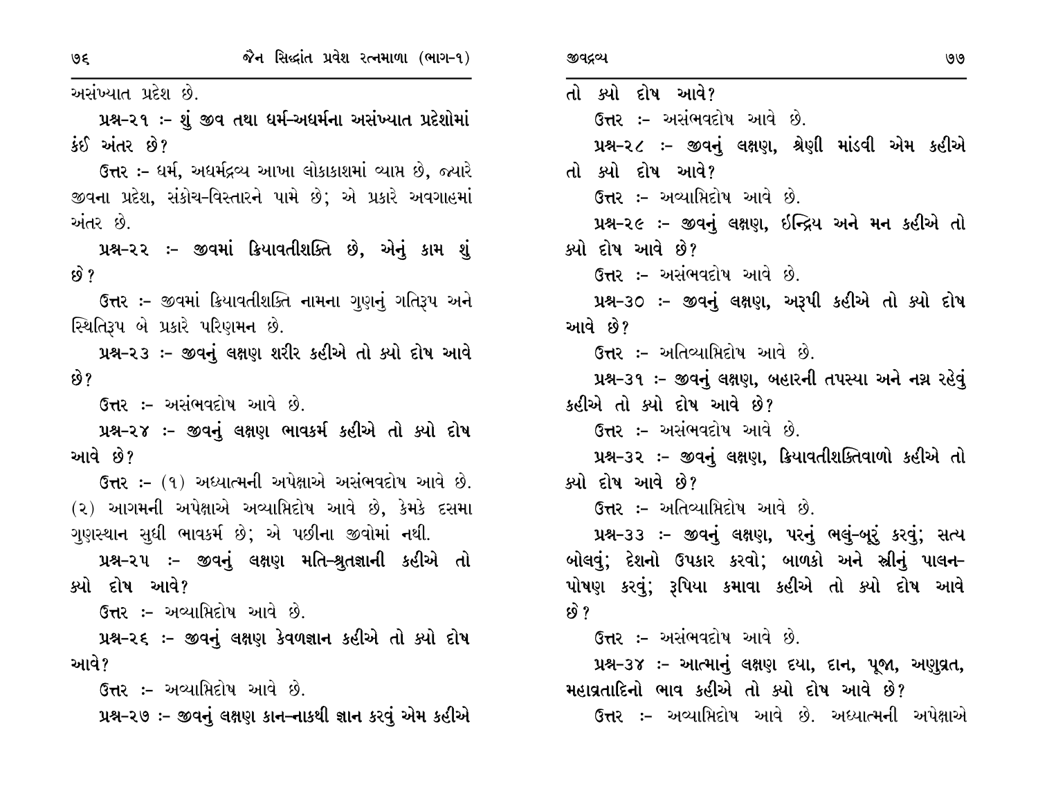અસંખ્યાત પ્રદેશ છે.

**પ્રશ્ન-૨૧ :- શું જીવ તથા ધર્મ-અધર્મના અસંખ્યાત પ્રદેશોમાં કંઈ અંતર છે?**

**ઉત્તર :-** ધર્મ, અધર્મદ્રવ્ય આખા લોકાકાશમાં વ્યાપ્ત છે, જ્યારે જીવના પ્રદેશ, સંકોચ-વિસ્તારને પામે છે; એ પ્રકારે અવગાહમાં અંતર છે.

**પ્રશ્ન-૨૨ :- જીવમાં ક્રિયાવતીશક્તિ છે, એનું કામ શું છે?**

**ઉત્તર :-** જીવમાં ક્રિયાવતીશક્તિ નામના ગુણનું ગતિરૂપ અને સ્થિતિરૂપ બે પ્રકારે પરિણમન છે.

**પ્રશ્ન-૨૩ :- જીવનું લક્ષણ શરીર કહીએ તો ક્યો દોષ આવે છે?**

**ઉત્તર :-** અસંભવદોષ આવે છે.

**પ્રશ્ન-૨૪ :- જીવનું લક્ષણ ભાવકર્મ કહીએ તો ક્યો દોષ આવે છે?**

**ઉત્તર :-** (૧) અધ્યાત્મની અપેક્ષાએ અસંભવદોષ આવે છે. (૨) આગમની અપેક્ષાએ અવ્યાપ્તિદોષ આવે છે, કેમકે દસમા ગુણસ્થાન સુધી ભાવકર્મ છે; એ પછીના જીવોમાં નથી.

**પ્રશ્ન-૨૫ :- જીવનું લક્ષણ મતિ-શ્રુતજ્ઞાની કહીએ તો ક્યો દોષ આવે?**

**ઉત્તર :-** અવ્યાપ્તિદોષ આવે છે.

**પ્રશ્ન-૨૬ :- જીવનું લક્ષણ કેવળજ્ઞાન કહીએ તો ક્યો દોષ આવે?**

**ઉત્તર :-** અવ્યાપ્તિદોષ આવે છે.

**પ્રશ્ન-૨૭ :- જીવનું લક્ષણ કાન-નાકથી જ્ઞાન કરવું એમ કહીએ તો ક્યો દોષ આવે?**

**ઉત્તર :-** અસંભવદોષ આવે છે.

**પ્રશ્ન-૨૮ :- જીવનું લક્ષણ, શ્રેણી માંડવી એમ કહીએ તો ક્યો દોષ આવે?**

**ઉત્તર :-** અવ્યાપ્તિદોષ આવે છે.

**પ્રશ્ન-૨૯ :- જીવનું લક્ષણ, ઇન્દ્રિય અને મન કહીએ તો ક્યો દોષ આવે છે?**

**ઉત્તર :-** અસંભવદોષ આવે છે.

**પ્રશ્ન-૩૦ :- જીવનું લક્ષણ, અરૂપી કહીએ તો ક્યો દોષ આવે છે?**

**ઉત્તર :-** અતિવ્યાપ્તિદોષ આવે છે.

**પ્રશ્ન-૩૧ :- જીવનું લક્ષણ, બહારની તપસ્યા અને નગ્ન રહેવું કહીએ તો ક્યો દોષ આવે છે?**

**ઉત્તર :-** અસંભવદોષ આવે છે.

**પ્રશ્ન-૩૨ :- જીવનું લક્ષણ, ક્રિયાવતીશક્તિવાળો કહીએ તો ક્યો દોષ આવે છે?**

**ઉત્તર :-** અતિવ્યાપ્તિદોષ આવે છે.

**પ્રશ્ન-૩૩ :- જીવનું લક્ષણ, પરનું ભલું-બૂરું કરવું; સત્ય બોલવું; દેશનો ઉપકાર કરવો; બાળકો અને સ્ત્રીનું પાલન-પોષણ કરવું; રૂપિયા કમાવા કહીએ તો ક્યો દોષ આવે છે?**

**ઉત્તર :-** અસંભવદોષ આવે છે.

**પ્રશ્ન-૩૪ :- આત્માનું લક્ષણ દયા, દાન, પૂજા, અણુવ્રત, મહાવ્રતાદિનો ભાવ કહીએ તો ક્યો દોષ આવે છે?**

**ઉત્તર :-** અવ્યાપ્તિદોષ આવે છે. અધ્યાત્મની અપેક્ષાએ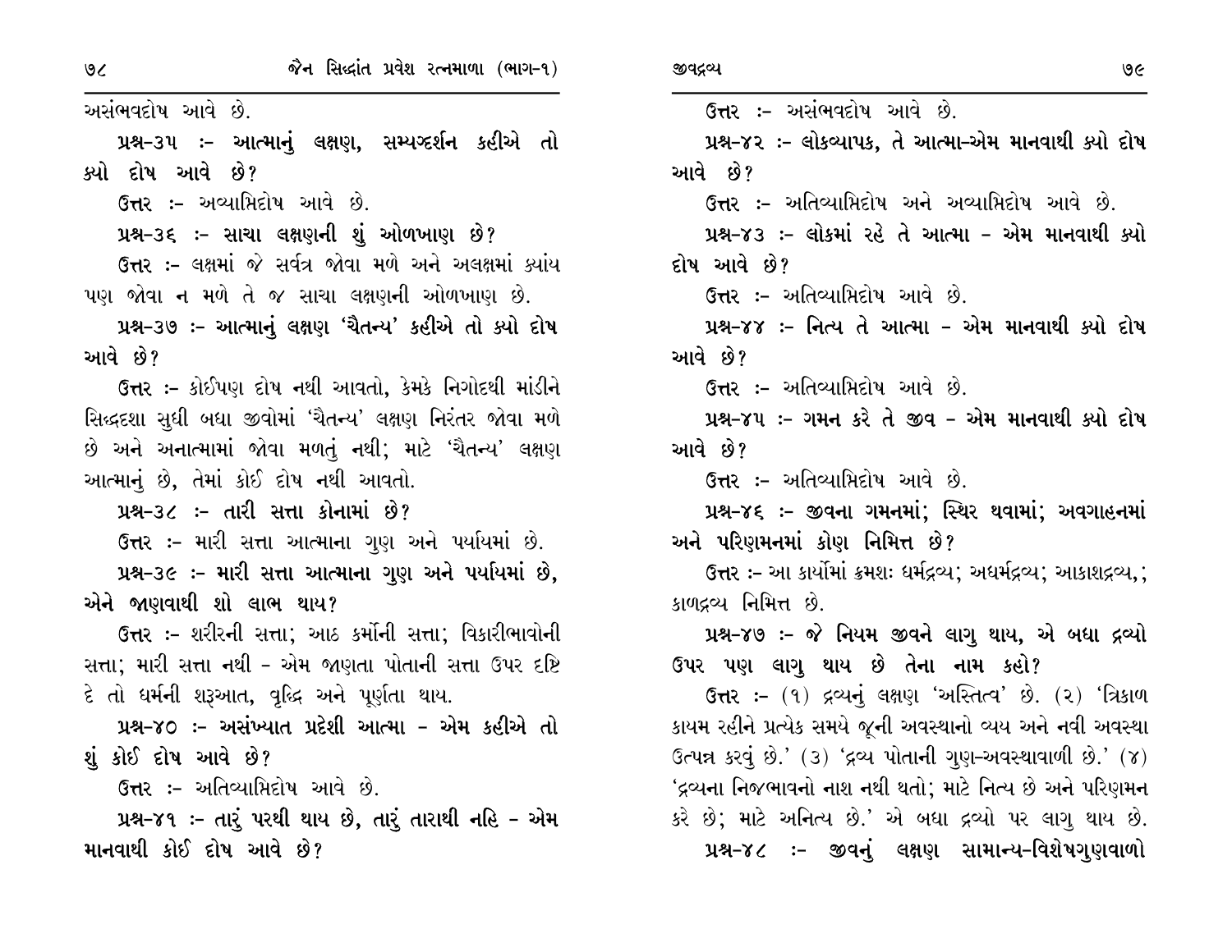અસંભવદોષ આવે છે.

**પ્રશ્ન-૩૫ :- આત્માનું લક્ષણ, સમ્યગ્દર્શન કહીએ તો ક્યો દોષ આવે છે?**

**ઉત્તર** :- અવ્યાપ્તિદોષ આવે છે.

**પ્રશ્ન-૩૬ :- સાચા લક્ષણની શું ઓળખાણ છે?**

**ઉત્તર** :- લક્ષમાં જે સર્વત્ર જોવા મળે અને અલક્ષમાં ક્યાંય પણ જોવા ન મળે તે જ સાચા લક્ષણની ઓળખાણ છે.

**પ્રશ્ન-૩૭ :- આત્માનું લક્ષણ 'ચૈતન્ય' કહીએ તો ક્યો દોષ આવે છે?**

**ઉત્તર** :- કોઈપણ દોષ નથી આવતો, કેમકે નિગોદથી માંડીને સિદ્ધદશા સુધી બધા જીવોમાં 'ચૈતન્ય' લક્ષણ નિરંતર જોવા મળે છે અને અનાત્મામાં જોવા મળતું નથી; માટે 'ચૈતન્ય' લક્ષણ આત્માનું છે, તેમાં કોઈ દોષ નથી આવતો.

**પ્રશ્ન-૩૮ :- તારી સત્તા કોનામાં છે?**

**ઉત્તર** :- મારી સત્તા આત્માના ગુણ અને પર્યાયમાં છે.

**પ્રશ્ન-૩૯ :- મારી સત્તા આત્માના ગુણ અને પર્યાયમાં છે, એને જાણવાથી શો લાભ થાય?**

**ઉત્તર** :- શરીરની સત્તા; આઠ કર્મોની સત્તા; વિકારીભાવોની સત્તા; મારી સત્તા નથી - એમ જાણતા પોતાની સત્તા ઉપર દૃષ્ટિ દે તો ધર્મની શરૂઆત, વૃદ્ધિ અને પૂર્ણતા થાય.

**પ્રશ્ન-૪૦ :- અસંખ્યાત પ્રદેશી આત્મા - એમ કહીએ તો શું કોઈ દોષ આવે છે?**

**ઉત્તર** :- અતિવ્યાપ્તિદોષ આવે છે.

**પ્રશ્ન-૪૧ :- તારું પરથી થાય છે, તારું તારાથી નહિ - એમ માનવાથી કોઈ દોષ આવે છે?**

**ઉત્તર** :- અસંભવદોષ આવે છે.

**પ્રશ્ન-૪૨ :- લોકવ્યાપક, તે આત્મા-એમ માનવાથી ક્યો દોષ આવે છે?**

**ઉત્તર** :- અતિવ્યાપ્તિદોષ અને અવ્યાપ્તિદોષ આવે છે.

**પ્રશ્ન-૪૩ :- લોકમાં રહે તે આત્મા - એમ માનવાથી ક્યો દોષ આવે છે?**

**ઉત્તર** :- અતિવ્યાપ્તિદોષ આવે છે.

**પ્રશ્ન-૪૪ :- નિત્ય તે આત્મા - એમ માનવાથી ક્યો દોષ આવે છે?**

**ઉત્તર** :- અતિવ્યાપ્તિદોષ આવે છે.

**પ્રશ્ન-૪૫ :- ગમન કરે તે જીવ - એમ માનવાથી ક્યો દોષ આવે છે?**

**ઉત્તર** :- અતિવ્યાપ્તિદોષ આવે છે.

**પ્રશ્ન-૪૬ :- જીવના ગમનમાં; સ્થિર થવામાં; અવગાહનમાં અને પરિણમનમાં કોણ નિમિત્ત છે?**

**ઉત્તર** :- આ કાર્યોમાં ક્રમશઃ ધર્મદ્રવ્ય; અધર્મદ્રવ્ય; આકાશદ્રવ્ય,; કાળદ્રવ્ય નિમિત્ત છે.

**પ્રશ્ન-૪૭ :- જે નિયમ જીવને લાગુ થાય, એ બધા દ્રવ્યો ઉપર પણ લાગુ થાય છે તેના નામ કહો?**

**ઉત્તર** :- (૧) દ્રવ્યનું લક્ષણ 'અસ્તિત્વ' છે. (૨) 'ત્રિકાળ કાયમ રહીને પ્રત્યેક સમયે જૂની અવસ્થાનો વ્યય અને નવી અવસ્થા ઉત્પન્ન કરવું છે.' (૩) 'દ્રવ્ય પોતાની ગુણ-અવસ્થાવાળી છે.' (૪) 'દ્રવ્યના નિજભાવનો નાશ નથી થતો; માટે નિત્ય છે અને પરિણમન કરે છે; માટે અનિત્ય છે.' એ બધા દ્રવ્યો પર લાગુ થાય છે.

**પ્રશ્ન-૪૮ :- જીવનું લક્ષણ સામાન્ય-વિશેષગુણવાળો**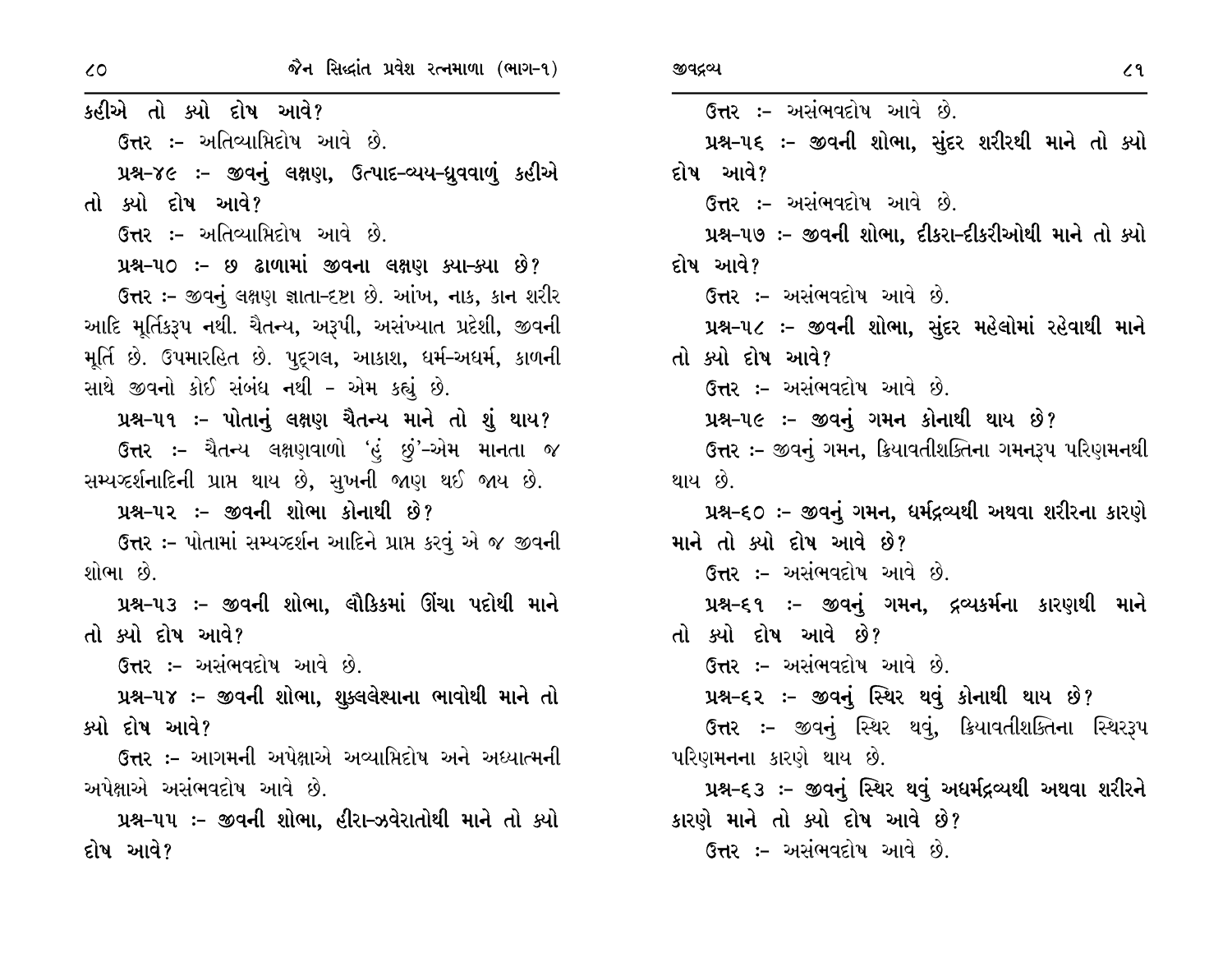કહીએ તો ક્યો દોષ આવે?

ઉત્તર :- અતિવ્યાપ્તિદોષ આવે છે.

**પ્રશ્ન-૪૯ :- જીવનું લક્ષણ, ઉત્પાદ-વ્યય-ધ્રુવવાળું કહીએ તો ક્યો દોષ આવે?**

ઉત્તર :- અતિવ્યાપ્તિદોષ આવે છે.

**પ્રશ્ન-૫૦ :- છ ઢાળામાં જીવના લક્ષણ ક્યા-ક્યા છે?**

ઉત્તર :- જીવનું લક્ષણ જ્ઞાતા-દૃષ્ટા છે. આંખ, નાક, કાન શરીર આદિ મૂર્તિકરૂપ નથી. ચૈતન્ય, અરૂપી, અસંખ્યાત પ્રદેશી, જીવની મૂર્તિ છે. ઉપમારહિત છે. પુદ્‌ગલ, આકાશ, ધર્મ-અધર્મ, કાળની સાથે જીવનો કોઈ સંબંધ નથી - એમ કહ્યું છે.

**પ્રશ્ન-૫૧ :- પોતાનું લક્ષણ ચૈતન્ય માને તો શું થાય?**

ઉત્તર :- ચૈતન્ય લક્ષણવાળો 'હું છું'-એમ માનતા જ સમ્યગ્દર્શનાદિની પ્રાપ્ત થાય છે, સુખની જાણ થઈ જાય છે.

**પ્રશ્ન-૫૨ :- જીવની શોભા કોનાથી છે?**

ઉત્તર :- પોતામાં સમ્યગ્દર્શન આદિને પ્રાપ્ત કરવું એ જ જીવની શોભા છે.

**પ્રશ્ન-૫૩ :- જીવની શોભા, લૌકિકમાં ઊંચા પદોથી માને તો ક્યો દોષ આવે?**

ઉત્તર :- અસંભવદોષ આવે છે.

**પ્રશ્ન-૫૪ :- જીવની શોભા, શુક્લલેશ્યાના ભાવોથી માને તો ક્યો દોષ આવે?**

ઉત્તર :- આગમની અપેક્ષાએ અવ્યાપ્તિદોષ અને અધ્યાત્મની અપેક્ષાએ અસંભવદોષ આવે છે.

**પ્રશ્ન-૫૫ :- જીવની શોભા, હીરા-ઝવેરાતોથી માને તો ક્યો દોષ આવે?**

ઉત્તર :- અસંભવદોષ આવે છે.

**પ્રશ્ન-૫૬ :- જીવની શોભા, સુંદર શરીરથી માને તો ક્યો દોષ આવે?**

ઉત્તર :- અસંભવદોષ આવે છે.

**પ્રશ્ન-૫૭ :- જીવની શોભા, દીકરા-દીકરીઓથી માને તો ક્યો દોષ આવે?**

ઉત્તર :- અસંભવદોષ આવે છે.

**પ્રશ્ન-૫૮ :- જીવની શોભા, સુંદર મહેલોમાં રહેવાથી માને તો ક્યો દોષ આવે?**

ઉત્તર :- અસંભવદોષ આવે છે.

**પ્રશ્ન-૫૯ :- જીવનું ગમન કોનાથી થાય છે?**

ઉત્તર :- જીવનું ગમન, ક્રિયાવતીશક્તિના ગમનરૂપ પરિણમનથી થાય છે.

**પ્રશ્ન-૬૦ :- જીવનું ગમન, ધર્મદ્રવ્યથી અથવા શરીરના કારણે માને તો ક્યો દોષ આવે છે?**

ઉત્તર :- અસંભવદોષ આવે છે.

**પ્રશ્ન-૬૧ :- જીવનું ગમન, દ્રવ્યકર્મના કારણથી માને તો ક્યો દોષ આવે છે?**

ઉત્તર :- અસંભવદોષ આવે છે.

**પ્રશ્ન-૬૨ :- જીવનું સ્થિર થવું કોનાથી થાય છે?**

ઉત્તર :- જીવનું સ્થિર થવું, ક્રિયાવતીશક્તિના સ્થિરરૂપ પરિણમનના કારણે થાય છે.

**પ્રશ્ન-૬૩ :- જીવનું સ્થિર થવું અધર્મદ્રવ્યથી અથવા શરીરને કારણે માને તો ક્યો દોષ આવે છે?**

ઉત્તર :- અસંભવદોષ આવે છે.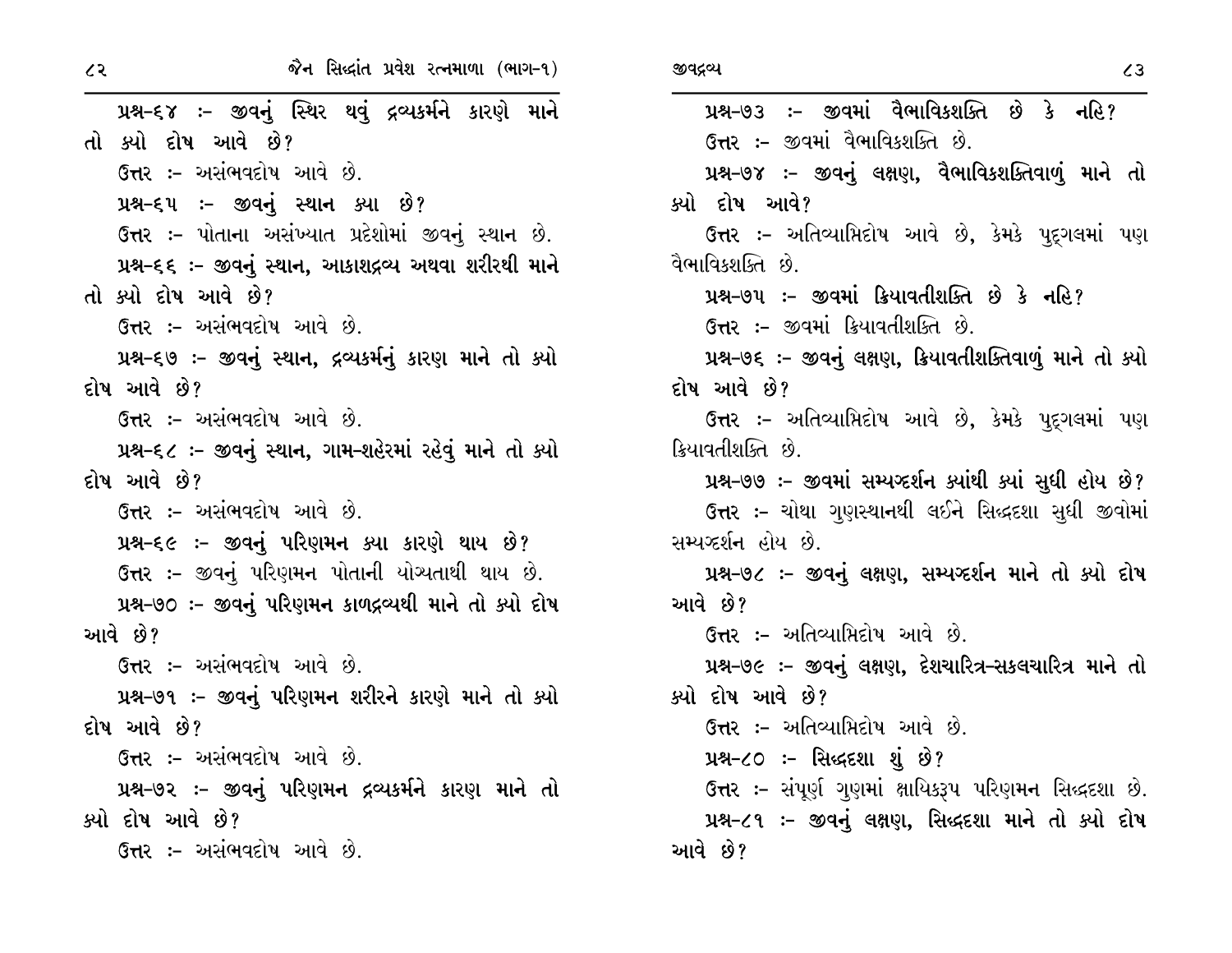**પ્રશ્ન-૬૪ :- જીવનું સ્થિર થવું દ્રવ્યકર્મને કારણે માને તો ક્યો દોષ આવે છે?**

ઉત્તર :- અસંભવદોષ આવે છે.

**પ્રશ્ન-૬૫ :- જીવનું સ્થાન ક્યા છે?**

ઉત્તર :- પોતાના અસંખ્યાત પ્રદેશોમાં જીવનું સ્થાન છે.

**પ્રશ્ન-૬૬ :- જીવનું સ્થાન, આકાશદ્રવ્ય અથવા શરીરથી માને તો ક્યો દોષ આવે છે?**

ઉત્તર :- અસંભવદોષ આવે છે.

**પ્રશ્ન-૬૭ :- જીવનું સ્થાન, દ્રવ્યકર્મનું કારણ માને તો ક્યો દોષ આવે છે?**

ઉત્તર :- અસંભવદોષ આવે છે.

**પ્રશ્ન-૬૮ :- જીવનું સ્થાન, ગામ-શહેરમાં રહેવું માને તો ક્યો દોષ આવે છે?**

ઉત્તર :- અસંભવદોષ આવે છે.

**પ્રશ્ન-૬૯ :- જીવનું પરિણમન ક્યા કારણે થાય છે?**

ઉત્તર :- જીવનું પરિણમન પોતાની યોગ્યતાથી થાય છે.

**પ્રશ્ન-૭૦ :- જીવનું પરિણમન કાળદ્રવ્યથી માને તો ક્યો દોષ આવે છે?**

ઉત્તર :- અસંભવદોષ આવે છે.

**પ્રશ્ન-૭૧ :- જીવનું પરિણમન શરીરને કારણે માને તો ક્યો દોષ આવે છે?**

ઉત્તર :- અસંભવદોષ આવે છે.

**પ્રશ્ન-૭૨ :- જીવનું પરિણમન દ્રવ્યકર્મને કારણ માને તો ક્યો દોષ આવે છે?**

ઉત્તર :- અસંભવદોષ આવે છે.

**પ્રશ્ન-૭૩ :- જીવમાં વૈભાવિકશક્તિ છે કે નહિ?**

ઉત્તર :- જીવમાં વૈભાવિકશક્તિ છે.

**પ્રશ્ન-૭૪ :- જીવનું લક્ષણ, વૈભાવિકશક્તિવાળું માને તો ક્યો દોષ આવે?**

ઉત્તર :- અતિવ્યાપ્તિદોષ આવે છે, કેમકે પુદ્‌ગલમાં પણ વૈભાવિકશક્તિ છે.

**પ્રશ્ન-૭૫ :- જીવમાં ક્રિયાવતીશક્તિ છે કે નહિ?**

ઉત્તર :- જીવમાં ક્રિયાવતીશક્તિ છે.

**પ્રશ્ન-૭૬ :- જીવનું લક્ષણ, ક્રિયાવતીશક્તિવાળું માને તો ક્યો દોષ આવે છે?**

ઉત્તર :- અતિવ્યાપ્તિદોષ આવે છે, કેમકે પુદ્‌ગલમાં પણ ક્રિયાવતીશક્તિ છે.

**પ્રશ્ન-૭૭ :- જીવમાં સમ્યગ્દર્શન ક્યાંથી ક્યાં સુધી હોય છે?**

ઉત્તર :- ચોથા ગુણસ્થાનથી લઈને સિદ્ધદશા સુધી જીવોમાં સમ્યગ્દર્શન હોય છે.

**પ્રશ્ન-૭૮ :- જીવનું લક્ષણ, સમ્યગ્દર્શન માને તો ક્યો દોષ આવે છે?**

ઉત્તર :- અતિવ્યાપ્તિદોષ આવે છે.

**પ્રશ્ન-૭૯ :- જીવનું લક્ષણ, દેશચારિત્ર-સકલચારિત્ર માને તો ક્યો દોષ આવે છે?**

ઉત્તર :- અતિવ્યાપ્તિદોષ આવે છે.

**પ્રશ્ન-૮૦ :- સિદ્ધદશા શું છે?**

ઉત્તર :- સંપૂર્ણ ગુણમાં ક્ષાયિકરૂપ પરિણમન સિદ્ધદશા છે.

**પ્રશ્ન-૮૧ :- જીવનું લક્ષણ, સિદ્ધદશા માને તો ક્યો દોષ આવે છે?**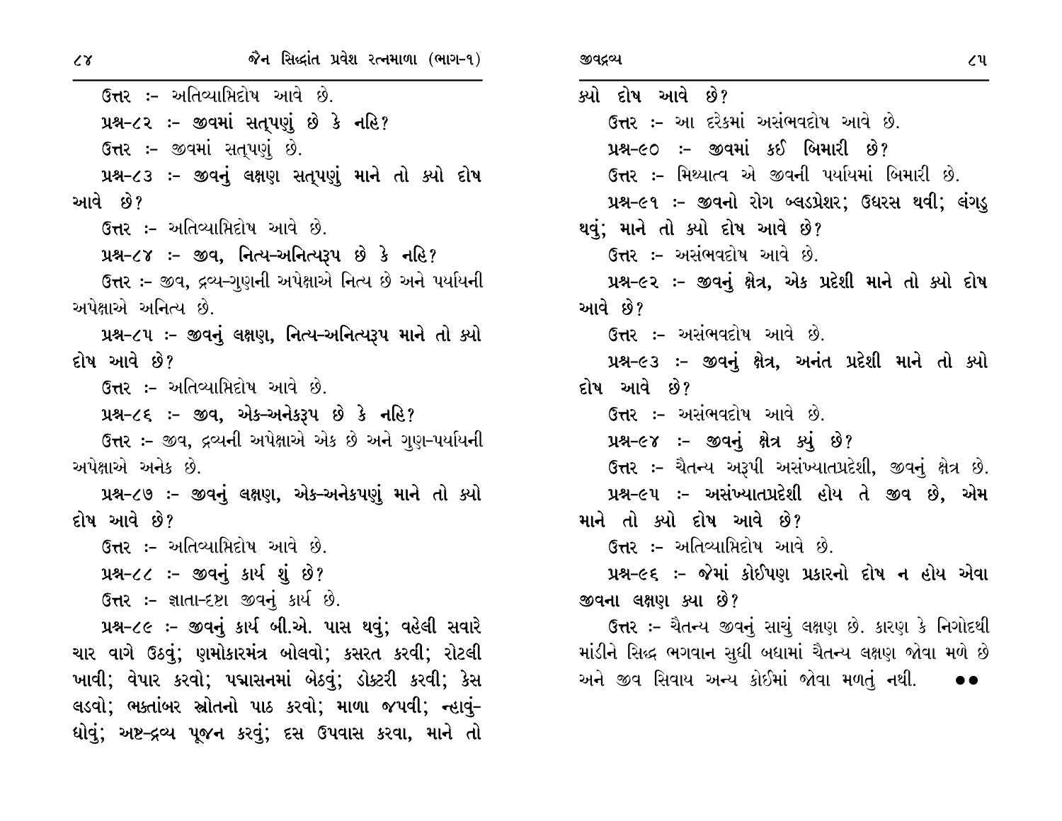ઉત્તર :- અતિવ્યાપ્તિદોષ આવે છે.

**પ્રશ્ન-૮૨ :- જીવમાં સત્‌પણું છે કે નહિ?**

ઉત્તર :- જીવમાં સત્‌પણું છે.

**પ્રશ્ન-૮૩ :- જીવનું લક્ષણ સત્‌પણું માને તો ક્યો દોષ આવે છે?**

ઉત્તર :- અતિવ્યાપ્તિદોષ આવે છે.

**પ્રશ્ન-૮૪ :- જીવ, નિત્ય-અનિત્યરૂપ છે કે નહિ?**

ઉત્તર :- જીવ, દ્રવ્ય-ગુણની અપેક્ષાએ નિત્ય છે અને પર્યાયની અપેક્ષાએ અનિત્ય છે.

**પ્રશ્ન-૮૫ :- જીવનું લક્ષણ, નિત્ય-અનિત્યરૂપ માને તો ક્યો દોષ આવે છે?**

ઉત્તર :- અતિવ્યાપ્તિદોષ આવે છે.

**પ્રશ્ન-૮૬ :- જીવ, એક-અનેકરૂપ છે કે નહિ?**

ઉત્તર :- જીવ, દ્રવ્યની અપેક્ષાએ એક છે અને ગુણ-પર્યાયની અપેક્ષાએ અનેક છે.

**પ્રશ્ન-૮૭ :- જીવનું લક્ષણ, એક-અનેકપણું માને તો ક્યો દોષ આવે છે?**

ઉત્તર :- અતિવ્યાપ્તિદોષ આવે છે.

**પ્રશ્ન-૮૮ :- જીવનું કાર્ય શું છે?**

ઉત્તર :- જ્ઞાતા-દૃષ્ટા જીવનું કાર્ય છે.

**પ્રશ્ન-૮૯ :- જીવનું કાર્ય બી.એ. પાસ થવું; વહેલી સવારે ચાર વાગે ઉઠવું; ણમોકારમંત્ર બોલવો; કસરત કરવી; રોટલી ખાવી; વેપાર કરવો; પદ્માસનમાં બેઠવું; ડોક્ટરી કરવી; કેસ લડવો; ભક્તાંબર સ્તોતનો પાઠ કરવો; માળા જપવી; ન્હાવું-ધોવું; અષ્ટ-દ્રવ્ય પૂજન કરવું; દસ ઉપવાસ કરવા, માને તો ક્યો દોષ આવે છે?**

ઉત્તર :- આ દરેકમાં અસંભવદોષ આવે છે.

**પ્રશ્ન-૯૦ :- જીવમાં કઈ બિમારી છે?**

ઉત્તર :- મિથ્યાત્વ એ જીવની પર્યાયમાં બિમારી છે.

**પ્રશ્ન-૯૧ :- જીવનો રોગ બ્લડપ્રેશર; ઉધરસ થવી; લંગડુ થવું; માને તો ક્યો દોષ આવે છે?**

ઉત્તર :- અસંભવદોષ આવે છે.

**પ્રશ્ન-૯૨ :- જીવનું ક્ષેત્ર, એક પ્રદેશી માને તો ક્યો દોષ આવે છે?**

ઉત્તર :- અસંભવદોષ આવે છે.

**પ્રશ્ન-૯૩ :- જીવનું ક્ષેત્ર, અનંત પ્રદેશી માને તો ક્યો દોષ આવે છે?**

ઉત્તર :- અસંભવદોષ આવે છે.

**પ્રશ્ન-૯૪ :- જીવનું ક્ષેત્ર ક્યું છે?**

ઉત્તર :- ચૈતન્ય અરૂપી અસંખ્યાતપ્રદેશી, જીવનું ક્ષેત્ર છે.

**પ્રશ્ન-૯૫ :- અસંખ્યાતપ્રદેશી હોય તે જીવ છે, એમ માને તો ક્યો દોષ આવે છે?**

ઉત્તર :- અતિવ્યાપ્તિદોષ આવે છે.

**પ્રશ્ન-૯૬ :- જેમાં કોઈપણ પ્રકારનો દોષ ન હોય એવા જીવના લક્ષણ ક્યા છે?**

ઉત્તર :- ચૈતન્ય જીવનું સાચું લક્ષણ છે. કારણ કે નિગોદથી માંડીને સિદ્ધ ભગવાન સુધી બધામાં ચૈતન્ય લક્ષણ જોવા મળે છે અને જીવ સિવાય અન્ય કોઈમાં જોવા મળતું નથી. ●●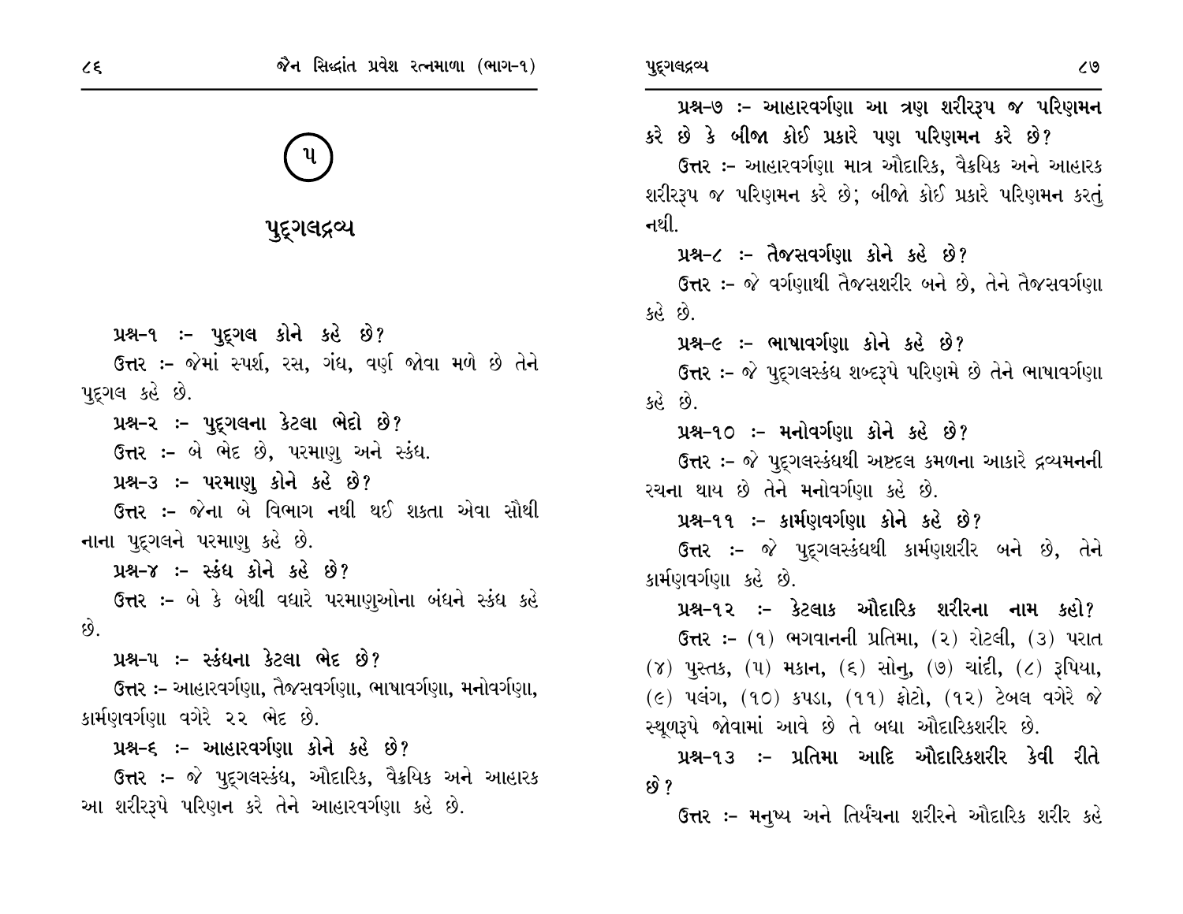# ૫

## પુદ્‌ગલદ્રવ્ય

**પ્રશ્ન-૧ :- પુદ્‌ગલ કોને કહે છે?**

ઉત્તર :- જેમાં સ્પર્શ, રસ, ગંધ, વર્ણ જોવા મળે છે તેને પુદ્‌ગલ કહે છે.

**પ્રશ્ન-૨ :- પુદ્‌ગલના કેટલા ભેદો છે?**

ઉત્તર :- બે ભેદ છે, પરમાણુ અને સ્કંધ.

**પ્રશ્ન-૩ :- પરમાણુ કોને કહે છે?**

ઉત્તર :- જેના બે વિભાગ નથી થઈ શકતા એવા સૌથી નાના પુદ્‌ગલને પરમાણુ કહે છે.

**પ્રશ્ન-૪ :- સ્કંધ કોને કહે છે?**

ઉત્તર :- બે કે બેથી વધારે પરમાણુઓના બંધને સ્કંધ કહે છે.

**પ્રશ્ન-૫ :- સ્કંધના કેટલા ભેદ છે?**

ઉત્તર :- આહારવર્ગણા, તૈજસવર્ગણા, ભાષાવર્ગણા, મનોવર્ગણા, કાર્મણવર્ગણા વગેરે ૨૨ ભેદ છે.

**પ્રશ્ન-૬ :- આહારવર્ગણા કોને કહે છે?**

ઉત્તર :- જે પુદ્‌ગલસ્કંધ, ઔદારિક, વૈક્રયિક અને આહારક આ શરીરરૂપે પરિણન કરે તેને આહારવર્ગણા કહે છે.

**પ્રશ્ન-૭ :- આહારવર્ગણા આ ત્રણ શરીરરૂપ જ પરિણમન કરે છે કે બીજા કોઈ પ્રકારે પણ પરિણમન કરે છે?**

ઉત્તર :- આહારવર્ગણા માત્ર ઔદારિક, વૈક્રયિક અને આહારક શરીરરૂપ જ પરિણમન કરે છે; બીજો કોઈ પ્રકારે પરિણમન કરતું નથી.

**પ્રશ્ન-૮ :- તૈજસવર્ગણા કોને કહે છે?**

ઉત્તર :- જે વર્ગણાથી તૈજસશરીર બને છે, તેને તૈજસવર્ગણા કહે છે.

**પ્રશ્ન-૯ :- ભાષાવર્ગણા કોને કહે છે?**

ઉત્તર :- જે પુદ્‌ગલસ્કંધ શબ્દરૂપે પરિણમે છે તેને ભાષાવર્ગણા કહે છે.

**પ્રશ્ન-૧૦ :- મનોવર્ગણા કોને કહે છે?**

ઉત્તર :- જે પુદ્‌ગલસ્કંધથી અષ્ટદલ કમળના આકારે દ્રવ્યમનની રચના થાય છે તેને મનોવર્ગણા કહે છે.

**પ્રશ્ન-૧૧ :- કાર્મણવર્ગણા કોને કહે છે?**

ઉત્તર :- જે પુદ્‌ગલસ્કંધથી કાર્મણશરીર બને છે, તેને કાર્મણવર્ગણા કહે છે.

**પ્રશ્ન-૧૨ :- કેટલાક ઔદારિક શરીરના નામ કહો?**

ઉત્તર :- (૧) ભગવાનની પ્રતિમા, (૨) રોટલી, (૩) પરાત (૪) પુસ્તક, (૫) મકાન, (૬) સોનુ, (૭) ચાંદી, (૮) રૂપિયા, (૯) પલંગ, (૧૦) કપડા, (૧૧) ફોટો, (૧૨) ટેબલ વગેરે જે સ્થૂળરૂપે જોવામાં આવે છે તે બધા ઔદારિકશરીર છે.

**પ્રશ્ન-૧૩ :- પ્રતિમા આદિ ઔદારિકશરીર કેવી રીતે છે?**

ઉત્તર :- મનુષ્ય અને તિર્યંચના શરીરને ઔદારિક શરીર કહે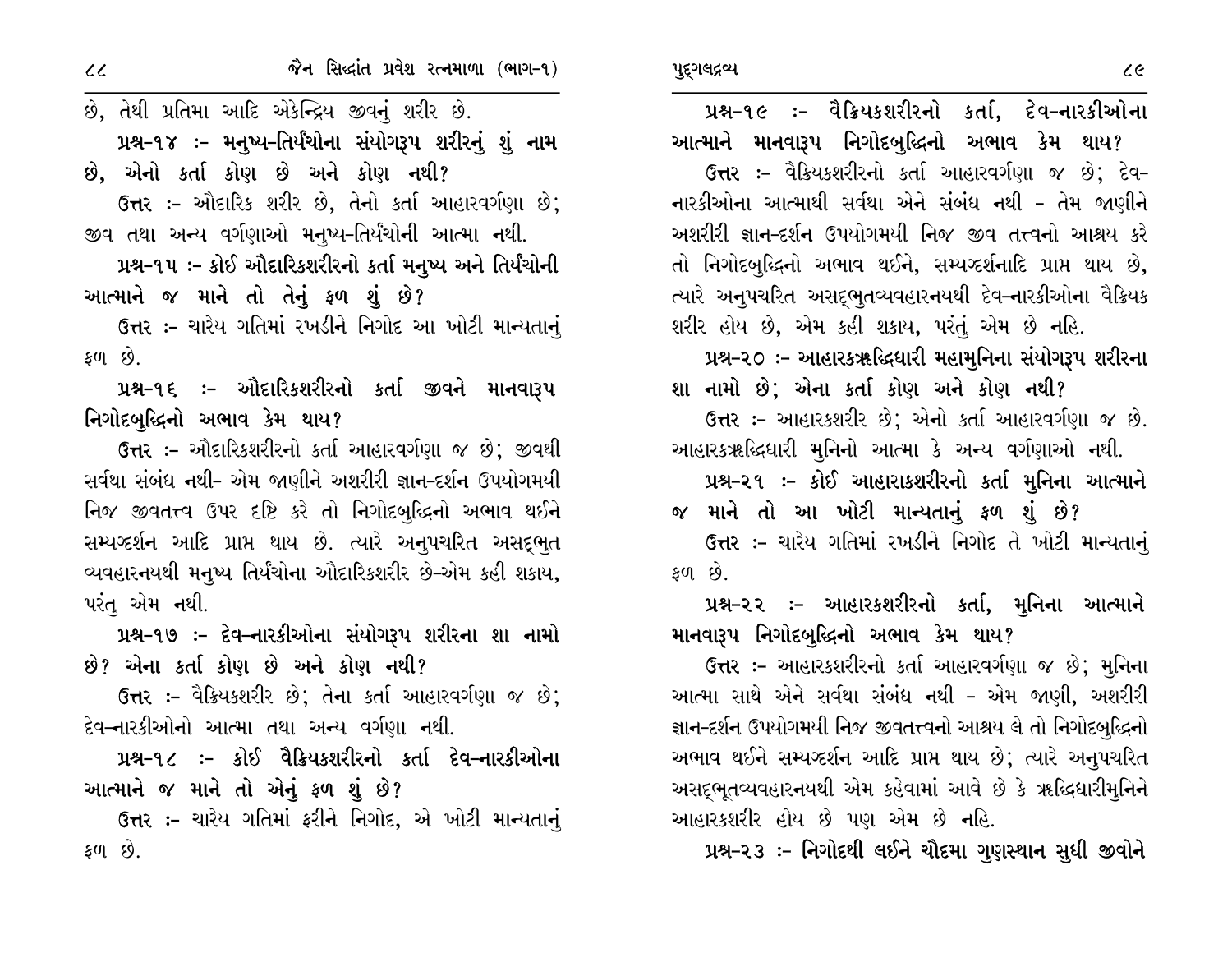છે, તેથી પ્રતિમા આદિ એકેન્દ્રિય જીવનું શરીર છે.

**પ્રશ્ન-૧૪ :- મનુષ્ય-તિર્યંચોના સંયોગરૂપ શરીરનું શું નામ છે, એનો કર્તા કોણ છે અને કોણ નથી?**

**ઉત્તર :-** ઔદારિક શરીર છે, તેનો કર્તા આહારવર્ગણા છે; જીવ તથા અન્ય વર્ગણાઓ મનુષ્ય-તિર્યંચોની આત્મા નથી.

**પ્રશ્ન-૧૫ :- કોઈ ઔદારિકશરીરનો કર્તા મનુષ્ય અને તિર્યંચોની આત્માને જ માને તો તેનું ફળ શું છે?**

**ઉત્તર :-** ચારેય ગતિમાં રખડીને નિગોદ આ ખોટી માન્યતાનું ફળ છે.

**પ્રશ્ન-૧૬ :- ઔદારિકશરીરનો કર્તા જીવને માનવારૂપ નિગોદબુદ્ધિનો અભાવ કેમ થાય?**

**ઉત્તર :-** ઔદારિકશરીરનો કર્તા આહારવર્ગણા જ છે; જીવથી સર્વથા સંબંધ નથી- એમ જાણીને અશરીરી જ્ઞાન-દર્શન ઉપયોગમયી નિજ જીવતત્ત્વ ઉપર દૃષ્ટિ કરે તો નિગોદબુદ્ધિનો અભાવ થઈને સમ્યગ્દર્શન આદિ પ્રાપ્ત થાય છે. ત્યારે અનુપચરિત અસદ્ભુત વ્યવહારનયથી મનુષ્ય તિર્યંચોના ઔદારિકશરીર છે-એમ કહી શકાય, પરંતુ એમ નથી.

**પ્રશ્ન-૧૭ :- દેવ-નારકીઓના સંયોગરૂપ શરીરના શા નામો છે? એના કર્તા કોણ છે અને કોણ નથી?**

**ઉત્તર :-** વૈક્રિયકશરીર છે; તેના કર્તા આહારવર્ગણા જ છે; દેવ-નારકીઓનો આત્મા તથા અન્ય વર્ગણા નથી.

**પ્રશ્ન-૧૮ :- કોઈ વૈક્રિયકશરીરનો કર્તા દેવ-નારકીઓના આત્માને જ માને તો એનું ફળ શું છે?**

**ઉત્તર :-** ચારેય ગતિમાં ફરીને નિગોદ, એ ખોટી માન્યતાનું ફળ છે.

**પ્રશ્ન-૧૯ :- વૈક્રિયકશરીરનો કર્તા, દેવ-નારકીઓના આત્માને માનવારૂપ નિગોદબુદ્ધિનો અભાવ કેમ થાય?**

**ઉત્તર :-** વૈક્રિયકશરીરનો કર્તા આહારવર્ગણા જ છે; દેવ-નારકીઓના આત્માથી સર્વથા એને સંબંધ નથી - તેમ જાણીને અશરીરી જ્ઞાન-દર્શન ઉપયોગમયી નિજ જીવ તત્ત્વનો આશ્રય કરે તો નિગોદબુદ્ધિનો અભાવ થઈને, સમ્યગ્દર્શનાદિ પ્રાપ્ત થાય છે, ત્યારે અનુપચરિત અસદ્ભુતવ્યવહારનયથી દેવ-નારકીઓના વૈક્રિયક શરીર હોય છે, એમ કહી શકાય, પરંતુ એમ છે નહિ.

**પ્રશ્ન-૨૦ :- આહારકઋદ્ધિધારી મહામુનિના સંયોગરૂપ શરીરના શા નામો છે; એના કર્તા કોણ અને કોણ નથી?**

**ઉત્તર :-** આહારકશરીર છે; એનો કર્તા આહારવર્ગણા જ છે. આહારકઋદ્ધિધારી મુનિનો આત્મા કે અન્ય વર્ગણાઓ નથી.

**પ્રશ્ન-૨૧ :- કોઈ આહારાકશરીરનો કર્તા મુનિના આત્માને જ માને તો આ ખોટી માન્યતાનું ફળ શું છે?**

**ઉત્તર :-** ચારેય ગતિમાં રખડીને નિગોદ તે ખોટી માન્યતાનું ફળ છે.

**પ્રશ્ન-૨૨ :- આહારકશરીરનો કર્તા, મુનિના આત્માને માનવારૂપ નિગોદબુદ્ધિનો અભાવ કેમ થાય?**

**ઉત્તર :-** આહારકશરીરનો કર્તા આહારવર્ગણા જ છે; મુનિના આત્મા સાથે એને સર્વથા સંબંધ નથી - એમ જાણી, અશરીરી જ્ઞાન-દર્શન ઉપયોગમયી નિજ જીવતત્ત્વનો આશ્રય લે તો નિગોદબુદ્ધિનો અભાવ થઈને સમ્યગ્દર્શન આદિ પ્રાપ્ત થાય છે; ત્યારે અનુપચરિત અસદ્ભૂતવ્યવહારનયથી એમ કહેવામાં આવે છે કે ઋદ્ધિધારીમુનિને આહારકશરીર હોય છે પણ એમ છે નહિ.

**પ્રશ્ન-૨૩ :- નિગોદથી લઈને ચૌદમા ગુણસ્થાન સુધી જીવોને**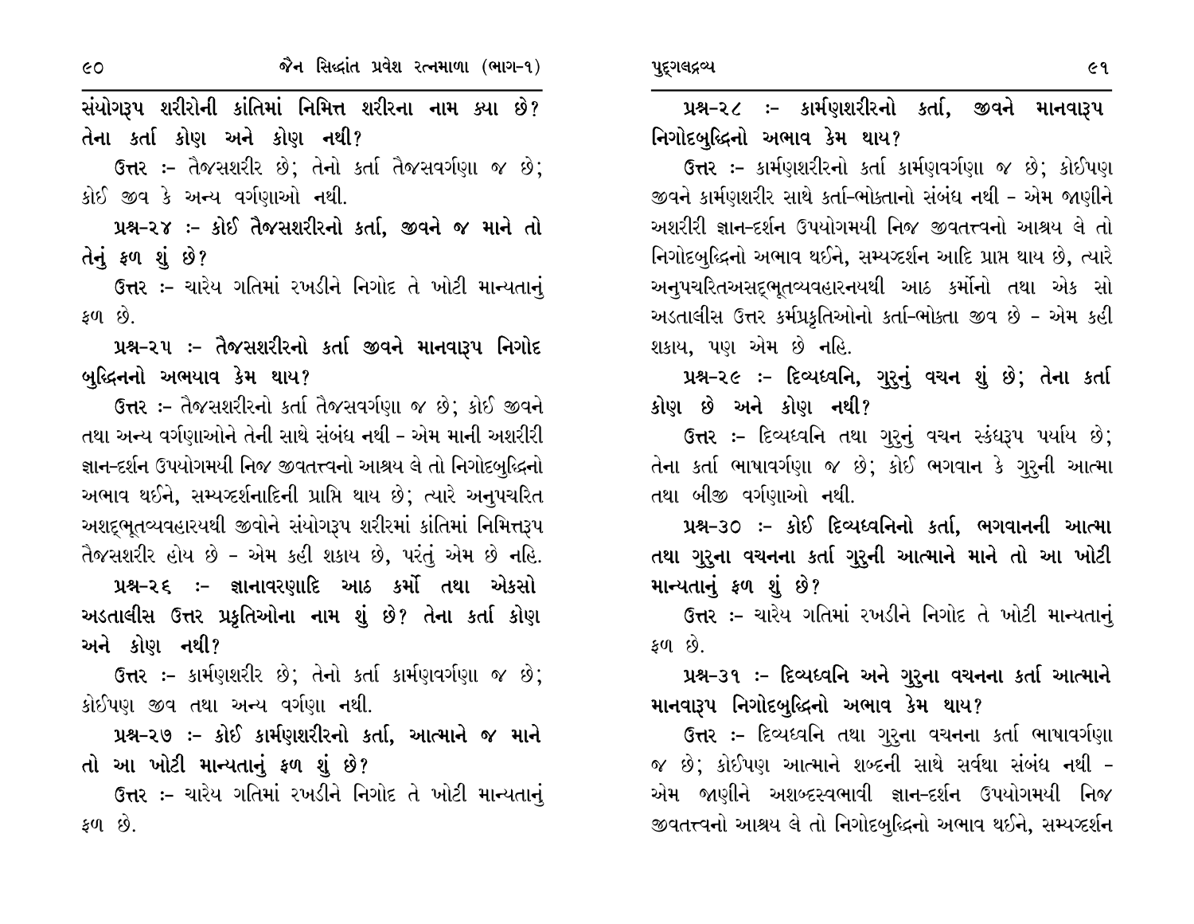સંયોગરૂપ શરીરોની કાંતિમાં નિમિત્ત શરીરના નામ ક્યા છે? તેના કર્તા કોણ અને કોણ નથી?

ઉત્તર :- તૈજસશરીર છે; તેનો કર્તા તૈજસવર્ગણા જ છે; કોઈ જીવ કે અન્ય વર્ગણાઓ નથી.

**પ્રશ્ન-૨૪ :- કોઈ તૈજસશરીરનો કર્તા, જીવને જ માને તો તેનું ફળ શું છે?**

ઉત્તર :- ચારેય ગતિમાં રખડીને નિગોદ તે ખોટી માન્યતાનું ફળ છે.

**પ્રશ્ન-૨૫ :- તૈજસશરીરનો કર્તા જીવને માનવારૂપ નિગોદ બુદ્ધિનનો અભયાવ કેમ થાય?**

ઉત્તર :- તૈજસશરીરનો કર્તા તૈજસવર્ગણા જ છે; કોઈ જીવને તથા અન્ય વર્ગણાઓને તેની સાથે સંબંધ નથી - એમ માની અશરીરી જ્ઞાન-દર્શન ઉપયોગમયી નિજ જીવતત્ત્વનો આશ્રય લે તો નિગોદબુદ્ધિનો અભાવ થઈને, સમ્યગ્દર્શનાદિની પ્રાપ્તિ થાય છે; ત્યારે અનુપચરિત અશદ્‌ભૂતવ્યવહારયથી જીવોને સંયોગરૂપ શરીરમાં કાંતિમાં નિમિત્તરૂપ તૈજસશરીર હોય છે - એમ કહી શકાય છે, પરંતુ એમ છે નહિ.

**પ્રશ્ન-૨૬ :- જ્ઞાનાવરણાદિ આઠ કર્મો તથા એકસો અડતાલીસ ઉત્તર પ્રકૃતિઓના નામ શું છે? તેના કર્તા કોણ અને કોણ નથી?**

ઉત્તર :- કાર્મણશરીર છે; તેનો કર્તા કાર્મણવર્ગણા જ છે; કોઈપણ જીવ તથા અન્ય વર્ગણા નથી.

**પ્રશ્ન-૨૭ :- કોઈ કાર્મણશરીરનો કર્તા, આત્માને જ માને તો આ ખોટી માન્યતાનું ફળ શું છે?**

ઉત્તર :- ચારેય ગતિમાં રખડીને નિગોદ તે ખોટી માન્યતાનું ફળ છે.

**પ્રશ્ન-૨૮ :- કાર્મણશરીરનો કર્તા, જીવને માનવારૂપ નિગોદબુદ્ધિનો અભાવ કેમ થાય?**

ઉત્તર :- કાર્મણશરીરનો કર્તા કાર્મણવર્ગણા જ છે; કોઈપણ જીવને કાર્મણશરીર સાથે કર્તા-ભોક્તાનો સંબંધ નથી - એમ જાણીને અશરીરી જ્ઞાન-દર્શન ઉપયોગમયી નિજ જીવતત્ત્વનો આશ્રય લે તો નિગોદબુદ્ધિનો અભાવ થઈને, સમ્યગ્દર્શન આદિ પ્રાપ્ત થાય છે, ત્યારે અનુપચરિતઅસદ્‌ભૂતવ્યવહારનયથી આઠ કર્મોનો તથા એક સો અડતાલીસ ઉત્તર કર્મપ્રકૃતિઓનો કર્તા-ભોક્તા જીવ છે - એમ કહી શકાય, પણ એમ છે નહિ.

**પ્રશ્ન-૨૯ :- દિવ્યધ્વનિ, ગુરુનું વચન શું છે; તેના કર્તા કોણ છે અને કોણ નથી?**

ઉત્તર :- દિવ્યધ્વનિ તથા ગુરુનું વચન સ્કંધરૂપ પર્યાય છે; તેના કર્તા ભાષાવર્ગણા જ છે; કોઈ ભગવાન કે ગુરુની આત્મા તથા બીજી વર્ગણાઓ નથી.

**પ્રશ્ન-૩૦ :- કોઈ દિવ્યધ્વનિનો કર્તા, ભગવાનની આત્મા તથા ગુરુના વચનના કર્તા ગુરુની આત્માને માને તો આ ખોટી માન્યતાનું ફળ શું છે?**

ઉત્તર :- ચારેય ગતિમાં રખડીને નિગોદ તે ખોટી માન્યતાનું ફળ છે.

**પ્રશ્ન-૩૧ :- દિવ્યધ્વનિ અને ગુરુના વચનના કર્તા આત્માને માનવારૂપ નિગોદબુદ્ધિનો અભાવ કેમ થાય?**

ઉત્તર :- દિવ્યધ્વનિ તથા ગુરુના વચનના કર્તા ભાષાવર્ગણા જ છે; કોઈપણ આત્માને શબ્દની સાથે સર્વથા સંબંધ નથી - એમ જાણીને અશબ્દસ્વભાવી જ્ઞાન-દર્શન ઉપયોગમયી નિજ જીવતત્ત્વનો આશ્રય લે તો નિગોદબુદ્ધિનો અભાવ થઈને, સમ્યગ્દર્શન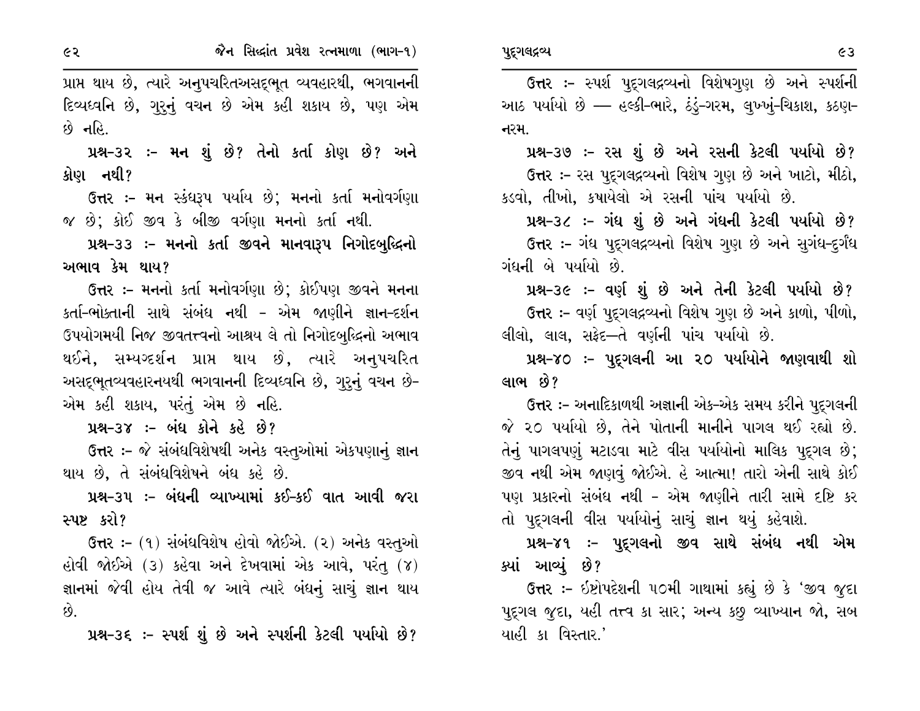પ્રાપ્ત થાય છે, ત્યારે અનુપચરિતઅસદ્ભૂત વ્યવહારથી, ભગવાનની દિવ્યધ્વનિ છે, ગુરુનું વચન છે એમ કહી શકાય છે, પણ એમ છે નહિ.

**પ્રશ્ન-૩૨ :- મન શું છે? તેનો કર્તા કોણ છે? અને કોણ નથી?**

ઉત્તર :- મન સ્કંધરૂપ પર્યાય છે; મનનો કર્તા મનોવર્ગણા જ છે; કોઈ જીવ કે બીજી વર્ગણા મનનો કર્તા નથી.

**પ્રશ્ન-૩૩ :- મનનો કર્તા જીવને માનવારૂપ નિગોદબુદ્ધિનો અભાવ કેમ થાય?**

ઉત્તર :- મનનો કર્તા મનોવર્ગણા છે; કોઈપણ જીવને મનના કર્તા-ભોક્તાની સાથે સંબંધ નથી - એમ જાણીને જ્ઞાન-દર્શન ઉપયોગમયી નિજ જીવતત્ત્વનો આશ્રય લે તો નિગોદબુદ્ધિનો અભાવ થઈને, સમ્યગ્દર્શન પ્રાપ્ત થાય છે, ત્યારે અનુપચરિત અસદ્ભૂતવ્યવહારનયથી ભગવાનની દિવ્યધ્વનિ છે, ગુરુનું વચન છે- એમ કહી શકાય, પરંતુ એમ છે નહિ.

**પ્રશ્ન-૩૪ :- બંધ કોને કહે છે?**

ઉત્તર :- જે સંબંધવિશેષથી અનેક વસ્તુઓમાં એકપણાનું જ્ઞાન થાય છે, તે સંબંધવિશેષને બંધ કહે છે.

**પ્રશ્ન-૩૫ :- બંધની વ્યાખ્યામાં કઈ-કઈ વાત આવી જરા સ્પષ્ટ કરો?**

ઉત્તર :- (૧) સંબંધવિશેષ હોવો જોઈએ. (૨) અનેક વસ્તુઓ હોવી જોઈએ (૩) કહેવા અને દેખવામાં એક આવે, પરંતુ (૪) જ્ઞાનમાં જેવી હોય તેવી જ આવે ત્યારે બંધનું સાચું જ્ઞાન થાય છે.

**પ્રશ્ન-૩૬ :- સ્પર્શ શું છે અને સ્પર્શની કેટલી પર્યાયો છે?**

ઉત્તર :- સ્પર્શ પુદ્ગલદ્રવ્યનો વિશેષગુણ છે અને સ્પર્શની આઠ પર્યાયો છે — હલ્કી-ભારે, ઠંડું-ગરમ, લુખ્ખું-ચિકાશ, કઠણ-નરમ.

**પ્રશ્ન-૩૭ :- રસ શું છે અને રસની કેટલી પર્યાયો છે?**

ઉત્તર :- રસ પુદ્ગલદ્રવ્યનો વિશેષ ગુણ છે અને ખાટો, મીઠો, કડવો, તીખો, કષાયેલો એ રસની પાંચ પર્યાયો છે.

**પ્રશ્ન-૩૮ :- ગંધ શું છે અને ગંધની કેટલી પર્યાયો છે?**

ઉત્તર :- ગંધ પુદ્ગલદ્રવ્યનો વિશેષ ગુણ છે અને સુગંધ-દુર્ગંધ ગંધની બે પર્યાયો છે.

**પ્રશ્ન-૩૯ :- વર્ણ શું છે અને તેની કેટલી પર્યાયો છે?**

ઉત્તર :- વર્ણ પુદ્ગલદ્રવ્યનો વિશેષ ગુણ છે અને કાળો, પીળો, લીલો, લાલ, સફેદ—તે વર્ણની પાંચ પર્યાયો છે.

**પ્રશ્ન-૪૦ :- પુદ્ગલની આ ૨૦ પર્યાયોને જાણવાથી શો લાભ છે?**

ઉત્તર :- અનાદિકાળથી અજ્ઞાની એક-એક સમય કરીને પુદ્ગલની જે ૨૦ પર્યાયો છે, તેને પોતાની માનીને પાગલ થઈ રહ્યો છે. તેનું પાગલપણું મટાડવા માટે વીસ પર્યાયોનો માલિક પુદ્ગલ છે; જીવ નથી એમ જાણવું જોઈએ. હે આત્મા! તારો એની સાથે કોઈ પણ પ્રકારનો સંબંધ નથી - એમ જાણીને તારી સામે દૃષ્ટિ કર તો પુદ્ગલની વીસ પર્યાયોનું સાચું જ્ઞાન થયું કહેવાશે.

**પ્રશ્ન-૪૧ :- પુદ્ગલનો જીવ સાથે સંબંધ નથી એમ ક્યાં આવ્યું છે?**

ઉત્તર :- ઇષ્ટોપદેશની ૫૦મી ગાથામાં કહ્યું છે કે 'જીવ જુદા પુદ્ગલ જુદા, યહી તત્ત્વ કા સાર; અન્ય કછુ વ્યાખ્યાન જો, સબ યાહી કા વિસ્તાર.'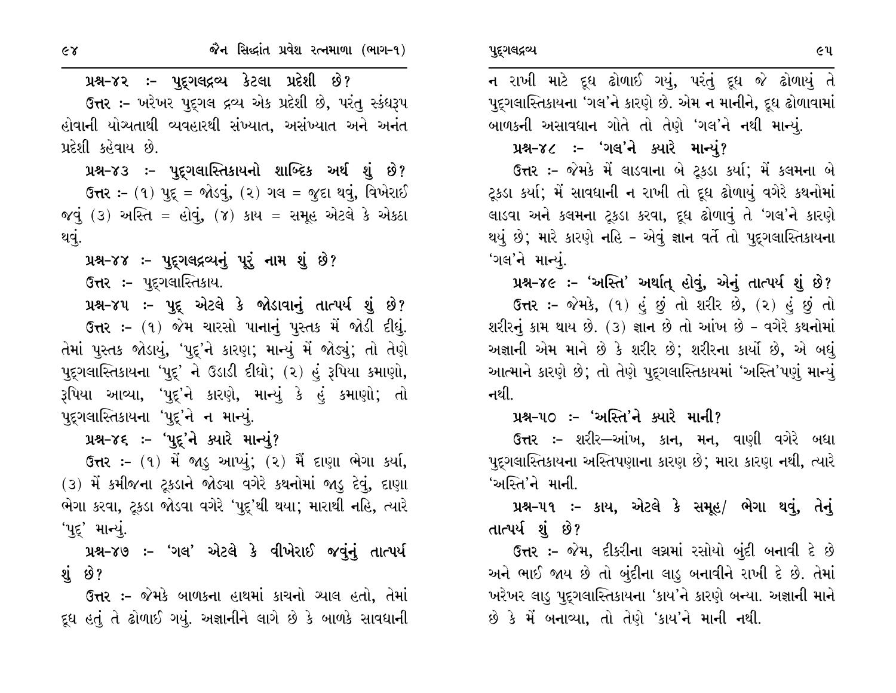**પ્રશ્ન-૪૨ :- પુદ્‌ગલદ્રવ્ય કેટલા પ્રદેશી છે?**

**ઉત્તર :-** ખરેખર પુદ્‌ગલ દ્રવ્ય એક પ્રદેશી છે, પરંતુ સ્કંધરૂપ હોવાની યોગ્યતાથી વ્યવહારથી સંખ્યાત, અસંખ્યાત અને અનંત પ્રદેશી કહેવાય છે.

**પ્રશ્ન-૪૩ :- પુદ્‌ગલાસ્તિકાયનો શાબ્દિક અર્થ શું છે?**

**ઉત્તર :-** (૧) પુદ્ = જોડવું, (૨) ગલ = જુદા થવું, વિખેરાઈ જવું (૩) અસ્તિ = હોવું, (૪) કાય = સમૂહ એટલે કે એકઠા થવું.

**પ્રશ્ન-૪૪ :- પુદ્‌ગલદ્રવ્યનું પૂરું નામ શું છે?**

**ઉત્તર :-** પુદ્‌ગલાસ્તિકાય.

**પ્રશ્ન-૪૫ :- પુદ્ એટલે કે જોડાવાનું તાત્પર્ય શું છે?**

**ઉત્તર :-** (૧) જેમ ચારસો પાનાનું પુસ્તક મેં જોડી દીધું. તેમાં પુસ્તક જોડાયું, 'પુદ્'ને કારણ; માન્યું મેં જોડ્યું; તો તેણે પુદ્‌ગલાસ્તિકાયના 'પુદ્' ને ઉડાડી દીધો; (૨) હું રૂપિયા કમાણો, રૂપિયા આવ્યા, 'પુદ્'ને કારણે, માન્યું કે હું કમાણો; તો પુદ્‌ગલાસ્તિકાયના 'પુદ્'ને ન માન્યું.

**પ્રશ્ન-૪૬ :- 'પુદ્'ને ક્યારે માન્યું?**

**ઉત્તર :-** (૧) મેં જાડુ આપ્યું; (૨) મૈં દાણા ભેગા કર્યા, (૩) મેં કમીજના ટૂકડાને જોડ્યા વગેરે કથનોમાં જાડુ દેવું, દાણા ભેગા કરવા, ટૂકડા જોડવા વગેરે 'પુદ્'થી થયા; મારાથી નહિ, ત્યારે 'પુદ્' માન્યું.

**પ્રશ્ન-૪૭ :- 'ગલ' એટલે કે વીખેરાઈ જવુંનું તાત્પર્ય શું છે?**

**ઉત્તર :-** જેમકે બાળકના હાથમાં કાચનો પ્યાલ હતો, તેમાં દૂધ હતું તે ઢોળાઈ ગયું. અજ્ઞાનીને લાગે છે કે બાળકે સાવધાની ન રાખી માટે દૂધ ઢોળાઈ ગયું, પરંતુ દૂધ જે ઢોળાયું તે પુદ્‌ગલાસ્તિકાયના 'ગલ'ને કારણે છે. એમ ન માનીને, દૂધ ઢોળાવામાં બાળકની અસાવધાન ગોતે તો તેણે 'ગલ'ને નથી માન્યું.

**પ્રશ્ન-૪૮ :- 'ગલ'ને ક્યારે માન્યું?**

**ઉત્તર :-** જેમકે મેં લાડવાના બે ટૂકડા કર્યા; મેં કલમના બે ટૂકડા કર્યા; મેં સાવધાની ન રાખી તો દૂધ ઢોળાયું વગેરે કથનોમાં લાડવા અને કલમના ટૂકડા કરવા, દૂધ ઢોળાવું તે 'ગલ'ને કારણે થયું છે; મારે કારણે નહિ - એવું જ્ઞાન વર્તે તો પુદ્‌ગલાસ્તિકાયના 'ગલ'ને માન્યું.

**પ્રશ્ન-૪૯ :- 'અસ્તિ' અર્થાત્ હોવું, એનું તાત્પર્ય શું છે?**

**ઉત્તર :-** જેમકે, (૧) હું છું તો શરીર છે, (૨) હું છું તો શરીરનું કામ થાય છે. (૩) જ્ઞાન છે તો આંખ છે - વગેરે કથનોમાં અજ્ઞાની એમ માને છે કે શરીર છે; શરીરના કાર્યો છે, એ બધું આત્માને કારણે છે; તો તેણે પુદ્‌ગલાસ્તિકાયમાં 'અસ્તિ'પણું માન્યું નથી.

**પ્રશ્ન-૫૦ :- 'અસ્તિ'ને ક્યારે માની?**

**ઉત્તર :-** શરીર—આંખ, કાન, મન, વાણી વગેરે બધા પુદ્‌ગલાસ્તિકાયના અસ્તિપણાના કારણ છે; મારા કારણ નથી, ત્યારે 'અસ્તિ'ને માની.

**પ્રશ્ન-૫૧ :- કાય, એટલે કે સમૂહ/ ભેગા થવું, તેનું તાત્પર્ય શું છે?**

**ઉત્તર :-** જેમ, દીકરીના લગ્નમાં રસોયો બુંદી બનાવી દે છે અને ભાઈ જાય છે તો બુંદીના લાડુ બનાવીને રાખી દે છે. તેમાં ખરેખર લાડુ પુદ્‌ગલાસ્તિકાયના 'કાય'ને કારણે બન્યા. અજ્ઞાની માને છે કે મેં બનાવ્યા, તો તેણે 'કાય'ને માની નથી.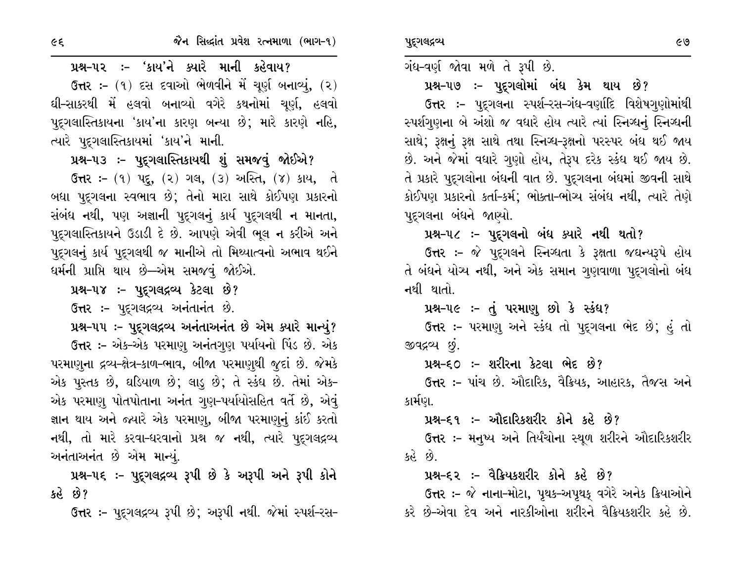**પ્રશ્ન-પ૨ :- 'કાય'ને ક્યારે માની કહેવાય?**

ઉત્તર :- (૧) દસ દવાઓ ભેળવીને મેં ચૂર્ણ બનાવ્યું, (૨) ઘી-સાકરથી મેં હલવો બનાવ્યો વગેરે કથનોમાં ચૂર્ણ, હલવો પુદ્‌ગલાસ્તિકાયના 'કાય'ના કારણ બન્યા છે; મારે કારણે નહિ, ત્યારે પુદ્‌ગલાસ્તિકાયમાં 'કાય'ને માની.

**પ્રશ્ન-પ૩ :- પુદ્‌ગલાસ્તિકાયથી શું સમજવું જોઈએ?**

ઉત્તર :- (૧) પદ્, (૨) ગલ, (૩) અસ્તિ, (૪) કાય, તે બધા પુદ્‌ગલના સ્વભાવ છે; તેનો મારા સાથે કોઈપણ પ્રકારનો સંબંધ નથી, પણ અજ્ઞાની પુદ્‌ગલનું કાર્ય પુદ્‌ગલથી ન માનતા, પુદ્‌ગલાસ્તિકાયને ઉડાડી દે છે. આપણે એવી ભૂલ ન કરીએ અને પુદ્‌ગલનું કાર્ય પુદ્‌ગલથી જ માનીએ તો મિથ્યાત્વનો અભાવ થઈને ધર્મની પ્રાપ્તિ થાય છે—એમ સમજવું જોઈએ.

**પ્રશ્ન-પ૪ :- પુદ્‌ગલદ્રવ્ય કેટલા છે?**

ઉત્તર :- પુદ્‌ગલદ્રવ્ય અનંતાનંત છે.

**પ્રશ્ન-પપ :- પુદ્‌ગલદ્રવ્ય અનંતાઅનંત છે એમ ક્યારે માન્યું?**

ઉત્તર :- એક-એક પરમાણુ અનંતગુણ પર્યાયનો પિંડ છે. એક પરમાણુના દ્રવ્ય-ક્ષેત્ર-કાળ-ભાવ, બીજા પરમાણુથી જુદાં છે. જેમકે એક પુસ્તક છે, ઘડિયાળ છે; લાડુ છે; તે સ્કંધ છે. તેમાં એક-એક પરમાણુ પોતપોતાના અનંત ગુણ-પર્યાયોસહિત વર્તે છે, એવું જ્ઞાન થાય અને જ્યારે એક પરમાણુ, બીજા પરમાણુનું કાંઈ કરતો નથી, તો મારે કરવા-ધરવાનો પ્રશ્ન જ નથી, ત્યારે પુદ્‌ગલદ્રવ્ય અનંતાઅનંત છે એમ માન્યું.

**પ્રશ્ન-પ૬ :- પુદ્‌ગલદ્રવ્ય રૂપી છે કે અરૂપી અને રૂપી કોને કહે છે?**

ઉત્તર :- પુદ્‌ગલદ્રવ્ય રૂપી છે; અરૂપી નથી. જેમાં સ્પર્શ-રસ-ગંધ-વર્ણ જોવા મળે તે રૂપી છે.

**પ્રશ્ન-પ૭ :- પુદ્‌ગલોમાં બંધ કેમ થાય છે?**

ઉત્તર :- પુદ્‌ગલના સ્પર્શ-રસ-ગંધ-વર્ણાદિ વિશેષગુણોમાંથી સ્પર્શગુણના બે અંશો જ વધારે હોય ત્યારે ત્યાં સ્નિગ્ધનું સ્નિગ્ધની સાથે; રૂક્ષનું રૂક્ષ સાથે તથા સ્નિગ્ધ-રૂક્ષનો પરસ્પર બંધ થઈ જાય છે. અને જેમાં વધારે ગુણો હોય, તેરૂપ દરેક સ્કંધ થઈ જાય છે. તે પ્રકારે પુદ્‌ગલોના બંધની વાત છે. પુદ્‌ગલના બંધમાં જીવની સાથે કોઈપણ પ્રકારનો કર્તા-કર્મ; ભોક્તા-ભોગ્ય સંબંધ નથી, ત્યારે તેણે પુદ્‌ગલના બંધને જાણ્યો.

**પ્રશ્ન-પ૮ :- પુદ્‌ગલનો બંધ ક્યારે નથી થતો?**

ઉત્તર :- જે પુદ્‌ગલને સ્નિગ્ધતા કે રૂક્ષતા જઘન્યરૂપે હોય તે બંધને યોગ્ય નથી, અને એક સમાન ગુણવાળા પુદ્‌ગલોનો બંધ નથી થતો.

**પ્રશ્ન-પ૯ :- તું પરમાણુ છો કે સ્કંધ?**

ઉત્તર :- પરમાણુ અને સ્કંધ તો પુદ્‌ગલના ભેદ છે; હું તો જીવદ્રવ્ય છું.

**પ્રશ્ન-૬૦ :- શરીરના કેટલા ભેદ છે?**

ઉત્તર :- પાંચ છે. ઔદારિક, વૈક્રિયક, આહારક, તૈજસ અને કાર્મણ.

**પ્રશ્ન-૬૧ :- ઔદારિકશરીર કોને કહે છે?**

ઉત્તર :- મનુષ્ય અને તિર્યંચોના સ્થૂળ શરીરને ઔદારિકશરીર કહે છે.

**પ્રશ્ન-૬૨ :- વૈક્રિયકશરીર કોને કહે છે?**

ઉત્તર :- જે નાના-મોટા, પૃથક્-અપૃથક્ વગેરે અનેક ક્રિયાઓને કરે છે-એવા દેવ અને નારકીઓના શરીરને વૈક્રિયકશરીર કહે છે.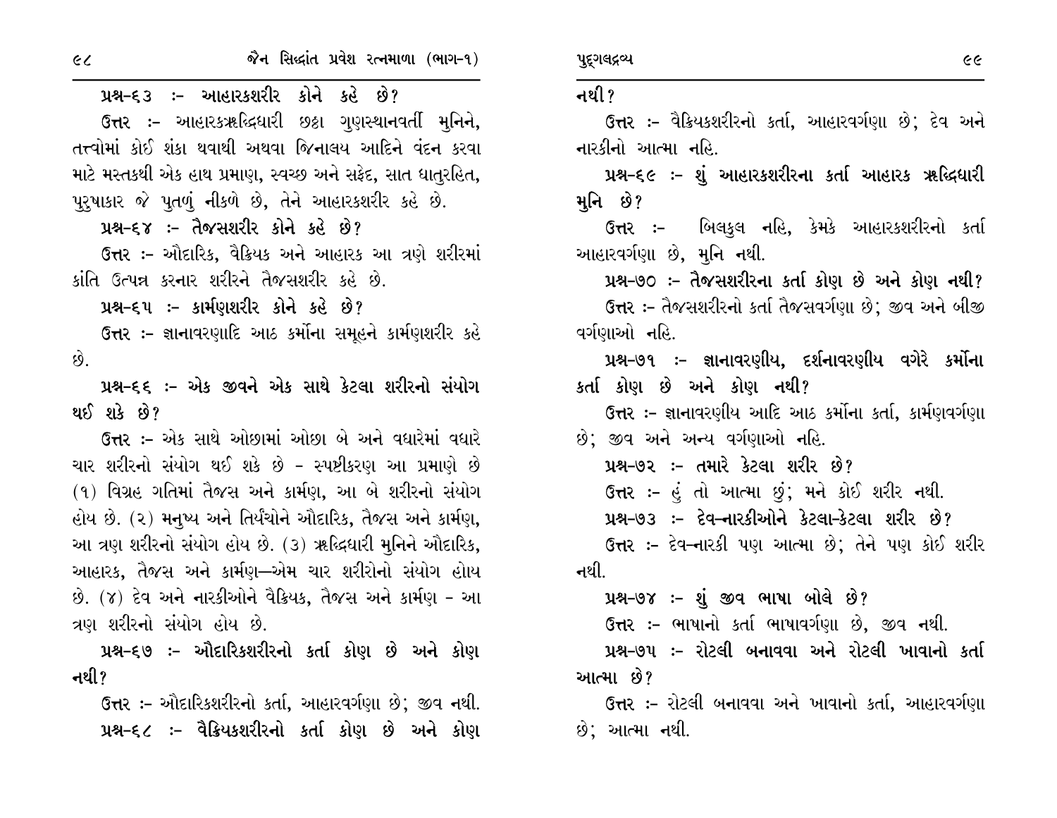**પ્રશ્ન-૬૩ :- આહારકશરીર કોને કહે છે?**

ઉત્તર :- આહારકઋદ્ધિધારી છઠ્ઠા ગુણસ્થાનવર્તી મુનિને, તત્ત્વોમાં કોઈ શંકા થવાથી અથવા જિનાલય આદિને વંદન કરવા માટે મસ્તકથી એક હાથ પ્રમાણ, સ્વચ્છ અને સફેદ, સાત ધાતુરહિત, પુરુષાકાર જે પુતળું નીકળે છે, તેને આહારકશરીર કહે છે.

**પ્રશ્ન-૬૪ :- તૈજસશરીર કોને કહે છે?**

ઉત્તર :- ઔદારિક, વૈક્રિયક અને આહારક આ ત્રણે શરીરમાં કાંતિ ઉત્પન્ન કરનાર શરીરને તૈજસશરીર કહે છે.

**પ્રશ્ન-૬૫ :- કાર્મણશરીર કોને કહે છે?**

ઉત્તર :- જ્ઞાનાવરણાદિ આઠ કર્મોના સમૂહને કાર્મણશરીર કહે છે.

**પ્રશ્ન-૬૬ :- એક જીવને એક સાથે કેટલા શરીરનો સંયોગ થઈ શકે છે?**

ઉત્તર :- એક સાથે ઓછામાં ઓછા બે અને વધારેમાં વધારે ચાર શરીરનો સંયોગ થઈ શકે છે - સ્પષ્ટીકરણ આ પ્રમાણે છે (૧) વિગ્રહ ગતિમાં તૈજસ અને કાર્મણ, આ બે શરીરનો સંયોગ હોય છે. (૨) મનુષ્ય અને તિર્યંચોને ઔદારિક, તૈજસ અને કાર્મણ, આ ત્રણ શરીરનો સંયોગ હોય છે. (૩) ઋદ્ધિધારી મુનિને ઔદારિક, આહારક, તૈજસ અને કાર્મણ—એમ ચાર શરીરોનો સંયોગ હોય છે. (૪) દેવ અને નારકીઓને વૈક્રિયક, તૈજસ અને કાર્મણ - આ ત્રણ શરીરનો સંયોગ હોય છે.

**પ્રશ્ન-૬૭ :- ઔદારિકશરીરનો કર્તા કોણ છે અને કોણ નથી?**

ઉત્તર :- ઔદારિકશરીરનો કર્તા, આહારવર્ગણા છે; જીવ નથી.

**પ્રશ્ન-૬૮ :- વૈક્રિયકશરીરનો કર્તા કોણ છે અને કોણ નથી?**

ઉત્તર :- વૈક્રિયકશરીરનો કર્તા, આહારવર્ગણા છે; દેવ અને નારકીનો આત્મા નહિ.

**પ્રશ્ન-૬૯ :- શું આહારકશરીરના કર્તા આહારક ઋદ્ધિધારી મુનિ છે?**

ઉત્તર :- બિલકુલ નહિ, કેમકે આહારકશરીરનો કર્તા આહારવર્ગણા છે, મુનિ નથી.

**પ્રશ્ન-૭૦ :- તૈજસશરીરના કર્તા કોણ છે અને કોણ નથી?**

ઉત્તર :- તૈજસશરીરનો કર્તા તૈજસવર્ગણા છે; જીવ અને બીજી વર્ગણાઓ નહિ.

**પ્રશ્ન-૭૧ :- જ્ઞાનાવરણીય, દર્શનાવરણીય વગેરે કર્મોના કર્તા કોણ છે અને કોણ નથી?**

ઉત્તર :- જ્ઞાનાવરણીય આદિ આઠ કર્મોના કર્તા, કાર્મણવર્ગણા છે; જીવ અને અન્ય વર્ગણાઓ નહિ.

**પ્રશ્ન-૭૨ :- તમારે કેટલા શરીર છે?**

ઉત્તર :- હું તો આત્મા છું; મને કોઈ શરીર નથી.

**પ્રશ્ન-૭૩ :- દેવ-નારકીઓને કેટલા-કેટલા શરીર છે?**

ઉત્તર :- દેવ-નારકી પણ આત્મા છે; તેને પણ કોઈ શરીર નથી.

**પ્રશ્ન-૭૪ :- શું જીવ ભાષા બોલે છે?**

ઉત્તર :- ભાષાનો કર્તા ભાષાવર્ગણા છે, જીવ નથી.

**પ્રશ્ન-૭૫ :- રોટલી બનાવવા અને રોટલી ખાવાનો કર્તા આત્મા છે?**

ઉત્તર :- રોટલી બનાવવા અને ખાવાનો કર્તા, આહારવર્ગણા છે; આત્મા નથી.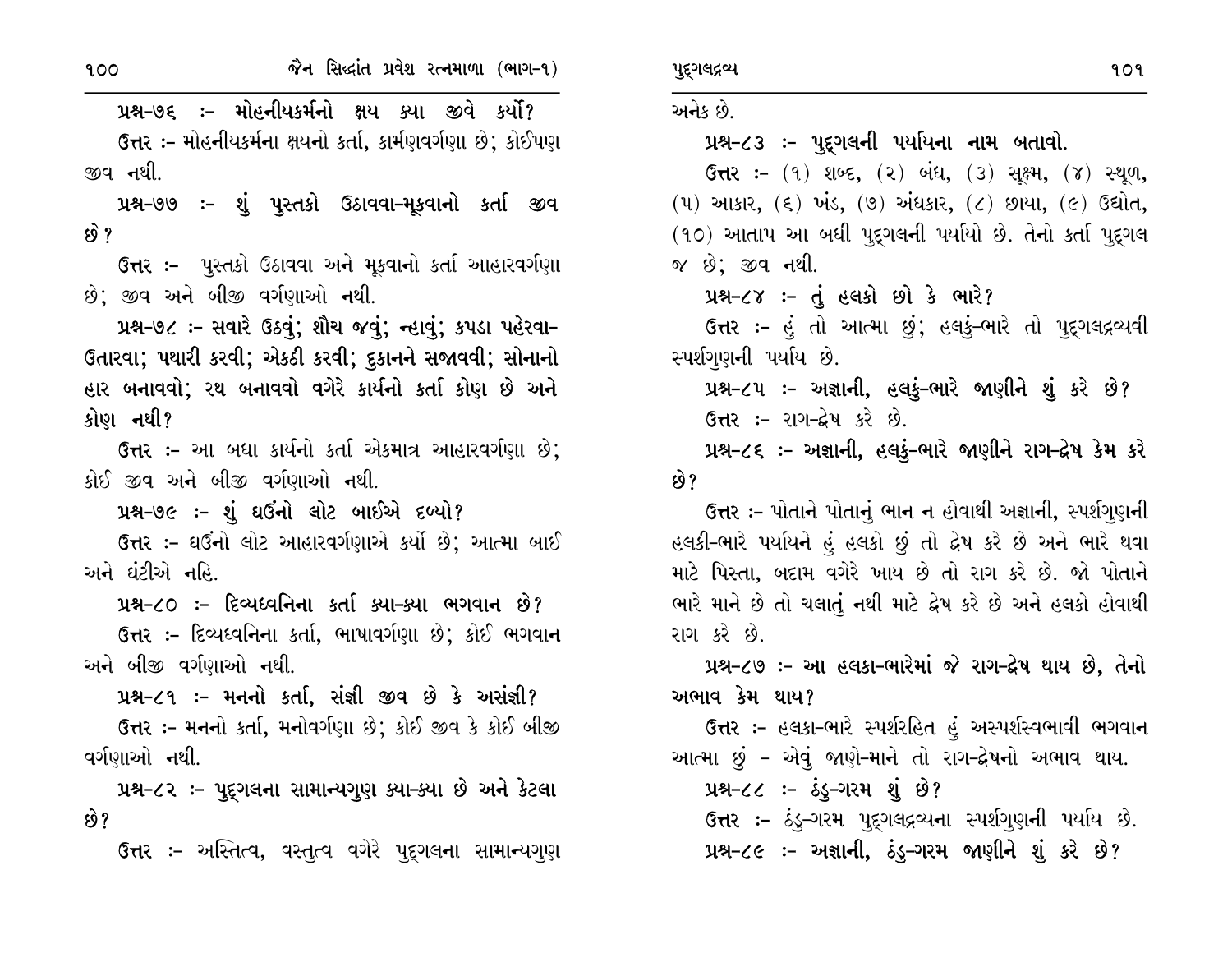**પ્રશ્ન-૭૬ :- મોહનીયકર્મનો ક્ષય ક્યા જીવે કર્યો?**

ઉત્તર :- મોહનીયકર્મના ક્ષયનો કર્તા, કાર્મણવર્ગણા છે; કોઈપણ જીવ નથી.

**પ્રશ્ન-૭૭ :- શું પુસ્તકો ઉઠાવવા-મૂકવાનો કર્તા જીવ છે?**

ઉત્તર :- પુસ્તકો ઉઠાવવા અને મૂકવાનો કર્તા આહારવર્ગણા છે; જીવ અને બીજી વર્ગણાઓ નથી.

**પ્રશ્ન-૭૮ :- સવારે ઉઠવું; શૌચ જવું; ન્હાવું; કપડા પહેરવા-ઉતારવા; પથારી કરવી; એકઠી કરવી; દુકાનને સજાવવી; સોનાનો હાર બનાવવો; રથ બનાવવો વગેરે કાર્યનો કર્તા કોણ છે અને કોણ નથી?**

ઉત્તર :- આ બધા કાર્યનો કર્તા એકમાત્ર આહારવર્ગણા છે; કોઈ જીવ અને બીજી વર્ગણાઓ નથી.

**પ્રશ્ન-૭૯ :- શું ઘઉંનો લોટ બાઈએ દળ્યો?**

ઉત્તર :- ઘઉંનો લોટ આહારવર્ગણાએ કર્યો છે; આત્મા બાઈ અને ઘંટીએ નહિ.

**પ્રશ્ન-૮૦ :- દિવ્યધ્વનિના કર્તા ક્યા-ક્યા ભગવાન છે?**

ઉત્તર :- દિવ્યધ્વનિના કર્તા, ભાષાવર્ગણા છે; કોઈ ભગવાન અને બીજી વર્ગણાઓ નથી.

**પ્રશ્ન-૮૧ :- મનનો કર્તા, સંજ્ઞી જીવ છે કે અસંજ્ઞી?**

ઉત્તર :- મનનો કર્તા, મનોવર્ગણા છે; કોઈ જીવ કે કોઈ બીજી વર્ગણાઓ નથી.

**પ્રશ્ન-૮૨ :- પુદ્‌ગલના સામાન્યગુણ ક્યા-ક્યા છે અને કેટલા છે?**

ઉત્તર :- અસ્તિત્વ, વસ્તુત્વ વગેરે પુદ્‌ગલના સામાન્યગુણ અનેક છે.

**પ્રશ્ન-૮૩ :- પુદ્‌ગલની પર્યાયના નામ બતાવો.**

ઉત્તર :- (૧) શબ્દ, (૨) બંધ, (૩) સૂક્ષ્મ, (૪) સ્થૂળ, (૫) આકાર, (૬) ખંડ, (૭) અંધકાર, (૮) છાયા, (૯) ઉદ્યોત, (૧૦) આતાપ આ બધી પુદ્‌ગલની પર્યાયો છે. તેનો કર્તા પુદ્‌ગલ જ છે; જીવ નથી.

**પ્રશ્ન-૮૪ :- તું હલકો છો કે ભારે?**

ઉત્તર :- હું તો આત્મા છું; હલકું-ભારે તો પુદ્‌ગલદ્રવ્યવી સ્પર્શગુણની પર્યાય છે.

**પ્રશ્ન-૮૫ :- અજ્ઞાની, હલકું-ભારે જાણીને શું કરે છે?**

ઉત્તર :- રાગ-દ્વેષ કરે છે.

**પ્રશ્ન-૮૬ :- અજ્ઞાની, હલકું-ભારે જાણીને રાગ-દ્વેષ કેમ કરે છે?**

ઉત્તર :- પોતાને પોતાનું ભાન ન હોવાથી અજ્ઞાની, સ્પર્શગુણની હલકી-ભારે પર્યાયને હું હલકો છું તો દ્વેષ કરે છે અને ભારે થવા માટે પિસ્તા, બદામ વગેરે ખાય છે તો રાગ કરે છે. જો પોતાને ભારે માને છે તો ચલાતું નથી માટે દ્વેષ કરે છે અને હલકો હોવાથી રાગ કરે છે.

**પ્રશ્ન-૮૭ :- આ હલકા-ભારેમાં જે રાગ-દ્વેષ થાય છે, તેનો અભાવ કેમ થાય?**

ઉત્તર :- હલકા-ભારે સ્પર્શરહિત હું અસ્પર્શસ્વભાવી ભગવાન આત્મા છું - એવું જાણે-માને તો રાગ-દ્વેષનો અભાવ થાય.

**પ્રશ્ન-૮૮ :- ઠંડુ-ગરમ શું છે?**

ઉત્તર :- ઠંડુ-ગરમ પુદ્‌ગલદ્રવ્યના સ્પર્શગુણની પર્યાય છે.

**પ્રશ્ન-૮૯ :- અજ્ઞાની, ઠંડુ-ગરમ જાણીને શું કરે છે?**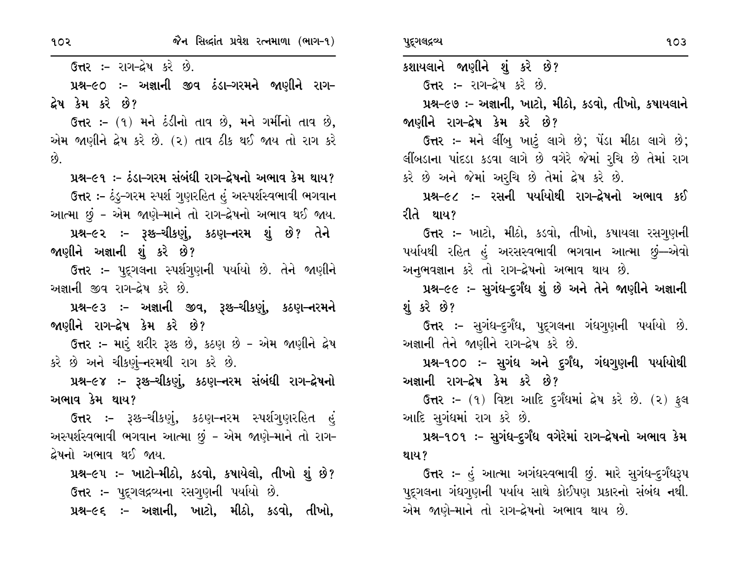**ઉત્તર :-** રાગ-દ્વેષ કરે છે.

**પ્રશ્ન-૯૦ :- અજ્ઞાની જીવ ઠંડા-ગરમને જાણીને રાગ-દ્વેષ કેમ કરે છે?**

**ઉત્તર :-** (૧) મને ઠંડીનો તાવ છે, મને ગર્મીનો તાવ છે, એમ જાણીને દ્વેષ કરે છે. (૨) તાવ ઠીક થઈ જાય તો રાગ કરે છે.

**પ્રશ્ન-૯૧ :- ઠંડા-ગરમ સંબંધી રાગ-દ્વેષનો અભાવ કેમ થાય?**

**ઉત્તર :-** ઠંડુ-ગરમ સ્પર્શ ગુણરહિત હું અસ્પર્શસ્વભાવી ભગવાન આત્મા છું - એમ જાણે-માને તો રાગ-દ્વેષનો અભાવ થઈ જાય.

**પ્રશ્ન-૯૨ :- રૂક્ષ-ચીકણું, કઠણ-નરમ શું છે? તેને જાણીને અજ્ઞાની શું કરે છે?**

**ઉત્તર :-** પુદ્ગલના સ્પર્શગુણની પર્યાયો છે. તેને જાણીને અજ્ઞાની જીવ રાગ-દ્વેષ કરે છે.

**પ્રશ્ન-૯૩ :- અજ્ઞાની જીવ, રૂક્ષ-ચીકણું, કઠણ-નરમને જાણીને રાગ-દ્વેષ કેમ કરે છે?**

**ઉત્તર :-** મારું શરીર રૂક્ષ છે, કઠણ છે - એમ જાણીને દ્વેષ કરે છે અને ચીકણું-નરમથી રાગ કરે છે.

**પ્રશ્ન-૯૪ :- રૂક્ષ-ચીકણું, કઠણ-નરમ સંબંધી રાગ-દ્વેષનો અભાવ કેમ થાય?**

**ઉત્તર :-** રૂક્ષ-ચીકણું, કઠણ-નરમ સ્પર્શગુણરહિત હું અસ્પર્શસ્વભાવી ભગવાન આત્મા છું - એમ જાણે-માને તો રાગ-દ્વેષનો અભાવ થઈ જાય.

**પ્રશ્ન-૯૫ :- ખાટો-મીઠો, કડવો, કષાયેલો, તીખો શું છે?**

**ઉત્તર :-** પુદ્ગલદ્રવ્યના રસગુણની પર્યાયો છે.

**પ્રશ્ન-૯૬ :- અજ્ઞાની, ખાટો, મીઠો, કડવો, તીખો, કશાયલાને જાણીને શું કરે છે?**

**ઉત્તર :-** રાગ-દ્વેષ કરે છે.

**પ્રશ્ન-૯૭ :- અજ્ઞાની, ખાટો, મીઠો, કડવો, તીખો, કષાયલાને જાણીને રાગ-દ્વેષ કેમ કરે છે?**

**ઉત્તર :-** મને લીંબુ ખાટું લાગે છે; પેંડા મીઠા લાગે છે; લીંબડાના પાંદડા કડવા લાગે છે વગેરે જેમાં રુચિ છે તેમાં રાગ કરે છે અને જેમાં અરુચિ છે તેમાં દ્વેષ કરે છે.

**પ્રશ્ન-૯૮ :- રસની પર્યાયોથી રાગ-દ્વેષનો અભાવ કઈ રીતે થાય?**

**ઉત્તર :-** ખાટો, મીઠો, કડવો, તીખો, કષાયલા રસગુણની પર્યાયથી રહિત હું અરસસ્વભાવી ભગવાન આત્મા છું—એવો અનુભવજ્ઞાન કરે તો રાગ-દ્વેષનો અભાવ થાય છે.

**પ્રશ્ન-૯૯ :- સુગંધ-દુર્ગંધ શું છે અને તેને જાણીને અજ્ઞાની શું કરે છે?**

**ઉત્તર :-** સુગંધ-દુર્ગંધ, પુદ્ગલના ગંધગુણની પર્યાયો છે. અજ્ઞાની તેને જાણીને રાગ-દ્વેષ કરે છે.

**પ્રશ્ન-૧૦૦ :- સુગંધ અને દુર્ગંધ, ગંધગુણની પર્યાયોથી અજ્ઞાની રાગ-દ્વેષ કેમ કરે છે?**

**ઉત્તર :-** (૧) વિષ્ટા આદિ દુર્ગંધમાં દ્વેષ કરે છે. (૨) ફુલ આદિ સુગંધમાં રાગ કરે છે.

**પ્રશ્ન-૧૦૧ :- સુગંધ-દુર્ગંધ વગેરેમાં રાગ-દ્વેષનો અભાવ કેમ થાય?**

**ઉત્તર :-** હું આત્મા અગંધસ્વભાવી છું. મારે સુગંધ-દુર્ગંધરૂપ પુદ્ગલના ગંધગુણની પર્યાય સાથે કોઈપણ પ્રકારનો સંબંધ નથી. એમ જાણે-માને તો રાગ-દ્વેષનો અભાવ થાય છે.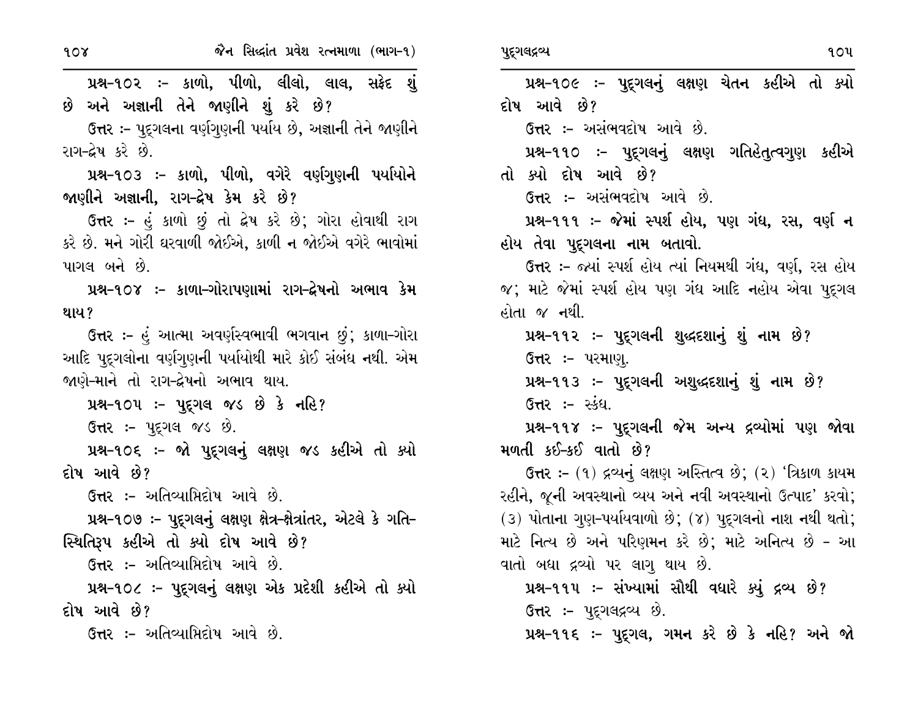**પ્રશ્ન-૧૦૨ :- કાળો, પીળો, લીલો, લાલ, સફેદ શું છે અને અજ્ઞાની તેને જાણીને શું કરે છે?**

ઉત્તર :- પુદ્‌ગલના વર્ણગુણની પર્યાય છે, અજ્ઞાની તેને જાણીને રાગ-દ્વેષ કરે છે.

**પ્રશ્ન-૧૦૩ :- કાળો, પીળો, વગેરે વર્ણગુણની પર્યાયોને જાણીને અજ્ઞાની, રાગ-દ્વેષ કેમ કરે છે?**

ઉત્તર :- હું કાળો છું તો દ્વેષ કરે છે; ગોરા હોવાથી રાગ કરે છે. મને ગોરી ઘરવાળી જોઈએ, કાળી ન જોઈએ વગેરે ભાવોમાં પાગલ બને છે.

**પ્રશ્ન-૧૦૪ :- કાળા-ગોરાપણામાં રાગ-દ્વેષનો અભાવ કેમ થાય?**

ઉત્તર :- હું આત્મા અવર્ણસ્વભાવી ભગવાન છું; કાળા-ગોરા આદિ પુદ્‌ગલોના વર્ણગુણની પર્યાયોથી મારે કોઈ સંબંધ નથી. એમ જાણે-માને તો રાગ-દ્વેષનો અભાવ થાય.

**પ્રશ્ન-૧૦૫ :- પુદ્‌ગલ જડ છે કે નહિ?**

ઉત્તર :- પુદ્‌ગલ જડ છે.

**પ્રશ્ન-૧૦૬ :- જો પુદ્‌ગલનું લક્ષણ જડ કહીએ તો ક્યો દોષ આવે છે?**

ઉત્તર :- અતિવ્યાપ્તિદોષ આવે છે.

**પ્રશ્ન-૧૦૭ :- પુદ્‌ગલનું લક્ષણ ક્ષેત્ર-ક્ષેત્રાંતર, એટલે કે ગતિ-સ્થિતિરૂપ કહીએ તો ક્યો દોષ આવે છે?**

ઉત્તર :- અતિવ્યાપ્તિદોષ આવે છે.

**પ્રશ્ન-૧૦૮ :- પુદ્‌ગલનું લક્ષણ એક પ્રદેશી કહીએ તો ક્યો દોષ આવે છે?**

ઉત્તર :- અતિવ્યાપ્તિદોષ આવે છે.

**પ્રશ્ન-૧૦૯ :- પુદ્‌ગલનું લક્ષણ ચેતન કહીએ તો ક્યો દોષ આવે છે?**

ઉત્તર :- અસંભવદોષ આવે છે.

**પ્રશ્ન-૧૧૦ :- પુદ્‌ગલનું લક્ષણ ગતિહેતુત્વગુણ કહીએ તો ક્યો દોષ આવે છે?**

ઉત્તર :- અસંભવદોષ આવે છે.

**પ્રશ્ન-૧૧૧ :- જેમાં સ્પર્શ હોય, પણ ગંધ, રસ, વર્ણ ન હોય તેવા પુદ્‌ગલના નામ બતાવો.**

ઉત્તર :- જ્યાં સ્પર્શ હોય ત્યાં નિયમથી ગંધ, વર્ણ, રસ હોય જ; માટે જેમાં સ્પર્શ હોય પણ ગંધ આદિ નહોય એવા પુદ્‌ગલ હોતા જ નથી.

**પ્રશ્ન-૧૧૨ :- પુદ્‌ગલની શુદ્ધદશાનું શું નામ છે?**

ઉત્તર :- પરમાણુ.

**પ્રશ્ન-૧૧૩ :- પુદ્‌ગલની અશુદ્ધદશાનું શું નામ છે?**

ઉત્તર :- સ્કંધ.

**પ્રશ્ન-૧૧૪ :- પુદ્‌ગલની જેમ અન્ય દ્રવ્યોમાં પણ જોવા મળતી કઈ-કઈ વાતો છે?**

ઉત્તર :- (૧) દ્રવ્યનું લક્ષણ અસ્તિત્વ છે; (૨) 'ત્રિકાળ કાયમ રહીને, જૂની અવસ્થાનો વ્યય અને નવી અવસ્થાનો ઉત્પાદ' કરવો; (૩) પોતાના ગુણ-પર્યાયવાળો છે; (૪) પુદ્‌ગલનો નાશ નથી થતો; માટે નિત્ય છે અને પરિણમન કરે છે; માટે અનિત્ય છે - આ વાતો બધા દ્રવ્યો પર લાગુ થાય છે.

**પ્રશ્ન-૧૧૫ :- સંખ્યામાં સૌથી વધારે ક્યું દ્રવ્ય છે?**

ઉત્તર :- પુદ્‌ગલદ્રવ્ય છે.

**પ્રશ્ન-૧૧૬ :- પુદ્‌ગલ, ગમન કરે છે કે નહિ? અને જો**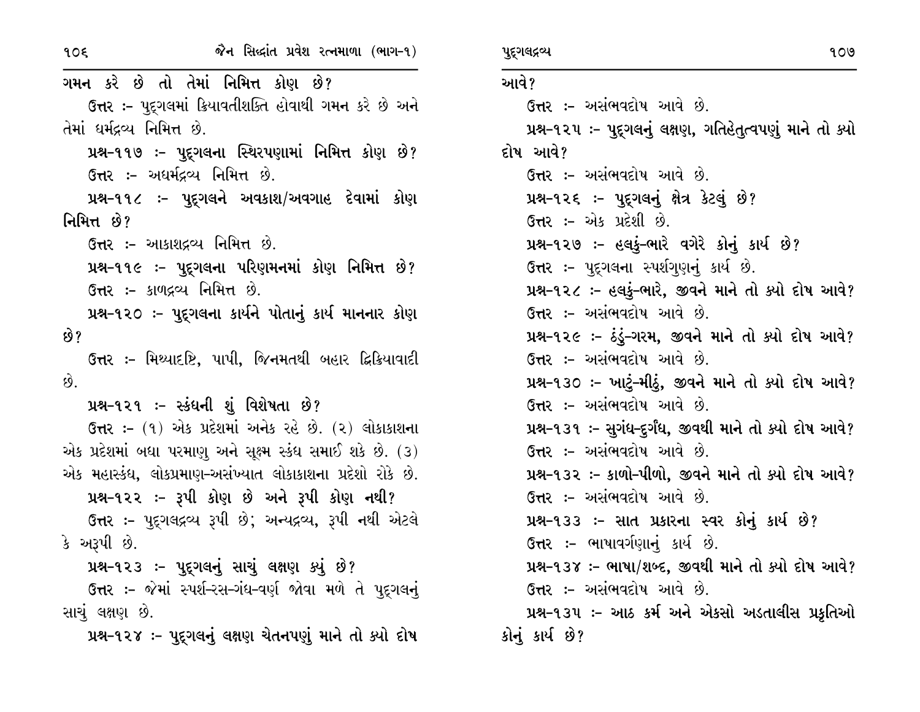ગમન કરે છે તો તેમાં નિમિત્ત કોણ છે?

ઉત્તર :- પુદ્ગલમાં ક્રિયાવતીશક્તિ હોવાથી ગમન કરે છે અને તેમાં ધર્મદ્રવ્ય નિમિત્ત છે.

**પ્રશ્ન-૧૧૭ :- પુદ્ગલના સ્થિરપણામાં નિમિત્ત કોણ છે?**

ઉત્તર :- અધર્મદ્રવ્ય નિમિત્ત છે.

**પ્રશ્ન-૧૧૮ :- પુદ્ગલને અવકાશ/અવગાહ દેવામાં કોણ નિમિત્ત છે?**

ઉત્તર :- આકાશદ્રવ્ય નિમિત્ત છે.

**પ્રશ્ન-૧૧૯ :- પુદ્ગલના પરિણમનમાં કોણ નિમિત્ત છે?**

ઉત્તર :- કાળદ્રવ્ય નિમિત્ત છે.

**પ્રશ્ન-૧૨૦ :- પુદ્ગલના કાર્યને પોતાનું કાર્ય માનનાર કોણ છે?**

ઉત્તર :- મિથ્યાદષ્ટિ, પાપી, જિનમતથી બહાર દ્વિક્રિયાવાદી છે.

**પ્રશ્ન-૧૨૧ :- સ્કંધની શું વિશેષતા છે?**

ઉત્તર :- (૧) એક પ્રદેશમાં અનેક રહે છે. (૨) લોકાકાશના એક પ્રદેશમાં બધા પરમાણુ અને સૂક્ષ્મ સ્કંધ સમાઈ શકે છે. (૩) એક મહાસ્કંધ, લોકપ્રમાણ-અસંખ્યાત લોકાકાશના પ્રદેશો રોકે છે.

**પ્રશ્ન-૧૨૨ :- રૂપી કોણ છે અને રૂપી કોણ નથી?**

ઉત્તર :- પુદ્ગલદ્રવ્ય રૂપી છે; અન્યદ્રવ્ય, રૂપી નથી એટલે કે અરૂપી છે.

**પ્રશ્ન-૧૨૩ :- પુદ્ગલનું સાચું લક્ષણ ક્યું છે?**

ઉત્તર :- જેમાં સ્પર્શ-રસ-ગંધ-વર્ણ જોવા મળે તે પુદ્ગલનું સાચું લક્ષણ છે.

**પ્રશ્ન-૧૨૪ :- પુદ્ગલનું લક્ષણ ચેતનપણું માને તો ક્યો દોષ આવે?**

ઉત્તર :- અસંભવદોષ આવે છે.

**પ્રશ્ન-૧૨૫ :- પુદ્ગલનું લક્ષણ, ગતિહેતુત્વપણું માને તો ક્યો દોષ આવે?**

ઉત્તર :- અસંભવદોષ આવે છે.

**પ્રશ્ન-૧૨૬ :- પુદ્ગલનું ક્ષેત્ર કેટલું છે?**

ઉત્તર :- એક પ્રદેશી છે.

**પ્રશ્ન-૧૨૭ :- હલકું-ભારે વગેરે કોનું કાર્ય છે?**

ઉત્તર :- પુદ્ગલના સ્પર્શગુણનું કાર્ય છે.

**પ્રશ્ન-૧૨૮ :- હલકું-ભારે, જીવને માને તો ક્યો દોષ આવે?**

ઉત્તર :- અસંભવદોષ આવે છે.

**પ્રશ્ન-૧૨૯ :- ઠંડું-ગરમ, જીવને માને તો ક્યો દોષ આવે?**

ઉત્તર :- અસંભવદોષ આવે છે.

**પ્રશ્ન-૧૩૦ :- ખાટું-મીઠું, જીવને માને તો ક્યો દોષ આવે?**

ઉત્તર :- અસંભવદોષ આવે છે.

**પ્રશ્ન-૧૩૧ :- સુગંધ-દુર્ગંધ, જીવથી માને તો ક્યો દોષ આવે?**

ઉત્તર :- અસંભવદોષ આવે છે.

**પ્રશ્ન-૧૩૨ :- કાળો-પીળો, જીવને માને તો ક્યો દોષ આવે?**

ઉત્તર :- અસંભવદોષ આવે છે.

**પ્રશ્ન-૧૩૩ :- સાત પ્રકારના સ્વર કોનું કાર્ય છે?**

ઉત્તર :- ભાષાવર્ગણાનું કાર્ય છે.

**પ્રશ્ન-૧૩૪ :- ભાષા/શબ્દ, જીવથી માને તો ક્યો દોષ આવે?**

ઉત્તર :- અસંભવદોષ આવે છે.

**પ્રશ્ન-૧૩૫ :- આઠ કર્મ અને એકસો અડતાલીસ પ્રકૃતિઓ કોનું કાર્ય છે?**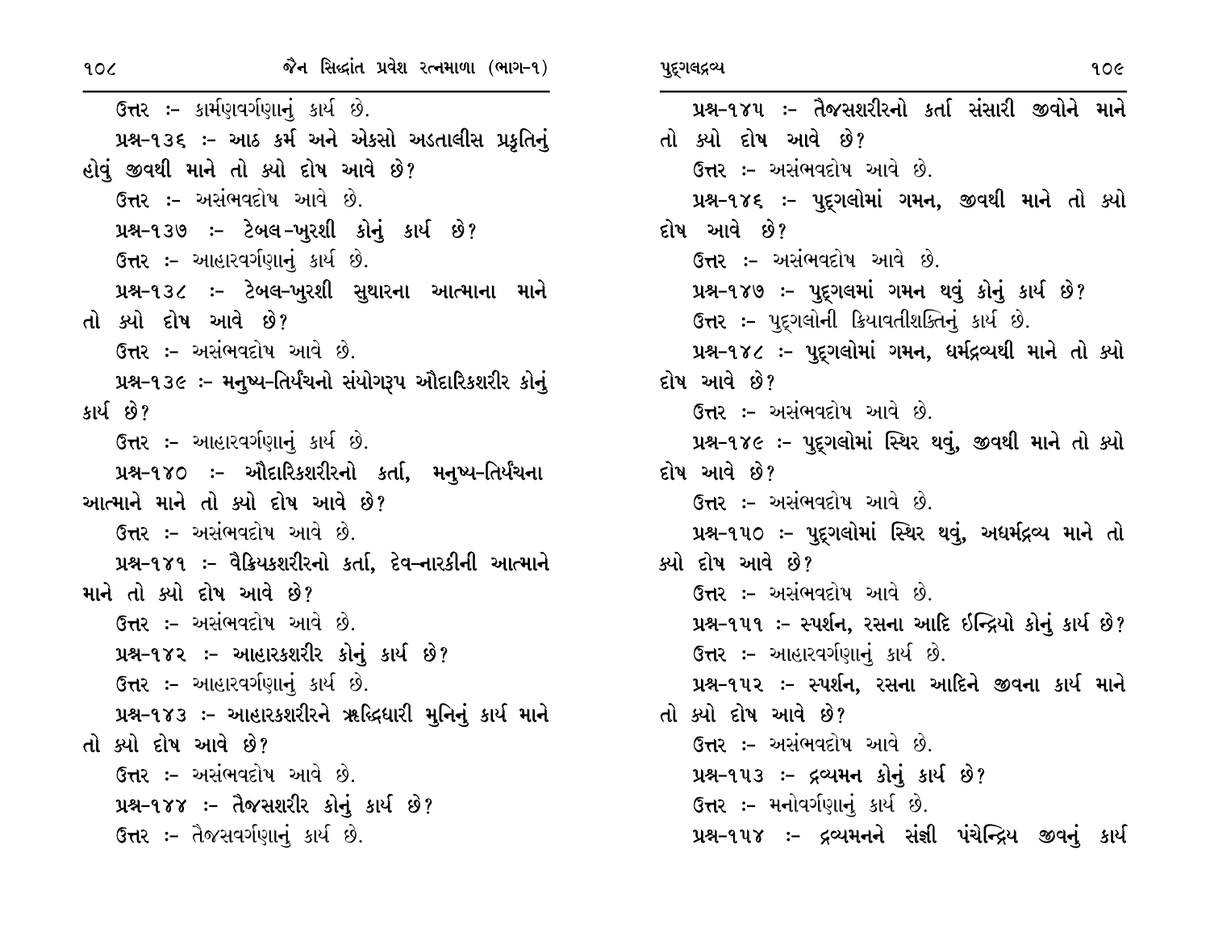ઉત્તર :- કાર્મણવર્ગણાનું કાર્ય છે.

પ્રશ્ન-૧૩૬ :- આઠ કર્મ અને એકસો અડતાલીસ પ્રકૃતિનું હોવું જીવથી માને તો ક્યો દોષ આવે છે?

ઉત્તર :- અસંભવદોષ આવે છે.

પ્રશ્ન-૧૩૭ :- ટેબલ-ખુરશી કોનું કાર્ય છે?

ઉત્તર :- આહારવર્ગણાનું કાર્ય છે.

પ્રશ્ન-૧૩૮ :- ટેબલ-ખુરશી સુથારના આત્માના માને તો ક્યો દોષ આવે છે?

ઉત્તર :- અસંભવદોષ આવે છે.

પ્રશ્ન-૧૩૯ :- મનુષ્ય-તિર્યંચનો સંયોગરૂપ ઔદારિકશરીર કોનું કાર્ય છે?

ઉત્તર :- આહારવર્ગણાનું કાર્ય છે.

પ્રશ્ન-૧૪૦ :- ઔદારિકશરીરનો કર્તા, મનુષ્ય-તિર્યંચના આત્માને માને તો ક્યો દોષ આવે છે?

ઉત્તર :- અસંભવદોષ આવે છે.

પ્રશ્ન-૧૪૧ :- વૈક્રિયકશરીરનો કર્તા, દેવ-નારકીની આત્માને માને તો ક્યો દોષ આવે છે?

ઉત્તર :- અસંભવદોષ આવે છે.

પ્રશ્ન-૧૪૨ :- આહારકશરીર કોનું કાર્ય છે?

ઉત્તર :- આહારવર્ગણાનું કાર્ય છે.

પ્રશ્ન-૧૪૩ :- આહારકશરીરને ૠદ્ધિધારી મુનિનું કાર્ય માને તો ક્યો દોષ આવે છે?

ઉત્તર :- અસંભવદોષ આવે છે.

પ્રશ્ન-૧૪૪ :- તૈજસશરીર કોનું કાર્ય છે?

ઉત્તર :- તૈજસવર્ગણાનું કાર્ય છે.

પ્રશ્ન-૧૪૫ :- તૈજસશરીરનો કર્તા સંસારી જીવોને માને તો ક્યો દોષ આવે છે?

ઉત્તર :- અસંભવદોષ આવે છે.

પ્રશ્ન-૧૪૬ :- પુદ્‌ગલોમાં ગમન, જીવથી માને તો ક્યો દોષ આવે છે?

ઉત્તર :- અસંભવદોષ આવે છે.

પ્રશ્ન-૧૪૭ :- પુદ્‌ગલમાં ગમન થવું કોનું કાર્ય છે?

ઉત્તર :- પુદ્‌ગલોની ક્રિયાવતીશક્તિનું કાર્ય છે.

પ્રશ્ન-૧૪૮ :- પુદ્‌ગલોમાં ગમન, ધર્મદ્રવ્યથી માને તો ક્યો દોષ આવે છે?

ઉત્તર :- અસંભવદોષ આવે છે.

પ્રશ્ન-૧૪૯ :- પુદ્‌ગલોમાં સ્થિર થવું, જીવથી માને તો ક્યો દોષ આવે છે?

ઉત્તર :- અસંભવદોષ આવે છે.

પ્રશ્ન-૧૫૦ :- પુદ્‌ગલોમાં સ્થિર થવું, અધર્મદ્રવ્ય માને તો ક્યો દોષ આવે છે?

ઉત્તર :- અસંભવદોષ આવે છે.

પ્રશ્ન-૧૫૧ :- સ્પર્શન, રસના આદિ ઇન્દ્રિયો કોનું કાર્ય છે?

ઉત્તર :- આહારવર્ગણાનું કાર્ય છે.

પ્રશ્ન-૧૫૨ :- સ્પર્શન, રસના આદિને જીવના કાર્ય માને તો ક્યો દોષ આવે છે?

ઉત્તર :- અસંભવદોષ આવે છે.

પ્રશ્ન-૧૫૩ :- દ્રવ્યમન કોનું કાર્ય છે?

ઉત્તર :- મનોવર્ગણાનું કાર્ય છે.

પ્રશ્ન-૧૫૪ :- દ્રવ્યમનને સંજ્ઞી પંચેન્દ્રિય જીવનું કાર્ય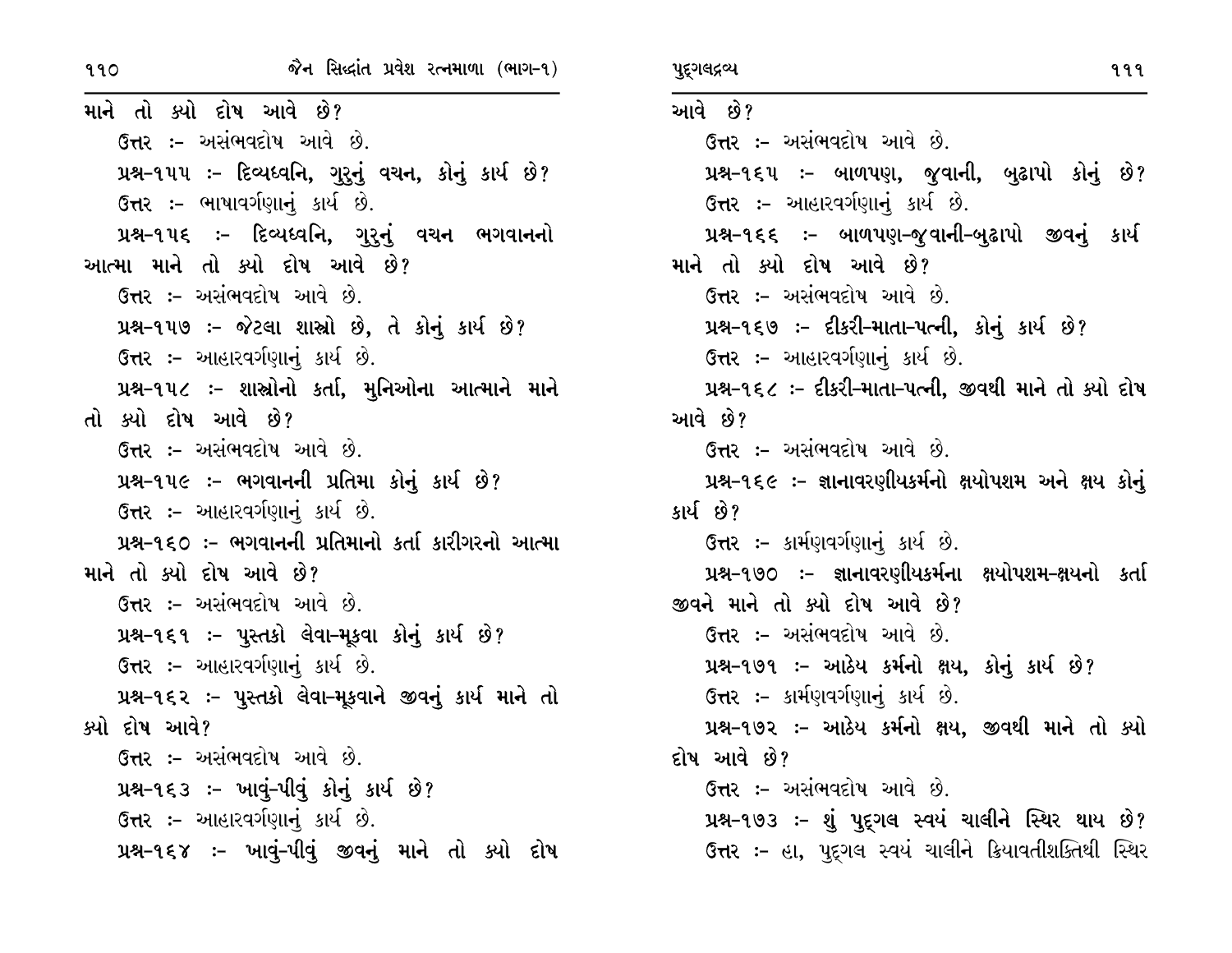માને તો ક્યો દોષ આવે છે?

ઉત્તર :- અસંભવદોષ આવે છે.

**પ્રશ્ન-૧૫૫ :- દિવ્યધ્વનિ, ગુરુનું વચન, કોનું કાર્ય છે?**

ઉત્તર :- ભાષાવર્ગણાનું કાર્ય છે.

**પ્રશ્ન-૧૫૬ :- દિવ્યધ્વનિ, ગુરુનું વચન ભગવાનનો આત્મા માને તો ક્યો દોષ આવે છે?**

ઉત્તર :- અસંભવદોષ આવે છે.

**પ્રશ્ન-૧૫૭ :- જેટલા શાસ્ત્રો છે, તે કોનું કાર્ય છે?**

ઉત્તર :- આહારવર્ગણાનું કાર્ય છે.

**પ્રશ્ન-૧૫૮ :- શાસ્ત્રોનો કર્તા, મુનિઓના આત્માને માને તો ક્યો દોષ આવે છે?**

ઉત્તર :- અસંભવદોષ આવે છે.

**પ્રશ્ન-૧૫૯ :- ભગવાનની પ્રતિમા કોનું કાર્ય છે?**

ઉત્તર :- આહારવર્ગણાનું કાર્ય છે.

**પ્રશ્ન-૧૬૦ :- ભગવાનની પ્રતિમાનો કર્તા કારીગરનો આત્મા માને તો ક્યો દોષ આવે છે?**

ઉત્તર :- અસંભવદોષ આવે છે.

**પ્રશ્ન-૧૬૧ :- પુસ્તકો લેવા-મૂકવા કોનું કાર્ય છે?**

ઉત્તર :- આહારવર્ગણાનું કાર્ય છે.

**પ્રશ્ન-૧૬૨ :- પુસ્તકો લેવા-મૂકવાને જીવનું કાર્ય માને તો ક્યો દોષ આવે?**

ઉત્તર :- અસંભવદોષ આવે છે.

**પ્રશ્ન-૧૬૩ :- ખાવું-પીવું કોનું કાર્ય છે?**

ઉત્તર :- આહારવર્ગણાનું કાર્ય છે.

**પ્રશ્ન-૧૬૪ :- ખાવું-પીવું જીવનું માને તો ક્યો દોષ આવે છે?**

ઉત્તર :- અસંભવદોષ આવે છે.

**પ્રશ્ન-૧૬૫ :- બાળપણ, જુવાની, બુઢાપો કોનું છે?**

ઉત્તર :- આહારવર્ગણાનું કાર્ય છે.

**પ્રશ્ન-૧૬૬ :- બાળપણ-જુવાની-બુઢાપો જીવનું કાર્ય માને તો ક્યો દોષ આવે છે?**

ઉત્તર :- અસંભવદોષ આવે છે.

**પ્રશ્ન-૧૬૭ :- દીકરી-માતા-પત્ની, કોનું કાર્ય છે?**

ઉત્તર :- આહારવર્ગણાનું કાર્ય છે.

**પ્રશ્ન-૧૬૮ :- દીકરી-માતા-પત્ની, જીવથી માને તો ક્યો દોષ આવે છે?**

ઉત્તર :- અસંભવદોષ આવે છે.

**પ્રશ્ન-૧૬૯ :- જ્ઞાનાવરણીયકર્મનો ક્ષયોપશમ અને ક્ષય કોનું કાર્ય છે?**

ઉત્તર :- કાર્મણવર્ગણાનું કાર્ય છે.

**પ્રશ્ન-૧૭૦ :- જ્ઞાનાવરણીયકર્મના ક્ષયોપશમ-ક્ષયનો કર્તા જીવને માને તો ક્યો દોષ આવે છે?**

ઉત્તર :- અસંભવદોષ આવે છે.

**પ્રશ્ન-૧૭૧ :- આઠેય કર્મનો ક્ષય, કોનું કાર્ય છે?**

ઉત્તર :- કાર્મણવર્ગણાનું કાર્ય છે.

**પ્રશ્ન-૧૭૨ :- આઠેય કર્મનો ક્ષય, જીવથી માને તો ક્યો દોષ આવે છે?**

ઉત્તર :- અસંભવદોષ આવે છે.

**પ્રશ્ન-૧૭૩ :- શું પુદ્ગલ સ્વયં ચાલીને સ્થિર થાય છે?**

ઉત્તર :- હા, પુદ્ગલ સ્વયં ચાલીને ક્રિયાવતીશક્તિથી સ્થિર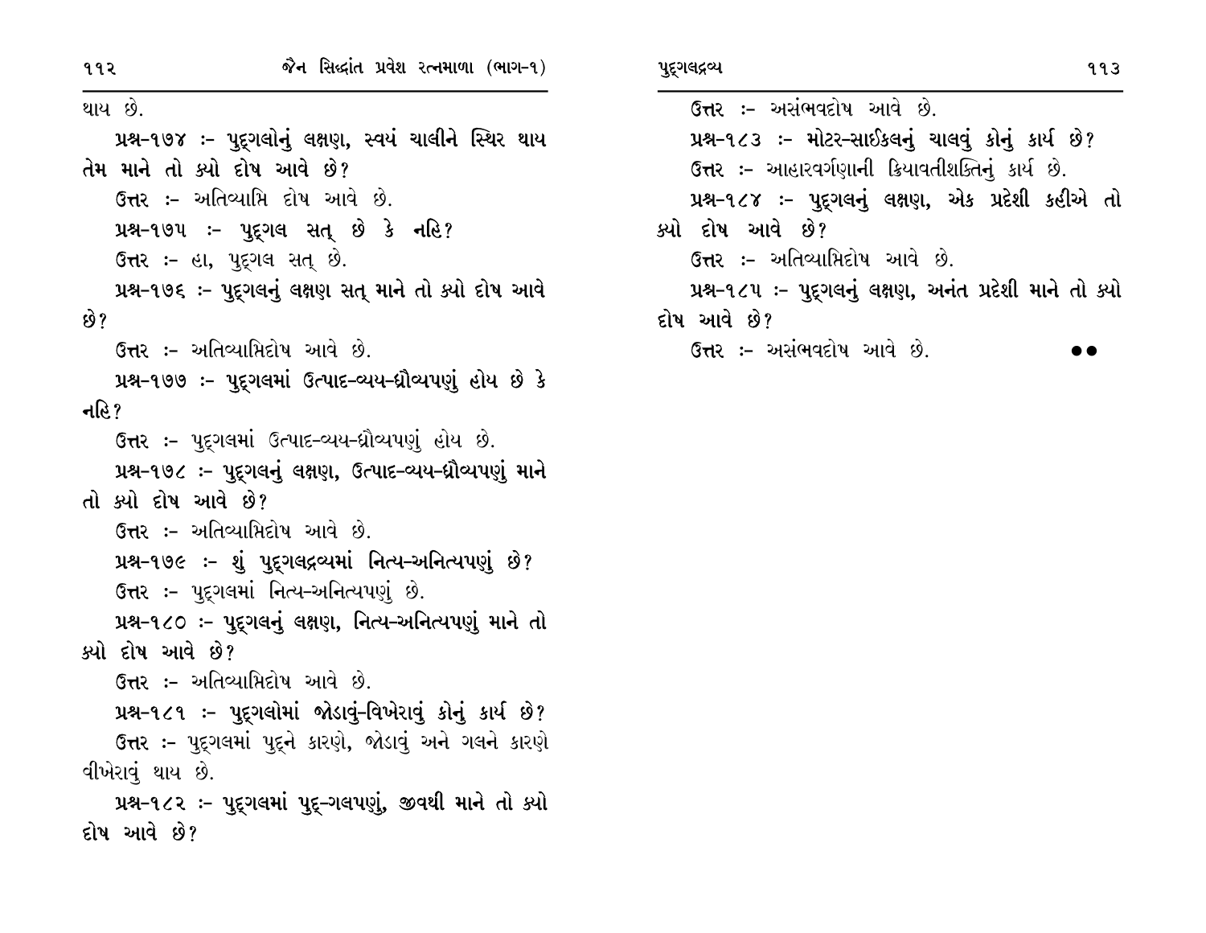થાય છે.

**પ્રશ્ન-૧૭૪ :- પુદ્‌ગલોનું લક્ષણ, સ્વયં ચાલીને સ્થિર થાય તેમ માને તો ક્યો દોષ આવે છે?**

ઉત્તર :- અતિવ્યાપ્તિ દોષ આવે છે.

**પ્રશ્ન-૧૭૫ :- પુદ્‌ગલ સત્ છે કે નહિ?**

ઉત્તર :- હા, પુદ્‌ગલ સત્ છે.

**પ્રશ્ન-૧૭૬ :- પુદ્‌ગલનું લક્ષણ સત્ માને તો ક્યો દોષ આવે છે?**

ઉત્તર :- અતિવ્યાપ્તિદોષ આવે છે.

**પ્રશ્ન-૧૭૭ :- પુદ્‌ગલમાં ઉત્પાદ-વ્યય-ધ્રૌવ્યપણું હોય છે કે નહિ?**

ઉત્તર :- પુદ્‌ગલમાં ઉત્પાદ-વ્યય-ધ્રૌવ્યપણું હોય છે.

**પ્રશ્ન-૧૭૮ :- પુદ્‌ગલનું લક્ષણ, ઉત્પાદ-વ્યય-ધ્રૌવ્યપણું માને તો ક્યો દોષ આવે છે?**

ઉત્તર :- અતિવ્યાપ્તિદોષ આવે છે.

**પ્રશ્ન-૧૭૯ :- શું પુદ્‌ગલદ્રવ્યમાં નિત્ય-અનિત્યપણું છે?**

ઉત્તર :- પુદ્‌ગલમાં નિત્ય-અનિત્યપણું છે.

**પ્રશ્ન-૧૮૦ :- પુદ્‌ગલનું લક્ષણ, નિત્ય-અનિત્યપણું માને તો ક્યો દોષ આવે છે?**

ઉત્તર :- અતિવ્યાપ્તિદોષ આવે છે.

**પ્રશ્ન-૧૮૧ :- પુદ્‌ગલોમાં જોડાવું-વિખેરાવું કોનું કાર્ય છે?**

ઉત્તર :- પુદ્‌ગલમાં પુદ્‌ને કારણે, જોડાવું અને ગલને કારણે વીખેરાવું થાય છે.

**પ્રશ્ન-૧૮૨ :- પુદ્‌ગલમાં પુદ્-ગલપણું, જીવથી માને તો ક્યો દોષ આવે છે?**

ઉત્તર :- અસંભવદોષ આવે છે.

**પ્રશ્ન-૧૮૩ :- મોટર-સાઈકલનું ચાલવું કોનું કાર્ય છે?**

ઉત્તર :- આહારવર્ગણાની ક્રિયાવતીશક્તિનું કાર્ય છે.

**પ્રશ્ન-૧૮૪ :- પુદ્‌ગલનું લક્ષણ, એક પ્રદેશી કહીએ તો ક્યો દોષ આવે છે?**

ઉત્તર :- અતિવ્યાપ્તિદોષ આવે છે.

**પ્રશ્ન-૧૮૫ :- પુદ્‌ગલનું લક્ષણ, અનંત પ્રદેશી માને તો ક્યો દોષ આવે છે?**

ઉત્તર :- અસંભવદોષ આવે છે.

●●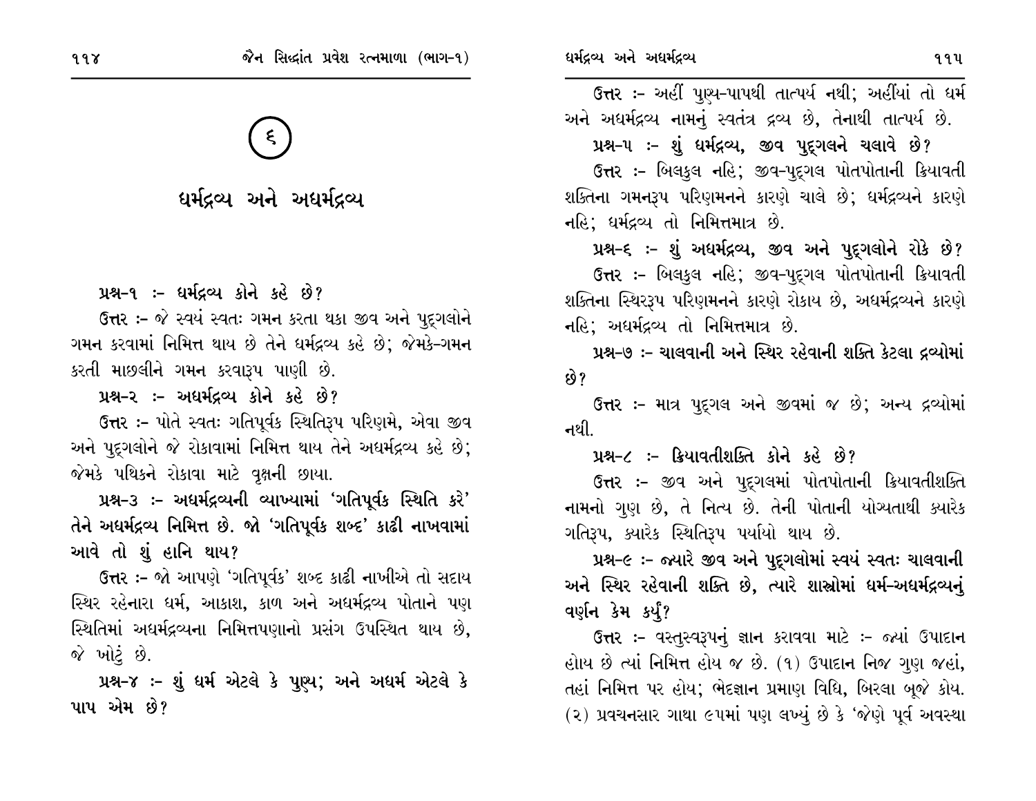# ૬

# ધર્મદ્રવ્ય અને અધર્મદ્રવ્ય

**પ્રશ્ન-૧ :- ધર્મદ્રવ્ય કોને કહે છે?**

**ઉત્તર :-** જે સ્વયં સ્વતઃ ગમન કરતા થકા જીવ અને પુદ્‌ગલોને ગમન કરવામાં નિમિત્ત થાય છે તેને ધર્મદ્રવ્ય કહે છે; જેમકે-ગમન કરતી માછલીને ગમન કરવારૂપ પાણી છે.

**પ્રશ્ન-૨ :- અધર્મદ્રવ્ય કોને કહે છે?**

**ઉત્તર :-** પોતે સ્વતઃ ગતિપૂર્વક સ્થિતિરૂપ પરિણમે, એવા જીવ અને પુદ્‌ગલોને જે રોકાવામાં નિમિત્ત થાય તેને અધર્મદ્રવ્ય કહે છે; જેમકે પથિકને રોકાવા માટે વૃક્ષની છાયા.

**પ્રશ્ન-૩ :- અધર્મદ્રવ્યની વ્યાખ્યામાં 'ગતિપૂર્વક સ્થિતિ કરે' તેને અધર્મદ્રવ્ય નિમિત્ત છે. જો 'ગતિપૂર્વક શબ્દ' કાઢી નાખવામાં આવે તો શું હાનિ થાય?**

**ઉત્તર :-** જો આપણે 'ગતિપૂર્વક' શબ્દ કાઢી નાખીએ તો સદાય સ્થિર રહેનારા ધર્મ, આકાશ, કાળ અને અધર્મદ્રવ્ય પોતાને પણ સ્થિતિમાં અધર્મદ્રવ્યના નિમિત્તપણાનો પ્રસંગ ઉપસ્થિત થાય છે, જે ખોટું છે.

**પ્રશ્ન-૪ :- શું ધર્મ એટલે કે પુણ્ય; અને અધર્મ એટલે કે પાપ એમ છે?**

**ઉત્તર :-** અહીં પુણ્ય-પાપથી તાત્પર્ય નથી; અહીંયાં તો ધર્મ અને અધર્મદ્રવ્ય નામનું સ્વતંત્ર દ્રવ્ય છે, તેનાથી તાત્પર્ય છે.

**પ્રશ્ન-૫ :- શું ધર્મદ્રવ્ય, જીવ પુદ્‌ગલને ચલાવે છે?**

**ઉત્તર :-** બિલકુલ નહિ; જીવ-પુદ્‌ગલ પોતપોતાની ક્રિયાવતી શક્તિના ગમનરૂપ પરિણમનને કારણે ચાલે છે; ધર્મદ્રવ્યને કારણે નહિ; ધર્મદ્રવ્ય તો નિમિત્તમાત્ર છે.

**પ્રશ્ન-૬ :- શું અધર્મદ્રવ્ય, જીવ અને પુદ્‌ગલોને રોકે છે?**

**ઉત્તર :-** બિલકુલ નહિ; જીવ-પુદ્‌ગલ પોતપોતાની ક્રિયાવતી શક્તિના સ્થિરરૂપ પરિણમનને કારણે રોકાય છે, અધર્મદ્રવ્યને કારણે નહિ; અધર્મદ્રવ્ય તો નિમિત્તમાત્ર છે.

**પ્રશ્ન-૭ :- ચાલવાની અને સ્થિર રહેવાની શક્તિ કેટલા દ્રવ્યોમાં છે?**

**ઉત્તર :-** માત્ર પુદ્‌ગલ અને જીવમાં જ છે; અન્ય દ્રવ્યોમાં નથી.

**પ્રશ્ન-૮ :- ક્રિયાવતીશક્તિ કોને કહે છે?**

**ઉત્તર :-** જીવ અને પુદ્‌ગલમાં પોતપોતાની ક્રિયાવતીશક્તિ નામનો ગુણ છે, તે નિત્ય છે. તેની પોતાની યોગ્યતાથી ક્યારેક ગતિરૂપ, ક્યારેક સ્થિતિરૂપ પર્યાયો થાય છે.

**પ્રશ્ન-૯ :- જ્યારે જીવ અને પુદ્‌ગલોમાં સ્વયં સ્વતઃ ચાલવાની અને સ્થિર રહેવાની શક્તિ છે, ત્યારે શાસ્ત્રોમાં ધર્મ-અધર્મદ્રવ્યનું વર્ણન કેમ કર્યું?**

**ઉત્તર :-** વસ્તુસ્વરૂપનું જ્ઞાન કરાવવા માટે :- જ્યાં ઉપાદાન હોય છે ત્યાં નિમિત્ત હોય જ છે. (૧) ઉપાદાન નિજ ગુણ જહાં, તહાં નિમિત્ત પર હોય; ભેદજ્ઞાન પ્રમાણ વિધિ, બિરલા બૂજે કોય. (૨) પ્રવચનસાર ગાથા ૯૫માં પણ લખ્યું છે કે 'જેણે પૂર્વ અવસ્થા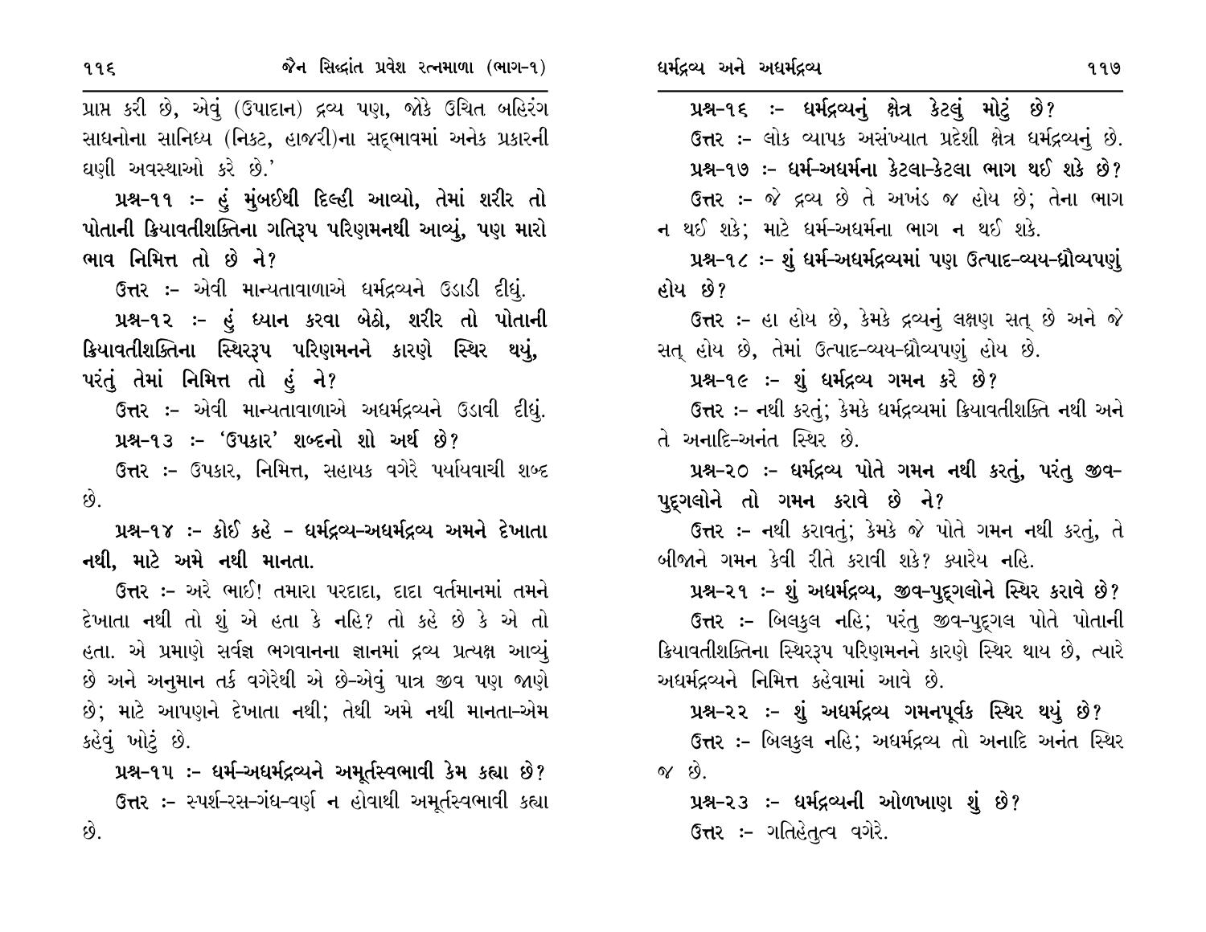પ્રાપ્ત કરી છે, એવું (ઉપાદાન) દ્રવ્ય પણ, જોકે ઉચિત બહિરંગ સાધનોના સાન્નિધ્ય (નિકટ, હાજરી)ના સદ્ભાવમાં અનેક પ્રકારની ઘણી અવસ્થાઓ કરે છે.'

**પ્રશ્ન-૧૧ :- હું મુંબઈથી દિલ્હી આવ્યો, તેમાં શરીર તો પોતાની ક્રિયાવતીશક્તિના ગતિરૂપ પરિણમનથી આવ્યું, પણ મારો ભાવ નિમિત્ત તો છે ને?**

ઉત્તર :- એવી માન્યતાવાળાએ ધર્મદ્રવ્યને ઉડાડી દીધું.

**પ્રશ્ન-૧૨ :- હું ધ્યાન કરવા બેઠો, શરીર તો પોતાની ક્રિયાવતીશક્તિના સ્થિરરૂપ પરિણમનને કારણે સ્થિર થયું, પરંતુ તેમાં નિમિત્ત તો હું ને?**

ઉત્તર :- એવી માન્યતાવાળાએ અધર્મદ્રવ્યને ઉડાવી દીધું.

**પ્રશ્ન-૧૩ :- 'ઉપકાર' શબ્દનો શો અર્થ છે?**

ઉત્તર :- ઉપકાર, નિમિત્ત, સહાયક વગેરે પર્યાયવાચી શબ્દ છે.

**પ્રશ્ન-૧૪ :- કોઈ કહે - ધર્મદ્રવ્ય-અધર્મદ્રવ્ય અમને દેખાતા નથી, માટે અમે નથી માનતા.**

ઉત્તર :- અરે ભાઈ! તમારા પરદાદા, દાદા વર્તમાનમાં તમને દેખાતા નથી તો શું એ હતા કે નહિ? તો કહે છે કે એ તો હતા. એ પ્રમાણે સર્વજ્ઞ ભગવાનના જ્ઞાનમાં દ્રવ્ય પ્રત્યક્ષ આવ્યું છે અને અનુમાન તર્ક વગેરેથી એ છે-એવું પાત્ર જીવ પણ જાણે છે; માટે આપણને દેખાતા નથી; તેથી અમે નથી માનતા-એમ કહેવું ખોટું છે.

**પ્રશ્ન-૧૫ :- ધર્મ-અધર્મદ્રવ્યને અમૂર્તસ્વભાવી કેમ કહ્યા છે?**

ઉત્તર :- સ્પર્શ-રસ-ગંધ-વર્ણ ન હોવાથી અમૂર્તસ્વભાવી કહ્યા છે.

**પ્રશ્ન-૧૬ :- ધર્મદ્રવ્યનું ક્ષેત્ર કેટલું મોટું છે?**

ઉત્તર :- લોક વ્યાપક અસંખ્યાત પ્રદેશી ક્ષેત્ર ધર્મદ્રવ્યનું છે.

**પ્રશ્ન-૧૭ :- ધર્મ-અધર્મના કેટલા-કેટલા ભાગ થઈ શકે છે?**

ઉત્તર :- જે દ્રવ્ય છે તે અખંડ જ હોય છે; તેના ભાગ ન થઈ શકે; માટે ધર્મ-અધર્મના ભાગ ન થઈ શકે.

**પ્રશ્ન-૧૮ :- શું ધર્મ-અધર્મદ્રવ્યમાં પણ ઉત્પાદ-વ્યય-ધ્રૌવ્યપણું હોય છે?**

ઉત્તર :- હા હોય છે, કેમકે દ્રવ્યનું લક્ષણ સત્ છે અને જે સત્ હોય છે, તેમાં ઉત્પાદ-વ્યય-ધ્રૌવ્યપણું હોય છે.

**પ્રશ્ન-૧૯ :- શું ધર્મદ્રવ્ય ગમન કરે છે?**

ઉત્તર :- નથી કરતું; કેમકે ધર્મદ્રવ્યમાં ક્રિયાવતીશક્તિ નથી અને તે અનાદિ-અનંત સ્થિર છે.

**પ્રશ્ન-૨૦ :- ધર્મદ્રવ્ય પોતે ગમન નથી કરતું, પરંતુ જીવ-પુદ્ગલોને તો ગમન કરાવે છે ને?**

ઉત્તર :- નથી કરાવતું; કેમકે જે પોતે ગમન નથી કરતું, તે બીજાને ગમન કેવી રીતે કરાવી શકે? ક્યારેય નહિ.

**પ્રશ્ન-૨૧ :- શું અધર્મદ્રવ્ય, જીવ-પુદ્ગલોને સ્થિર કરાવે છે?**

ઉત્તર :- બિલકુલ નહિ; પરંતુ જીવ-પુદ્ગલ પોતે પોતાની ક્રિયાવતીશક્તિના સ્થિરરૂપ પરિણમનને કારણે સ્થિર થાય છે, ત્યારે અધર્મદ્રવ્યને નિમિત્ત કહેવામાં આવે છે.

**પ્રશ્ન-૨૨ :- શું અધર્મદ્રવ્ય ગમનપૂર્વક સ્થિર થયું છે?**

ઉત્તર :- બિલકુલ નહિ; અધર્મદ્રવ્ય તો અનાદિ અનંત સ્થિર જ છે.

**પ્રશ્ન-૨૩ :- ધર્મદ્રવ્યની ઓળખાણ શું છે?**

ઉત્તર :- ગતિહેતુત્વ વગેરે.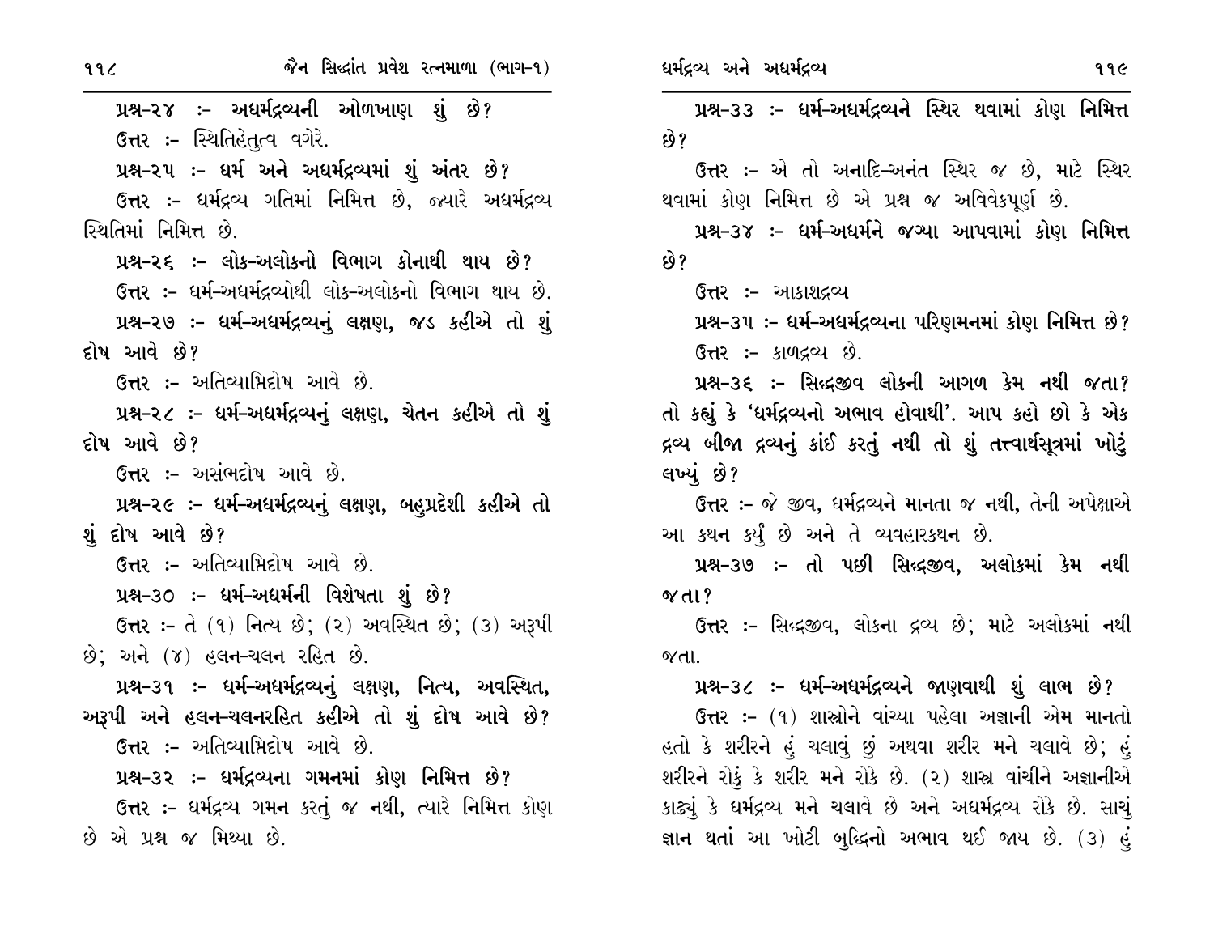**પ્રશ્ન-૨૪ :- અધર્મદ્રવ્યની ઓળખાણ શું છે?**

ઉત્તર :- સ્થિતિહેતુત્વ વગેરે.

**પ્રશ્ન-૨૫ :- ધર્મ અને અધર્મદ્રવ્યમાં શું અંતર છે?**

ઉત્તર :- ધર્મદ્રવ્ય ગતિમાં નિમિત્ત છે, જ્યારે અધર્મદ્રવ્ય સ્થિતિમાં નિમિત્ત છે.

**પ્રશ્ન-૨૬ :- લોક-અલોકનો વિભાગ કોનાથી થાય છે?**

ઉત્તર :- ધર્મ-અધર્મદ્રવ્યોથી લોક-અલોકનો વિભાગ થાય છે.

**પ્રશ્ન-૨૭ :- ધર્મ-અધર્મદ્રવ્યનું લક્ષણ, જડ કહીએ તો શું દોષ આવે છે?**

ઉત્તર :- અતિવ્યાપ્તિદોષ આવે છે.

**પ્રશ્ન-૨૮ :- ધર્મ-અધર્મદ્રવ્યનું લક્ષણ, ચેતન કહીએ તો શું દોષ આવે છે?**

ઉત્તર :- અસંભદોષ આવે છે.

**પ્રશ્ન-૨૯ :- ધર્મ-અધર્મદ્રવ્યનું લક્ષણ, બહુપ્રદેશી કહીએ તો શું દોષ આવે છે?**

ઉત્તર :- અતિવ્યાપ્તિદોષ આવે છે.

**પ્રશ્ન-૩૦ :- ધર્મ-અધર્મની વિશેષતા શું છે?**

ઉત્તર :- તે (૧) નિત્ય છે; (૨) અવસ્થિત છે; (૩) અરૂપી છે; અને (૪) હલન-ચલન રહિત છે.

**પ્રશ્ન-૩૧ :- ધર્મ-અધર્મદ્રવ્યનું લક્ષણ, નિત્ય, અવસ્થિત, અરૂપી અને હલન-ચલનરહિત કહીએ તો શું દોષ આવે છે?**

ઉત્તર :- અતિવ્યાપ્તિદોષ આવે છે.

**પ્રશ્ન-૩૨ :- ધર્મદ્રવ્યના ગમનમાં કોણ નિમિત્ત છે?**

ઉત્તર :- ધર્મદ્રવ્ય ગમન કરતું જ નથી, ત્યારે નિમિત્ત કોણ છે એ પ્રશ્ન જ મિથ્યા છે.

**પ્રશ્ન-૩૩ :- ધર્મ-અધર્મદ્રવ્યને સ્થિર થવામાં કોણ નિમિત્ત છે?**

ઉત્તર :- એ તો અનાદિ-અનંત સ્થિર જ છે, માટે સ્થિર થવામાં કોણ નિમિત્ત છે એ પ્રશ્ન જ અવિવેકપૂર્ણ છે.

**પ્રશ્ન-૩૪ :- ધર્મ-અધર્મને જગ્યા આપવામાં કોણ નિમિત્ત છે?**

ઉત્તર :- આકાશદ્રવ્ય

**પ્રશ્ન-૩૫ :- ધર્મ-અધર્મદ્રવ્યના પરિણમનમાં કોણ નિમિત્ત છે?**

ઉત્તર :- કાળદ્રવ્ય છે.

**પ્રશ્ન-૩૬ :- સિદ્ધજીવ લોકની આગળ કેમ નથી જતા? તો કહ્યું કે 'ધર્મદ્રવ્યનો અભાવ હોવાથી'. આપ કહો છો કે એક દ્રવ્ય બીજા દ્રવ્યનું કાંઈ કરતું નથી તો શું તત્ત્વાર્થસૂત્રમાં ખોટું લખ્યું છે?**

ઉત્તર :- જે જીવ, ધર્મદ્રવ્યને માનતા જ નથી, તેની અપેક્ષાએ આ કથન કર્યું છે અને તે વ્યવહારકથન છે.

**પ્રશ્ન-૩૭ :- તો પછી સિદ્ધજીવ, અલોકમાં કેમ નથી જતા?**

ઉત્તર :- સિદ્ધજીવ, લોકના દ્રવ્ય છે; માટે અલોકમાં નથી જતા.

**પ્રશ્ન-૩૮ :- ધર્મ-અધર્મદ્રવ્યને જાણવાથી શું લાભ છે?**

ઉત્તર :- (૧) શાસ્ત્રોને વાંચ્યા પહેલા અજ્ઞાની એમ માનતો હતો કે શરીરને હું ચલાવું છું અથવા શરીર મને ચલાવે છે; હું શરીરને રોકું કે શરીર મને રોકે છે. (૨) શાસ્ત્ર વાંચીને અજ્ઞાનીએ કાઢ્યું કે ધર્મદ્રવ્ય મને ચલાવે છે અને અધર્મદ્રવ્ય રોકે છે. સાચું જ્ઞાન થતાં આ ખોટી બુદ્ધિનો અભાવ થઈ જાય છે. (૩) હું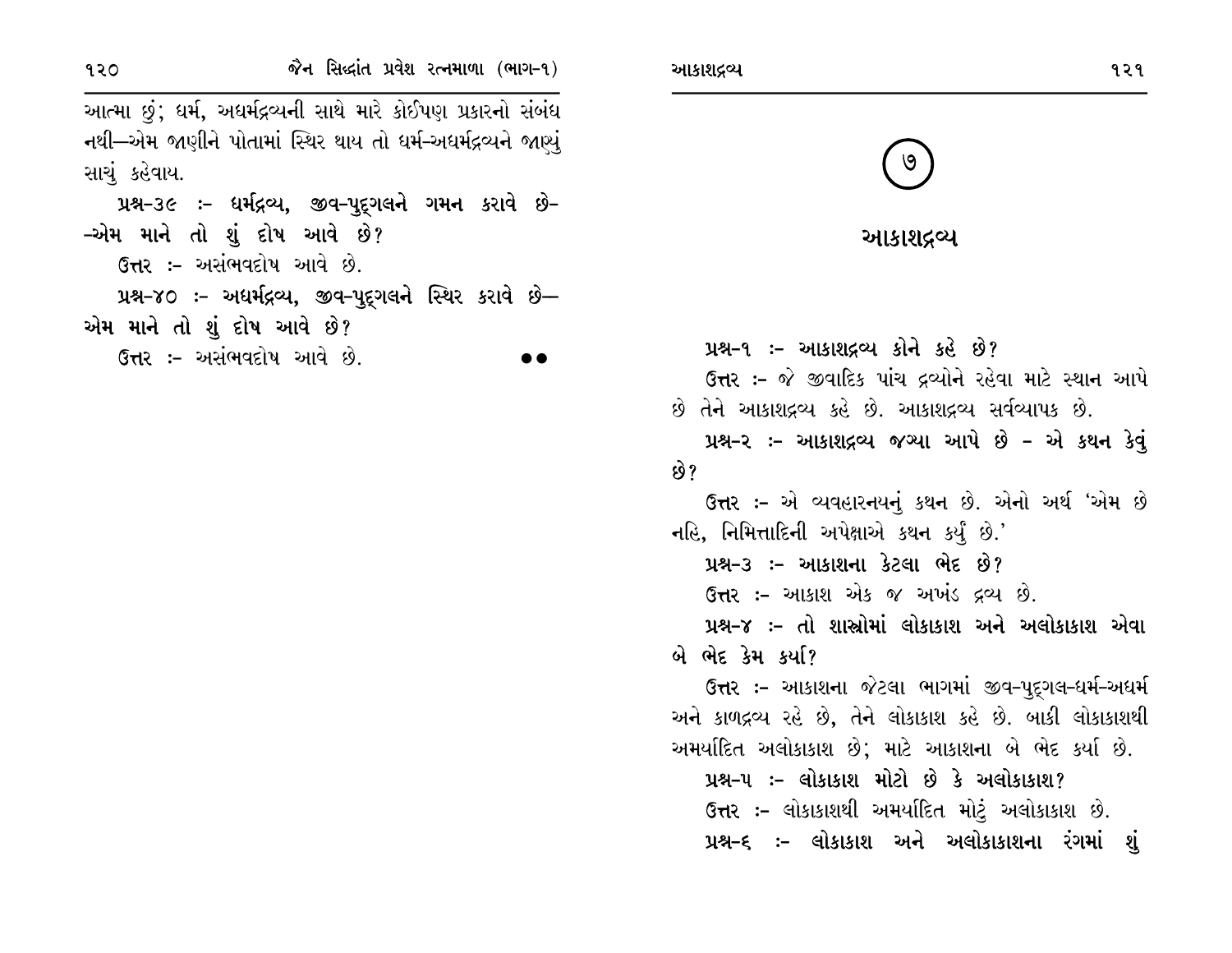આત્મા છું; ધર્મ, અધર્મદ્રવ્યની સાથે મારે કોઈપણ પ્રકારનો સંબંધ નથી—એમ જાણીને પોતામાં સ્થિર થાય તો ધર્મ-અધર્મદ્રવ્યને જાણ્યું સાચું કહેવાય.

**પ્રશ્ન-૩૯ :- ધર્મદ્રવ્ય, જીવ-પુદ્ગલને ગમન કરાવે છે--એમ માને તો શું દોષ આવે છે?**

ઉત્તર :- અસંભવદોષ આવે છે.

**પ્રશ્ન-૪૦ :- અધર્મદ્રવ્ય, જીવ-પુદ્ગલને સ્થિર કરાવે છે—એમ માને તો શું દોષ આવે છે?**

ઉત્તર :- અસંભવદોષ આવે છે.

●●

# ૭

# આકાશદ્રવ્ય

**પ્રશ્ન-૧ :- આકાશદ્રવ્ય કોને કહે છે?**

ઉત્તર :- જે જીવાદિક પાંચ દ્રવ્યોને રહેવા માટે સ્થાન આપે છે તેને આકાશદ્રવ્ય કહે છે. આકાશદ્રવ્ય સર્વવ્યાપક છે.

**પ્રશ્ન-૨ :- આકાશદ્રવ્ય જગ્યા આપે છે - એ કથન કેવું છે?**

ઉત્તર :- એ વ્યવહારનયનું કથન છે. એનો અર્થ 'એમ છે નહિ, નિમિત્તાદિની અપેક્ષાએ કથન કર્યું છે.'

**પ્રશ્ન-૩ :- આકાશના કેટલા ભેદ છે?**

ઉત્તર :- આકાશ એક જ અખંડ દ્રવ્ય છે.

**પ્રશ્ન-૪ :- તો શાસ્ત્રોમાં લોકાકાશ અને અલોકાકાશ એવા બે ભેદ કેમ કર્યા?**

ઉત્તર :- આકાશના જેટલા ભાગમાં જીવ-પુદ્ગલ-ધર્મ-અધર્મ અને કાળદ્રવ્ય રહે છે, તેને લોકાકાશ કહે છે. બાકી લોકાકાશથી અમર્યાદિત અલોકાકાશ છે; માટે આકાશના બે ભેદ કર્યા છે.

**પ્રશ્ન-૫ :- લોકાકાશ મોટો છે કે અલોકાકાશ?**

ઉત્તર :- લોકાકાશથી અમર્યાદિત મોટું અલોકાકાશ છે.

**પ્રશ્ન-૬ :- લોકાકાશ અને અલોકાકાશના રંગમાં શું**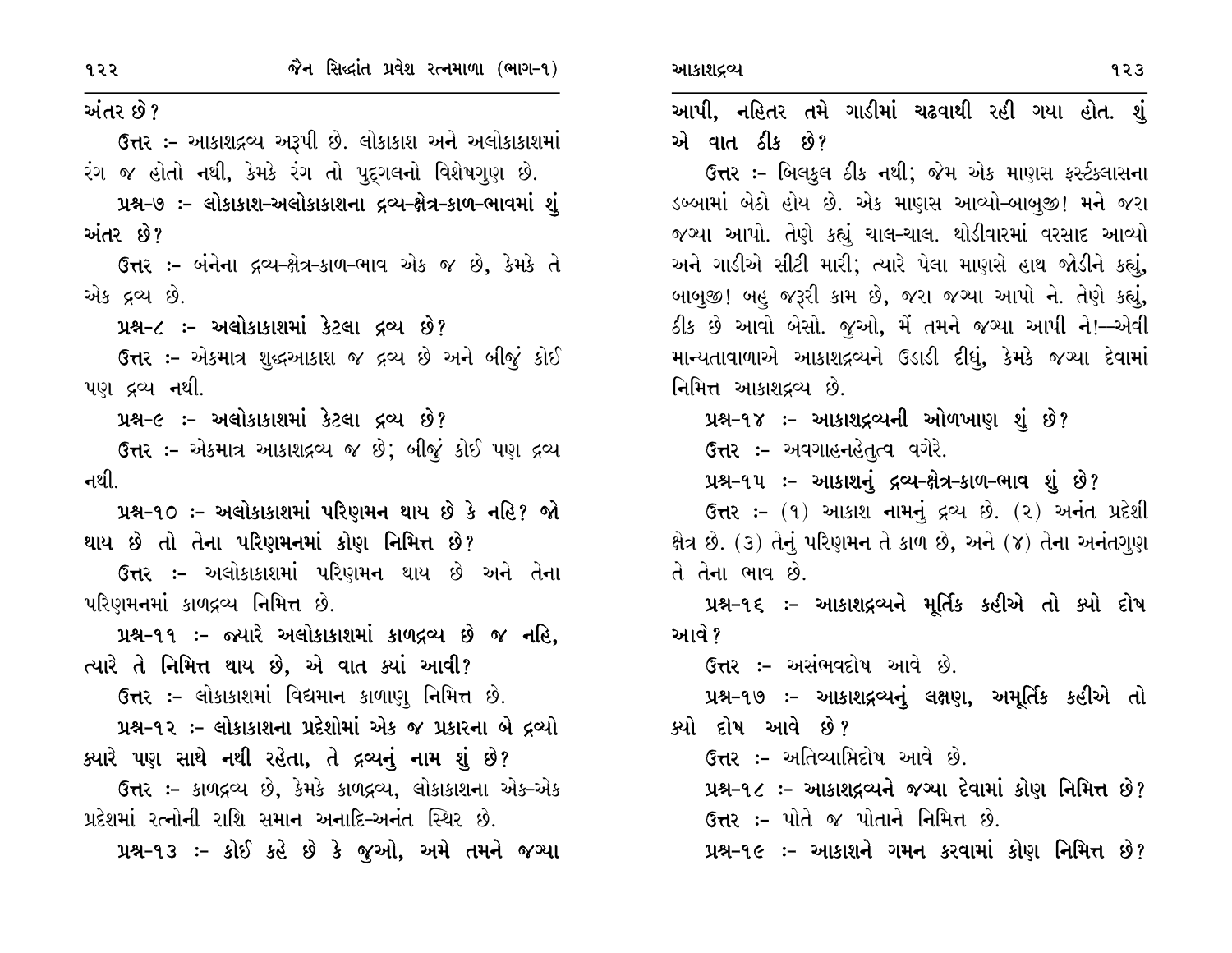અંતર છે?

**ઉત્તર :-** આકાશદ્રવ્ય અરૂપી છે. લોકાકાશ અને અલોકાકાશમાં રંગ જ હોતો નથી, કેમકે રંગ તો પુદ્‌ગલનો વિશેષગુણ છે.

**પ્રશ્ન-૭ :- લોકાકાશ-અલોકાકાશના દ્રવ્ય-ક્ષેત્ર-કાળ-ભાવમાં શું અંતર છે?**

**ઉત્તર :-** બંનેના દ્રવ્ય-ક્ષેત્ર-કાળ-ભાવ એક જ છે, કેમકે તે એક દ્રવ્ય છે.

**પ્રશ્ન-૮ :- અલોકાકાશમાં કેટલા દ્રવ્ય છે?**

**ઉત્તર :-** એકમાત્ર શુદ્ધઆકાશ જ દ્રવ્ય છે અને બીજું કોઈ પણ દ્રવ્ય નથી.

**પ્રશ્ન-૯ :- અલોકાકાશમાં કેટલા દ્રવ્ય છે?**

**ઉત્તર :-** એકમાત્ર આકાશદ્રવ્ય જ છે; બીજું કોઈ પણ દ્રવ્ય નથી.

**પ્રશ્ન-૧૦ :- અલોકાકાશમાં પરિણમન થાય છે કે નહિ? જો થાય છે તો તેના પરિણમનમાં કોણ નિમિત્ત છે?**

**ઉત્તર :-** અલોકાકાશમાં પરિણમન થાય છે અને તેના પરિણમનમાં કાળદ્રવ્ય નિમિત્ત છે.

**પ્રશ્ન-૧૧ :- જ્યારે અલોકાકાશમાં કાળદ્રવ્ય છે જ નહિ, ત્યારે તે નિમિત્ત થાય છે, એ વાત ક્યાં આવી?**

**ઉત્તર :-** લોકાકાશમાં વિદ્યમાન કાળાણુ નિમિત્ત છે.

**પ્રશ્ન-૧૨ :- લોકાકાશના પ્રદેશોમાં એક જ પ્રકારના બે દ્રવ્યો ક્યારે પણ સાથે નથી રહેતા, તે દ્રવ્યનું નામ શું છે?**

**ઉત્તર :-** કાળદ્રવ્ય છે, કેમકે કાળદ્રવ્ય, લોકાકાશના એક-એક પ્રદેશમાં રત્નોની રાશિ સમાન અનાદિ-અનંત સ્થિર છે.

**પ્રશ્ન-૧૩ :- કોઈ કહે છે કે જુઓ, અમે તમને જગ્યા આપી, નહિતર તમે ગાડીમાં ચઢવાથી રહી ગયા હોત. શું એ વાત ઠીક છે?**

**ઉત્તર :-** બિલકુલ ઠીક નથી; જેમ એક માણસ ફર્સ્ટક્લાસના ડબ્બામાં બેઠો હોય છે. એક માણસ આવ્યો-બાબુજી! મને જરા જગ્યા આપો. તેણે કહ્યું ચાલ-ચાલ. થોડીવારમાં વરસાદ આવ્યો અને ગાડીએ સીટી મારી; ત્યારે પેલા માણસે હાથ જોડીને કહ્યું, બાબુજી! બહુ જરૂરી કામ છે, જરા જગ્યા આપો ને. તેણે કહ્યું, ઠીક છે આવો બેસો. જુઓ, મેં તમને જગ્યા આપી ને!—એવી માન્યતાવાળાએ આકાશદ્રવ્યને ઉડાડી દીધું, કેમકે જગ્યા દેવામાં નિમિત્ત આકાશદ્રવ્ય છે.

**પ્રશ્ન-૧૪ :- આકાશદ્રવ્યની ઓળખાણ શું છે?**

**ઉત્તર :-** અવગાહનહેતુત્વ વગેરે.

**પ્રશ્ન-૧૫ :- આકાશનું દ્રવ્ય-ક્ષેત્ર-કાળ-ભાવ શું છે?**

**ઉત્તર :-** (૧) આકાશ નામનું દ્રવ્ય છે. (૨) અનંત પ્રદેશી ક્ષેત્ર છે. (૩) તેનું પરિણમન તે કાળ છે, અને (૪) તેના અનંતગુણ તે તેના ભાવ છે.

**પ્રશ્ન-૧૬ :- આકાશદ્રવ્યને મૂર્તિક કહીએ તો ક્યો દોષ આવે?**

**ઉત્તર :-** અસંભવદોષ આવે છે.

**પ્રશ્ન-૧૭ :- આકાશદ્રવ્યનું લક્ષણ, અમૂર્તિક કહીએ તો ક્યો દોષ આવે છે?**

**ઉત્તર :-** અતિવ્યાપ્તિદોષ આવે છે.

**પ્રશ્ન-૧૮ :- આકાશદ્રવ્યને જગ્યા દેવામાં કોણ નિમિત્ત છે?**

**ઉત્તર :-** પોતે જ પોતાને નિમિત્ત છે.

**પ્રશ્ન-૧૯ :- આકાશને ગમન કરવામાં કોણ નિમિત્ત છે?**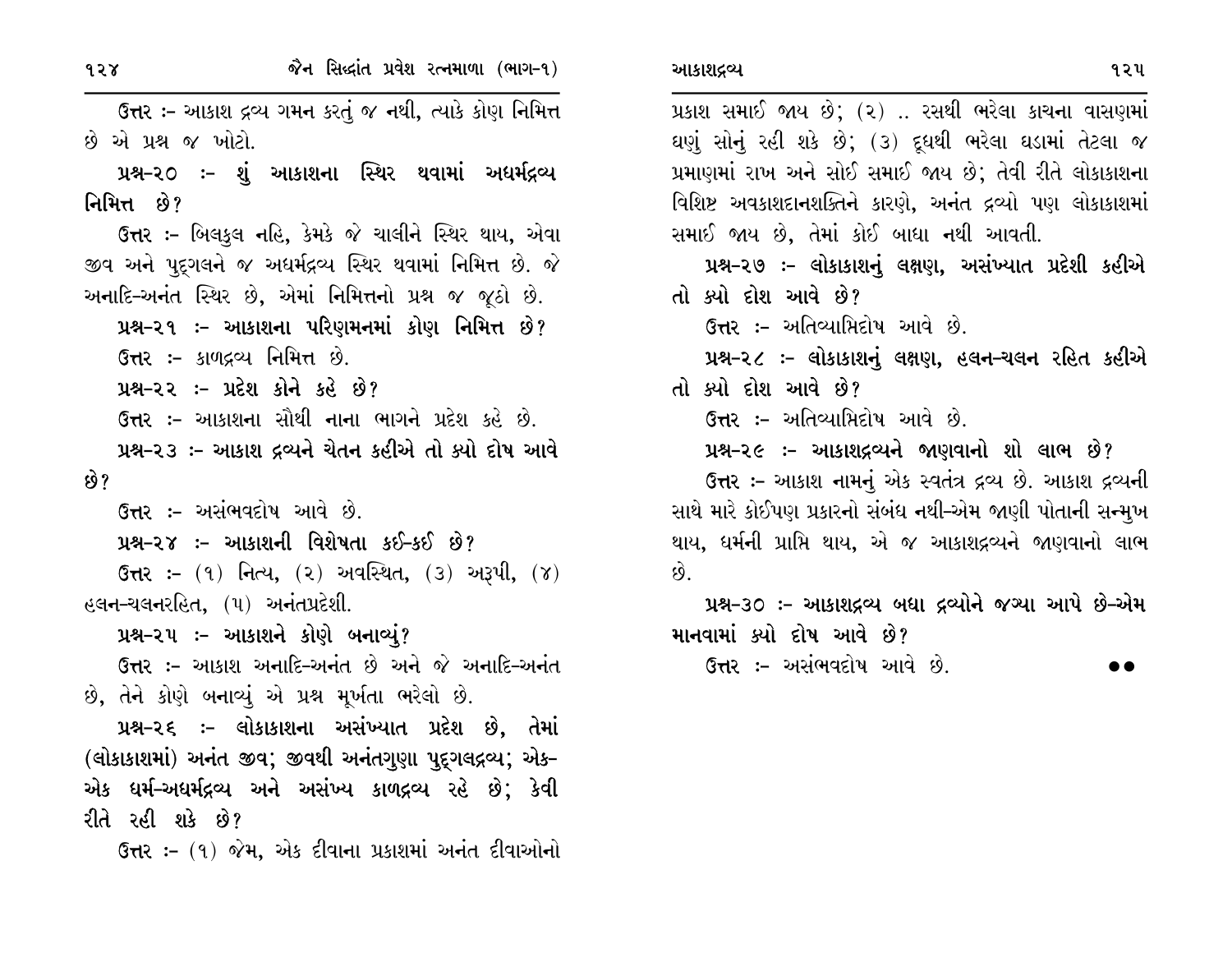**ઉત્તર** :- આકાશ દ્રવ્ય ગમન કરતું જ નથી, ત્યાકે કોણ નિમિત્ત છે એ પ્રશ્ન જ ખોટો.

**પ્રશ્ન-૨૦ :- શું આકાશના સ્થિર થવામાં અધર્મદ્રવ્ય નિમિત્ત છે?**

**ઉત્તર** :- બિલકુલ નહિ, કેમકે જે ચાલીને સ્થિર થાય, એવા જીવ અને પુદ્ગલને જ અધર્મદ્રવ્ય સ્થિર થવામાં નિમિત્ત છે. જે અનાદિ-અનંત સ્થિર છે, એમાં નિમિત્તનો પ્રશ્ન જ જૂઠો છે.

**પ્રશ્ન-૨૧ :- આકાશના પરિણમનમાં કોણ નિમિત્ત છે?**

**ઉત્તર** :- કાળદ્રવ્ય નિમિત્ત છે.

**પ્રશ્ન-૨૨ :- પ્રદેશ કોને કહે છે?**

**ઉત્તર** :- આકાશના સૌથી નાના ભાગને પ્રદેશ કહે છે.

**પ્રશ્ન-૨૩ :- આકાશ દ્રવ્યને ચેતન કહીએ તો ક્યો દોષ આવે છે?**

**ઉત્તર** :- અસંભવદોષ આવે છે.

**પ્રશ્ન-૨૪ :- આકાશની વિશેષતા કઈ-કઈ છે?**

**ઉત્તર** :- (૧) નિત્ય, (૨) અવસ્થિત, (૩) અરૂપી, (૪) હલન-ચલનરહિત, (૫) અનંતપ્રદેશી.

**પ્રશ્ન-૨૫ :- આકાશને કોણે બનાવ્યું?**

**ઉત્તર** :- આકાશ અનાદિ-અનંત છે અને જે અનાદિ-અનંત છે, તેને કોણે બનાવ્યું એ પ્રશ્ન મૂર્ખતા ભરેલો છે.

**પ્રશ્ન-૨૬ :- લોકાકાશના અસંખ્યાત પ્રદેશ છે, તેમાં (લોકાકાશમાં) અનંત જીવ; જીવથી અનંતગુણા પુદ્ગલદ્રવ્ય; એક-એક ધર્મ-અધર્મદ્રવ્ય અને અસંખ્ય કાળદ્રવ્ય રહે છે; કેવી રીતે રહી શકે છે?**

**ઉત્તર** :- (૧) જેમ, એક દીવાના પ્રકાશમાં અનંત દીવાઓનો પ્રકાશ સમાઈ જાય છે; (૨) .. રસથી ભરેલા કાચના વાસણમાં ઘણું સોનું રહી શકે છે; (૩) દૂધથી ભરેલા ઘડામાં તેટલા જ પ્રમાણમાં રાખ અને સોઈ સમાઈ જાય છે; તેવી રીતે લોકાકાશના વિશિષ્ટ અવકાશદાનશક્તિને કારણે, અનંત દ્રવ્યો પણ લોકાકાશમાં સમાઈ જાય છે, તેમાં કોઈ બાધા નથી આવતી.

**પ્રશ્ન-૨૭ :- લોકાકાશનું લક્ષણ, અસંખ્યાત પ્રદેશી કહીએ તો ક્યો દોશ આવે છે?**

**ઉત્તર** :- અતિવ્યાપ્તિદોષ આવે છે.

**પ્રશ્ન-૨૮ :- લોકાકાશનું લક્ષણ, હલન-ચલન રહિત કહીએ તો ક્યો દોશ આવે છે?**

**ઉત્તર** :- અતિવ્યાપ્તિદોષ આવે છે.

**પ્રશ્ન-૨૯ :- આકાશદ્રવ્યને જાણવાનો શો લાભ છે?**

**ઉત્તર** :- આકાશ નામનું એક સ્વતંત્ર દ્રવ્ય છે. આકાશ દ્રવ્યની સાથે મારે કોઈપણ પ્રકારનો સંબંધ નથી-એમ જાણી પોતાની સન્મુખ થાય, ધર્મની પ્રાપ્તિ થાય, એ જ આકાશદ્રવ્યને જાણવાનો લાભ છે.

**પ્રશ્ન-૩૦ :- આકાશદ્રવ્ય બધા દ્રવ્યોને જગ્યા આપે છે-એમ માનવામાં ક્યો દોષ આવે છે?**

**ઉત્તર** :- અસંભવદોષ આવે છે.

●●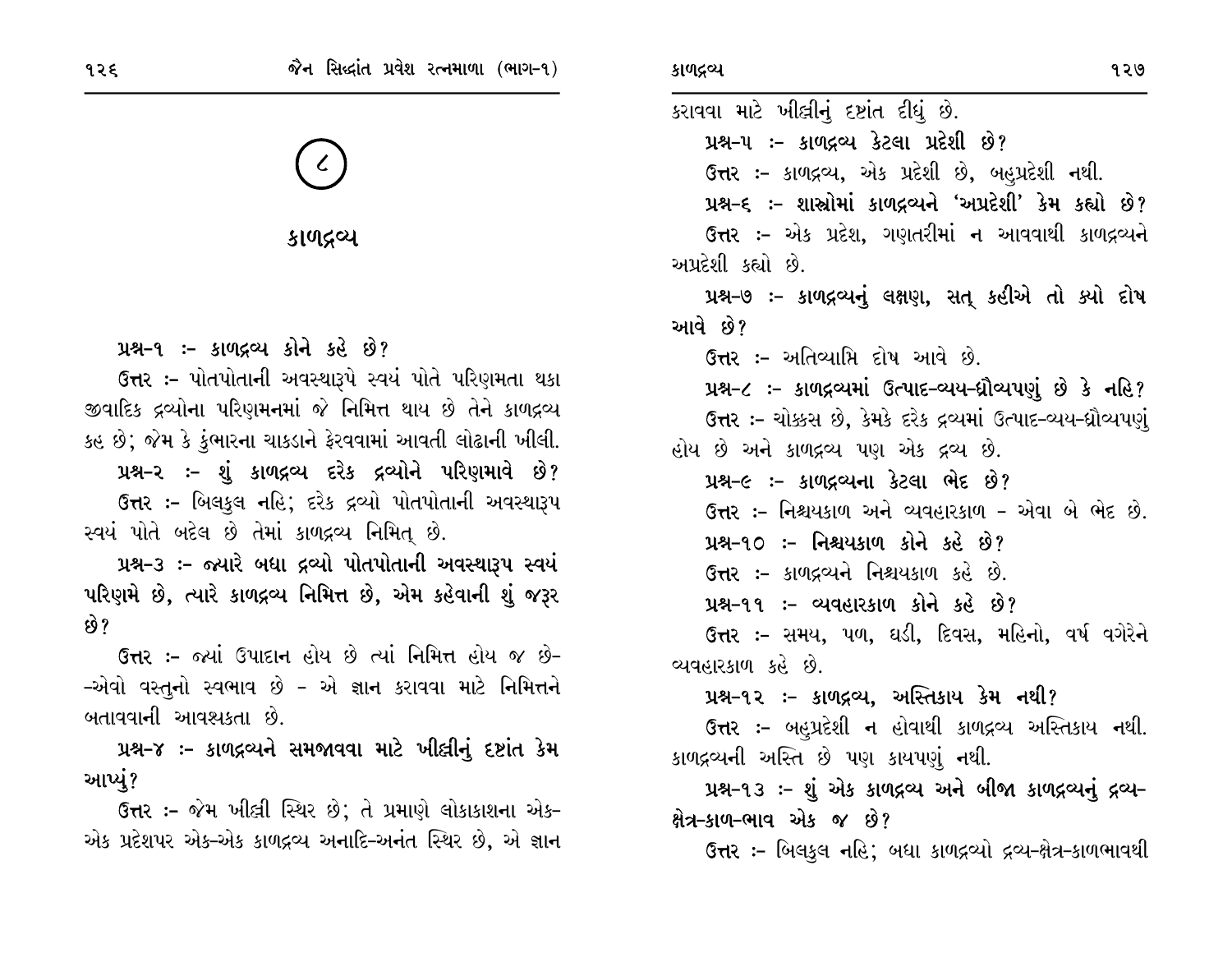## ૮

# કાળદ્રવ્ય

**પ્રશ્ન-૧ :- કાળદ્રવ્ય કોને કહે છે?**

ઉત્તર :- પોતપોતાની અવસ્થારૂપે સ્વયં પોતે પરિણમતા થકા જીવાદિક દ્રવ્યોના પરિણમનમાં જે નિમિત્ત થાય છે તેને કાળદ્રવ્ય કહ છે; જેમ કે કુંભારના ચાકડાને ફેરવવામાં આવતી લોઢાની ખીલી.

**પ્રશ્ન-૨ :- શું કાળદ્રવ્ય દરેક દ્રવ્યોને પરિણમાવે છે?**

ઉત્તર :- બિલકુલ નહિ; દરેક દ્રવ્યો પોતપોતાની અવસ્થારૂપ સ્વયં પોતે બદલે છે તેમાં કાળદ્રવ્ય નિમિત્ છે.

**પ્રશ્ન-૩ :- જ્યારે બધા દ્રવ્યો પોતપોતાની અવસ્થારૂપ સ્વયં પરિણમે છે, ત્યારે કાળદ્રવ્ય નિમિત્ત છે, એમ કહેવાની શું જરૂર છે?**

ઉત્તર :- જ્યાં ઉપાદાન હોય છે ત્યાં નિમિત્ત હોય જ છે--એવો વસ્તુનો સ્વભાવ છે - એ જ્ઞાન કરાવવા માટે નિમિત્તને બતાવવાની આવશ્યકતા છે.

**પ્રશ્ન-૪ :- કાળદ્રવ્યને સમજાવવા માટે ખીલ્લીનું દૃષ્ટાંત કેમ આપ્યું?**

ઉત્તર :- જેમ ખીલ્લી સ્થિર છે; તે પ્રમાણે લોકાકાશના એક-એક પ્રદેશપર એક-એક કાળદ્રવ્ય અનાદિ-અનંત સ્થિર છે, એ જ્ઞાન કરાવવા માટે ખીલ્લીનું દૃષ્ટાંત દીધું છે.

**પ્રશ્ન-૫ :- કાળદ્રવ્ય કેટલા પ્રદેશી છે?**

ઉત્તર :- કાળદ્રવ્ય, એક પ્રદેશી છે, બહુપ્રદેશી નથી.

**પ્રશ્ન-૬ :- શાસ્ત્રોમાં કાળદ્રવ્યને 'અપ્રદેશી' કેમ કહ્યો છે?**

ઉત્તર :- એક પ્રદેશ, ગણતરીમાં ન આવવાથી કાળદ્રવ્યને અપ્રદેશી કહ્યો છે.

**પ્રશ્ન-૭ :- કાળદ્રવ્યનું લક્ષણ, સત્ કહીએ તો ક્યો દોષ આવે છે?**

ઉત્તર :- અતિવ્યાપ્તિ દોષ આવે છે.

**પ્રશ્ન-૮ :- કાળદ્રવ્યમાં ઉત્પાદ-વ્યય-ધ્રૌવ્યપણું છે કે નહિ?**

ઉત્તર :- ચોક્કસ છે, કેમકે દરેક દ્રવ્યમાં ઉત્પાદ-વ્યય-ધ્રૌવ્યપણું હોય છે અને કાળદ્રવ્ય પણ એક દ્રવ્ય છે.

**પ્રશ્ન-૯ :- કાળદ્રવ્યના કેટલા ભેદ છે?**

ઉત્તર :- નિશ્ચયકાળ અને વ્યવહારકાળ - એવા બે ભેદ છે.

**પ્રશ્ન-૧૦ :- નિશ્ચયકાળ કોને કહે છે?**

ઉત્તર :- કાળદ્રવ્યને નિશ્ચયકાળ કહે છે.

**પ્રશ્ન-૧૧ :- વ્યવહારકાળ કોને કહે છે?**

ઉત્તર :- સમય, પળ, ઘડી, દિવસ, મહિનો, વર્ષ વગેરેને વ્યવહારકાળ કહે છે.

**પ્રશ્ન-૧૨ :- કાળદ્રવ્ય, અસ્તિકાય કેમ નથી?**

ઉત્તર :- બહુપ્રદેશી ન હોવાથી કાળદ્રવ્ય અસ્તિકાય નથી. કાળદ્રવ્યની અસ્તિ છે પણ કાયપણું નથી.

**પ્રશ્ન-૧૩ :- શું એક કાળદ્રવ્ય અને બીજા કાળદ્રવ્યનું દ્રવ્ય-ક્ષેત્ર-કાળ-ભાવ એક જ છે?**

ઉત્તર :- બિલકુલ નહિ; બધા કાળદ્રવ્યો દ્રવ્ય-ક્ષેત્ર-કાળભાવથી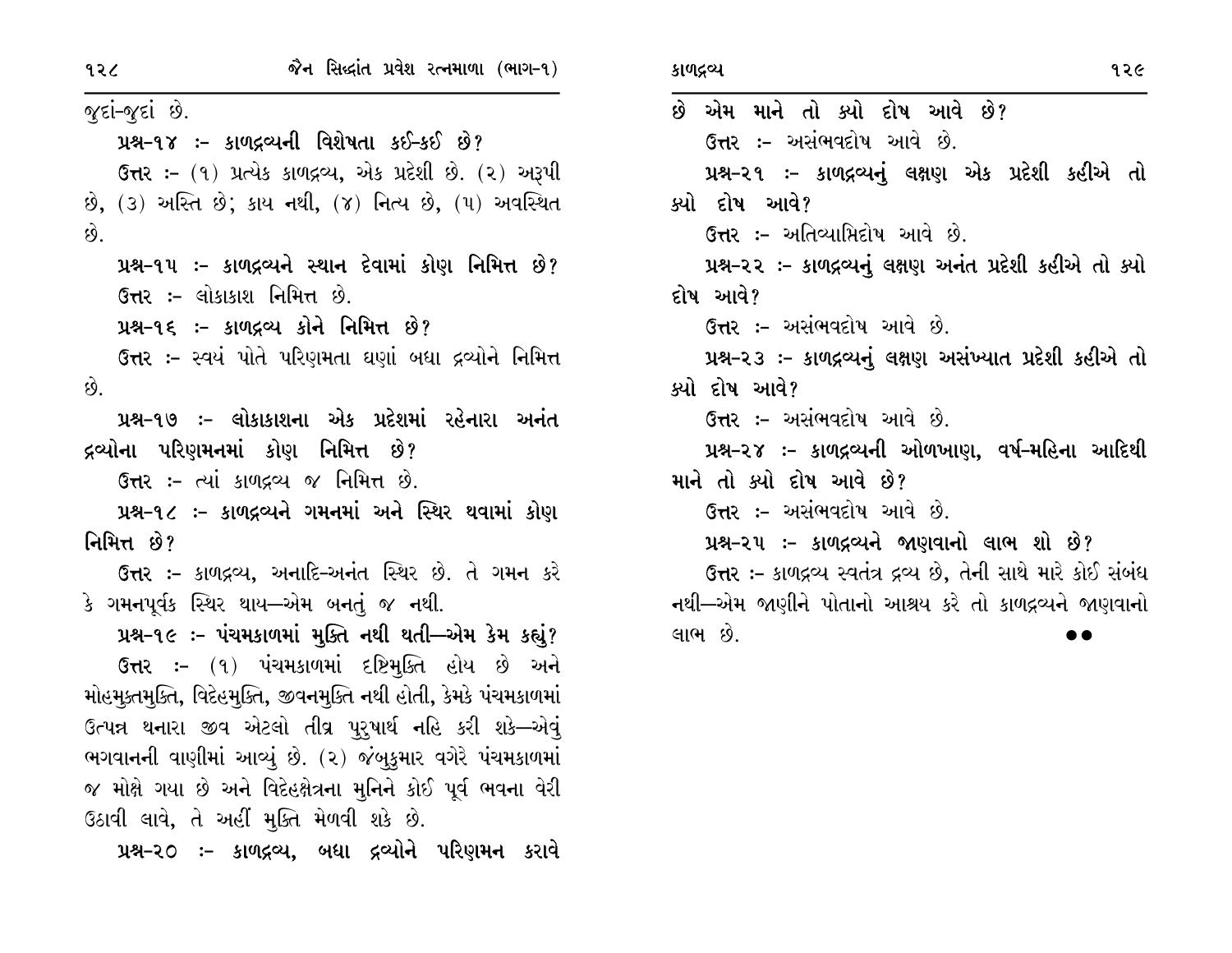જુદાં-જુદાં છે.

**પ્રશ્ન-૧૪ :- કાળદ્રવ્યની વિશેષતા કઈ-કઈ છે?**

**ઉત્તર :-** (૧) પ્રત્યેક કાળદ્રવ્ય, એક પ્રદેશી છે. (૨) અરૂપી છે, (૩) અસ્તિ છે; કાય નથી, (૪) નિત્ય છે, (૫) અવસ્થિત છે.

**પ્રશ્ન-૧૫ :- કાળદ્રવ્યને સ્થાન દેવામાં કોણ નિમિત્ત છે?**

**ઉત્તર :-** લોકાકાશ નિમિત્ત છે.

**પ્રશ્ન-૧૬ :- કાળદ્રવ્ય કોને નિમિત્ત છે?**

**ઉત્તર :-** સ્વયં પોતે પરિણમતા ઘણાં બધા દ્રવ્યોને નિમિત્ત છે.

**પ્રશ્ન-૧૭ :- લોકાકાશના એક પ્રદેશમાં રહેનારા અનંત દ્રવ્યોના પરિણમનમાં કોણ નિમિત્ત છે?**

**ઉત્તર :-** ત્યાં કાળદ્રવ્ય જ નિમિત્ત છે.

**પ્રશ્ન-૧૮ :- કાળદ્રવ્યને ગમનમાં અને સ્થિર થવામાં કોણ નિમિત્ત છે?**

**ઉત્તર :-** કાળદ્રવ્ય, અનાદિ-અનંત સ્થિર છે. તે ગમન કરે કે ગમનપૂર્વક સ્થિર થાય—એમ બનતું જ નથી.

**પ્રશ્ન-૧૯ :- પંચમકાળમાં મુક્તિ નથી થતી—એમ કેમ કહ્યું?**

**ઉત્તર :-** (૧) પંચમકાળમાં દૃષ્ટિમુક્તિ હોય છે અને મોહમુક્તમુક્તિ, વિદેહમુક્તિ, જીવનમુક્તિ નથી હોતી, કેમકે પંચમકાળમાં ઉત્પન્ન થનારા જીવ એટલો તીવ્ર પુરુષાર્થ નહિ કરી શકે—એવું ભગવાનની વાણીમાં આવ્યું છે. (૨) જંબુકુમાર વગેરે પંચમકાળમાં જ મોક્ષે ગયા છે અને વિદેહક્ષેત્રના મુનિને કોઈ પૂર્વ ભવના વેરી ઉઠાવી લાવે, તે અહીં મુક્તિ મેળવી શકે છે.

**પ્રશ્ન-૨૦ :- કાળદ્રવ્ય, બધા દ્રવ્યોને પરિણમન કરાવે છે એમ માને તો ક્યો દોષ આવે છે?**

**ઉત્તર :-** અસંભવદોષ આવે છે.

**પ્રશ્ન-૨૧ :- કાળદ્રવ્યનું લક્ષણ એક પ્રદેશી કહીએ તો ક્યો દોષ આવે?**

**ઉત્તર :-** અતિવ્યાપ્તિદોષ આવે છે.

**પ્રશ્ન-૨૨ :- કાળદ્રવ્યનું લક્ષણ અનંત પ્રદેશી કહીએ તો ક્યો દોષ આવે?**

**ઉત્તર :-** અસંભવદોષ આવે છે.

**પ્રશ્ન-૨૩ :- કાળદ્રવ્યનું લક્ષણ અસંખ્યાત પ્રદેશી કહીએ તો ક્યો દોષ આવે?**

**ઉત્તર :-** અસંભવદોષ આવે છે.

**પ્રશ્ન-૨૪ :- કાળદ્રવ્યની ઓળખાણ, વર્ષ-મહિના આદિથી માને તો ક્યો દોષ આવે છે?**

**ઉત્તર :-** અસંભવદોષ આવે છે.

**પ્રશ્ન-૨૫ :- કાળદ્રવ્યને જાણવાનો લાભ શો છે?**

**ઉત્તર :-** કાળદ્રવ્ય સ્વતંત્ર દ્રવ્ય છે, તેની સાથે મારે કોઈ સંબંધ નથી—એમ જાણીને પોતાનો આશ્રય કરે તો કાળદ્રવ્યને જાણવાનો લાભ છે.

●●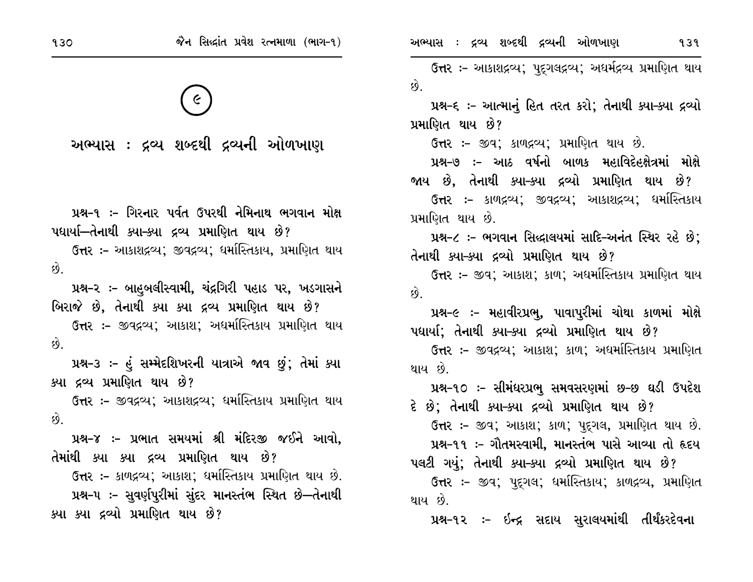## ૯

# અભ્યાસ : દ્રવ્ય શબ્દથી દ્રવ્યની ઓળખાણ

**પ્રશ્ન-૧ :- ગિરનાર પર્વત ઉપરથી નેમિનાથ ભગવાન મોક્ષ પધાર્યા—તેનાથી ક્યા-ક્યા દ્રવ્ય પ્રમાણિત થાય છે?**

ઉત્તર :- આકાશદ્રવ્ય; જીવદ્રવ્ય; ધર્માસ્તિકાય, પ્રમાણિત થાય છે.

**પ્રશ્ન-૨ :- બાહુબલીસ્વામી, ચંદ્રગિરી પહાડ પર, ખડગાસને બિરાજે છે, તેનાથી ક્યા ક્યા દ્રવ્ય પ્રમાણિત થાય છે?**

ઉત્તર :- જીવદ્રવ્ય; આકાશ; અધર્માસ્તિકાય પ્રમાણિત થાય છે.

**પ્રશ્ન-૩ :- હું સમ્મેદશિખરની યાત્રાએ જાવ છું; તેમાં ક્યા ક્યા દ્રવ્ય પ્રમાણિત થાય છે?**

ઉત્તર :- જીવદ્રવ્ય; આકાશદ્રવ્ય; ધર્માસ્તિકાય પ્રમાણિત થાય છે.

**પ્રશ્ન-૪ :- પ્રભાત સમયમાં શ્રી મંદિરજી જઈને આવો, તેમાંથી ક્યા ક્યા દ્રવ્ય પ્રમાણિત થાય છે?**

ઉત્તર :- કાળદ્રવ્ય; આકાશ; ધર્માસ્તિકાય પ્રમાણિત થાય છે.

**પ્રશ્ન-૫ :- સુવર્ણપુરીમાં સુંદર માનસ્તંભ સ્થિત છે—તેનાથી ક્યા ક્યા દ્રવ્યો પ્રમાણિત થાય છે?**

ઉત્તર :- આકાશદ્રવ્ય; પુદ્‌ગલદ્રવ્ય; અધર્મદ્રવ્ય પ્રમાણિત થાય છે.

**પ્રશ્ન-૬ :- આત્માનું હિત તરત કરો; તેનાથી ક્યા-ક્યા દ્રવ્યો પ્રમાણિત થાય છે?**

ઉત્તર :- જીવ; કાળદ્રવ્ય; પ્રમાણિત થાય છે.

**પ્રશ્ન-૭ :- આઠ વર્ષનો બાળક મહાવિદેહક્ષેત્રમાં મોક્ષે જાય છે, તેનાથી ક્યા-ક્યા દ્રવ્યો પ્રમાણિત થાય છે?**

ઉત્તર :- કાળદ્રવ્ય; જીવદ્રવ્ય; આકાશદ્રવ્ય; ધર્માસ્તિકાય પ્રમાણિત થાય છે.

**પ્રશ્ન-૮ :- ભગવાન સિદ્ધાલયમાં સાદિ-અનંત સ્થિર રહે છે; તેનાથી ક્યા-ક્યા દ્રવ્યો પ્રમાણિત થાય છે?**

ઉત્તર :- જીવ; આકાશ; કાળ; અધર્માસ્તિકાય પ્રમાણિત થાય છે.

**પ્રશ્ન-૯ :- મહાવીરપ્રભુ, પાવાપુરીમાં ચોથા કાળમાં મોક્ષે પધાર્યા; તેનાથી ક્યા-ક્યા દ્રવ્યો પ્રમાણિત થાય છે?**

ઉત્તર :- જીવદ્રવ્ય; આકાશ; કાળ; અધર્માસ્તિકાય પ્રમાણિત થાય છે.

**પ્રશ્ન-૧૦ :- સીમંધરપ્રભુ સમવસરણમાં છ-છ ઘડી ઉપદેશ દે છે; તેનાથી ક્યા-ક્યા દ્રવ્યો પ્રમાણિત થાય છે?**

ઉત્તર :- જીવ; આકાશ; કાળ; પુદ્‌ગલ, પ્રમાણિત થાય છે.

**પ્રશ્ન-૧૧ :- ગૌતમસ્વામી, માનસ્તંભ પાસે આવ્યા તો હૃદય પલટી ગયું; તેનાથી ક્યા-ક્યા દ્રવ્યો પ્રમાણિત થાય છે?**

ઉત્તર :- જીવ; પુદ્‌ગલ; ધર્માસ્તિકાય; કાળદ્રવ્ય, પ્રમાણિત થાય છે.

**પ્રશ્ન-૧૨ :- ઈન્દ્ર સદાય સુરાલયમાંથી તીર્થંકરદેવના**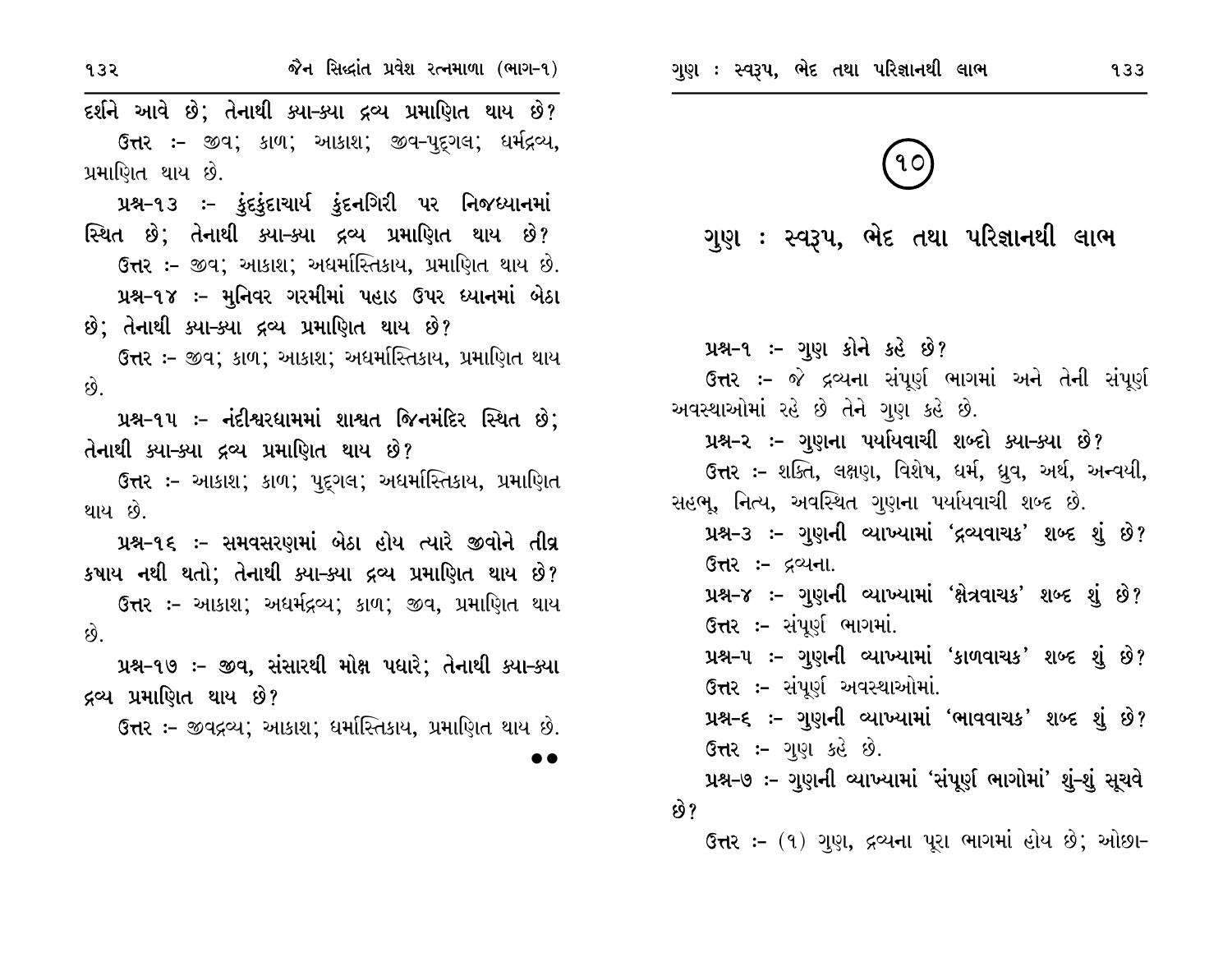દર્શને આવે છે; તેનાથી ક્યા-ક્યા દ્રવ્ય પ્રમાણિત થાય છે?

ઉત્તર :- જીવ; કાળ; આકાશ; જીવ-પુદ્ગલ; ધર્મદ્રવ્ય, પ્રમાણિત થાય છે.

**પ્રશ્ન-૧૩ :- કુંદકુંદાચાર્ય કુંદનગિરી પર નિજધ્યાનમાં સ્થિત છે; તેનાથી ક્યા-ક્યા દ્રવ્ય પ્રમાણિત થાય છે?**

ઉત્તર :- જીવ; આકાશ; અધર્માસ્તિકાય, પ્રમાણિત થાય છે.

**પ્રશ્ન-૧૪ :- મુનિવર ગરમીમાં પહાડ ઉપર ધ્યાનમાં બેઠા છે; તેનાથી ક્યા-ક્યા દ્રવ્ય પ્રમાણિત થાય છે?**

ઉત્તર :- જીવ; કાળ; આકાશ; અધર્માસ્તિકાય, પ્રમાણિત થાય છે.

**પ્રશ્ન-૧૫ :- નંદીશ્વરધામમાં શાશ્વત જિનમંદિર સ્થિત છે; તેનાથી ક્યા-ક્યા દ્રવ્ય પ્રમાણિત થાય છે?**

ઉત્તર :- આકાશ; કાળ; પુદ્ગલ; અધર્માસ્તિકાય, પ્રમાણિત થાય છે.

**પ્રશ્ન-૧૬ :- સમવસરણમાં બેઠા હોય ત્યારે જીવોને તીવ્ર કષાય નથી થતો; તેનાથી ક્યા-ક્યા દ્રવ્ય પ્રમાણિત થાય છે?**

ઉત્તર :- આકાશ; અધર્મદ્રવ્ય; કાળ; જીવ, પ્રમાણિત થાય છે.

**પ્રશ્ન-૧૭ :- જીવ, સંસારથી મોક્ષ પધારે; તેનાથી ક્યા-ક્યા દ્રવ્ય પ્રમાણિત થાય છે?**

ઉત્તર :- જીવદ્રવ્ય; આકાશ; ધર્માસ્તિકાય, પ્રમાણિત થાય છે.

●●

# ૧૦

# ગુણ : સ્વરૂપ, ભેદ તથા પરિજ્ઞાનથી લાભ

**પ્રશ્ન-૧ :- ગુણ કોને કહે છે?**

ઉત્તર :- જે દ્રવ્યના સંપૂર્ણ ભાગમાં અને તેની સંપૂર્ણ અવસ્થાઓમાં રહે છે તેને ગુણ કહે છે.

**પ્રશ્ન-૨ :- ગુણના પર્યાયવાચી શબ્દો ક્યા-ક્યા છે?**

ઉત્તર :- શક્તિ, લક્ષણ, વિશેષ, ધર્મ, ધ્રુવ, અર્થ, અન્વયી, સહભૂ, નિત્ય, અવસ્થિત ગુણના પર્યાયવાચી શબ્દ છે.

**પ્રશ્ન-૩ :- ગુણની વ્યાખ્યામાં 'દ્રવ્યવાચક' શબ્દ શું છે?**

ઉત્તર :- દ્રવ્યના.

**પ્રશ્ન-૪ :- ગુણની વ્યાખ્યામાં 'ક્ષેત્રવાચક' શબ્દ શું છે?**

ઉત્તર :- સંપૂર્ણ ભાગમાં.

**પ્રશ્ન-૫ :- ગુણની વ્યાખ્યામાં 'કાળવાચક' શબ્દ શું છે?**

ઉત્તર :- સંપૂર્ણ અવસ્થાઓમાં.

**પ્રશ્ન-૬ :- ગુણની વ્યાખ્યામાં 'ભાવવાચક' શબ્દ શું છે?**

ઉત્તર :- ગુણ કહે છે.

**પ્રશ્ન-૭ :- ગુણની વ્યાખ્યામાં 'સંપૂર્ણ ભાગોમાં' શું-શું સૂચવે છે?**

ઉત્તર :- (૧) ગુણ, દ્રવ્યના પૂરા ભાગમાં હોય છે; ઓછા-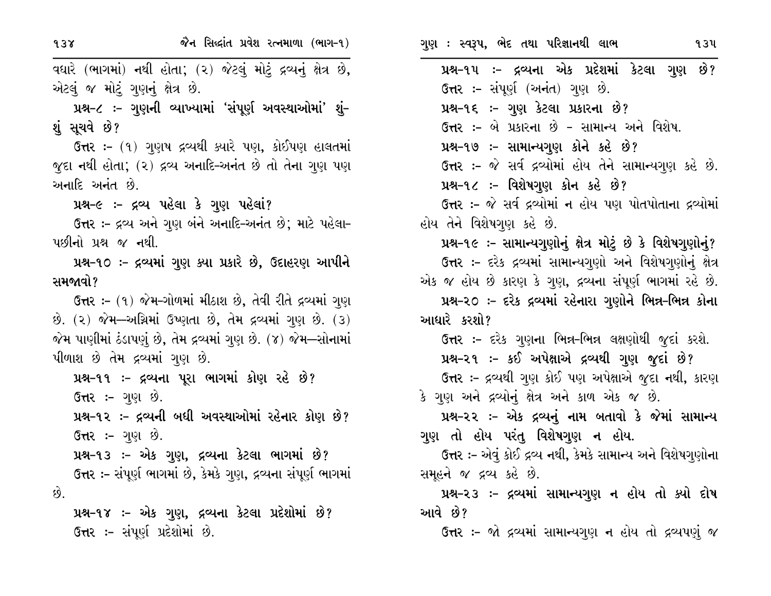વધારે (ભાગમાં) નથી હોતા; (૨) જેટલું મોટું દ્રવ્યનું ક્ષેત્ર છે, એટલું જ મોટું ગુણનું ક્ષેત્ર છે.

**પ્રશ્ન-૮ :- ગુણની વ્યાખ્યામાં 'સંપૂર્ણ અવસ્થાઓમાં' શું-શું સૂચવે છે?**

**ઉત્તર :-** (૧) ગુણષ દ્રવ્યથી ક્યારે પણ, કોઈપણ હાલતમાં જુદા નથી હોતા; (૨) દ્રવ્ય અનાદિ-અનંત છે તો તેના ગુણ પણ અનાદિ અનંત છે.

**પ્રશ્ન-૯ :- દ્રવ્ય પહેલા કે ગુણ પહેલાં?**

**ઉત્તર :-** દ્રવ્ય અને ગુણ બંને અનાદિ-અનંત છે; માટે પહેલા-પછીનો પ્રશ્ન જ નથી.

**પ્રશ્ન-૧૦ :- દ્રવ્યમાં ગુણ ક્યા પ્રકારે છે, ઉદાહરણ આપીને સમજાવો?**

**ઉત્તર :-** (૧) જેમ-ગોળમાં મીઠાશ છે, તેવી રીતે દ્રવ્યમાં ગુણ છે. (૨) જેમ—અગ્નિમાં ઉષ્ણતા છે, તેમ દ્રવ્યમાં ગુણ છે. (૩) જેમ પાણીમાં ઠંડાપણું છે, તેમ દ્રવ્યમાં ગુણ છે. (૪) જેમ—સોનામાં પીળાશ છે તેમ દ્રવ્યમાં ગુણ છે.

**પ્રશ્ન-૧૧ :- દ્રવ્યના પૂરા ભાગમાં કોણ રહે છે?**

**ઉત્તર :-** ગુણ છે.

**પ્રશ્ન-૧૨ :- દ્રવ્યની બધી અવસ્થાઓમાં રહેનાર કોણ છે?**

**ઉત્તર :-** ગુણ છે.

**પ્રશ્ન-૧૩ :- એક ગુણ, દ્રવ્યના કેટલા ભાગમાં છે?**

**ઉત્તર :-** સંપૂર્ણ ભાગમાં છે, કેમકે ગુણ, દ્રવ્યના સંપૂર્ણ ભાગમાં છે.

**પ્રશ્ન-૧૪ :- એક ગુણ, દ્રવ્યના કેટલા પ્રદેશોમાં છે?**

**ઉત્તર :-** સંપૂર્ણ પ્રદેશોમાં છે.

**પ્રશ્ન-૧૫ :- દ્રવ્યના એક પ્રદેશમાં કેટલા ગુણ છે?**

**ઉત્તર :-** સંપૂર્ણ (અનંત) ગુણ છે.

**પ્રશ્ન-૧૬ :- ગુણ કેટલા પ્રકારના છે?**

**ઉત્તર :-** બે પ્રકારના છે - સામાન્ય અને વિશેષ.

**પ્રશ્ન-૧૭ :- સામાન્યગુણ કોને કહે છે?**

**ઉત્તર :-** જે સર્વ દ્રવ્યોમાં હોય તેને સામાન્યગુણ કહે છે.

**પ્રશ્ન-૧૮ :- વિશેષગુણ કોન કહે છે?**

**ઉત્તર :-** જે સર્વ દ્રવ્યોમાં ન હોય પણ પોતપોતાના દ્રવ્યોમાં હોય તેને વિશેષગુણ કહે છે.

**પ્રશ્ન-૧૯ :- સામાન્યગુણોનું ક્ષેત્ર મોટું છે કે વિશેષગુણોનું?**

**ઉત્તર :-** દરેક દ્રવ્યમાં સામાન્યગુણો અને વિશેષગુણોનું ક્ષેત્ર એક જ હોય છે કારણ કે ગુણ, દ્રવ્યના સંપૂર્ણ ભાગમાં રહે છે.

**પ્રશ્ન-૨૦ :- દરેક દ્રવ્યમાં રહેનારા ગુણોને ભિન્ન-ભિન્ન કોના આધારે કરશો?**

**ઉત્તર :-** દરેક ગુણના ભિન્ન-ભિન્ન લક્ષણોથી જુદાં કરશે.

**પ્રશ્ન-૨૧ :- કઈ અપેક્ષાએ દ્રવ્યથી ગુણ જુદાં છે?**

**ઉત્તર :-** દ્રવ્યથી ગુણ કોઈ પણ અપેક્ષાએ જુદા નથી, કારણ કે ગુણ અને દ્રવ્યોનું ક્ષેત્ર અને કાળ એક જ છે.

**પ્રશ્ન-૨૨ :- એક દ્રવ્યનું નામ બતાવો કે જેમાં સામાન્ય ગુણ તો હોય પરંતુ વિશેષગુણ ન હોય.**

**ઉત્તર :-** એવું કોઈ દ્રવ્ય નથી, કેમકે સામાન્ય અને વિશેષગુણોના સમૂહને જ દ્રવ્ય કહે છે.

**પ્રશ્ન-૨૩ :- દ્રવ્યમાં સામાન્યગુણ ન હોય તો ક્યો દોષ આવે છે?**

**ઉત્તર :-** જો દ્રવ્યમાં સામાન્યગુણ ન હોય તો દ્રવ્યપણું જ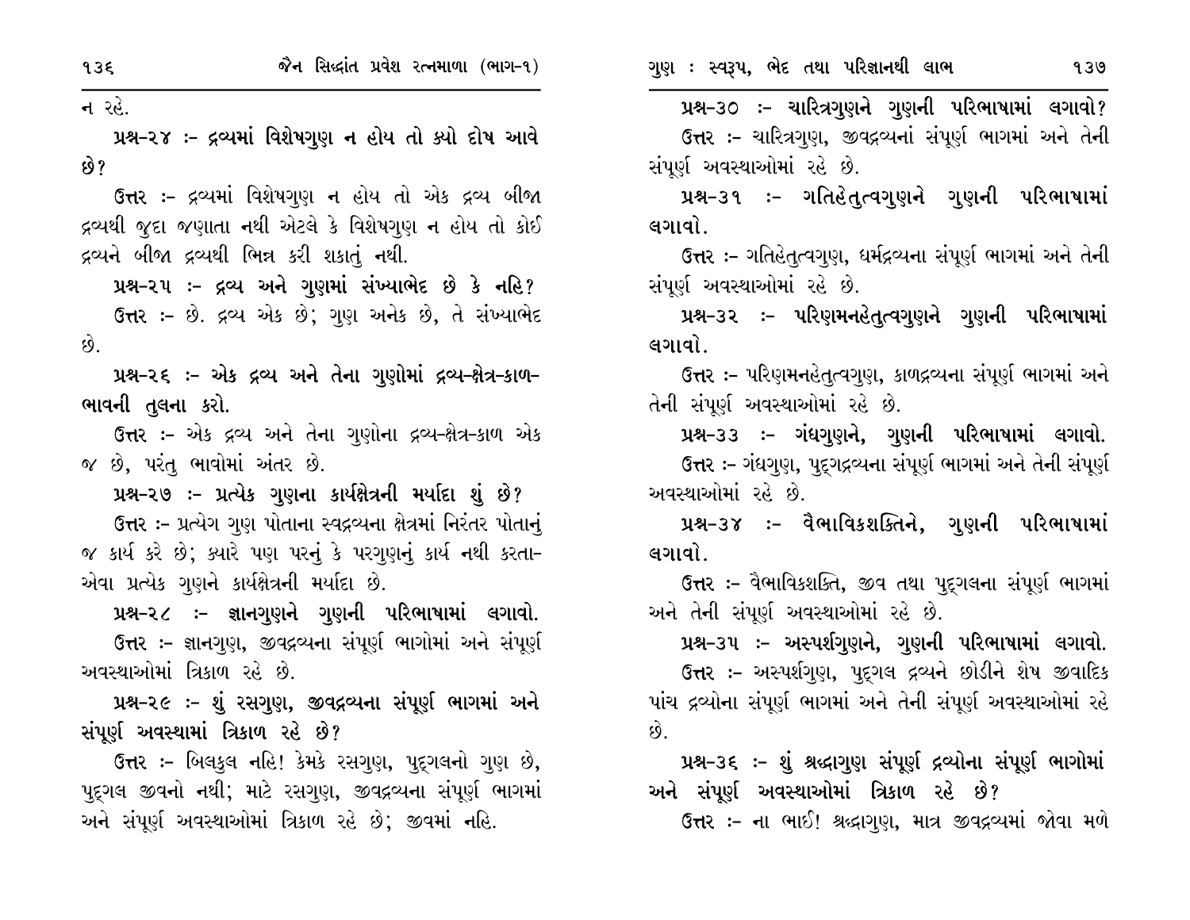ન રહે.

**પ્રશ્ન-૨૪ :- દ્રવ્યમાં વિશેષગુણ ન હોય તો ક્યો દોષ આવે છે?**

ઉત્તર :- દ્રવ્યમાં વિશેષગુણ ન હોય તો એક દ્રવ્ય બીજા દ્રવ્યથી જુદા જણાતા નથી એટલે કે વિશેષગુણ ન હોય તો કોઈ દ્રવ્યને બીજા દ્રવ્યથી ભિન્ન કરી શકાતું નથી.

**પ્રશ્ન-૨૫ :- દ્રવ્ય અને ગુણમાં સંખ્યાભેદ છે કે નહિ?**

ઉત્તર :- છે. દ્રવ્ય એક છે; ગુણ અનેક છે, તે સંખ્યાભેદ છે.

**પ્રશ્ન-૨૬ :- એક દ્રવ્ય અને તેના ગુણોમાં દ્રવ્ય-ક્ષેત્ર-કાળ-ભાવની તુલના કરો.**

ઉત્તર :- એક દ્રવ્ય અને તેના ગુણોના દ્રવ્ય-ક્ષેત્ર-કાળ એક જ છે, પરંતુ ભાવોમાં અંતર છે.

**પ્રશ્ન-૨૭ :- પ્રત્યેક ગુણના કાર્યક્ષેત્રની મર્યાદા શું છે?**

ઉત્તર :- પ્રત્યેગ ગુણ પોતાના સ્વદ્રવ્યના ક્ષેત્રમાં નિરંતર પોતાનું જ કાર્ય કરે છે; ક્યારે પણ પરનું કે પરગુણનું કાર્ય નથી કરતા- એવા પ્રત્યેક ગુણને કાર્યક્ષેત્રની મર્યાદા છે.

**પ્રશ્ન-૨૮ :- જ્ઞાનગુણને ગુણની પરિભાષામાં લગાવો.**

ઉત્તર :- જ્ઞાનગુણ, જીવદ્રવ્યના સંપૂર્ણ ભાગોમાં અને સંપૂર્ણ અવસ્થાઓમાં ત્રિકાળ રહે છે.

**પ્રશ્ન-૨૯ :- શું રસગુણ, જીવદ્રવ્યના સંપૂર્ણ ભાગમાં અને સંપૂર્ણ અવસ્થામાં ત્રિકાળ રહે છે?**

ઉત્તર :- બિલકુલ નહિ! કેમકે રસગુણ, પુદ્‌ગલનો ગુણ છે, પુદ્‌ગલ જીવનો નથી; માટે રસગુણ, જીવદ્રવ્યના સંપૂર્ણ ભાગમાં અને સંપૂર્ણ અવસ્થાઓમાં ત્રિકાળ રહે છે; જીવમાં નહિ.

**પ્રશ્ન-૩૦ :- ચારિત્રગુણને ગુણની પરિભાષામાં લગાવો?**

ઉત્તર :- ચારિત્રગુણ, જીવદ્રવ્યનાં સંપૂર્ણ ભાગમાં અને તેની સંપૂર્ણ અવસ્થાઓમાં રહે છે.

**પ્રશ્ન-૩૧ :- ગતિહેતુત્વગુણને ગુણની પરિભાષામાં લગાવો.**

ઉત્તર :- ગતિહેતુત્વગુણ, ધર્મદ્રવ્યના સંપૂર્ણ ભાગમાં અને તેની સંપૂર્ણ અવસ્થાઓમાં રહે છે.

**પ્રશ્ન-૩૨ :- પરિણમનહેતુત્વગુણને ગુણની પરિભાષામાં લગાવો.**

ઉત્તર :- પરિણમનહેતુત્વગુણ, કાળદ્રવ્યના સંપૂર્ણ ભાગમાં અને તેની સંપૂર્ણ અવસ્થાઓમાં રહે છે.

**પ્રશ્ન-૩૩ :- ગંધગુણને, ગુણની પરિભાષામાં લગાવો.**

ઉત્તર :- ગંધગુણ, પુદ્‌ગદ્રવ્યના સંપૂર્ણ ભાગમાં અને તેની સંપૂર્ણ અવસ્થાઓમાં રહે છે.

**પ્રશ્ન-૩૪ :- વૈભાવિકશક્તિને, ગુણની પરિભાષામાં લગાવો.**

ઉત્તર :- વૈભાવિકશક્તિ, જીવ તથા પુદ્‌ગલના સંપૂર્ણ ભાગમાં અને તેની સંપૂર્ણ અવસ્થાઓમાં રહે છે.

**પ્રશ્ન-૩૫ :- અસ્પર્શગુણને, ગુણની પરિભાષામાં લગાવો.**

ઉત્તર :- અસ્પર્શગુણ, પુદ્‌ગલ દ્રવ્યને છોડીને શેષ જીવાદિક પાંચ દ્રવ્યોના સંપૂર્ણ ભાગમાં અને તેની સંપૂર્ણ અવસ્થાઓમાં રહે છે.

**પ્રશ્ન-૩૬ :- શું શ્રદ્ધાગુણ સંપૂર્ણ દ્રવ્યોના સંપૂર્ણ ભાગોમાં અને સંપૂર્ણ અવસ્થાઓમાં ત્રિકાળ રહે છે?**

ઉત્તર :- ના ભાઈ! શ્રદ્ધાગુણ, માત્ર જીવદ્રવ્યમાં જોવા મળે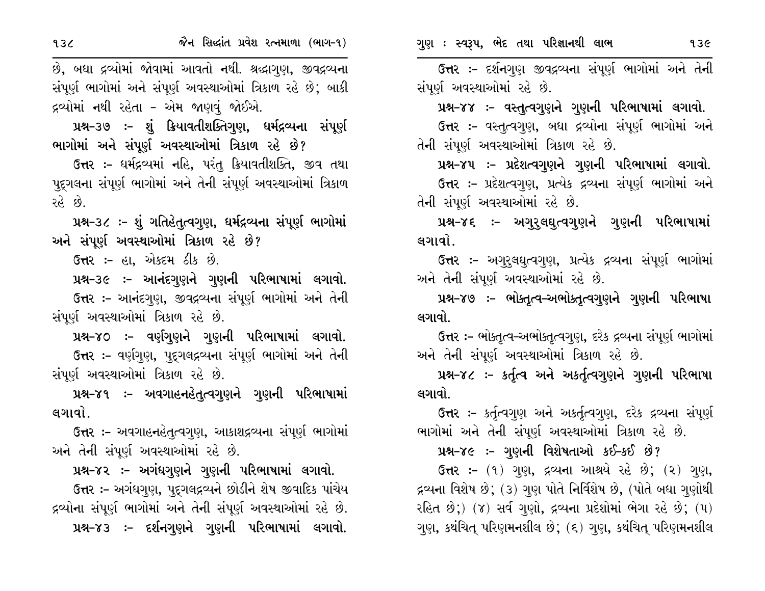છે, બધા દ્રવ્યોમાં જોવામાં આવતો નથી. શ્રદ્ધાગુણ, જીવદ્રવ્યના સંપૂર્ણ ભાગોમાં અને સંપૂર્ણ અવસ્થાઓમાં ત્રિકાળ રહે છે; બાકી દ્રવ્યોમાં નથી રહેતા - એમ જાણવું જોઈએ.

**પ્રશ્ન-૩૭ :- શું ક્રિયાવતીશક્તિગુણ, ધર્મદ્રવ્યના સંપૂર્ણ ભાગોમાં અને સંપૂર્ણ અવસ્થાઓમાં ત્રિકાળ રહે છે?**

**ઉત્તર :-** ધર્મદ્રવ્યમાં નહિ, પરંતુ ક્રિયાવતીશક્તિ, જીવ તથા પુદ્‌ગલના સંપૂર્ણ ભાગોમાં અને તેની સંપૂર્ણ અવસ્થાઓમાં ત્રિકાળ રહે છે.

**પ્રશ્ન-૩૮ :- શું ગતિહેતુત્વગુણ, ધર્મદ્રવ્યના સંપૂર્ણ ભાગોમાં અને સંપૂર્ણ અવસ્થાઓમાં ત્રિકાળ રહે છે?**

**ઉત્તર :-** હા, એકદમ ઠીક છે.

**પ્રશ્ન-૩૯ :- આનંદગુણને ગુણની પરિભાષામાં લગાવો.**

**ઉત્તર :-** આનંદગુણ, જીવદ્રવ્યના સંપૂર્ણ ભાગોમાં અને તેની સંપૂર્ણ અવસ્થાઓમાં ત્રિકાળ રહે છે.

**પ્રશ્ન-૪૦ :- વર્ણગુણને ગુણની પરિભાષામાં લગાવો.**

**ઉત્તર :-** વર્ણગુણ, પુદ્‌ગલદ્રવ્યના સંપૂર્ણ ભાગોમાં અને તેની સંપૂર્ણ અવસ્થાઓમાં ત્રિકાળ રહે છે.

**પ્રશ્ન-૪૧ :- અવગાહનહેતુત્વગુણને ગુણની પરિભાષામાં લગાવો.**

**ઉત્તર :-** અવગાહનહેતુત્વગુણ, આકાશદ્રવ્યના સંપૂર્ણ ભાગોમાં અને તેની સંપૂર્ણ અવસ્થાઓમાં રહે છે.

**પ્રશ્ન-૪૨ :- અગંધગુણને ગુણની પરિભાષામાં લગાવો.**

**ઉત્તર :-** અગંધગુણ, પુદ્‌ગલદ્રવ્યને છોડીને શેષ જીવાદિક પાંચેય દ્રવ્યોના સંપૂર્ણ ભાગોમાં અને તેની સંપૂર્ણ અવસ્થાઓમાં રહે છે.

**પ્રશ્ન-૪૩ :- દર્શનગુણને ગુણની પરિભાષામાં લગાવો.**

**ઉત્તર :-** દર્શનગુણ જીવદ્રવ્યના સંપૂર્ણ ભાગોમાં અને તેની સંપૂર્ણ અવસ્થાઓમાં રહે છે.

**પ્રશ્ન-૪૪ :- વસ્તુત્વગુણને ગુણની પરિભાષામાં લગાવો.**

**ઉત્તર :-** વસ્તુત્વગુણ, બધા દ્રવ્યોના સંપૂર્ણ ભાગોમાં અને તેની સંપૂર્ણ અવસ્થાઓમાં ત્રિકાળ રહે છે.

**પ્રશ્ન-૪૫ :- પ્રદેશત્વગુણને ગુણની પરિભાષામાં લગાવો.**

**ઉત્તર :-** પ્રદેશત્વગુણ, પ્રત્યેક દ્રવ્યના સંપૂર્ણ ભાગોમાં અને તેની સંપૂર્ણ અવસ્થાઓમાં રહે છે.

**પ્રશ્ન-૪૬ :- અગુરુલઘુત્વગુણને ગુણની પરિભાષામાં લગાવો.**

**ઉત્તર :-** અગુરુલઘુત્વગુણ, પ્રત્યેક દ્રવ્યના સંપૂર્ણ ભાગોમાં અને તેની સંપૂર્ણ અવસ્થાઓમાં રહે છે.

**પ્રશ્ન-૪૭ :- ભોક્તૃત્વ-અભોક્તૃત્વગુણને ગુણની પરિભાષા લગાવો.**

**ઉત્તર :-** ભોક્તૃત્વ-અભોક્તૃત્વગુણ, દરેક દ્રવ્યના સંપૂર્ણ ભાગોમાં અને તેની સંપૂર્ણ અવસ્થાઓમાં ત્રિકાળ રહે છે.

**પ્રશ્ન-૪૮ :- કર્તૃત્વ અને અકર્તૃત્વગુણને ગુણની પરિભાષા લગાવો.**

**ઉત્તર :-** કર્તૃત્વગુણ અને અકર્તૃત્વગુણ, દરેક દ્રવ્યના સંપૂર્ણ ભાગોમાં અને તેની સંપૂર્ણ અવસ્થાઓમાં ત્રિકાળ રહે છે.

**પ્રશ્ન-૪૯ :- ગુણની વિશેષતાઓ કઈ-કઈ છે?**

**ઉત્તર :-** (૧) ગુણ, દ્રવ્યના આશ્રયે રહે છે; (૨) ગુણ, દ્રવ્યના વિશેષ છે; (૩) ગુણ પોતે નિર્વિશેષ છે, (પોતે બધા ગુણોથી રહિત છે;) (૪) સર્વ ગુણો, દ્રવ્યના પ્રદેશોમાં ભેગા રહે છે; (૫) ગુણ, કથંચિત્ પરિણમનશીલ છે; (૬) ગુણ, કથંચિત્ પરિણમનશીલ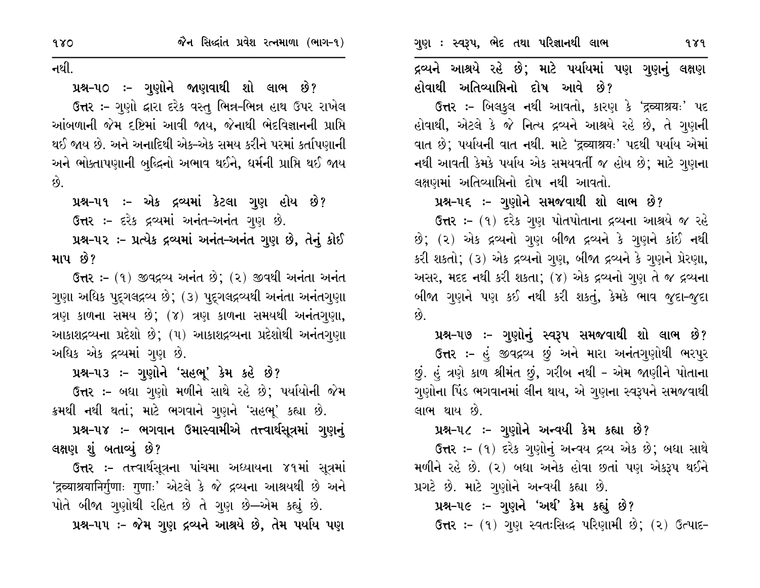નથી.

**પ્રશ્ન-૫૦ :- ગુણોને જાણવાથી શો લાભ છે?**

**ઉત્તર :-** ગુણો દ્વારા દરેક વસ્તુ ભિન્ન-ભિન્ન હાથ ઉપર રાખેલ આંબળાની જેમ દૃષ્ટિમાં આવી જાય, જેનાથી ભેદવિજ્ઞાનની પ્રાપ્તિ થઈ જાય છે. અને અનાદિથી એક-એક સમય કરીને પરમાં કર્તાપણાની અને ભોક્તાપણાની બુદ્ધિનો અભાવ થઈને, ધર્મની પ્રાપ્તિ થઈ જાય છે.

**પ્રશ્ન-૫૧ :- એક દ્રવ્યમાં કેટલા ગુણ હોય છે?**

**ઉત્તર :-** દરેક દ્રવ્યમાં અનંત-અનંત ગુણ છે.

**પ્રશ્ન-૫૨ :- પ્રત્યેક દ્રવ્યમાં અનંત-અનંત ગુણ છે, તેનું કોઈ માપ છે?**

**ઉત્તર :-** (૧) જીવદ્રવ્ય અનંત છે; (૨) જીવથી અનંતા અનંત ગુણા અધિક પુદ્‌ગલદ્રવ્ય છે; (૩) પુદ્‌ગલદ્રવ્યથી અનંતા અનંતગુણા ત્રણ કાળના સમય છે; (૪) ત્રણ કાળના સમયથી અનંતગુણા, આકાશદ્રવ્યના પ્રદેશો છે; (૫) આકાશદ્રવ્યના પ્રદેશોથી અનંતગુણા અધિક એક દ્રવ્યમાં ગુણ છે.

**પ્રશ્ન-૫૩ :- ગુણોને 'સહભૂ' કેમ કહે છે?**

**ઉત્તર :-** બધા ગુણો મળીને સાથે રહે છે; પર્યાયોની જેમ ક્રમથી નથી થતાં; માટે ભગવાને ગુણને 'સહભૂ' કહ્યા છે.

**પ્રશ્ન-૫૪ :- ભગવાન ઉમાસ્વામીએ તત્ત્વાર્થસૂત્રમાં ગુણનું લક્ષણ શું બતાવ્યું છે?**

**ઉત્તર :-** તત્ત્વાર્થસૂત્રના પાંચમા અધ્યાયના ૪૧માં સૂત્રમાં 'દ્રવ્યાશ્રયાનિર્ગુણાઃ ગુણાઃ' એટલે કે જે દ્રવ્યના આશ્રયથી છે અને પોતે બીજા ગુણોથી રહિત છે તે ગુણ છે—એમ કહ્યું છે.

**પ્રશ્ન-૫૫ :- જેમ ગુણ દ્રવ્યને આશ્રયે છે, તેમ પર્યાય પણ દ્રવ્યને આશ્રયે રહે છે; માટે પર્યાયમાં પણ ગુણનું લક્ષણ હોવાથી અતિવ્યાપ્તિનો દોષ આવે છે?**

**ઉત્તર :-** બિલકુલ નથી આવતો, કારણ કે 'દ્રવ્યાશ્રયઃ' પદ હોવાથી, એટલે કે જે નિત્ય દ્રવ્યને આશ્રયે રહે છે, તે ગુણની વાત છે; પર્યાયની વાત નથી. માટે 'દ્રવ્યાશ્રયઃ' પદથી પર્યાય એમાં નથી આવતી કેમકે પર્યાય એક સમયવર્તી જ હોય છે; માટે ગુણના લક્ષણમાં અતિવ્યાપ્તિનો દોષ નથી આવતો.

**પ્રશ્ન-૫૬ :- ગુણોને સમજવાથી શો લાભ છે?**

**ઉત્તર :-** (૧) દરેક ગુણ પોતપોતાના દ્રવ્યના આશ્રયે જ રહે છે; (૨) એક દ્રવ્યનો ગુણ બીજા દ્રવ્યને કે ગુણને કાંઈ નથી કરી શકતો; (૩) એક દ્રવ્યનો ગુણ, બીજા દ્રવ્યને કે ગુણને પ્રેરણા, અસર, મદદ નથી કરી શકતા; (૪) એક દ્રવ્યનો ગુણ તે જ દ્રવ્યના બીજા ગુણને પણ કઈ નથી કરી શકતું, કેમકે ભાવ જુદા-જુદા છે.

**પ્રશ્ન-૫૭ :- ગુણોનું સ્વરૂપ સમજવાથી શો લાભ છે?**

**ઉત્તર :-** હું જીવદ્રવ્ય છું અને મારા અનંતગુણોથી ભરપુર છું. હું ત્રણે કાળ શ્રીમંત છું, ગરીબ નથી - એમ જાણીને પોતાના ગુણોના પિંડ ભગવાનમાં લીન થાય, એ ગુણના સ્વરૂપને સમજવાથી લાભ થાય છે.

**પ્રશ્ન-૫૮ :- ગુણોને અન્વયી કેમ કહ્યા છે?**

**ઉત્તર :-** (૧) દરેક ગુણોનું અન્વય દ્રવ્ય એક છે; બધા સાથે મળીને રહે છે. (૨) બધા અનેક હોવા છતાં પણ એકરૂપ થઈને પ્રગટે છે. માટે ગુણોને અન્વયી કહ્યા છે.

**પ્રશ્ન-૫૯ :- ગુણને 'અર્થ' કેમ કહ્યું છે?**

**ઉત્તર :-** (૧) ગુણ સ્વતઃસિદ્ધ પરિણામી છે; (૨) ઉત્પાદ-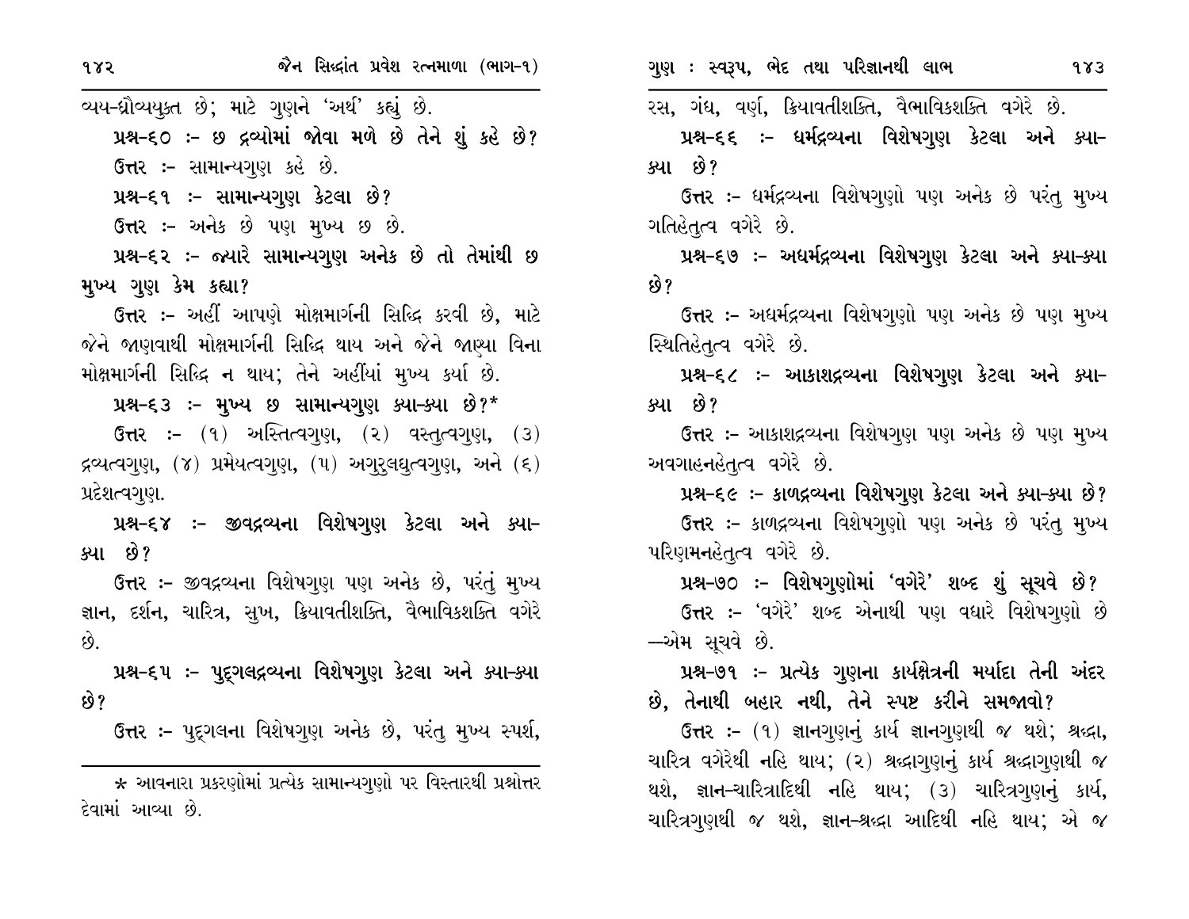વ્યય-ધ્રૌવ્યયુક્ત છે; માટે ગુણને 'અર્થ' કહ્યું છે.

**પ્રશ્ન-૬૦ :- છ દ્રવ્યોમાં જોવા મળે છે તેને શું કહે છે?**

ઉત્તર :- સામાન્યગુણ કહે છે.

**પ્રશ્ન-૬૧ :- સામાન્યગુણ કેટલા છે?**

ઉત્તર :- અનેક છે પણ મુખ્ય છ છે.

**પ્રશ્ન-૬૨ :- જ્યારે સામાન્યગુણ અનેક છે તો તેમાંથી છ મુખ્ય ગુણ કેમ કહ્યા?**

ઉત્તર :- અહીં આપણે મોક્ષમાર્ગની સિદ્ધિ કરવી છે, માટે જેને જાણવાથી મોક્ષમાર્ગની સિદ્ધિ થાય અને જેને જાણ્યા વિના મોક્ષમાર્ગની સિદ્ધિ ન થાય; તેને અહીંયાં મુખ્ય કર્યા છે.

**પ્રશ્ન-૬૩ :- મુખ્ય છ સામાન્યગુણ ક્યા-ક્યા છે?***

ઉત્તર :- (૧) અસ્તિત્વગુણ, (૨) વસ્તુત્વગુણ, (૩) દ્રવ્યત્વગુણ, (૪) પ્રમેયત્વગુણ, (૫) અગુરુલઘુત્વગુણ, અને (૬) પ્રદેશત્વગુણ.

**પ્રશ્ન-૬૪ :- જીવદ્રવ્યના વિશેષગુણ કેટલા અને ક્યા-ક્યા છે?**

ઉત્તર :- જીવદ્રવ્યના વિશેષગુણ પણ અનેક છે, પરંતુ મુખ્ય જ્ઞાન, દર્શન, ચારિત્ર, સુખ, ક્રિયાવતીશક્તિ, વૈભાવિકશક્તિ વગેરે છે.

**પ્રશ્ન-૬૫ :- પુદ્‌ગલદ્રવ્યના વિશેષગુણ કેટલા અને ક્યા-ક્યા છે?**

ઉત્તર :- પુદ્‌ગલના વિશેષગુણ અનેક છે, પરંતુ મુખ્ય સ્પર્શ, રસ, ગંધ, વર્ણ, ક્રિયાવતીશક્તિ, વૈભાવિકશક્તિ વગેરે છે.

**પ્રશ્ન-૬૬ :- ધર્મદ્રવ્યના વિશેષગુણ કેટલા અને ક્યા-ક્યા છે?**

ઉત્તર :- ધર્મદ્રવ્યના વિશેષગુણો પણ અનેક છે પરંતુ મુખ્ય ગતિહેતુત્વ વગેરે છે.

**પ્રશ્ન-૬૭ :- અધર્મદ્રવ્યના વિશેષગુણ કેટલા અને ક્યા-ક્યા છે?**

ઉત્તર :- અધર્મદ્રવ્યના વિશેષગુણો પણ અનેક છે પણ મુખ્ય સ્થિતિહેતુત્વ વગેરે છે.

**પ્રશ્ન-૬૮ :- આકાશદ્રવ્યના વિશેષગુણ કેટલા અને ક્યા-ક્યા છે?**

ઉત્તર :- આકાશદ્રવ્યના વિશેષગુણ પણ અનેક છે પણ મુખ્ય અવગાહનહેતુત્વ વગેરે છે.

**પ્રશ્ન-૬૯ :- કાળદ્રવ્યના વિશેષગુણ કેટલા અને ક્યા-ક્યા છે?**

ઉત્તર :- કાળદ્રવ્યના વિશેષગુણો પણ અનેક છે પરંતુ મુખ્ય પરિણમનહેતુત્વ વગેરે છે.

**પ્રશ્ન-૭૦ :- વિશેષગુણોમાં 'વગેરે' શબ્દ શું સૂચવે છે?**

ઉત્તર :- 'વગેરે' શબ્દ એનાથી પણ વધારે વિશેષગુણો છે —એમ સૂચવે છે.

**પ્રશ્ન-૭૧ :- પ્રત્યેક ગુણના કાર્યક્ષેત્રની મર્યાદા તેની અંદર છે, તેનાથી બહાર નથી, તેને સ્પષ્ટ કરીને સમજાવો?**

ઉત્તર :- (૧) જ્ઞાનગુણનું કાર્ય જ્ઞાનગુણથી જ થશે; શ્રદ્ધા, ચારિત્ર વગેરેથી નહિ થાય; (૨) શ્રદ્ધાગુણનું કાર્ય શ્રદ્ધાગુણથી જ થશે, જ્ઞાન-ચારિત્રાદિથી નહિ થાય; (૩) ચારિત્રગુણનું કાર્ય, ચારિત્રગુણથી જ થશે, જ્ઞાન-શ્રદ્ધા આદિથી નહિ થાય; એ જ

---

* આવનારા પ્રકરણોમાં પ્રત્યેક સામાન્યગુણો પર વિસ્તારથી પ્રશ્નોત્તર દેવામાં આવ્યા છે.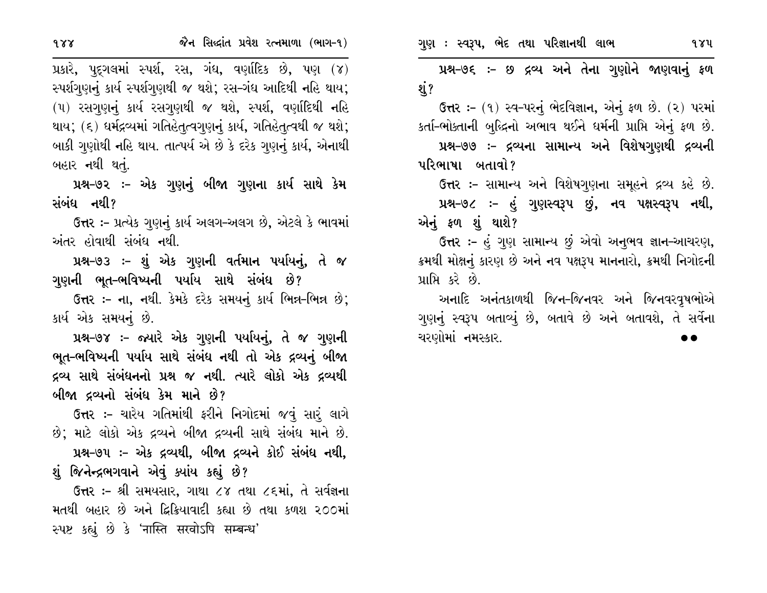પ્રકારે, પુદ્‌ગલમાં સ્પર્શ, રસ, ગંધ, વર્ણાદિક છે, પણ (૪) સ્પર્શગુણનું કાર્ય સ્પર્શગુણથી જ થશે; રસ-ગંધ આદિથી નહિ થાય; (૫) રસગુણનું કાર્ય રસગુણથી જ થશે, સ્પર્શ, વર્ણાદિથી નહિ થાય; (૬) ધર્મદ્રવ્યમાં ગતિહેતુત્વગુણનું કાર્ય, ગતિહેતુત્વથી જ થશે; બાકી ગુણોથી નહિ થાય. તાત્પર્ય એ છે કે દરેક ગુણનું કાર્ય, એનાથી બહાર નથી થતું.

**પ્રશ્ન-૭૨ :- એક ગુણનું બીજા ગુણના કાર્ય સાથે કેમ સંબંધ નથી?**

ઉત્તર :- પ્રત્યેક ગુણનું કાર્ય અલગ-અલગ છે, એટલે કે ભાવમાં અંતર હોવાથી સંબંધ નથી.

**પ્રશ્ન-૭૩ :- શું એક ગુણની વર્તમાન પર્યાયનું, તે જ ગુણની ભૂત-ભવિષ્યની પર્યાય સાથે સંબંધ છે?**

ઉત્તર :- ના, નથી. કેમકે દરેક સમયનું કાર્ય ભિન્ન-ભિન્ન છે; કાર્ય એક સમયનું છે.

**પ્રશ્ન-૭૪ :- જ્યારે એક ગુણની પર્યાયનું, તે જ ગુણની ભૂત-ભવિષ્યની પર્યાય સાથે સંબંધ નથી તો એક દ્રવ્યનું બીજા દ્રવ્ય સાથે સંબંધનનો પ્રશ્ન જ નથી. ત્યારે લોકો એક દ્રવ્યથી બીજા દ્રવ્યનો સંબંધ કેમ માને છે?**

ઉત્તર :- ચારેય ગતિમાંથી ફરીને નિગોદમાં જવું સારું લાગે છે; માટે લોકો એક દ્રવ્યને બીજા દ્રવ્યની સાથે સંબંધ માને છે.

**પ્રશ્ન-૭૫ :- એક દ્રવ્યથી, બીજા દ્રવ્યને કોઈ સંબંધ નથી, શું જિનેન્દ્રભગવાને એવું ક્યાંય કહ્યું છે?**

ઉત્તર :- શ્રી સમયસાર, ગાથા ૮૪ તથા ૮૬માં, તે સર્વજ્ઞના મતથી બહાર છે અને દ્વિક્રિયાવાદી કહ્યા છે તથા કળશ ૨૦૦માં સ્પષ્ટ કહ્યું છે કે 'नास्ति सरवोऽपि सम्बन्ध'

**પ્રશ્ન-૭૬ :- છ દ્રવ્ય અને તેના ગુણોને જાણવાનું ફળ શું?**

ઉત્તર :- (૧) સ્વ-પરનું ભેદવિજ્ઞાન, એનું ફળ છે. (૨) પરમાં કર્તા-ભોક્તાની બુદ્ધિનો અભાવ થઈને ધર્મની પ્રાપ્તિ એનું ફળ છે.

**પ્રશ્ન-૭૭ :- દ્રવ્યના સામાન્ય અને વિશેષગુણથી દ્રવ્યની પરિભાષા બતાવો?**

ઉત્તર :- સામાન્ય અને વિશેષગુણના સમૂહને દ્રવ્ય કહે છે.

**પ્રશ્ન-૭૮ :- હું ગુણસ્વરૂપ છું, નવ પક્ષસ્વરૂપ નથી, એનું ફળ શું થાશે?**

ઉત્તર :- હું ગુણ સામાન્ય છું એવો અનુભવ જ્ઞાન-આચરણ, ક્રમથી મોક્ષનું કારણ છે અને નવ પક્ષરૂપ માનનારો, ક્રમથી નિગોદની પ્રાપ્તિ કરે છે.

અનાદિ અનંતકાળથી જિન-જિનવર અને જિનવરવૃષભોએ ગુણનું સ્વરૂપ બતાવ્યું છે, બતાવે છે અને બતાવશે, તે સર્વેના ચરણોમાં નમસ્કાર.

●●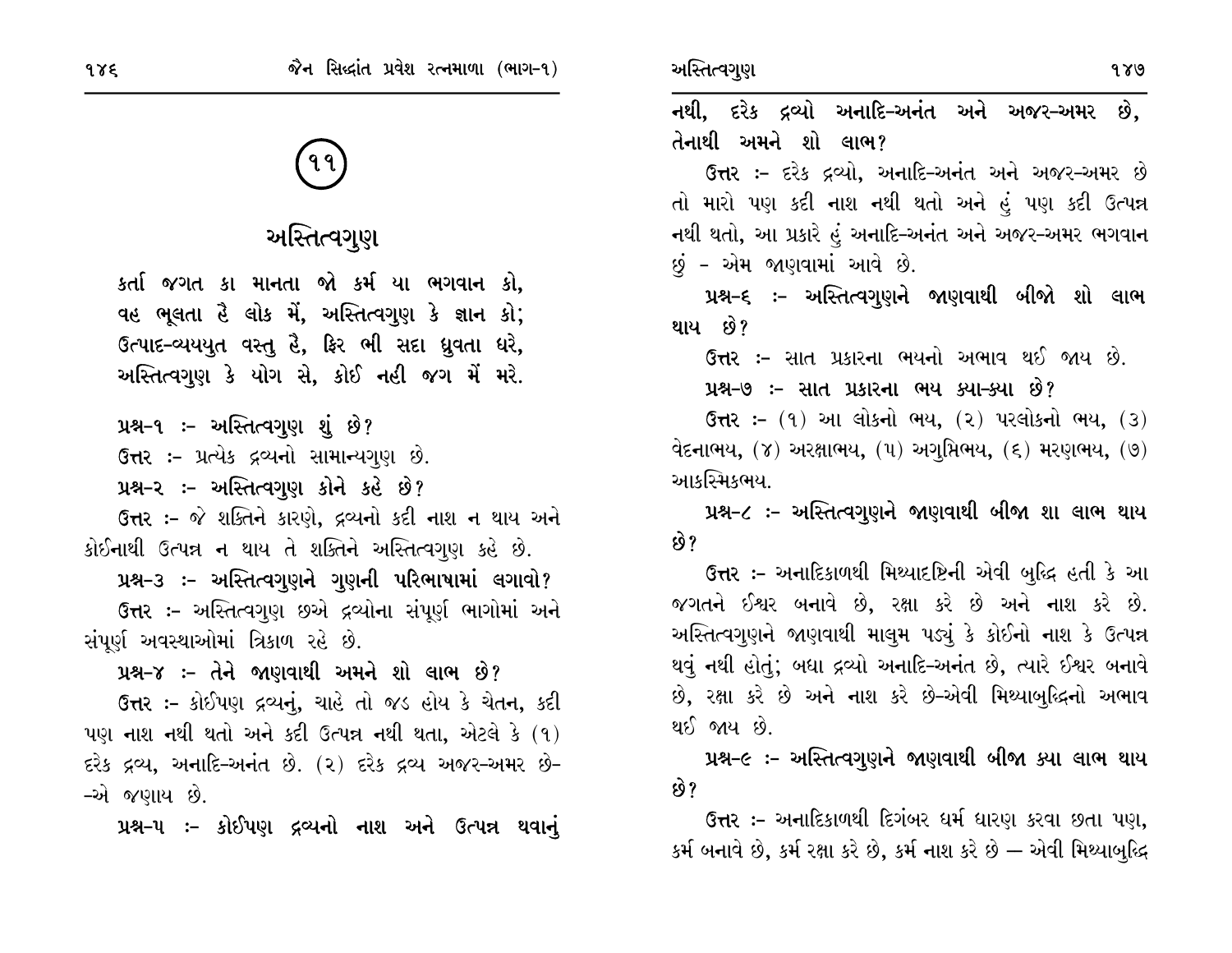## ૧૧

# અસ્તિત્વગુણ

કર્તા જગત કા માનતા જો કર્મ યા ભગવાન કો,
વહ ભૂલતા હૈ લોક મેં, અસ્તિત્વગુણ કે જ્ઞાન કો;
ઉત્પાદ-વ્યયયુત વસ્તુ હૈ, ફિર ભી સદા ધ્રુવતા ધરે,
અસ્તિત્વગુણ કે યોગ સે, કોઈ નહી જગ મેં મરે.

**પ્રશ્ન-૧ :- અસ્તિત્વગુણ શું છે?**

ઉત્તર :- પ્રત્યેક દ્રવ્યનો સામાન્યગુણ છે.

**પ્રશ્ન-૨ :- અસ્તિત્વગુણ કોને કહે છે?**

ઉત્તર :- જે શક્તિને કારણે, દ્રવ્યનો કદી નાશ ન થાય અને કોઈનાથી ઉત્પન્ન ન થાય તે શક્તિને અસ્તિત્વગુણ કહે છે.

**પ્રશ્ન-૩ :- અસ્તિત્વગુણને ગુણની પરિભાષામાં લગાવો?**

ઉત્તર :- અસ્તિત્વગુણ છએ દ્રવ્યોના સંપૂર્ણ ભાગોમાં અને સંપૂર્ણ અવસ્થાઓમાં ત્રિકાળ રહે છે.

**પ્રશ્ન-૪ :- તેને જાણવાથી અમને શો લાભ છે?**

ઉત્તર :- કોઈપણ દ્રવ્યનું, ચાહે તો જડ હોય કે ચેતન, કદી પણ નાશ નથી થતો અને કદી ઉત્પન્ન નથી થતા, એટલે કે (૧) દરેક દ્રવ્ય, અનાદિ-અનંત છે. (૨) દરેક દ્રવ્ય અજર-અમર છે--એ જણાય છે.

**પ્રશ્ન-૫ :- કોઈપણ દ્રવ્યનો નાશ અને ઉત્પન્ન થવાનું નથી, દરેક દ્રવ્યો અનાદિ-અનંત અને અજર-અમર છે, તેનાથી અમને શો લાભ?**

ઉત્તર :- દરેક દ્રવ્યો, અનાદિ-અનંત અને અજર-અમર છે તો મારો પણ કદી નાશ નથી થતો અને હું પણ કદી ઉત્પન્ન નથી થતો, આ પ્રકારે હું અનાદિ-અનંત અને અજર-અમર ભગવાન છું - એમ જાણવામાં આવે છે.

**પ્રશ્ન-૬ :- અસ્તિત્વગુણને જાણવાથી બીજો શો લાભ થાય છે?**

ઉત્તર :- સાત પ્રકારના ભયનો અભાવ થઈ જાય છે.

**પ્રશ્ન-૭ :- સાત પ્રકારના ભય ક્યા-ક્યા છે?**

ઉત્તર :- (૧) આ લોકનો ભય, (૨) પરલોકનો ભય, (૩) વેદનાભય, (૪) અરક્ષાભય, (૫) અગુપ્તિભય, (૬) મરણભય, (૭) આકસ્મિકભય.

**પ્રશ્ન-૮ :- અસ્તિત્વગુણને જાણવાથી બીજા શા લાભ થાય છે?**

ઉત્તર :- અનાદિકાળથી મિથ્યાદષ્ટિની એવી બુદ્ધિ હતી કે આ જગતને ઈશ્વર બનાવે છે, રક્ષા કરે છે અને નાશ કરે છે. અસ્તિત્વગુણને જાણવાથી માલુમ પડ્યું કે કોઈનો નાશ કે ઉત્પન્ન થવું નથી હોતું; બધા દ્રવ્યો અનાદિ-અનંત છે, ત્યારે ઈશ્વર બનાવે છે, રક્ષા કરે છે અને નાશ કરે છે-એવી મિથ્યાબુદ્ધિનો અભાવ થઈ જાય છે.

**પ્રશ્ન-૯ :- અસ્તિત્વગુણને જાણવાથી બીજા ક્યા લાભ થાય છે?**

ઉત્તર :- અનાદિકાળથી દિગંબર ધર્મ ધારણ કરવા છતા પણ, કર્મ બનાવે છે, કર્મ રક્ષા કરે છે, કર્મ નાશ કરે છે — એવી મિથ્યાબુદ્ધિ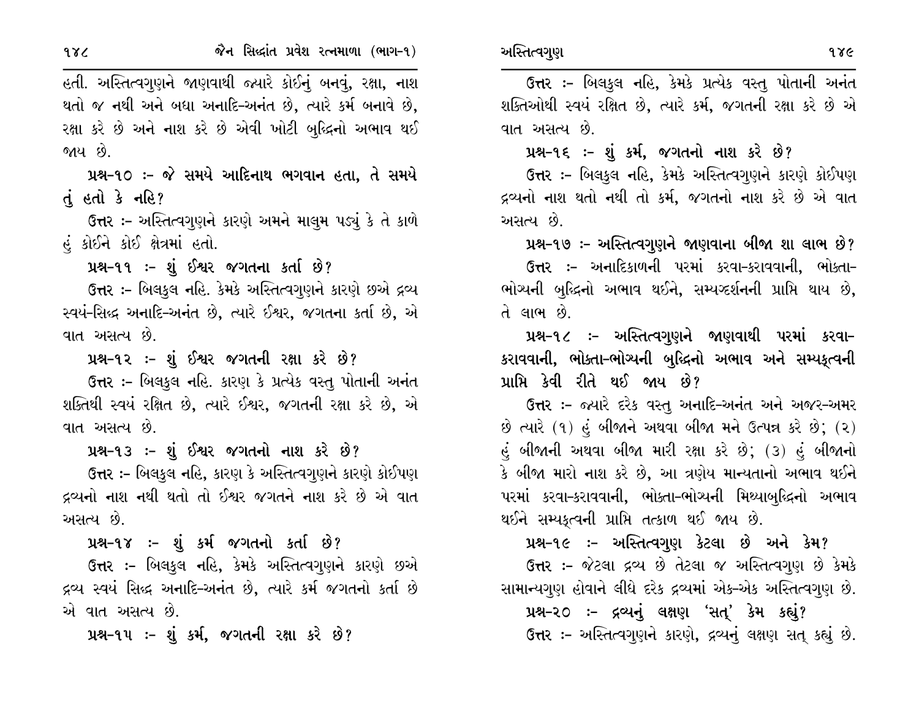હતી. અસ્તિત્વગુણને જાણવાથી જ્યારે કોઈનું બનવું, રક્ષા, નાશ થતો જ નથી અને બધા અનાદિ-અનંત છે, ત્યારે કર્મ બનાવે છે, રક્ષા કરે છે અને નાશ કરે છે એવી ખોટી બુદ્ધિનો અભાવ થઈ જાય છે.

**પ્રશ્ન-૧૦ :- જે સમયે આદિનાથ ભગવાન હતા, તે સમયે તું હતો કે નહિ?**

**ઉત્તર** :- અસ્તિત્વગુણને કારણે અમને માલુમ પડ્યું કે તે કાળે હું કોઈને કોઈ ક્ષેત્રમાં હતો.

**પ્રશ્ન-૧૧ :- શું ઈશ્વર જગતના કર્તા છે?**

**ઉત્તર** :- બિલકુલ નહિ. કેમકે અસ્તિત્વગુણને કારણે છએ દ્રવ્ય સ્વયં-સિદ્ધ અનાદિ-અનંત છે, ત્યારે ઈશ્વર, જગતના કર્તા છે, એ વાત અસત્ય છે.

**પ્રશ્ન-૧૨ :- શું ઈશ્વર જગતની રક્ષા કરે છે?**

**ઉત્તર** :- બિલકુલ નહિ. કારણ કે પ્રત્યેક વસ્તુ પોતાની અનંત શક્તિથી સ્વયં રક્ષિત છે, ત્યારે ઈશ્વર, જગતની રક્ષા કરે છે, એ વાત અસત્ય છે.

**પ્રશ્ન-૧૩ :- શું ઈશ્વર જગતનો નાશ કરે છે?**

**ઉત્તર** :- બિલકુલ નહિ, કારણ કે અસ્તિત્વગુણને કારણે કોઈપણ દ્રવ્યનો નાશ નથી થતો તો ઈશ્વર જગતને નાશ કરે છે એ વાત અસત્ય છે.

**પ્રશ્ન-૧૪ :- શું કર્મ જગતનો કર્તા છે?**

**ઉત્તર** :- બિલકુલ નહિ, કેમકે અસ્તિત્વગુણને કારણે છએ દ્રવ્ય સ્વયં સિદ્ધ અનાદિ-અનંત છે, ત્યારે કર્મ જગતનો કર્તા છે એ વાત અસત્ય છે.

**પ્રશ્ન-૧૫ :- શું કર્મ, જગતની રક્ષા કરે છે?**

**ઉત્તર** :- બિલકુલ નહિ, કેમકે પ્રત્યેક વસ્તુ પોતાની અનંત શક્તિઓથી સ્વયં રક્ષિત છે, ત્યારે કર્મ, જગતની રક્ષા કરે છે એ વાત અસત્ય છે.

**પ્રશ્ન-૧૬ :- શું કર્મ, જગતનો નાશ કરે છે?**

**ઉત્તર** :- બિલકુલ નહિ, કેમકે અસ્તિત્વગુણને કારણે કોઈપણ દ્રવ્યનો નાશ થતો નથી તો કર્મ, જગતનો નાશ કરે છે એ વાત અસત્ય છે.

**પ્રશ્ન-૧૭ :- અસ્તિત્વગુણને જાણવાના બીજા શા લાભ છે?**

**ઉત્તર** :- અનાદિકાળની પરમાં કરવા-કરાવવાની, ભોક્તા-ભોગ્યની બુદ્ધિનો અભાવ થઈને, સમ્યગ્દર્શનની પ્રાપ્તિ થાય છે, તે લાભ છે.

**પ્રશ્ન-૧૮ :- અસ્તિત્વગુણને જાણવાથી પરમાં કરવા-કરાવવાની, ભોક્તા-ભોગ્યની બુદ્ધિનો અભાવ અને સમ્યક્ત્વની પ્રાપ્તિ કેવી રીતે થઈ જાય છે?**

**ઉત્તર** :- જ્યારે દરેક વસ્તુ અનાદિ-અનંત અને અજર-અમર છે ત્યારે (૧) હું બીજાને અથવા બીજા મને ઉત્પન્ન કરે છે; (૨) હું બીજાની અથવા બીજા મારી રક્ષા કરે છે; (૩) હું બીજાનો કે બીજા મારો નાશ કરે છે, આ ત્રણેય માન્યતાનો અભાવ થઈને પરમાં કરવા-કરાવવાની, ભોક્તા-ભોગ્યની મિથ્યાબુદ્ધિનો અભાવ થઈને સમ્યક્ત્વની પ્રાપ્તિ તત્કાળ થઈ જાય છે.

**પ્રશ્ન-૧૯ :- અસ્તિત્વગુણ કેટલા છે અને કેમ?**

**ઉત્તર** :- જેટલા દ્રવ્ય છે તેટલા જ અસ્તિત્વગુણ છે કેમકે સામાન્યગુણ હોવાને લીધે દરેક દ્રવ્યમાં એક-એક અસ્તિત્વગુણ છે.

**પ્રશ્ન-૨૦ :- દ્રવ્યનું લક્ષણ 'સત્' કેમ કહ્યું?**

**ઉત્તર** :- અસ્તિત્વગુણને કારણે, દ્રવ્યનું લક્ષણ સત્ કહ્યું છે.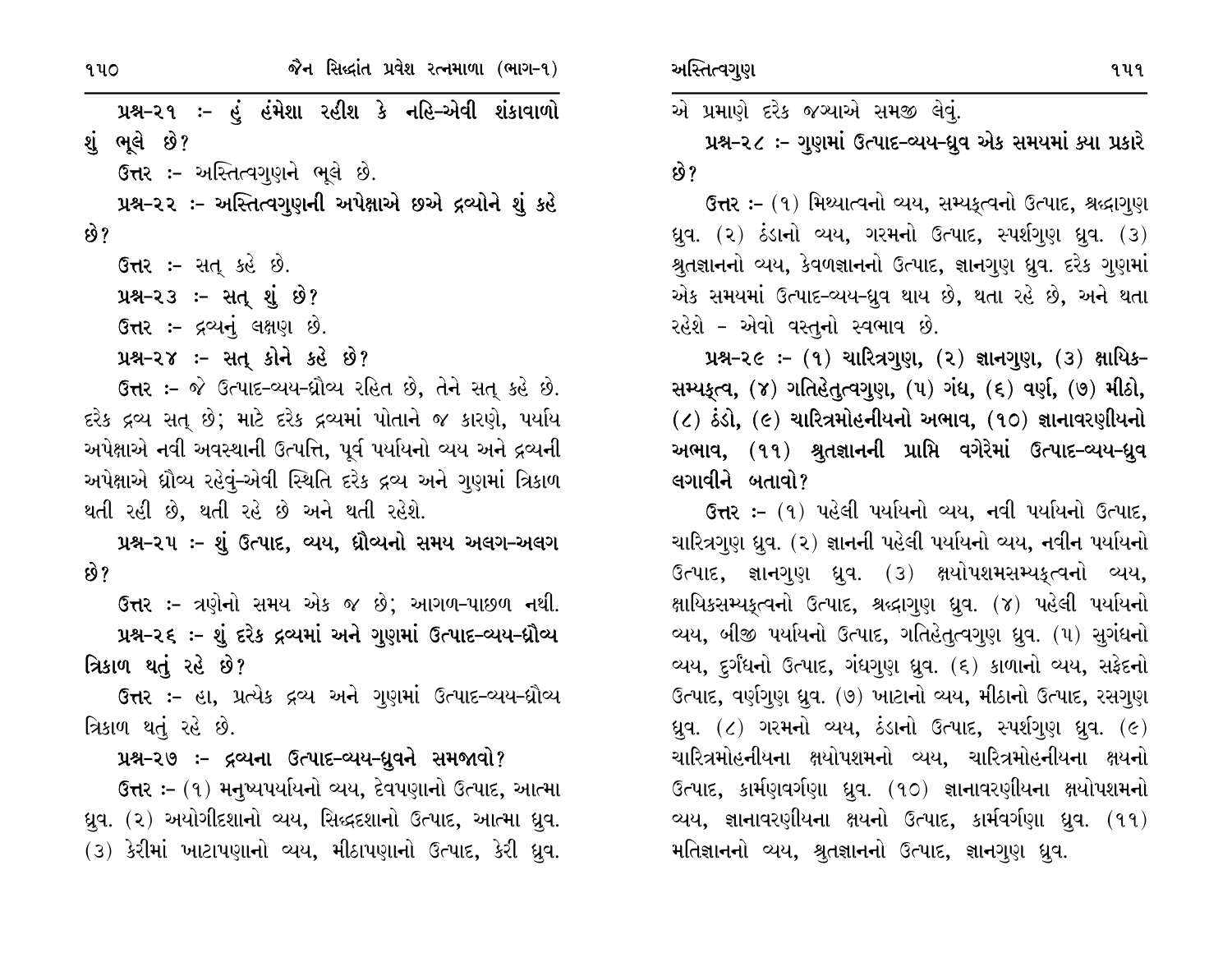**પ્રશ્ન-૨૧ :- હું હંમેશા રહીશ કે નહિ-એવી શંકાવાળો શું ભૂલે છે?**

ઉત્તર :- અસ્તિત્વગુણને ભૂલે છે.

**પ્રશ્ન-૨૨ :- અસ્તિત્વગુણની અપેક્ષાએ છએ દ્રવ્યોને શું કહે છે?**

ઉત્તર :- સત્ કહે છે.

**પ્રશ્ન-૨૩ :- સત્ શું છે?**

ઉત્તર :- દ્રવ્યનું લક્ષણ છે.

**પ્રશ્ન-૨૪ :- સત્ કોને કહે છે?**

ઉત્તર :- જે ઉત્પાદ-વ્યય-ધ્રૌવ્ય રહિત છે, તેને સત્ કહે છે. દરેક દ્રવ્ય સત્ છે; માટે દરેક દ્રવ્યમાં પોતાને જ કારણે, પર્યાય અપેક્ષાએ નવી અવસ્થાની ઉત્પત્તિ, પૂર્વ પર્યાયનો વ્યય અને દ્રવ્યની અપેક્ષાએ ધ્રૌવ્ય રહેવું-એવી સ્થિતિ દરેક દ્રવ્ય અને ગુણમાં ત્રિકાળ થતી રહી છે, થતી રહે છે અને થતી રહેશે.

**પ્રશ્ન-૨૫ :- શું ઉત્પાદ, વ્યય, ધ્રૌવ્યનો સમય અલગ-અલગ છે?**

ઉત્તર :- ત્રણેનો સમય એક જ છે; આગળ-પાછળ નથી.

**પ્રશ્ન-૨૬ :- શું દરેક દ્રવ્યમાં અને ગુણમાં ઉત્પાદ-વ્યય-ધ્રૌવ્ય ત્રિકાળ થતું રહે છે?**

ઉત્તર :- હા, પ્રત્યેક દ્રવ્ય અને ગુણમાં ઉત્પાદ-વ્યય-ધ્રૌવ્ય ત્રિકાળ થતું રહે છે.

**પ્રશ્ન-૨૭ :- દ્રવ્યના ઉત્પાદ-વ્યય-ધ્રુવને સમજાવો?**

ઉત્તર :- (૧) મનુષ્યપર્યાયનો વ્યય, દેવપણાનો ઉત્પાદ, આત્મા ધ્રુવ. (૨) અયોગીદશાનો વ્યય, સિદ્ધદશાનો ઉત્પાદ, આત્મા ધ્રુવ. (૩) કેરીમાં ખાટાપણાનો વ્યય, મીઠાપણાનો ઉત્પાદ, કેરી ધ્રુવ. એ પ્રમાણે દરેક જગ્યાએ સમજી લેવું.

**પ્રશ્ન-૨૮ :- ગુણમાં ઉત્પાદ-વ્યય-ધ્રુવ એક સમયમાં ક્યા પ્રકારે છે?**

ઉત્તર :- (૧) મિથ્યાત્વનો વ્યય, સમ્યક્ત્વનો ઉત્પાદ, શ્રદ્ધાગુણ ધ્રુવ. (૨) ઠંડાનો વ્યય, ગરમનો ઉત્પાદ, સ્પર્શગુણ ધ્રુવ. (૩) શ્રુતજ્ઞાનનો વ્યય, કેવળજ્ઞાનનો ઉત્પાદ, જ્ઞાનગુણ ધ્રુવ. દરેક ગુણમાં એક સમયમાં ઉત્પાદ-વ્યય-ધ્રુવ થાય છે, થતા રહે છે, અને થતા રહેશે - એવો વસ્તુનો સ્વભાવ છે.

**પ્રશ્ન-૨૯ :- (૧) ચારિત્રગુણ, (૨) જ્ઞાનગુણ, (૩) ક્ષાયિક-સમ્યક્ત્વ, (૪) ગતિહેતુત્વગુણ, (૫) ગંધ, (૬) વર્ણ, (૭) મીઠો, (૮) ઠંડો, (૯) ચારિત્રમોહનીયનો અભાવ, (૧૦) જ્ઞાનાવરણીયનો અભાવ, (૧૧) શ્રુતજ્ઞાનની પ્રાપ્તિ વગેરેમાં ઉત્પાદ-વ્યય-ધ્રુવ લગાવીને બતાવો?**

ઉત્તર :- (૧) પહેલી પર્યાયનો વ્યય, નવી પર્યાયનો ઉત્પાદ, ચારિત્રગુણ ધ્રુવ. (૨) જ્ઞાનની પહેલી પર્યાયનો વ્યય, નવીન પર્યાયનો ઉત્પાદ, જ્ઞાનગુણ ધ્રુવ. (૩) ક્ષયોપશમસમ્યક્ત્વનો વ્યય, ક્ષાયિકસમ્યક્ત્વનો ઉત્પાદ, શ્રદ્ધાગુણ ધ્રુવ. (૪) પહેલી પર્યાયનો વ્યય, બીજી પર્યાયનો ઉત્પાદ, ગતિહેતુત્વગુણ ધ્રુવ. (૫) સુગંધનો વ્યય, દુર્ગંધનો ઉત્પાદ, ગંધગુણ ધ્રુવ. (૬) કાળાનો વ્યય, સફેદનો ઉત્પાદ, વર્ણગુણ ધ્રુવ. (૭) ખાટાનો વ્યય, મીઠાનો ઉત્પાદ, રસગુણ ધ્રુવ. (૮) ગરમનો વ્યય, ઠંડાનો ઉત્પાદ, સ્પર્શગુણ ધ્રુવ. (૯) ચારિત્રમોહનીયના ક્ષયોપશમનો વ્યય, ચારિત્રમોહનીયના ક્ષયનો ઉત્પાદ, કાર્મણવર્ગણા ધ્રુવ. (૧૦) જ્ઞાનાવરણીયના ક્ષયોપશમનો વ્યય, જ્ઞાનાવરણીયના ક્ષયનો ઉત્પાદ, કાર્મવર્ગણા ધ્રુવ. (૧૧) મતિજ્ઞાનનો વ્યય, શ્રુતજ્ઞાનનો ઉત્પાદ, જ્ઞાનગુણ ધ્રુવ.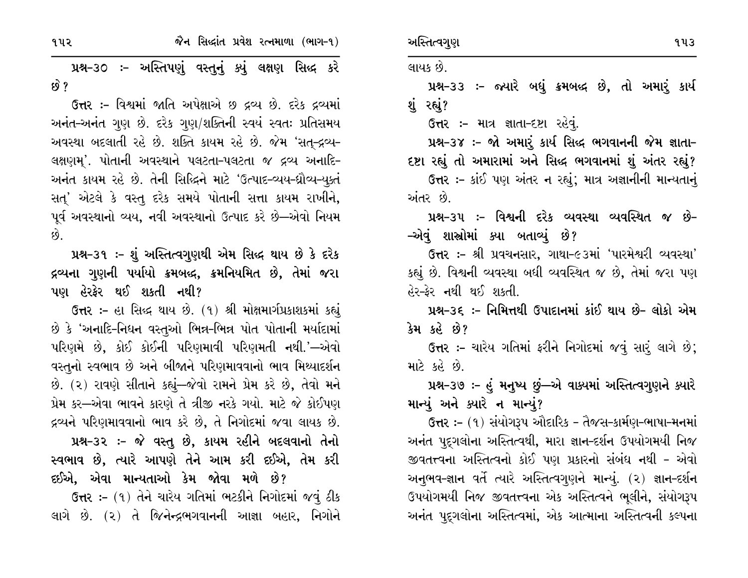**પ્રશ્ન-૩૦ :- અસ્તિપણું વસ્તુનું ક્યું લક્ષણ સિદ્ધ કરે છે?**

ઉત્તર :- વિશ્વમાં જાતિ અપેક્ષાએ છ દ્રવ્ય છે. દરેક દ્રવ્યમાં અનંત-અનંત ગુણ છે. દરેક ગુણ/શક્તિની સ્વયં સ્વતઃ પ્રતિસમય અવસ્થા બદલાતી રહે છે. શક્તિ કાયમ રહે છે. જેમ 'સત્-દ્રવ્ય-લક્ષણમ્'. પોતાની અવસ્થાને પલટતા-પલટતા જ દ્રવ્ય અનાદિ-અનંત કાયમ રહે છે. તેની સિદ્ધિને માટે 'ઉત્પાદ-વ્યય-ધ્રૌવ્ય-યુક્તં સત્' એટલે કે વસ્તુ દરેક સમયે પોતાની સત્તા કાયમ રાખીને, પૂર્વ અવસ્થાનો વ્યય, નવી અવસ્થાનો ઉત્પાદ કરે છે—એવો નિયમ છે.

**પ્રશ્ન-૩૧ :- શું અસ્તિત્વગુણથી એમ સિદ્ધ થાય છે કે દરેક દ્રવ્યના ગુણની પર્યાયો ક્રમબદ્ધ, ક્રમનિયમિત છે, તેમાં જરા પણ હેરફેર થઈ શકતી નથી?**

ઉત્તર :- હા સિદ્ધ થાય છે. (૧) શ્રી મોક્ષમાર્ગપ્રકાશકમાં કહ્યું છે કે 'અનાદિ-નિધન વસ્તુઓ ભિન્ન-ભિન્ન પોત પોતાની મર્યાદામાં પરિણમે છે, કોઈ કોઈની પરિણમાવી પરિણમતી નથી.'—એવો વસ્તુનો સ્વભાવ છે અને બીજાને પરિણમાવવાનો ભાવ મિથ્યાદર્શન છે. (૨) રાવણે સીતાને કહ્યું—જેવો રામને પ્રેમ કરે છે, તેવો મને પ્રેમ કર—એવા ભાવને કારણે તે ત્રીજી નરકે ગયો. માટે જે કોઈપણ દ્રવ્યને પરિણમાવવાનો ભાવ કરે છે, તે નિગોદમાં જવા લાયક છે.

**પ્રશ્ન-૩૨ :- જે વસ્તુ છે, કાયમ રહીને બદલવાનો તેનો સ્વભાવ છે, ત્યારે આપણે તેને આમ કરી દઈએ, તેમ કરી દઈએ, એવા માન્યતાઓ કેમ જોવા મળે છે?**

ઉત્તર :- (૧) તેને ચારેય ગતિમાં ભટકીને નિગોદમાં જવું ઠીક લાગે છે. (૨) તે જિનેન્દ્રભગવાનની આજ્ઞા બહાર, નિગોને લાયક છે.

**પ્રશ્ન-૩૩ :- જ્યારે બધું ક્રમબદ્ધ છે, તો અમારું કાર્ય શું રહ્યું?**

ઉત્તર :- માત્ર જ્ઞાતા-દૃષ્ટા રહેવું.

**પ્રશ્ન-૩૪ :- જો અમારું કાર્ય સિદ્ધ ભગવાનની જેમ જ્ઞાતા-દૃષ્ટા રહ્યું તો અમારામાં અને સિદ્ધ ભગવાનમાં શું અંતર રહ્યું?**

ઉત્તર :- કાંઈ પણ અંતર ન રહ્યું; માત્ર અજ્ઞાનીની માન્યતાનું અંતર છે.

**પ્રશ્ન-૩૫ :- વિશ્વની દરેક વ્યવસ્થા વ્યવસ્થિત જ છે--એવું શાસ્ત્રોમાં ક્યા બતાવ્યું છે?**

ઉત્તર :- શ્રી પ્રવચનસાર, ગાથા-૯૩માં 'પારમેશ્વરી વ્યવસ્થા' કહ્યું છે. વિશ્વની વ્યવસ્થા બધી વ્યવસ્થિત જ છે, તેમાં જરા પણ હેર-ફેર નથી થઈ શકતી.

**પ્રશ્ન-૩૬ :- નિમિત્તથી ઉપાદાનમાં કાંઈ થાય છે- લોકો એમ કેમ કહે છે?**

ઉત્તર :- ચારેય ગતિમાં ફરીને નિગોદમાં જવું સારું લાગે છે; માટે કહે છે.

**પ્રશ્ન-૩૭ :- હું મનુષ્ય છું—એ વાક્યમાં અસ્તિત્વગુણને ક્યારે માન્યું અને ક્યારે ન માન્યું?**

ઉત્તર :- (૧) સંયોગરૂપ ઔદારિક - તૈજસ-કાર્મણ-ભાષા-મનમાં અનંત પુદ્‌ગલોના અસ્તિત્વથી, મારા જ્ઞાન-દર્શન ઉપયોગમયી નિજ જીવતત્ત્વના અસ્તિત્વનો કોઈ પણ પ્રકારનો સંબંધ નથી - એવો અનુભવ-જ્ઞાન વર્તે ત્યારે અસ્તિત્વગુણને માન્યું. (૨) જ્ઞાન-દર્શન ઉપયોગમયી નિજ જીવતત્ત્વના એક અસ્તિત્વને ભૂલીને, સંયોગરૂપ અનંત પુદ્‌ગલોના અસ્તિત્વમાં, એક આત્માના અસ્તિત્વની કલ્પના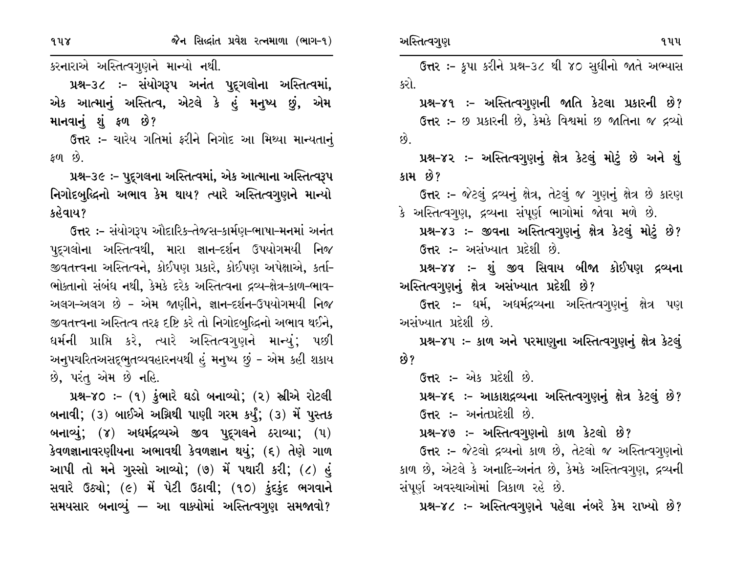કરનારાએ અસ્તિત્વગુણને માન્યો નથી.

**પ્રશ્ન-૩૮ :- સંયોગરૂપ અનંત પુદ્‌ગલોના અસ્તિત્વમાં, એક આત્માનું અસ્તિત્વ, એટલે કે હું મનુષ્ય છું, એમ માનવાનું શું ફળ છે?**

ઉત્તર :- ચારેય ગતિમાં ફરીને નિગોદ આ મિથ્યા માન્યતાનું ફળ છે.

**પ્રશ્ન-૩૯ :- પુદ્‌ગલના અસ્તિત્વમાં, એક આત્માના અસ્તિત્વરૂપ નિગોદબુદ્ધિનો અભાવ કેમ થાય? ત્યારે અસ્તિત્વગુણને માન્યો કહેવાય?**

ઉત્તર :- સંયોગરૂપ ઔદારિક-તેજસ-કાર્મણ-ભાષા-મનમાં અનંત પુદ્‌ગલોના અસ્તિત્વથી, મારા જ્ઞાન-દર્શન ઉપયોગમયી નિજ જીવતત્ત્વના અસ્તિત્વને, કોઈપણ પ્રકારે, કોઈપણ અપેક્ષાએ, કર્તા-ભોક્તાનો સંબંધ નથી, કેમકે દરેક અસ્તિત્વના દ્રવ્ય-ક્ષેત્ર-કાળ-ભાવ-અલગ-અલગ છે - એમ જાણીને, જ્ઞાન-દર્શન-ઉપયોગમયી નિજ જીવતત્ત્વના અસ્તિત્વ તરફ દૃષ્ટિ કરે તો નિગોદબુદ્ધિનો અભાવ થઈને, ધર્મની પ્રાપ્તિ કરે, ત્યારે અસ્તિત્વગુણને માન્યું; પછી અનુપચરિતઅસદ્‌ભુતવ્યવહારનયથી હું મનુષ્ય છું - એમ કહી શકાય છે, પરંતુ એમ છે નહિ.

**પ્રશ્ન-૪૦ :- (૧) કુંભારે ઘડો બનાવ્યો; (૨) સ્રીએ રોટલી બનાવી; (૩) બાઈએ અગ્નિથી પાણી ગરમ કર્યું; (૩) મેં પુસ્તક બનાવ્યું; (૪) અધર્મદ્રવ્યએ જીવ પુદ્‌ગલને ઠરાવ્યા; (૫) કેવળજ્ઞાનાવરણીયના અભાવથી કેવળજ્ઞાન થયું; (૬) તેણે ગાળ આપી તો મને ગુસ્સો આવ્યો; (૭) મેં પથારી કરી; (૮) હું સવારે ઉઠ્યો; (૯) મેં પેટી ઉઠાવી; (૧૦) કુંદકુંદ ભગવાને સમયસાર બનાવ્યું — આ વાક્યોમાં અસ્તિત્વગુણ સમજાવો?**

ઉત્તર :- કૃપા કરીને પ્રશ્ન-૩૮ થી ૪૦ સુધીનો જાતે અભ્યાસ કરો.

**પ્રશ્ન-૪૧ :- અસ્તિત્વગુણની જાતિ કેટલા પ્રકારની છે?**

ઉત્તર :- છ પ્રકારની છે, કેમકે વિશ્વમાં છ જાતિના જ દ્રવ્યો છે.

**પ્રશ્ન-૪૨ :- અસ્તિત્વગુણનું ક્ષેત્ર કેટલું મોટું છે અને શું કામ છે?**

ઉત્તર :- જેટલું દ્રવ્યનું ક્ષેત્ર, તેટલું જ ગુણનું ક્ષેત્ર છે કારણ કે અસ્તિત્વગુણ, દ્રવ્યના સંપૂર્ણ ભાગોમાં જોવા મળે છે.

**પ્રશ્ન-૪૩ :- જીવના અસ્તિત્વગુણનું ક્ષેત્ર કેટલું મોટું છે?**

ઉત્તર :- અસંખ્યાત પ્રદેશી છે.

**પ્રશ્ન-૪૪ :- શું જીવ સિવાય બીજા કોઈપણ દ્રવ્યના અસ્તિત્વગુણનું ક્ષેત્ર અસંખ્યાત પ્રદેશી છે?**

ઉત્તર :- ધર્મ, અધર્મદ્રવ્યના અસ્તિત્વગુણનું ક્ષેત્ર પણ અસંખ્યાત પ્રદેશી છે.

**પ્રશ્ન-૪૫ :- કાળ અને પરમાણુના અસ્તિત્વગુણનું ક્ષેત્ર કેટલું છે?**

ઉત્તર :- એક પ્રદેશી છે.

**પ્રશ્ન-૪૬ :- આકાશદ્રવ્યના અસ્તિત્વગુણનું ક્ષેત્ર કેટલું છે?**

ઉત્તર :- અનંતપ્રદેશી છે.

**પ્રશ્ન-૪૭ :- અસ્તિત્વગુણનો કાળ કેટલો છે?**

ઉત્તર :- જેટલો દ્રવ્યનો કાળ છે, તેટલો જ અસ્તિત્વગુણનો કાળ છે, એટલે કે અનાદિ-અનંત છે, કેમકે અસ્તિત્વગુણ, દ્રવ્યની સંપૂર્ણ અવસ્થાઓમાં ત્રિકાળ રહે છે.

**પ્રશ્ન-૪૮ :- અસ્તિત્વગુણને પહેલા નંબરે કેમ રાખ્યો છે?**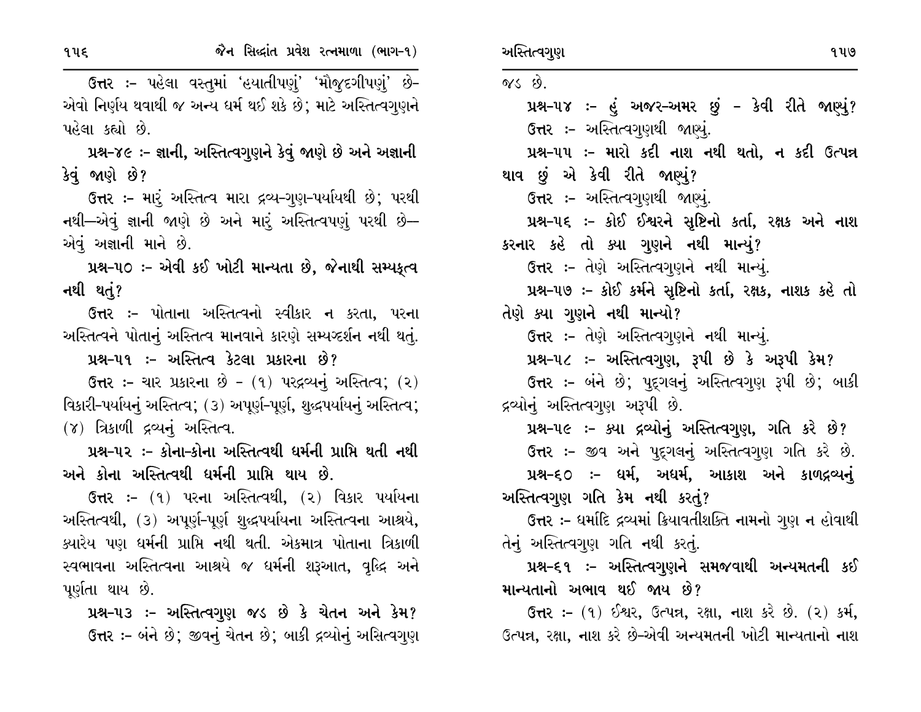ઉત્તર :- પહેલા વસ્તુમાં 'હયાતીપણું' 'મૌજુદગીપણું' છે- એવો નિર્ણય થવાથી જ અન્ય ધર્મ થઈ શકે છે; માટે અસ્તિત્વગુણને પહેલા કહ્યો છે.

**પ્રશ્ન-૪૯ :- જ્ઞાની, અસ્તિત્વગુણને કેવું જાણે છે અને અજ્ઞાની કેવું જાણે છે?**

ઉત્તર :- મારું અસ્તિત્વ મારા દ્રવ્ય-ગુણ-પર્યાયથી છે; પરથી નથી—એવું જ્ઞાની જાણે છે અને મારું અસ્તિત્વપણું પરથી છે— એવું અજ્ઞાની માને છે.

**પ્રશ્ન-૫૦ :- એવી કઈ ખોટી માન્યતા છે, જેનાથી સમ્યક્ત્વ નથી થતું?**

ઉત્તર :- પોતાના અસ્તિત્વનો સ્વીકાર ન કરતા, પરના અસ્તિત્વને પોતાનું અસ્તિત્વ માનવાને કારણે સમ્યગ્દર્શન નથી થતું.

**પ્રશ્ન-૫૧ :- અસ્તિત્વ કેટલા પ્રકારના છે?**

ઉત્તર :- ચાર પ્રકારના છે - (૧) પરદ્રવ્યનું અસ્તિત્વ; (૨) વિકારી-પર્યાયનું અસ્તિત્વ; (૩) અપૂર્ણ-પૂર્ણ, શુદ્ધપર્યાયનું અસ્તિત્વ; (૪) ત્રિકાળી દ્રવ્યનું અસ્તિત્વ.

**પ્રશ્ન-૫૨ :- કોના-કોના અસ્તિત્વથી ધર્મની પ્રાપ્તિ થતી નથી અને કોના અસ્તિત્વથી ધર્મની પ્રાપ્તિ થાય છે.**

ઉત્તર :- (૧) પરના અસ્તિત્વથી, (૨) વિકાર પર્યાયના અસ્તિત્વથી, (૩) અપૂર્ણ-પૂર્ણ શુદ્ધપર્યાયના અસ્તિત્વના આશ્રયે, ક્યારેય પણ ધર્મની પ્રાપ્તિ નથી થતી. એકમાત્ર પોતાના ત્રિકાળી સ્વભાવના અસ્તિત્વના આશ્રયે જ ધર્મની શરૂઆત, વૃદ્ધિ અને પૂર્ણતા થાય છે.

**પ્રશ્ન-૫૩ :- અસ્તિત્વગુણ જડ છે કે ચેતન અને કેમ?**

ઉત્તર :- બંને છે; જીવનું ચેતન છે; બાકી દ્રવ્યોનું અસિત્વગુણ જડ છે.

**પ્રશ્ન-૫૪ :- હું અજર-અમર છું - કેવી રીતે જાણ્યું?**

ઉત્તર :- અસ્તિત્વગુણથી જાણ્યું.

**પ્રશ્ન-૫૫ :- મારો કદી નાશ નથી થતો, ન કદી ઉત્પન્ન થાવ છું એ કેવી રીતે જાણ્યું?**

ઉત્તર :- અસ્તિત્વગુણથી જાણ્યું.

**પ્રશ્ન-૫૬ :- કોઈ ઈશ્વરને સૃષ્ટિનો કર્તા, રક્ષક અને નાશ કરનાર કહે તો ક્યા ગુણને નથી માન્યું?**

ઉત્તર :- તેણે અસ્તિત્વગુણને નથી માન્યું.

**પ્રશ્ન-૫૭ :- કોઈ કર્મને સૃષ્ટિનો કર્તા, રક્ષક, નાશક કહે તો તેણે ક્યા ગુણને નથી માન્યો?**

ઉત્તર :- તેણે અસ્તિત્વગુણને નથી માન્યું.

**પ્રશ્ન-૫૮ :- અસ્તિત્વગુણ, રૂપી છે કે અરૂપી કેમ?**

ઉત્તર :- બંને છે; પુદ્‌ગલનું અસ્તિત્વગુણ રૂપી છે; બાકી દ્રવ્યોનું અસ્તિત્વગુણ અરૂપી છે.

**પ્રશ્ન-૫૯ :- ક્યા દ્રવ્યોનું અસ્તિત્વગુણ, ગતિ કરે છે?**

ઉત્તર :- જીવ અને પુદ્‌ગલનું અસ્તિત્વગુણ ગતિ કરે છે.

**પ્રશ્ન-૬૦ :- ધર્મ, અધર્મ, આકાશ અને કાળદ્રવ્યનું અસ્તિત્વગુણ ગતિ કેમ નથી કરતું?**

ઉત્તર :- ધર્માદિ દ્રવ્યમાં ક્રિયાવતીશક્તિ નામનો ગુણ ન હોવાથી તેનું અસ્તિત્વગુણ ગતિ નથી કરતું.

**પ્રશ્ન-૬૧ :- અસ્તિત્વગુણને સમજવાથી અન્યમતની કઈ માન્યતાનો અભાવ થઈ જાય છે?**

ઉત્તર :- (૧) ઈશ્વર, ઉત્પન્ન, રક્ષા, નાશ કરે છે. (૨) કર્મ, ઉત્પન્ન, રક્ષા, નાશ કરે છે-એવી અન્યમતની ખોટી માન્યતાનો નાશ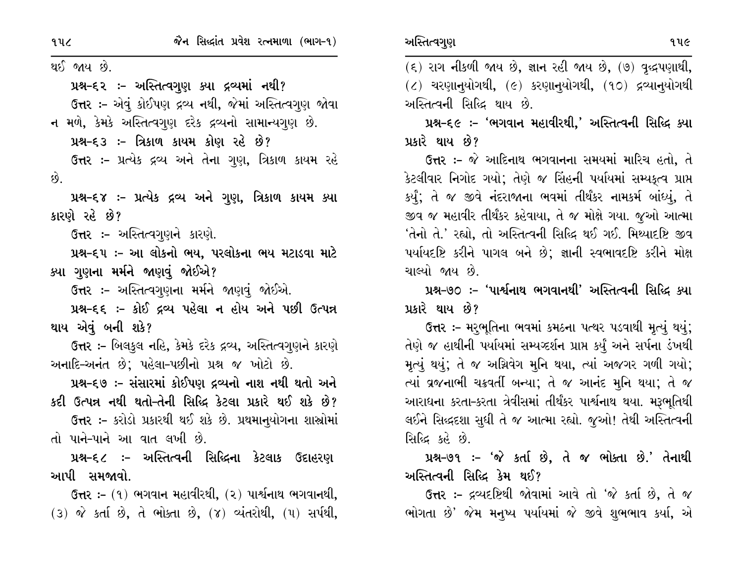થઈ જાય છે.

**પ્રશ્ન-૬૨ :- અસ્તિત્વગુણ ક્યા દ્રવ્યમાં નથી?**

ઉત્તર :- એવું કોઈપણ દ્રવ્ય નથી, જેમાં અસ્તિત્વગુણ જોવા ન મળે, કેમકે અસ્તિત્વગુણ દરેક દ્રવ્યનો સામાન્યગુણ છે.

**પ્રશ્ન-૬૩ :- ત્રિકાળ કાયમ કોણ રહે છે?**

ઉત્તર :- પ્રત્યેક દ્રવ્ય અને તેના ગુણ, ત્રિકાળ કાયમ રહે છે.

**પ્રશ્ન-૬૪ :- પ્રત્યેક દ્રવ્ય અને ગુણ, ત્રિકાળ કાયમ ક્યા કારણે રહે છે?**

ઉત્તર :- અસ્તિત્વગુણને કારણે.

**પ્રશ્ન-૬૫ :- આ લોકનો ભય, પરલોકના ભય મટાડવા માટે ક્યા ગુણના મર્મને જાણવું જોઈએ?**

ઉત્તર :- અસ્તિત્વગુણના મર્મને જાણવું જોઈએ.

**પ્રશ્ન-૬૬ :- કોઈ દ્રવ્ય પહેલા ન હોય અને પછી ઉત્પન્ન થાય એવું બની શકે?**

ઉત્તર :- બિલકુલ નહિ, કેમકે દરેક દ્રવ્ય, અસ્તિત્વગુણને કારણે અનાદિ-અનંત છે; પહેલા-પછીનો પ્રશ્ન જ ખોટો છે.

**પ્રશ્ન-૬૭ :- સંસારમાં કોઈપણ દ્રવ્યનો નાશ નથી થતો અને કદી ઉત્પન્ન નથી થતો-તેની સિદ્ધિ કેટલા પ્રકારે થઈ શકે છે?**

ઉત્તર :- કરોડો પ્રકારથી થઈ શકે છે. પ્રથમાનુયોગના શાસ્ત્રોમાં તો પાને-પાને આ વાત લખી છે.

**પ્રશ્ન-૬૮ :- અસ્તિત્વની સિદ્ધિના કેટલાક ઉદાહરણ આપી સમજાવો.**

ઉત્તર :- (૧) ભગવાન મહાવીરથી, (૨) પાર્શ્વનાથ ભગવાનથી, (૩) જે કર્તા છે, તે ભોક્તા છે, (૪) વ્યંતરોથી, (૫) સર્પથી, (૬) રાગ નીકળી જાય છે, જ્ઞાન રહી જાય છે, (૭) વૃદ્ધપણાથી, (૮) ચરણાનુયોગથી, (૯) કરણાનુયોગથી, (૧૦) દ્રવ્યાનુયોગથી અસ્તિત્વની સિદ્ધિ થાય છે.

**પ્રશ્ન-૬૯ :- 'ભગવાન મહાવીરથી,' અસ્તિત્વની સિદ્ધિ ક્યા પ્રકારે થાય છે?**

ઉત્તર :- જે આદિનાથ ભગવાનના સમયમાં મારિચ હતો, તે કેટલીવાર નિગોદ ગયો; તેણે જ સિંહની પર્યાયમાં સમ્યક્ત્વ પ્રાપ્ત કર્યું; તે જ જીવે નંદરાજાના ભવમાં તીર્થંકર નામકર્મ બાંધ્યું, તે જીવ જ મહાવીર તીર્થંકર કહેવાયા, તે જ મોક્ષે ગયા. જુઓ આત્મા 'તેનો તે.' રહ્યો, તો અસ્તિત્વની સિદ્ધિ થઈ ગઈ. મિથ્યાદૃષ્ટિ જીવ પર્યાયદૃષ્ટિ કરીને પાગલ બને છે; જ્ઞાની સ્વભાવદૃષ્ટિ કરીને મોક્ષ ચાલ્યો જાય છે.

**પ્રશ્ન-૭૦ :- 'પાર્શ્વનાથ ભગવાનથી' અસ્તિત્વની સિદ્ધિ ક્યા પ્રકારે થાય છે?**

ઉત્તર :- મરુભૂતિના ભવમાં કમઠના પત્થર પડવાથી મૃત્યું થયું; તેણે જ હાથીની પર્યાયમાં સમ્યગ્દર્શન પ્રાપ્ત કર્યું અને સર્પના ડંખથી મૃત્યું થયું; તે જ અગ્નિવેગ મુનિ થયા, ત્યાં અજગર ગળી ગયો; ત્યાં વ્રજનાભી ચક્રવર્તી બન્યા; તે જ આનંદ મુનિ થયા; તે જ આરાધના કરતા-કરતા ત્રેવીસમાં તીર્થંકર પાર્શ્વનાથ થયા. મરૂભૂતિથી લઈને સિદ્ધદશા સુધી તે જ આત્મા રહ્યો. જુઓ! તેથી અસ્તિત્વની સિદ્ધિ કહે છે.

**પ્રશ્ન-૭૧ :- 'જે કર્તા છે, તે જ ભોક્તા છે.' તેનાથી અસ્તિત્વની સિદ્ધિ કેમ થઈ?**

ઉત્તર :- દ્રવ્યદૃષ્ટિથી જોવામાં આવે તો 'જે કર્તા છે, તે જ ભોગતા છે' જેમ મનુષ્ય પર્યાયમાં જે જીવે શુભભાવ કર્યા, એ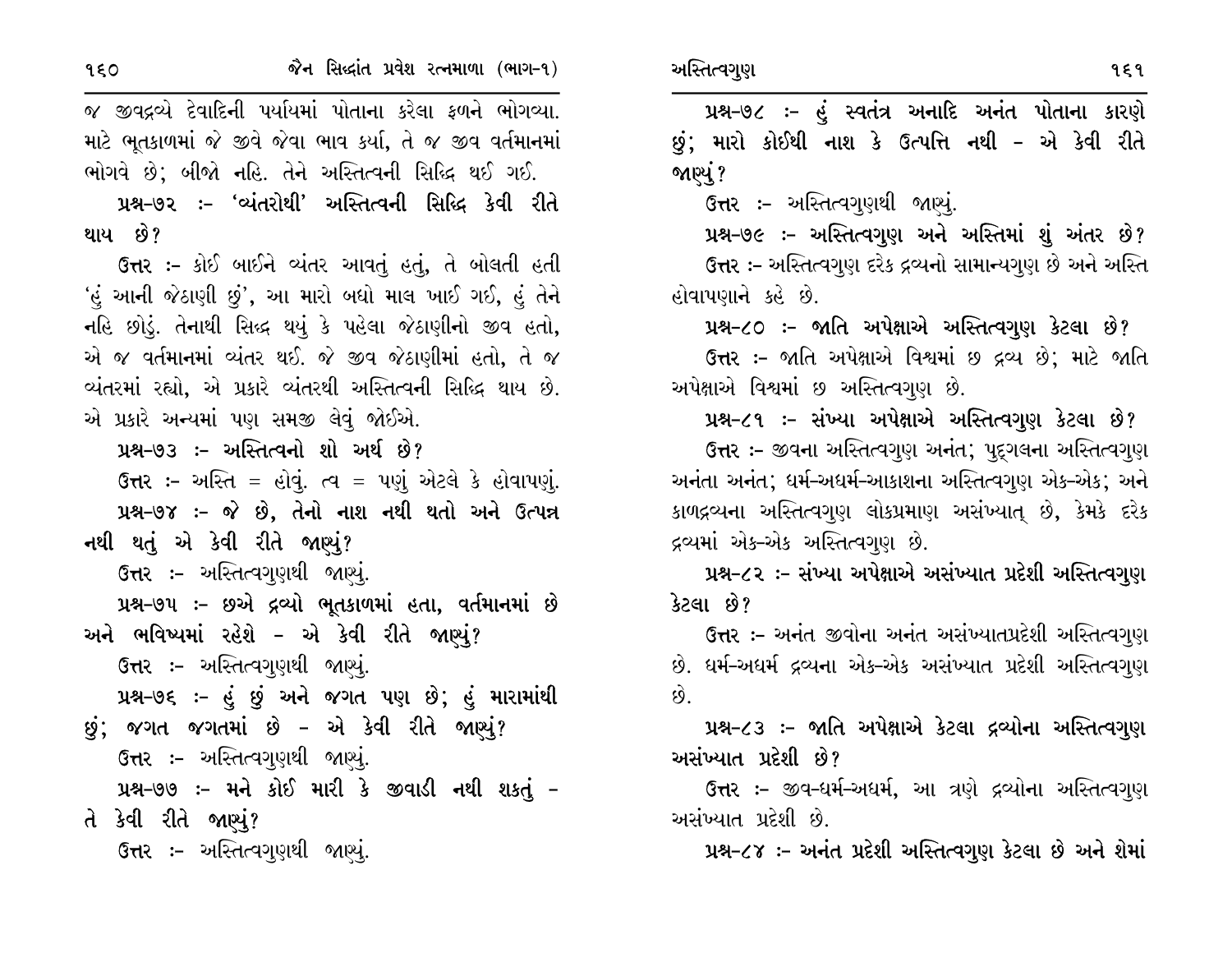જ જીવદ્રવ્યે દેવાદિની પર્યાયમાં પોતાના કરેલા ફળને ભોગવ્યા. માટે ભૂતકાળમાં જે જીવે જેવા ભાવ કર્યા, તે જ જીવ વર્તમાનમાં ભોગવે છે; બીજો નહિ. તેને અસ્તિત્વની સિદ્ધિ થઈ ગઈ.

**પ્રશ્ન-૭૨ :- 'વ્યંતરોથી' અસ્તિત્વની સિદ્ધિ કેવી રીતે થાય છે?**

ઉત્તર :- કોઈ બાઈને વ્યંતર આવતું હતું, તે બોલતી હતી 'હું આની જેઠાણી છું', આ મારો બધો માલ ખાઈ ગઈ, હું તેને નહિ છોડું. તેનાથી સિદ્ધ થયું કે પહેલા જેઠાણીનો જીવ હતો, એ જ વર્તમાનમાં વ્યંતર થઈ. જે જીવ જેઠાણીમાં હતો, તે જ વ્યંતરમાં રહ્યો, એ પ્રકારે વ્યંતરથી અસ્તિત્વની સિદ્ધિ થાય છે. એ પ્રકારે અન્યમાં પણ સમજી લેવું જોઈએ.

**પ્રશ્ન-૭૩ :- અસ્તિત્વનો શો અર્થ છે?**

ઉત્તર :- અસ્તિ = હોવું. ત્વ = પણું એટલે કે હોવાપણું.

**પ્રશ્ન-૭૪ :- જે છે, તેનો નાશ નથી થતો અને ઉત્પન્ન નથી થતું એ કેવી રીતે જાણ્યું?**

ઉત્તર :- અસ્તિત્વગુણથી જાણ્યું.

**પ્રશ્ન-૭૫ :- છએ દ્રવ્યો ભૂતકાળમાં હતા, વર્તમાનમાં છે અને ભવિષ્યમાં રહેશે - એ કેવી રીતે જાણ્યું?**

ઉત્તર :- અસ્તિત્વગુણથી જાણ્યું.

**પ્રશ્ન-૭૬ :- હું છું અને જગત પણ છે; હું મારામાંથી છું; જગત જગતમાં છે - એ કેવી રીતે જાણ્યું?**

ઉત્તર :- અસ્તિત્વગુણથી જાણ્યું.

**પ્રશ્ન-૭૭ :- મને કોઈ મારી કે જીવાડી નથી શકતું - તે કેવી રીતે જાણ્યું?**

ઉત્તર :- અસ્તિત્વગુણથી જાણ્યું.

**પ્રશ્ન-૭૮ :- હું સ્વતંત્ર અનાદિ અનંત પોતાના કારણે છું; મારો કોઈથી નાશ કે ઉત્પત્તિ નથી - એ કેવી રીતે જાણ્યું?**

ઉત્તર :- અસ્તિત્વગુણથી જાણ્યું.

**પ્રશ્ન-૭૯ :- અસ્તિત્વગુણ અને અસ્તિમાં શું અંતર છે?**

ઉત્તર :- અસ્તિત્વગુણ દરેક દ્રવ્યનો સામાન્યગુણ છે અને અસ્તિ હોવાપણાને કહે છે.

**પ્રશ્ન-૮૦ :- જાતિ અપેક્ષાએ અસ્તિત્વગુણ કેટલા છે?**

ઉત્તર :- જાતિ અપેક્ષાએ વિશ્વમાં છ દ્રવ્ય છે; માટે જાતિ અપેક્ષાએ વિશ્વમાં છ અસ્તિત્વગુણ છે.

**પ્રશ્ન-૮૧ :- સંખ્યા અપેક્ષાએ અસ્તિત્વગુણ કેટલા છે?**

ઉત્તર :- જીવના અસ્તિત્વગુણ અનંત; પુદ્ગલના અસ્તિત્વગુણ અનંતા અનંત; ધર્મ-અધર્મ-આકાશના અસ્તિત્વગુણ એક-એક; અને કાળદ્રવ્યના અસ્તિત્વગુણ લોકપ્રમાણ અસંખ્યાત્ છે, કેમકે દરેક દ્રવ્યમાં એક-એક અસ્તિત્વગુણ છે.

**પ્રશ્ન-૮૨ :- સંખ્યા અપેક્ષાએ અસંખ્યાત પ્રદેશી અસ્તિત્વગુણ કેટલા છે?**

ઉત્તર :- અનંત જીવોના અનંત અસંખ્યાતપ્રદેશી અસ્તિત્વગુણ છે. ધર્મ-અધર્મ દ્રવ્યના એક-એક અસંખ્યાત પ્રદેશી અસ્તિત્વગુણ છે.

**પ્રશ્ન-૮૩ :- જાતિ અપેક્ષાએ કેટલા દ્રવ્યોના અસ્તિત્વગુણ અસંખ્યાત પ્રદેશી છે?**

ઉત્તર :- જીવ-ધર્મ-અધર્મ, આ ત્રણે દ્રવ્યોના અસ્તિત્વગુણ અસંખ્યાત પ્રદેશી છે.

**પ્રશ્ન-૮૪ :- અનંત પ્રદેશી અસ્તિત્વગુણ કેટલા છે અને શેમાં**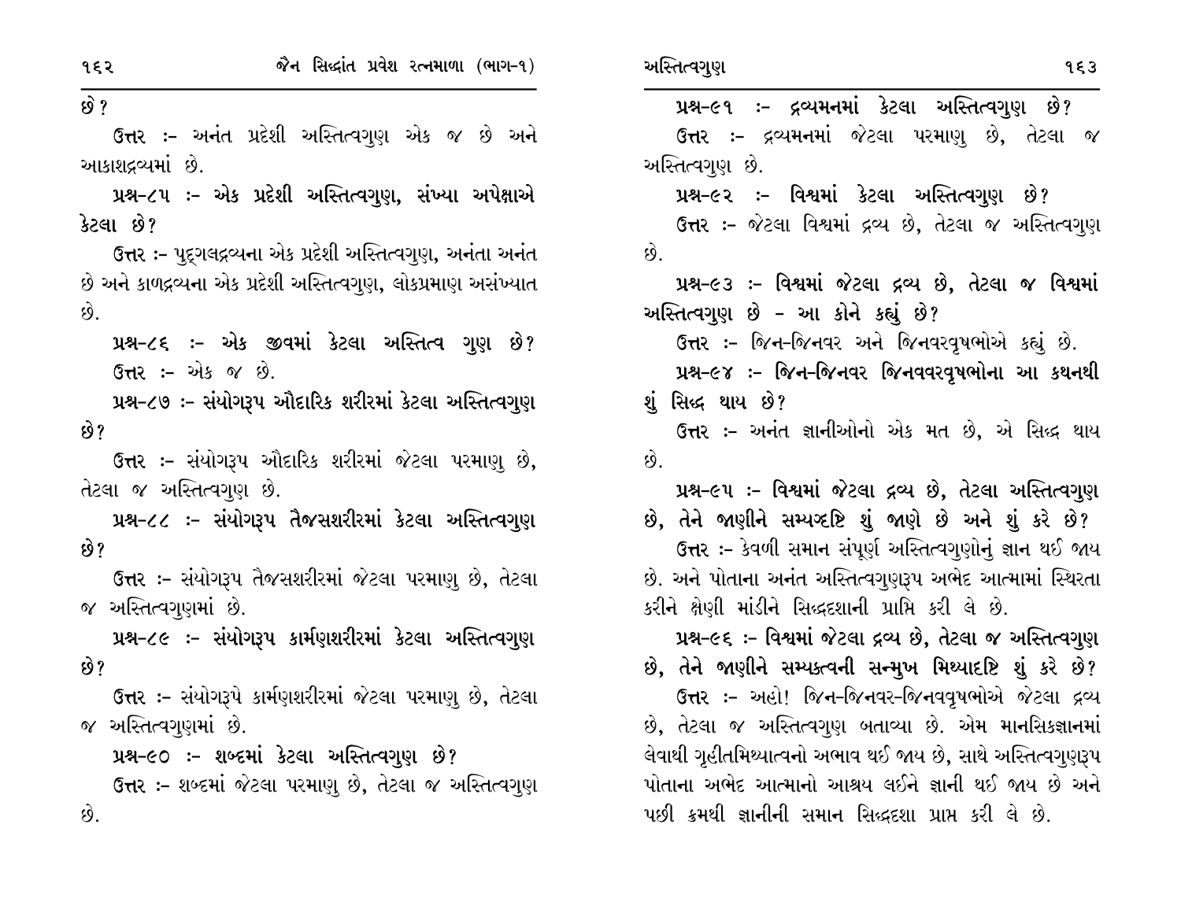છે?

ઉત્તર :- અનંત પ્રદેશી અસ્તિત્વગુણ એક જ છે અને આકાશદ્રવ્યમાં છે.

**પ્રશ્ન-૮૫ :- એક પ્રદેશી અસ્તિત્વગુણ, સંખ્યા અપેક્ષાએ કેટલા છે?**

ઉત્તર :- પુદ્ગલદ્રવ્યના એક પ્રદેશી અસ્તિત્વગુણ, અનંતા અનંત છે અને કાળદ્રવ્યના એક પ્રદેશી અસ્તિત્વગુણ, લોકપ્રમાણ અસંખ્યાત છે.

**પ્રશ્ન-૮૬ :- એક જીવમાં કેટલા અસ્તિત્વ ગુણ છે?**

ઉત્તર :- એક જ છે.

**પ્રશ્ન-૮૭ :- સંયોગરૂપ ઔદારિક શરીરમાં કેટલા અસ્તિત્વગુણ છે?**

ઉત્તર :- સંયોગરૂપ ઔદારિક શરીરમાં જેટલા પરમાણુ છે, તેટલા જ અસ્તિત્વગુણ છે.

**પ્રશ્ન-૮૮ :- સંયોગરૂપ તૈજસશરીરમાં કેટલા અસ્તિત્વગુણ છે?**

ઉત્તર :- સંયોગરૂપ તૈજસશરીરમાં જેટલા પરમાણુ છે, તેટલા જ અસ્તિત્વગુણમાં છે.

**પ્રશ્ન-૮૯ :- સંયોગરૂપ કાર્મણશરીરમાં કેટલા અસ્તિત્વગુણ છે?**

ઉત્તર :- સંયોગરૂપે કાર્મણશરીરમાં જેટલા પરમાણુ છે, તેટલા જ અસ્તિત્વગુણમાં છે.

**પ્રશ્ન-૯૦ :- શબ્દમાં કેટલા અસ્તિત્વગુણ છે?**

ઉત્તર :- શબ્દમાં જેટલા પરમાણુ છે, તેટલા જ અસ્તિત્વગુણ છે.

**પ્રશ્ન-૯૧ :- દ્રવ્યમનમાં કેટલા અસ્તિત્વગુણ છે?**

ઉત્તર :- દ્રવ્યમનમાં જેટલા પરમાણુ છે, તેટલા જ અસ્તિત્વગુણ છે.

**પ્રશ્ન-૯૨ :- વિશ્વમાં કેટલા અસ્તિત્વગુણ છે?**

ઉત્તર :- જેટલા વિશ્વમાં દ્રવ્ય છે, તેટલા જ અસ્તિત્વગુણ છે.

**પ્રશ્ન-૯૩ :- વિશ્વમાં જેટલા દ્રવ્ય છે, તેટલા જ વિશ્વમાં અસ્તિત્વગુણ છે - આ કોને કહ્યું છે?**

ઉત્તર :- જિન-જિનવર અને જિનવરવૃષભોએ કહ્યું છે.

**પ્રશ્ન-૯૪ :- જિન-જિનવર જિનવવરવૃષભોના આ કથનથી શું સિદ્ધ થાય છે?**

ઉત્તર :- અનંત જ્ઞાનીઓનો એક મત છે, એ સિદ્ધ થાય છે.

**પ્રશ્ન-૯૫ :- વિશ્વમાં જેટલા દ્રવ્ય છે, તેટલા અસ્તિત્વગુણ છે, તેને જાણીને સમ્યગ્દષ્ટિ શું જાણે છે અને શું કરે છે?**

ઉત્તર :- કેવળી સમાન સંપૂર્ણ અસ્તિત્વગુણોનું જ્ઞાન થઈ જાય છે. અને પોતાના અનંત અસ્તિત્વગુણરૂપ અભેદ આત્મામાં સ્થિરતા કરીને શ્રેણી માંડીને સિદ્ધદશાની પ્રાપ્તિ કરી લે છે.

**પ્રશ્ન-૯૬ :- વિશ્વમાં જેટલા દ્રવ્ય છે, તેટલા જ અસ્તિત્વગુણ છે, તેને જાણીને સમ્યક્ત્વની સન્મુખ મિથ્યાદષ્ટિ શું કરે છે?**

ઉત્તર :- અહો! જિન-જિનવર-જિનવવૃષભોએ જેટલા દ્રવ્ય છે, તેટલા જ અસ્તિત્વગુણ બતાવ્યા છે. એમ માનસિકજ્ઞાનમાં લેવાથી ગૃહીતમિથ્યાત્વનો અભાવ થઈ જાય છે, સાથે અસ્તિત્વગુણરૂપ પોતાના અભેદ આત્માનો આશ્રય લઈને જ્ઞાની થઈ જાય છે અને પછી ક્રમથી જ્ઞાનીની સમાન સિદ્ધદશા પ્રાપ્ત કરી લે છે.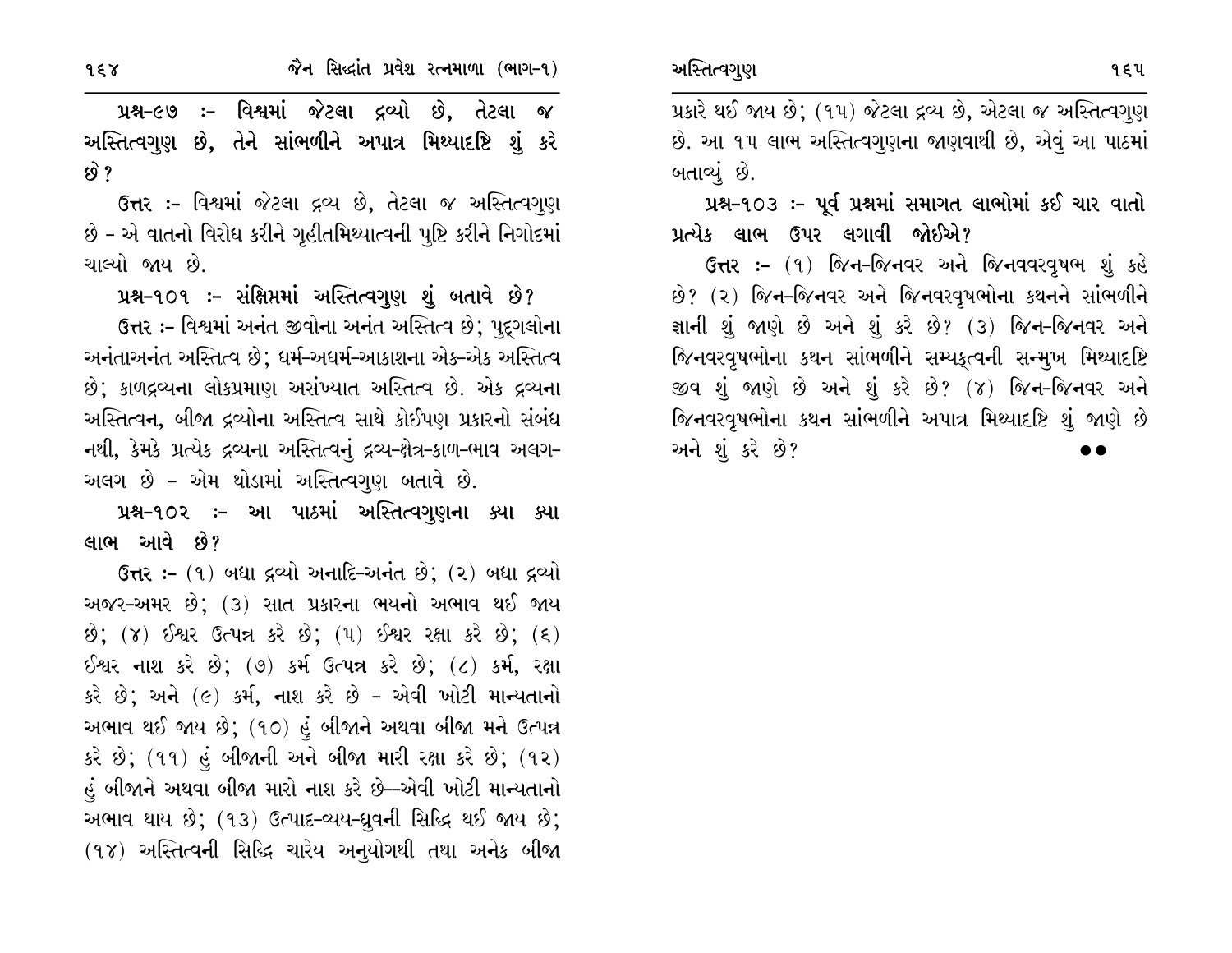**પ્રશ્ન-૯૭ :- વિશ્વમાં જેટલા દ્રવ્યો છે, તેટલા જ અસ્તિત્વગુણ છે, તેને સાંભળીને અપાત્ર મિથ્યાદષ્ટિ શું કરે છે?**

**ઉત્તર :-** વિશ્વમાં જેટલા દ્રવ્ય છે, તેટલા જ અસ્તિત્વગુણ છે - એ વાતનો વિરોધ કરીને ગૃહીતમિથ્યાત્વની પુષ્ટિ કરીને નિગોદમાં ચાલ્યો જાય છે.

**પ્રશ્ન-૧૦૧ :- સંક્ષિપ્તમાં અસ્તિત્વગુણ શું બતાવે છે?**

**ઉત્તર :-** વિશ્વમાં અનંત જીવોના અનંત અસ્તિત્વ છે; પુદ્ગલોના અનંતાઅનંત અસ્તિત્વ છે; ધર્મ-અધર્મ-આકાશના એક-એક અસ્તિત્વ છે; કાળદ્રવ્યના લોકપ્રમાણ અસંખ્યાત અસ્તિત્વ છે. એક દ્રવ્યના અસ્તિત્વન, બીજા દ્રવ્યોના અસ્તિત્વ સાથે કોઈપણ પ્રકારનો સંબંધ નથી, કેમકે પ્રત્યેક દ્રવ્યના અસ્તિત્વનું દ્રવ્ય-ક્ષેત્ર-કાળ-ભાવ અલગ-અલગ છે - એમ થોડામાં અસ્તિત્વગુણ બતાવે છે.

**પ્રશ્ન-૧૦૨ :- આ પાઠમાં અસ્તિત્વગુણના ક્યા ક્યા લાભ આવે છે?**

**ઉત્તર :-** (૧) બધા દ્રવ્યો અનાદિ-અનંત છે; (૨) બધા દ્રવ્યો અજર-અમર છે; (૩) સાત પ્રકારના ભયનો અભાવ થઈ જાય છે; (૪) ઈશ્વર ઉત્પન્ન કરે છે; (૫) ઈશ્વર રક્ષા કરે છે; (૬) ઈશ્વર નાશ કરે છે; (૭) કર્મ ઉત્પન્ન કરે છે; (૮) કર્મ, રક્ષા કરે છે; અને (૯) કર્મ, નાશ કરે છે - એવી ખોટી માન્યતાનો અભાવ થઈ જાય છે; (૧૦) હું બીજાને અથવા બીજા મને ઉત્પન્ન કરે છે; (૧૧) હું બીજાની અને બીજા મારી રક્ષા કરે છે; (૧૨) હું બીજાને અથવા બીજા મારો નાશ કરે છે—એવી ખોટી માન્યતાનો અભાવ થાય છે; (૧૩) ઉત્પાદ-વ્યય-ધ્રુવની સિદ્ધિ થઈ જાય છે; (૧૪) અસ્તિત્વની સિદ્ધિ ચારેય અનુયોગથી તથા અનેક બીજા પ્રકારે થઈ જાય છે; (૧૫) જેટલા દ્રવ્ય છે, એટલા જ અસ્તિત્વગુણ છે. આ ૧૫ લાભ અસ્તિત્વગુણના જાણવાથી છે, એવું આ પાઠમાં બતાવ્યું છે.

**પ્રશ્ન-૧૦૩ :- પૂર્વ પ્રશ્નમાં સમાગત લાભોમાં કઈ ચાર વાતો પ્રત્યેક લાભ ઉપર લગાવી જોઈએ?**

**ઉત્તર :-** (૧) જિન-જિનવર અને જિનવરવૃષભ શું કહે છે? (૨) જિન-જિનવર અને જિનવરવૃષભોના કથનને સાંભળીને જ્ઞાની શું જાણે છે અને શું કરે છે? (૩) જિન-જિનવર અને જિનવરવૃષભોના કથન સાંભળીને સમ્યક્ત્વની સન્મુખ મિથ્યાદષ્ટિ જીવ શું જાણે છે અને શું કરે છે? (૪) જિન-જિનવર અને જિનવરવૃષભોના કથન સાંભળીને અપાત્ર મિથ્યાદષ્ટિ શું જાણે છે અને શું કરે છે?

●●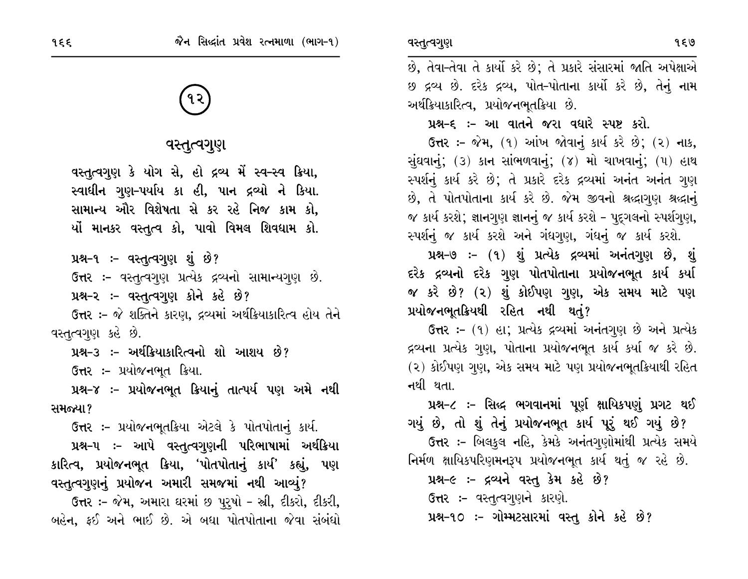# (૧૨)

## વસ્તુત્વગુણ

વસ્તુત્વગુણ કે યોગ સે, હો દ્રવ્ય મેં સ્વ-સ્વ ક્રિયા,
સ્વાધીન ગુણ-પર્યાય કા હી, પાન દ્રવ્યો ને કિયા.
સામાન્ય ઔર વિશેષતા સે કર રહે નિજ કામ કો,
યોં માનકર વસ્તુત્વ કો, પાવો વિમલ શિવધામ કો.

**પ્રશ્ન-૧ :- વસ્તુત્વગુણ શું છે?**

ઉત્તર :- વસ્તુત્વગુણ પ્રત્યેક દ્રવ્યનો સામાન્યગુણ છે.

**પ્રશ્ન-૨ :- વસ્તુત્વગુણ કોને કહે છે?**

ઉત્તર :- જે શક્તિને કારણ, દ્રવ્યમાં અર્થક્રિયાકારિત્વ હોય તેને વસ્તુત્વગુણ કહે છે.

**પ્રશ્ન-૩ :- અર્થક્રિયાકારિત્વનો શો આશય છે?**

ઉત્તર :- પ્રયોજનભૂત ક્રિયા.

**પ્રશ્ન-૪ :- પ્રયોજનભૂત ક્રિયાનું તાત્પર્ય પણ અમે નથી સમજ્યા?**

ઉત્તર :- પ્રયોજનભૂતક્રિયા એટલે કે પોતપોતાનું કાર્ય.

**પ્રશ્ન-૫ :- આપે વસ્તુત્વગુણની પરિભાષામાં અર્થક્રિયા કારિત્વ, પ્રયોજનભૂત ક્રિયા, 'પોતપોતાનું કાર્ય' કહ્યું, પણ વસ્તુત્વગુણનું પ્રયોજન અમારી સમજમાં નથી આવ્યું?**

ઉત્તર :- જેમ, અમારા ઘરમાં છ પુરુષો - સ્ત્રી, દીકરો, દીકરી, બહેન, ફઈ અને ભાઈ છે. એ બધા પોતપોતાના જેવા સંબંધો છે, તેવા-તેવા તે કાર્યો કરે છે; તે પ્રકારે સંસારમાં જાતિ અપેક્ષાએ છ દ્રવ્ય છે. દરેક દ્રવ્ય, પોત-પોતાના કાર્યો કરે છે, તેનું નામ અર્થક્રિયાકારિત્વ, પ્રયોજનભૂતક્રિયા છે.

**પ્રશ્ન-૬ :- આ વાતને જરા વધારે સ્પષ્ટ કરો.**

ઉત્તર :- જેમ, (૧) આંખ જોવાનું કાર્ય કરે છે; (૨) નાક, સુંઘવાનું; (૩) કાન સાંભળવાનું; (૪) મો ચાખવાનું; (૫) હાથ સ્પર્શનું કાર્ય કરે છે; તે પ્રકારે દરેક દ્રવ્યમાં અનંત અનંત ગુણ છે, તે પોતપોતાના કાર્ય કરે છે. જેમ જીવનો શ્રદ્ધાગુણ શ્રદ્ધાનું જ કાર્ય કરશે; જ્ઞાનગુણ જ્ઞાનનું જ કાર્ય કરશે - પુદ્ગલનો સ્પર્શગુણ, સ્પર્શનું જ કાર્ય કરશે અને ગંધગુણ, ગંધનું જ કાર્ય કરશે.

**પ્રશ્ન-૭ :- (૧) શું પ્રત્યેક દ્રવ્યમાં અનંતગુણ છે, શું દરેક દ્રવ્યનો દરેક ગુણ પોતપોતાના પ્રયોજનભૂત કાર્ય કર્યા જ કરે છે? (૨) શું કોઈપણ ગુણ, એક સમય માટે પણ પ્રયોજનભૂતક્રિયથી રહિત નથી થતું?**

ઉત્તર :- (૧) હા; પ્રત્યેક દ્રવ્યમાં અનંતગુણ છે અને પ્રત્યેક દ્રવ્યના પ્રત્યેક ગુણ, પોતાના પ્રયોજનભૂત કાર્ય કર્યા જ કરે છે. (૨) કોઈપણ ગુણ, એક સમય માટે પણ પ્રયોજનભૂતક્રિયાથી રહિત નથી થતા.

**પ્રશ્ન-૮ :- સિદ્ધ ભગવાનમાં પૂર્ણ ક્ષાયિકપણું પ્રગટ થઈ ગયું છે, તો શું તેનું પ્રયોજનભૂત કાર્ય પૂરું થઈ ગયું છે?**

ઉત્તર :- બિલકુલ નહિ, કેમકે અનંતગુણોમાંથી પ્રત્યેક સમયે નિર્મળ ક્ષાયિકપરિણમનરૂપ પ્રયોજનભૂત કાર્ય થતું જ રહે છે.

**પ્રશ્ન-૯ :- દ્રવ્યને વસ્તુ કેમ કહે છે?**

ઉત્તર :- વસ્તુત્વગુણને કારણે.

**પ્રશ્ન-૧૦ :- ગોમ્મટસારમાં વસ્તુ કોને કહે છે?**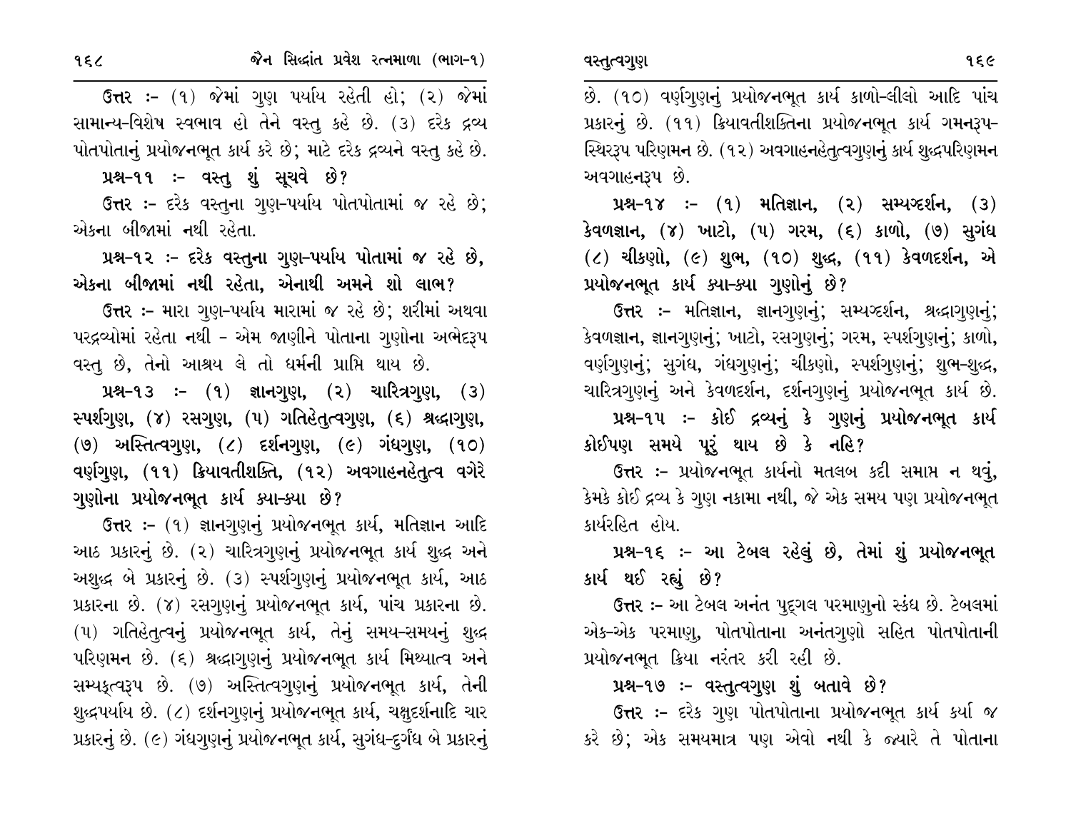**ઉત્તર :-** (૧) જેમાં ગુણ પર્યાય રહેતી હો; (૨) જેમાં સામાન્ય-વિશેષ સ્વભાવ હો તેને વસ્તુ કહે છે. (૩) દરેક દ્રવ્ય પોતપોતાનું પ્રયોજનભૂત કાર્ય કરે છે; માટે દરેક દ્રવ્યને વસ્તુ કહે છે.

**પ્રશ્ન-૧૧ :- વસ્તુ શું સૂચવે છે?**

**ઉત્તર :-** દરેક વસ્તુના ગુણ-પર્યાય પોતપોતામાં જ રહે છે; એકના બીજામાં નથી રહેતા.

**પ્રશ્ન-૧૨ :- દરેક વસ્તુના ગુણ-પર્યાય પોતામાં જ રહે છે, એકના બીજામાં નથી રહેતા, એનાથી અમને શો લાભ?**

**ઉત્તર :-** મારા ગુણ-પર્યાય મારામાં જ રહે છે; શરીરમાં અથવા પરદ્રવ્યોમાં રહેતા નથી - એમ જાણીને પોતાના ગુણોના અભેદરૂપ વસ્તુ છે, તેનો આશ્રય લે તો ધર્મની પ્રાપ્તિ થાય છે.

**પ્રશ્ન-૧૩ :- (૧) જ્ઞાનગુણ, (૨) ચારિત્રગુણ, (૩) સ્પર્શગુણ, (૪) રસગુણ, (૫) ગતિહેતુત્વગુણ, (૬) શ્રદ્ધાગુણ, (૭) અસ્તિત્વગુણ, (૮) દર્શનગુણ, (૯) ગંધગુણ, (૧૦) વર્ણગુણ, (૧૧) ક્રિયાવતીશક્તિ, (૧૨) અવગાહનહેતુત્વ વગેરે ગુણોના પ્રયોજનભૂત કાર્ય ક્યા-ક્યા છે?**

**ઉત્તર :-** (૧) જ્ઞાનગુણનું પ્રયોજનભૂત કાર્ય, મતિજ્ઞાન આદિ આઠ પ્રકારનું છે. (૨) ચારિત્રગુણનું પ્રયોજનભૂત કાર્ય શુદ્ધ અને અશુદ્ધ બે પ્રકારનું છે. (૩) સ્પર્શગુણનું પ્રયોજનભૂત કાર્ય, આઠ પ્રકારના છે. (૪) રસગુણનું પ્રયોજનભૂત કાર્ય, પાંચ પ્રકારના છે. (૫) ગતિહેતુત્વનું પ્રયોજનભૂત કાર્ય, તેનું સમય-સમયનું શુદ્ધ પરિણમન છે. (૬) શ્રદ્ધાગુણનું પ્રયોજનભૂત કાર્ય મિથ્યાત્વ અને સમ્યક્ત્વરૂપ છે. (૭) અસ્તિત્વગુણનું પ્રયોજનભૂત કાર્ય, તેની શુદ્ધપર્યાય છે. (૮) દર્શનગુણનું પ્રયોજનભૂત કાર્ય, ચક્ષુદર્શનાદિ ચાર પ્રકારનું છે. (૯) ગંધગુણનું પ્રયોજનભૂત કાર્ય, સુગંધ-દુર્ગંધ બે પ્રકારનું છે. (૧૦) વર્ણગુણનું પ્રયોજનભૂત કાર્ય કાળો-લીલો આદિ પાંચ પ્રકારનું છે. (૧૧) ક્રિયાવતીશક્તિના પ્રયોજનભૂત કાર્ય ગમનરૂપ-સ્થિરરૂપ પરિણમન છે. (૧૨) અવગાહનહેતુત્વગુણનું કાર્ય શુદ્ધપરિણમન અવગાહનરૂપ છે.

**પ્રશ્ન-૧૪ :- (૧) મતિજ્ઞાન, (૨) સમ્યગ્દર્શન, (૩) કેવળજ્ઞાન, (૪) ખાટો, (૫) ગરમ, (૬) કાળો, (૭) સુગંધ (૮) ચીકણો, (૯) શુભ, (૧૦) શુદ્ધ, (૧૧) કેવળદર્શન, એ પ્રયોજનભૂત કાર્ય ક્યા-ક્યા ગુણોનું છે?**

**ઉત્તર :-** મતિજ્ઞાન, જ્ઞાનગુણનું; સમ્યગ્દર્શન, શ્રદ્ધાગુણનું; કેવળજ્ઞાન, જ્ઞાનગુણનું; ખાટો, રસગુણનું; ગરમ, સ્પર્શગુણનું; કાળો, વર્ણગુણનું; સુગંધ, ગંધગુણનું; ચીકણો, સ્પર્શગુણનું; શુભ-શુદ્ધ, ચારિત્રગુણનું અને કેવળદર્શન, દર્શનગુણનું પ્રયોજનભૂત કાર્ય છે.

**પ્રશ્ન-૧૫ :- કોઈ દ્રવ્યનું કે ગુણનું પ્રયોજનભૂત કાર્ય કોઈપણ સમયે પૂરું થાય છે કે નહિ?**

**ઉત્તર :-** પ્રયોજનભૂત કાર્યનો મતલબ કદી સમાપ્ત ન થવું, કેમકે કોઈ દ્રવ્ય કે ગુણ નકામા નથી, જે એક સમય પણ પ્રયોજનભૂત કાર્યરહિત હોય.

**પ્રશ્ન-૧૬ :- આ ટેબલ રહેલું છે, તેમાં શું પ્રયોજનભૂત કાર્ય થઈ રહ્યું છે?**

**ઉત્તર :-** આ ટેબલ અનંત પુદ્ગલ પરમાણુનો સ્કંધ છે. ટેબલમાં એક-એક પરમાણુ, પોતપોતાના અનંતગુણો સહિત પોતપોતાની પ્રયોજનભૂત ક્રિયા નિરંતર કરી રહી છે.

**પ્રશ્ન-૧૭ :- વસ્તુત્વગુણ શું બતાવે છે?**

**ઉત્તર :-** દરેક ગુણ પોતપોતાના પ્રયોજનભૂત કાર્ય કર્યા જ કરે છે; એક સમયમાત્ર પણ એવો નથી કે જ્યારે તે પોતાના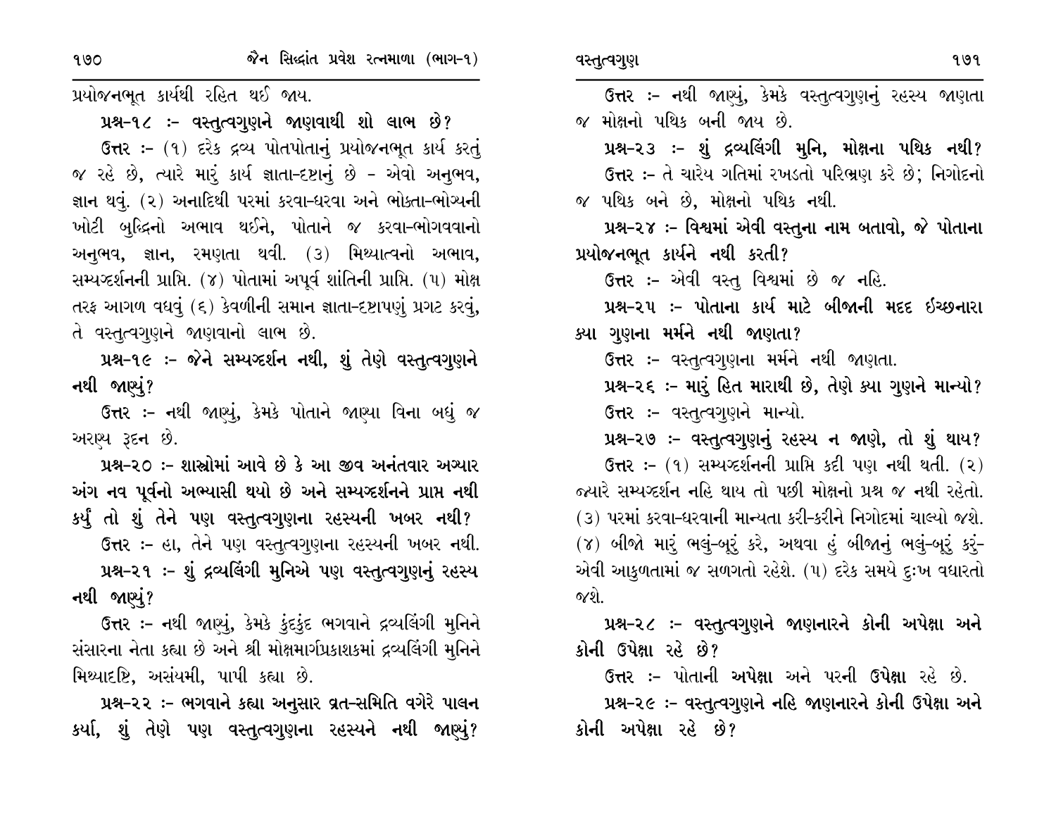પ્રયોજનભૂત કાર્યથી રહિત થઈ જાય.

**પ્રશ્ન-૧૮ :- વસ્તુત્વગુણને જાણવાથી શો લાભ છે?**

ઉત્તર :- (૧) દરેક દ્રવ્ય પોતપોતાનું પ્રયોજનભૂત કાર્ય કરતું જ રહે છે, ત્યારે મારું કાર્ય જ્ઞાતા-દૃષ્ટાનું છે - એવો અનુભવ, જ્ઞાન થવું. (૨) અનાદિથી પરમાં કરવા-ધરવા અને ભોક્તા-ભોગ્યની ખોટી બુદ્ધિનો અભાવ થઈને, પોતાને જ કરવા-ભોગવવાનો અનુભવ, જ્ઞાન, રમણતા થવી. (૩) મિથ્યાત્વનો અભાવ, સમ્યગ્દર્શનની પ્રાપ્તિ. (૪) પોતામાં અપૂર્વ શાંતિની પ્રાપ્તિ. (૫) મોક્ષ તરફ આગળ વધવું (૬) કેવળીની સમાન જ્ઞાતા-દૃષ્ટાપણું પ્રગટ કરવું, તે વસ્તુત્વગુણને જાણવાનો લાભ છે.

**પ્રશ્ન-૧૯ :- જેને સમ્યગ્દર્શન નથી, શું તેણે વસ્તુત્વગુણને નથી જાણ્યું?**

ઉત્તર :- નથી જાણ્યું, કેમકે પોતાને જાણ્યા વિના બધું જ અરણ્ય રૂદન છે.

**પ્રશ્ન-૨૦ :- શાસ્ત્રોમાં આવે છે કે આ જીવ અનંતવાર અગ્યાર અંગ નવ પૂર્વનો અભ્યાસી થયો છે અને સમ્યગ્દર્શનને પ્રાપ્ત નથી કર્યું તો શું તેને પણ વસ્તુત્વગુણના રહસ્યની ખબર નથી?**

ઉત્તર :- હા, તેને પણ વસ્તુત્વગુણના રહસ્યની ખબર નથી.

**પ્રશ્ન-૨૧ :- શું દ્રવ્યલિંગી મુનિએ પણ વસ્તુત્વગુણનું રહસ્ય નથી જાણ્યું?**

ઉત્તર :- નથી જાણ્યું, કેમકે કુંદકુંદ ભગવાને દ્રવ્યલિંગી મુનિને સંસારના નેતા કહ્યા છે અને શ્રી મોક્ષમાર્ગપ્રકાશકમાં દ્રવ્યલિંગી મુનિને મિથ્યાદૃષ્ટિ, અસંયમી, પાપી કહ્યા છે.

**પ્રશ્ન-૨૨ :- ભગવાને કહ્યા અનુસાર વ્રત-સમિતિ વગેરે પાલન કર્યા, શું તેણે પણ વસ્તુત્વગુણના રહસ્યને નથી જાણ્યું?**

ઉત્તર :- નથી જાણ્યું, કેમકે વસ્તુત્વગુણનું રહસ્ય જાણતા જ મોક્ષનો પથિક બની જાય છે.

**પ્રશ્ન-૨૩ :- શું દ્રવ્યલિંગી મુનિ, મોક્ષના પથિક નથી?**

ઉત્તર :- તે ચારેય ગતિમાં રખડતો પરિભ્રમણ કરે છે; નિગોદનો જ પથિક બને છે, મોક્ષનો પથિક નથી.

**પ્રશ્ન-૨૪ :- વિશ્વમાં એવી વસ્તુના નામ બતાવો, જે પોતાના પ્રયોજનભૂત કાર્યને નથી કરતી?**

ઉત્તર :- એવી વસ્તુ વિશ્વમાં છે જ નહિ.

**પ્રશ્ન-૨૫ :- પોતાના કાર્ય માટે બીજાની મદદ ઈચ્છનારા ક્યા ગુણના મર્મને નથી જાણતા?**

ઉત્તર :- વસ્તુત્વગુણના મર્મને નથી જાણતા.

**પ્રશ્ન-૨૬ :- મારું હિત મારાથી છે, તેણે ક્યા ગુણને માન્યો?**

ઉત્તર :- વસ્તુત્વગુણને માન્યો.

**પ્રશ્ન-૨૭ :- વસ્તુત્વગુણનું રહસ્ય ન જાણે, તો શું થાય?**

ઉત્તર :- (૧) સમ્યગ્દર્શનની પ્રાપ્તિ કદી પણ નથી થતી. (૨) જ્યારે સમ્યગ્દર્શન નહિ થાય તો પછી મોક્ષનો પ્રશ્ન જ નથી રહેતો. (૩) પરમાં કરવા-ધરવાની માન્યતા કરી-કરીને નિગોદમાં ચાલ્યો જશે. (૪) બીજો મારું ભલું-બૂરું કરે, અથવા હું બીજાનું ભલું-બૂરું કરું- એવી આકુળતામાં જ સળગતો રહેશે. (૫) દરેક સમયે દુઃખ વધારતો જશે.

**પ્રશ્ન-૨૮ :- વસ્તુત્વગુણને જાણનારને કોની અપેક્ષા અને કોની ઉપેક્ષા રહે છે?**

ઉત્તર :- પોતાની અપેક્ષા અને પરની ઉપેક્ષા રહે છે.

**પ્રશ્ન-૨૯ :- વસ્તુત્વગુણને નહિ જાણનારને કોની ઉપેક્ષા અને કોની અપેક્ષા રહે છે?**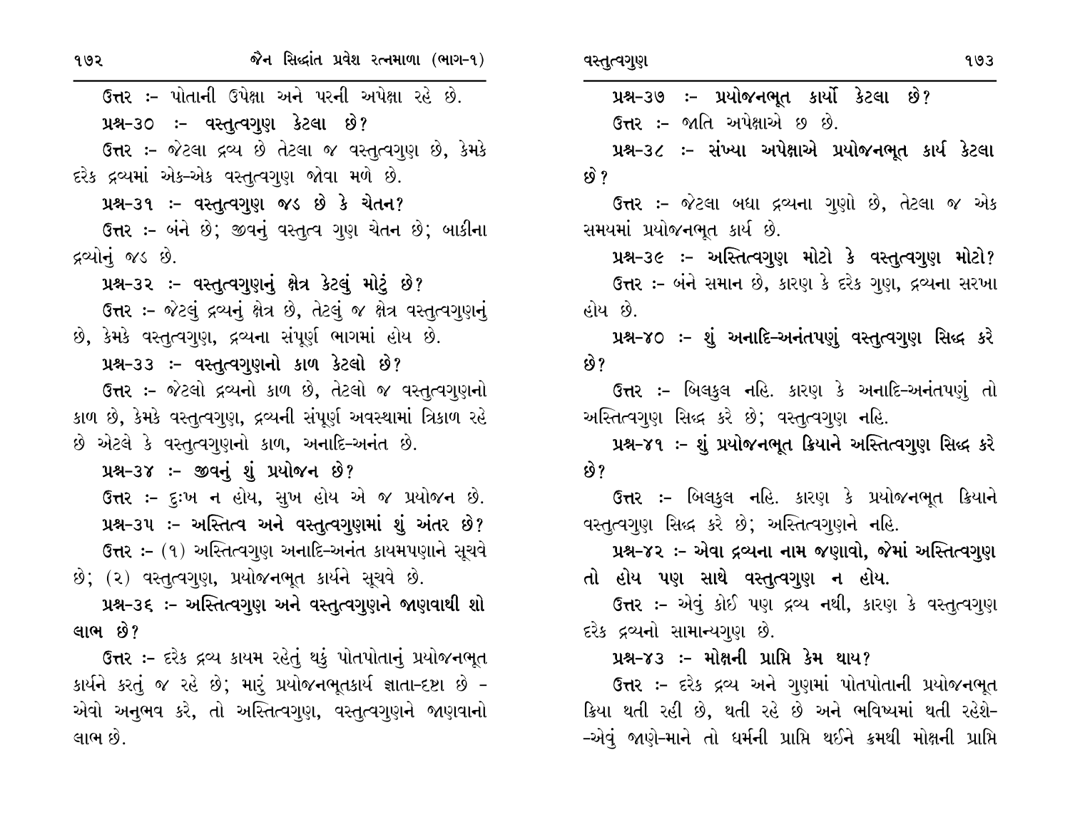**ઉત્તર :-** પોતાની ઉપેક્ષા અને પરની અપેક્ષા રહે છે.

**પ્રશ્ન-૩૦ :- વસ્તુત્વગુણ કેટલા છે?**

**ઉત્તર :-** જેટલા દ્રવ્ય છે તેટલા જ વસ્તુત્વગુણ છે, કેમકે દરેક દ્રવ્યમાં એક-એક વસ્તુત્વગુણ જોવા મળે છે.

**પ્રશ્ન-૩૧ :- વસ્તુત્વગુણ જડ છે કે ચેતન?**

**ઉત્તર :-** બંને છે; જીવનું વસ્તુત્વ ગુણ ચેતન છે; બાકીના દ્રવ્યોનું જડ છે.

**પ્રશ્ન-૩૨ :- વસ્તુત્વગુણનું ક્ષેત્ર કેટલું મોટું છે?**

**ઉત્તર :-** જેટલું દ્રવ્યનું ક્ષેત્ર છે, તેટલું જ ક્ષેત્ર વસ્તુત્વગુણનું છે, કેમકે વસ્તુત્વગુણ, દ્રવ્યના સંપૂર્ણ ભાગમાં હોય છે.

**પ્રશ્ન-૩૩ :- વસ્તુત્વગુણનો કાળ કેટલો છે?**

**ઉત્તર :-** જેટલો દ્રવ્યનો કાળ છે, તેટલો જ વસ્તુત્વગુણનો કાળ છે, કેમકે વસ્તુત્વગુણ, દ્રવ્યની સંપૂર્ણ અવસ્થામાં ત્રિકાળ રહે છે એટલે કે વસ્તુત્વગુણનો કાળ, અનાદિ-અનંત છે.

**પ્રશ્ન-૩૪ :- જીવનું શું પ્રયોજન છે?**

**ઉત્તર :-** દુઃખ ન હોય, સુખ હોય એ જ પ્રયોજન છે.

**પ્રશ્ન-૩૫ :- અસ્તિત્વ અને વસ્તુત્વગુણમાં શું અંતર છે?**

**ઉત્તર :-** (૧) અસ્તિત્વગુણ અનાદિ-અનંત કાયમપણાને સૂચવે છે; (૨) વસ્તુત્વગુણ, પ્રયોજનભૂત કાર્યને સૂચવે છે.

**પ્રશ્ન-૩૬ :- અસ્તિત્વગુણ અને વસ્તુત્વગુણને જાણવાથી શો લાભ છે?**

**ઉત્તર :-** દરેક દ્રવ્ય કાયમ રહેતું થકું પોતપોતાનું પ્રયોજનભૂત કાર્યને કરતું જ રહે છે; મારું પ્રયોજનભૂતકાર્ય જ્ઞાતા-દૃષ્ટા છે - એવો અનુભવ કરે, તો અસ્તિત્વગુણ, વસ્તુત્વગુણને જાણવાનો લાભ છે.

**પ્રશ્ન-૩૭ :- પ્રયોજનભૂત કાર્યો કેટલા છે?**

**ઉત્તર :-** જાતિ અપેક્ષાએ છ છે.

**પ્રશ્ન-૩૮ :- સંખ્યા અપેક્ષાએ પ્રયોજનભૂત કાર્ય કેટલા છે?**

**ઉત્તર :-** જેટલા બધા દ્રવ્યના ગુણો છે, તેટલા જ એક સમયમાં પ્રયોજનભૂત કાર્ય છે.

**પ્રશ્ન-૩૯ :- અસ્તિત્વગુણ મોટો કે વસ્તુત્વગુણ મોટો?**

**ઉત્તર :-** બંને સમાન છે, કારણ કે દરેક ગુણ, દ્રવ્યના સરખા હોય છે.

**પ્રશ્ન-૪૦ :- શું અનાદિ-અનંતપણું વસ્તુત્વગુણ સિદ્ધ કરે છે?**

**ઉત્તર :-** બિલકુલ નહિ. કારણ કે અનાદિ-અનંતપણું તો અસ્તિત્વગુણ સિદ્ધ કરે છે; વસ્તુત્વગુણ નહિ.

**પ્રશ્ન-૪૧ :- શું પ્રયોજનભૂત ક્રિયાને અસ્તિત્વગુણ સિદ્ધ કરે છે?**

**ઉત્તર :-** બિલકુલ નહિ. કારણ કે પ્રયોજનભૂત ક્રિયાને વસ્તુત્વગુણ સિદ્ધ કરે છે; અસ્તિત્વગુણને નહિ.

**પ્રશ્ન-૪૨ :- એવા દ્રવ્યના નામ જણાવો, જેમાં અસ્તિત્વગુણ તો હોય પણ સાથે વસ્તુત્વગુણ ન હોય.**

**ઉત્તર :-** એવું કોઈ પણ દ્રવ્ય નથી, કારણ કે વસ્તુત્વગુણ દરેક દ્રવ્યનો સામાન્યગુણ છે.

**પ્રશ્ન-૪૩ :- મોક્ષની પ્રાપ્તિ કેમ થાય?**

**ઉત્તર :-** દરેક દ્રવ્ય અને ગુણમાં પોતપોતાની પ્રયોજનભૂત ક્રિયા થતી રહી છે, થતી રહે છે અને ભવિષ્યમાં થતી રહેશે--એવું જાણે-માને તો ધર્મની પ્રાપ્તિ થઈને ક્રમથી મોક્ષની પ્રાપ્તિ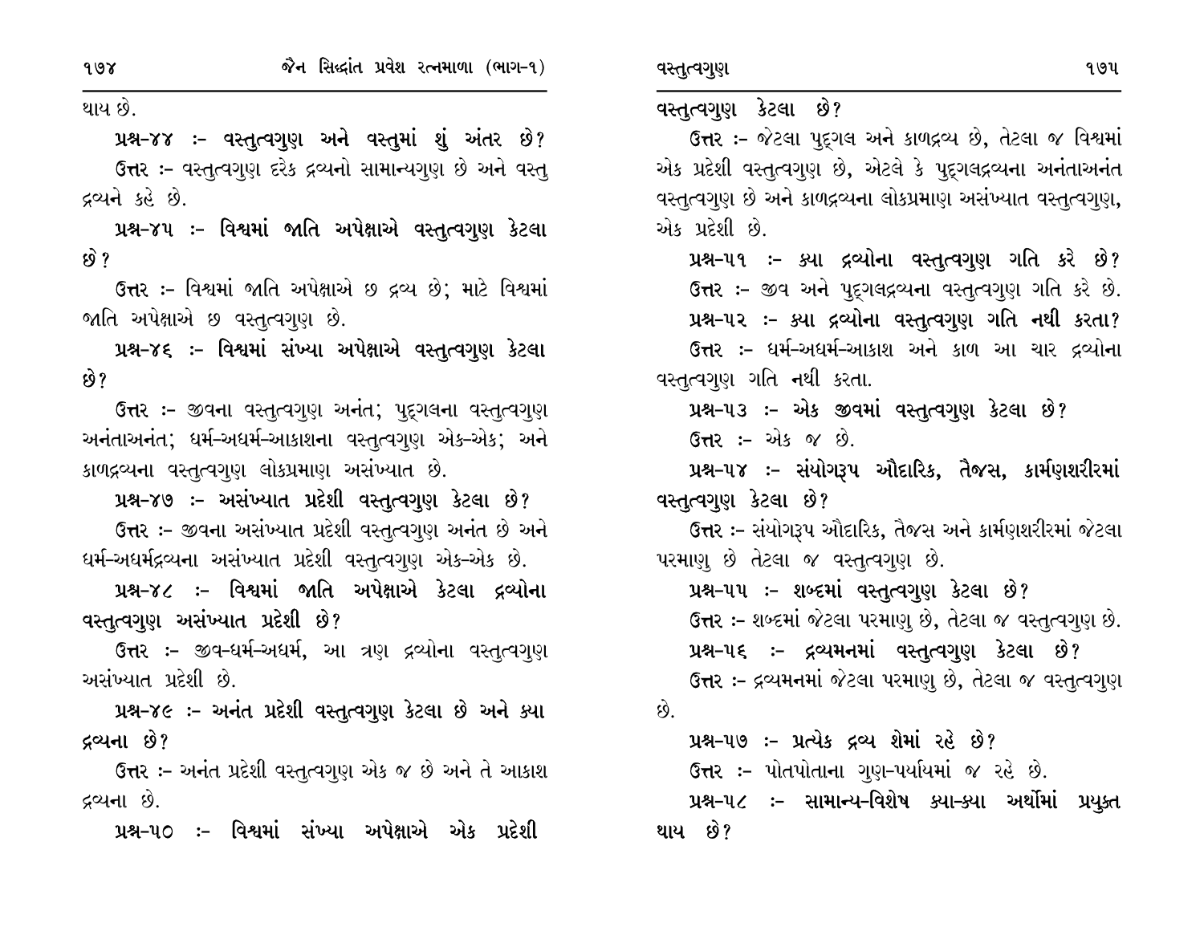થાય છે.

**પ્રશ્ન-૪૪ :- વસ્તુત્વગુણ અને વસ્તુમાં શું અંતર છે?**

ઉત્તર :- વસ્તુત્વગુણ દરેક દ્રવ્યનો સામાન્યગુણ છે અને વસ્તુ દ્રવ્યને કહે છે.

**પ્રશ્ન-૪૫ :- વિશ્વમાં જાતિ અપેક્ષાએ વસ્તુત્વગુણ કેટલા છે?**

ઉત્તર :- વિશ્વમાં જાતિ અપેક્ષાએ છ દ્રવ્ય છે; માટે વિશ્વમાં જાતિ અપેક્ષાએ છ વસ્તુત્વગુણ છે.

**પ્રશ્ન-૪૬ :- વિશ્વમાં સંખ્યા અપેક્ષાએ વસ્તુત્વગુણ કેટલા છે?**

ઉત્તર :- જીવના વસ્તુત્વગુણ અનંત; પુદ્ગલના વસ્તુત્વગુણ અનંતાઅનંત; ધર્મ-અધર્મ-આકાશના વસ્તુત્વગુણ એક-એક; અને કાળદ્રવ્યના વસ્તુત્વગુણ લોકપ્રમાણ અસંખ્યાત છે.

**પ્રશ્ન-૪૭ :- અસંખ્યાત પ્રદેશી વસ્તુત્વગુણ કેટલા છે?**

ઉત્તર :- જીવના અસંખ્યાત પ્રદેશી વસ્તુત્વગુણ અનંત છે અને ધર્મ-અધર્મદ્રવ્યના અસંખ્યાત પ્રદેશી વસ્તુત્વગુણ એક-એક છે.

**પ્રશ્ન-૪૮ :- વિશ્વમાં જાતિ અપેક્ષાએ કેટલા દ્રવ્યોના વસ્તુત્વગુણ અસંખ્યાત પ્રદેશી છે?**

ઉત્તર :- જીવ-ધર્મ-અધર્મ, આ ત્રણ દ્રવ્યોના વસ્તુત્વગુણ અસંખ્યાત પ્રદેશી છે.

**પ્રશ્ન-૪૯ :- અનંત પ્રદેશી વસ્તુત્વગુણ કેટલા છે અને ક્યા દ્રવ્યના છે?**

ઉત્તર :- અનંત પ્રદેશી વસ્તુત્વગુણ એક જ છે અને તે આકાશ દ્રવ્યના છે.

**પ્રશ્ન-૫૦ :- વિશ્વમાં સંખ્યા અપેક્ષાએ એક પ્રદેશી વસ્તુત્વગુણ કેટલા છે?**

ઉત્તર :- જેટલા પુદ્ગલ અને કાળદ્રવ્ય છે, તેટલા જ વિશ્વમાં એક પ્રદેશી વસ્તુત્વગુણ છે, એટલે કે પુદ્ગલદ્રવ્યના અનંતાઅનંત વસ્તુત્વગુણ છે અને કાળદ્રવ્યના લોકપ્રમાણ અસંખ્યાત વસ્તુત્વગુણ, એક પ્રદેશી છે.

**પ્રશ્ન-૫૧ :- ક્યા દ્રવ્યોના વસ્તુત્વગુણ ગતિ કરે છે?**

ઉત્તર :- જીવ અને પુદ્ગલદ્રવ્યના વસ્તુત્વગુણ ગતિ કરે છે.

**પ્રશ્ન-૫૨ :- ક્યા દ્રવ્યોના વસ્તુત્વગુણ ગતિ નથી કરતા?**

ઉત્તર :- ધર્મ-અધર્મ-આકાશ અને કાળ આ ચાર દ્રવ્યોના વસ્તુત્વગુણ ગતિ નથી કરતા.

**પ્રશ્ન-૫૩ :- એક જીવમાં વસ્તુત્વગુણ કેટલા છે?**

ઉત્તર :- એક જ છે.

**પ્રશ્ન-૫૪ :- સંયોગરૂપ ઔદારિક, તૈજસ, કાર્મણશરીરમાં વસ્તુત્વગુણ કેટલા છે?**

ઉત્તર :- સંયોગરૂપ ઔદારિક, તૈજસ અને કાર્મણશરીરમાં જેટલા પરમાણુ છે તેટલા જ વસ્તુત્વગુણ છે.

**પ્રશ્ન-૫૫ :- શબ્દમાં વસ્તુત્વગુણ કેટલા છે?**

ઉત્તર :- શબ્દમાં જેટલા પરમાણુ છે, તેટલા જ વસ્તુત્વગુણ છે.

**પ્રશ્ન-૫૬ :- દ્રવ્યમનમાં વસ્તુત્વગુણ કેટલા છે?**

ઉત્તર :- દ્રવ્યમનમાં જેટલા પરમાણુ છે, તેટલા જ વસ્તુત્વગુણ છે.

**પ્રશ્ન-૫૭ :- પ્રત્યેક દ્રવ્ય શેમાં રહે છે?**

ઉત્તર :- પોતપોતાના ગુણ-પર્યાયમાં જ રહે છે.

**પ્રશ્ન-૫૮ :- સામાન્ય-વિશેષ ક્યા-ક્યા અર્થોમાં પ્રયુક્ત થાય છે?**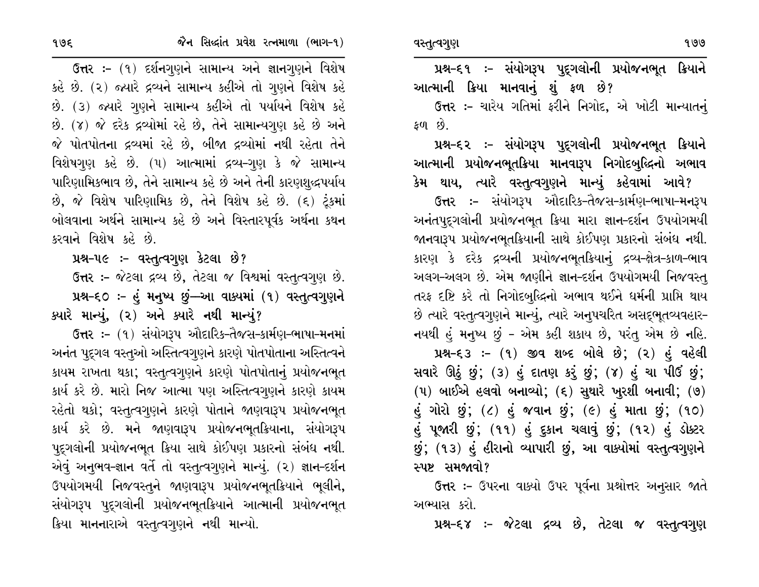**ઉત્તર :-** (૧) દર્શનગુણને સામાન્ય અને જ્ઞાનગુણને વિશેષ કહે છે. (૨) જ્યારે દ્રવ્યને સામાન્ય કહીએ તો ગુણને વિશેષ કહે છે. (૩) જ્યારે ગુણને સામાન્ય કહીએ તો પર્યાયને વિશેષ કહે છે. (૪) જે દરેક દ્રવ્યોમાં રહે છે, તેને સામાન્યગુણ કહે છે અને જે પોતપોતાના દ્રવ્યમાં રહે છે, બીજા દ્રવ્યોમાં નથી રહેતા તેને વિશેષગુણ કહે છે. (૫) આત્મામાં દ્રવ્ય-ગુણ કે જે સામાન્ય પારિણામિકભાવ છે, તેને સામાન્ય કહે છે અને તેની કારણશુદ્ધપર્યાય છે, જે વિશેષ પારિણામિક છે, તેને વિશેષ કહે છે. (૬) ટૂંકમાં બોલવાના અર્થને સામાન્ય કહે છે અને વિસ્તારપૂર્વક અર્થના કથન કરવાને વિશેષ કહે છે.

**પ્રશ્ન-૫૯ :- વસ્તુત્વગુણ કેટલા છે?**

**ઉત્તર :-** જેટલા દ્રવ્ય છે, તેટલા જ વિશ્વમાં વસ્તુત્વગુણ છે.

**પ્રશ્ન-૬૦ :- હું મનુષ્ય છું—આ વાક્યમાં (૧) વસ્તુત્વગુણને ક્યારે માન્યું, (૨) અને ક્યારે નથી માન્યું?**

**ઉત્તર :-** (૧) સંયોગરૂપ ઔદારિક-તૈજસ-કાર્મણ-ભાષા-મનમાં અનંત પુદ્ગલ વસ્તુઓ અસ્તિત્વગુણને કારણે પોતપોતાના અસ્તિત્વને કાયમ રાખતા થકા; વસ્તુત્વગુણને કારણે પોતપોતાનું પ્રયોજનભૂત કાર્ય કરે છે. મારો નિજ આત્મા પણ અસ્તિત્વગુણને કારણે કાયમ રહેતો થકો; વસ્તુત્વગુણને કારણે પોતાને જાણવારૂપ પ્રયોજનભૂત કાર્ય કરે છે. મને જાણવારૂપ પ્રયોજનભૂતક્રિયાના, સંયોગરૂપ પુદ્ગલોની પ્રયોજનભૂત ક્રિયા સાથે કોઈપણ પ્રકારનો સંબંધ નથી. એવું અનુભવ-જ્ઞાન વર્તે તો વસ્તુત્વગુણને માન્યું. (૨) જ્ઞાન-દર્શન ઉપયોગમયી નિજવસ્તુને જાણવારૂપ પ્રયોજનભૂતક્રિયાને ભૂલીને, સંયોગરૂપ પુદ્ગલોની પ્રયોજનભૂતક્રિયાને આત્માની પ્રયોજનભૂત ક્રિયા માનનારાએ વસ્તુત્વગુણને નથી માન્યો.

**પ્રશ્ન-૬૧ :- સંયોગરૂપ પુદ્ગલોની પ્રયોજનભૂત ક્રિયાને આત્માની ક્રિયા માનવાનું શું ફળ છે?**

**ઉત્તર :-** ચારેય ગતિમાં ફરીને નિગોદ, એ ખોટી માન્યાતનું ફળ છે.

**પ્રશ્ન-૬૨ :- સંયોગરૂપ પુદ્ગલોની પ્રયોજનભૂત ક્રિયાને આત્માની પ્રયોજનભૂતક્રિયા માનવારૂપ નિગોદબુદ્ધિનો અભાવ કેમ થાય, ત્યારે વસ્તુત્વગુણને માન્યું કહેવામાં આવે?**

**ઉત્તર :-** સંયોગરૂપ ઔદારિક-તૈજસ-કાર્મણ-ભાષા-મનરૂપ અનંતપુદ્ગલોની પ્રયોજનભૂત ક્રિયા મારા જ્ઞાન-દર્શન ઉપયોગમયી જાનવારૂપ પ્રયોજનભૂતક્રિયાની સાથે કોઈપણ પ્રકારનો સંબંધ નથી. કારણ કે દરેક દ્રવ્યની પ્રયોજનભૂતક્રિયાનું દ્રવ્ય-ક્ષેત્ર-કાળ-ભાવ અલગ-અલગ છે. એમ જાણીને જ્ઞાન-દર્શન ઉપયોગમયી નિજવસ્તુ તરફ દૃષ્ટિ કરે તો નિગોદબુદ્ધિનો અભાવ થઈને ધર્મની પ્રાપ્તિ થાય છે ત્યારે વસ્તુત્વગુણને માન્યું, ત્યારે અનુપચરિત અસદ્ભૂતવ્યવહાર-નયથી હું મનુષ્ય છું - એમ કહી શકાય છે, પરંતુ એમ છે નહિ.

**પ્રશ્ન-૬૩ :- (૧) જીવ શબ્દ બોલે છે; (૨) હું વહેલી સવારે ઊઠું છું; (૩) હું દાતણ કરું છું; (૪) હું ચા પીઉં છું; (૫) બાઈએ હલવો બનાવ્યો; (૬) સુથારે ખુરશી બનાવી; (૭) હું ગોરો છું; (૮) હું જવાન છું; (૯) હું માતા છું; (૧૦) હું પૂજારી છું; (૧૧) હું દુકાન ચલાવું છું; (૧૨) હું ડોક્ટર છું; (૧૩) હું હીરાનો વ્યાપારી છું, આ વાક્યોમાં વસ્તુત્વગુણને સ્પષ્ટ સમજાવો?**

**ઉત્તર :-** ઉપરના વાક્યો ઉપર પૂર્વના પ્રશ્નોત્તર અનુસાર જાતે અભ્યાસ કરો.

**પ્રશ્ન-૬૪ :- જેટલા દ્રવ્ય છે, તેટલા જ વસ્તુત્વગુણ**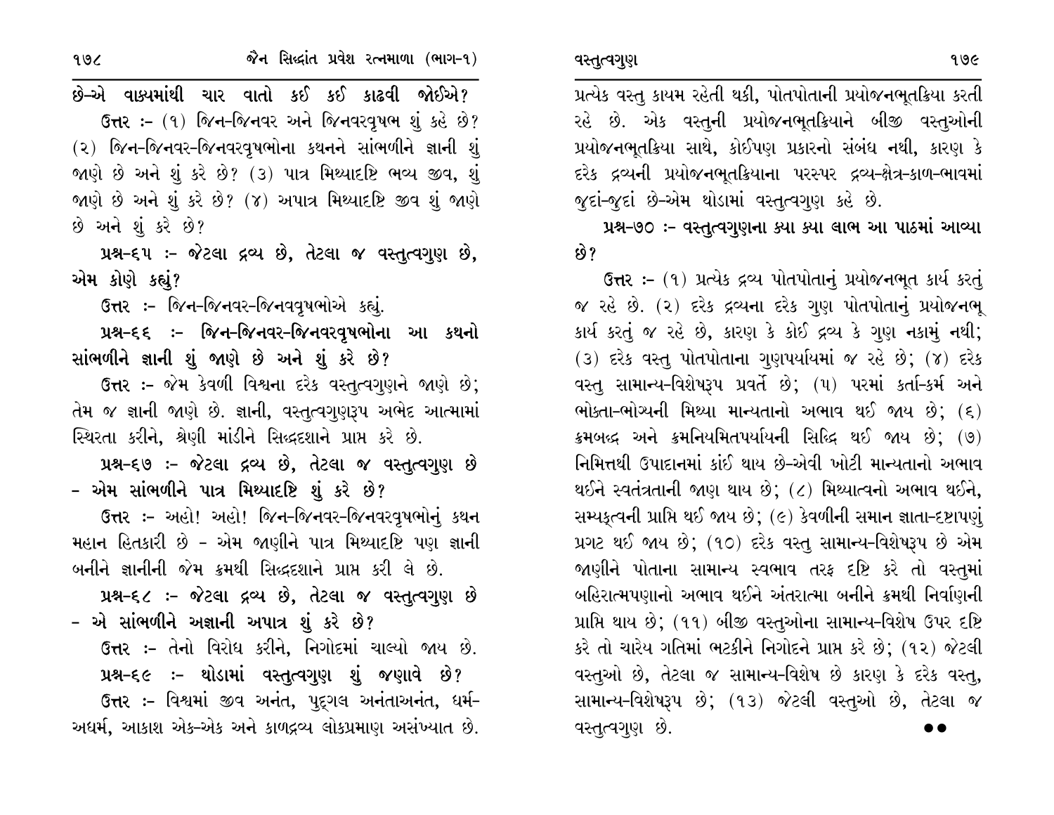છે-એ વાક્યમાંથી ચાર વાતો કઈ કઈ કાઢવી જોઈએ?

ઉત્તર :- (૧) જિન-જિનવર અને જિનવરવૃષભ શું કહે છે? (૨) જિન-જિનવર-જિનવરવૃષભોના કથનને સાંભળીને જ્ઞાની શું જાણે છે અને શું કરે છે? (૩) પાત્ર મિથ્યાદષ્ટિ ભવ્ય જીવ, શું જાણે છે અને શું કરે છે? (૪) અપાત્ર મિથ્યાદષ્ટિ જીવ શું જાણે છે અને શું કરે છે?

**પ્રશ્ન-૬૫ :- જેટલા દ્રવ્ય છે, તેટલા જ વસ્તુત્વગુણ છે, એમ કોણે કહ્યું?**

ઉત્તર :- જિન-જિનવર-જિનવવૃષભોએ કહ્યું.

**પ્રશ્ન-૬૬ :- જિન-જિનવર-જિનવરવૃષભોના આ કથનો સાંભળીને જ્ઞાની શું જાણે છે અને શું કરે છે?**

ઉત્તર :- જેમ કેવળી વિશ્વના દરેક વસ્તુત્વગુણને જાણે છે; તેમ જ જ્ઞાની જાણે છે. જ્ઞાની, વસ્તુત્વગુણરૂપ અભેદ આત્મામાં સ્થિરતા કરીને, શ્રેણી માંડીને સિદ્ધદશાને પ્રાપ્ત કરે છે.

**પ્રશ્ન-૬૭ :- જેટલા દ્રવ્ય છે, તેટલા જ વસ્તુત્વગુણ છે - એમ સાંભળીને પાત્ર મિથ્યાદષ્ટિ શું કરે છે?**

ઉત્તર :- અહો! અહો! જિન-જિનવર-જિનવરવૃષભોનું કથન મહાન હિતકારી છે - એમ જાણીને પાત્ર મિથ્યાદષ્ટિ પણ જ્ઞાની બનીને જ્ઞાનીની જેમ ક્રમથી સિદ્ધદશાને પ્રાપ્ત કરી લે છે.

**પ્રશ્ન-૬૮ :- જેટલા દ્રવ્ય છે, તેટલા જ વસ્તુત્વગુણ છે - એ સાંભળીને અજ્ઞાની અપાત્ર શું કરે છે?**

ઉત્તર :- તેનો વિરોધ કરીને, નિગોદમાં ચાલ્યો જાય છે.

**પ્રશ્ન-૬૯ :- થોડામાં વસ્તુત્વગુણ શું જણાવે છે?**

ઉત્તર :- વિશ્વમાં જીવ અનંત, પુદ્ગલ અનંતાઅનંત, ધર્મ-અધર્મ, આકાશ એક-એક અને કાળદ્રવ્ય લોકપ્રમાણ અસંખ્યાત છે. પ્રત્યેક વસ્તુ કાયમ રહેતી થકી, પોતપોતાની પ્રયોજનભૂતક્રિયા કરતી રહે છે. એક વસ્તુની પ્રયોજનભૂતક્રિયાને બીજી વસ્તુઓની પ્રયોજનભૂતક્રિયા સાથે, કોઈપણ પ્રકારનો સંબંધ નથી, કારણ કે દરેક દ્રવ્યની પ્રયોજનભૂતક્રિયાના પરસ્પર દ્રવ્ય-ક્ષેત્ર-કાળ-ભાવમાં જુદાં-જુદાં છે-એમ થોડામાં વસ્તુત્વગુણ કહે છે.

**પ્રશ્ન-૭૦ :- વસ્તુત્વગુણના ક્યા ક્યા લાભ આ પાઠમાં આવ્યા છે?**

ઉત્તર :- (૧) પ્રત્યેક દ્રવ્ય પોતપોતાનું પ્રયોજનભૂત કાર્ય કરતું જ રહે છે. (૨) દરેક દ્રવ્યના દરેક ગુણ પોતપોતાનું પ્રયોજનભૂ કાર્ય કરતું જ રહે છે, કારણ કે કોઈ દ્રવ્ય કે ગુણ નકામું નથી; (૩) દરેક વસ્તુ પોતપોતાના ગુણપર્યાયમાં જ રહે છે; (૪) દરેક વસ્તુ સામાન્ય-વિશેષરૂપ પ્રવર્તે છે; (૫) પરમાં કર્તા-કર્મ અને ભોક્તા-ભોગ્યની મિથ્યા માન્યતાનો અભાવ થઈ જાય છે; (૬) ક્રમબદ્ધ અને ક્રમનિયમિતપર્યાયની સિદ્ધિ થઈ જાય છે; (૭) નિમિત્તથી ઉપાદાનમાં કાંઈ થાય છે-એવી ખોટી માન્યતાનો અભાવ થઈને સ્વતંત્રતાની જાણ થાય છે; (૮) મિથ્યાત્વનો અભાવ થઈને, સમ્યક્ત્વની પ્રાપ્તિ થઈ જાય છે; (૯) કેવળીની સમાન જ્ઞાતા-દ્રષ્ટાપણું પ્રગટ થઈ જાય છે; (૧૦) દરેક વસ્તુ સામાન્ય-વિશેષરૂપ છે એમ જાણીને પોતાના સામાન્ય સ્વભાવ તરફ દષ્ટિ કરે તો વસ્તુમાં બહિરાત્મપણાનો અભાવ થઈને અંતરાત્મા બનીને ક્રમથી નિર્વાણની પ્રાપ્તિ થાય છે; (૧૧) બીજી વસ્તુઓના સામાન્ય-વિશેષ ઉપર દષ્ટિ કરે તો ચારેય ગતિમાં ભટકીને નિગોદને પ્રાપ્ત કરે છે; (૧૨) જેટલી વસ્તુઓ છે, તેટલા જ સામાન્ય-વિશેષ છે કારણ કે દરેક વસ્તુ, સામાન્ય-વિશેષરૂપ છે; (૧૩) જેટલી વસ્તુઓ છે, તેટલા જ વસ્તુત્વગુણ છે.

●●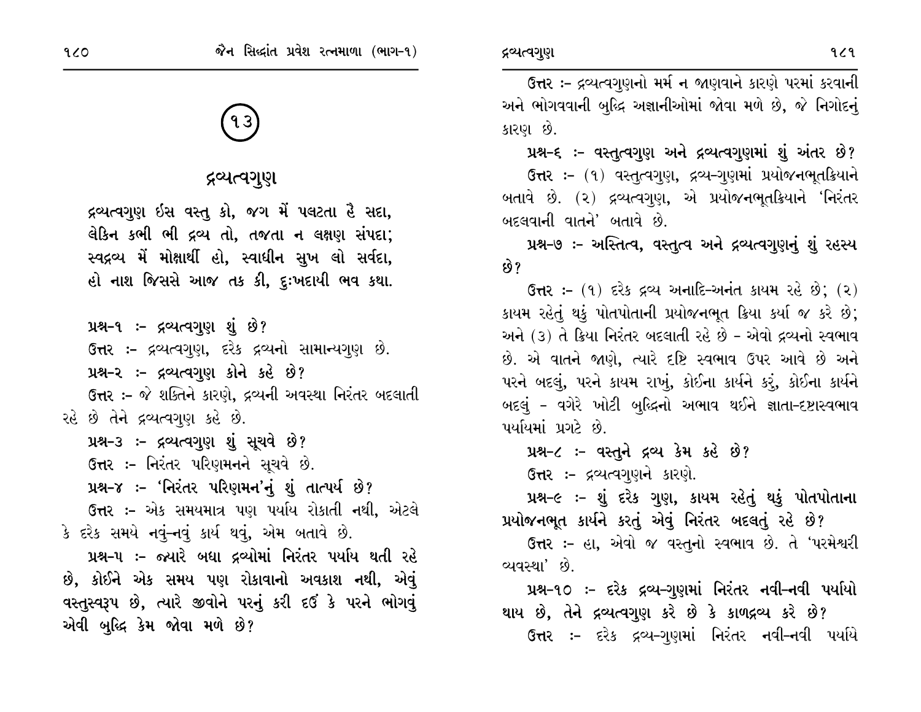## ૧૩

# દ્રવ્યત્વગુણ

દ્રવ્યત્વગુણ ઈસ વસ્તુ કો, જગ મેં પલટતા હૈ સદા,
લેકિન કભી ભી દ્રવ્ય તો, તજતા ન લક્ષણ સંપદા;
સ્વદ્રવ્ય મેં મોક્ષાર્થી હો, સ્વાધીન સુખ લો સર્વદા,
હો નાશ જિસસે આજ તક કી, દુઃખદાયી ભવ કથા.

**પ્રશ્ન-૧ :- દ્રવ્યત્વગુણ શું છે?**

**ઉત્તર** :- દ્રવ્યત્વગુણ, દરેક દ્રવ્યનો સામાન્યગુણ છે.

**પ્રશ્ન-૨ :- દ્રવ્યત્વગુણ કોને કહે છે?**

**ઉત્તર** :- જે શક્તિને કારણે, દ્રવ્યની અવસ્થા નિરંતર બદલાતી રહે છે તેને દ્રવ્યત્વગુણ કહે છે.

**પ્રશ્ન-૩ :- દ્રવ્યત્વગુણ શું સૂચવે છે?**

**ઉત્તર** :- નિરંતર પરિણમનને સૂચવે છે.

**પ્રશ્ન-૪ :- 'નિરંતર પરિણમન'નું શું તાત્પર્ય છે?**

**ઉત્તર** :- એક સમયમાત્ર પણ પર્યાય રોકાતી નથી, એટલે કે દરેક સમયે નવું-નવું કાર્ય થવું, એમ બતાવે છે.

**પ્રશ્ન-૫ :- જ્યારે બધા દ્રવ્યોમાં નિરંતર પર્યાય થતી રહે છે, કોઈને એક સમય પણ રોકાવાનો અવકાશ નથી, એવું વસ્તુસ્વરૂપ છે, ત્યારે જીવોને પરનું કરી દઉં કે પરને ભોગવું એવી બુદ્ધિ કેમ જોવા મળે છે?**

**ઉત્તર** :- દ્રવ્યત્વગુણનો મર્મ ન જાણવાને કારણે પરમાં કરવાની અને ભોગવવાની બુદ્ધિ અજ્ઞાનીઓમાં જોવા મળે છે, જે નિગોદનું કારણ છે.

**પ્રશ્ન-૬ :- વસ્તુત્વગુણ અને દ્રવ્યત્વગુણમાં શું અંતર છે?**

**ઉત્તર** :- (૧) વસ્તુત્વગુણ, દ્રવ્ય-ગુણમાં પ્રયોજનભૂતક્રિયાને બતાવે છે. (૨) દ્રવ્યત્વગુણ, એ પ્રયોજનભૂતક્રિયાને 'નિરંતર બદલવાની વાતને' બતાવે છે.

**પ્રશ્ન-૭ :- અસ્તિત્વ, વસ્તુત્વ અને દ્રવ્યત્વગુણનું શું રહસ્ય છે?**

**ઉત્તર** :- (૧) દરેક દ્રવ્ય અનાદિ-અનંત કાયમ રહે છે; (૨) કાયમ રહેતું થકું પોતપોતાની પ્રયોજનભૂત ક્રિયા કર્યા જ કરે છે; અને (૩) તે ક્રિયા નિરંતર બદલાતી રહે છે - એવો દ્રવ્યનો સ્વભાવ છે. એ વાતને જાણે, ત્યારે દૃષ્ટિ સ્વભાવ ઉપર આવે છે અને પરને બદલું, પરને કાયમ રાખું, કોઈના કાર્યને કરું, કોઈના કાર્યને બદલું - વગેરે ખોટી બુદ્ધિનો અભાવ થઈને જ્ઞાતા-દૃષ્ટાસ્વભાવ પર્યાયમાં પ્રગટે છે.

**પ્રશ્ન-૮ :- વસ્તુને દ્રવ્ય કેમ કહે છે?**

**ઉત્તર** :- દ્રવ્યત્વગુણને કારણે.

**પ્રશ્ન-૯ :- શું દરેક ગુણ, કાયમ રહેતું થકું પોતપોતાના પ્રયોજનભૂત કાર્યને કરતું એવું નિરંતર બદલતું રહે છે?**

**ઉત્તર** :- હા, એવો જ વસ્તુનો સ્વભાવ છે. તે 'પરમેશ્વરી વ્યવસ્થા' છે.

**પ્રશ્ન-૧૦ :- દરેક દ્રવ્ય-ગુણમાં નિરંતર નવી-નવી પર્યાયો થાય છે, તેને દ્રવ્યત્વગુણ કરે છે કે કાળદ્રવ્ય કરે છે?**

**ઉત્તર** :- દરેક દ્રવ્ય-ગુણમાં નિરંતર નવી-નવી પર્યાયે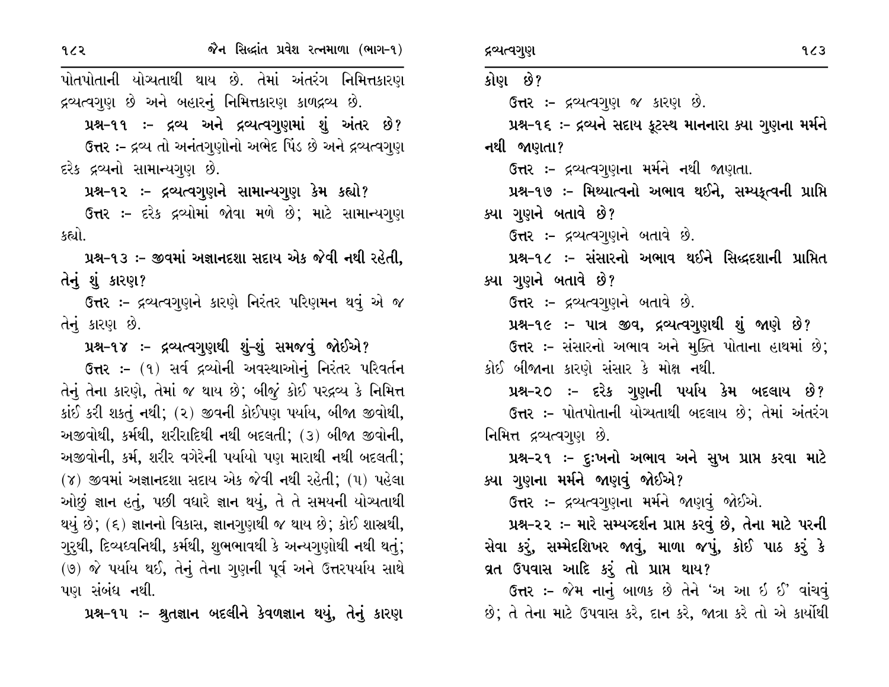પોતપોતાની યોગ્યતાથી થાય છે. તેમાં અંતરંગ નિમિત્તકારણ દ્રવ્યત્વગુણ છે અને બહારનું નિમિત્તકારણ કાળદ્રવ્ય છે.

**પ્રશ્ન-૧૧ :- દ્રવ્ય અને દ્રવ્યત્વગુણમાં શું અંતર છે?**

**ઉત્તર** :- દ્રવ્ય તો અનંતગુણોનો અભેદ પિંડ છે અને દ્રવ્યત્વગુણ દરેક દ્રવ્યનો સામાન્યગુણ છે.

**પ્રશ્ન-૧૨ :- દ્રવ્યત્વગુણને સામાન્યગુણ કેમ કહ્યો?**

**ઉત્તર** :- દરેક દ્રવ્યોમાં જોવા મળે છે; માટે સામાન્યગુણ કહ્યો.

**પ્રશ્ન-૧૩ :- જીવમાં અજ્ઞાનદશા સદાય એક જેવી નથી રહેતી, તેનું શું કારણ?**

**ઉત્તર** :- દ્રવ્યત્વગુણને કારણે નિરંતર પરિણમન થવું એ જ તેનું કારણ છે.

**પ્રશ્ન-૧૪ :- દ્રવ્યત્વગુણથી શું-શું સમજવું જોઈએ?**

**ઉત્તર** :- (૧) સર્વ દ્રવ્યોની અવસ્થાઓનું નિરંતર પરિવર્તન તેનું તેના કારણે, તેમાં જ થાય છે; બીજું કોઈ પરદ્રવ્ય કે નિમિત્ત કાંઈ કરી શકતું નથી; (૨) જીવની કોઈપણ પર્યાય, બીજા જીવોથી, અજીવોથી, કર્મથી, શરીરાદિથી નથી બદલતી; (૩) બીજા જીવોની, અજીવોની, કર્મ, શરીર વગેરેની પર્યાયો પણ મારાથી નથી બદલતી; (૪) જીવમાં અજ્ઞાનદશા સદાય એક જેવી નથી રહેતી; (૫) પહેલા ઓછું જ્ઞાન હતું, પછી વધારે જ્ઞાન થયું, તે તે સમયની યોગ્યતાથી થયું છે; (૬) જ્ઞાનનો વિકાસ, જ્ઞાનગુણથી જ થાય છે; કોઈ શાસ્ત્રથી, ગુરુથી, દિવ્યધ્વનિથી, કર્મથી, શુભભાવથી કે અન્યગુણોથી નથી થતું; (૭) જે પર્યાય થઈ, તેનું તેના ગુણની પૂર્વ અને ઉત્તરપર્યાય સાથે પણ સંબંધ નથી.

**પ્રશ્ન-૧૫ :- શ્રુતજ્ઞાન બદલીને કેવળજ્ઞાન થયું, તેનું કારણ કોણ છે?**

**ઉત્તર** :- દ્રવ્યત્વગુણ જ કારણ છે.

**પ્રશ્ન-૧૬ :- દ્રવ્યને સદાય કૂટસ્થ માનનારા ક્યા ગુણના મર્મને નથી જાણતા?**

**ઉત્તર** :- દ્રવ્યત્વગુણના મર્મને નથી જાણતા.

**પ્રશ્ન-૧૭ :- મિથ્યાત્વનો અભાવ થઈને, સમ્યક્ત્વની પ્રાપ્તિ ક્યા ગુણને બતાવે છે?**

**ઉત્તર** :- દ્રવ્યત્વગુણને બતાવે છે.

**પ્રશ્ન-૧૮ :- સંસારનો અભાવ થઈને સિદ્ધદશાની પ્રાપ્તિ ક્યા ગુણને બતાવે છે?**

**ઉત્તર** :- દ્રવ્યત્વગુણને બતાવે છે.

**પ્રશ્ન-૧૯ :- પાત્ર જીવ, દ્રવ્યત્વગુણથી શું જાણે છે?**

**ઉત્તર** :- સંસારનો અભાવ અને મુક્તિ પોતાના હાથમાં છે; કોઈ બીજાના કારણે સંસાર કે મોક્ષ નથી.

**પ્રશ્ન-૨૦ :- દરેક ગુણની પર્યાય કેમ બદલાય છે?**

**ઉત્તર** :- પોતપોતાની યોગ્યતાથી બદલાય છે; તેમાં અંતરંગ નિમિત્ત દ્રવ્યત્વગુણ છે.

**પ્રશ્ન-૨૧ :- દુઃખનો અભાવ અને સુખ પ્રાપ્ત કરવા માટે ક્યા ગુણના મર્મને જાણવું જોઈએ?**

**ઉત્તર** :- દ્રવ્યત્વગુણના મર્મને જાણવું જોઈએ.

**પ્રશ્ન-૨૨ :- મારે સમ્યગ્દર્શન પ્રાપ્ત કરવું છે, તેના માટે પરની સેવા કરું, સમ્મેદશિખર જાવું, માળા જપું, કોઈ પાઠ કરું કે વ્રત ઉપવાસ આદિ કરું તો પ્રાપ્ત થાય?**

**ઉત્તર** :- જેમ નાનું બાળક છે તેને 'અ આ ઇ ઈ' વાંચવું છે; તે તેના માટે ઉપવાસ કરે, દાન કરે, જાત્રા કરે તો એ કાર્યોથી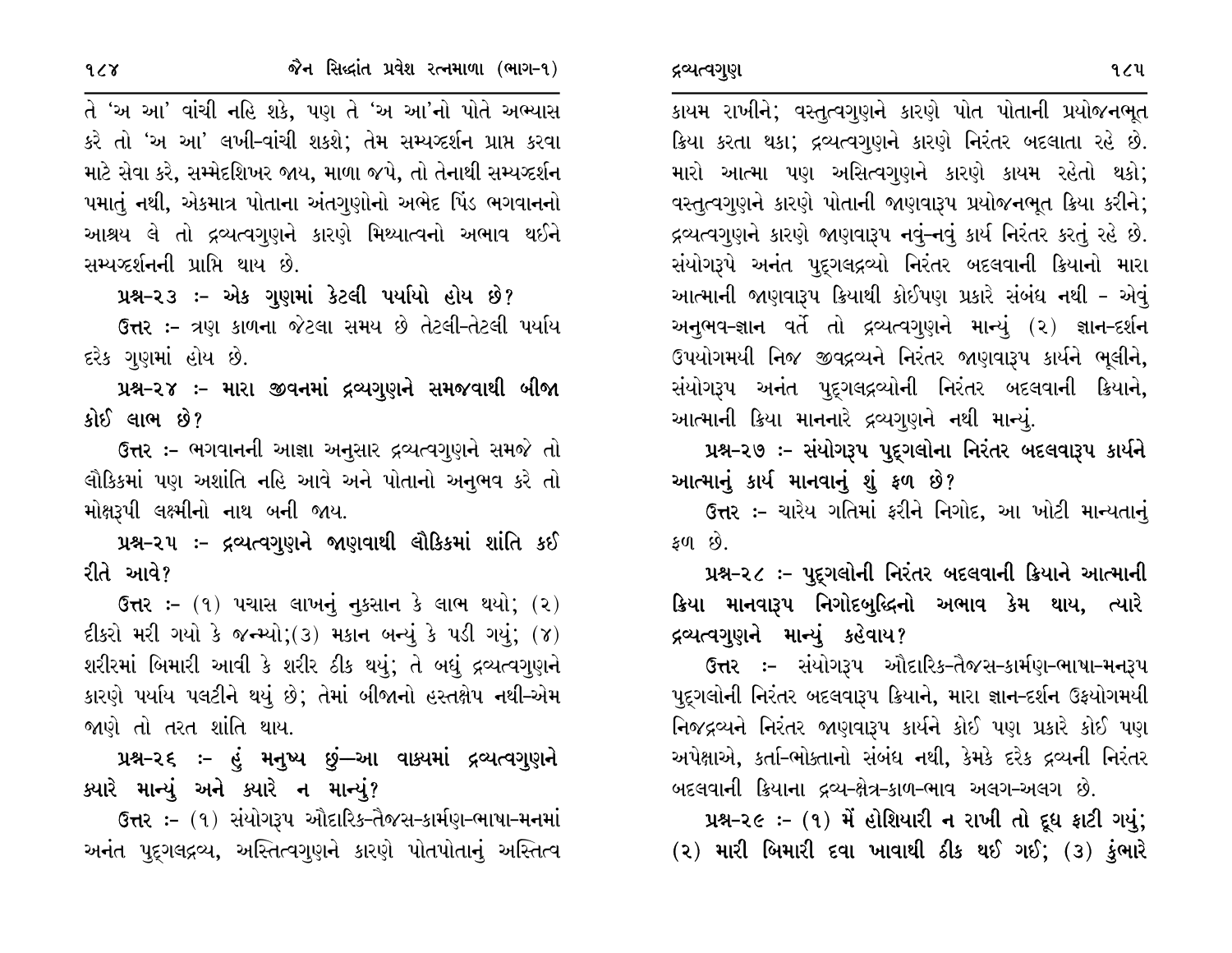તે 'અ આ' વાંચી નહિ શકે, પણ તે 'અ આ'નો પોતે અભ્યાસ કરે તો 'અ આ' લખી-વાંચી શકશે; તેમ સમ્યગ્દર્શન પ્રાપ્ત કરવા માટે સેવા કરે, સમ્મેદશિખર જાય, માળા જપે, તો તેનાથી સમ્યગ્દર્શન પમાતું નથી, એકમાત્ર પોતાના અંતગુણોનો અભેદ પિંડ ભગવાનનો આશ્રય લે તો દ્રવ્યત્વગુણને કારણે મિથ્યાત્વનો અભાવ થઈને સમ્યગ્દર્શનની પ્રાપ્તિ થાય છે.

**પ્રશ્ન-૨૩ :- એક ગુણમાં કેટલી પર્યાયો હોય છે?**

**ઉત્તર :-** ત્રણ કાળના જેટલા સમય છે તેટલી-તેટલી પર્યાય દરેક ગુણમાં હોય છે.

**પ્રશ્ન-૨૪ :- મારા જીવનમાં દ્રવ્યગુણને સમજવાથી બીજા કોઈ લાભ છે?**

**ઉત્તર :-** ભગવાનની આજ્ઞા અનુસાર દ્રવ્યત્વગુણને સમજે તો લૌકિકમાં પણ અશાંતિ નહિ આવે અને પોતાનો અનુભવ કરે તો મોક્ષરૂપી લક્ષ્મીનો નાથ બની જાય.

**પ્રશ્ન-૨૫ :- દ્રવ્યત્વગુણને જાણવાથી લૌકિકમાં શાંતિ કઈ રીતે આવે?**

**ઉત્તર :-** (૧) પચાસ લાખનું નુકસાન કે લાભ થયો; (૨) દીકરો મરી ગયો કે જન્મ્યો;(૩) મકાન બન્યું કે પડી ગયું; (૪) શરીરમાં બિમારી આવી કે શરીર ઠીક થયું; તે બધું દ્રવ્યત્વગુણને કારણે પર્યાય પલટીને થયું છે; તેમાં બીજાનો હસ્તક્ષેપ નથી-એમ જાણે તો તરત શાંતિ થાય.

**પ્રશ્ન-૨૬ :- હું મનુષ્ય છું—આ વાક્યમાં દ્રવ્યત્વગુણને ક્યારે માન્યું અને ક્યારે ન માન્યું?**

**ઉત્તર :-** (૧) સંયોગરૂપ ઔદારિક-તૈજસ-કાર્મણ-ભાષા-મનમાં અનંત પુદ્ગલદ્રવ્ય, અસ્તિત્વગુણને કારણે પોતપોતાનું અસ્તિત્વ કાયમ રાખીને; વસ્તુત્વગુણને કારણે પોત પોતાની પ્રયોજનભૂત ક્રિયા કરતા થકા; દ્રવ્યત્વગુણને કારણે નિરંતર બદલાતા રહે છે. મારો આત્મા પણ અસિત્વગુણને કારણે કાયમ રહેતો થકો; વસ્તુત્વગુણને કારણે પોતાની જાણવારૂપ પ્રયોજનભૂત ક્રિયા કરીને; દ્રવ્યત્વગુણને કારણે જાણવારૂપ નવું-નવું કાર્ય નિરંતર કરતું રહે છે. સંયોગરૂપે અનંત પુદ્ગલદ્રવ્યો નિરંતર બદલવાની ક્રિયાનો મારા આત્માની જાણવારૂપ ક્રિયાથી કોઈપણ પ્રકારે સંબંધ નથી - એવું અનુભવ-જ્ઞાન વર્તે તો દ્રવ્યત્વગુણને માન્યું (૨) જ્ઞાન-દર્શન ઉપયોગમયી નિજ જીવદ્રવ્યને નિરંતર જાણવારૂપ કાર્યને ભૂલીને, સંયોગરૂપ અનંત પુદ્ગલદ્રવ્યોની નિરંતર બદલવાની ક્રિયાને, આત્માની ક્રિયા માનનારે દ્રવ્યગુણને નથી માન્યું.

**પ્રશ્ન-૨૭ :- સંયોગરૂપ પુદ્ગલોના નિરંતર બદલવારૂપ કાર્યને આત્માનું કાર્ય માનવાનું શું ફળ છે?**

**ઉત્તર :-** ચારેય ગતિમાં ફરીને નિગોદ, આ ખોટી માન્યતાનું ફળ છે.

**પ્રશ્ન-૨૮ :- પુદ્ગલોની નિરંતર બદલવાની ક્રિયાને આત્માની ક્રિયા માનવારૂપ નિગોદબુદ્ધિનો અભાવ કેમ થાય, ત્યારે દ્રવ્યત્વગુણને માન્યું કહેવાય?**

**ઉત્તર :-** સંયોગરૂપ ઔદારિક-તૈજસ-કાર્મણ-ભાષા-મનરૂપ પુદ્ગલોની નિરંતર બદલવારૂપ ક્રિયાને, મારા જ્ઞાન-દર્શન ઉફયોગમયી નિજદ્રવ્યને નિરંતર જાણવારૂપ કાર્યને કોઈ પણ પ્રકારે કોઈ પણ અપેક્ષાએ, કર્તા-ભોક્તાનો સંબંધ નથી, કેમકે દરેક દ્રવ્યની નિરંતર બદલવાની ક્રિયાના દ્રવ્ય-ક્ષેત્ર-કાળ-ભાવ અલગ-અલગ છે.

**પ્રશ્ન-૨૯ :- (૧) મેં હોશિયારી ન રાખી તો દૂધ ફાટી ગયું; (૨) મારી બિમારી દવા ખાવાથી ઠીક થઈ ગઈ; (૩) કુંભારે**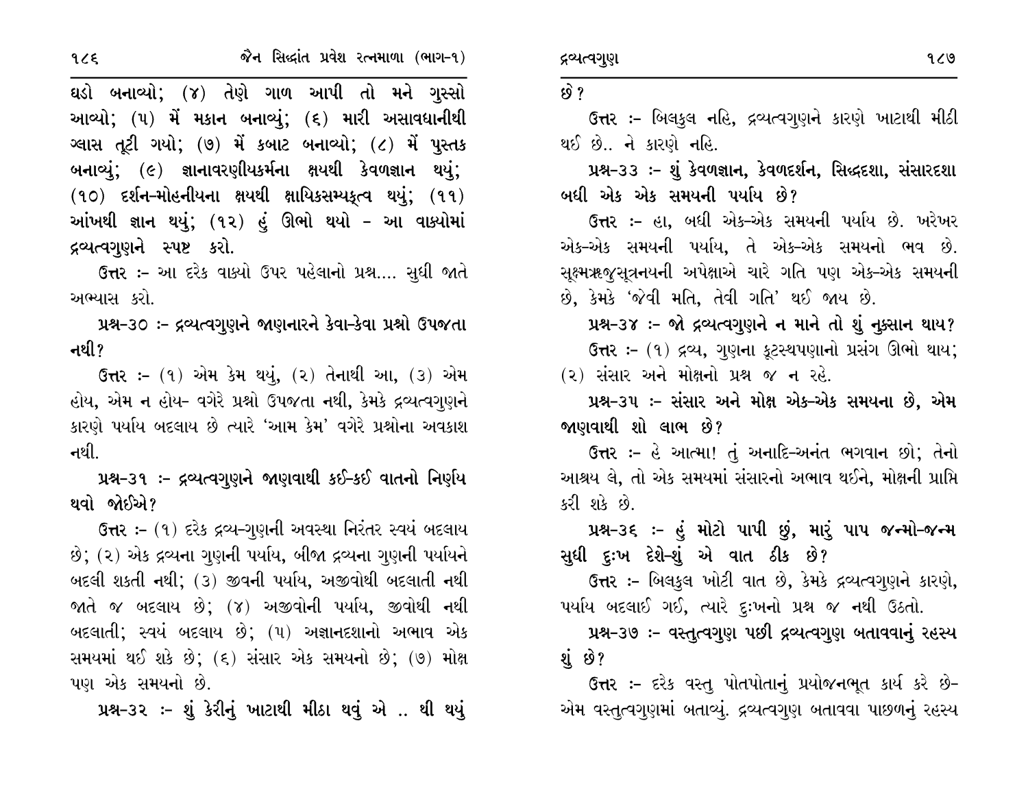ઘડો બનાવ્યો; (૪) તેણે ગાળ આપી તો મને ગુસ્સો આવ્યો; (૫) મેં મકાન બનાવ્યું; (૬) મારી અસાવધાનીથી ગ્લાસ તૂટી ગયો; (૭) મેં કબાટ બનાવ્યો; (૮) મેં પુસ્તક બનાવ્યું; (૯) જ્ઞાનાવરણીયકર્મના ક્ષયથી કેવળજ્ઞાન થયું; (૧૦) દર્શન-મોહનીયના ક્ષયથી ક્ષાયિકસમ્યક્ત્વ થયું; (૧૧) આંખથી જ્ઞાન થયું; (૧૨) હું ઊભો થયો - આ વાક્યોમાં દ્રવ્યત્વગુણને સ્પષ્ટ કરો.**

ઉત્તર :- આ દરેક વાક્યો ઉપર પહેલાનો પ્રશ્ન.... સુધી જાતે અભ્યાસ કરો.

**પ્રશ્ન-૩૦ :- દ્રવ્યત્વગુણને જાણનારને કેવા-કેવા પ્રશ્નો ઉપજતા નથી?**

ઉત્તર :- (૧) એમ કેમ થયું, (૨) તેનાથી આ, (૩) એમ હોય, એમ ન હોય- વગેરે પ્રશ્નો ઉપજતા નથી, કેમકે દ્રવ્યત્વગુણને કારણે પર્યાય બદલાય છે ત્યારે 'આમ કેમ' વગેરે પ્રશ્નોના અવકાશ નથી.

**પ્રશ્ન-૩૧ :- દ્રવ્યત્વગુણને જાણવાથી કઈ-કઈ વાતનો નિર્ણય થવો જોઈએ?**

ઉત્તર :- (૧) દરેક દ્રવ્ય-ગુણની અવસ્થા નિરંતર સ્વયં બદલાય છે; (૨) એક દ્રવ્યના ગુણની પર્યાય, બીજા દ્રવ્યના ગુણની પર્યાયને બદલી શકતી નથી; (૩) જીવની પર્યાય, અજીવોથી બદલાતી નથી જાતે જ બદલાય છે; (૪) અજીવોની પર્યાય, જીવોથી નથી બદલાતી; સ્વયં બદલાય છે; (૫) અજ્ઞાનદશાનો અભાવ એક સમયમાં થઈ શકે છે; (૬) સંસાર એક સમયનો છે; (૭) મોક્ષ પણ એક સમયનો છે.

**પ્રશ્ન-૩૨ :- શું કેરીનું ખાટાથી મીઠા થવું એ .. થી થયું છે?**

ઉત્તર :- બિલકુલ નહિ, દ્રવ્યત્વગુણને કારણે ખાટાથી મીઠી થઈ છે.. ને કારણે નહિ.

**પ્રશ્ન-૩૩ :- શું કેવળજ્ઞાન, કેવળદર્શન, સિદ્ધદશા, સંસારદશા બધી એક એક સમયની પર્યાય છે?**

ઉત્તર :- હા, બધી એક-એક સમયની પર્યાય છે. ખરેખર એક-એક સમયની પર્યાય, તે એક-એક સમયનો ભવ છે. સૂક્ષ્મઋજુસૂત્રનયની અપેક્ષાએ ચારે ગતિ પણ એક-એક સમયની છે, કેમકે 'જેવી મતિ, તેવી ગતિ' થઈ જાય છે.

**પ્રશ્ન-૩૪ :- જો દ્રવ્યત્વગુણને ન માને તો શું નુક્સાન થાય?**

ઉત્તર :- (૧) દ્રવ્ય, ગુણના કૂટસ્થપણાનો પ્રસંગ ઊભો થાય; (૨) સંસાર અને મોક્ષનો પ્રશ્ન જ ન રહે.

**પ્રશ્ન-૩૫ :- સંસાર અને મોક્ષ એક-એક સમયના છે, એમ જાણવાથી શો લાભ છે?**

ઉત્તર :- હે આત્મા! તું અનાદિ-અનંત ભગવાન છો; તેનો આશ્રય લે, તો એક સમયમાં સંસારનો અભાવ થઈને, મોક્ષની પ્રાપ્તિ કરી શકે છે.

**પ્રશ્ન-૩૬ :- હું મોટો પાપી છું, મારું પાપ જન્મો-જન્મ સુધી દુ:ખ દેશે-શું એ વાત ઠીક છે?**

ઉત્તર :- બિલકુલ ખોટી વાત છે, કેમકે દ્રવ્યત્વગુણને કારણે, પર્યાય બદલાઈ ગઈ, ત્યારે દુ:ખનો પ્રશ્ન જ નથી ઉઠતો.

**પ્રશ્ન-૩૭ :- વસ્તુત્વગુણ પછી દ્રવ્યત્વગુણ બતાવવાનું રહસ્ય શું છે?**

ઉત્તર :- દરેક વસ્તુ પોતપોતાનું પ્રયોજનભૂત કાર્ય કરે છે- એમ વસ્તુત્વગુણમાં બતાવ્યું. દ્રવ્યત્વગુણ બતાવવા પાછળનું રહસ્ય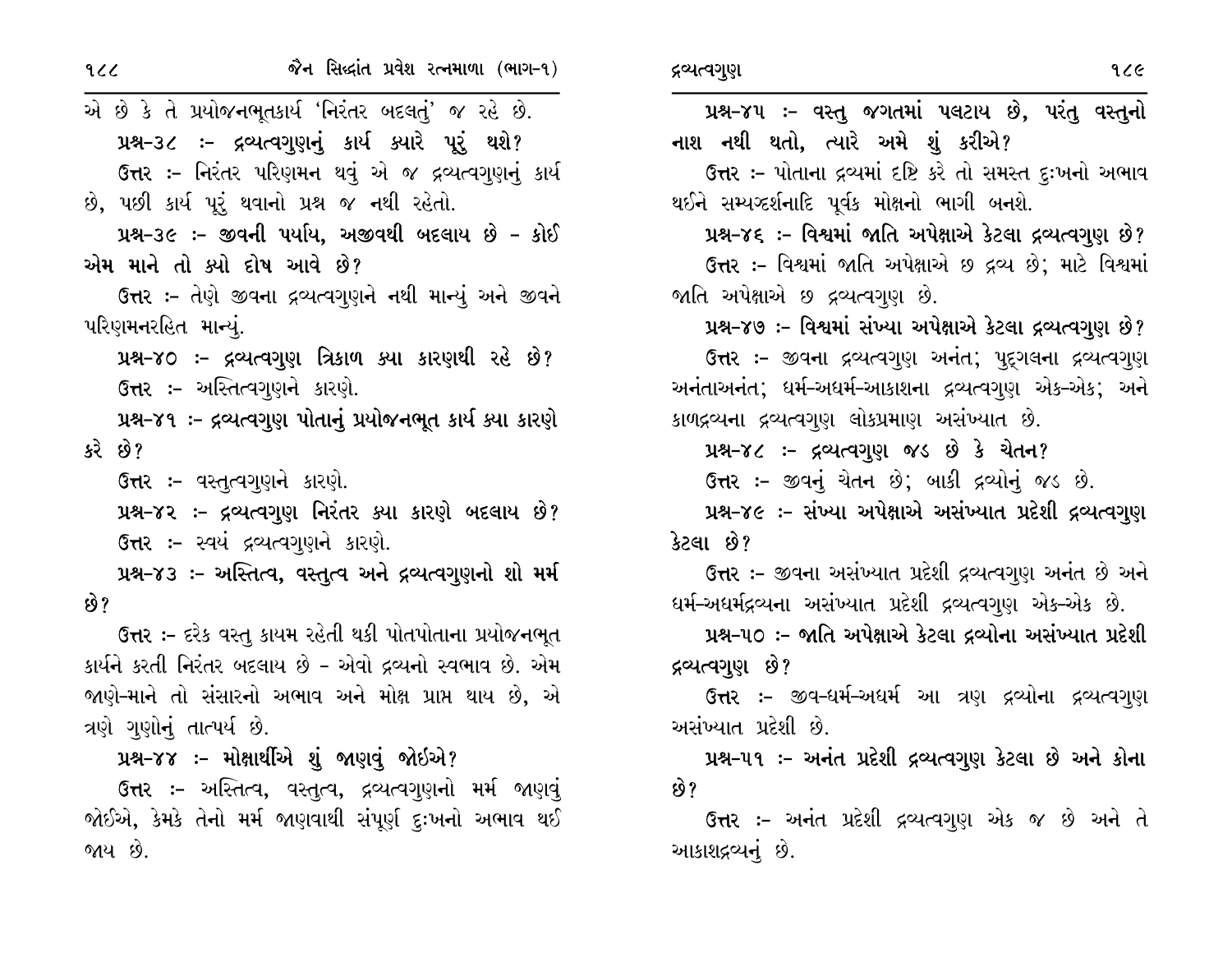એ છે કે તે પ્રયોજનભૂતકાર્ય 'નિરંતર બદલતું' જ રહે છે.

**પ્રશ્ન-૩૮ :- દ્રવ્યત્વગુણનું કાર્ય ક્યારે પૂરું થશે?**

**ઉત્તર :-** નિરંતર પરિણમન થવું એ જ દ્રવ્યત્વગુણનું કાર્ય છે, પછી કાર્ય પૂરું થવાનો પ્રશ્ન જ નથી રહેતો.

**પ્રશ્ન-૩૯ :- જીવની પર્યાય, અજીવથી બદલાય છે - કોઈ એમ માને તો ક્યો દોષ આવે છે?**

**ઉત્તર :-** તેણે જીવના દ્રવ્યત્વગુણને નથી માન્યું અને જીવને પરિણમનરહિત માન્યું.

**પ્રશ્ન-૪૦ :- દ્રવ્યત્વગુણ ત્રિકાળ ક્યા કારણથી રહે છે?**

**ઉત્તર :-** અસ્તિત્વગુણને કારણે.

**પ્રશ્ન-૪૧ :- દ્રવ્યત્વગુણ પોતાનું પ્રયોજનભૂત કાર્ય ક્યા કારણે કરે છે?**

**ઉત્તર :-** વસ્તુત્વગુણને કારણે.

**પ્રશ્ન-૪૨ :- દ્રવ્યત્વગુણ નિરંતર ક્યા કારણે બદલાય છે?**

**ઉત્તર :-** સ્વયં દ્રવ્યત્વગુણને કારણે.

**પ્રશ્ન-૪૩ :- અસ્તિત્વ, વસ્તુત્વ અને દ્રવ્યત્વગુણનો શો મર્મ છે?**

**ઉત્તર :-** દરેક વસ્તુ કાયમ રહેતી થકી પોતપોતાના પ્રયોજનભૂત કાર્યને કરતી નિરંતર બદલાય છે - એવો દ્રવ્યનો સ્વભાવ છે. એમ જાણે-માને તો સંસારનો અભાવ અને મોક્ષ પ્રાપ્ત થાય છે, એ ત્રણે ગુણોનું તાત્પર્ય છે.

**પ્રશ્ન-૪૪ :- મોક્ષાર્થીએ શું જાણવું જોઈએ?**

**ઉત્તર :-** અસ્તિત્વ, વસ્તુત્વ, દ્રવ્યત્વગુણનો મર્મ જાણવું જોઈએ, કેમકે તેનો મર્મ જાણવાથી સંપૂર્ણ દુઃખનો અભાવ થઈ જાય છે.

**પ્રશ્ન-૪૫ :- વસ્તુ જગતમાં પલટાય છે, પરંતુ વસ્તુનો નાશ નથી થતો, ત્યારે અમે શું કરીએ?**

**ઉત્તર :-** પોતાના દ્રવ્યમાં દૃષ્ટિ કરે તો સમસ્ત દુઃખનો અભાવ થઈને સમ્યગ્દર્શનાદિ પૂર્વક મોક્ષનો ભાગી બનશે.

**પ્રશ્ન-૪૬ :- વિશ્વમાં જાતિ અપેક્ષાએ કેટલા દ્રવ્યત્વગુણ છે?**

**ઉત્તર :-** વિશ્વમાં જાતિ અપેક્ષાએ છ દ્રવ્ય છે; માટે વિશ્વમાં જાતિ અપેક્ષાએ છ દ્રવ્યત્વગુણ છે.

**પ્રશ્ન-૪૭ :- વિશ્વમાં સંખ્યા અપેક્ષાએ કેટલા દ્રવ્યત્વગુણ છે?**

**ઉત્તર :-** જીવના દ્રવ્યત્વગુણ અનંત; પુદ્ગલના દ્રવ્યત્વગુણ અનંતાઅનંત; ધર્મ-અધર્મ-આકાશના દ્રવ્યત્વગુણ એક-એક; અને કાળદ્રવ્યના દ્રવ્યત્વગુણ લોકપ્રમાણ અસંખ્યાત છે.

**પ્રશ્ન-૪૮ :- દ્રવ્યત્વગુણ જડ છે કે ચેતન?**

**ઉત્તર :-** જીવનું ચેતન છે; બાકી દ્રવ્યોનું જડ છે.

**પ્રશ્ન-૪૯ :- સંખ્યા અપેક્ષાએ અસંખ્યાત પ્રદેશી દ્રવ્યત્વગુણ કેટલા છે?**

**ઉત્તર :-** જીવના અસંખ્યાત પ્રદેશી દ્રવ્યત્વગુણ અનંત છે અને ધર્મ-અધર્મદ્રવ્યના અસંખ્યાત પ્રદેશી દ્રવ્યત્વગુણ એક-એક છે.

**પ્રશ્ન-૫૦ :- જાતિ અપેક્ષાએ કેટલા દ્રવ્યોના અસંખ્યાત પ્રદેશી દ્રવ્યત્વગુણ છે?**

**ઉત્તર :-** જીવ-ધર્મ-અધર્મ આ ત્રણ દ્રવ્યોના દ્રવ્યત્વગુણ અસંખ્યાત પ્રદેશી છે.

**પ્રશ્ન-૫૧ :- અનંત પ્રદેશી દ્રવ્યત્વગુણ કેટલા છે અને કોના છે?**

**ઉત્તર :-** અનંત પ્રદેશી દ્રવ્યત્વગુણ એક જ છે અને તે આકાશદ્રવ્યનું છે.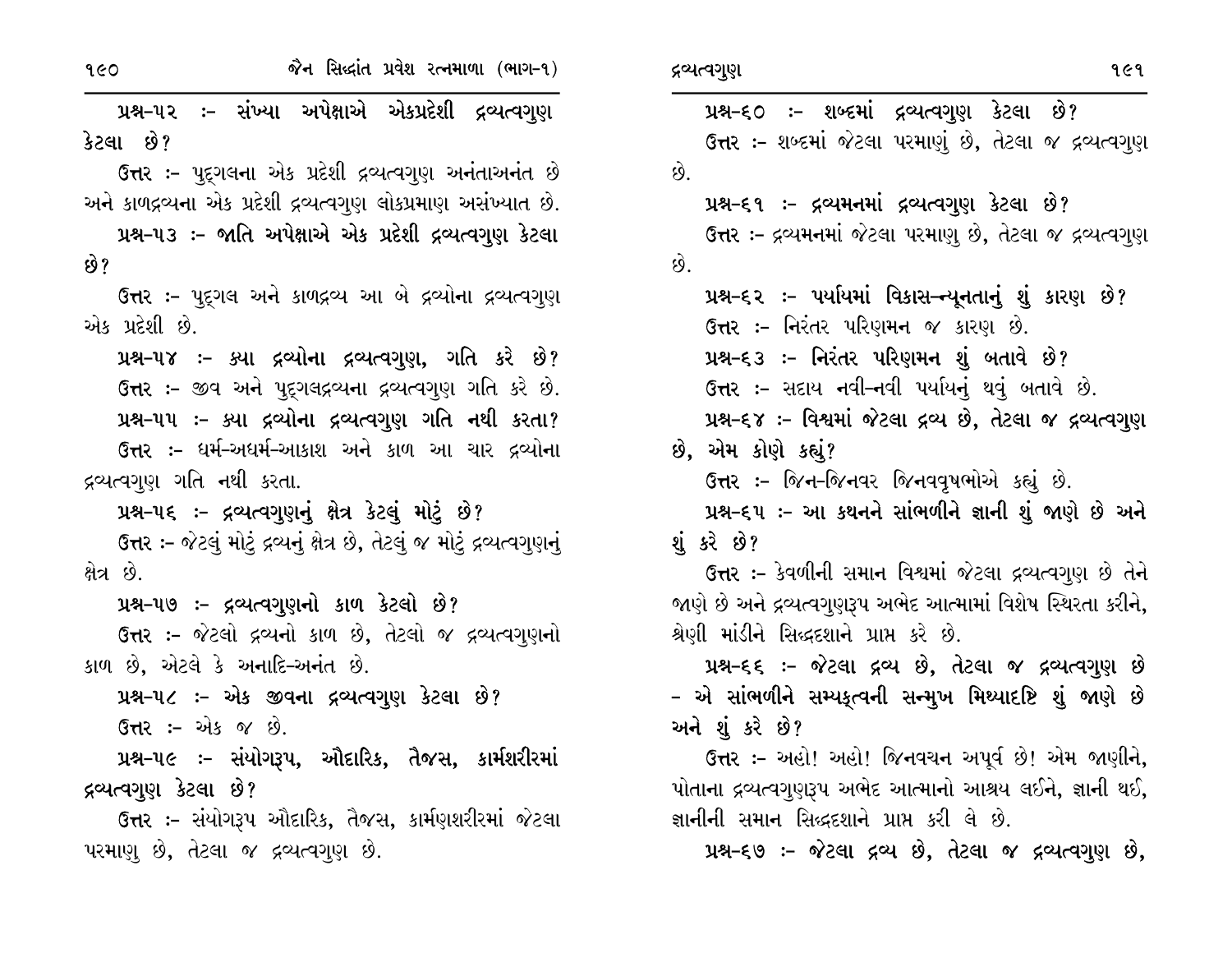**પ્રશ્ન-૫૨ :- સંખ્યા અપેક્ષાએ એકપ્રદેશી દ્રવ્યત્વગુણ કેટલા છે?**

ઉત્તર :- પુદ્‌ગલના એક પ્રદેશી દ્રવ્યત્વગુણ અનંતાઅનંત છે અને કાળદ્રવ્યના એક પ્રદેશી દ્રવ્યત્વગુણ લોકપ્રમાણ અસંખ્યાત છે.

**પ્રશ્ન-૫૩ :- જાતિ અપેક્ષાએ એક પ્રદેશી દ્રવ્યત્વગુણ કેટલા છે?**

ઉત્તર :- પુદ્‌ગલ અને કાળદ્રવ્ય આ બે દ્રવ્યોના દ્રવ્યત્વગુણ એક પ્રદેશી છે.

**પ્રશ્ન-૫૪ :- ક્યા દ્રવ્યોના દ્રવ્યત્વગુણ, ગતિ કરે છે?**

ઉત્તર :- જીવ અને પુદ્‌ગલદ્રવ્યના દ્રવ્યત્વગુણ ગતિ કરે છે.

**પ્રશ્ન-૫૫ :- ક્યા દ્રવ્યોના દ્રવ્યત્વગુણ ગતિ નથી કરતા?**

ઉત્તર :- ધર્મ-અધર્મ-આકાશ અને કાળ આ ચાર દ્રવ્યોના દ્રવ્યત્વગુણ ગતિ નથી કરતા.

**પ્રશ્ન-૫૬ :- દ્રવ્યત્વગુણનું ક્ષેત્ર કેટલું મોટું છે?**

ઉત્તર :- જેટલું મોટું દ્રવ્યનું ક્ષેત્ર છે, તેટલું જ મોટું દ્રવ્યત્વગુણનું ક્ષેત્ર છે.

**પ્રશ્ન-૫૭ :- દ્રવ્યત્વગુણનો કાળ કેટલો છે?**

ઉત્તર :- જેટલો દ્રવ્યનો કાળ છે, તેટલો જ દ્રવ્યત્વગુણનો કાળ છે, એટલે કે અનાદિ-અનંત છે.

**પ્રશ્ન-૫૮ :- એક જીવના દ્રવ્યત્વગુણ કેટલા છે?**

ઉત્તર :- એક જ છે.

**પ્રશ્ન-૫૯ :- સંયોગરૂપ, ઔદારિક, તૈજસ, કાર્મશરીરમાં દ્રવ્યત્વગુણ કેટલા છે?**

ઉત્તર :- સંયોગરૂપ ઔદારિક, તૈજસ, કાર્મણશરીરમાં જેટલા પરમાણુ છે, તેટલા જ દ્રવ્યત્વગુણ છે.

**પ્રશ્ન-૬૦ :- શબ્દમાં દ્રવ્યત્વગુણ કેટલા છે?**

ઉત્તર :- શબ્દમાં જેટલા પરમાણું છે, તેટલા જ દ્રવ્યત્વગુણ છે.

**પ્રશ્ન-૬૧ :- દ્રવ્યમનમાં દ્રવ્યત્વગુણ કેટલા છે?**

ઉત્તર :- દ્રવ્યમનમાં જેટલા પરમાણુ છે, તેટલા જ દ્રવ્યત્વગુણ છે.

**પ્રશ્ન-૬૨ :- પર્યાયમાં વિકાસ-ન્યૂનતાનું શું કારણ છે?**

ઉત્તર :- નિરંતર પરિણમન જ કારણ છે.

**પ્રશ્ન-૬૩ :- નિરંતર પરિણમન શું બતાવે છે?**

ઉત્તર :- સદાય નવી-નવી પર્યાયનું થવું બતાવે છે.

**પ્રશ્ન-૬૪ :- વિશ્વમાં જેટલા દ્રવ્ય છે, તેટલા જ દ્રવ્યત્વગુણ છે, એમ કોણે કહ્યું?**

ઉત્તર :- જિન-જિનવર જિનવવૃષભોએ કહ્યું છે.

**પ્રશ્ન-૬૫ :- આ કથનને સાંભળીને જ્ઞાની શું જાણે છે અને શું કરે છે?**

ઉત્તર :- કેવળીની સમાન વિશ્વમાં જેટલા દ્રવ્યત્વગુણ છે તેને જાણે છે અને દ્રવ્યત્વગુણરૂપ અભેદ આત્મામાં વિશેષ સ્થિરતા કરીને, શ્રેણી માંડીને સિદ્ધદશાને પ્રાપ્ત કરે છે.

**પ્રશ્ન-૬૬ :- જેટલા દ્રવ્ય છે, તેટલા જ દ્રવ્યત્વગુણ છે - એ સાંભળીને સમ્યક્ત્વની સન્મુખ મિથ્યાદષ્ટિ શું જાણે છે અને શું કરે છે?**

ઉત્તર :- અહો! અહો! જિનવચન અપૂર્વ છે! એમ જાણીને, પોતાના દ્રવ્યત્વગુણરૂપ અભેદ આત્માનો આશ્રય લઈને, જ્ઞાની થઈ, જ્ઞાનીની સમાન સિદ્ધદશાને પ્રાપ્ત કરી લે છે.

**પ્રશ્ન-૬૭ :- જેટલા દ્રવ્ય છે, તેટલા જ દ્રવ્યત્વગુણ છે,**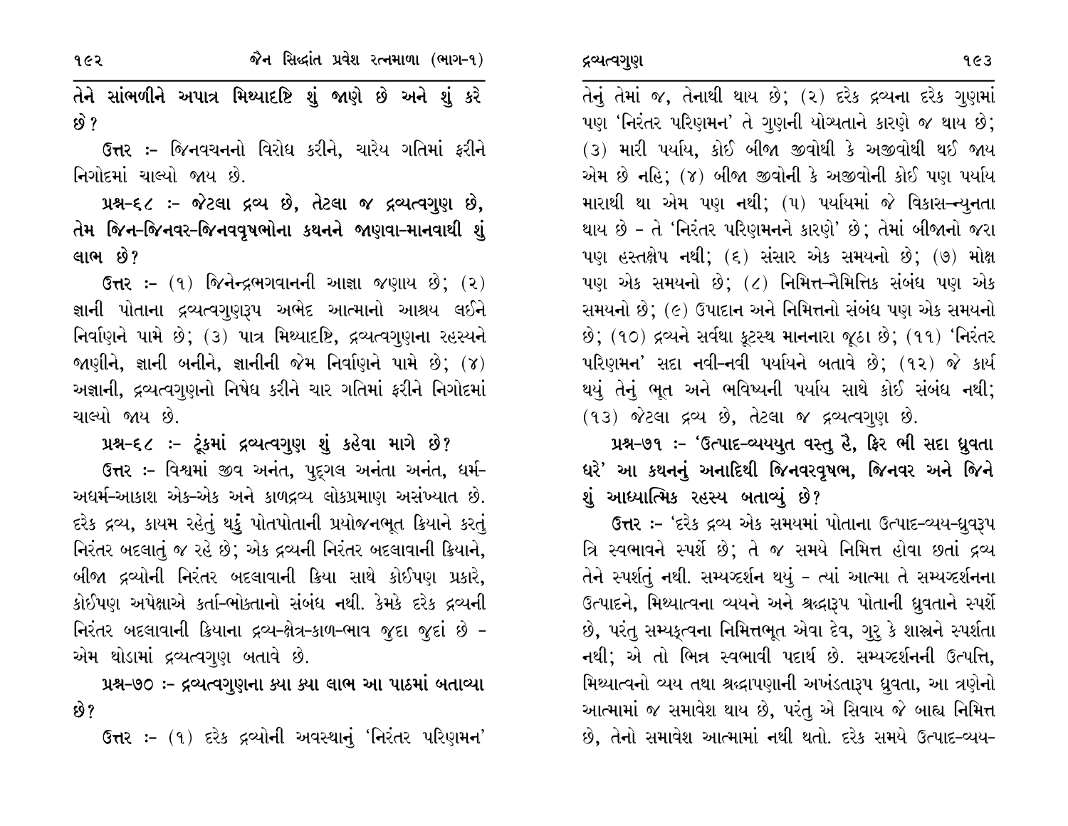તેને સાંભળીને અપાત્ર મિથ્યાદષ્ટિ શું જાણે છે અને શું કરે છે?

ઉત્તર :- જિનવચનનો વિરોધ કરીને, ચારેય ગતિમાં ફરીને નિગોદમાં ચાલ્યો જાય છે.

**પ્રશ્ન-૬૮ :- જેટલા દ્રવ્ય છે, તેટલા જ દ્રવ્યત્વગુણ છે, તેમ જિન-જિનવર-જિનવવૃષભોના કથનને જાણવા-માનવાથી શું લાભ છે?**

ઉત્તર :- (૧) જિનેન્દ્રભગવાનની આજ્ઞા જણાય છે; (૨) જ્ઞાની પોતાના દ્રવ્યત્વગુણરૂપ અભેદ આત્માનો આશ્રય લઈને નિર્વાણને પામે છે; (૩) પાત્ર મિથ્યાદષ્ટિ, દ્રવ્યત્વગુણના રહસ્યને જાણીને, જ્ઞાની બનીને, જ્ઞાનીની જેમ નિર્વાણને પામે છે; (૪) અજ્ઞાની, દ્રવ્યત્વગુણનો નિષેધ કરીને ચાર ગતિમાં ફરીને નિગોદમાં ચાલ્યો જાય છે.

**પ્રશ્ન-૬૮ :- ટૂંકમાં દ્રવ્યત્વગુણ શું કહેવા માગે છે?**

ઉત્તર :- વિશ્વમાં જીવ અનંત, પુદ્ગલ અનંતા અનંત, ધર્મ-અધર્મ-આકાશ એક-એક અને કાળદ્રવ્ય લોકપ્રમાણ અસંખ્યાત છે. દરેક દ્રવ્ય, કાયમ રહેતું થકું પોતપોતાની પ્રયોજનભૂત ક્રિયાને કરતું નિરંતર બદલાતું જ રહે છે; એક દ્રવ્યની નિરંતર બદલાવાની ક્રિયાને, બીજા દ્રવ્યોની નિરંતર બદલાવાની ક્રિયા સાથે કોઈપણ પ્રકારે, કોઈપણ અપેક્ષાએ કર્તા-ભોક્તાનો સંબંધ નથી. કેમકે દરેક દ્રવ્યની નિરંતર બદલાવાની ક્રિયાના દ્રવ્ય-ક્ષેત્ર-કાળ-ભાવ જુદા જુદાં છે - એમ થોડામાં દ્રવ્યત્વગુણ બતાવે છે.

**પ્રશ્ન-૭૦ :- દ્રવ્યત્વગુણના ક્યા ક્યા લાભ આ પાઠમાં બતાવ્યા છે?**

ઉત્તર :- (૧) દરેક દ્રવ્યોની અવસ્થાનું 'નિરંતર પરિણમન' તેનું તેમાં જ, તેનાથી થાય છે; (૨) દરેક દ્રવ્યના દરેક ગુણમાં પણ 'નિરંતર પરિણમન' તે ગુણની યોગ્યતાને કારણે જ થાય છે; (૩) મારી પર્યાય, કોઈ બીજા જીવોથી કે અજીવોથી થઈ જાય એમ છે નહિ; (૪) બીજા જીવોની કે અજીવોની કોઈ પણ પર્યાય મારાથી થા એમ પણ નથી; (૫) પર્યાયમાં જે વિકાસ-ન્યુનતા થાય છે - તે 'નિરંતર પરિણમનને કારણે' છે; તેમાં બીજાનો જરા પણ હસ્તક્ષેપ નથી; (૬) સંસાર એક સમયનો છે; (૭) મોક્ષ પણ એક સમયનો છે; (૮) નિમિત્ત-નૈમિત્તિક સંબંધ પણ એક સમયનો છે; (૯) ઉપાદાન અને નિમિત્તનો સંબંધ પણ એક સમયનો છે; (૧૦) દ્રવ્યને સર્વથા કૂટસ્થ માનનારા જૂઠા છે; (૧૧) 'નિરંતર પરિણમન' સદા નવી-નવી પર્યાયને બતાવે છે; (૧૨) જે કાર્ય થયું તેનું ભૂત અને ભવિષ્યની પર્યાય સાથે કોઈ સંબંધ નથી; (૧૩) જેટલા દ્રવ્ય છે, તેટલા જ દ્રવ્યત્વગુણ છે.

**પ્રશ્ન-૭૧ :- 'ઉત્પાદ-વ્યયયુત વસ્તુ હૈ, ફિર ભી સદા ધ્રુવતા ધરે' આ કથનનું અનાદિથી જિનવરવૃષભ, જિનવર અને જિને શું આધ્યાત્મિક રહસ્ય બતાવ્યું છે?**

ઉત્તર :- 'દરેક દ્રવ્ય એક સમયમાં પોતાના ઉત્પાદ-વ્યય-ધ્રુવરૂપ ત્રિ સ્વભાવને સ્પર્શે છે; તે જ સમયે નિમિત્ત હોવા છતાં દ્રવ્ય તેને સ્પર્શતું નથી. સમ્યગ્દર્શન થયું - ત્યાં આત્મા તે સમ્યગ્દર્શનના ઉત્પાદને, મિથ્યાત્વના વ્યયને અને શ્રદ્ધારૂપ પોતાની ધ્રુવતાને સ્પર્શે છે, પરંતુ સમ્યક્ત્વના નિમિત્તભૂત એવા દેવ, ગુરુ કે શાસ્ત્રને સ્પર્શતા નથી; એ તો ભિન્ન સ્વભાવી પદાર્થ છે. સમ્યગ્દર્શનની ઉત્પત્તિ, મિથ્યાત્વનો વ્યય તથા શ્રદ્ધાપણાની અખંડતારૂપ ધ્રુવતા, આ ત્રણેનો આત્મામાં જ સમાવેશ થાય છે, પરંતુ એ સિવાય જે બાહ્ય નિમિત્ત છે, તેનો સમાવેશ આત્મામાં નથી થતો. દરેક સમયે ઉત્પાદ-વ્યય-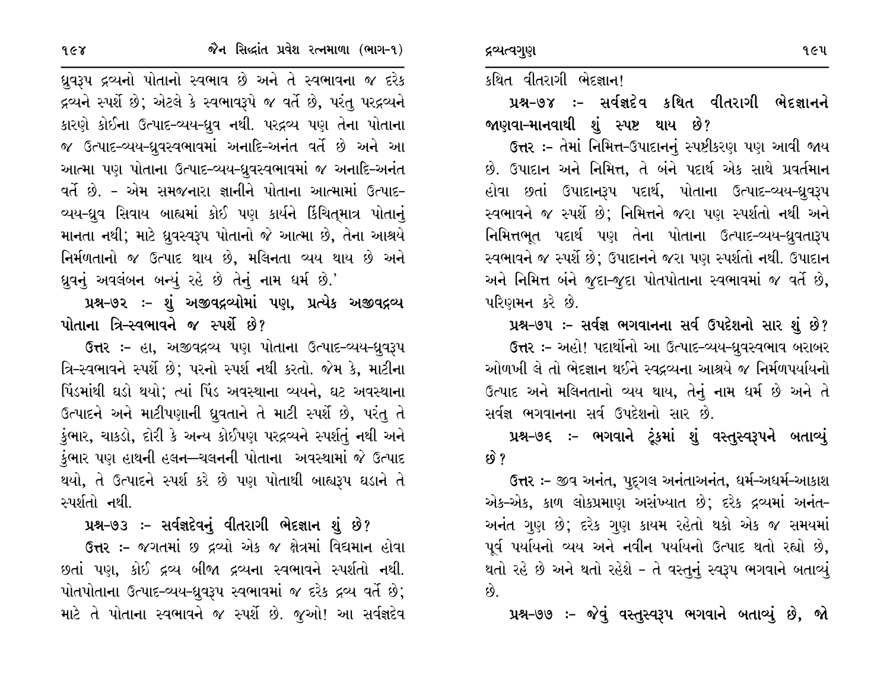ધ્રુવરૂપ દ્રવ્યનો પોતાનો સ્વભાવ છે અને તે સ્વભાવના જ દરેક દ્રવ્યને સ્પર્શે છે; એટલે કે સ્વભાવરૂપે જ વર્તે છે, પરંતુ પરદ્રવ્યને કારણે કોઈના ઉત્પાદ-વ્યય-ધ્રુવ નથી. પરદ્રવ્ય પણ તેના પોતાના જ ઉત્પાદ-વ્યય-ધ્રુવસ્વભાવમાં અનાદિ-અનંત વર્તે છે અને આ આત્મા પણ પોતાના ઉત્પાદ-વ્યય-ધ્રુવસ્વભાવમાં જ અનાદિ-અનંત વર્તે છે. - એમ સમજનારા જ્ઞાનીને પોતાના આત્મામાં ઉત્પાદ-વ્યય-ધ્રુવ સિવાય બાહ્યમાં કોઈ પણ કાર્યને કિંચિત્માત્ર પોતાનું માનતા નથી; માટે ધ્રુવસ્વરૂપ પોતાનો જે આત્મા છે, તેના આશ્રયે નિર્મળતાનો જ ઉત્પાદ થાય છે, મલિનતા વ્યય થાય છે અને ધ્રુવનું અવલંબન બન્યું રહે છે તેનું નામ ધર્મ છે.'

**પ્રશ્ન-૭૨ :- શું અજીવદ્રવ્યોમાં પણ, પ્રત્યેક અજીવદ્રવ્ય પોતાના ત્રિ-સ્વભાવને જ સ્પર્શે છે?**

**ઉત્તર :-** હા, અજીવદ્રવ્ય પણ પોતાના ઉત્પાદ-વ્યય-ધ્રુવરૂપ ત્રિ-સ્વભાવને સ્પર્શે છે; પરનો સ્પર્શ નથી કરતો. જેમ કે, માટીના પિંડમાંથી ઘડો થયો; ત્યાં પિંડ અવસ્થાના વ્યયને, ઘટ અવસ્થાના ઉત્પાદને અને માટીપણાની ધ્રુવતાને તે માટી સ્પર્શે છે, પરંતુ તે કુંભાર, ચાકડો, દોરી કે અન્ય કોઈપણ પરદ્રવ્યને સ્પર્શતું નથી અને કુંભાર પણ હાથની હલન—ચલનની પોતાના અવસ્થામાં જે ઉત્પાદ થયો, તે ઉત્પાદને સ્પર્શ કરે છે પણ પોતાથી બાહ્યરૂપ ઘડાને તે સ્પર્શતો નથી.

**પ્રશ્ન-૭૩ :- સર્વજ્ઞદેવનું વીતરાગી ભેદજ્ઞાન શું છે?**

**ઉત્તર :-** જગતમાં છ દ્રવ્યો એક જ ક્ષેત્રમાં વિદ્યમાન હોવા છતાં પણ, કોઈ દ્રવ્ય બીજા દ્રવ્યના સ્વભાવને સ્પર્શતો નથી. પોતપોતાના ઉત્પાદ-વ્યય-ધ્રુવરૂપ સ્વભાવમાં જ દરેક દ્રવ્ય વર્તે છે; માટે તે પોતાના સ્વભાવને જ સ્પર્શે છે. જુઓ! આ સર્વજ્ઞદેવ કથિત વીતરાગી ભેદજ્ઞાન!

**પ્રશ્ન-૭૪ :- સર્વજ્ઞદેવ કથિત વીતરાગી ભેદજ્ઞાનને જાણવા-માનવાથી શું સ્પષ્ટ થાય છે?**

**ઉત્તર :-** તેમાં નિમિત્ત-ઉપાદાનનું સ્પષ્ટીકરણ પણ આવી જાય છે. ઉપાદાન અને નિમિત્ત, તે બંને પદાર્થ એક સાથે પ્રવર્તમાન હોવા છતાં ઉપાદાનરૂપ પદાર્થ, પોતાના ઉત્પાદ-વ્યય-ધ્રુવરૂપ સ્વભાવને જ સ્પર્શે છે; નિમિત્તને જરા પણ સ્પર્શતો નથી અને નિમિત્તભૂત પદાર્થ પણ તેના પોતાના ઉત્પાદ-વ્યય-ધ્રુવતારૂપ સ્વભાવને જ સ્પર્શે છે; ઉપાદાનને જરા પણ સ્પર્શતો નથી. ઉપાદાન અને નિમિત્ત બંને જુદા-જુદા પોતપોતાના સ્વભાવમાં જ વર્તે છે, પરિણમન કરે છે.

**પ્રશ્ન-૭૫ :- સર્વજ્ઞ ભગવાનના સર્વ ઉપદેશનો સાર શું છે?**

**ઉત્તર :-** અહો! પદાર્થોનો આ ઉત્પાદ-વ્યય-ધ્રુવસ્વભાવ બરાબર ઓળખી લે તો ભેદજ્ઞાન થઈને સ્વદ્રવ્યના આશ્રયે જ નિર્મળપર્યાયનો ઉત્પાદ અને મલિનતાનો વ્યય થાય, તેનું નામ ધર્મ છે અને તે સર્વજ્ઞ ભગવાનના સર્વ ઉપદેશનો સાર છે.

**પ્રશ્ન-૭૬ :- ભગવાને ટૂંકમાં શું વસ્તુસ્વરૂપને બતાવ્યું છે?**

**ઉત્તર :-** જીવ અનંત, પુદ્ગલ અનંતાનંત, ધર્મ-અધર્મ-આકાશ એક-એક, કાળ લોકપ્રમાણ અસંખ્યાત છે; દરેક દ્રવ્યમાં અનંત-અનંત ગુણ છે; દરેક ગુણ કાયમ રહેતો થકો એક જ સમયમાં પૂર્વ પર્યાયનો વ્યય અને નવીન પર્યાયનો ઉત્પાદ થતો રહ્યો છે, થતો રહે છે અને થતો રહેશે - તે વસ્તુનું સ્વરૂપ ભગવાને બતાવ્યું છે.

**પ્રશ્ન-૭૭ :- જેવું વસ્તુસ્વરૂપ ભગવાને બતાવ્યું છે, જો**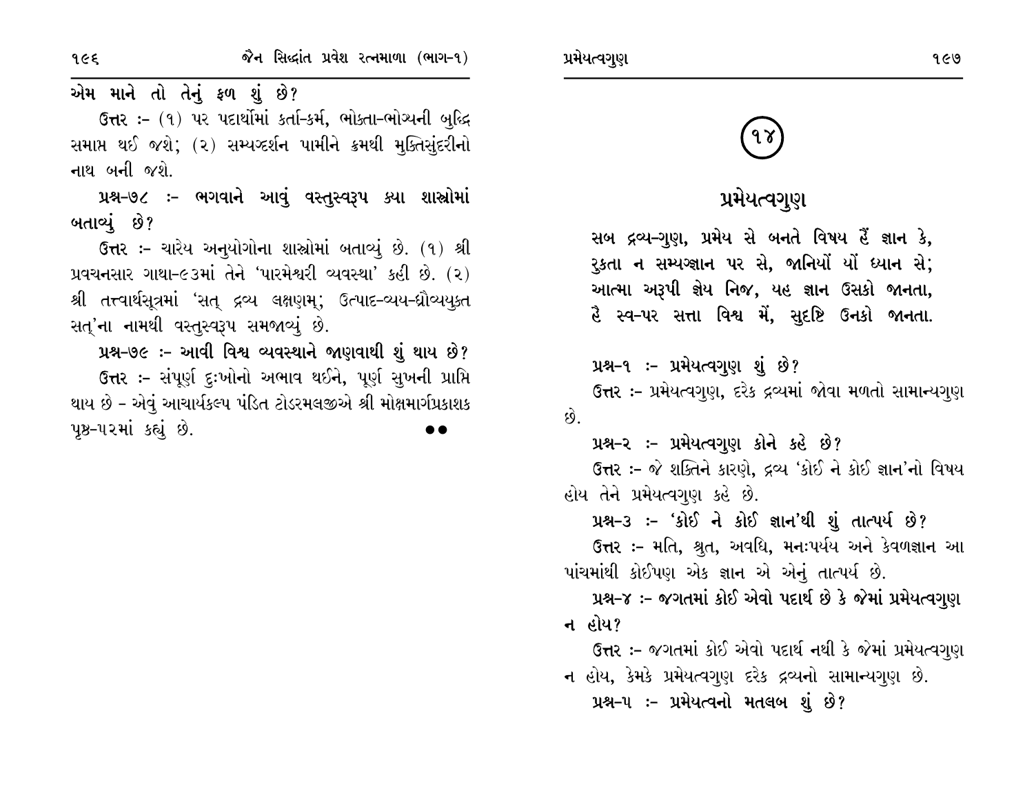એમ માને તો તેનું ફળ શું છે?

ઉત્તર :- (૧) પર પદાર્થોમાં કર્તા-કર્મ, ભોક્તા-ભોગ્યની બુદ્ધિ સમાપ્ત થઈ જશે; (૨) સમ્યગ્દર્શન પામીને ક્રમથી મુક્તિસુંદરીનો નાથ બની જશે.

**પ્રશ્ન-૭૮ :- ભગવાને આવું વસ્તુસ્વરૂપ ક્યા શાસ્ત્રોમાં બતાવ્યું છે?**

ઉત્તર :- ચારેય અનુયોગોના શાસ્ત્રોમાં બતાવ્યું છે. (૧) શ્રી પ્રવચનસાર ગાથા-૯૩માં તેને 'પારમેશ્વરી વ્યવસ્થા' કહી છે. (૨) શ્રી તત્ત્વાર્થસૂત્રમાં 'સત્ દ્રવ્ય લક્ષણમ્; ઉત્પાદ-વ્યય-ધ્રૌવ્યયુક્ત સત્'ના નામથી વસ્તુસ્વરૂપ સમજાવ્યું છે.

**પ્રશ્ન-૭૯ :- આવી વિશ્વ વ્યવસ્થાને જાણવાથી શું થાય છે?**

ઉત્તર :- સંપૂર્ણ દુઃખોનો અભાવ થઈને, પૂર્ણ સુખની પ્રાપ્તિ થાય છે - એવું આચાર્યકલ્પ પંડિત ટોડરમલજીએ શ્રી મોક્ષમાર્ગપ્રકાશક પૃષ્ઠ-૫૨માં કહ્યું છે.

●●

# (૧૪)

## પ્રમેયત્વગુણ

**સબ દ્રવ્ય-ગુણ, પ્રમેય સે બનતે વિષય હૈં જ્ઞાન કે,**
**રુકતા ન સમ્યગ્જ્ઞાન પર સે, જાનિયોં યોં ધ્યાન સે;**
**આત્મા અરૂપી જ્ઞેય નિજ, યહ જ્ઞાન ઉસકો જાનતા,**
**હૈ સ્વ-પર સત્તા વિશ્વ મેં, સુદૃષ્ટિ ઉનકો જાનતા.**

**પ્રશ્ન-૧ :- પ્રમેયત્વગુણ શું છે?**

ઉત્તર :- પ્રમેયત્વગુણ, દરેક દ્રવ્યમાં જોવા મળતો સામાન્યગુણ છે.

**પ્રશ્ન-૨ :- પ્રમેયત્વગુણ કોને કહે છે?**

ઉત્તર :- જે શક્તિને કારણે, દ્રવ્ય 'કોઈ ને કોઈ જ્ઞાન'નો વિષય હોય તેને પ્રમેયત્વગુણ કહે છે.

**પ્રશ્ન-૩ :- 'કોઈ ને કોઈ જ્ઞાન'થી શું તાત્પર્ય છે?**

ઉત્તર :- મતિ, શ્રુત, અવધિ, મનઃપર્યય અને કેવળજ્ઞાન આ પાંચમાંથી કોઈપણ એક જ્ઞાન એ એનું તાત્પર્ય છે.

**પ્રશ્ન-૪ :- જગતમાં કોઈ એવો પદાર્થ છે કે જેમાં પ્રમેયત્વગુણ ન હોય?**

ઉત્તર :- જગતમાં કોઈ એવો પદાર્થ નથી કે જેમાં પ્રમેયત્વગુણ ન હોય, કેમકે પ્રમેયત્વગુણ દરેક દ્રવ્યનો સામાન્યગુણ છે.

**પ્રશ્ન-૫ :- પ્રમેયત્વનો મતલબ શું છે?**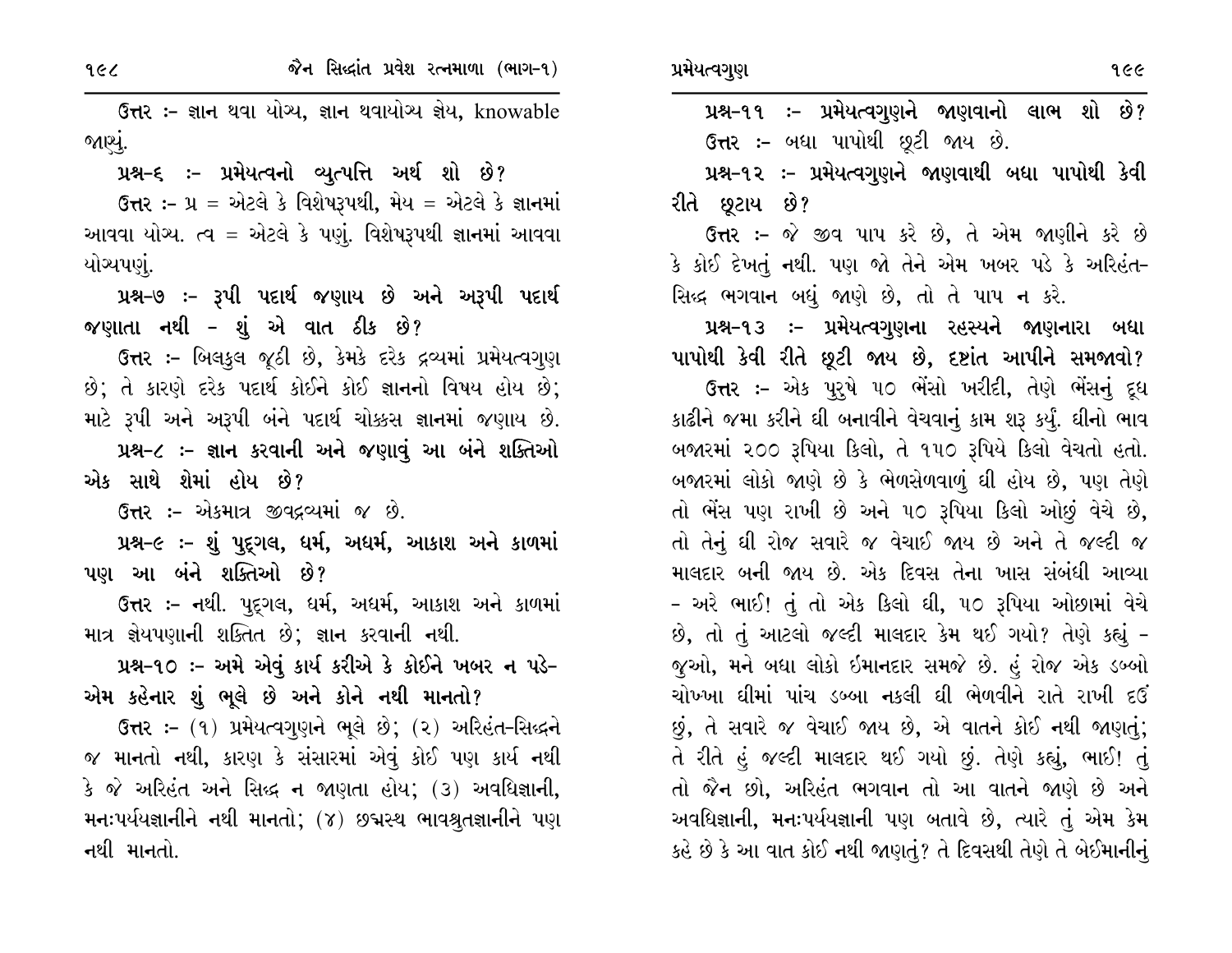**ઉત્તર :-** જ્ઞાન થવા યોગ્ય, જ્ઞાન થવાયોગ્ય જ્ઞેય, knowable જાણ્યું.

**પ્રશ્ન-૬ :- પ્રમેયત્વનો વ્યુત્પત્તિ અર્થ શો છે?**

**ઉત્તર :-** પ્ર = એટલે કે વિશેષરૂપથી, મેય = એટલે કે જ્ઞાનમાં આવવા યોગ્ય. ત્વ = એટલે કે પણું. વિશેષરૂપથી જ્ઞાનમાં આવવા યોગ્યપણું.

**પ્રશ્ન-૭ :- રૂપી પદાર્થ જણાય છે અને અરૂપી પદાર્થ જણાતા નથી - શું એ વાત ઠીક છે?**

**ઉત્તર :-** બિલકુલ જૂઠી છે, કેમકે દરેક દ્રવ્યમાં પ્રમેયત્વગુણ છે; તે કારણે દરેક પદાર્થ કોઈને કોઈ જ્ઞાનનો વિષય હોય છે; માટે રૂપી અને અરૂપી બંને પદાર્થ ચોક્કસ જ્ઞાનમાં જણાય છે.

**પ્રશ્ન-૮ :- જ્ઞાન કરવાની અને જણાવું આ બંને શક્તિઓ એક સાથે શેમાં હોય છે?**

**ઉત્તર :-** એકમાત્ર જીવદ્રવ્યમાં જ છે.

**પ્રશ્ન-૯ :- શું પુદ્‌ગલ, ધર્મ, અધર્મ, આકાશ અને કાળમાં પણ આ બંને શક્તિઓ છે?**

**ઉત્તર :-** નથી. પુદ્‌ગલ, ધર્મ, અધર્મ, આકાશ અને કાળમાં માત્ર જ્ઞેયપણાની શક્તિત છે; જ્ઞાન કરવાની નથી.

**પ્રશ્ન-૧૦ :- અમે એવું કાર્ય કરીએ કે કોઈને ખબર ન પડે- એમ કહેનાર શું ભૂલે છે અને કોને નથી માનતો?**

**ઉત્તર :-** (૧) પ્રમેયત્વગુણને ભૂલે છે; (૨) અરિહંત-સિદ્ધને જ માનતો નથી, કારણ કે સંસારમાં એવું કોઈ પણ કાર્ય નથી કે જે અરિહંત અને સિદ્ધ ન જાણતા હોય; (૩) અવધિજ્ઞાની, મનઃપર્યયજ્ઞાનીને નથી માનતો; (૪) છદ્મસ્થ ભાવશ્રુતજ્ઞાનીને પણ નથી માનતો.

**પ્રશ્ન-૧૧ :- પ્રમેયત્વગુણને જાણવાનો લાભ શો છે?**

**ઉત્તર :-** બધા પાપોથી છૂટી જાય છે.

**પ્રશ્ન-૧૨ :- પ્રમેયત્વગુણને જાણવાથી બધા પાપોથી કેવી રીતે છૂટાય છે?**

**ઉત્તર :-** જે જીવ પાપ કરે છે, તે એમ જાણીને કરે છે કે કોઈ દેખતું નથી. પણ જો તેને એમ ખબર પડે કે અરિહંત-સિદ્ધ ભગવાન બધું જાણે છે, તો તે પાપ ન કરે.

**પ્રશ્ન-૧૩ :- પ્રમેયત્વગુણના રહસ્યને જાણનારા બધા પાપોથી કેવી રીતે છૂટી જાય છે, દૃષ્ટાંત આપીને સમજાવો?**

**ઉત્તર :-** એક પુરુષે ૫૦ ભેંસો ખરીદી, તેણે ભેંસનું દૂધ કાઢીને જમા કરીને ઘી બનાવીને વેચવાનું કામ શરૂ કર્યું. ઘીનો ભાવ બજારમાં ૨૦૦ રૂપિયા કિલો, તે ૧૫૦ રૂપિયે કિલો વેચતો હતો. બજારમાં લોકો જાણે છે કે ભેળસેળવાળું ઘી હોય છે, પણ તેણે તો ભેંસ પણ રાખી છે અને ૫૦ રૂપિયા કિલો ઓછું વેચે છે, તો તેનું ઘી રોજ સવારે જ વેચાઈ જાય છે અને તે જલ્દી જ માલદાર બની જાય છે. એક દિવસ તેના ખાસ સંબંધી આવ્યા - અરે ભાઈ! તું તો એક કિલો ઘી, ૫૦ રૂપિયા ઓછામાં વેચે છે, તો તું આટલો જલ્દી માલદાર કેમ થઈ ગયો? તેણે કહ્યું - જુઓ, મને બધા લોકો ઈમાનદાર સમજે છે. હું રોજ એક ડબ્બો ચોખ્ખા ઘીમાં પાંચ ડબ્બા નકલી ઘી ભેળવીને રાતે રાખી દઉં છું, તે સવારે જ વેચાઈ જાય છે, એ વાતને કોઈ નથી જાણતું; તે રીતે હું જલ્દી માલદાર થઈ ગયો છું. તેણે કહ્યું, ભાઈ! તું તો જૈન છો, અરિહંત ભગવાન તો આ વાતને જાણે છે અને અવધિજ્ઞાની, મનઃપર્યયજ્ઞાની પણ બતાવે છે, ત્યારે તું એમ કેમ કહે છે કે આ વાત કોઈ નથી જાણતું? તે દિવસથી તેણે તે બેઈમાનીનું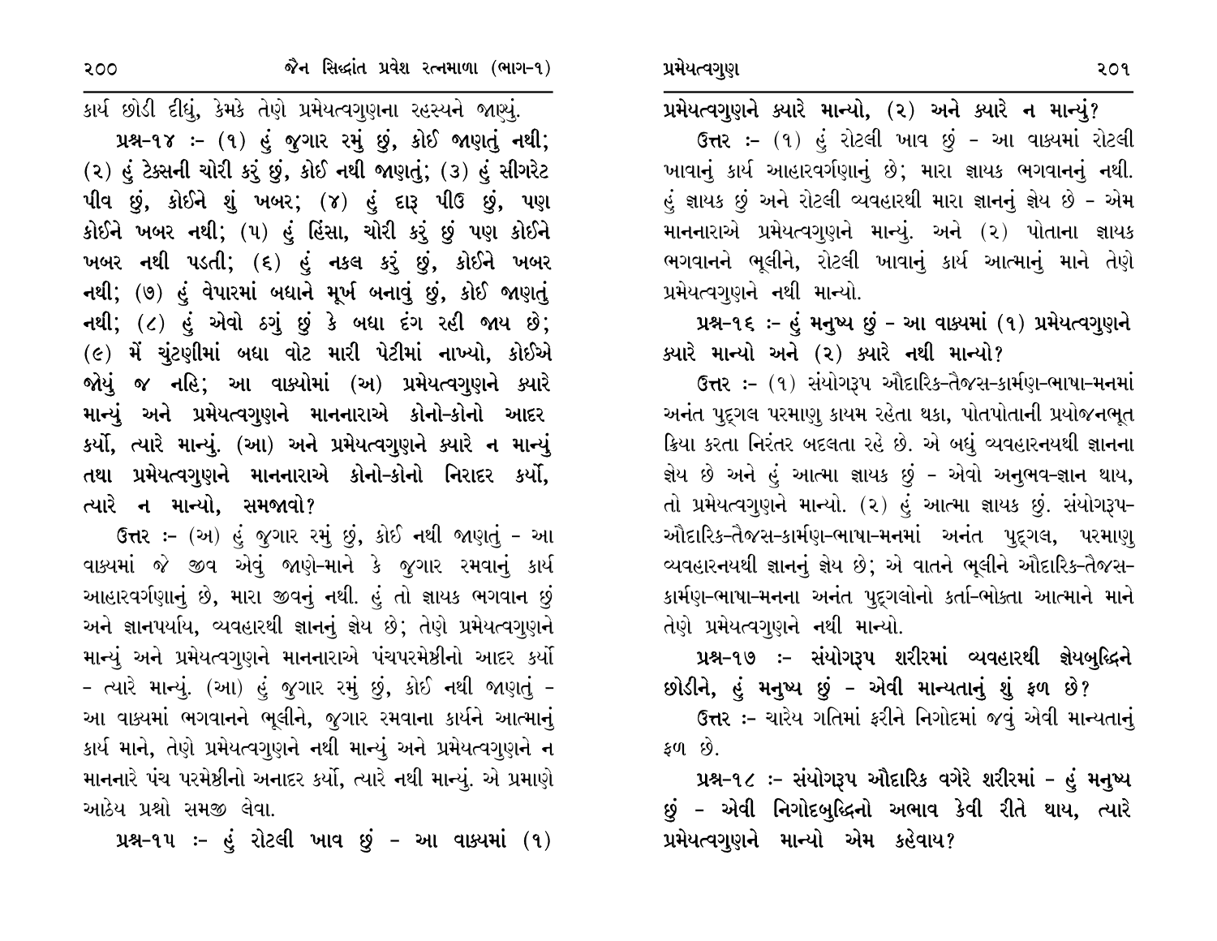કાર્ય છોડી દીધું, કેમકે તેણે પ્રમેયત્વગુણના રહસ્યને જાણ્યું.

**પ્રશ્ન-૧૪ :- (૧) હું જુગાર રમું છું, કોઈ જાણતું નથી; (૨) હું ટેક્સની ચોરી કરું છું, કોઈ નથી જાણતું; (૩) હું સીગરેટ પીવ છું, કોઈને શું ખબર; (૪) હું દારૂ પીઉ છું, પણ કોઈને ખબર નથી; (૫) હું હિંસા, ચોરી કરું છું પણ કોઈને ખબર નથી પડતી; (૬) હું નકલ કરું છું, કોઈને ખબર નથી; (૭) હું વેપારમાં બધાને મૂર્ખ બનાવું છું, કોઈ જાણતું નથી; (૮) હું એવો ઠગું છું કે બધા દંગ રહી જાય છે; (૯) મેં ચુંટણીમાં બધા વોટ મારી પેટીમાં નાખ્યો, કોઈએ જોયું જ નહિ; આ વાક્યોમાં (અ) પ્રમેયત્વગુણને ક્યારે માન્યું અને પ્રમેયત્વગુણને માનનારાએ કોનો-કોનો આદર કર્યો, ત્યારે માન્યું. (આ) અને પ્રમેયત્વગુણને ક્યારે ન માન્યું તથા પ્રમેયત્વગુણને માનનારાએ કોનો-કોનો નિરાદર કર્યો, ત્યારે ન માન્યો, સમજાવો?**

**ઉત્તર :-** (અ) હું જુગાર રમું છું, કોઈ નથી જાણતું - આ વાક્યમાં જે જીવ એવું જાણે-માને કે જુગાર રમવાનું કાર્ય આહારવર્ગણાનું છે, મારા જીવનું નથી. હું તો જ્ઞાયક ભગવાન છું અને જ્ઞાનપર્યાય, વ્યવહારથી જ્ઞાનનું જ્ઞેય છે; તેણે પ્રમેયત્વગુણને માન્યું અને પ્રમેયત્વગુણને માનનારાએ પંચપરમેષ્ઠીનો આદર કર્યો - ત્યારે માન્યું. (આ) હું જુગાર રમું છું, કોઈ નથી જાણતું - આ વાક્યમાં ભગવાનને ભૂલીને, જુગાર રમવાના કાર્યને આત્માનું કાર્ય માને, તેણે પ્રમેયત્વગુણને નથી માન્યું અને પ્રમેયત્વગુણને ન માનનારે પંચ પરમેષ્ઠીનો અનાદર કર્યો, ત્યારે નથી માન્યું. એ પ્રમાણે આઠેય પ્રશ્નો સમજી લેવા.

**પ્રશ્ન-૧૫ :- હું રોટલી ખાવ છું - આ વાક્યમાં (૧) પ્રમેયત્વગુણને ક્યારે માન્યો, (૨) અને ક્યારે ન માન્યું?**

**ઉત્તર :-** (૧) હું રોટલી ખાવ છું - આ વાક્યમાં રોટલી ખાવાનું કાર્ય આહારવર્ગણાનું છે; મારા જ્ઞાયક ભગવાનનું નથી. હું જ્ઞાયક છું અને રોટલી વ્યવહારથી મારા જ્ઞાનનું જ્ઞેય છે - એમ માનનારાએ પ્રમેયત્વગુણને માન્યું. અને (૨) પોતાના જ્ઞાયક ભગવાનને ભૂલીને, રોટલી ખાવાનું કાર્ય આત્માનું માને તેણે પ્રમેયત્વગુણને નથી માન્યો.

**પ્રશ્ન-૧૬ :- હું મનુષ્ય છું - આ વાક્યમાં (૧) પ્રમેયત્વગુણને ક્યારે માન્યો અને (૨) ક્યારે નથી માન્યો?**

**ઉત્તર :-** (૧) સંયોગરૂપ ઔદારિક-તૈજસ-કાર્મણ-ભાષા-મનમાં અનંત પુદ્ગલ પરમાણુ કાયમ રહેતા થકા, પોતપોતાની પ્રયોજનભૂત ક્રિયા કરતા નિરંતર બદલતા રહે છે. એ બધું વ્યવહારનયથી જ્ઞાનના જ્ઞેય છે અને હું આત્મા જ્ઞાયક છું - એવો અનુભવ-જ્ઞાન થાય, તો પ્રમેયત્વગુણને માન્યો. (૨) હું આત્મા જ્ઞાયક છું. સંયોગરૂપ-ઔદારિક-તૈજસ-કાર્મણ-ભાષા-મનમાં અનંત પુદ્ગલ, પરમાણુ વ્યવહારનયથી જ્ઞાનનું જ્ઞેય છે; એ વાતને ભૂલીને ઔદારિક-તૈજસ-કાર્મણ-ભાષા-મનના અનંત પુદ્ગલોનો કર્તા-ભોક્તા આત્માને માને તેણે પ્રમેયત્વગુણને નથી માન્યો.

**પ્રશ્ન-૧૭ :- સંયોગરૂપ શરીરમાં વ્યવહારથી જ્ઞેયબુદ્ધિને છોડીને, હું મનુષ્ય છું - એવી માન્યતાનું શું ફળ છે?**

**ઉત્તર :-** ચારેય ગતિમાં ફરીને નિગોદમાં જવું એવી માન્યતાનું ફળ છે.

**પ્રશ્ન-૧૮ :- સંયોગરૂપ ઔદારિક વગેરે શરીરમાં - હું મનુષ્ય છું - એવી નિગોદબુદ્ધિનો અભાવ કેવી રીતે થાય, ત્યારે પ્રમેયત્વગુણને માન્યો એમ કહેવાય?**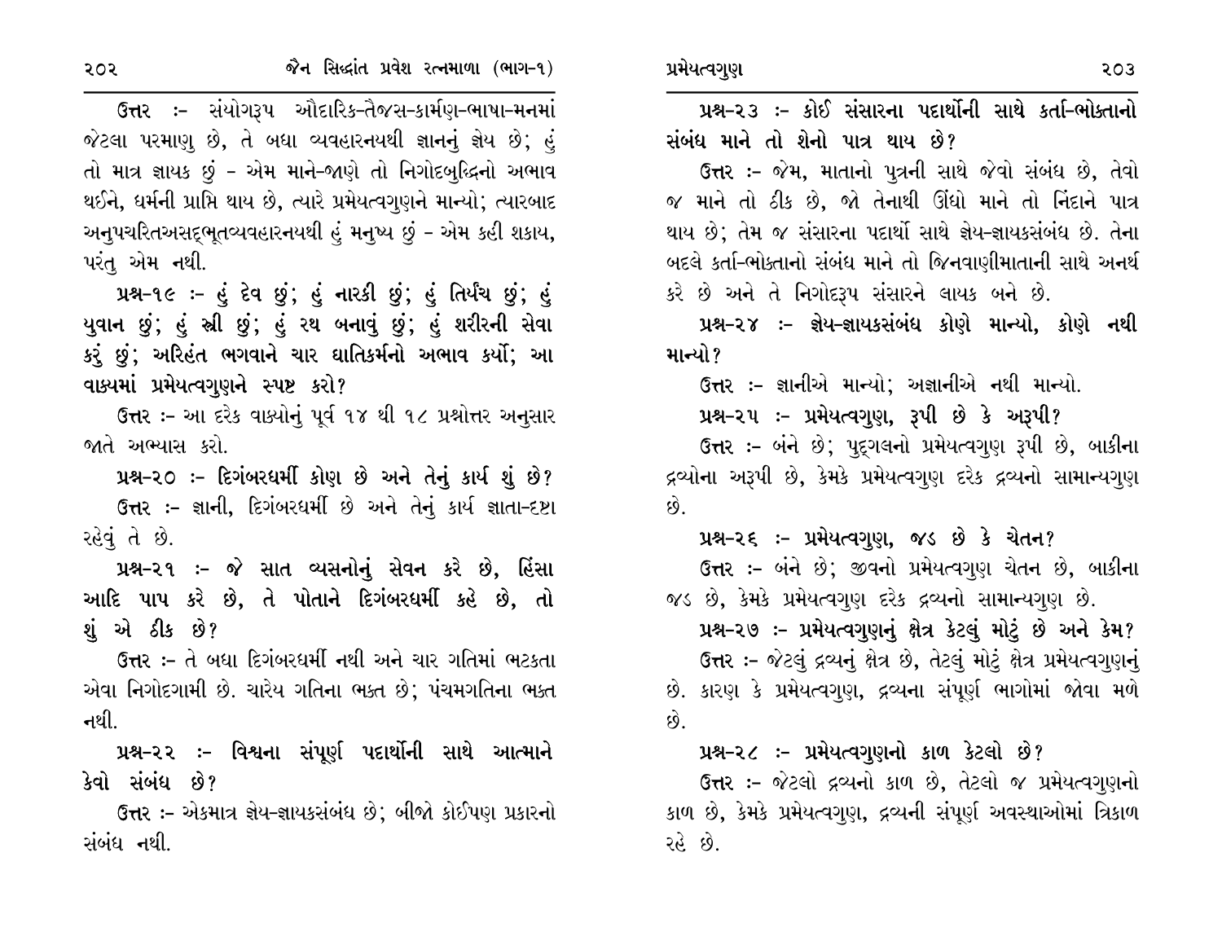**ઉત્તર** :- સંયોગરૂપ ઔદારિક-તૈજસ-કાર્મણ-ભાષા-મનમાં જેટલા પરમાણુ છે, તે બધા વ્યવહારનયથી જ્ઞાનનું જ્ઞેય છે; હું તો માત્ર જ્ઞાયક છું - એમ માને-જાણે તો નિગોદબુદ્ધિનો અભાવ થઈને, ધર્મની પ્રાપ્તિ થાય છે, ત્યારે પ્રમેયત્વગુણને માન્યો; ત્યારબાદ અનુપચરિતઅસદ્ભૂતવ્યવહારનયથી હું મનુષ્ય છું - એમ કહી શકાય, પરંતુ એમ નથી.

**પ્રશ્ન-૧૯ :- હું દેવ છું; હું નારકી છું; હું તિર્યંચ છું; હું યુવાન છું; હું સ્ત્રી છું; હું રથ બનાવું છું; હું શરીરની સેવા કરું છું; અરિહંત ભગવાને ચાર ઘાતિકર્મનો અભાવ કર્યો; આ વાક્યમાં પ્રમેયત્વગુણને સ્પષ્ટ કરો?**

**ઉત્તર** :- આ દરેક વાક્યોનું પૂર્વ ૧૪ થી ૧૮ પ્રશ્નોત્તર અનુસાર જાતે અભ્યાસ કરો.

**પ્રશ્ન-૨૦ :- દિગંબરધર્મી કોણ છે અને તેનું કાર્ય શું છે?**

**ઉત્તર** :- જ્ઞાની, દિગંબરધર્મી છે અને તેનું કાર્ય જ્ઞાતા-દૃષ્ટા રહેવું તે છે.

**પ્રશ્ન-૨૧ :- જે સાત વ્યસનોનું સેવન કરે છે, હિંસા આદિ પાપ કરે છે, તે પોતાને દિગંબરધર્મી કહે છે, તો શું એ ઠીક છે?**

**ઉત્તર** :- તે બધા દિગંબરધર્મી નથી અને ચાર ગતિમાં ભટકતા એવા નિગોદગામી છે. ચારેય ગતિના ભક્ત છે; પંચમગતિના ભક્ત નથી.

**પ્રશ્ન-૨૨ :- વિશ્વના સંપૂર્ણ પદાર્થોની સાથે આત્માને કેવો સંબંધ છે?**

**ઉત્તર** :- એકમાત્ર જ્ઞેય-જ્ઞાયકસંબંધ છે; બીજો કોઈપણ પ્રકારનો સંબંધ નથી.

**પ્રશ્ન-૨૩ :- કોઈ સંસારના પદાર્થોની સાથે કર્તા-ભોક્તાનો સંબંધ માને તો શેનો પાત્ર થાય છે?**

**ઉત્તર** :- જેમ, માતાનો પુત્રની સાથે જેવો સંબંધ છે, તેવો જ માને તો ઠીક છે, જો તેનાથી ઊંધો માને તો નિંદાને પાત્ર થાય છે; તેમ જ સંસારના પદાર્થો સાથે જ્ઞેય-જ્ઞાયકસંબંધ છે. તેના બદલે કર્તા-ભોક્તાનો સંબંધ માને તો જિનવાણીમાતાની સાથે અનર્થ કરે છે અને તે નિગોદરૂપ સંસારને લાયક બને છે.

**પ્રશ્ન-૨૪ :- જ્ઞેય-જ્ઞાયકસંબંધ કોણે માન્યો, કોણે નથી માન્યો?**

**ઉત્તર** :- જ્ઞાનીએ માન્યો; અજ્ઞાનીએ નથી માન્યો.

**પ્રશ્ન-૨૫ :- પ્રમેયત્વગુણ, રૂપી છે કે અરૂપી?**

**ઉત્તર** :- બંને છે; પુદ્ગલનો પ્રમેયત્વગુણ રૂપી છે, બાકીના દ્રવ્યોના અરૂપી છે, કેમકે પ્રમેયત્વગુણ દરેક દ્રવ્યનો સામાન્યગુણ છે.

**પ્રશ્ન-૨૬ :- પ્રમેયત્વગુણ, જડ છે કે ચેતન?**

**ઉત્તર** :- બંને છે; જીવનો પ્રમેયત્વગુણ ચેતન છે, બાકીના જડ છે, કેમકે પ્રમેયત્વગુણ દરેક દ્રવ્યનો સામાન્યગુણ છે.

**પ્રશ્ન-૨૭ :- પ્રમેયત્વગુણનું ક્ષેત્ર કેટલું મોટું છે અને કેમ?**

**ઉત્તર** :- જેટલું દ્રવ્યનું ક્ષેત્ર છે, તેટલું મોટું ક્ષેત્ર પ્રમેયત્વગુણનું છે. કારણ કે પ્રમેયત્વગુણ, દ્રવ્યના સંપૂર્ણ ભાગોમાં જોવા મળે છે.

**પ્રશ્ન-૨૮ :- પ્રમેયત્વગુણનો કાળ કેટલો છે?**

**ઉત્તર** :- જેટલો દ્રવ્યનો કાળ છે, તેટલો જ પ્રમેયત્વગુણનો કાળ છે, કેમકે પ્રમેયત્વગુણ, દ્રવ્યની સંપૂર્ણ અવસ્થાઓમાં ત્રિકાળ રહે છે.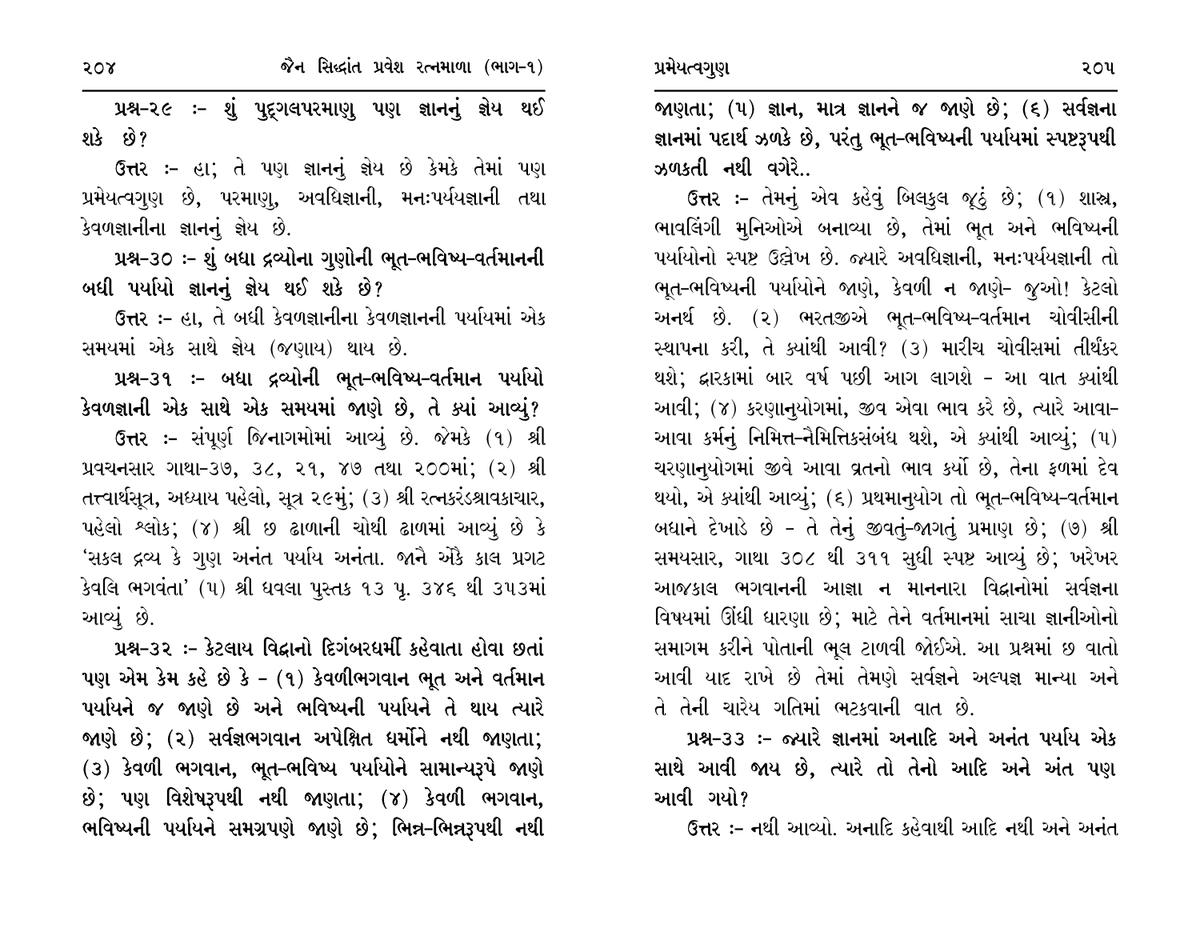**પ્રશ્ન-૨૯ :- શું પુદ્‌ગલપરમાણુ પણ જ્ઞાનનું જ્ઞેય થઈ શકે છે?**

**ઉત્તર :-** હા; તે પણ જ્ઞાનનું જ્ઞેય છે કેમકે તેમાં પણ પ્રમેયત્વગુણ છે, પરમાણુ, અવધિજ્ઞાની, મનઃપર્યયજ્ઞાની તથા કેવળજ્ઞાનીના જ્ઞાનનું જ્ઞેય છે.

**પ્રશ્ન-૩૦ :- શું બધા દ્રવ્યોના ગુણોની ભૂત-ભવિષ્ય-વર્તમાનની બધી પર્યાયો જ્ઞાનનું જ્ઞેય થઈ શકે છે?**

**ઉત્તર :-** હા, તે બધી કેવળજ્ઞાનીના કેવળજ્ઞાનની પર્યાયમાં એક સમયમાં એક સાથે જ્ઞેય (જણાય) થાય છે.

**પ્રશ્ન-૩૧ :- બધા દ્રવ્યોની ભૂત-ભવિષ્ય-વર્તમાન પર્યાયો કેવળજ્ઞાની એક સાથે એક સમયમાં જાણે છે, તે ક્યાં આવ્યું?**

**ઉત્તર :-** સંપૂર્ણ જિનાગમોમાં આવ્યું છે. જેમકે (૧) શ્રી પ્રવચનસાર ગાથા-૩૭, ૩૮, ૨૧, ૪૭ તથા ૨૦૦માં; (૨) શ્રી તત્ત્વાર્થસૂત્ર, અધ્યાય પહેલો, સૂત્ર ૨૯મું; (૩) શ્રી રત્નકરંડશ્રાવકાચાર, પહેલો શ્લોક; (૪) શ્રી છ ઢાળાની ચોથી ઢાળમાં આવ્યું છે કે 'સકલ દ્રવ્ય કે ગુણ અનંત પર્યાય અનંતા. જાનૈ એકૈ કાલ પ્રગટ કેવલિ ભગવંતા' (૫) શ્રી ધવલા પુસ્તક ૧૩ પૃ. ૩૪૬ થી ૩૫૩માં આવ્યું છે.

**પ્રશ્ન-૩૨ :- કેટલાય વિદ્વાનો દિગંબરધર્મી કહેવાતા હોવા છતાં પણ એમ કેમ કહે છે કે - (૧) કેવળીભગવાન ભૂત અને વર્તમાન પર્યાયને જ જાણે છે અને ભવિષ્યની પર્યાયને તે થાય ત્યારે જાણે છે; (૨) સર્વજ્ઞભગવાન અપેક્ષિત ધર્મોને નથી જાણતા; (૩) કેવળી ભગવાન, ભૂત-ભવિષ્ય પર્યાયોને સામાન્યરૂપે જાણે છે; પણ વિશેષરૂપથી નથી જાણતા; (૪) કેવળી ભગવાન, ભવિષ્યની પર્યાયને સમગ્રપણે જાણે છે; ભિન્ન-ભિન્નરૂપથી નથી જાણતા; (૫) જ્ઞાન, માત્ર જ્ઞાનને જ જાણે છે; (૬) સર્વજ્ઞના જ્ઞાનમાં પદાર્થ ઝળકે છે, પરંતુ ભૂત-ભવિષ્યની પર્યાયમાં સ્પષ્ટરૂપથી ઝળકતી નથી વગેરે..**

**ઉત્તર :-** તેમનું એવ કહેવું બિલકુલ જૂઠું છે; (૧) શાસ્ત્ર, ભાવલિંગી મુનિઓએ બનાવ્યા છે, તેમાં ભૂત અને ભવિષ્યની પર્યાયોનો સ્પષ્ટ ઉલ્લેખ છે. જ્યારે અવધિજ્ઞાની, મનઃપર્યયજ્ઞાની તો ભૂત-ભવિષ્યની પર્યાયોને જાણે, કેવળી ન જાણે- જુઓ! કેટલો અનર્થ છે. (૨) ભરતજીએ ભૂત-ભવિષ્ય-વર્તમાન ચોવીસીની સ્થાપના કરી, તે ક્યાંથી આવી? (૩) મારીચ ચોવીસમાં તીર્થંકર થશે; દ્વારકામાં બાર વર્ષ પછી આગ લાગશે - આ વાત ક્યાંથી આવી; (૪) કરણાનુયોગમાં, જીવ એવા ભાવ કરે છે, ત્યારે આવા-આવા કર્મનું નિમિત્ત-નૈમિત્તિકસંબંધ થશે, એ ક્યાંથી આવ્યું; (૫) ચરણાનુયોગમાં જીવે આવા વ્રતનો ભાવ કર્યો છે, તેના ફળમાં દેવ થયો, એ ક્યાંથી આવ્યું; (૬) પ્રથમાનુયોગ તો ભૂત-ભવિષ્ય-વર્તમાન બધાને દેખાડે છે - તે તેનું જીવતું-જાગતું પ્રમાણ છે; (૭) શ્રી સમયસાર, ગાથા ૩૦૮ થી ૩૧૧ સુધી સ્પષ્ટ આવ્યું છે; ખરેખર આજકાલ ભગવાનની આજ્ઞા ન માનનારા વિદ્વાનોમાં સર્વજ્ઞના વિષયમાં ઊંધી ધારણા છે; માટે તેને વર્તમાનમાં સાચા જ્ઞાનીઓનો સમાગમ કરીને પોતાની ભૂલ ટાળવી જોઈએ. આ પ્રશ્નમાં છ વાતો આવી યાદ રાખે છે તેમાં તેમણે સર્વજ્ઞને અલ્પજ્ઞ માન્યા અને તે તેની ચારેય ગતિમાં ભટકવાની વાત છે.

**પ્રશ્ન-૩૩ :- જ્યારે જ્ઞાનમાં અનાદિ અને અનંત પર્યાય એક સાથે આવી જાય છે, ત્યારે તો તેનો આદિ અને અંત પણ આવી ગયો?**

**ઉત્તર :-** નથી આવ્યો. અનાદિ કહેવાથી આદિ નથી અને અનંત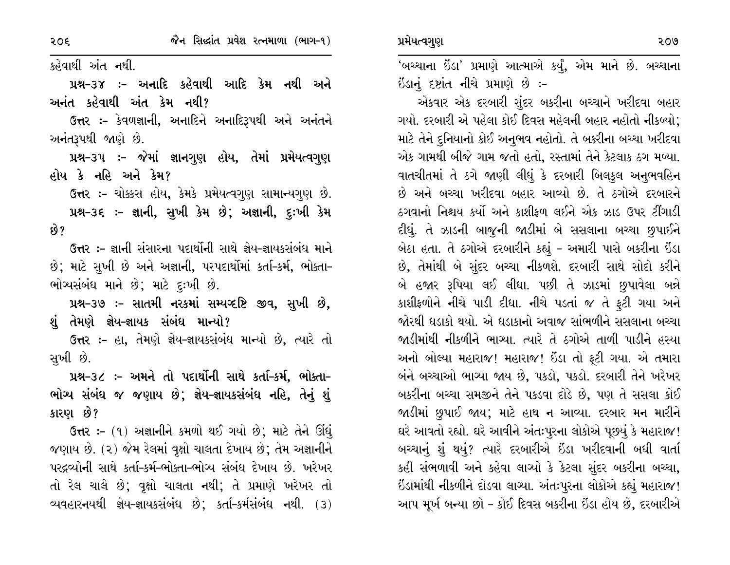કહેવાથી અંત નથી.

**પ્રશ્ન-૩૪ :- અનાદિ કહેવાથી આદિ કેમ નથી અને અનંત કહેવાથી અંત કેમ નથી?**

**ઉત્તર** :- કેવળજ્ઞાની, અનાદિને અનાદિરૂપથી અને અનંતને અનંતરૂપથી જાણે છે.

**પ્રશ્ન-૩૫ :- જેમાં જ્ઞાનગુણ હોય, તેમાં પ્રમેયત્વગુણ હોય કે નહિ અને કેમ?**

**ઉત્તર** :- ચોક્કસ હોય, કેમકે પ્રમેયત્વગુણ સામાન્યગુણ છે.

**પ્રશ્ન-૩૬ :- જ્ઞાની, સુખી કેમ છે; અજ્ઞાની, દુઃખી કેમ છે?**

**ઉત્તર** :- જ્ઞાની સંસારના પદાર્થોની સાથે જ્ઞેય-જ્ઞાયકસંબંધ માને છે; માટે સુખી છે અને અજ્ઞાની, પરપદાર્થોમાં કર્તા-કર્મ, ભોક્તા-ભોગ્યસંબંધ માને છે; માટે દુઃખી છે.

**પ્રશ્ન-૩૭ :- સાતમી નરકમાં સમ્યગ્દષ્ટિ જીવ, સુખી છે, શું તેમણે જ્ઞેય-જ્ઞાયક સંબંધ માન્યો?**

**ઉત્તર** :- હા, તેમણે જ્ઞેય-જ્ઞાયકસંબંધ માન્યો છે, ત્યારે તો સુખી છે.

**પ્રશ્ન-૩૮ :- અમને તો પદાર્થોની સાથે કર્તા-કર્મ, ભોક્તા-ભોગ્ય સંબંધ જ જણાય છે; જ્ઞેય-જ્ઞાયકસંબંધ નહિ, તેનું શું કારણ છે?**

**ઉત્તર** :- (૧) અજ્ઞાનીને કમળો થઈ ગયો છે; માટે તેને ઊંધું જણાય છે. (૨) જેમ રેલમાં વૃક્ષો ચાલતા દેખાય છે; તેમ અજ્ઞાનીને પરદ્રવ્યોની સાથે કર્તા-કર્મ-ભોક્તા-ભોગ્ય સંબંધ દેખાય છે. ખરેખર તો રેલ ચાલે છે; વૃક્ષો ચાલતા નથી; તે પ્રમાણે ખરેખર તો વ્યવહારનયથી જ્ઞેય-જ્ઞાયકસંબંધ છે; કર્તા-કર્મસંબંધ નથી. (૩) 'બચ્ચાના ઈંડા' પ્રમાણે આત્માએ કર્યું, એમ માને છે. બચ્ચાના ઈંડાનું દૃષ્ટાંત નીચે પ્રમાણે છે :-

એકવાર એક દરબારી સુંદર બકરીના બચ્ચાને ખરીદવા બહાર ગયો. દરબારી એ પહેલા કોઈ દિવસ મહેલની બહાર નહોતો નીકળ્યો; માટે તેને દુનિયાનો કોઈ અનુભવ નહોતો. તે બકરીના બચ્ચા ખરીદવા એક ગામથી બીજે ગામ જતો હતો, રસ્તામાં તેને કેટલાક ઠગ મળ્યા. વાતચીતમાં તે ઠગે જાણી લીધું કે દરબારી બિલકુલ અનુભવહિન છે અને બચ્ચા ખરીદવા બહાર આવ્યો છે. તે ઠગોએ દરબારને ઠગવાનો નિશ્ચય કર્યો અને કાશીફળ લઈને એક ઝાડ ઉપર ટીંગાડી દીધું. તે ઝાડની બાજુની જાડીમાં બે સસલાના બચ્ચા છુપાઈને બેઠા હતા. તે ઠગોએ દરબારીને કહ્યું - અમારી પાસે બકરીના ઈંડા છે, તેમાંથી બે સુંદર બચ્ચા નીકળશે. દરબારી સાથે સોદો કરીને બે હજાર રૂપિયા લઈ લીધા. પછી તે ઝાડમાં છુપાવેલા બન્ને કાશીફળોને નીચે પાડી દીધા. નીચે પડતાં જ તે ફુટી ગયા અને જોરથી ધડાકો થયો. એ ધડાકાનો અવાજ સાંભળીને સસલાના બચ્ચા જાડીમાંથી નીકળીને ભાગ્યા. ત્યારે તે ઠગોએ તાળી પાડીને હસ્યા અનો બોલ્યા મહારાજ! મહારાજ! ઈંડા તો ફૂટી ગયા. એ તમારા બંને બચ્ચાઓ ભાગ્યા જાય છે, પકડો, પકડો. દરબારી તેને ખરેખર બકરીના બચ્ચા સમજીને તેને પકડવા દોડે છે, પણ તે સસલા કોઈ જાડીમાં છુપાઈ જાય; માટે હાથ ન આવ્યા. દરબાર મન મારીને ઘરે આવતો રહ્યો. ઘરે આવીને અંતઃપુરના લોકોએ પૂછ્યું કે મહારાજ! બચ્ચાનું શું થયું? ત્યારે દરબારીએ ઈંડા ખરીદવાની બધી વાર્તા કહી સંભળાવી અને કહેવા લાગ્યો કે કેટલા સુંદર બકરીના બચ્ચા, ઈંડામાંથી નીકળીને દોડવા લાગ્યા. અંતઃપુરના લોકોએ કહ્યું મહારાજ! આપ મૂર્ખ બન્યા છો - કોઈ દિવસ બકરીના ઈંડા હોય છે, દરબારીએ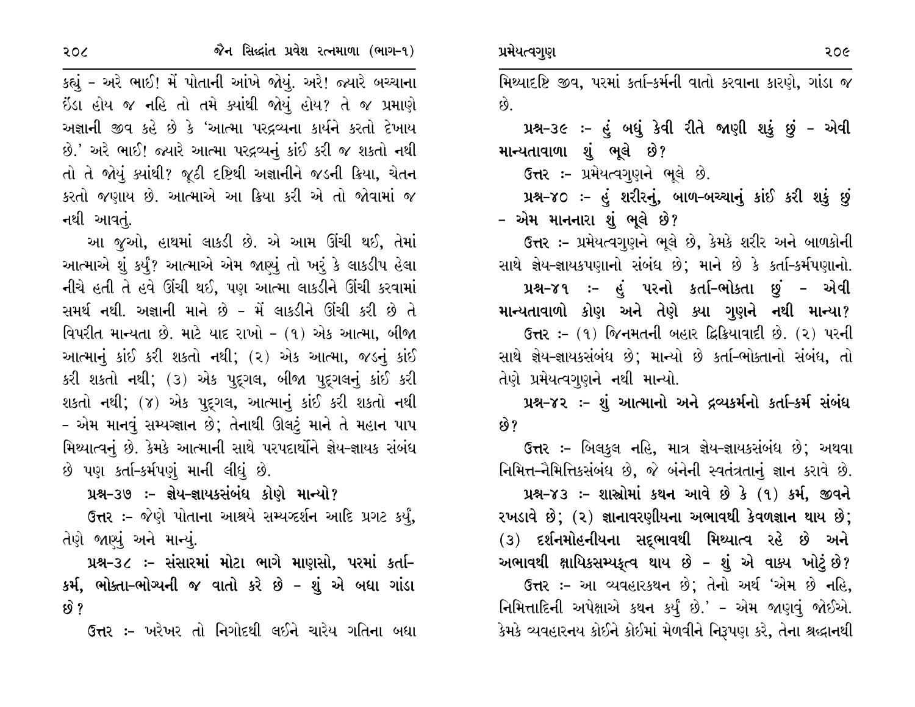કહ્યું - અરે ભાઈ! મેં પોતાની આંખે જોયું. અરે! જ્યારે બચ્ચાના ઈંડા હોય જ નહિ તો તમે ક્યાંથી જોયું હોય? તે જ પ્રમાણે અજ્ઞાની જીવ કહે છે કે 'આત્મા પરદ્રવ્યના કાર્યને કરતો દેખાય છે.' અરે ભાઈ! જ્યારે આત્મા પરદ્રવ્યનું કાંઈ કરી જ શકતો નથી તો તે જોયું ક્યાંથી? જૂઠી દૃષ્ટિથી અજ્ઞાનીને જડની ક્રિયા, ચેતન કરતો જણાય છે. આત્માએ આ ક્રિયા કરી એ તો જોવામાં જ નથી આવતું.

આ જુઓ, હાથમાં લાકડી છે. એ આમ ઊંચી થઈ, તેમાં આત્માએ શું કર્યું? આત્માએ એમ જાણ્યું તો ખરું કે લાકડીપ હેલા નીચે હતી તે હવે ઊંચી થઈ, પણ આત્મા લાકડીને ઊંચી કરવામાં સમર્થ નથી. અજ્ઞાની માને છે - મેં લાકડીને ઊંચી કરી છે તે વિપરીત માન્યતા છે. માટે યાદ રાખો - (૧) એક આત્મા, બીજા આત્માનું કાંઈ કરી શકતો નથી; (૨) એક આત્મા, જડનું કાંઈ કરી શકતો નથી; (૩) એક પુદ્‌ગલ, બીજા પુદ્‌ગલનું કાંઈ કરી શકતો નથી; (૪) એક પુદ્‌ગલ, આત્માનું કાંઈ કરી શકતો નથી - એમ માનવું સમ્યગ્જ્ઞાન છે; તેનાથી ઊલટું માને તે મહાન પાપ મિથ્યાત્વનું છે. કેમકે આત્માની સાથે પરપદાર્થોને જ્ઞેય-જ્ઞાયક સંબંધ છે પણ કર્તા-કર્મપણું માની લીધું છે.

**પ્રશ્ન-૩૭ :- જ્ઞેય-જ્ઞાયકસંબંધ કોણે માન્યો?**

ઉત્તર :- જેણે પોતાના આશ્રયે સમ્યગ્દર્શન આદિ પ્રગટ કર્યું, તેણે જાણ્યું અને માન્યું.

**પ્રશ્ન-૩૮ :- સંસારમાં મોટા ભાગે માણસો, પરમાં કર્તા-કર્મ, ભોક્તા-ભોગ્યની જ વાતો કરે છે - શું એ બધા ગાંડા છે?**

ઉત્તર :- ખરેખર તો નિગોદથી લઈને ચારેય ગતિના બધા મિથ્યાદૃષ્ટિ જીવ, પરમાં કર્તા-કર્મની વાતો કરવાના કારણે, ગાંડા જ છે.

**પ્રશ્ન-૩૯ :- હું બધું કેવી રીતે જાણી શકું છું - એવી માન્યતાવાળા શું ભૂલે છે?**

ઉત્તર :- પ્રમેયત્વગુણને ભૂલે છે.

**પ્રશ્ન-૪૦ :- હું શરીરનું, બાળ-બચ્ચાનું કાંઈ કરી શકું છું - એમ માનનારા શું ભૂલે છે?**

ઉત્તર :- પ્રમેયત્વગુણને ભૂલે છે, કેમકે શરીર અને બાળકોની સાથે જ્ઞેય-જ્ઞાયકપણાનો સંબંધ છે; માને છે કે કર્તા-કર્મપણાનો.

**પ્રશ્ન-૪૧ :- હું પરનો કર્તા-ભોક્તા છું - એવી માન્યતાવાળો કોણ અને તેણે ક્યા ગુણને નથી માન્યા?**

ઉત્તર :- (૧) જિનમતની બહાર દ્વિક્રિયાવાદી છે. (૨) પરની સાથે જ્ઞેય-જ્ઞાયકસંબંધ છે; માન્યો છે કર્તા-ભોક્તાનો સંબંધ, તો તેણે પ્રમેયત્વગુણને નથી માન્યો.

**પ્રશ્ન-૪૨ :- શું આત્માનો અને દ્રવ્યકર્મનો કર્તા-કર્મ સંબંધ છે?**

ઉત્તર :- બિલકુલ નહિ, માત્ર જ્ઞેય-જ્ઞાયકસંબંધ છે; અથવા નિમિત્ત-નૈમિત્તિકસંબંધ છે, જે બંનેની સ્વતંત્રતાનું જ્ઞાન કરાવે છે.

**પ્રશ્ન-૪૩ :- શાસ્ત્રોમાં કથન આવે છે કે (૧) કર્મ, જીવને રખડાવે છે; (૨) જ્ઞાનાવરણીયના અભાવથી કેવળજ્ઞાન થાય છે; (૩) દર્શનમોહનીયના સદ્‌ભાવથી મિથ્યાત્વ રહે છે અને અભાવથી ક્ષાયિકસમ્યક્ત્વ થાય છે - શું એ વાક્ય ખોટું છે?**

ઉત્તર :- આ વ્યવહારકથન છે; તેનો અર્થ 'એમ છે નહિ, નિમિત્તાદિની અપેક્ષાએ કથન કર્યું છે.' - એમ જાણવું જોઈએ. કેમકે વ્યવહારનય કોઈને કોઈમાં મેળવીને નિરૂપણ કરે, તેના શ્રદ્ધાનથી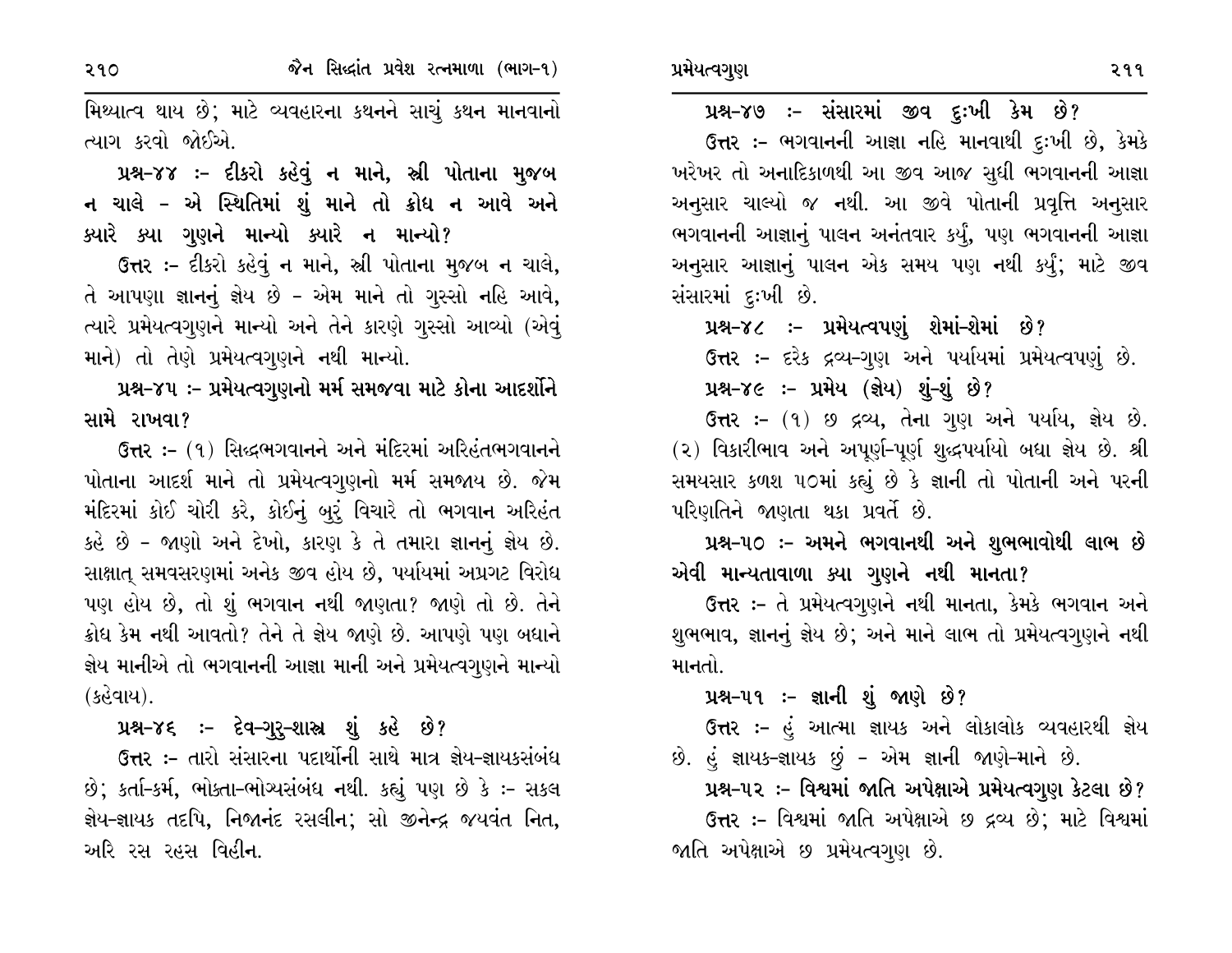મિથ્યાત્વ થાય છે; માટે વ્યવહારના કથનને સાચું કથન માનવાનો ત્યાગ કરવો જોઈએ.

**પ્રશ્ન-૪૪ :- દીકરો કહેવું ન માને, સ્ત્રી પોતાના મુજબ ન ચાલે - એ સ્થિતિમાં શું માને તો ક્રોધ ન આવે અને ક્યારે ક્યા ગુણને માન્યો ક્યારે ન માન્યો?**

**ઉત્તર** :- દીકરો કહેવું ન માને, સ્ત્રી પોતાના મુજબ ન ચાલે, તે આપણા જ્ઞાનનું જ્ઞેય છે - એમ માને તો ગુસ્સો નહિ આવે, ત્યારે પ્રમેયત્વગુણને માન્યો અને તેને કારણે ગુસ્સો આવ્યો (એવું માને) તો તેણે પ્રમેયત્વગુણને નથી માન્યો.

**પ્રશ્ન-૪૫ :- પ્રમેયત્વગુણનો મર્મ સમજવા માટે કોના આદર્શોને સામે રાખવા?**

**ઉત્તર** :- (૧) સિદ્ધભગવાનને અને મંદિરમાં અરિહંતભગવાનને પોતાના આદર્શ માને તો પ્રમેયત્વગુણનો મર્મ સમજાય છે. જેમ મંદિરમાં કોઈ ચોરી કરે, કોઈનું બુરું વિચારે તો ભગવાન અરિહંત કહે છે - જાણો અને દેખો, કારણ કે તે તમારા જ્ઞાનનું જ્ઞેય છે. સાક્ષાત્ સમવસરણમાં અનેક જીવ હોય છે, પર્યાયમાં અપ્રગટ વિરોધ પણ હોય છે, તો શું ભગવાન નથી જાણતા? જાણે તો છે. તેને ક્રોધ કેમ નથી આવતો? તેને તે જ્ઞેય જાણે છે. આપણે પણ બધાને જ્ઞેય માનીએ તો ભગવાનની આજ્ઞા માની અને પ્રમેયત્વગુણને માન્યો (કહેવાય).

**પ્રશ્ન-૪૬ :- દેવ-ગુરુ-શાસ્ત્ર શું કહે છે?**

**ઉત્તર** :- તારો સંસારના પદાર્થોની સાથે માત્ર જ્ઞેય-જ્ઞાયકસંબંધ છે; કર્તા-કર્મ, ભોક્તા-ભોગ્યસંબંધ નથી. કહ્યું પણ છે કે :- સકલ જ્ઞેય-જ્ઞાયક તદપિ, નિજાનંદ રસલીન; સો જીનેન્દ્ર જયવંત નિત, અરિ રસ રહસ વિહીન.

**પ્રશ્ન-૪૭ :- સંસારમાં જીવ દુઃખી કેમ છે?**

**ઉત્તર** :- ભગવાનની આજ્ઞા નહિ માનવાથી દુઃખી છે, કેમકે ખરેખર તો અનાદિકાળથી આ જીવ આજ સુધી ભગવાનની આજ્ઞા અનુસાર ચાલ્યો જ નથી. આ જીવે પોતાની પ્રવૃત્તિ અનુસાર ભગવાનની આજ્ઞાનું પાલન અનંતવાર કર્યું, પણ ભગવાનની આજ્ઞા અનુસાર આજ્ઞાનું પાલન એક સમય પણ નથી કર્યું; માટે જીવ સંસારમાં દુઃખી છે.

**પ્રશ્ન-૪૮ :- પ્રમેયત્વપણું શેમાં-શેમાં છે?**

**ઉત્તર** :- દરેક દ્રવ્ય-ગુણ અને પર્યાયમાં પ્રમેયત્વપણું છે.

**પ્રશ્ન-૪૯ :- પ્રમેય (જ્ઞેય) શું-શું છે?**

**ઉત્તર** :- (૧) છ દ્રવ્ય, તેના ગુણ અને પર્યાય, જ્ઞેય છે. (૨) વિકારીભાવ અને અપૂર્ણ-પૂર્ણ શુદ્ધપર્યાયો બધા જ્ઞેય છે. શ્રી સમયસાર કળશ ૫૦માં કહ્યું છે કે જ્ઞાની તો પોતાની અને પરની પરિણતિને જાણતા થકા પ્રવર્તે છે.

**પ્રશ્ન-૫૦ :- અમને ભગવાનથી અને શુભભાવોથી લાભ છે એવી માન્યતાવાળા ક્યા ગુણને નથી માનતા?**

**ઉત્તર** :- તે પ્રમેયત્વગુણને નથી માનતા, કેમકે ભગવાન અને શુભભાવ, જ્ઞાનનું જ્ઞેય છે; અને માને લાભ તો પ્રમેયત્વગુણને નથી માનતો.

**પ્રશ્ન-૫૧ :- જ્ઞાની શું જાણે છે?**

**ઉત્તર** :- હું આત્મા જ્ઞાયક અને લોકાલોક વ્યવહારથી જ્ઞેય છે. હું જ્ઞાયક-જ્ઞાયક છું - એમ જ્ઞાની જાણે-માને છે.

**પ્રશ્ન-૫૨ :- વિશ્વમાં જાતિ અપેક્ષાએ પ્રમેયત્વગુણ કેટલા છે?**

**ઉત્તર** :- વિશ્વમાં જાતિ અપેક્ષાએ છ દ્રવ્ય છે; માટે વિશ્વમાં જાતિ અપેક્ષાએ છ પ્રમેયત્વગુણ છે.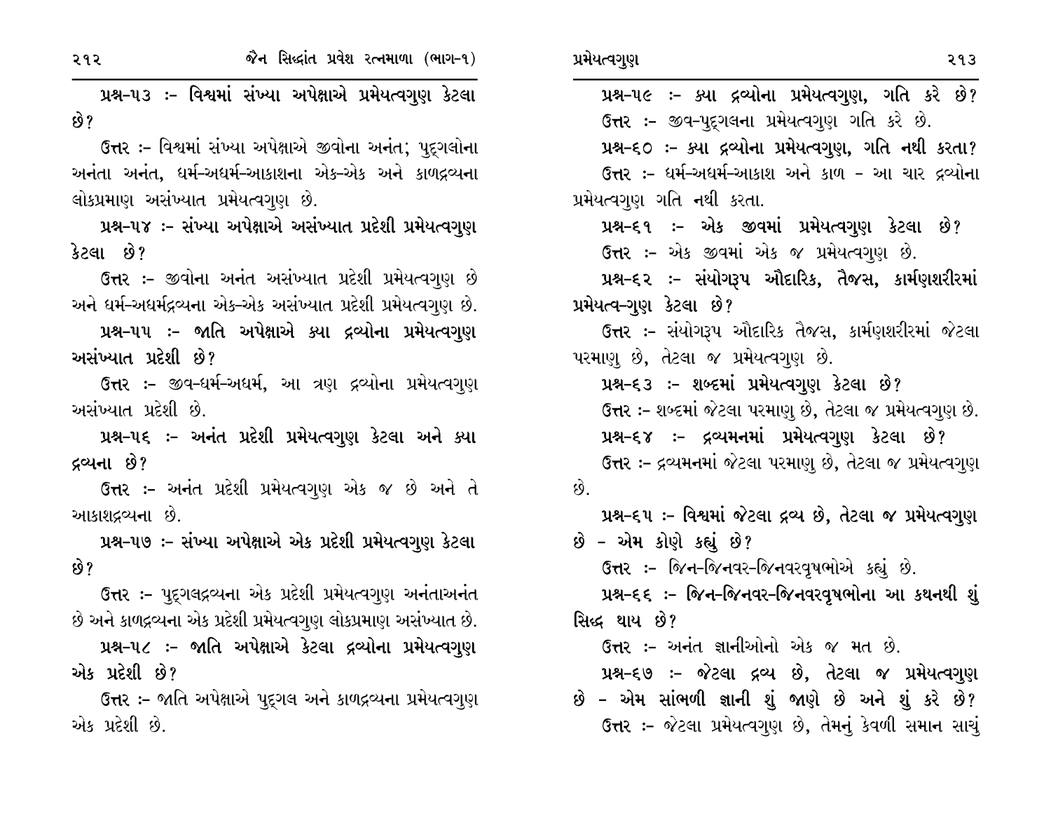**પ્રશ્ન-૫૩ :- વિશ્વમાં સંખ્યા અપેક્ષાએ પ્રમેયત્વગુણ કેટલા છે?**

ઉત્તર :- વિશ્વમાં સંખ્યા અપેક્ષાએ જીવોના અનંત; પુદ્‌ગલોના અનંતા અનંત, ધર્મ-અધર્મ-આકાશના એક-એક અને કાળદ્રવ્યના લોકપ્રમાણ અસંખ્યાત પ્રમેયત્વગુણ છે.

**પ્રશ્ન-૫૪ :- સંખ્યા અપેક્ષાએ અસંખ્યાત પ્રદેશી પ્રમેયત્વગુણ કેટલા છે?**

ઉત્તર :- જીવોના અનંત અસંખ્યાત પ્રદેશી પ્રમેયત્વગુણ છે અને ધર્મ-અધર્મદ્રવ્યના એક-એક અસંખ્યાત પ્રદેશી પ્રમેયત્વગુણ છે.

**પ્રશ્ન-૫૫ :- જાતિ અપેક્ષાએ ક્યા દ્રવ્યોના પ્રમેયત્વગુણ અસંખ્યાત પ્રદેશી છે?**

ઉત્તર :- જીવ-ધર્મ-અધર્મ, આ ત્રણ દ્રવ્યોના પ્રમેયત્વગુણ અસંખ્યાત પ્રદેશી છે.

**પ્રશ્ન-૫૬ :- અનંત પ્રદેશી પ્રમેયત્વગુણ કેટલા અને ક્યા દ્રવ્યના છે?**

ઉત્તર :- અનંત પ્રદેશી પ્રમેયત્વગુણ એક જ છે અને તે આકાશદ્રવ્યના છે.

**પ્રશ્ન-૫૭ :- સંખ્યા અપેક્ષાએ એક પ્રદેશી પ્રમેયત્વગુણ કેટલા છે?**

ઉત્તર :- પુદ્‌ગલદ્રવ્યના એક પ્રદેશી પ્રમેયત્વગુણ અનંતાઅનંત છે અને કાળદ્રવ્યના એક પ્રદેશી પ્રમેયત્વગુણ લોકપ્રમાણ અસંખ્યાત છે.

**પ્રશ્ન-૫૮ :- જાતિ અપેક્ષાએ કેટલા દ્રવ્યોના પ્રમેયત્વગુણ એક પ્રદેશી છે?**

ઉત્તર :- જાતિ અપેક્ષાએ પુદ્‌ગલ અને કાળદ્રવ્યના પ્રમેયત્વગુણ એક પ્રદેશી છે.

**પ્રશ્ન-૫૯ :- ક્યા દ્રવ્યોના પ્રમેયત્વગુણ, ગતિ કરે છે?**

ઉત્તર :- જીવ-પુદ્‌ગલના પ્રમેયત્વગુણ ગતિ કરે છે.

**પ્રશ્ન-૬૦ :- ક્યા દ્રવ્યોના પ્રમેયત્વગુણ, ગતિ નથી કરતા?**

ઉત્તર :- ધર્મ-અધર્મ-આકાશ અને કાળ - આ ચાર દ્રવ્યોના પ્રમેયત્વગુણ ગતિ નથી કરતા.

**પ્રશ્ન-૬૧ :- એક જીવમાં પ્રમેયત્વગુણ કેટલા છે?**

ઉત્તર :- એક જીવમાં એક જ પ્રમેયત્વગુણ છે.

**પ્રશ્ન-૬૨ :- સંયોગરૂપ ઔદારિક, તૈજસ, કાર્મણશરીરમાં પ્રમેયત્વ-ગુણ કેટલા છે?**

ઉત્તર :- સંયોગરૂપ ઔદારિક તૈજસ, કાર્મણશરીરમાં જેટલા પરમાણુ છે, તેટલા જ પ્રમેયત્વગુણ છે.

**પ્રશ્ન-૬૩ :- શબ્દમાં પ્રમેયત્વગુણ કેટલા છે?**

ઉત્તર :- શબ્દમાં જેટલા પરમાણુ છે, તેટલા જ પ્રમેયત્વગુણ છે.

**પ્રશ્ન-૬૪ :- દ્રવ્યમનમાં પ્રમેયત્વગુણ કેટલા છે?**

ઉત્તર :- દ્રવ્યમનમાં જેટલા પરમાણુ છે, તેટલા જ પ્રમેયત્વગુણ છે.

**પ્રશ્ન-૬૫ :- વિશ્વમાં જેટલા દ્રવ્ય છે, તેટલા જ પ્રમેયત્વગુણ છે - એમ કોણે કહ્યું છે?**

ઉત્તર :- જિન-જિનવર-જિનવરવૃષભોએ કહ્યું છે.

**પ્રશ્ન-૬૬ :- જિન-જિનવર-જિનવરવૃષભોના આ કથનથી શું સિદ્ધ થાય છે?**

ઉત્તર :- અનંત જ્ઞાનીઓનો એક જ મત છે.

**પ્રશ્ન-૬૭ :- જેટલા દ્રવ્ય છે, તેટલા જ પ્રમેયત્વગુણ છે - એમ સાંભળી જ્ઞાની શું જાણે છે અને શું કરે છે?**

ઉત્તર :- જેટલા પ્રમેયત્વગુણ છે, તેમનું કેવળી સમાન સાચું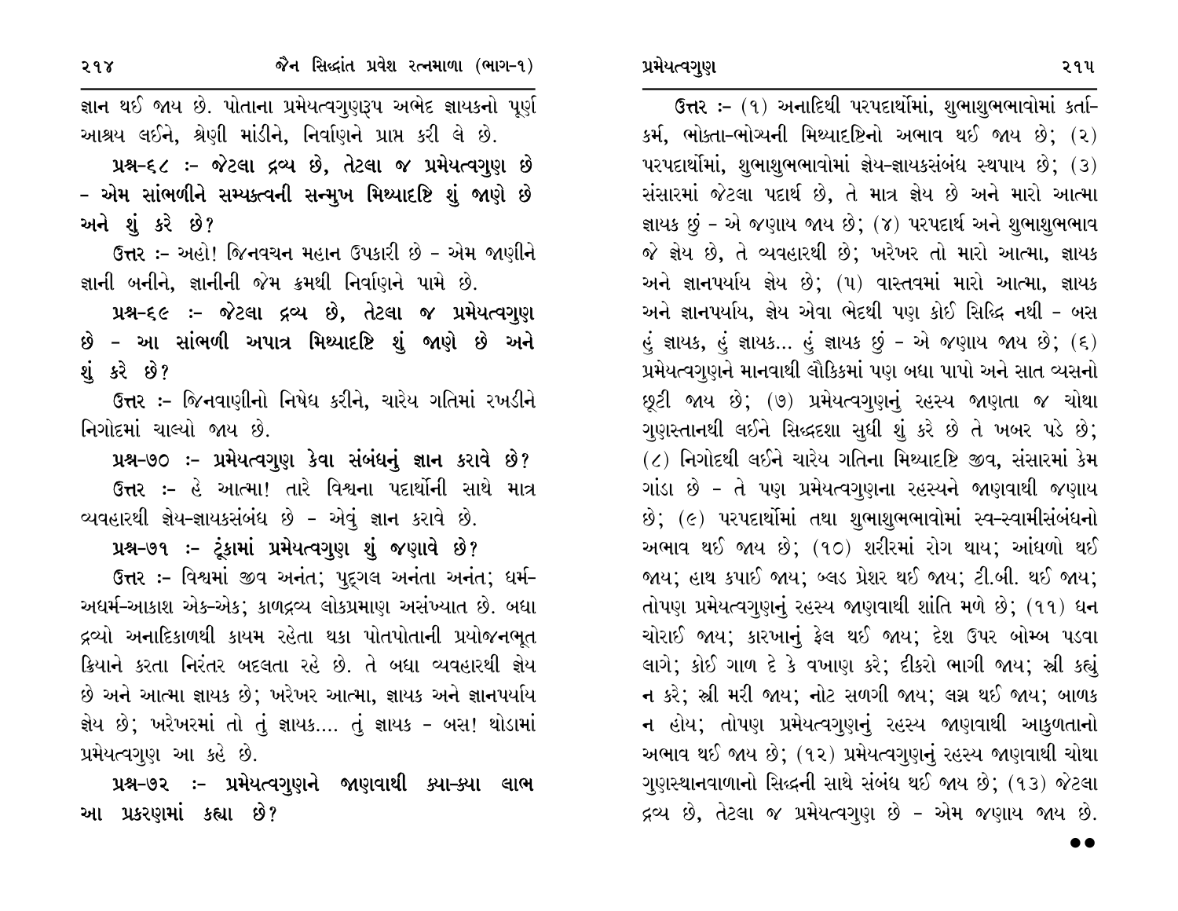જ્ઞાન થઈ જાય છે. પોતાના પ્રમેયત્વગુણરૂપ અભેદ જ્ઞાયકનો પૂર્ણ આશ્રય લઈને, શ્રેણી માંડીને, નિર્વાણને પ્રાપ્ત કરી લે છે.

**પ્રશ્ન-૬૮ :- જેટલા દ્રવ્ય છે, તેટલા જ પ્રમેયત્વગુણ છે - એમ સાંભળીને સમ્યક્ત્વની સન્મુખ મિથ્યાદૃષ્ટિ શું જાણે છે અને શું કરે છે?**

**ઉત્તર** :- અહો! જિનવચન મહાન ઉપકારી છે - એમ જાણીને જ્ઞાની બનીને, જ્ઞાનીની જેમ ક્રમથી નિર્વાણને પામે છે.

**પ્રશ્ન-૬૯ :- જેટલા દ્રવ્ય છે, તેટલા જ પ્રમેયત્વગુણ છે - આ સાંભળી અપાત્ર મિથ્યાદૃષ્ટિ શું જાણે છે અને શું કરે છે?**

**ઉત્તર** :- જિનવાણીનો નિષેધ કરીને, ચારેય ગતિમાં રખડીને નિગોદમાં ચાલ્યો જાય છે.

**પ્રશ્ન-૭૦ :- પ્રમેયત્વગુણ કેવા સંબંધનું જ્ઞાન કરાવે છે?**

**ઉત્તર** :- હે આત્મા! તારે વિશ્વના પદાર્થોની સાથે માત્ર વ્યવહારથી જ્ઞેય-જ્ઞાયકસંબંધ છે - એવું જ્ઞાન કરાવે છે.

**પ્રશ્ન-૭૧ :- ટૂંકામાં પ્રમેયત્વગુણ શું જણાવે છે?**

**ઉત્તર** :- વિશ્વમાં જીવ અનંત; પુદ્ગલ અનંતા અનંત; ધર્મ-અધર્મ-આકાશ એક-એક; કાળદ્રવ્ય લોકપ્રમાણ અસંખ્યાત છે. બધા દ્રવ્યો અનાદિકાળથી કાયમ રહેતા થકા પોતપોતાની પ્રયોજનભૂત ક્રિયાને કરતા નિરંતર બદલતા રહે છે. તે બધા વ્યવહારથી જ્ઞેય છે અને આત્મા જ્ઞાયક છે; ખરેખર આત્મા, જ્ઞાયક અને જ્ઞાનપર્યાય જ્ઞેય છે; ખરેખરમાં તો તું જ્ઞાયક.... તું જ્ઞાયક - બસ! થોડામાં પ્રમેયત્વગુણ આ કહે છે.

**પ્રશ્ન-૭૨ :- પ્રમેયત્વગુણને જાણવાથી ક્યા-ક્યા લાભ આ પ્રકરણમાં કહ્યા છે?**

**ઉત્તર** :- (૧) અનાદિથી પરપદાર્થોમાં, શુભાશુભભાવોમાં કર્તા-કર્મ, ભોક્તા-ભોગ્યની મિથ્યાદૃષ્ટિનો અભાવ થઈ જાય છે; (૨) પરપદાર્થોમાં, શુભાશુભભાવોમાં જ્ઞેય-જ્ઞાયકસંબંધ સ્થપાય છે; (૩) સંસારમાં જેટલા પદાર્થ છે, તે માત્ર જ્ઞેય છે અને મારો આત્મા જ્ઞાયક છું - એ જણાય જાય છે; (૪) પરપદાર્થ અને શુભાશુભભાવ જે જ્ઞેય છે, તે વ્યવહારથી છે; ખરેખર તો મારો આત્મા, જ્ઞાયક અને જ્ઞાનપર્યાય જ્ઞેય છે; (૫) વાસ્તવમાં મારો આત્મા, જ્ઞાયક અને જ્ઞાનપર્યાય, જ્ઞેય એવા ભેદથી પણ કોઈ સિદ્ધિ નથી - બસ હું જ્ઞાયક, હું જ્ઞાયક... હું જ્ઞાયક છું - એ જણાય જાય છે; (૬) પ્રમેયત્વગુણને માનવાથી લૌકિકમાં પણ બધા પાપો અને સાત વ્યસનો છૂટી જાય છે; (૭) પ્રમેયત્વગુણનું રહસ્ય જાણતા જ ચોથા ગુણસ્તાનથી લઈને સિદ્ધદશા સુધી શું કરે છે તે ખબર પડે છે; (૮) નિગોદથી લઈને ચારેય ગતિના મિથ્યાદૃષ્ટિ જીવ, સંસારમાં કેમ ગાંડા છે - તે પણ પ્રમેયત્વગુણના રહસ્યને જાણવાથી જણાય છે; (૯) પરપદાર્થોમાં તથા શુભાશુભભાવોમાં સ્વ-સ્વામીસંબંધનો અભાવ થઈ જાય છે; (૧૦) શરીરમાં રોગ થાય; આંધળો થઈ જાય; હાથ કપાઈ જાય; બ્લડ પ્રેશર થઈ જાય; ટી.બી. થઈ જાય; તોપણ પ્રમેયત્વગુણનું રહસ્ય જાણવાથી શાંતિ મળે છે; (૧૧) ધન ચોરાઈ જાય; કારખાનું ફેલ થઈ જાય; દેશ ઉપર બોમ્બ પડવા લાગે; કોઈ ગાળ દે કે વખાણ કરે; દીકરો ભાગી જાય; સ્ત્રી કહ્યું ન કરે; સ્ત્રી મરી જાય; નોટ સળગી જાય; લગ્ન થઈ જાય; બાળક ન હોય; તોપણ પ્રમેયત્વગુણનું રહસ્ય જાણવાથી આકુળતાનો અભાવ થઈ જાય છે; (૧૨) પ્રમેયત્વગુણનું રહસ્ય જાણવાથી ચોથા ગુણસ્થાનવાળાનો સિદ્ધની સાથે સંબંધ થઈ જાય છે; (૧૩) જેટલા દ્રવ્ય છે, તેટલા જ પ્રમેયત્વગુણ છે - એમ જણાય જાય છે.

●●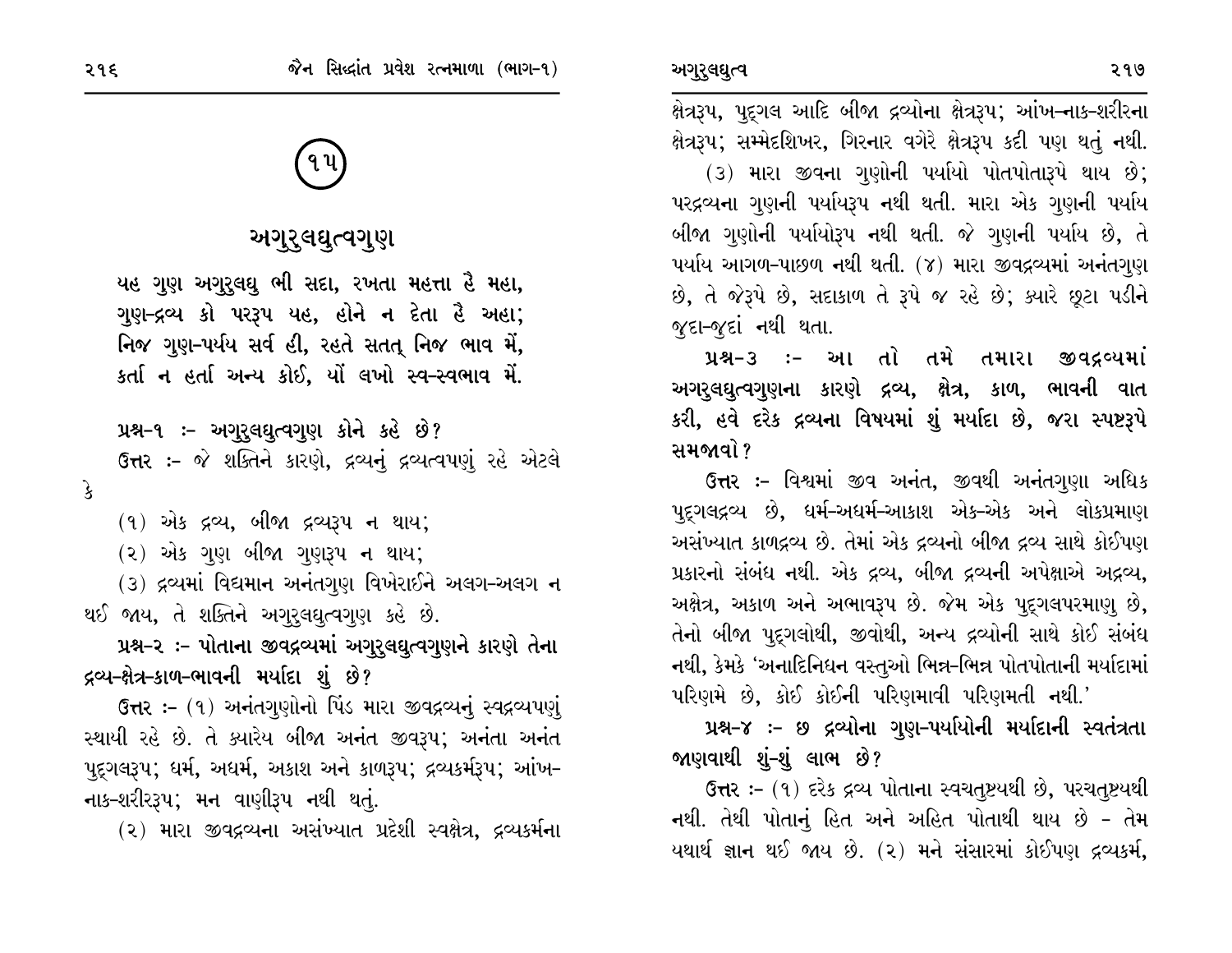(૧૫)

## અગુરુલઘુત્વગુણ

**યહ ગુણ અગુરુલઘુ ભી સદા, રખતા મહત્તા હૈ મહા,**
**ગુણ-દ્રવ્ય કો પરરૂપ યહ, હોને ન દેતા હૈ અહા;**
**નિજ ગુણ-પર્યય સર્વ હી, રહતે સતત્ નિજ ભાવ મેં,**
**કર્તા ન હર્તા અન્ય કોઈ, યોં લખો સ્વ-સ્વભાવ મેં.**

**પ્રશ્ન-૧ :- અગુરુલઘુત્વગુણ કોને કહે છે?**

**ઉત્તર :-** જે શક્તિને કારણે, દ્રવ્યનું દ્રવ્યત્વપણું રહે એટલે કે

(૧) એક દ્રવ્ય, બીજા દ્રવ્યરૂપ ન થાય;

(૨) એક ગુણ બીજા ગુણરૂપ ન થાય;

(૩) દ્રવ્યમાં વિદ્યમાન અનંતગુણ વિખેરાઈને અલગ-અલગ ન થઈ જાય, તે શક્તિને અગુરુલઘુત્વગુણ કહે છે.

**પ્રશ્ન-૨ :- પોતાના જીવદ્રવ્યમાં અગુરુલઘુત્વગુણને કારણે તેના દ્રવ્ય-ક્ષેત્ર-કાળ-ભાવની મર્યાદા શું છે?**

**ઉત્તર :-** (૧) અનંતગુણોનો પિંડ મારા જીવદ્રવ્યનું સ્વદ્રવ્યપણું સ્થાયી રહે છે. તે ક્યારેય બીજા અનંત જીવરૂપ; અનંતા અનંત પુદ્‌ગલરૂપ; ધર્મ, અધર્મ, અકાશ અને કાળરૂપ; દ્રવ્યકર્મરૂપ; આંખ-નાક-શરીરરૂપ; મન વાણીરૂપ નથી થતું.

(૨) મારા જીવદ્રવ્યના અસંખ્યાત પ્રદેશી સ્વક્ષેત્ર, દ્રવ્યકર્મના ક્ષેત્રરૂપ, પુદ્‌ગલ આદિ બીજા દ્રવ્યોના ક્ષેત્રરૂપ; આંખ-નાક-શરીરના ક્ષેત્રરૂપ; સમ્મેદશિખર, ગિરનાર વગેરે ક્ષેત્રરૂપ કદી પણ થતું નથી.

(૩) મારા જીવના ગુણોની પર્યાયો પોતપોતારૂપે થાય છે; પરદ્રવ્યના ગુણની પર્યાયરૂપ નથી થતી. મારા એક ગુણની પર્યાય બીજા ગુણોની પર્યાયોરૂપ નથી થતી. જે ગુણની પર્યાય છે, તે પર્યાય આગળ-પાછળ નથી થતી. (૪) મારા જીવદ્રવ્યમાં અનંતગુણ છે, તે જેરૂપે છે, સદાકાળ તે રૂપે જ રહે છે; ક્યારે છૂટા પડીને જુદા-જુદાં નથી થતા.

**પ્રશ્ન-૩ :- આ તો તમે તમારા જીવદ્રવ્યમાં અગરુલઘુત્વગુણના કારણે દ્રવ્ય, ક્ષેત્ર, કાળ, ભાવની વાત કરી, હવે દરેક દ્રવ્યના વિષયમાં શું મર્યાદા છે, જરા સ્પષ્ટરૂપે સમજાવો?**

**ઉત્તર :-** વિશ્વમાં જીવ અનંત, જીવથી અનંતગુણા અધિક પુદ્‌ગલદ્રવ્ય છે, ધર્મ-અધર્મ-આકાશ એક-એક અને લોકપ્રમાણ અસંખ્યાત કાળદ્રવ્ય છે. તેમાં એક દ્રવ્યનો બીજા દ્રવ્ય સાથે કોઈપણ પ્રકારનો સંબંધ નથી. એક દ્રવ્ય, બીજા દ્રવ્યની અપેક્ષાએ અદ્રવ્ય, અક્ષેત્ર, અકાળ અને અભાવરૂપ છે. જેમ એક પુદ્‌ગલપરમાણુ છે, તેનો બીજા પુદ્‌ગલોથી, જીવોથી, અન્ય દ્રવ્યોની સાથે કોઈ સંબંધ નથી, કેમકે 'અનાદિનિધન વસ્તુઓ ભિન્ન-ભિન્ન પોતપોતાની મર્યાદામાં પરિણમે છે, કોઈ કોઈની પરિણમાવી પરિણમતી નથી.'

**પ્રશ્ન-૪ :- છ દ્રવ્યોના ગુણ-પર્યાયોની મર્યાદાની સ્વતંત્રતા જાણવાથી શું-શું લાભ છે?**

**ઉત્તર :-** (૧) દરેક દ્રવ્ય પોતાના સ્વચતુષ્ટયથી છે, પરચતુષ્ટયથી નથી. તેથી પોતાનું હિત અને અહિત પોતાથી થાય છે - તેમ યથાર્થ જ્ઞાન થઈ જાય છે. (૨) મને સંસારમાં કોઈપણ દ્રવ્યકર્મ,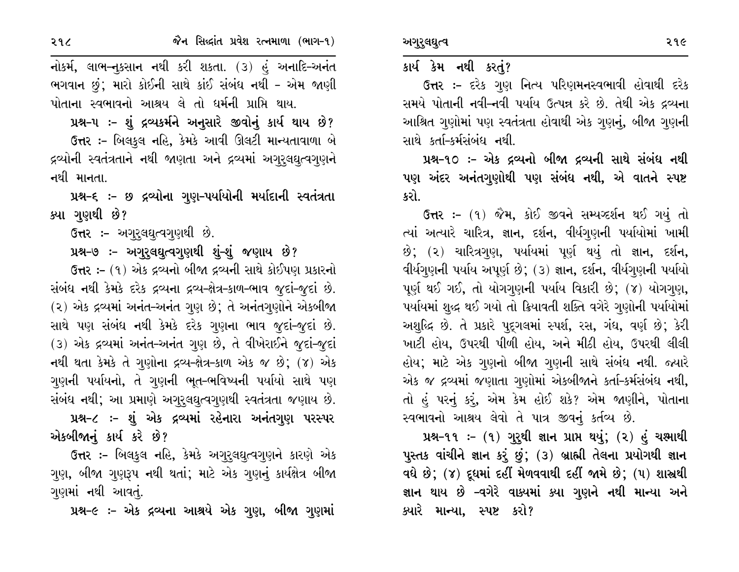નોકર્મ, લાભ-નુકસાન નથી કરી શકતા. (૩) હું અનાદિ-અનંત ભગવાન છું; મારો કોઈની સાથે કાંઈ સંબંધ નથી - એમ જાણી પોતાના સ્વભાવનો આશ્રય લે તો ધર્મની પ્રાપ્તિ થાય.

**પ્રશ્ન-૫ :- શું દ્રવ્યકર્મને અનુસારે જીવોનું કાર્ય થાય છે?**

**ઉત્તર :-** બિલકુલ નહિ, કેમકે આવી ઊલટી માન્યતાવાળા બે દ્રવ્યોની સ્વતંત્રતાને નથી જાણતા અને દ્રવ્યમાં અગુરુલઘુત્વગુણને નથી માનતા.

**પ્રશ્ન-૬ :- છ દ્રવ્યોના ગુણ-પર્યાયોની મર્યાદાની સ્વતંત્રતા ક્યા ગુણથી છે?**

**ઉત્તર :-** અગુરુલઘુત્વગુણથી છે.

**પ્રશ્ન-૭ :- અગુરુલઘુત્વગુણથી શું-શું જણાય છે?**

**ઉત્તર :-** (૧) એક દ્રવ્યનો બીજા દ્રવ્યની સાથે કોઈપણ પ્રકારનો સંબંધ નથી કેમકે દરેક દ્રવ્યના દ્રવ્ય-ક્ષેત્ર-કાળ-ભાવ જુદાં-જુદાં છે. (૨) એક દ્રવ્યમાં અનંત-અનંત ગુણ છે; તે અનંતગુણોને એકબીજા સાથે પણ સંબંધ નથી કેમકે દરેક ગુણના ભાવ જુદાં-જુદાં છે. (૩) એક દ્રવ્યમાં અનંત-અનંત ગુણ છે, તે વીખેરાઈને જુદાં-જુદાં નથી થતા કેમકે તે ગુણોના દ્રવ્ય-ક્ષેત્ર-કાળ એક જ છે; (૪) એક ગુણની પર્યાયનો, તે ગુણની ભૂત-ભવિષ્યની પર્યાયો સાથે પણ સંબંધ નથી; આ પ્રમાણે અગુરુલઘુત્વગુણથી સ્વતંત્રતા જણાય છે.

**પ્રશ્ન-૮ :- શું એક દ્રવ્યમાં રહેનારા અનંતગુણ પરસ્પર એકબીજાનું કાર્ય કરે છે?**

**ઉત્તર :-** બિલકુલ નહિ, કેમકે અગુરુલઘુત્વગુણને કારણે એક ગુણ, બીજા ગુણરૂપ નથી થતાં; માટે એક ગુણનું કાર્યક્ષેત્ર બીજા ગુણમાં નથી આવતું.

**પ્રશ્ન-૯ :- એક દ્રવ્યના આશ્રયે એક ગુણ, બીજા ગુણમાં કાર્ય કેમ નથી કરતું?**

**ઉત્તર :-** દરેક ગુણ નિત્ય પરિણમનસ્વભાવી હોવાથી દરેક સમયે પોતાની નવી-નવી પર્યાય ઉત્પન્ન કરે છે. તેથી એક દ્રવ્યના આશ્રિત ગુણોમાં પણ સ્વતંત્રતા હોવાથી એક ગુણનું, બીજા ગુણની સાથે કર્તા-કર્મસંબંધ નથી.

**પ્રશ્ન-૧૦ :- એક દ્રવ્યનો બીજા દ્રવ્યની સાથે સંબંધ નથી પણ અંદર અનંતગુણોથી પણ સંબંધ નથી, એ વાતને સ્પષ્ટ કરો.**

**ઉત્તર :-** (૧) જૈમ, કોઈ જીવને સમ્યગ્દર્શન થઈ ગયું તો ત્યાં અત્યારે ચારિત્ર, જ્ઞાન, દર્શન, વીર્યગુણની પર્યાયોમાં ખામી છે; (૨) ચારિત્રગુણ, પર્યાયમાં પૂર્ણ થયું તો જ્ઞાન, દર્શન, વીર્યગુણની પર્યાય અપૂર્ણ છે; (૩) જ્ઞાન, દર્શન, વીર્યગુણની પર્યાયો પૂર્ણ થઈ ગઈ, તો યોગગુણની પર્યાય વિકારી છે; (૪) યોગગુણ, પર્યાયમાં શુદ્ધ થઈ ગયો તો ક્રિયાવતી શક્તિ વગેરે ગુણોની પર્યાયોમાં અશુદ્ધિ છે. તે પ્રકારે પુદ્‌ગલમાં સ્પર્શ, રસ, ગંધ, વર્ણ છે; કેરી ખાટી હોય, ઉપરથી પીળી હોય, અને મીઠી હોય, ઉપરથી લીલી હોય; માટે એક ગુણનો બીજા ગુણની સાથે સંબંધ નથી. જ્યારે એક જ દ્રવ્યમાં જણાતા ગુણોમાં એકબીજાને કર્તા-કર્મસંબંધ નથી, તો હું પરનું કરું, એમ કેમ હોઈ શકે? એમ જાણીને, પોતાના સ્વભાવનો આશ્રય લેવો તે પાત્ર જીવનું કર્તવ્ય છે.

**પ્રશ્ન-૧૧ :- (૧) ગુરુથી જ્ઞાન પ્રાપ્ત થયું; (૨) હું ચશ્માથી પુસ્તક વાંચીને જ્ઞાન કરું છું; (૩) બ્રાહ્મી તેલના પ્રયોગથી જ્ઞાન વધે છે; (૪) દૂધમાં દહીં મેળવવાથી દહીં જામે છે; (૫) શાસ્ત્રથી જ્ઞાન થાય છે -વગેરે વાક્યમાં ક્યા ગુણને નથી માન્યા અને ક્યારે માન્યા, સ્પષ્ટ કરો?**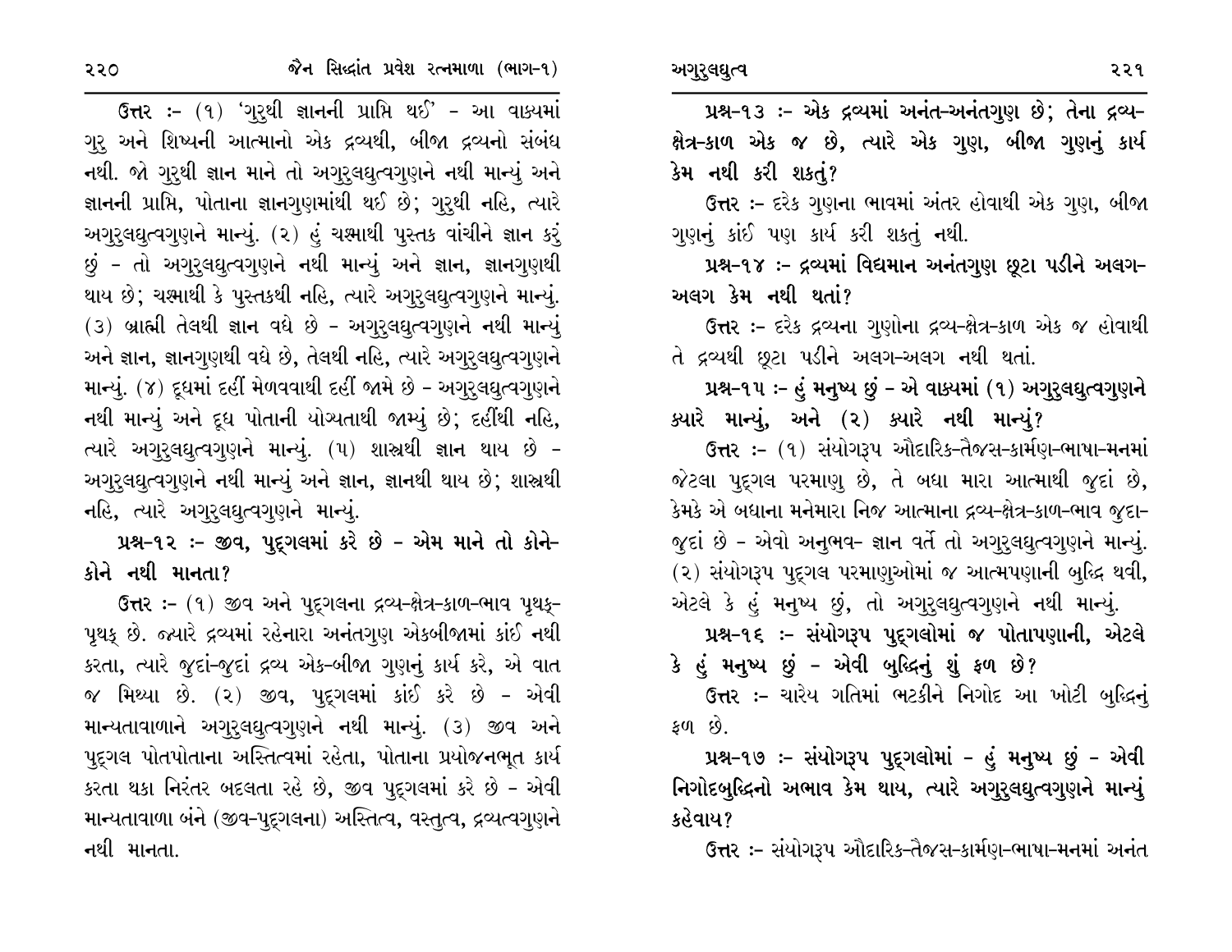**ઉત્તર :-** (૧) 'ગુરુથી જ્ઞાનની પ્રાપ્તિ થઈ' - આ વાક્યમાં ગુરુ અને શિષ્યની આત્માનો એક દ્રવ્યથી, બીજા દ્રવ્યનો સંબંધ નથી. જો ગુરુથી જ્ઞાન માને તો અગુરુલઘુત્વગુણને નથી માન્યું અને જ્ઞાનની પ્રાપ્તિ, પોતાના જ્ઞાનગુણમાંથી થઈ છે; ગુરુથી નહિ, ત્યારે અગુરુલઘુત્વગુણને માન્યું. (૨) હું ચશ્માથી પુસ્તક વાંચીને જ્ઞાન કરું છું - તો અગુરુલઘુત્વગુણને નથી માન્યું અને જ્ઞાન, જ્ઞાનગુણથી થાય છે; ચશ્માથી કે પુસ્તકથી નહિ, ત્યારે અગુરુલઘુત્વગુણને માન્યું. (૩) બ્રાહ્મી તેલથી જ્ઞાન વધે છે - અગુરુલઘુત્વગુણને નથી માન્યું અને જ્ઞાન, જ્ઞાનગુણથી વધે છે, તેલથી નહિ, ત્યારે અગુરુલઘુત્વગુણને માન્યું. (૪) દૂધમાં દહીં મેળવવાથી દહીં જામે છે - અગુરુલઘુત્વગુણને નથી માન્યું અને દૂધ પોતાની યોગ્યતાથી જામ્યું છે; દહીંથી નહિ, ત્યારે અગુરુલઘુત્વગુણને માન્યું. (૫) શાસ્ત્રથી જ્ઞાન થાય છે - અગુરુલઘુત્વગુણને નથી માન્યું અને જ્ઞાન, જ્ઞાનથી થાય છે; શાસ્ત્રથી નહિ, ત્યારે અગુરુલઘુત્વગુણને માન્યું.

**પ્રશ્ન-૧૨ :- જીવ, પુદ્ગલમાં કરે છે - એમ માને તો કોને-કોને નથી માનતા?**

**ઉત્તર :-** (૧) જીવ અને પુદ્ગલના દ્રવ્ય-ક્ષેત્ર-કાળ-ભાવ પૃથક્-પૃથક્ છે. જ્યારે દ્રવ્યમાં રહેનારા અનંતગુણ એકબીજામાં કાંઈ નથી કરતા, ત્યારે જુદાં-જુદાં દ્રવ્ય એક-બીજા ગુણનું કાર્ય કરે, એ વાત જ મિથ્યા છે. (૨) જીવ, પુદ્ગલમાં કાંઈ કરે છે - એવી માન્યતાવાળાને અગુરુલઘુત્વગુણને નથી માન્યું. (૩) જીવ અને પુદ્ગલ પોતપોતાના અસ્તિત્વમાં રહેતા, પોતાના પ્રયોજનભૂત કાર્ય કરતા થકા નિરંતર બદલતા રહે છે, જીવ પુદ્ગલમાં કરે છે - એવી માન્યતાવાળા બંને (જીવ-પુદ્ગલના) અસ્તિત્વ, વસ્તુત્વ, દ્રવ્યત્વગુણને નથી માનતા.

**પ્રશ્ન-૧૩ :- એક દ્રવ્યમાં અનંત-અનંતગુણ છે; તેના દ્રવ્ય-ક્ષેત્ર-કાળ એક જ છે, ત્યારે એક ગુણ, બીજા ગુણનું કાર્ય કેમ નથી કરી શકતું?**

**ઉત્તર :-** દરેક ગુણના ભાવમાં અંતર હોવાથી એક ગુણ, બીજા ગુણનું કાંઈ પણ કાર્ય કરી શકતું નથી.

**પ્રશ્ન-૧૪ :- દ્રવ્યમાં વિદ્યમાન અનંતગુણ છૂટા પડીને અલગ-અલગ કેમ નથી થતાં?**

**ઉત્તર :-** દરેક દ્રવ્યના ગુણોના દ્રવ્ય-ક્ષેત્ર-કાળ એક જ હોવાથી તે દ્રવ્યથી છૂટા પડીને અલગ-અલગ નથી થતાં.

**પ્રશ્ન-૧૫ :- હું મનુષ્ય છું - એ વાક્યમાં (૧) અગુરુલઘુત્વગુણને ક્યારે માન્યું, અને (૨) ક્યારે નથી માન્યું?**

**ઉત્તર :-** (૧) સંયોગરૂપ ઔદારિક-તૈજસ-કાર્મણ-ભાષા-મનમાં જેટલા પુદ્ગલ પરમાણુ છે, તે બધા મારા આત્માથી જુદાં છે, કેમકે એ બધાના મનેમારા નિજ આત્માના દ્રવ્ય-ક્ષેત્ર-કાળ-ભાવ જુદા-જુદાં છે - એવો અનુભવ- જ્ઞાન વર્તે તો અગુરુલઘુત્વગુણને માન્યું. (૨) સંયોગરૂપ પુદ્ગલ પરમાણુઓમાં જ આત્મપણાની બુદ્ધિ થવી, એટલે કે હું મનુષ્ય છું, તો અગુરુલઘુત્વગુણને નથી માન્યું.

**પ્રશ્ન-૧૬ :- સંયોગરૂપ પુદ્ગલોમાં જ પોતાપણાની, એટલે કે હું મનુષ્ય છું - એવી બુદ્ધિનું શું ફળ છે?**

**ઉત્તર :-** ચારેય ગતિમાં ભટકીને નિગોદ આ ખોટી બુદ્ધિનું ફળ છે.

**પ્રશ્ન-૧૭ :- સંયોગરૂપ પુદ્ગલોમાં - હું મનુષ્ય છું - એવી નિગોદબુદ્ધિનો અભાવ કેમ થાય, ત્યારે અગુરુલઘુત્વગુણને માન્યું કહેવાય?**

**ઉત્તર :-** સંયોગરૂપ ઔદારિક-તૈજસ-કાર્મણ-ભાષા-મનમાં અનંત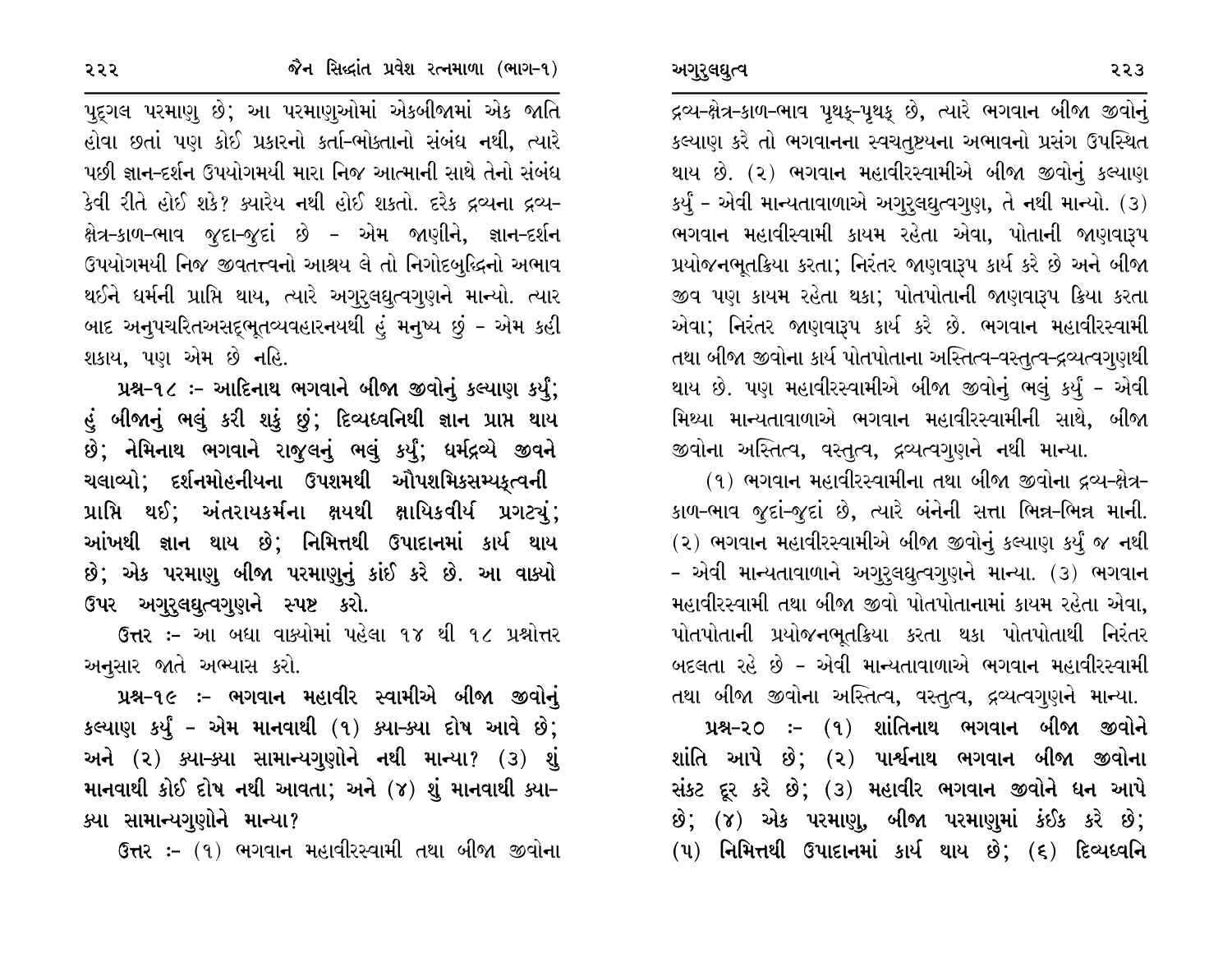પુદ્ગલ પરમાણુ છે; આ પરમાણુઓમાં એકબીજામાં એક જાતિ હોવા છતાં પણ કોઈ પ્રકારનો કર્તા-ભોક્તાનો સંબંધ નથી, ત્યારે પછી જ્ઞાન-દર્શન ઉપયોગમયી મારા નિજ આત્માની સાથે તેનો સંબંધ કેવી રીતે હોઈ શકે? ક્યારેય નથી હોઈ શકતો. દરેક દ્રવ્યના દ્રવ્ય-ક્ષેત્ર-કાળ-ભાવ જુદા-જુદાં છે - એમ જાણીને, જ્ઞાન-દર્શન ઉપયોગમયી નિજ જીવતત્ત્વનો આશ્રય લે તો નિગોદબુદ્ધિનો અભાવ થઈને ધર્મની પ્રાપ્તિ થાય, ત્યારે અગુરુલઘુત્વગુણને માન્યો. ત્યાર બાદ અનુપચરિતઅસદ્ભૂતવ્યવહારનયથી હું મનુષ્ય છું - એમ કહી શકાય, પણ એમ છે નહિ.

**પ્રશ્ન-૧૮ :- આદિનાથ ભગવાને બીજા જીવોનું કલ્યાણ કર્યું; હું બીજાનું ભલું કરી શકું છું; દિવ્યધ્વનિથી જ્ઞાન પ્રાપ્ત થાય છે; નેમિનાથ ભગવાને રાજુલનું ભલું કર્યું; ધર્મદ્રવ્યે જીવને ચલાવ્યો; દર્શનમોહનીયના ઉપશમથી ઔપશમિકસમ્યક્ત્વની પ્રાપ્તિ થઈ; અંતરાયકર્મના ક્ષયથી ક્ષાયિકવીર્ય પ્રગટ્યું; આંખથી જ્ઞાન થાય છે; નિમિત્તથી ઉપાદાનમાં કાર્ય થાય છે; એક પરમાણુ બીજા પરમાણુનું કાંઈ કરે છે. આ વાક્યો ઉપર અગુરુલઘુત્વગુણને સ્પષ્ટ કરો.**

ઉત્તર :- આ બધા વાક્યોમાં પહેલા ૧૪ થી ૧૮ પ્રશ્નોત્તર અનુસાર જાતે અભ્યાસ કરો.

**પ્રશ્ન-૧૯ :- ભગવાન મહાવીર સ્વામીએ બીજા જીવોનું કલ્યાણ કર્યું - એમ માનવાથી (૧) ક્યા-ક્યા દોષ આવે છે; અને (૨) ક્યા-ક્યા સામાન્યગુણોને નથી માન્યા? (૩) શું માનવાથી કોઈ દોષ નથી આવતા; અને (૪) શું માનવાથી ક્યા-ક્યા સામાન્યગુણોને માન્યા?**

ઉત્તર :- (૧) ભગવાન મહાવીરસ્વામી તથા બીજા જીવોના દ્રવ્ય-ક્ષેત્ર-કાળ-ભાવ પૃથક્-પૃથક્ છે, ત્યારે ભગવાન બીજા જીવોનું કલ્યાણ કરે તો ભગવાનના સ્વચતુષ્ટયના અભાવનો પ્રસંગ ઉપસ્થિત થાય છે. (૨) ભગવાન મહાવીરસ્વામીએ બીજા જીવોનું કલ્યાણ કર્યું - એવી માન્યતાવાળાએ અગુરુલઘુત્વગુણ, તે નથી માન્યો. (૩) ભગવાન મહાવીરસ્વામી કાયમ રહેતા એવા, પોતાની જાણવારૂપ પ્રયોજનભૂતક્રિયા કરતા; નિરંતર જાણવારૂપ કાર્ય કરે છે અને બીજા જીવ પણ કાયમ રહેતા થકા; પોતપોતાની જાણવારૂપ ક્રિયા કરતા એવા; નિરંતર જાણવારૂપ કાર્ય કરે છે. ભગવાન મહાવીરસ્વામી તથા બીજા જીવોના કાર્ય પોતપોતાના અસ્તિત્વ-વસ્તુત્વ-દ્રવ્યત્વગુણથી થાય છે. પણ મહાવીરસ્વામીએ બીજા જીવોનું ભલું કર્યું - એવી મિથ્યા માન્યતાવાળાએ ભગવાન મહાવીરસ્વામીની સાથે, બીજા જીવોના અસ્તિત્વ, વસ્તુત્વ, દ્રવ્યત્વગુણને નથી માન્યા.

(૧) ભગવાન મહાવીરસ્વામીના તથા બીજા જીવોના દ્રવ્ય-ક્ષેત્ર-કાળ-ભાવ જુદાં-જુદાં છે, ત્યારે બંનેની સત્તા ભિન્ન-ભિન્ન માની. (૨) ભગવાન મહાવીરસ્વામીએ બીજા જીવોનું કલ્યાણ કર્યું જ નથી - એવી માન્યતાવાળાને અગુરુલઘુત્વગુણને માન્યા. (૩) ભગવાન મહાવીરસ્વામી તથા બીજા જીવો પોતપોતાનામાં કાયમ રહેતા એવા, પોતપોતાની પ્રયોજનભૂતક્રિયા કરતા થકા પોતપોતાથી નિરંતર બદલતા રહે છે - એવી માન્યતાવાળાએ ભગવાન મહાવીરસ્વામી તથા બીજા જીવોના અસ્તિત્વ, વસ્તુત્વ, દ્રવ્યત્વગુણને માન્યા.

**પ્રશ્ન-૨૦ :- (૧) શાંતિનાથ ભગવાન બીજા જીવોને શાંતિ આપે છે; (૨) પાર્શ્વનાથ ભગવાન બીજા જીવોના સંકટ દૂર કરે છે; (૩) મહાવીર ભગવાન જીવોને ધન આપે છે; (૪) એક પરમાણુ, બીજા પરમાણુમાં કંઈક કરે છે; (૫) નિમિત્તથી ઉપાદાનમાં કાર્ય થાય છે; (૬) દિવ્યધ્વનિ**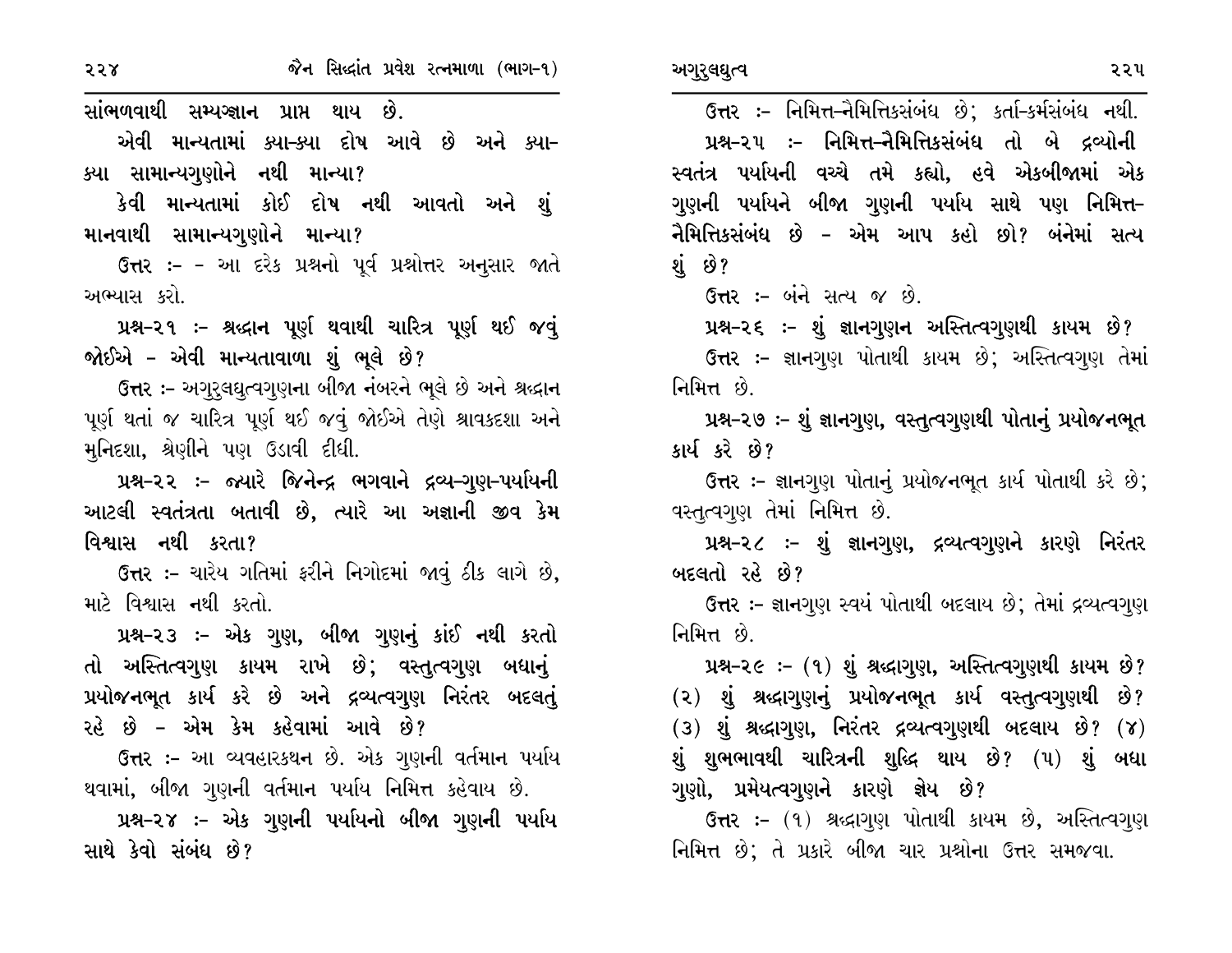સાંભળવાથી સમ્યગ્જ્ઞાન પ્રાપ્ત થાય છે.

એવી માન્યતામાં ક્યા-ક્યા દોષ આવે છે અને ક્યા-ક્યા સામાન્યગુણોને નથી માન્યા?

કેવી માન્યતામાં કોઈ દોષ નથી આવતો અને શું માનવાથી સામાન્યગુણોને માન્યા?

ઉત્તર :- - આ દરેક પ્રશ્નનો પૂર્વ પ્રશ્નોત્તર અનુસાર જાતે અભ્યાસ કરો.

**પ્રશ્ન-૨૧ :- શ્રદ્ધાન પૂર્ણ થવાથી ચારિત્ર પૂર્ણ થઈ જવું જોઈએ - એવી માન્યતાવાળા શું ભૂલે છે?**

ઉત્તર :- અગુરુલઘુત્વગુણના બીજા નંબરને ભૂલે છે અને શ્રદ્ધાન પૂર્ણ થતાં જ ચારિત્ર પૂર્ણ થઈ જવું જોઈએ તેણે શ્રાવકદશા અને મુનિદશા, શ્રેણીને પણ ઉડાવી દીધી.

**પ્રશ્ન-૨૨ :- જ્યારે જિનેન્દ્ર ભગવાને દ્રવ્ય-ગુણ-પર્યાયની આટલી સ્વતંત્રતા બતાવી છે, ત્યારે આ અજ્ઞાની જીવ કેમ વિશ્વાસ નથી કરતા?**

ઉત્તર :- ચારેય ગતિમાં ફરીને નિગોદમાં જાવું ઠીક લાગે છે, માટે વિશ્વાસ નથી કરતો.

**પ્રશ્ન-૨૩ :- એક ગુણ, બીજા ગુણનું કાંઈ નથી કરતો તો અસ્તિત્વગુણ કાયમ રાખે છે; વસ્તુત્વગુણ બધાનું પ્રયોજનભૂત કાર્ય કરે છે અને દ્રવ્યત્વગુણ નિરંતર બદલતું રહે છે - એમ કેમ કહેવામાં આવે છે?**

ઉત્તર :- આ વ્યવહારકથન છે. એક ગુણની વર્તમાન પર્યાય થવામાં, બીજા ગુણની વર્તમાન પર્યાય નિમિત્ત કહેવાય છે.

**પ્રશ્ન-૨૪ :- એક ગુણની પર્યાયનો બીજા ગુણની પર્યાય સાથે કેવો સંબંધ છે?**

ઉત્તર :- નિમિત્ત-નૈમિત્તિકસંબંધ છે; કર્તા-કર્મસંબંધ નથી.

**પ્રશ્ન-૨૫ :- નિમિત્ત-નૈમિત્તિકસંબંધ તો બે દ્રવ્યોની સ્વતંત્ર પર્યાયની વચ્ચે તમે કહ્યો, હવે એકબીજામાં એક ગુણની પર્યાયને બીજા ગુણની પર્યાય સાથે પણ નિમિત્ત-નૈમિત્તિકસંબંધ છે - એમ આપ કહો છો? બંનેમાં સત્ય શું છે?**

ઉત્તર :- બંને સત્ય જ છે.

**પ્રશ્ન-૨૬ :- શું જ્ઞાનગુણન અસ્તિત્વગુણથી કાયમ છે?**

ઉત્તર :- જ્ઞાનગુણ પોતાથી કાયમ છે; અસ્તિત્વગુણ તેમાં નિમિત્ત છે.

**પ્રશ્ન-૨૭ :- શું જ્ઞાનગુણ, વસ્તુત્વગુણથી પોતાનું પ્રયોજનભૂત કાર્ય કરે છે?**

ઉત્તર :- જ્ઞાનગુણ પોતાનું પ્રયોજનભૂત કાર્ય પોતાથી કરે છે; વસ્તુત્વગુણ તેમાં નિમિત્ત છે.

**પ્રશ્ન-૨૮ :- શું જ્ઞાનગુણ, દ્રવ્યત્વગુણને કારણે નિરંતર બદલતો રહે છે?**

ઉત્તર :- જ્ઞાનગુણ સ્વયં પોતાથી બદલાય છે; તેમાં દ્રવ્યત્વગુણ નિમિત્ત છે.

**પ્રશ્ન-૨૯ :- (૧) શું શ્રદ્ધાગુણ, અસ્તિત્વગુણથી કાયમ છે? (૨) શું શ્રદ્ધાગુણનું પ્રયોજનભૂત કાર્ય વસ્તુત્વગુણથી છે? (૩) શું શ્રદ્ધાગુણ, નિરંતર દ્રવ્યત્વગુણથી બદલાય છે? (૪) શું શુભભાવથી ચારિત્રની શુદ્ધિ થાય છે? (૫) શું બધા ગુણો, પ્રમેયત્વગુણને કારણે જ્ઞેય છે?**

ઉત્તર :- (૧) શ્રદ્ધાગુણ પોતાથી કાયમ છે, અસ્તિત્વગુણ નિમિત્ત છે; તે પ્રકારે બીજા ચાર પ્રશ્નોના ઉત્તર સમજવા.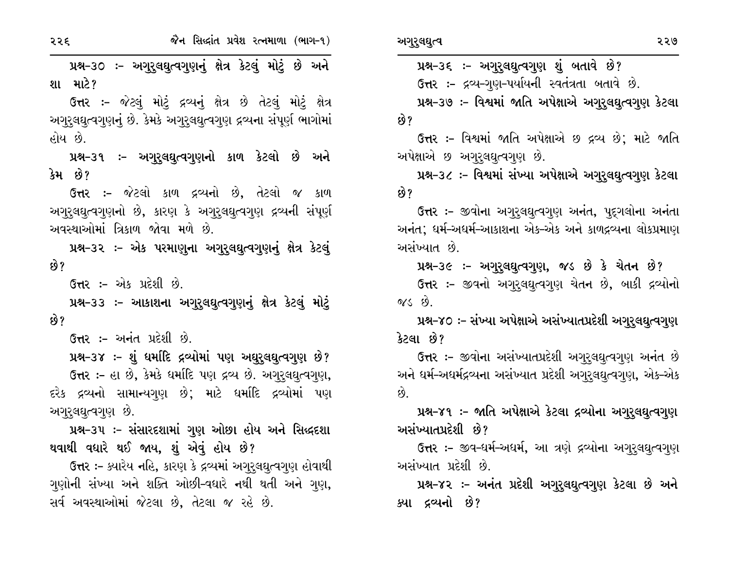**પ્રશ્ન-૩૦ :- અગુરુલઘુત્વગુણનું ક્ષેત્ર કેટલું મોટું છે અને શા માટે?**

**ઉત્તર** :- જેટલું મોટું દ્રવ્યનું ક્ષેત્ર છે તેટલું મોટું ક્ષેત્ર અગુરુલઘુત્વગુણનું છે. કેમકે અગુરુલઘુત્વગુણ દ્રવ્યના સંપૂર્ણ ભાગોમાં હોય છે.

**પ્રશ્ન-૩૧ :- અગુરુલઘુત્વગુણનો કાળ કેટલો છે અને કેમ છે?**

**ઉત્તર** :- જેટલો કાળ દ્રવ્યનો છે, તેટલો જ કાળ અગુરુલઘુત્વગુણનો છે, કારણ કે અગુરુલઘુત્વગુણ દ્રવ્યની સંપૂર્ણ અવસ્થાઓમાં ત્રિકાળ જોવા મળે છે.

**પ્રશ્ન-૩૨ :- એક પરમાણુના અગુરુલઘુત્વગુણનું ક્ષેત્ર કેટલું છે?**

**ઉત્તર** :- એક પ્રદેશી છે.

**પ્રશ્ન-૩૩ :- આકાશના અગુરુલઘુત્વગુણનું ક્ષેત્ર કેટલું મોટું છે?**

**ઉત્તર** :- અનંત પ્રદેશી છે.

**પ્રશ્ન-૩૪ :- શું ધર્માદિ દ્રવ્યોમાં પણ અઘુરુલઘુત્વગુણ છે?**

**ઉત્તર** :- હા છે, કેમકે ધર્માદિ પણ દ્રવ્ય છે. અગુરુલઘુત્વગુણ, દરેક દ્રવ્યનો સામાન્યગુણ છે; માટે ધર્માદિ દ્રવ્યોમાં પણ અગુરુલઘુત્વગુણ છે.

**પ્રશ્ન-૩૫ :- સંસારદશામાં ગુણ ઓછા હોય અને સિદ્ધદશા થવાથી વધારે થઈ જાય, શું એવું હોય છે?**

**ઉત્તર** :- ક્યારેય નહિ, કારણ કે દ્રવ્યમાં અગુરુલઘુત્વગુણ હોવાથી ગુણોની સંખ્યા અને શક્તિ ઓછી-વધારે નથી થતી અને ગુણ, સર્વ અવસ્થાઓમાં જેટલા છે, તેટલા જ રહે છે.

**પ્રશ્ન-૩૬ :- અગુરુલઘુત્વગુણ શું બતાવે છે?**

**ઉત્તર** :- દ્રવ્ય-ગુણ-પર્યાયની સ્વતંત્રતા બતાવે છે.

**પ્રશ્ન-૩૭ :- વિશ્વમાં જાતિ અપેક્ષાએ અગુરુલઘુત્વગુણ કેટલા છે?**

**ઉત્તર** :- વિશ્વમાં જાતિ અપેક્ષાએ છ દ્રવ્ય છે; માટે જાતિ અપેક્ષાએ છ અગુરુલઘુત્વગુણ છે.

**પ્રશ્ન-૩૮ :- વિશ્વમાં સંખ્યા અપેક્ષાએ અગુરુલઘુત્વગુણ કેટલા છે?**

**ઉત્તર** :- જીવોના અગુરુલઘુત્વગુણ અનંત, પુદ્ગલોના અનંતા અનંત; ધર્મ-અધર્મ-આકાશના એક-એક અને કાળદ્રવ્યના લોકપ્રમાણ અસંખ્યાત છે.

**પ્રશ્ન-૩૯ :- અગુરુલઘુત્વગુણ, જડ છે કે ચેતન છે?**

**ઉત્તર** :- જીવનો અગુરુલઘુત્વગુણ ચેતન છે, બાકી દ્રવ્યોનો જડ છે.

**પ્રશ્ન-૪૦ :- સંખ્યા અપેક્ષાએ અસંખ્યાતપ્રદેશી અગુરુલઘુત્વગુણ કેટલા છે?**

**ઉત્તર** :- જીવોના અસંખ્યાતપ્રદેશી અગુરુલઘુત્વગુણ અનંત છે અને ધર્મ-અધર્મદ્રવ્યના અસંખ્યાત પ્રદેશી અગુરુલઘુત્વગુણ, એક-એક છે.

**પ્રશ્ન-૪૧ :- જાતિ અપેક્ષાએ કેટલા દ્રવ્યોના અગુરુલઘુત્વગુણ અસંખ્યાતપ્રદેશી છે?**

**ઉત્તર** :- જીવ-ધર્મ-અધર્મ, આ ત્રણે દ્રવ્યોના અગુરુલઘુત્વગુણ અસંખ્યાત પ્રદેશી છે.

**પ્રશ્ન-૪૨ :- અનંત પ્રદેશી અગુરુલઘુત્વગુણ કેટલા છે અને ક્યા દ્રવ્યનો છે?**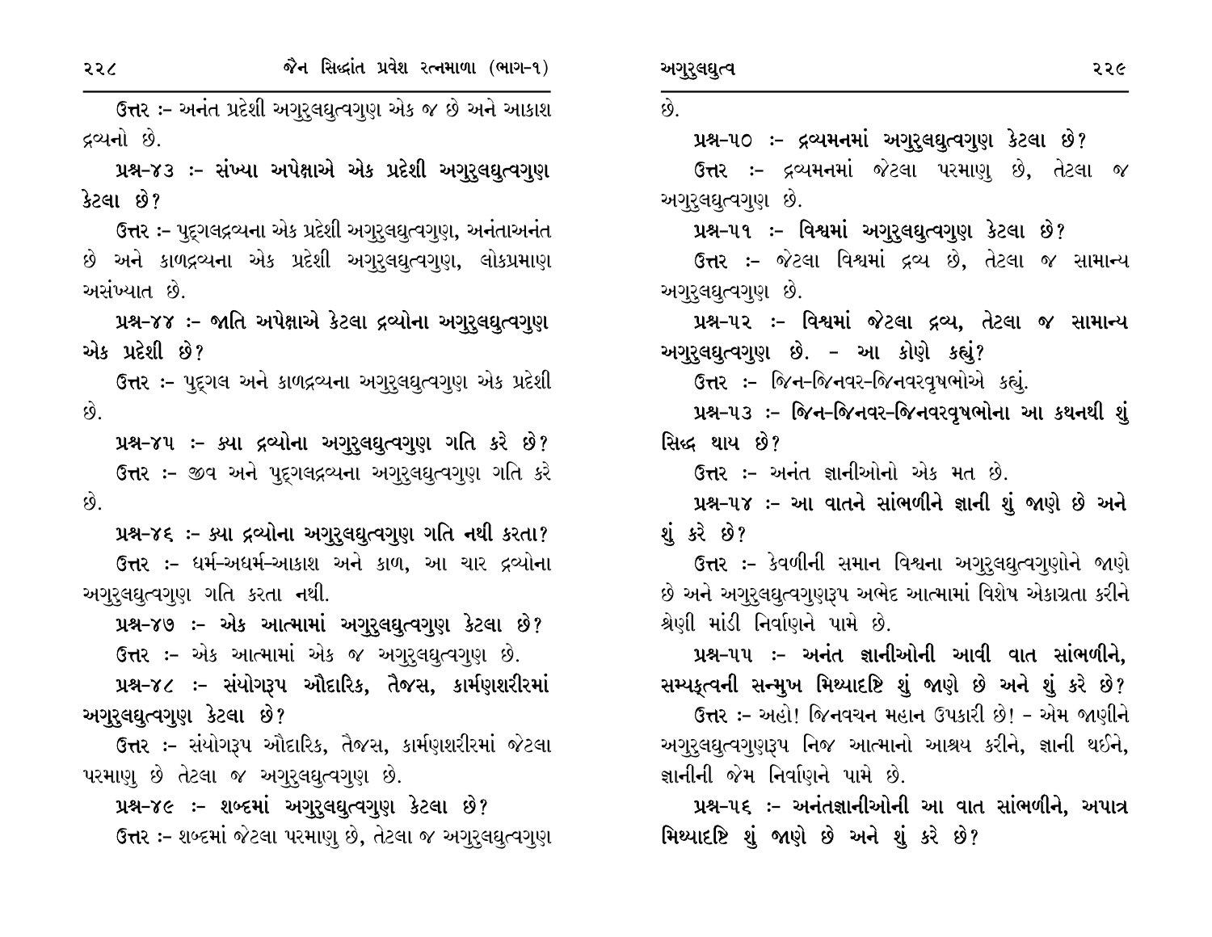ઉત્તર :- અનંત પ્રદેશી અગુરુલઘુત્વગુણ એક જ છે અને આકાશ દ્રવ્યનો છે.

**પ્રશ્ન-૪૩ :- સંખ્યા અપેક્ષાએ એક પ્રદેશી અગુરુલઘુત્વગુણ કેટલા છે?**

ઉત્તર :- પુદ્‌ગલદ્રવ્યના એક પ્રદેશી અગુરુલઘુત્વગુણ, અનંતાઅનંત છે અને કાળદ્રવ્યના એક પ્રદેશી અગુરુલઘુત્વગુણ, લોકપ્રમાણ અસંખ્યાત છે.

**પ્રશ્ન-૪૪ :- જાતિ અપેક્ષાએ કેટલા દ્રવ્યોના અગુરુલઘુત્વગુણ એક પ્રદેશી છે?**

ઉત્તર :- પુદ્‌ગલ અને કાળદ્રવ્યના અગુરુલઘુત્વગુણ એક પ્રદેશી છે.

**પ્રશ્ન-૪૫ :- ક્યા દ્રવ્યોના અગુરુલઘુત્વગુણ ગતિ કરે છે?**

ઉત્તર :- જીવ અને પુદ્‌ગલદ્રવ્યના અગુરુલઘુત્વગુણ ગતિ કરે છે.

**પ્રશ્ન-૪૬ :- ક્યા દ્રવ્યોના અગુરુલઘુત્વગુણ ગતિ નથી કરતા?**

ઉત્તર :- ધર્મ-અધર્મ-આકાશ અને કાળ, આ ચાર દ્રવ્યોના અગુરુલઘુત્વગુણ ગતિ કરતા નથી.

**પ્રશ્ન-૪૭ :- એક આત્મામાં અગુરુલઘુત્વગુણ કેટલા છે?**

ઉત્તર :- એક આત્મામાં એક જ અગુરુલઘુત્વગુણ છે.

**પ્રશ્ન-૪૮ :- સંયોગરૂપ ઔદારિક, તૈજસ, કાર્મણશરીરમાં અગુરુલઘુત્વગુણ કેટલા છે?**

ઉત્તર :- સંયોગરૂપ ઔદારિક, તૈજસ, કાર્મણશરીરમાં જેટલા પરમાણુ છે તેટલા જ અગુરુલઘુત્વગુણ છે.

**પ્રશ્ન-૪૯ :- શબ્દમાં અગુરુલઘુત્વગુણ કેટલા છે?**

ઉત્તર :- શબ્દમાં જેટલા પરમાણુ છે, તેટલા જ અગુરુલઘુત્વગુણ છે.

**પ્રશ્ન-૫૦ :- દ્રવ્યમનમાં અગુરુલઘુત્વગુણ કેટલા છે?**

ઉત્તર :- દ્રવ્યમનમાં જેટલા પરમાણુ છે, તેટલા જ અગુરુલઘુત્વગુણ છે.

**પ્રશ્ન-૫૧ :- વિશ્વમાં અગુરુલઘુત્વગુણ કેટલા છે?**

ઉત્તર :- જેટલા વિશ્વમાં દ્રવ્ય છે, તેટલા જ સામાન્ય અગુરુલઘુત્વગુણ છે.

**પ્રશ્ન-૫૨ :- વિશ્વમાં જેટલા દ્રવ્ય, તેટલા જ સામાન્ય અગુરુલઘુત્વગુણ છે. - આ કોણે કહ્યું?**

ઉત્તર :- જિન-જિનવર-જિનવરવૃષભોએ કહ્યું.

**પ્રશ્ન-૫૩ :- જિન-જિનવર-જિનવરવૃષભોના આ કથનથી શું સિદ્ધ થાય છે?**

ઉત્તર :- અનંત જ્ઞાનીઓનો એક મત છે.

**પ્રશ્ન-૫૪ :- આ વાતને સાંભળીને જ્ઞાની શું જાણે છે અને શું કરે છે?**

ઉત્તર :- કેવળીની સમાન વિશ્વના અગુરુલઘુત્વગુણોને જાણે છે અને અગુરુલઘુત્વગુણરૂપ અભેદ આત્મામાં વિશેષ એકાગ્રતા કરીને શ્રેણી માંડી નિર્વાણને પામે છે.

**પ્રશ્ન-૫૫ :- અનંત જ્ઞાનીઓની આવી વાત સાંભળીને, સમ્યક્ત્વની સન્મુખ મિથ્યાદૃષ્ટિ શું જાણે છે અને શું કરે છે?**

ઉત્તર :- અહો! જિનવચન મહાન ઉપકારી છે! - એમ જાણીને અગુરુલઘુત્વગુણરૂપ નિજ આત્માનો આશ્રય કરીને, જ્ઞાની થઈને, જ્ઞાનીની જેમ નિર્વાણને પામે છે.

**પ્રશ્ન-૫૬ :- અનંતજ્ઞાનીઓની આ વાત સાંભળીને, અપાત્ર મિથ્યાદૃષ્ટિ શું જાણે છે અને શું કરે છે?**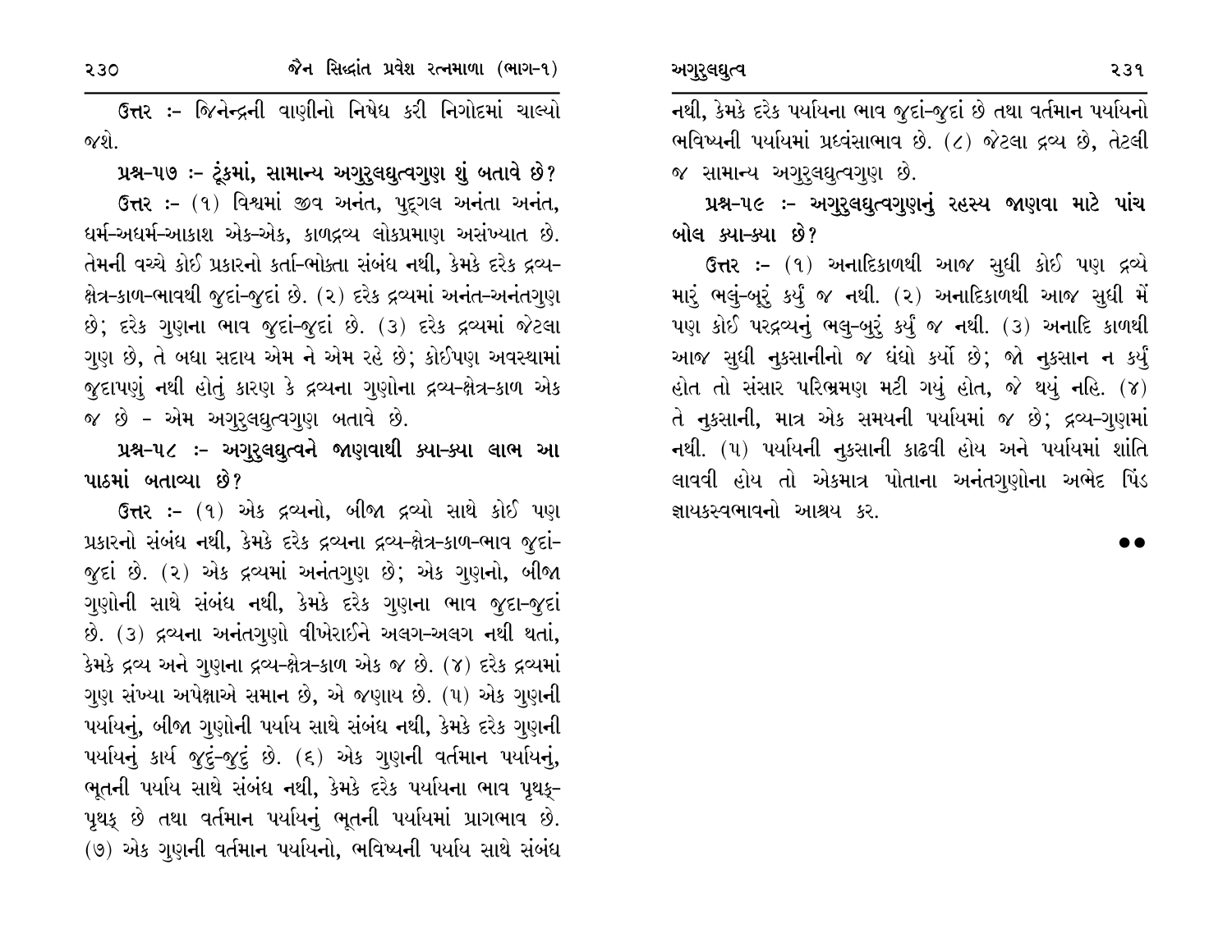**ઉત્તર :-** જિનેન્દ્રની વાણીનો નિષેધ કરી નિગોદમાં ચાલ્યો જશે.

**પ્રશ્ન-૫૭ :- ટૂંકમાં, સામાન્ય અગુરુલઘુત્વગુણ શું બતાવે છે?**

**ઉત્તર :-** (૧) વિશ્વમાં જીવ અનંત, પુદ્ગલ અનંતા અનંત, ધર્મ-અધર્મ-આકાશ એક-એક, કાળદ્રવ્ય લોકપ્રમાણ અસંખ્યાત છે. તેમની વચ્ચે કોઈ પ્રકારનો કર્તા-ભોક્તા સંબંધ નથી, કેમકે દરેક દ્રવ્ય-ક્ષેત્ર-કાળ-ભાવથી જુદાં-જુદાં છે. (૨) દરેક દ્રવ્યમાં અનંત-અનંતગુણ છે; દરેક ગુણના ભાવ જુદાં-જુદાં છે. (૩) દરેક દ્રવ્યમાં જેટલા ગુણ છે, તે બધા સદાય એમ ને એમ રહે છે; કોઈપણ અવસ્થામાં જુદાપણું નથી હોતું કારણ કે દ્રવ્યના ગુણોના દ્રવ્ય-ક્ષેત્ર-કાળ એક જ છે - એમ અગુરુલઘુત્વગુણ બતાવે છે.

**પ્રશ્ન-૫૮ :- અગુરુલઘુત્વને જાણવાથી ક્યા-ક્યા લાભ આ પાઠમાં બતાવ્યા છે?**

**ઉત્તર :-** (૧) એક દ્રવ્યનો, બીજા દ્રવ્યો સાથે કોઈ પણ પ્રકારનો સંબંધ નથી, કેમકે દરેક દ્રવ્યના દ્રવ્ય-ક્ષેત્ર-કાળ-ભાવ જુદાં-જુદાં છે. (૨) એક દ્રવ્યમાં અનંતગુણ છે; એક ગુણનો, બીજા ગુણોની સાથે સંબંધ નથી, કેમકે દરેક ગુણના ભાવ જુદા-જુદાં છે. (૩) દ્રવ્યના અનંતગુણો વીખેરાઈને અલગ-અલગ નથી થતાં, કેમકે દ્રવ્ય અને ગુણના દ્રવ્ય-ક્ષેત્ર-કાળ એક જ છે. (૪) દરેક દ્રવ્યમાં ગુણ સંખ્યા અપેક્ષાએ સમાન છે, એ જણાય છે. (૫) એક ગુણની પર્યાયનું, બીજા ગુણોની પર્યાય સાથે સંબંધ નથી, કેમકે દરેક ગુણની પર્યાયનું કાર્ય જુદું-જુદું છે. (૬) એક ગુણની વર્તમાન પર્યાયનું, ભૂતની પર્યાય સાથે સંબંધ નથી, કેમકે દરેક પર્યાયના ભાવ પૃથક્-પૃથક્ છે તથા વર્તમાન પર્યાયનું ભૂતની પર્યાયમાં પ્રાગભાવ છે. (૭) એક ગુણની વર્તમાન પર્યાયનો, ભવિષ્યની પર્યાય સાથે સંબંધ નથી, કેમકે દરેક પર્યાયના ભાવ જુદાં-જુદાં છે તથા વર્તમાન પર્યાયનો ભવિષ્યની પર્યાયમાં પ્રધ્વંસાભાવ છે. (૮) જેટલા દ્રવ્ય છે, તેટલી જ સામાન્ય અગુરુલઘુત્વગુણ છે.

**પ્રશ્ન-૫૯ :- અગુરુલઘુત્વગુણનું રહસ્ય જાણવા માટે પાંચ બોલ ક્યા-ક્યા છે?**

**ઉત્તર :-** (૧) અનાદિકાળથી આજ સુધી કોઈ પણ દ્રવ્યે મારું ભલું-બૂરું કર્યું જ નથી. (૨) અનાદિકાળથી આજ સુધી મેં પણ કોઈ પરદ્રવ્યનું ભલુ-બુરું કર્યું જ નથી. (૩) અનાદિ કાળથી આજ સુધી નુકસાનીનો જ ધંધો કર્યો છે; જો નુકસાન ન કર્યું હોત તો સંસાર પરિભ્રમણ મટી ગયું હોત, જે થયું નહિ. (૪) તે નુકસાની, માત્ર એક સમયની પર્યાયમાં જ છે; દ્રવ્ય-ગુણમાં નથી. (૫) પર્યાયની નુકસાની કાઢવી હોય અને પર્યાયમાં શાંતિ લાવવી હોય તો એકમાત્ર પોતાના અનંતગુણોના અભેદ પિંડ જ્ઞાયકસ્વભાવનો આશ્રય કર.

●●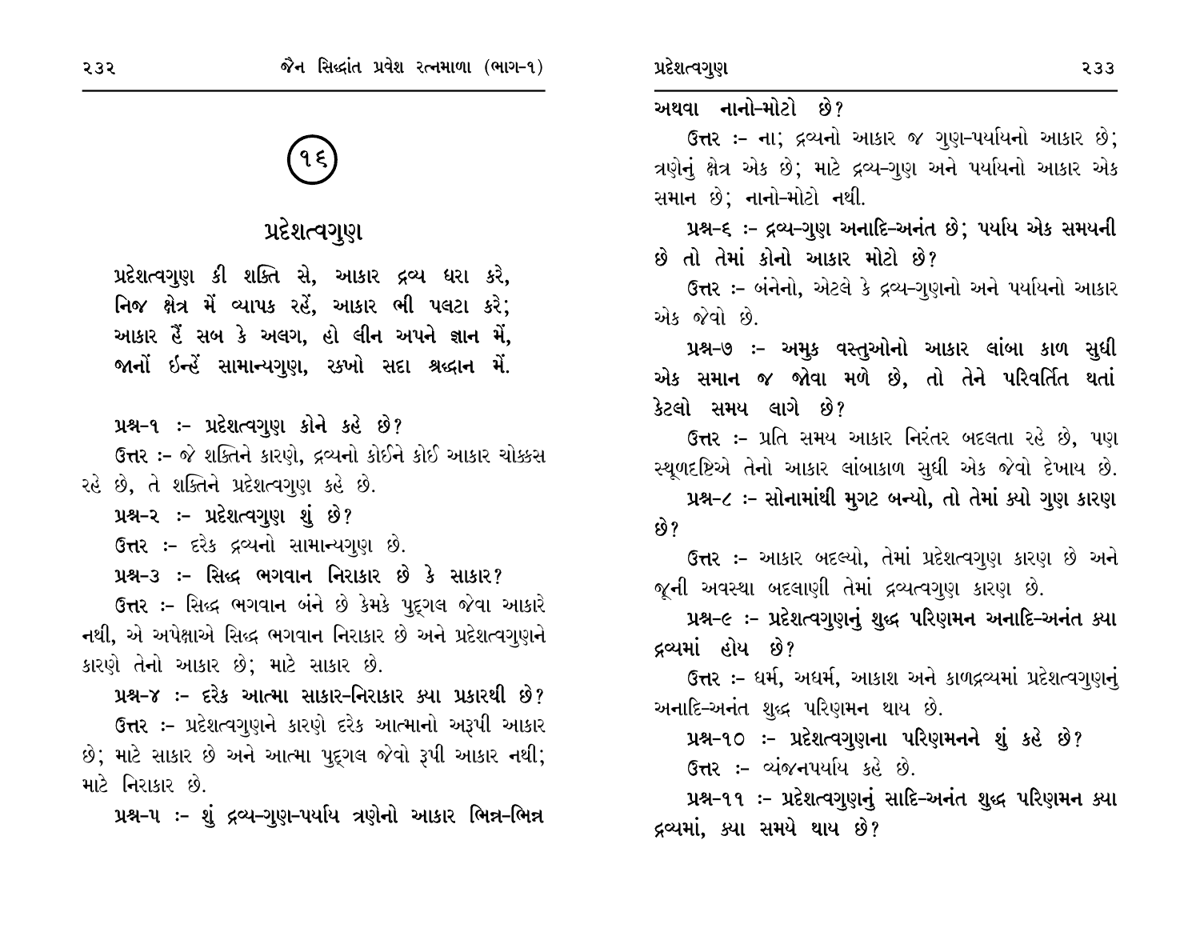(૧૬)

# પ્રદેશત્વગુણ

પ્રદેશત્વગુણ કી શક્તિ સે, આકાર દ્રવ્ય ધરા કરે,
નિજ ક્ષેત્ર મેં વ્યાપક રહેં, આકાર ભી પલટા કરે;
આકાર હૈં સબ કે અલગ, હો લીન અપને જ્ઞાન મેં,
જાનોં ઈન્હેં સામાન્યગુણ, રક્ખો સદા શ્રદ્ધાન મેં.

**પ્રશ્ન-૧ :- પ્રદેશત્વગુણ કોને કહે છે?**

ઉત્તર :- જે શક્તિને કારણે, દ્રવ્યનો કોઈને કોઈ આકાર ચોક્કસ રહે છે, તે શક્તિને પ્રદેશત્વગુણ કહે છે.

**પ્રશ્ન-૨ :- પ્રદેશત્વગુણ શું છે?**

ઉત્તર :- દરેક દ્રવ્યનો સામાન્યગુણ છે.

**પ્રશ્ન-૩ :- સિદ્ધ ભગવાન નિરાકાર છે કે સાકાર?**

ઉત્તર :- સિદ્ધ ભગવાન બંને છે કેમકે પુદ્‌ગલ જેવા આકારે નથી, એ અપેક્ષાએ સિદ્ધ ભગવાન નિરાકાર છે અને પ્રદેશત્વગુણને કારણે તેનો આકાર છે; માટે સાકાર છે.

**પ્રશ્ન-૪ :- દરેક આત્મા સાકાર-નિરાકાર ક્યા પ્રકારથી છે?**

ઉત્તર :- પ્રદેશત્વગુણને કારણે દરેક આત્માનો અરૂપી આકાર છે; માટે સાકાર છે અને આત્મા પુદ્‌ગલ જેવો રૂપી આકાર નથી; માટે નિરાકાર છે.

**પ્રશ્ન-૫ :- શું દ્રવ્ય-ગુણ-પર્યાય ત્રણેનો આકાર ભિન્ન-ભિન્ન અથવા નાનો-મોટો છે?**

ઉત્તર :- ના; દ્રવ્યનો આકાર જ ગુણ-પર્યાયનો આકાર છે; ત્રણેનું ક્ષેત્ર એક છે; માટે દ્રવ્ય-ગુણ અને પર્યાયનો આકાર એક સમાન છે; નાનો-મોટો નથી.

**પ્રશ્ન-૬ :- દ્રવ્ય-ગુણ અનાદિ-અનંત છે; પર્યાય એક સમયની છે તો તેમાં કોનો આકાર મોટો છે?**

ઉત્તર :- બંનેનો, એટલે કે દ્રવ્ય-ગુણનો અને પર્યાયનો આકાર એક જેવો છે.

**પ્રશ્ન-૭ :- અમુક વસ્તુઓનો આકાર લાંબા કાળ સુધી એક સમાન જ જોવા મળે છે, તો તેને પરિવર્તિત થતાં કેટલો સમય લાગે છે?**

ઉત્તર :- પ્રતિ સમય આકાર નિરંતર બદલતા રહે છે, પણ સ્થૂળદૃષ્ટિએ તેનો આકાર લાંબાકાળ સુધી એક જેવો દેખાય છે.

**પ્રશ્ન-૮ :- સોનામાંથી મુગટ બન્યો, તો તેમાં ક્યો ગુણ કારણ છે?**

ઉત્તર :- આકાર બદલ્યો, તેમાં પ્રદેશત્વગુણ કારણ છે અને જૂની અવસ્થા બદલાણી તેમાં દ્રવ્યત્વગુણ કારણ છે.

**પ્રશ્ન-૯ :- પ્રદેશત્વગુણનું શુદ્ધ પરિણમન અનાદિ-અનંત ક્યા દ્રવ્યમાં હોય છે?**

ઉત્તર :- ધર્મ, અધર્મ, આકાશ અને કાળદ્રવ્યમાં પ્રદેશત્વગુણનું અનાદિ-અનંત શુદ્ધ પરિણમન થાય છે.

**પ્રશ્ન-૧૦ :- પ્રદેશત્વગુણના પરિણમનને શું કહે છે?**

ઉત્તર :- વ્યંજનપર્યાય કહે છે.

**પ્રશ્ન-૧૧ :- પ્રદેશત્વગુણનું સાદિ-અનંત શુદ્ધ પરિણમન ક્યા દ્રવ્યમાં, ક્યા સમયે થાય છે?**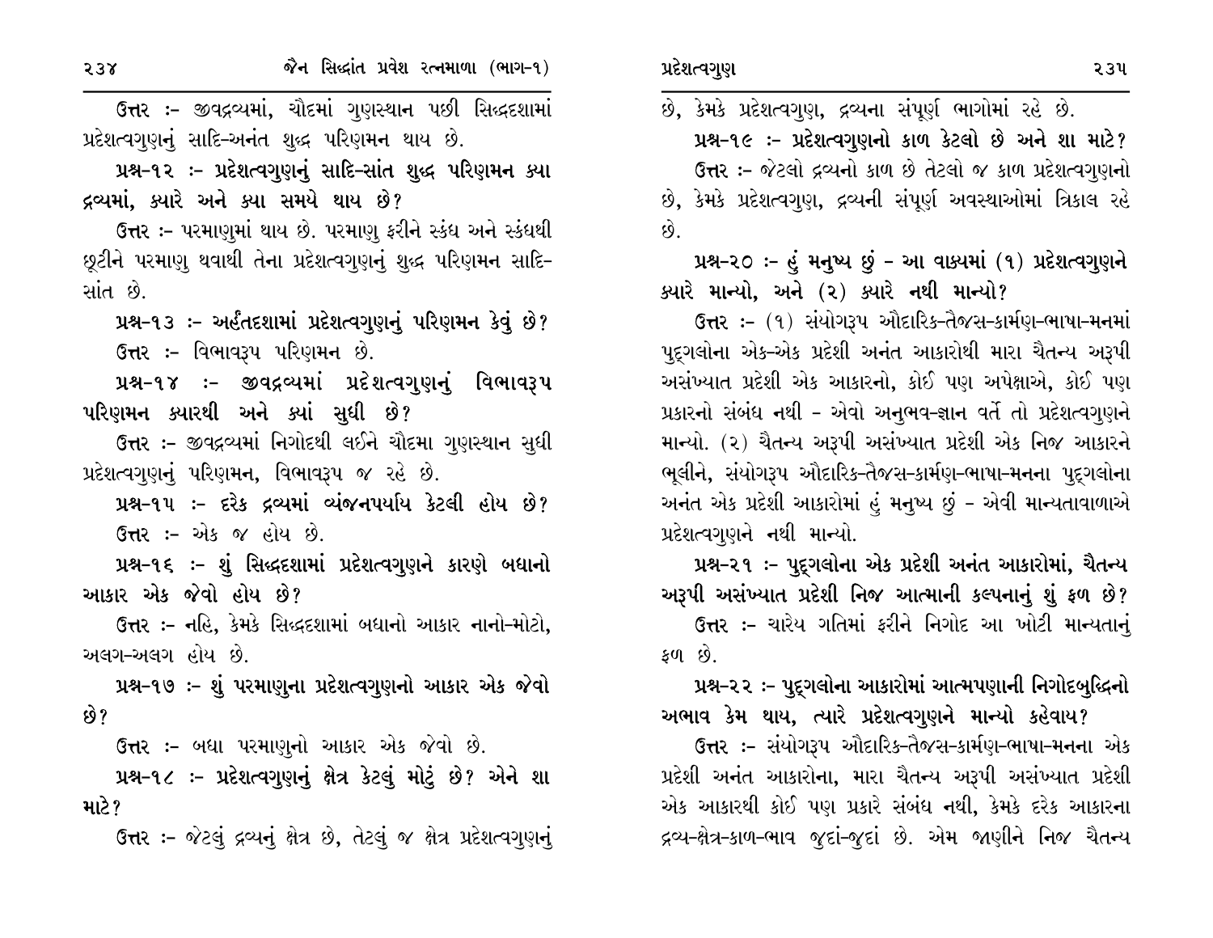ઉત્તર :- જીવદ્રવ્યમાં, ચૌદમાં ગુણસ્થાન પછી સિદ્ધદશામાં પ્રદેશત્વગુણનું સાદિ-અનંત શુદ્ધ પરિણમન થાય છે.

**પ્રશ્ન-૧૨ :- પ્રદેશત્વગુણનું સાદિ-સાંત શુદ્ધ પરિણમન ક્યા દ્રવ્યમાં, ક્યારે અને ક્યા સમયે થાય છે?**

ઉત્તર :- પરમાણુમાં થાય છે. પરમાણુ ફરીને સ્કંધ અને સ્કંધથી છૂટીને પરમાણુ થવાથી તેના પ્રદેશત્વગુણનું શુદ્ધ પરિણમન સાદિ-સાંત છે.

**પ્રશ્ન-૧૩ :- અર્હંતદશામાં પ્રદેશત્વગુણનું પરિણમન કેવું છે?**

ઉત્તર :- વિભાવરૂપ પરિણમન છે.

**પ્રશ્ન-૧૪ :- જીવદ્રવ્યમાં પ્રદેશત્વગુણનું વિભાવરૂપ પરિણમન ક્યારથી અને ક્યાં સુધી છે?**

ઉત્તર :- જીવદ્રવ્યમાં નિગોદથી લઈને ચૌદમા ગુણસ્થાન સુધી પ્રદેશત્વગુણનું પરિણમન, વિભાવરૂપ જ રહે છે.

**પ્રશ્ન-૧૫ :- દરેક દ્રવ્યમાં વ્યંજનપર્યાય કેટલી હોય છે?**

ઉત્તર :- એક જ હોય છે.

**પ્રશ્ન-૧૬ :- શું સિદ્ધદશામાં પ્રદેશત્વગુણને કારણે બધાનો આકાર એક જેવો હોય છે?**

ઉત્તર :- નહિ, કેમકે સિદ્ધદશામાં બધાનો આકાર નાનો-મોટો, અલગ-અલગ હોય છે.

**પ્રશ્ન-૧૭ :- શું પરમાણુના પ્રદેશત્વગુણનો આકાર એક જેવો છે?**

ઉત્તર :- બધા પરમાણુનો આકાર એક જેવો છે.

**પ્રશ્ન-૧૮ :- પ્રદેશત્વગુણનું ક્ષેત્ર કેટલું મોટું છે? એને શા માટે?**

ઉત્તર :- જેટલું દ્રવ્યનું ક્ષેત્ર છે, તેટલું જ ક્ષેત્ર પ્રદેશત્વગુણનું છે, કેમકે પ્રદેશત્વગુણ, દ્રવ્યના સંપૂર્ણ ભાગોમાં રહે છે.

**પ્રશ્ન-૧૯ :- પ્રદેશત્વગુણનો કાળ કેટલો છે અને શા માટે?**

ઉત્તર :- જેટલો દ્રવ્યનો કાળ છે તેટલો જ કાળ પ્રદેશત્વગુણનો છે, કેમકે પ્રદેશત્વગુણ, દ્રવ્યની સંપૂર્ણ અવસ્થાઓમાં ત્રિકાલ રહે છે.

**પ્રશ્ન-૨૦ :- હું મનુષ્ય છું - આ વાક્યમાં (૧) પ્રદેશત્વગુણને ક્યારે માન્યો, અને (૨) ક્યારે નથી માન્યો?**

ઉત્તર :- (૧) સંયોગરૂપ ઔદારિક-તૈજસ-કાર્મણ-ભાષા-મનમાં પુદ્ગલોના એક-એક પ્રદેશી અનંત આકારોથી મારા ચૈતન્ય અરૂપી અસંખ્યાત પ્રદેશી એક આકારનો, કોઈ પણ અપેક્ષાએ, કોઈ પણ પ્રકારનો સંબંધ નથી - એવો અનુભવ-જ્ઞાન વર્તે તો પ્રદેશત્વગુણને માન્યો. (૨) ચૈતન્ય અરૂપી અસંખ્યાત પ્રદેશી એક નિજ આકારને ભૂલીને, સંયોગરૂપ ઔદારિક-તૈજસ-કાર્મણ-ભાષા-મનના પુદ્ગલોના અનંત એક પ્રદેશી આકારોમાં હું મનુષ્ય છું - એવી માન્યતાવાળાએ પ્રદેશત્વગુણને નથી માન્યો.

**પ્રશ્ન-૨૧ :- પુદ્ગલોના એક પ્રદેશી અનંત આકારોમાં, ચૈતન્ય અરૂપી અસંખ્યાત પ્રદેશી નિજ આત્માની કલ્પનાનું શું ફળ છે?**

ઉત્તર :- ચારેય ગતિમાં ફરીને નિગોદ આ ખોટી માન્યતાનું ફળ છે.

**પ્રશ્ન-૨૨ :- પુદ્ગલોના આકારોમાં આત્મપણાની નિગોદબુદ્ધિનો અભાવ કેમ થાય, ત્યારે પ્રદેશત્વગુણને માન્યો કહેવાય?**

ઉત્તર :- સંયોગરૂપ ઔદારિક-તૈજસ-કાર્મણ-ભાષા-મનના એક પ્રદેશી અનંત આકારોના, મારા ચૈતન્ય અરૂપી અસંખ્યાત પ્રદેશી એક આકારથી કોઈ પણ પ્રકારે સંબંધ નથી, કેમકે દરેક આકારના દ્રવ્ય-ક્ષેત્ર-કાળ-ભાવ જુદાં-જુદાં છે. એમ જાણીને નિજ ચૈતન્ય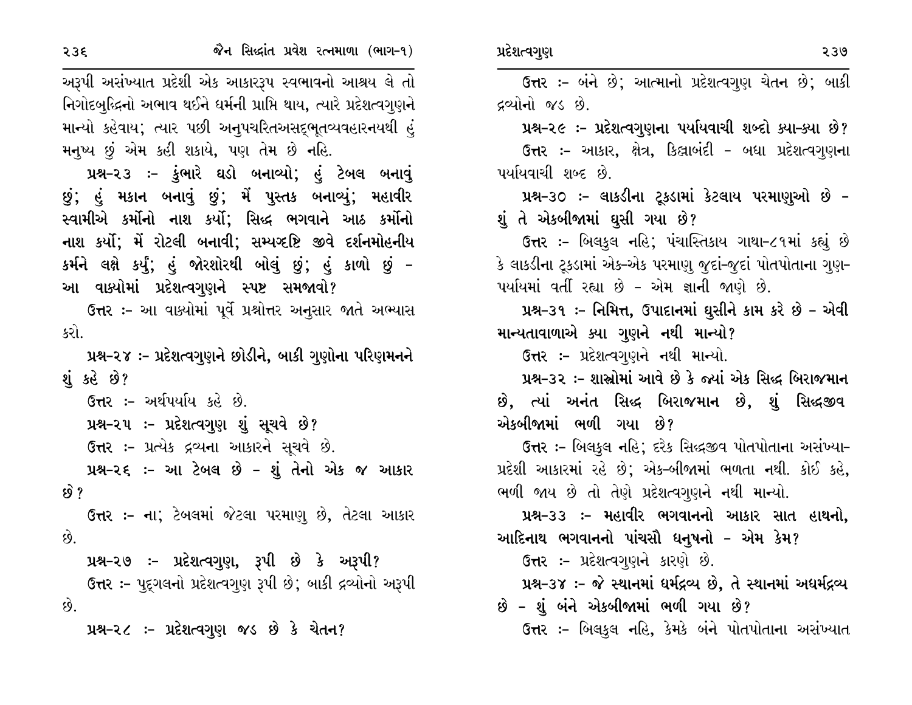અરૂપી અસંખ્યાત પ્રદેશી એક આકારરૂપ સ્વભાવનો આશ્રય લે તો નિગોદબુદ્ધિનો અભાવ થઈને ધર્મની પ્રાપ્તિ થાય, ત્યારે પ્રદેશત્વગુણને માન્યો કહેવાય; ત્યાર પછી અનુપચરિતઅસદ્‌ભૂતવ્યવહારનયથી હું મનુષ્ય છું એમ કહી શકાયે, પણ તેમ છે નહિ.

**પ્રશ્ન-૨૩ :- કુંભારે ઘડો બનાવ્યો; હું ટેબલ બનાવું છું; હું મકાન બનાવું છું; મેં પુસ્તક બનાવ્યું; મહાવીર સ્વામીએ કર્મોનો નાશ કર્યો; સિદ્ધ ભગવાને આઠ કર્મોનો નાશ કર્યો; મેં રોટલી બનાવી; સમ્યગ્દૃષ્ટિ જીવે દર્શનમોહનીય કર્મને લક્ષે કર્યું; હું જોરશોરથી બોલું છું; હું કાળો છું - આ વાક્યોમાં પ્રદેશત્વગુણને સ્પષ્ટ સમજાવો?**

ઉત્તર :- આ વાક્યોમાં પૂર્વે પ્રશ્નોત્તર અનુસાર જાતે અભ્યાસ કરો.

**પ્રશ્ન-૨૪ :- પ્રદેશત્વગુણને છોડીને, બાકી ગુણોના પરિણમનને શું કહે છે?**

ઉત્તર :- અર્થપર્યાય કહે છે.

**પ્રશ્ન-૨૫ :- પ્રદેશત્વગુણ શું સૂચવે છે?**

ઉત્તર :- પ્રત્યેક દ્રવ્યના આકારને સૂચવે છે.

**પ્રશ્ન-૨૬ :- આ ટેબલ છે - શું તેનો એક જ આકાર છે?**

ઉત્તર :- ના; ટેબલમાં જેટલા પરમાણુ છે, તેટલા આકાર છે.

**પ્રશ્ન-૨૭ :- પ્રદેશત્વગુણ, રૂપી છે કે અરૂપી?**

ઉત્તર :- પુદ્‌ગલનો પ્રદેશત્વગુણ રૂપી છે; બાકી દ્રવ્યોનો અરૂપી છે.

**પ્રશ્ન-૨૮ :- પ્રદેશત્વગુણ જડ છે કે ચેતન?**

ઉત્તર :- બંને છે; આત્માનો પ્રદેશત્વગુણ ચેતન છે; બાકી દ્રવ્યોનો જડ છે.

**પ્રશ્ન-૨૯ :- પ્રદેશત્વગુણના પર્યાયવાચી શબ્દો ક્યા-ક્યા છે?**

ઉત્તર :- આકાર, ક્ષેત્ર, કિલ્લાબંદી - બધા પ્રદેશત્વગુણના પર્યાયવાચી શબ્દ છે.

**પ્રશ્ન-૩૦ :- લાકડીના ટૂકડામાં કેટલાય પરમાણુઓ છે - શું તે એકબીજામાં ઘુસી ગયા છે?**

ઉત્તર :- બિલકુલ નહિ; પંચાસ્તિકાય ગાથા-૮૧માં કહ્યું છે કે લાકડીના ટૂકડામાં એક-એક પરમાણુ જુદાં-જુદાં પોતપોતાના ગુણ-પર્યાયમાં વર્તી રહ્યા છે - એમ જ્ઞાની જાણે છે.

**પ્રશ્ન-૩૧ :- નિમિત્ત, ઉપાદાનમાં ઘુસીને કામ કરે છે - એવી માન્યતાવાળાએ ક્યા ગુણને નથી માન્યો?**

ઉત્તર :- પ્રદેશત્વગુણને નથી માન્યો.

**પ્રશ્ન-૩૨ :- શાસ્ત્રોમાં આવે છે કે જ્યાં એક સિદ્ધ બિરાજમાન છે, ત્યાં અનંત સિદ્ધ બિરાજમાન છે, શું સિદ્ધજીવ એકબીજામાં ભળી ગયા છે?**

ઉત્તર :- બિલકુલ નહિ; દરેક સિદ્ધજીવ પોતપોતાના અસંખ્યા-પ્રદેશી આકારમાં રહે છે; એક-બીજામાં ભળતા નથી. કોઈ કહે, ભળી જાય છે તો તેણે પ્રદેશત્વગુણને નથી માન્યો.

**પ્રશ્ન-૩૩ :- મહાવીર ભગવાનનો આકાર સાત હાથનો, આદિનાથ ભગવાનનો પાંચસૌ ધનુષનો - એમ કેમ?**

ઉત્તર :- પ્રદેશત્વગુણને કારણે છે.

**પ્રશ્ન-૩૪ :- જે સ્થાનમાં ધર્મદ્રવ્ય છે, તે સ્થાનમાં અધર્મદ્રવ્ય છે - શું બંને એકબીજામાં ભળી ગયા છે?**

ઉત્તર :- બિલકુલ નહિ, કેમકે બંને પોતપોતાના અસંખ્યાત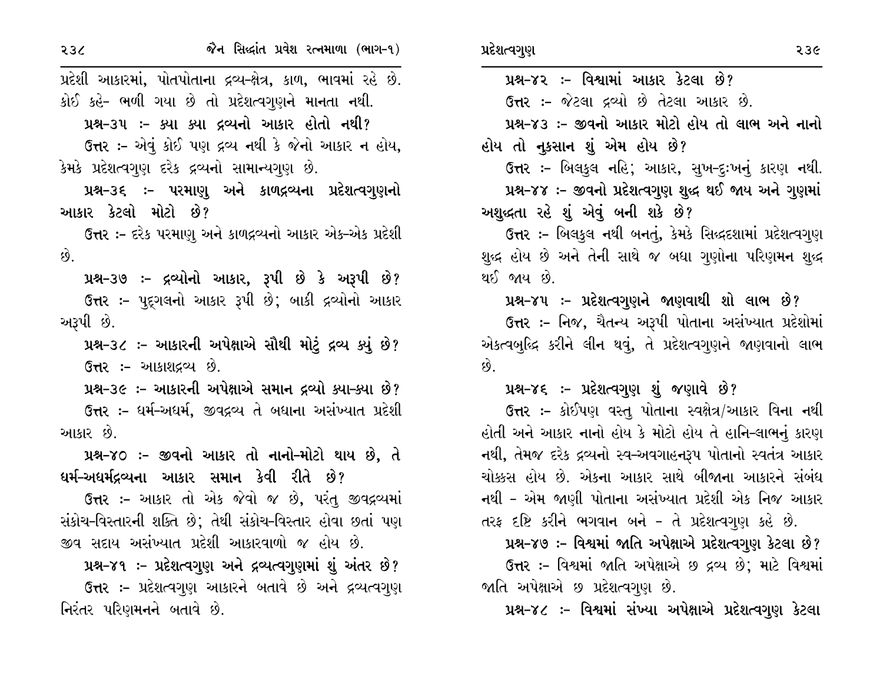પ્રદેશી આકારમાં, પોતપોતાના દ્રવ્ય-ક્ષેત્ર, કાળ, ભાવમાં રહે છે. કોઈ કહે- ભળી ગયા છે તો પ્રદેશત્વગુણને માનતા નથી.

**પ્રશ્ન-૩૫ :- ક્યા ક્યા દ્રવ્યનો આકાર હોતો નથી?**

ઉત્તર :- એવું કોઈ પણ દ્રવ્ય નથી કે જેનો આકાર ન હોય, કેમકે પ્રદેશત્વગુણ દરેક દ્રવ્યનો સામાન્યગુણ છે.

**પ્રશ્ન-૩૬ :- પરમાણુ અને કાળદ્રવ્યના પ્રદેશત્વગુણનો આકાર કેટલો મોટો છે?**

ઉત્તર :- દરેક પરમાણુ અને કાળદ્રવ્યનો આકાર એક-એક પ્રદેશી છે.

**પ્રશ્ન-૩૭ :- દ્રવ્યોનો આકાર, રૂપી છે કે અરૂપી છે?**

ઉત્તર :- પુદ્ગલનો આકાર રૂપી છે; બાકી દ્રવ્યોનો આકાર અરૂપી છે.

**પ્રશ્ન-૩૮ :- આકારની અપેક્ષાએ સૌથી મોટું દ્રવ્ય ક્યું છે?**

ઉત્તર :- આકાશદ્રવ્ય છે.

**પ્રશ્ન-૩૯ :- આકારની અપેક્ષાએ સમાન દ્રવ્યો ક્યા-ક્યા છે?**

ઉત્તર :- ધર્મ-અધર્મ, જીવદ્રવ્ય તે બધાના અસંખ્યાત પ્રદેશી આકાર છે.

**પ્રશ્ન-૪૦ :- જીવનો આકાર તો નાનો-મોટો થાય છે, તે ધર્મ-અધર્મદ્રવ્યના આકાર સમાન કેવી રીતે છે?**

ઉત્તર :- આકાર તો એક જેવો જ છે, પરંતુ જીવદ્રવ્યમાં સંકોચ-વિસ્તારની શક્તિ છે; તેથી સંકોચ-વિસ્તાર હોવા છતાં પણ જીવ સદાય અસંખ્યાત પ્રદેશી આકારવાળો જ હોય છે.

**પ્રશ્ન-૪૧ :- પ્રદેશત્વગુણ અને દ્રવ્યત્વગુણમાં શું અંતર છે?**

ઉત્તર :- પ્રદેશત્વગુણ આકારને બતાવે છે અને દ્રવ્યત્વગુણ નિરંતર પરિણમનને બતાવે છે.

**પ્રશ્ન-૪૨ :- વિશ્વમાં આકાર કેટલા છે?**

ઉત્તર :- જેટલા દ્રવ્યો છે તેટલા આકાર છે.

**પ્રશ્ન-૪૩ :- જીવનો આકાર મોટો હોય તો લાભ અને નાનો હોય તો નુકસાન શું એમ હોય છે?**

ઉત્તર :- બિલકુલ નહિ; આકાર, સુખ-દુ:ખનું કારણ નથી.

**પ્રશ્ન-૪૪ :- જીવનો પ્રદેશત્વગુણ શુદ્ધ થઈ જાય અને ગુણમાં અશુદ્ધતા રહે શું એવું બની શકે છે?**

ઉત્તર :- બિલકુલ નથી બનતું, કેમકે સિદ્ધદશામાં પ્રદેશત્વગુણ શુદ્ધ હોય છે અને તેની સાથે જ બધા ગુણોના પરિણમન શુદ્ધ થઈ જાય છે.

**પ્રશ્ન-૪૫ :- પ્રદેશત્વગુણને જાણવાથી શો લાભ છે?**

ઉત્તર :- નિજ, ચૈતન્ય અરૂપી પોતાના અસંખ્યાત પ્રદેશોમાં એકત્વબુદ્ધિ કરીને લીન થવું, તે પ્રદેશત્વગુણને જાણવાનો લાભ છે.

**પ્રશ્ન-૪૬ :- પ્રદેશત્વગુણ શું જણાવે છે?**

ઉત્તર :- કોઈપણ વસ્તુ પોતાના સ્વક્ષેત્ર/આકાર વિના નથી હોતી અને આકાર નાનો હોય કે મોટો હોય તે હાનિ-લાભનું કારણ નથી, તેમજ દરેક દ્રવ્યનો સ્વ-અવગાહનરૂપ પોતાનો સ્વતંત્ર આકાર ચોક્કસ હોય છે. એકના આકાર સાથે બીજાના આકારને સંબંધ નથી - એમ જાણી પોતાના અસંખ્યાત પ્રદેશી એક નિજ આકાર તરફ દૃષ્ટિ કરીને ભગવાન બને - તે પ્રદેશત્વગુણ કહે છે.

**પ્રશ્ન-૪૭ :- વિશ્વમાં જાતિ અપેક્ષાએ પ્રદેશત્વગુણ કેટલા છે?**

ઉત્તર :- વિશ્વમાં જાતિ અપેક્ષાએ છ દ્રવ્ય છે; માટે વિશ્વમાં જાતિ અપેક્ષાએ છ પ્રદેશત્વગુણ છે.

**પ્રશ્ન-૪૮ :- વિશ્વમાં સંખ્યા અપેક્ષાએ પ્રદેશત્વગુણ કેટલા**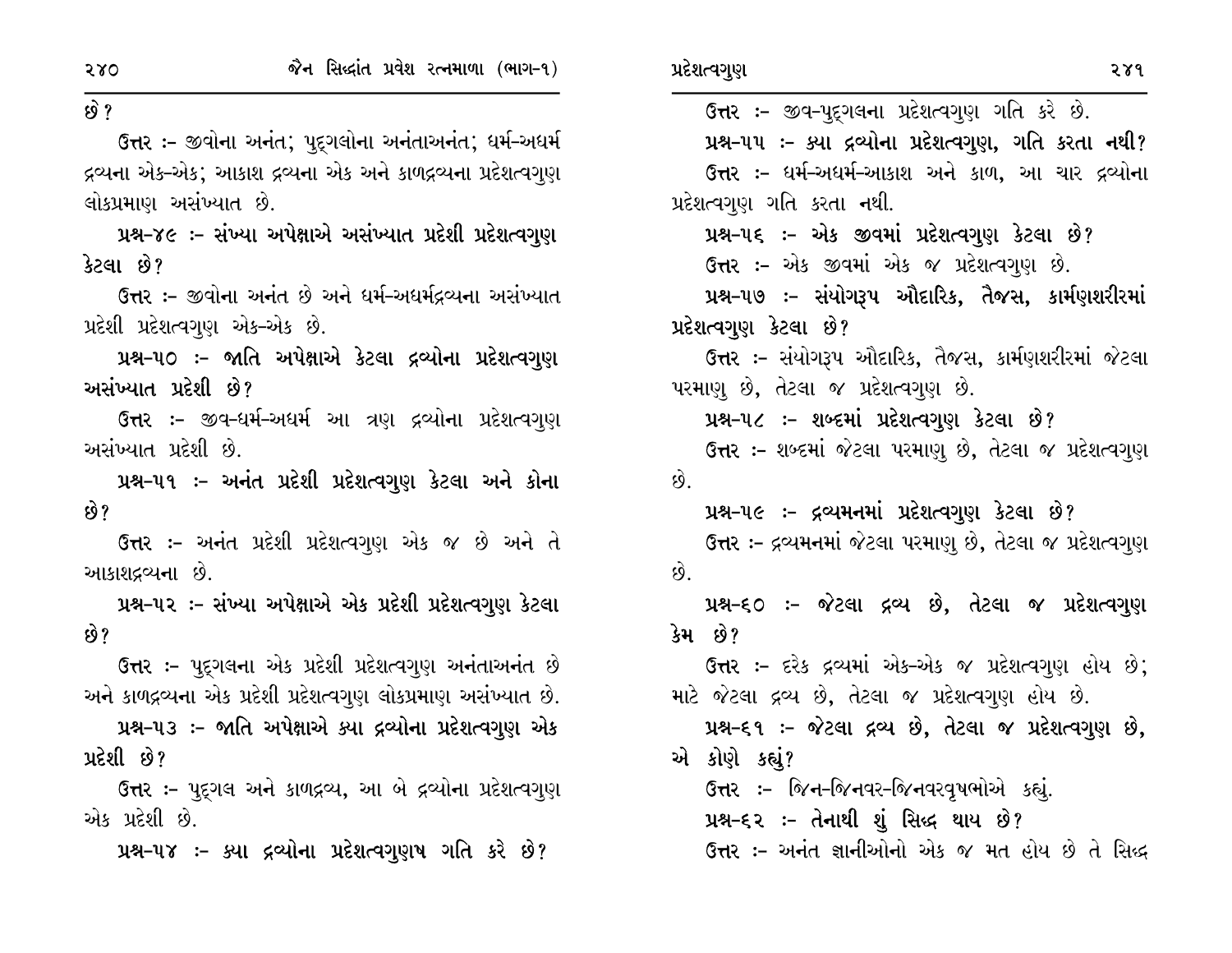છે?

ઉત્તર :- જીવોના અનંત; પુદ્‌ગલોના અનંતાઅનંત; ધર્મ-અધર્મ દ્રવ્યના એક-એક; આકાશ દ્રવ્યના એક અને કાળદ્રવ્યના પ્રદેશત્વગુણ લોકપ્રમાણ અસંખ્યાત છે.

**પ્રશ્ન-૪૯ :- સંખ્યા અપેક્ષાએ અસંખ્યાત પ્રદેશી પ્રદેશત્વગુણ કેટલા છે?**

ઉત્તર :- જીવોના અનંત છે અને ધર્મ-અધર્મદ્રવ્યના અસંખ્યાત પ્રદેશી પ્રદેશત્વગુણ એક-એક છે.

**પ્રશ્ન-૫૦ :- જાતિ અપેક્ષાએ કેટલા દ્રવ્યોના પ્રદેશત્વગુણ અસંખ્યાત પ્રદેશી છે?**

ઉત્તર :- જીવ-ધર્મ-અધર્મ આ ત્રણ દ્રવ્યોના પ્રદેશત્વગુણ અસંખ્યાત પ્રદેશી છે.

**પ્રશ્ન-૫૧ :- અનંત પ્રદેશી પ્રદેશત્વગુણ કેટલા અને કોના છે?**

ઉત્તર :- અનંત પ્રદેશી પ્રદેશત્વગુણ એક જ છે અને તે આકાશદ્રવ્યના છે.

**પ્રશ્ન-૫૨ :- સંખ્યા અપેક્ષાએ એક પ્રદેશી પ્રદેશત્વગુણ કેટલા છે?**

ઉત્તર :- પુદ્‌ગલના એક પ્રદેશી પ્રદેશત્વગુણ અનંતાઅનંત છે અને કાળદ્રવ્યના એક પ્રદેશી પ્રદેશત્વગુણ લોકપ્રમાણ અસંખ્યાત છે.

**પ્રશ્ન-૫૩ :- જાતિ અપેક્ષાએ ક્યા દ્રવ્યોના પ્રદેશત્વગુણ એક પ્રદેશી છે?**

ઉત્તર :- પુદ્‌ગલ અને કાળદ્રવ્ય, આ બે દ્રવ્યોના પ્રદેશત્વગુણ એક પ્રદેશી છે.

**પ્રશ્ન-૫૪ :- ક્યા દ્રવ્યોના પ્રદેશત્વગુણષ ગતિ કરે છે?**

ઉત્તર :- જીવ-પુદ્‌ગલના પ્રદેશત્વગુણ ગતિ કરે છે.

**પ્રશ્ન-૫૫ :- ક્યા દ્રવ્યોના પ્રદેશત્વગુણ, ગતિ કરતા નથી?**

ઉત્તર :- ધર્મ-અધર્મ-આકાશ અને કાળ, આ ચાર દ્રવ્યોના પ્રદેશત્વગુણ ગતિ કરતા નથી.

**પ્રશ્ન-૫૬ :- એક જીવમાં પ્રદેશત્વગુણ કેટલા છે?**

ઉત્તર :- એક જીવમાં એક જ પ્રદેશત્વગુણ છે.

**પ્રશ્ન-૫૭ :- સંયોગરૂપ ઔદારિક, તૈજસ, કાર્મણશરીરમાં પ્રદેશત્વગુણ કેટલા છે?**

ઉત્તર :- સંયોગરૂપ ઔદારિક, તૈજસ, કાર્મણશરીરમાં જેટલા પરમાણુ છે, તેટલા જ પ્રદેશત્વગુણ છે.

**પ્રશ્ન-૫૮ :- શબ્દમાં પ્રદેશત્વગુણ કેટલા છે?**

ઉત્તર :- શબ્દમાં જેટલા પરમાણુ છે, તેટલા જ પ્રદેશત્વગુણ છે.

**પ્રશ્ન-૫૯ :- દ્રવ્યમનમાં પ્રદેશત્વગુણ કેટલા છે?**

ઉત્તર :- દ્રવ્યમનમાં જેટલા પરમાણુ છે, તેટલા જ પ્રદેશત્વગુણ છે.

**પ્રશ્ન-૬૦ :- જેટલા દ્રવ્ય છે, તેટલા જ પ્રદેશત્વગુણ કેમ છે?**

ઉત્તર :- દરેક દ્રવ્યમાં એક-એક જ પ્રદેશત્વગુણ હોય છે; માટે જેટલા દ્રવ્ય છે, તેટલા જ પ્રદેશત્વગુણ હોય છે.

**પ્રશ્ન-૬૧ :- જેટલા દ્રવ્ય છે, તેટલા જ પ્રદેશત્વગુણ છે, એ કોણે કહ્યું?**

ઉત્તર :- જિન-જિનવર-જિનવરવૃષભોએ કહ્યું.

**પ્રશ્ન-૬૨ :- તેનાથી શું સિદ્ધ થાય છે?**

ઉત્તર :- અનંત જ્ઞાનીઓનો એક જ મત હોય છે તે સિદ્ધ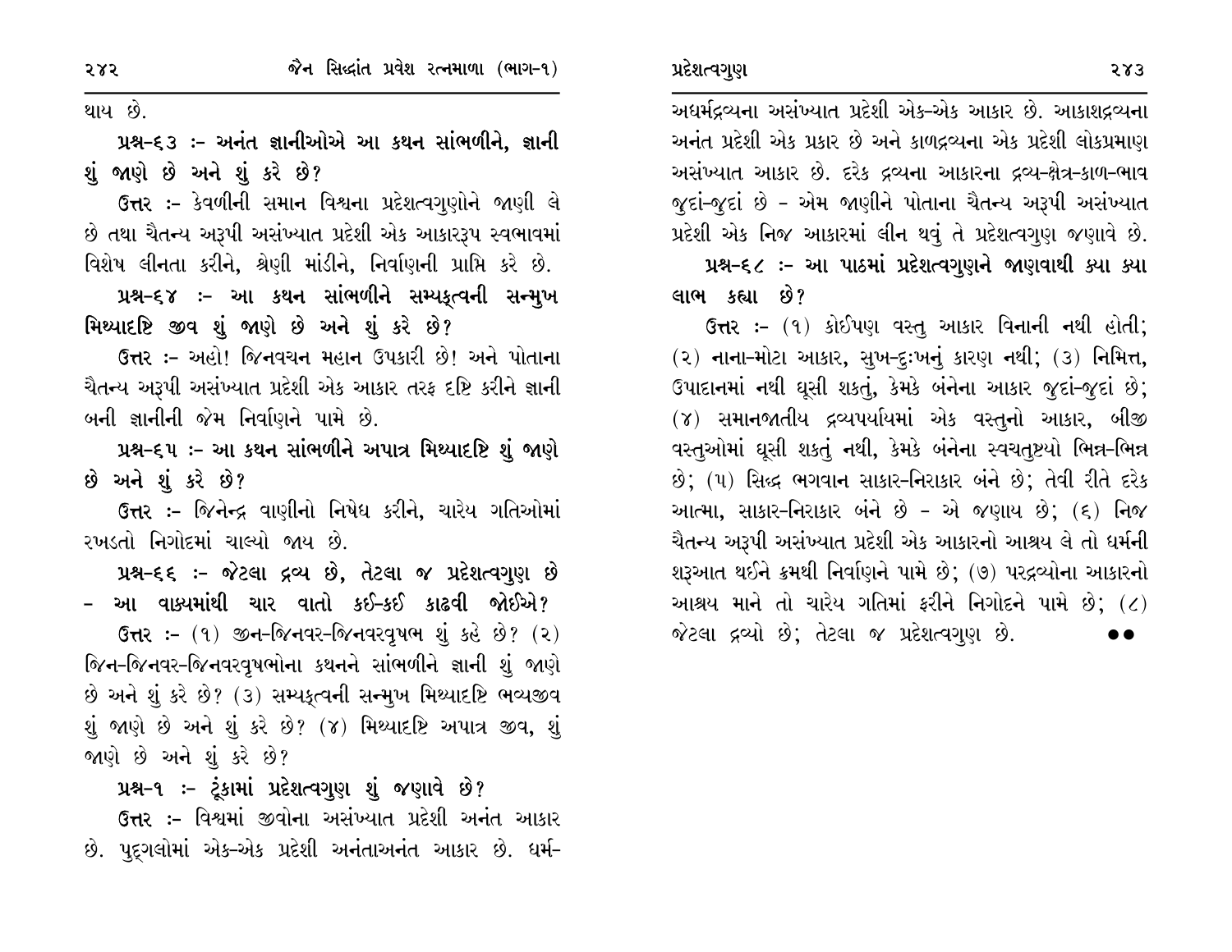થાય છે.

**પ્રશ્ન-૬૩ :- અનંત જ્ઞાનીઓએ આ કથન સાંભળીને, જ્ઞાની શું જાણે છે અને શું કરે છે?**

**ઉત્તર :-** કેવળીની સમાન વિશ્વના પ્રદેશત્વગુણોને જાણી લે છે તથા ચૈતન્ય અરૂપી અસંખ્યાત પ્રદેશી એક આકારરૂપ સ્વભાવમાં વિશેષ લીનતા કરીને, શ્રેણી માંડીને, નિર્વાણની પ્રાપ્તિ કરે છે.

**પ્રશ્ન-૬૪ :- આ કથન સાંભળીને સમ્યક્ત્વની સન્મુખ મિથ્યાદૃષ્ટિ જીવ શું જાણે છે અને શું કરે છે?**

**ઉત્તર :-** અહો! જિનવચન મહાન ઉપકારી છે! અને પોતાના ચૈતન્ય અરૂપી અસંખ્યાત પ્રદેશી એક આકાર તરફ દૃષ્ટિ કરીને જ્ઞાની બની જ્ઞાનીની જેમ નિર્વાણને પામે છે.

**પ્રશ્ન-૬૫ :- આ કથન સાંભળીને અપાત્ર મિથ્યાદૃષ્ટિ શું જાણે છે અને શું કરે છે?**

**ઉત્તર :-** જિનેન્દ્ર વાણીનો નિષેધ કરીને, ચારેય ગતિઓમાં રખડતો નિગોદમાં ચાલ્યો જાય છે.

**પ્રશ્ન-૬૬ :- જેટલા દ્રવ્ય છે, તેટલા જ પ્રદેશત્વગુણ છે - આ વાક્યમાંથી ચાર વાતો કઈ-કઈ કાઢવી જોઈએ?**

**ઉત્તર :-** (૧) જીન-જિનવર-જિનવરવૃષભ શું કહે છે? (૨) જિન-જિનવર-જિનવરવૃષભોના કથનને સાંભળીને જ્ઞાની શું જાણે છે અને શું કરે છે? (૩) સમ્યક્ત્વની સન્મુખ મિથ્યાદૃષ્ટિ ભવ્યજીવ શું જાણે છે અને શું કરે છે? (૪) મિથ્યાદૃષ્ટિ અપાત્ર જીવ, શું જાણે છે અને શું કરે છે?

**પ્રશ્ન-૧ :- ટૂંકામાં પ્રદેશત્વગુણ શું જણાવે છે?**

**ઉત્તર :-** વિશ્વમાં જીવોના અસંખ્યાત પ્રદેશી અનંત આકાર છે. પુદ્‌ગલોમાં એક-એક પ્રદેશી અનંતાઅનંત આકાર છે. ધર્મ-અધર્મદ્રવ્યના અસંખ્યાત પ્રદેશી એક-એક આકાર છે. આકાશદ્રવ્યના અનંત પ્રદેશી એક પ્રકાર છે અને કાળદ્રવ્યના એક પ્રદેશી લોકપ્રમાણ અસંખ્યાત આકાર છે. દરેક દ્રવ્યના આકારના દ્રવ્ય-ક્ષેત્ર-કાળ-ભાવ જુદાં-જુદાં છે - એમ જાણીને પોતાના ચૈતન્ય અરૂપી અસંખ્યાત પ્રદેશી એક નિજ આકારમાં લીન થવું તે પ્રદેશત્વગુણ જણાવે છે.

**પ્રશ્ન-૬૮ :- આ પાઠમાં પ્રદેશત્વગુણને જાણવાથી ક્યા ક્યા લાભ કહ્યા છે?**

**ઉત્તર :-** (૧) કોઈપણ વસ્તુ આકાર વિનાની નથી હોતી; (૨) નાના-મોટા આકાર, સુખ-દુઃખનું કારણ નથી; (૩) નિમિત્ત, ઉપાદાનમાં નથી ઘૂસી શકતું, કેમકે બંનેના આકાર જુદાં-જુદાં છે; (૪) સમાનજાતીય દ્રવ્યપર્યાયમાં એક વસ્તુનો આકાર, બીજી વસ્તુઓમાં ઘૂસી શકતું નથી, કેમકે બંનેના સ્વચતુષ્ટયો ભિન્ન-ભિન્ન છે; (૫) સિદ્ધ ભગવાન સાકાર-નિરાકાર બંને છે; તેવી રીતે દરેક આત્મા, સાકાર-નિરાકાર બંને છે - એ જણાય છે; (૬) નિજ ચૈતન્ય અરૂપી અસંખ્યાત પ્રદેશી એક આકારનો આશ્રય લે તો ધર્મની શરૂઆત થઈને ક્રમથી નિર્વાણને પામે છે; (૭) પરદ્રવ્યોના આકારનો આશ્રય માને તો ચારેય ગતિમાં ફરીને નિગોદને પામે છે; (૮) જેટલા દ્રવ્યો છે; તેટલા જ પ્રદેશત્વગુણ છે. ●●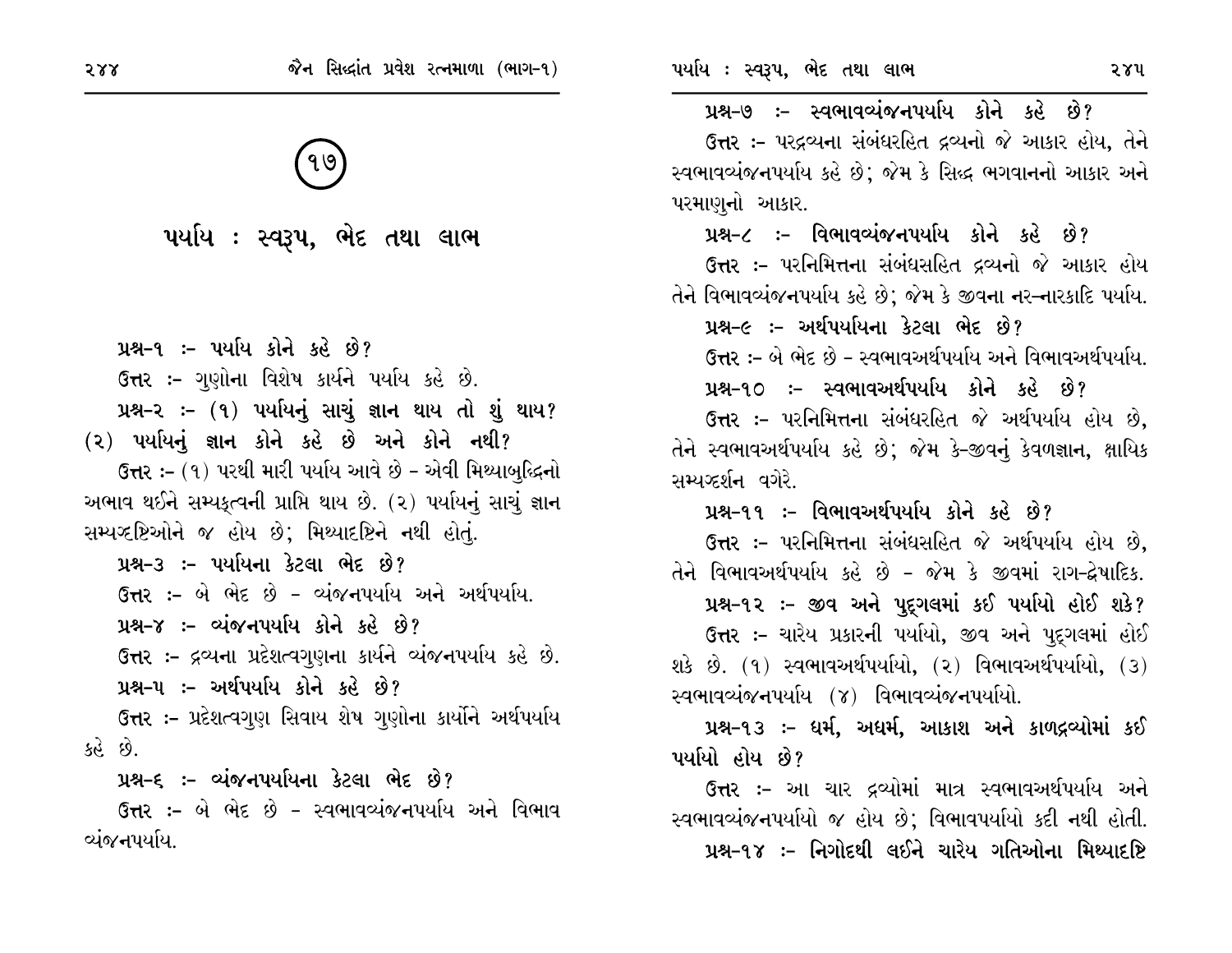# ૧૭

# પર્યાય : સ્વરૂપ, ભેદ તથા લાભ

**પ્રશ્ન-૧ :- પર્યાય કોને કહે છે?**

ઉત્તર :- ગુણોના વિશેષ કાર્યને પર્યાય કહે છે.

**પ્રશ્ન-૨ :- (૧) પર્યાયનું સાચું જ્ઞાન થાય તો શું થાય? (૨) પર્યાયનું જ્ઞાન કોને કહે છે અને કોને નથી?**

ઉત્તર :- (૧) પરથી મારી પર્યાય આવે છે - એવી મિથ્યાબુદ્ધિનો અભાવ થઈને સમ્યક્ત્વની પ્રાપ્તિ થાય છે. (૨) પર્યાયનું સાચું જ્ઞાન સમ્યગ્દષ્ટિઓને જ હોય છે; મિથ્યાદષ્ટિને નથી હોતું.

**પ્રશ્ન-૩ :- પર્યાયના કેટલા ભેદ છે?**

ઉત્તર :- બે ભેદ છે - વ્યંજનપર્યાય અને અર્થપર્યાય.

**પ્રશ્ન-૪ :- વ્યંજનપર્યાય કોને કહે છે?**

ઉત્તર :- દ્રવ્યના પ્રદેશત્વગુણના કાર્યને વ્યંજનપર્યાય કહે છે.

**પ્રશ્ન-૫ :- અર્થપર્યાય કોને કહે છે?**

ઉત્તર :- પ્રદેશત્વગુણ સિવાય શેષ ગુણોના કાર્યોને અર્થપર્યાય કહે છે.

**પ્રશ્ન-૬ :- વ્યંજનપર્યાયના કેટલા ભેદ છે?**

ઉત્તર :- બે ભેદ છે - સ્વભાવવ્યંજનપર્યાય અને વિભાવ વ્યંજનપર્યાય.

**પ્રશ્ન-૭ :- સ્વભાવવ્યંજનપર્યાય કોને કહે છે?**

ઉત્તર :- પરદ્રવ્યના સંબંધરહિત દ્રવ્યનો જે આકાર હોય, તેને સ્વભાવવ્યંજનપર્યાય કહે છે; જેમ કે સિદ્ધ ભગવાનનો આકાર અને પરમાણુનો આકાર.

**પ્રશ્ન-૮ :- વિભાવવ્યંજનપર્યાય કોને કહે છે?**

ઉત્તર :- પરનિમિત્તના સંબંધસહિત દ્રવ્યનો જે આકાર હોય તેને વિભાવવ્યંજનપર્યાય કહે છે; જેમ કે જીવના નર-નારકાદિ પર્યાય.

**પ્રશ્ન-૯ :- અર્થપર્યાયના કેટલા ભેદ છે?**

ઉત્તર :- બે ભેદ છે - સ્વભાવઅર્થપર્યાય અને વિભાવઅર્થપર્યાય.

**પ્રશ્ન-૧૦ :- સ્વભાવઅર્થપર્યાય કોને કહે છે?**

ઉત્તર :- પરનિમિત્તના સંબંધરહિત જે અર્થપર્યાય હોય છે, તેને સ્વભાવઅર્થપર્યાય કહે છે; જેમ કે-જીવનું કેવળજ્ઞાન, ક્ષાયિક સમ્યગ્દર્શન વગેરે.

**પ્રશ્ન-૧૧ :- વિભાવઅર્થપર્યાય કોને કહે છે?**

ઉત્તર :- પરનિમિત્તના સંબંધસહિત જે અર્થપર્યાય હોય છે, તેને વિભાવઅર્થપર્યાય કહે છે - જેમ કે જીવમાં રાગ-દ્વેષાદિક.

**પ્રશ્ન-૧૨ :- જીવ અને પુદ્‌ગલમાં કઈ પર્યાયો હોઈ શકે?**

ઉત્તર :- ચારેય પ્રકારની પર્યાયો, જીવ અને પુદ્‌ગલમાં હોઈ શકે છે. (૧) સ્વભાવઅર્થપર્યાયો, (૨) વિભાવઅર્થપર્યાયો, (૩) સ્વભાવવ્યંજનપર્યાય (૪) વિભાવવ્યંજનપર્યાયો.

**પ્રશ્ન-૧૩ :- ધર્મ, અધર્મ, આકાશ અને કાળદ્રવ્યોમાં કઈ પર્યાયો હોય છે?**

ઉત્તર :- આ ચાર દ્રવ્યોમાં માત્ર સ્વભાવઅર્થપર્યાય અને સ્વભાવવ્યંજનપર્યાયો જ હોય છે; વિભાવપર્યાયો કદી નથી હોતી.

**પ્રશ્ન-૧૪ :- નિગોદથી લઈને ચારેય ગતિઓના મિથ્યાદષ્ટિ**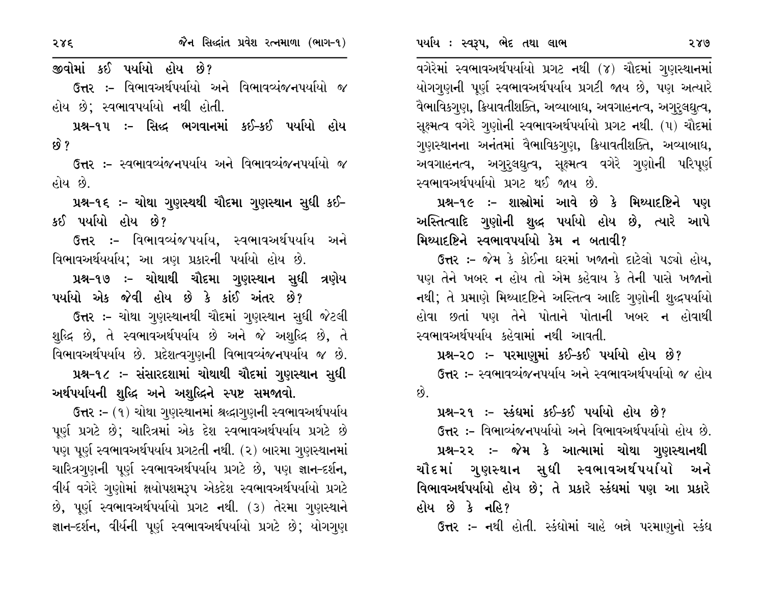જીવોમાં કઈ પર્યાયો હોય છે?

ઉત્તર :- વિભાવઅર્થપર્યાયો અને વિભાવવ્યંજનપર્યાયો જ હોય છે; સ્વભાવપર્યાયો નથી હોતી.

**પ્રશ્ન-૧૫ :- સિદ્ધ ભગવાનમાં કઈ-કઈ પર્યાયો હોય છે?**

ઉત્તર :- સ્વભાવવ્યંજનપર્યાય અને વિભાવવ્યંજનપર્યાયો જ હોય છે.

**પ્રશ્ન-૧૬ :- ચોથા ગુણસ્થથી ચૌદમા ગુણસ્થાન સુધી કઈ-કઈ પર્યાયો હોય છે?**

ઉત્તર :- વિભાવવ્યંજપર્યાય, સ્વભાવઅર્થપર્યાય અને વિભાવઅર્થયર્યાય; આ ત્રણ પ્રકારની પર્યાયો હોય છે.

**પ્રશ્ન-૧૭ :- ચોથાથી ચૌદમા ગુણસ્થાન સુધી ત્રણેય પર્યાયો એક જેવી હોય છે કે કાંઈ અંતર છે?**

ઉત્તર :- ચોથા ગુણસ્થાનથી ચૌદમાં ગુણસ્થાન સુધી જેટલી શુદ્ધિ છે, તે સ્વભાવઅર્થપર્યાય છે અને જે અશુદ્ધિ છે, તે વિભાવઅર્થપર્યાય છે. પ્રદેશત્વગુણની વિભાવવ્યંજનપર્યાય જ છે.

**પ્રશ્ન-૧૮ :- સંસારદશામાં ચોથાથી ચૌદમાં ગુણસ્થાન સુધી અર્થપર્યાયની શુદ્ધિ અને અશુદ્ધિને સ્પષ્ટ સમજાવો.**

ઉત્તર :- (૧) ચોથા ગુણસ્થાનમાં શ્રદ્ધાગુણની સ્વભાવઅર્થપર્યાય પૂર્ણ પ્રગટે છે; ચારિત્રમાં એક દેશ સ્વભાવઅર્થપર્યાય પ્રગટે છે પણ પૂર્ણ સ્વભાવઅર્થપર્યાય પ્રગટતી નથી. (૨) બારમા ગુણસ્થાનમાં ચારિત્રગુણની પૂર્ણ સ્વભાવઅર્થપર્યાય પ્રગટે છે, પણ જ્ઞાન-દર્શન, વીર્ય વગેરે ગુણોમાં ક્ષયોપશમરૂપ એકદેશ સ્વભાવઅર્થપર્યાયો પ્રગટે છે, પૂર્ણ સ્વભાવઅર્થપર્યાયો પ્રગટ નથી. (૩) તેરમા ગુણસ્થાને જ્ઞાન-દર્શન, વીર્યની પૂર્ણ સ્વભાવઅર્થપર્યાયો પ્રગટે છે; યોગગુણ વગેરેમાં સ્વભાવઅર્થપર્યાયો પ્રગટ નથી (૪) ચૌદમાં ગુણસ્થાનમાં યોગગુણની પૂર્ણ સ્વભાવઅર્થપર્યાય પ્રગટી જાય છે, પણ અત્યારે વૈભાવિકગુણ, ક્રિયાવતીશક્તિ, અવ્યાબાધ, અવગાહનત્વ, અગુરુલઘુત્વ, સૂક્ષ્મત્વ વગેરે ગુણોની સ્વભાવઅર્થપર્યાયો પ્રગટ નથી. (૫) ચૌદમાં ગુણસ્થાનના અનંતમાં વૈભાવિકગુણ, ક્રિયાવતીશક્તિ, અવ્યાબાધ, અવગાહનત્વ, અગુરુલઘુત્વ, સૂક્ષ્મત્વ વગેરે ગુણોની પરિપૂર્ણ સ્વભાવઅર્થપર્યાયો પ્રગટ થઈ જાય છે.

**પ્રશ્ન-૧૯ :- શાસ્ત્રોમાં આવે છે કે મિથ્યાદષ્ટિને પણ અસ્તિત્વાદિ ગુણોની શુદ્ધ પર્યાયો હોય છે, ત્યારે આપે મિથ્યાદષ્ટિને સ્વભાવપર્યાયો કેમ ન બતાવી?**

ઉત્તર :- જેમ કે કોઈના ઘરમાં ખજાનો દાટેલો પડ્યો હોય, પણ તેને ખબર ન હોય તો એમ કહેવાય કે તેની પાસે ખજાનો નથી; તે પ્રમાણે મિથ્યાદષ્ટિને અસ્તિત્વ આદિ ગુણોની શુદ્ધપર્યાયો હોવા છતાં પણ તેને પોતાને પોતાની ખબર ન હોવાથી સ્વભાવઅર્થપર્યાય કહેવામાં નથી આવતી.

**પ્રશ્ન-૨૦ :- પરમાણુમાં કઈ-કઈ પર્યાયો હોય છે?**

ઉત્તર :- સ્વભાવવ્યંજનપર્યાય અને સ્વભાવઅર્થપર્યાયો જ હોય છે.

**પ્રશ્ન-૨૧ :- સ્કંધમાં કઈ-કઈ પર્યાયો હોય છે?**

ઉત્તર :- વિભાવ્યંજનપર્યાયો અને વિભાવઅર્થપર્યાયો હોય છે.

**પ્રશ્ન-૨૨ :- જેમ કે આત્મામાં ચોથા ગુણસ્થાનથી ચૌદમાં ગુણસ્થાન સુધી સ્વભાવઅર્થપર્યાયો અને વિભાવઅર્થપર્યાયો હોય છે; તે પ્રકારે સ્કંધમાં પણ આ પ્રકારે હોય છે કે નહિ?**

ઉત્તર :- નથી હોતી. સ્કંધોમાં ચાહે બન્ને પરમાણુનો સ્કંધ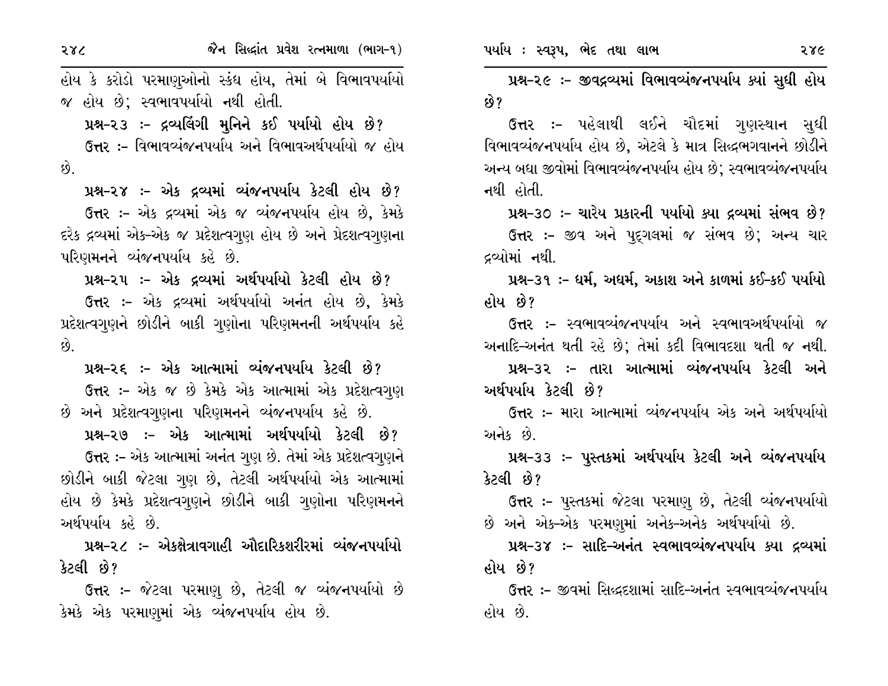હોય કે કરોડો પરમાણુઓનો સ્કંધ હોય, તેમાં બે વિભાવપર્યાયો જ હોય છે; સ્વભાવપર્યાયો નથી હોતી.

**પ્રશ્ન-૨૩ :- દ્રવ્યલિંગી મુનિને કઈ પર્યાયો હોય છે?**

ઉત્તર :- વિભાવવ્યંજનપર્યાય અને વિભાવઅર્થપર્યાયો જ હોય છે.

**પ્રશ્ન-૨૪ :- એક દ્રવ્યમાં વ્યંજનપર્યાય કેટલી હોય છે?**

ઉત્તર :- એક દ્રવ્યમાં એક જ વ્યંજનપર્યાય હોય છે, કેમકે દરેક દ્રવ્યમાં એક-એક જ પ્રદેશત્વગુણ હોય છે અને પ્રદેશત્વગુણના પરિણમનને વ્યંજનપર્યાય કહે છે.

**પ્રશ્ન-૨૫ :- એક દ્રવ્યમાં અર્થપર્યાયો કેટલી હોય છે?**

ઉત્તર :- એક દ્રવ્યમાં અર્થપર્યાયો અનંત હોય છે, કેમકે પ્રદેશત્વગુણને છોડીને બાકી ગુણોના પરિણમનની અર્થપર્યાય કહે છે.

**પ્રશ્ન-૨૬ :- એક આત્મામાં વ્યંજનપર્યાય કેટલી છે?**

ઉત્તર :- એક જ છે કેમકે એક આત્મામાં એક પ્રદેશત્વગુણ છે અને પ્રદેશત્વગુણના પરિણમનને વ્યંજનપર્યાય કહે છે.

**પ્રશ્ન-૨૭ :- એક આત્મામાં અર્થપર્યાયો કેટલી છે?**

ઉત્તર :- એક આત્મામાં અનંત ગુણ છે. તેમાં એક પ્રદેશત્વગુણને છોડીને બાકી જેટલા ગુણ છે, તેટલી અર્થપર્યાયો એક આત્મામાં હોય છે કેમકે પ્રદેશત્વગુણને છોડીને બાકી ગુણોના પરિણમનને અર્થપર્યાય કહે છે.

**પ્રશ્ન-૨૮ :- એકક્ષેત્રાવગાહી ઔદારિકશરીરમાં વ્યંજનપર્યાયો કેટલી છે?**

ઉત્તર :- જેટલા પરમાણુ છે, તેટલી જ વ્યંજનપર્યાયો છે કેમકે એક પરમાણુમાં એક વ્યંજનપર્યાય હોય છે.

**પ્રશ્ન-૨૯ :- જીવદ્રવ્યમાં વિભાવવ્યંજનપર્યાય ક્યાં સુધી હોય છે?**

ઉત્તર :- પહેલાથી લઈને ચૌદમાં ગુણસ્થાન સુધી વિભાવવ્યંજનપર્યાય હોય છે, એટલે કે માત્ર સિદ્ધભગવાનને છોડીને અન્ય બધા જીવોમાં વિભાવવ્યંજનપર્યાય હોય છે; સ્વભાવવ્યંજનપર્યાય નથી હોતી.

**પ્રશ્ન-૩૦ :- ચારેય પ્રકારની પર્યાયો ક્યા દ્રવ્યમાં સંભવ છે?**

ઉત્તર :- જીવ અને પુદ્ગલમાં જ સંભવ છે; અન્ય ચાર દ્રવ્યોમાં નથી.

**પ્રશ્ન-૩૧ :- ધર્મ, અધર્મ, અકાશ અને કાળમાં કઈ-કઈ પર્યાયો હોય છે?**

ઉત્તર :- સ્વભાવવ્યંજનપર્યાય અને સ્વભાવઅર્થપર્યાયો જ અનાદિ-અનંત થતી રહે છે; તેમાં કદી વિભાવદશા થતી જ નથી.

**પ્રશ્ન-૩૨ :- તારા આત્મામાં વ્યંજનપર્યાય કેટલી અને અર્થપર્યાય કેટલી છે?**

ઉત્તર :- મારા આત્મામાં વ્યંજનપર્યાય એક અને અર્થપર્યાયો અનેક છે.

**પ્રશ્ન-૩૩ :- પુસ્તકમાં અર્થપર્યાય કેટલી અને વ્યંજનપર્યાય કેટલી છે?**

ઉત્તર :- પુસ્તકમાં જેટલા પરમાણુ છે, તેટલી વ્યંજનપર્યાયો છે અને એક-એક પરમણુમાં અનેક-અનેક અર્થપર્યાયો છે.

**પ્રશ્ન-૩૪ :- સાદિ-અનંત સ્વભાવવ્યંજનપર્યાય ક્યા દ્રવ્યમાં હોય છે?**

ઉત્તર :- જીવમાં સિદ્ધદશામાં સાદિ-અનંત સ્વભાવવ્યંજનપર્યાય હોય છે.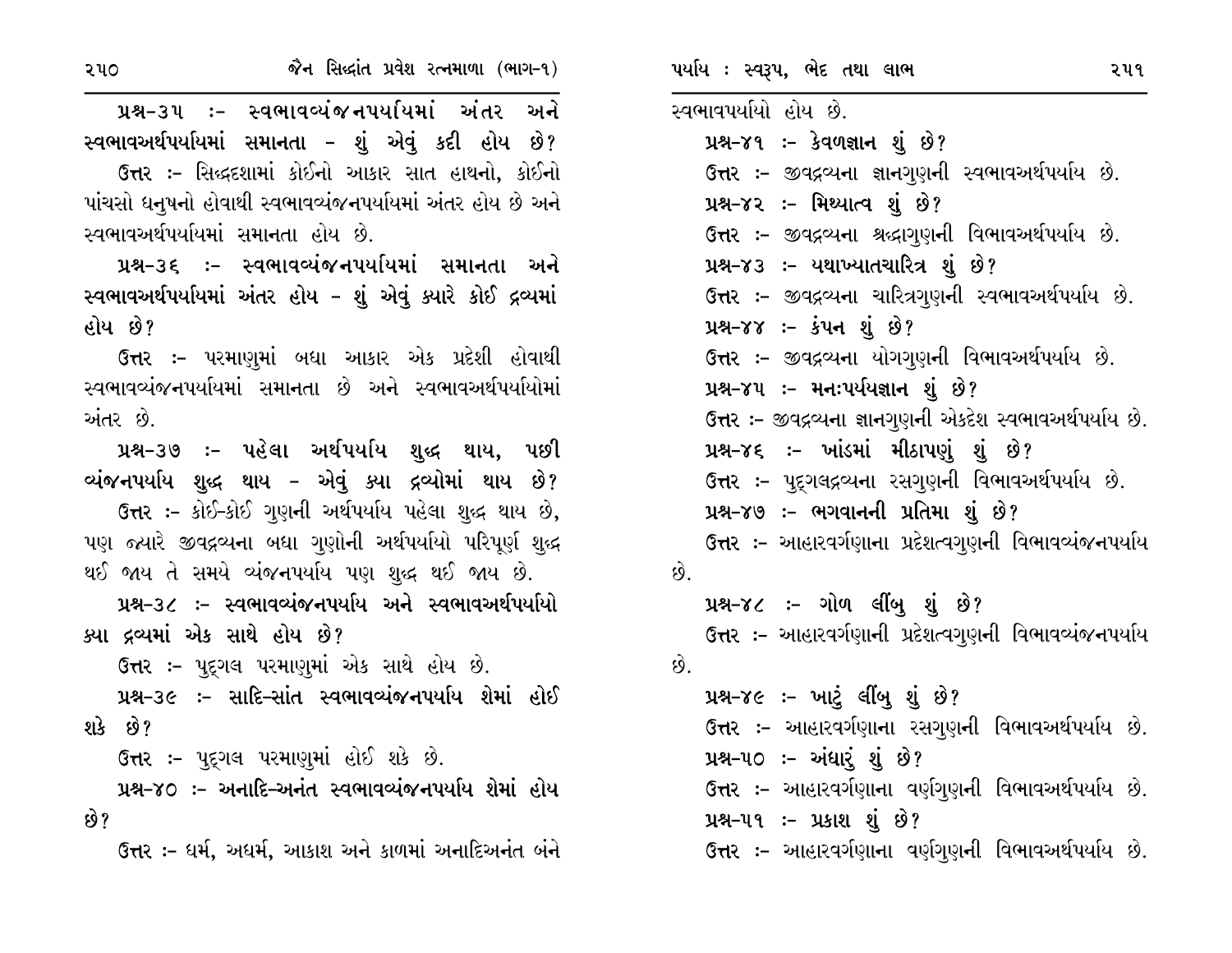**પ્રશ્ન-૩૫ :- સ્વભાવવ્યંજનપર્યાયમાં અંતર અને સ્વભાવઅર્થપર્યાયમાં સમાનતા - શું એવું કદી હોય છે?**

ઉત્તર :- સિદ્ધદશામાં કોઈનો આકાર સાત હાથનો, કોઈનો પાંચસો ધનુષનો હોવાથી સ્વભાવવ્યંજનપર્યાયમાં અંતર હોય છે અને સ્વભાવઅર્થપર્યાયમાં સમાનતા હોય છે.

**પ્રશ્ન-૩૬ :- સ્વભાવવ્યંજનપર્યાયમાં સમાનતા અને સ્વભાવઅર્થપર્યાયમાં અંતર હોય - શું એવું ક્યારે કોઈ દ્રવ્યમાં હોય છે?**

ઉત્તર :- પરમાણુમાં બધા આકાર એક પ્રદેશી હોવાથી સ્વભાવવ્યંજનપર્યાયમાં સમાનતા છે અને સ્વભાવઅર્થપર્યાયોમાં અંતર છે.

**પ્રશ્ન-૩૭ :- પહેલા અર્થપર્યાય શુદ્ધ થાય, પછી વ્યંજનપર્યાય શુદ્ધ થાય - એવું ક્યા દ્રવ્યોમાં થાય છે?**

ઉત્તર :- કોઈ-કોઈ ગુણની અર્થપર્યાય પહેલા શુદ્ધ થાય છે, પણ જ્યારે જીવદ્રવ્યના બધા ગુણોની અર્થપર્યાયો પરિપૂર્ણ શુદ્ધ થઈ જાય તે સમયે વ્યંજનપર્યાય પણ શુદ્ધ થઈ જાય છે.

**પ્રશ્ન-૩૮ :- સ્વભાવવ્યંજનપર્યાય અને સ્વભાવઅર્થપર્યાયો ક્યા દ્રવ્યમાં એક સાથે હોય છે?**

ઉત્તર :- પુદ્ગલ પરમાણુમાં એક સાથે હોય છે.

**પ્રશ્ન-૩૯ :- સાદિ-સાંત સ્વભાવવ્યંજનપર્યાય શેમાં હોઈ શકે છે?**

ઉત્તર :- પુદ્ગલ પરમાણુમાં હોઈ શકે છે.

**પ્રશ્ન-૪૦ :- અનાદિ-અનંત સ્વભાવવ્યંજનપર્યાય શેમાં હોય છે?**

ઉત્તર :- ધર્મ, અધર્મ, આકાશ અને કાળમાં અનાદિઅનંત બંને સ્વભાવપર્યાયો હોય છે.

**પ્રશ્ન-૪૧ :- કેવળજ્ઞાન શું છે?**

ઉત્તર :- જીવદ્રવ્યના જ્ઞાનગુણની સ્વભાવઅર્થપર્યાય છે.

**પ્રશ્ન-૪૨ :- મિથ્યાત્વ શું છે?**

ઉત્તર :- જીવદ્રવ્યના શ્રદ્ધાગુણની વિભાવઅર્થપર્યાય છે.

**પ્રશ્ન-૪૩ :- યથાખ્યાતચારિત્ર શું છે?**

ઉત્તર :- જીવદ્રવ્યના ચારિત્રગુણની સ્વભાવઅર્થપર્યાય છે.

**પ્રશ્ન-૪૪ :- કંપન શું છે?**

ઉત્તર :- જીવદ્રવ્યના યોગગુણની વિભાવઅર્થપર્યાય છે.

**પ્રશ્ન-૪૫ :- મનઃપર્યયજ્ઞાન શું છે?**

ઉત્તર :- જીવદ્રવ્યના જ્ઞાનગુણની એકદેશ સ્વભાવઅર્થપર્યાય છે.

**પ્રશ્ન-૪૬ :- ખાંડમાં મીઠાપણું શું છે?**

ઉત્તર :- પુદ્ગલદ્રવ્યના રસગુણની વિભાવઅર્થપર્યાય છે.

**પ્રશ્ન-૪૭ :- ભગવાનની પ્રતિમા શું છે?**

ઉત્તર :- આહારવર્ગણાના પ્રદેશત્વગુણની વિભાવવ્યંજનપર્યાય છે.

**પ્રશ્ન-૪૮ :- ગોળ લીંબુ શું છે?**

ઉત્તર :- આહારવર્ગણાની પ્રદેશત્વગુણની વિભાવવ્યંજનપર્યાય છે.

**પ્રશ્ન-૪૯ :- ખાટું લીંબુ શું છે?**

ઉત્તર :- આહારવર્ગણાના રસગુણની વિભાવઅર્થપર્યાય છે.

**પ્રશ્ન-૫૦ :- અંધારું શું છે?**

ઉત્તર :- આહારવર્ગણાના વર્ણગુણની વિભાવઅર્થપર્યાય છે.

**પ્રશ્ન-૫૧ :- પ્રકાશ શું છે?**

ઉત્તર :- આહારવર્ગણાના વર્ણગુણની વિભાવઅર્થપર્યાય છે.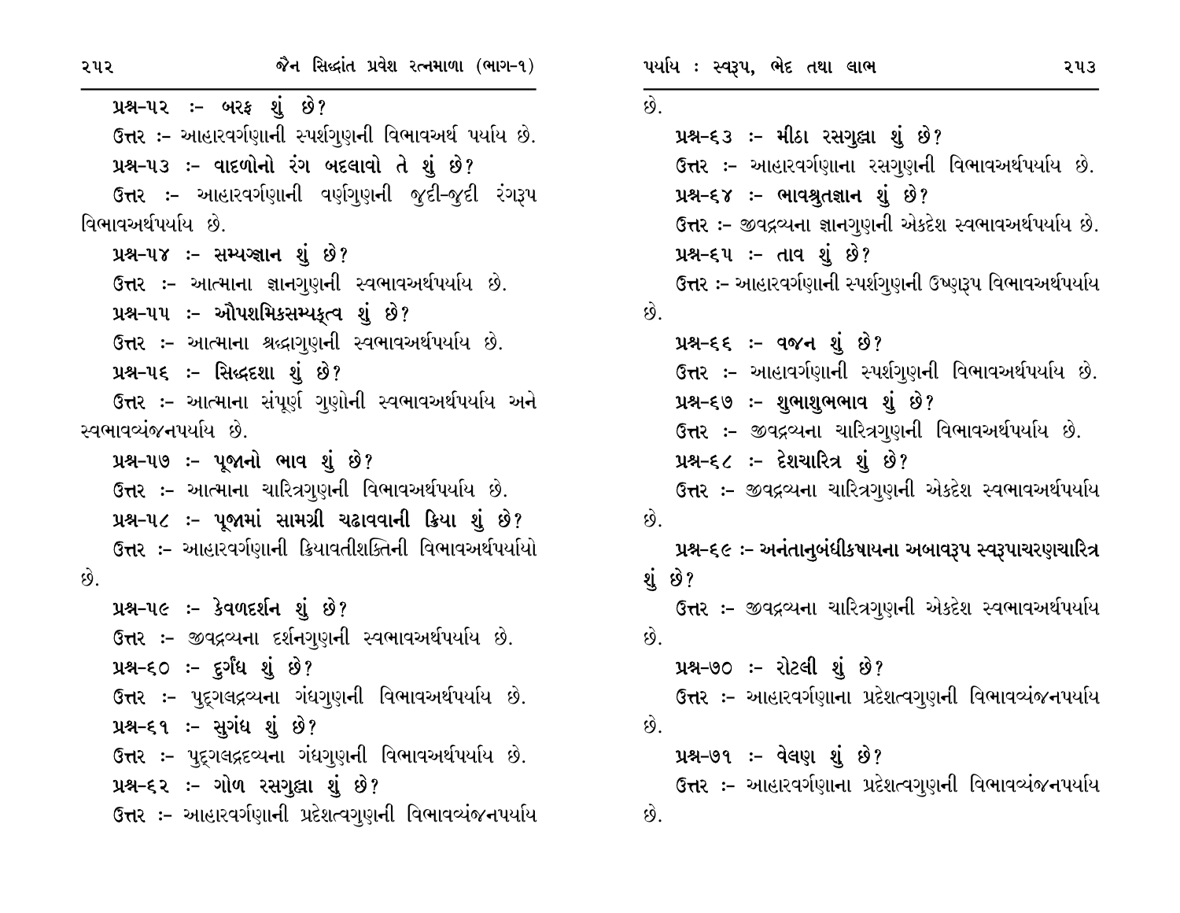**પ્રશ્ન-૫૨ :- બરફ શું છે?**

ઉત્તર :- આહારવર્ગણાની સ્પર્શગુણની વિભાવઅર્થ પર્યાય છે.

**પ્રશ્ન-૫૩ :- વાદળોનો રંગ બદલાવો તે શું છે?**

ઉત્તર :- આહારવર્ગણાની વર્ણગુણની જુદી-જુદી રંગરૂપ વિભાવઅર્થપર્યાય છે.

**પ્રશ્ન-૫૪ :- સમ્યગ્જ્ઞાન શું છે?**

ઉત્તર :- આત્માના જ્ઞાનગુણની સ્વભાવઅર્થપર્યાય છે.

**પ્રશ્ન-૫૫ :- ઔપશમિકસમ્યક્ત્વ શું છે?**

ઉત્તર :- આત્માના શ્રદ્ધાગુણની સ્વભાવઅર્થપર્યાય છે.

**પ્રશ્ન-૫૬ :- સિદ્ધદશા શું છે?**

ઉત્તર :- આત્માના સંપૂર્ણ ગુણોની સ્વભાવઅર્થપર્યાય અને સ્વભાવવ્યંજનપર્યાય છે.

**પ્રશ્ન-૫૭ :- પૂજાનો ભાવ શું છે?**

ઉત્તર :- આત્માના ચારિત્રગુણની વિભાવઅર્થપર્યાય છે.

**પ્રશ્ન-૫૮ :- પૂજામાં સામગ્રી ચઢાવવાની ક્રિયા શું છે?**

ઉત્તર :- આહારવર્ગણાની ક્રિયાવતીશક્તિની વિભાવઅર્થપર્યાયો છે.

**પ્રશ્ન-૫૯ :- કેવળદર્શન શું છે?**

ઉત્તર :- જીવદ્રવ્યના દર્શનગુણની સ્વભાવઅર્થપર્યાય છે.

**પ્રશ્ન-૬૦ :- દુર્ગંધ શું છે?**

ઉત્તર :- પુદ્‌ગલદ્રવ્યના ગંધગુણની વિભાવઅર્થપર્યાય છે.

**પ્રશ્ન-૬૧ :- સુગંધ શું છે?**

ઉત્તર :- પુદ્‌ગલદ્રદવ્યના ગંધગુણની વિભાવઅર્થપર્યાય છે.

**પ્રશ્ન-૬૨ :- ગોળ રસગુલ્લા શું છે?**

ઉત્તર :- આહારવર્ગણાની પ્રદેશત્વગુણની વિભાવવ્યંજનપર્યાય છે.

**પ્રશ્ન-૬૩ :- મીઠા રસગુલ્લા શું છે?**

ઉત્તર :- આહારવર્ગણાના રસગુણની વિભાવઅર્થપર્યાય છે.

**પ્રશ્ન-૬૪ :- ભાવશ્રુતજ્ઞાન શું છે?**

ઉત્તર :- જીવદ્રવ્યના જ્ઞાનગુણની એકદેશ સ્વભાવઅર્થપર્યાય છે.

**પ્રશ્ન-૬૫ :- તાવ શું છે?**

ઉત્તર :- આહારવર્ગણાની સ્પર્શગુણની ઉષ્ણરૂપ વિભાવઅર્થપર્યાય છે.

**પ્રશ્ન-૬૬ :- વજન શું છે?**

ઉત્તર :- આહારવર્ગણાની સ્પર્શગુણની વિભાવઅર્થપર્યાય છે.

**પ્રશ્ન-૬૭ :- શુભાશુભભાવ શું છે?**

ઉત્તર :- જીવદ્રવ્યના ચારિત્રગુણની વિભાવઅર્થપર્યાય છે.

**પ્રશ્ન-૬૮ :- દેશચારિત્ર શું છે?**

ઉત્તર :- જીવદ્રવ્યના ચારિત્રગુણની એકદેશ સ્વભાવઅર્થપર્યાય છે.

**પ્રશ્ન-૬૯ :- અનંતાનુબંધીકષાયના અભાવરૂપ સ્વરૂપાચરણચારિત્ર શું છે?**

ઉત્તર :- જીવદ્રવ્યના ચારિત્રગુણની એકદેશ સ્વભાવઅર્થપર્યાય છે.

**પ્રશ્ન-૭૦ :- રોટલી શું છે?**

ઉત્તર :- આહારવર્ગણાના પ્રદેશત્વગુણની વિભાવવ્યંજનપર્યાય છે.

**પ્રશ્ન-૭૧ :- વેલણ શું છે?**

ઉત્તર :- આહારવર્ગણાના પ્રદેશત્વગુણની વિભાવવ્યંજનપર્યાય છે.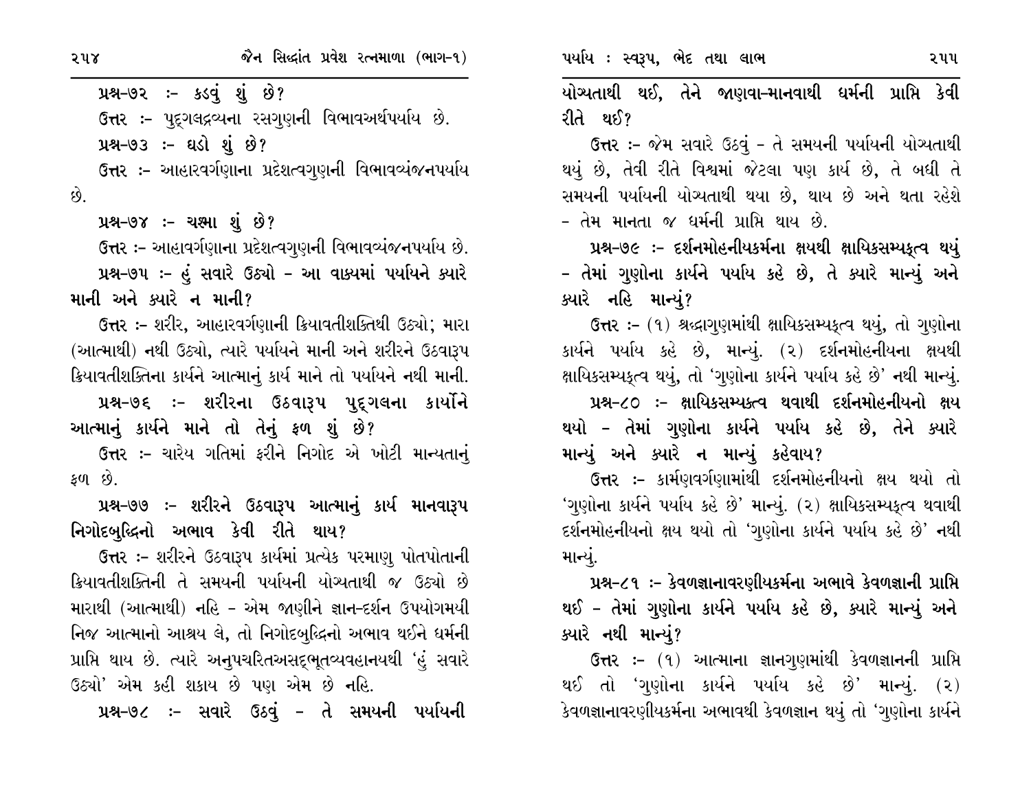પ્રશ્ન-૭૨ :- કડવું શું છે?

ઉત્તર :- પુદ્ગલદ્રવ્યના રસગુણની વિભાવઅર્થપર્યાય છે.

પ્રશ્ન-૭૩ :- ઘડો શું છે?

ઉત્તર :- આહારવર્ગણાના પ્રદેશત્વગુણની વિભાવવ્યંજનપર્યાય છે.

પ્રશ્ન-૭૪ :- ચશ્મા શું છે?

ઉત્તર :- આહાવર્ગણાના પ્રદેશત્વગુણની વિભાવવ્યંજનપર્યાય છે.

પ્રશ્ન-૭૫ :- હું સવારે ઉઠ્યો - આ વાક્યમાં પર્યાયને ક્યારે માની અને ક્યારે ન માની?

ઉત્તર :- શરીર, આહારવર્ગણાની ક્રિયાવતીશક્તિથી ઉઠ્યો; મારા (આત્માથી) નથી ઉઠ્યો, ત્યારે પર્યાયને માની અને શરીરને ઉઠવારૂપ ક્રિયાવતીશક્તિના કાર્યને આત્માનું કાર્ય માને તો પર્યાયને નથી માની.

પ્રશ્ન-૭૬ :- શરીરના ઉઠવારૂપ પુદ્ગલના કાર્યોને આત્માનું કાર્યને માને તો તેનું ફળ શું છે?

ઉત્તર :- ચારેય ગતિમાં ફરીને નિગોદ એ ખોટી માન્યતાનું ફળ છે.

પ્રશ્ન-૭૭ :- શરીરને ઉઠવારૂપ આત્માનું કાર્ય માનવારૂપ નિગોદબુદ્ધિનો અભાવ કેવી રીતે થાય?

ઉત્તર :- શરીરને ઉઠવારૂપ કાર્યમાં પ્રત્યેક પરમાણુ પોતપોતાની ક્રિયાવતીશક્તિની તે સમયની પર્યાયની યોગ્યતાથી જ ઉઠ્યો છે મારાથી (આત્માથી) નહિ - એમ જાણીને જ્ઞાન-દર્શન ઉપયોગમયી નિજ આત્માનો આશ્રય લે, તો નિગોદબુદ્ધિનો અભાવ થઈને ધર્મની પ્રાપ્તિ થાય છે. ત્યારે અનુપચરિતઅસદ્ભૂતવ્યવહાનયથી 'હું સવારે ઉઠ્યો' એમ કહી શકાય છે પણ એમ છે નહિ.

પ્રશ્ન-૭૮ :- સવારે ઉઠવું - તે સમયની પર્યાયની યોગ્યતાથી થઈ, તેને જાણવા-માનવાથી ધર્મની પ્રાપ્તિ કેવી રીતે થઈ?

ઉત્તર :- જેમ સવારે ઉઠવું - તે સમયની પર્યાયની યોગ્યતાથી થયું છે, તેવી રીતે વિશ્વમાં જેટલા પણ કાર્ય છે, તે બધી તે સમયની પર્યાયની યોગ્યતાથી થયા છે, થાય છે અને થતા રહેશે - તેમ માનતા જ ધર્મની પ્રાપ્તિ થાય છે.

**પ્રશ્ન-૭૯ :- દર્શનમોહનીયકર્મના ક્ષયથી ક્ષાયિકસમ્યક્ત્વ થયું - તેમાં ગુણોના કાર્યને પર્યાય કહે છે, તે ક્યારે માન્યું અને ક્યારે નહિ માન્યું?**

ઉત્તર :- (૧) શ્રદ્ધાગુણમાંથી ક્ષાયિકસમ્યક્ત્વ થયું, તો ગુણોના કાર્યને પર્યાય કહે છે, માન્યું. (૨) દર્શનમોહનીયના ક્ષયથી ક્ષાયિકસમ્યક્ત્વ થયું, તો 'ગુણોના કાર્યને પર્યાય કહે છે' નથી માન્યું.

**પ્રશ્ન-૮૦ :- ક્ષાયિકસમ્યક્ત્વ થવાથી દર્શનમોહનીયનો ક્ષય થયો - તેમાં ગુણોના કાર્યને પર્યાય કહે છે, તેને ક્યારે માન્યું અને ક્યારે ન માન્યું કહેવાય?**

ઉત્તર :- કાર્મણવર્ગણામાંથી દર્શનમોહનીયનો ક્ષય થયો તો 'ગુણોના કાર્યને પર્યાય કહે છે' માન્યું. (૨) ક્ષાયિકસમ્યક્ત્વ થવાથી દર્શનમોહનીયનો ક્ષય થયો તો 'ગુણોના કાર્યને પર્યાય કહે છે' નથી માન્યું.

**પ્રશ્ન-૮૧ :- કેવળજ્ઞાનાવરણીયકર્મના અભાવે કેવળજ્ઞાની પ્રાપ્તિ થઈ - તેમાં ગુણોના કાર્યને પર્યાય કહે છે, ક્યારે માન્યું અને ક્યારે નથી માન્યું?**

ઉત્તર :- (૧) આત્માના જ્ઞાનગુણમાંથી કેવળજ્ઞાનની પ્રાપ્તિ થઈ તો 'ગુણોના કાર્યને પર્યાય કહે છે' માન્યું. (૨) કેવળજ્ઞાનાવરણીયકર્મના અભાવથી કેવળજ્ઞાન થયું તો 'ગુણોના કાર્યને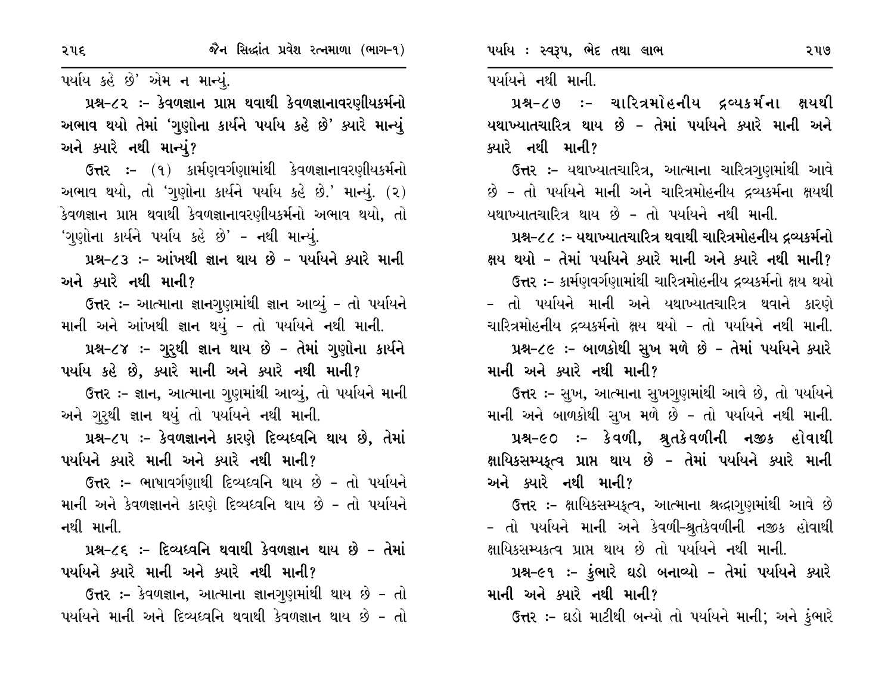પર્યાય કહે છે' એમ ન માન્યું.

**પ્રશ્ન-૮૨ :- કેવળજ્ઞાન પ્રાપ્ત થવાથી કેવળજ્ઞાનાવરણીયકર્મનો અભાવ થયો તેમાં 'ગુણોના કાર્યને પર્યાય કહે છે' ક્યારે માન્યું અને ક્યારે નથી માન્યું?**

**ઉત્તર** :- (૧) કાર્મણવર્ગણામાંથી કેવળજ્ઞાનાવરણીયકર્મનો અભાવ થયો, તો 'ગુણોના કાર્યને પર્યાય કહે છે.' માન્યું. (૨) કેવળજ્ઞાન પ્રાપ્ત થવાથી કેવળજ્ઞાનાવરણીયકર્મનો અભાવ થયો, તો 'ગુણોના કાર્યને પર્યાય કહે છે' - નથી માન્યું.

**પ્રશ્ન-૮૩ :- આંખથી જ્ઞાન થાય છે - પર્યાયને ક્યારે માની અને ક્યારે નથી માની?**

**ઉત્તર** :- આત્માના જ્ઞાનગુણમાંથી જ્ઞાન આવ્યું - તો પર્યાયને માની અને આંખથી જ્ઞાન થયું - તો પર્યાયને નથી માની.

**પ્રશ્ન-૮૪ :- ગુરુથી જ્ઞાન થાય છે - તેમાં ગુણોના કાર્યને પર્યાય કહે છે, ક્યારે માની અને ક્યારે નથી માની?**

**ઉત્તર** :- જ્ઞાન, આત્માના ગુણમાંથી આવ્યું, તો પર્યાયને માની અને ગુરુથી જ્ઞાન થયું તો પર્યાયને નથી માની.

**પ્રશ્ન-૮૫ :- કેવળજ્ઞાનને કારણે દિવ્યધ્વનિ થાય છે, તેમાં પર્યાયને ક્યારે માની અને ક્યારે નથી માની?**

**ઉત્તર** :- ભાષાવર્ગણાથી દિવ્યધ્વનિ થાય છે - તો પર્યાયને માની અને કેવળજ્ઞાનને કારણે દિવ્યધ્વનિ થાય છે - તો પર્યાયને નથી માની.

**પ્રશ્ન-૮૬ :- દિવ્યધ્વનિ થવાથી કેવળજ્ઞાન થાય છે - તેમાં પર્યાયને ક્યારે માની અને ક્યારે નથી માની?**

**ઉત્તર** :- કેવળજ્ઞાન, આત્માના જ્ઞાનગુણમાંથી થાય છે - તો પર્યાયને માની અને દિવ્યધ્વનિ થવાથી કેવળજ્ઞાન થાય છે - તો પર્યાયને નથી માની.

**પ્રશ્ન-૮૭ :- ચારિત્રમોહનીય દ્રવ્યકર્મના ક્ષયથી યથાખ્યાતચારિત્ર થાય છે - તેમાં પર્યાયને ક્યારે માની અને ક્યારે નથી માની?**

**ઉત્તર** :- યથાખ્યાતચારિત્ર, આત્માના ચારિત્રગુણમાંથી આવે છે - તો પર્યાયને માની અને ચારિત્રમોહનીય દ્રવ્યકર્મના ક્ષયથી યથાખ્યાતચારિત્ર થાય છે - તો પર્યાયને નથી માની.

**પ્રશ્ન-૮૮ :- યથાખ્યાતચારિત્ર થવાથી ચારિત્રમોહનીય દ્રવ્યકર્મનો ક્ષય થયો - તેમાં પર્યાયને ક્યારે માની અને ક્યારે નથી માની?**

**ઉત્તર** :- કાર્મણવર્ગણામાંથી ચારિત્રમોહનીય દ્રવ્યકર્મનો ક્ષય થયો - તો પર્યાયને માની અને યથાખ્યાતચારિત્ર થવાને કારણે ચારિત્રમોહનીય દ્રવ્યકર્મનો ક્ષય થયો - તો પર્યાયને નથી માની.

**પ્રશ્ન-૮૯ :- બાળકોથી સુખ મળે છે - તેમાં પર્યાયને ક્યારે માની અને ક્યારે નથી માની?**

**ઉત્તર** :- સુખ, આત્માના સુખગુણમાંથી આવે છે, તો પર્યાયને માની અને બાળકોથી સુખ મળે છે - તો પર્યાયને નથી માની.

**પ્રશ્ન-૯૦ :- કેવળી, શ્રુતકેવળીની નજીક હોવાથી ક્ષાયિકસમ્યક્ત્વ પ્રાપ્ત થાય છે - તેમાં પર્યાયને ક્યારે માની અને ક્યારે નથી માની?**

**ઉત્તર** :- ક્ષાયિકસમ્યક્ત્વ, આત્માના શ્રદ્ધાગુણમાંથી આવે છે - તો પર્યાયને માની અને કેવળી-શ્રુતકેવળીની નજીક હોવાથી ક્ષાયિકસમ્યક્ત્વ પ્રાપ્ત થાય છે તો પર્યાયને નથી માની.

**પ્રશ્ન-૯૧ :- કુંભારે ઘડો બનાવ્યો - તેમાં પર્યાયને ક્યારે માની અને ક્યારે નથી માની?**

**ઉત્તર** :- ઘડો માટીથી બન્યો તો પર્યાયને માની; અને કુંભારે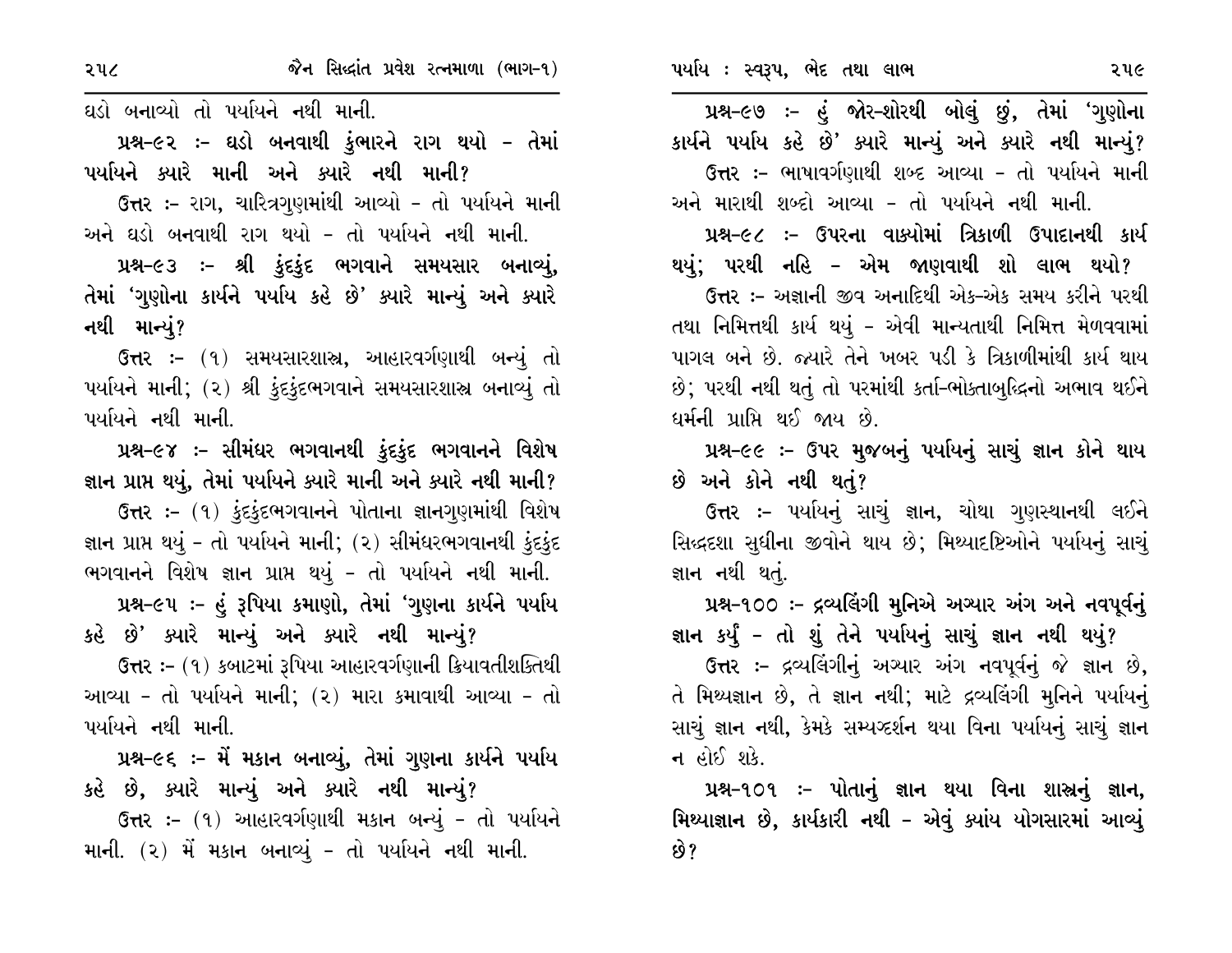ઘડો બનાવ્યો તો પર્યાયને નથી માની.

**પ્રશ્ન-૯૨ :- ઘડો બનવાથી કુંભારને રાગ થયો - તેમાં પર્યાયને ક્યારે માની અને ક્યારે નથી માની?**

ઉત્તર :- રાગ, ચારિત્રગુણમાંથી આવ્યો - તો પર્યાયને માની અને ઘડો બનવાથી રાગ થયો - તો પર્યાયને નથી માની.

**પ્રશ્ન-૯૩ :- શ્રી કુંદકુંદ ભગવાને સમયસાર બનાવ્યું, તેમાં 'ગુણોના કાર્યને પર્યાય કહે છે' ક્યારે માન્યું અને ક્યારે નથી માન્યું?**

ઉત્તર :- (૧) સમયસારશાસ્ત્ર, આહારવર્ગણાથી બન્યું તો પર્યાયને માની; (૨) શ્રી કુંદકુંદભગવાને સમયસારશાસ્ત્ર બનાવ્યું તો પર્યાયને નથી માની.

**પ્રશ્ન-૯૪ :- સીમંધર ભગવાનથી કુંદકુંદ ભગવાનને વિશેષ જ્ઞાન પ્રાપ્ત થયું, તેમાં પર્યાયને ક્યારે માની અને ક્યારે નથી માની?**

ઉત્તર :- (૧) કુંદકુંદભગવાનને પોતાના જ્ઞાનગુણમાંથી વિશેષ જ્ઞાન પ્રાપ્ત થયું - તો પર્યાયને માની; (૨) સીમંધરભગવાનથી કુંદકુંદ ભગવાનને વિશેષ જ્ઞાન પ્રાપ્ત થયું - તો પર્યાયને નથી માની.

**પ્રશ્ન-૯૫ :- હું રૂપિયા કમાણો, તેમાં 'ગુણના કાર્યને પર્યાય કહે છે' ક્યારે માન્યું અને ક્યારે નથી માન્યું?**

ઉત્તર :- (૧) કબાટમાં રૂપિયા આહારવર્ગણાની ક્રિયાવતીશક્તિથી આવ્યા - તો પર્યાયને માની; (૨) મારા કમાવાથી આવ્યા - તો પર્યાયને નથી માની.

**પ્રશ્ન-૯૬ :- મેં મકાન બનાવ્યું, તેમાં ગુણના કાર્યને પર્યાય કહે છે, ક્યારે માન્યું અને ક્યારે નથી માન્યું?**

ઉત્તર :- (૧) આહારવર્ગણાથી મકાન બન્યું - તો પર્યાયને માની. (૨) મેં મકાન બનાવ્યું - તો પર્યાયને નથી માની.

**પ્રશ્ન-૯૭ :- હું જોર-શોરથી બોલું છું, તેમાં 'ગુણોના કાર્યને પર્યાય કહે છે' ક્યારે માન્યું અને ક્યારે નથી માન્યું?**

ઉત્તર :- ભાષાવર્ગણાથી શબ્દ આવ્યા - તો પર્યાયને માની અને મારાથી શબ્દો આવ્યા - તો પર્યાયને નથી માની.

**પ્રશ્ન-૯૮ :- ઉપરના વાક્યોમાં ત્રિકાળી ઉપાદાનથી કાર્ય થયું; પરથી નહિ - એમ જાણવાથી શો લાભ થયો?**

ઉત્તર :- અજ્ઞાની જીવ અનાદિથી એક-એક સમય કરીને પરથી તથા નિમિત્તથી કાર્ય થયું - એવી માન્યતાથી નિમિત્ત મેળવવામાં પાગલ બને છે. જ્યારે તેને ખબર પડી કે ત્રિકાળીમાંથી કાર્ય થાય છે; પરથી નથી થતું તો પરમાંથી કર્તા-ભોક્તાબુદ્ધિનો અભાવ થઈને ધર્મની પ્રાપ્તિ થઈ જાય છે.

**પ્રશ્ન-૯૯ :- ઉપર મુજબનું પર્યાયનું સાચું જ્ઞાન કોને થાય છે અને કોને નથી થતું?**

ઉત્તર :- પર્યાયનું સાચું જ્ઞાન, ચોથા ગુણસ્થાનથી લઈને સિદ્ધદશા સુધીના જીવોને થાય છે; મિથ્યાદૃષ્ટિઓને પર્યાયનું સાચું જ્ઞાન નથી થતું.

**પ્રશ્ન-૧૦૦ :- દ્રવ્યલિંગી મુનિએ અગ્યાર અંગ અને નવપૂર્વનું જ્ઞાન કર્યું - તો શું તેને પર્યાયનું સાચું જ્ઞાન નથી થયું?**

ઉત્તર :- દ્રવ્યલિંગીનું અગ્યાર અંગ નવપૂર્વનું જે જ્ઞાન છે, તે મિથ્યજ્ઞાન છે, તે જ્ઞાન નથી; માટે દ્રવ્યલિંગી મુનિને પર્યાયનું સાચું જ્ઞાન નથી, કેમકે સમ્યગ્દર્શન થયા વિના પર્યાયનું સાચું જ્ઞાન ન હોઈ શકે.

**પ્રશ્ન-૧૦૧ :- પોતાનું જ્ઞાન થયા વિના શાસ્ત્રનું જ્ઞાન, મિથ્યાજ્ઞાન છે, કાર્યકારી નથી - એવું ક્યાંય યોગસારમાં આવ્યું છે?**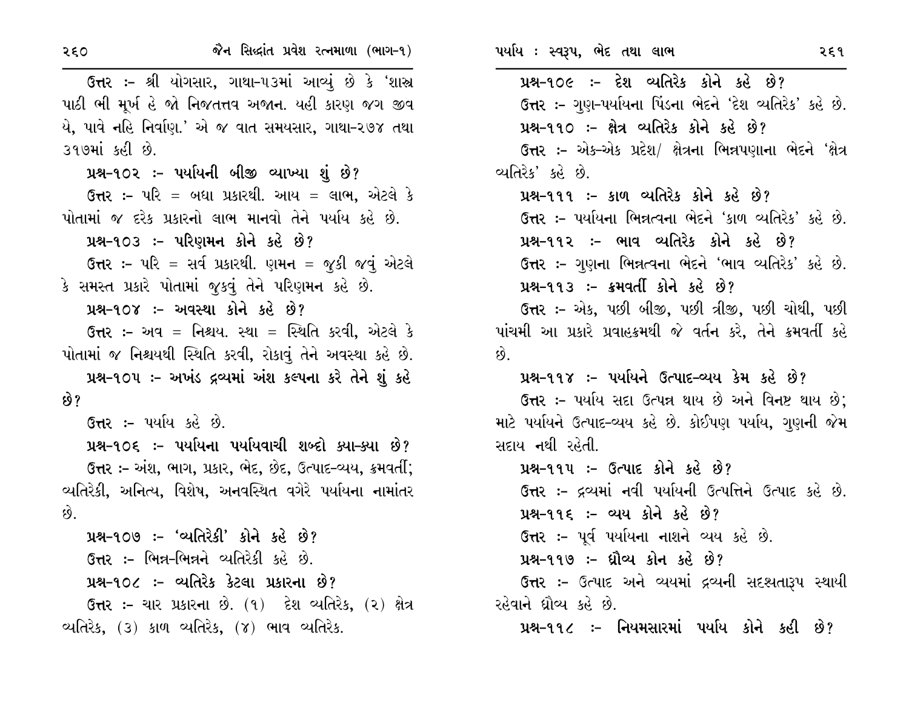ઉત્તર :- શ્રી યોગસાર, ગાથા-૫૩માં આવ્યું છે કે 'શાસ્ત્ર પાઠી ભી મૂર્ખ હૈ જો નિજતત્ત્વ અજાન. યહી કારણ જગ જીવ યે, પાવે નહિ નિર્વાણ.' એ જ વાત સમયસાર, ગાથા-૨૭૪ તથા ૩૧૭માં કહી છે.

**પ્રશ્ન-૧૦૨ :- પર્યાયની બીજી વ્યાખ્યા શું છે?**

ઉત્તર :- પરિ = બધા પ્રકારથી. આય = લાભ, એટલે કે પોતામાં જ દરેક પ્રકારનો લાભ માનવો તેને પર્યાય કહે છે.

**પ્રશ્ન-૧૦૩ :- પરિણમન કોને કહે છે?**

ઉત્તર :- પરિ = સર્વ પ્રકારથી. ણમન = જુકી જવું એટલે કે સમસ્ત પ્રકારે પોતામાં જુકવું તેને પરિણમન કહે છે.

**પ્રશ્ન-૧૦૪ :- અવસ્થા કોને કહે છે?**

ઉત્તર :- અવ = નિશ્ચય. સ્થા = સ્થિતિ કરવી, એટલે કે પોતામાં જ નિશ્ચયથી સ્થિતિ કરવી, રોકાવું તેને અવસ્થા કહે છે.

**પ્રશ્ન-૧૦૫ :- અખંડ દ્રવ્યમાં અંશ કલ્પના કરે તેને શું કહે છે?**

ઉત્તર :- પર્યાય કહે છે.

**પ્રશ્ન-૧૦૬ :- પર્યાયના પર્યાયવાચી શબ્દો ક્યા-ક્યા છે?**

ઉત્તર :- અંશ, ભાગ, પ્રકાર, ભેદ, છેદ, ઉત્પાદ-વ્યય, ક્રમવર્તી; વ્યતિરેકી, અનિત્ય, વિશેષ, અનવસ્થિત વગેરે પર્યાયના નામાંતર છે.

**પ્રશ્ન-૧૦૭ :- 'વ્યતિરેકી' કોને કહે છે?**

ઉત્તર :- ભિન્ન-ભિન્નને વ્યતિરેકી કહે છે.

**પ્રશ્ન-૧૦૮ :- વ્યતિરેક કેટલા પ્રકારના છે?**

ઉત્તર :- ચાર પ્રકારના છે. (૧) દેશ વ્યતિરેક, (૨) ક્ષેત્ર વ્યતિરેક, (૩) કાળ વ્યતિરેક, (૪) ભાવ વ્યતિરેક.

**પ્રશ્ન-૧૦૯ :- દેશ વ્યતિરેક કોને કહે છે?**

ઉત્તર :- ગુણ-પર્યાયના પિંડના ભેદને 'દેશ વ્યતિરેક' કહે છે.

**પ્રશ્ન-૧૧૦ :- ક્ષેત્ર વ્યતિરેક કોને કહે છે?**

ઉત્તર :- એક-એક પ્રદેશ/ ક્ષેત્રના ભિન્નપણાના ભેદને 'ક્ષેત્ર વ્યતિરેક' કહે છે.

**પ્રશ્ન-૧૧૧ :- કાળ વ્યતિરેક કોને કહે છે?**

ઉત્તર :- પર્યાયના ભિન્નત્વના ભેદને 'કાળ વ્યતિરેક' કહે છે.

**પ્રશ્ન-૧૧૨ :- ભાવ વ્યતિરેક કોને કહે છે?**

ઉત્તર :- ગુણના ભિન્નત્વના ભેદને 'ભાવ વ્યતિરેક' કહે છે.

**પ્રશ્ન-૧૧૩ :- ક્રમવર્તી કોને કહે છે?**

ઉત્તર :- એક, પછી બીજી, પછી ત્રીજી, પછી ચોથી, પછી પાંચમી આ પ્રકારે પ્રવાહક્રમથી જે વર્તન કરે, તેને ક્રમવર્તી કહે છે.

**પ્રશ્ન-૧૧૪ :- પર્યાયને ઉત્પાદ-વ્યય કેમ કહે છે?**

ઉત્તર :- પર્યાય સદા ઉત્પન્ન થાય છે અને વિનષ્ટ થાય છે; માટે પર્યાયને ઉત્પાદ-વ્યય કહે છે. કોઈપણ પર્યાય, ગુણની જેમ સદાય નથી રહેતી.

**પ્રશ્ન-૧૧૫ :- ઉત્પાદ કોને કહે છે?**

ઉત્તર :- દ્રવ્યમાં નવી પર્યાયની ઉત્પત્તિને ઉત્પાદ કહે છે.

**પ્રશ્ન-૧૧૬ :- વ્યય કોને કહે છે?**

ઉત્તર :- પૂર્વ પર્યાયના નાશને વ્યય કહે છે.

**પ્રશ્ન-૧૧૭ :- ધ્રૌવ્ય કોન કહે છે?**

ઉત્તર :- ઉત્પાદ અને વ્યયમાં દ્રવ્યની સદશ્યતારૂપ સ્થાયી રહેવાને ધ્રૌવ્ય કહે છે.

**પ્રશ્ન-૧૧૮ :- નિયમસારમાં પર્યાય કોને કહી છે?**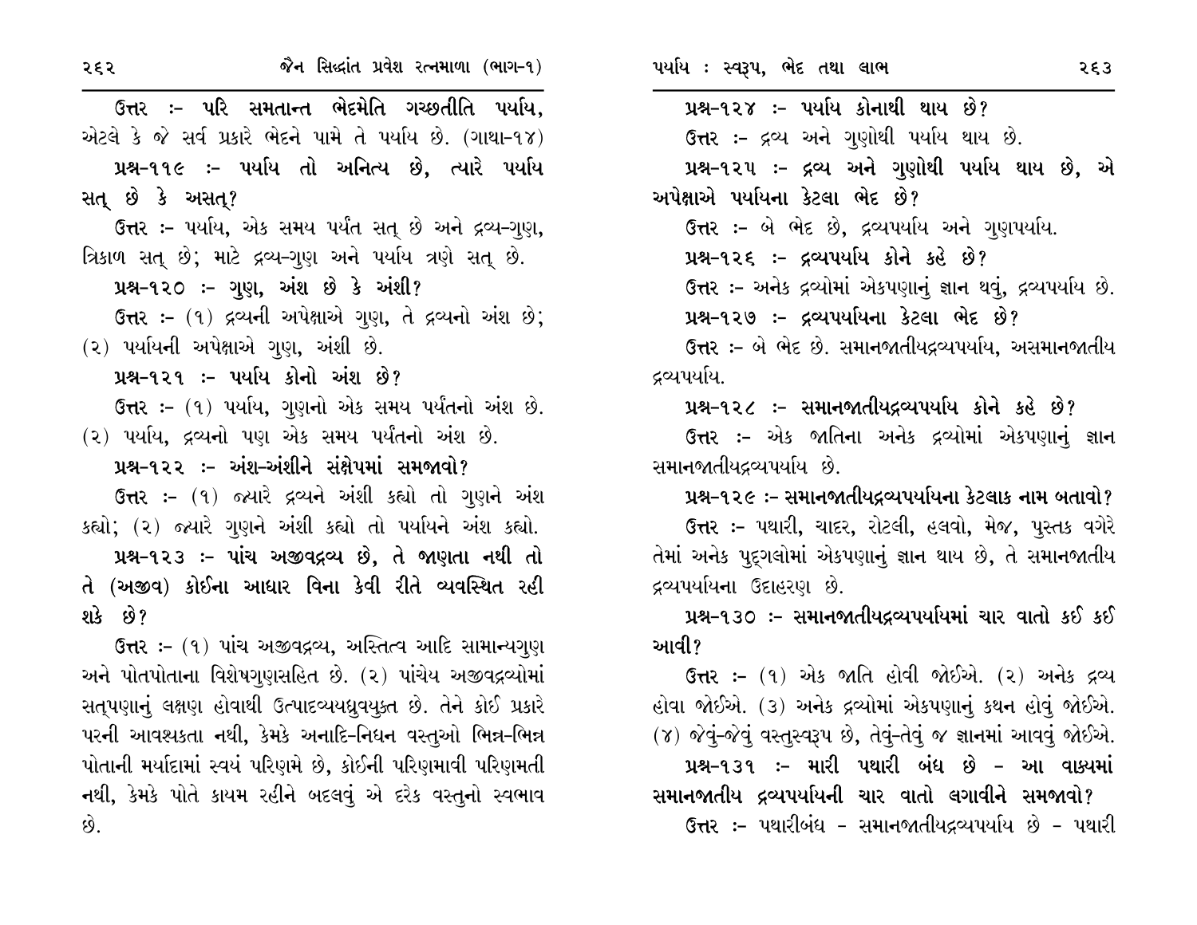**ઉત્તર :-** **પરિ સમતાન્ત ભેદમેતિ ગચ્છતીતિ પર્યાય,** એટલે કે જે સર્વ પ્રકારે ભેદને પામે તે પર્યાય છે. (ગાથા-૧૪)

**પ્રશ્ન-૧૧૯ :- પર્યાય તો અનિત્ય છે, ત્યારે પર્યાય સત્ છે કે અસત્?**

**ઉત્તર :-** પર્યાય, એક સમય પર્યંત સત્ છે અને દ્રવ્ય-ગુણ, ત્રિકાળ સત્ છે; માટે દ્રવ્ય-ગુણ અને પર્યાય ત્રણે સત્ છે.

**પ્રશ્ન-૧૨૦ :- ગુણ, અંશ છે કે અંશી?**

**ઉત્તર :-** (૧) દ્રવ્યની અપેક્ષાએ ગુણ, તે દ્રવ્યનો અંશ છે; (૨) પર્યાયની અપેક્ષાએ ગુણ, અંશી છે.

**પ્રશ્ન-૧૨૧ :- પર્યાય કોનો અંશ છે?**

**ઉત્તર :-** (૧) પર્યાય, ગુણનો એક સમય પર્યંતનો અંશ છે. (૨) પર્યાય, દ્રવ્યનો પણ એક સમય પર્યંતનો અંશ છે.

**પ્રશ્ન-૧૨૨ :- અંશ-અંશીને સંક્ષેપમાં સમજાવો?**

**ઉત્તર :-** (૧) જ્યારે દ્રવ્યને અંશી કહ્યો તો ગુણને અંશ કહ્યો; (૨) જ્યારે ગુણને અંશી કહ્યો તો પર્યાયને અંશ કહ્યો.

**પ્રશ્ન-૧૨૩ :- પાંચ અજીવદ્રવ્ય છે, તે જાણતા નથી તો તે (અજીવ) કોઈના આધાર વિના કેવી રીતે વ્યવસ્થિત રહી શકે છે?**

**ઉત્તર :-** (૧) પાંચ અજીવદ્રવ્ય, અસ્તિત્વ આદિ સામાન્યગુણ અને પોતપોતાના વિશેષગુણસહિત છે. (૨) પાંચેય અજીવદ્રવ્યોમાં સત્પણાનું લક્ષણ હોવાથી ઉત્પાદવ્યયધ્રુવયુક્ત છે. તેને કોઈ પ્રકારે પરની આવશ્યકતા નથી, કેમકે અનાદિ-નિધન વસ્તુઓ ભિન્ન-ભિન્ન પોતાની મર્યાદામાં સ્વયં પરિણમે છે, કોઈની પરિણમાવી પરિણમતી નથી, કેમકે પોતે કાયમ રહીને બદલવું એ દરેક વસ્તુનો સ્વભાવ છે.

**પ્રશ્ન-૧૨૪ :- પર્યાય કોનાથી થાય છે?**

**ઉત્તર :-** દ્રવ્ય અને ગુણોથી પર્યાય થાય છે.

**પ્રશ્ન-૧૨૫ :- દ્રવ્ય અને ગુણોથી પર્યાય થાય છે, એ અપેક્ષાએ પર્યાયના કેટલા ભેદ છે?**

**ઉત્તર :-** બે ભેદ છે, દ્રવ્યપર્યાય અને ગુણપર્યાય.

**પ્રશ્ન-૧૨૬ :- દ્રવ્યપર્યાય કોને કહે છે?**

**ઉત્તર :-** અનેક દ્રવ્યોમાં એકપણાનું જ્ઞાન થવું, દ્રવ્યપર્યાય છે.

**પ્રશ્ન-૧૨૭ :- દ્રવ્યપર્યાયના કેટલા ભેદ છે?**

**ઉત્તર :-** બે ભેદ છે. સમાનજાતીયદ્રવ્યપર્યાય, અસમાનજાતીય દ્રવ્યપર્યાય.

**પ્રશ્ન-૧૨૮ :- સમાનજાતીયદ્રવ્યપર્યાય કોને કહે છે?**

**ઉત્તર :-** એક જાતિના અનેક દ્રવ્યોમાં એકપણાનું જ્ઞાન સમાનજાતીયદ્રવ્યપર્યાય છે.

**પ્રશ્ન-૧૨૯ :- સમાનજાતીયદ્રવ્યપર્યાયના કેટલાક નામ બતાવો?**

**ઉત્તર :-** પથારી, ચાદર, રોટલી, હલવો, મેજ, પુસ્તક વગેરે તેમાં અનેક પુદ્ગલોમાં એકપણાનું જ્ઞાન થાય છે, તે સમાનજાતીય દ્રવ્યપર્યાયના ઉદાહરણ છે.

**પ્રશ્ન-૧૩૦ :- સમાનજાતીયદ્રવ્યપર્યાયમાં ચાર વાતો કઈ કઈ આવી?**

**ઉત્તર :-** (૧) એક જાતિ હોવી જોઈએ. (૨) અનેક દ્રવ્ય હોવા જોઈએ. (૩) અનેક દ્રવ્યોમાં એકપણાનું કથન હોવું જોઈએ. (૪) જેવું-જેવું વસ્તુસ્વરૂપ છે, તેવું-તેવું જ જ્ઞાનમાં આવવું જોઈએ.

**પ્રશ્ન-૧૩૧ :- મારી પથારી બંધ છે - આ વાક્યમાં સમાનજાતીય દ્રવ્યપર્યાયની ચાર વાતો લગાવીને સમજાવો?**

**ઉત્તર :-** પથારીબંધ - સમાનજાતીયદ્રવ્યપર્યાય છે - પથારી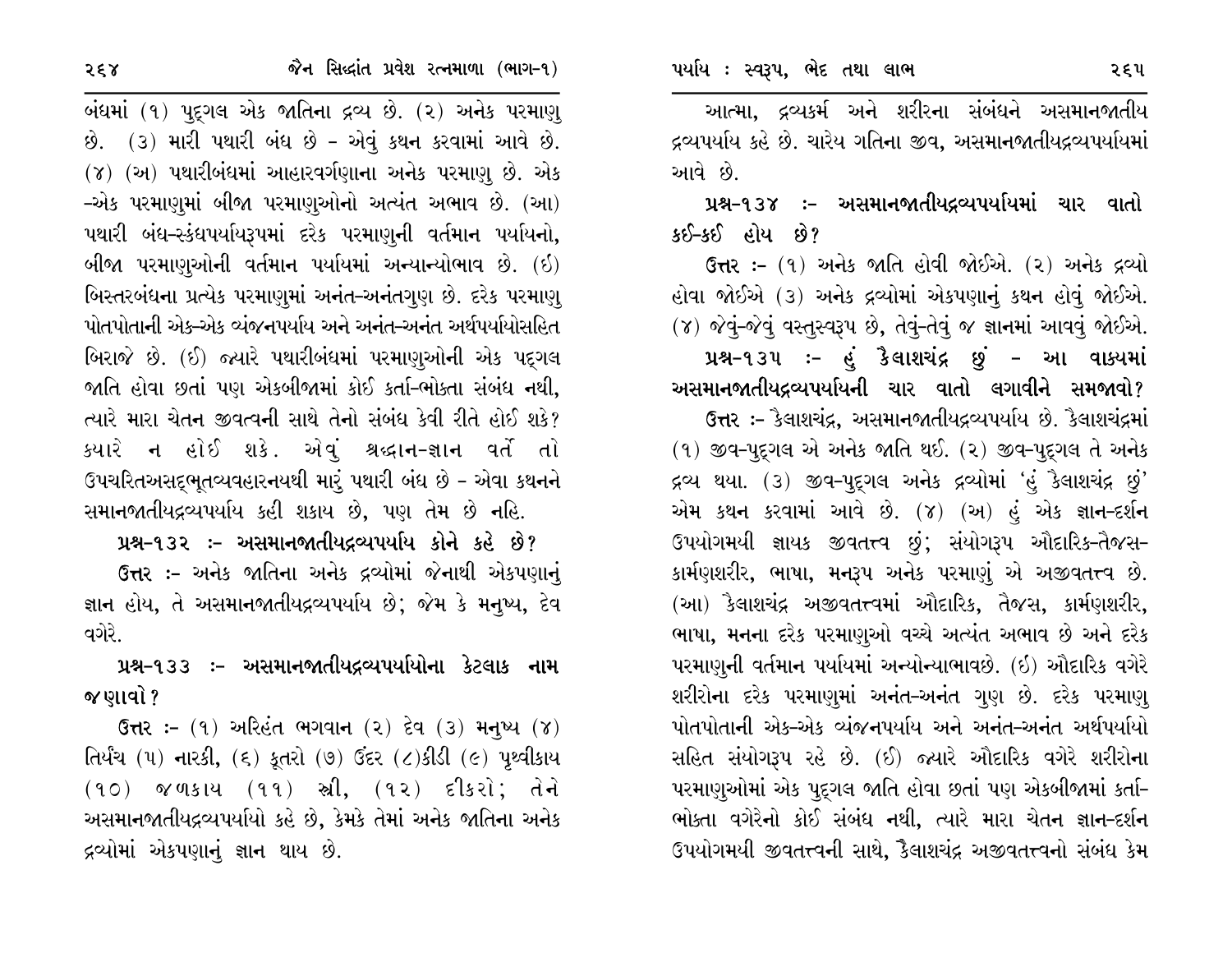બંધમાં (૧) પુદ્ગલ એક જાતિના દ્રવ્ય છે. (૨) અનેક પરમાણુ છે. (૩) મારી પથારી બંધ છે - એવું કથન કરવામાં આવે છે. (૪) (અ) પથારીબંધમાં આહારવર્ગણાના અનેક પરમાણુ છે. એક -એક પરમાણુમાં બીજા પરમાણુઓનો અત્યંત અભાવ છે. (આ) પથારી બંધ-સ્કંધપર્યાયરૂપમાં દરેક પરમાણુની વર્તમાન પર્યાયનો, બીજા પરમાણુઓની વર્તમાન પર્યાયમાં અન્યાન્યોભાવ છે. (ઇ) બિસ્તરબંધના પ્રત્યેક પરમાણુમાં અનંત-અનંતગુણ છે. દરેક પરમાણુ પોતપોતાની એક-એક વ્યંજનપર્યાય અને અનંત-અનંત અર્થપર્યાયોસહિત બિરાજે છે. (ઈ) જ્યારે પથારીબંધમાં પરમાણુઓની એક પદ્ગલ જાતિ હોવા છતાં પણ એકબીજામાં કોઈ કર્તા-ભોક્તા સંબંધ નથી, ત્યારે મારા ચેતન જીવત્વની સાથે તેનો સંબંધ કેવી રીતે હોઈ શકે? ક્યારે ન હોઈ શકે. એવું શ્રદ્ધાન-જ્ઞાન વર્તે તો ઉપચરિતઅસદ્ભૂતવ્યવહારનયથી મારું પથારી બંધ છે - એવા કથનને સમાનજાતીયદ્રવ્યપર્યાય કહી શકાય છે, પણ તેમ છે નહિ.

**પ્રશ્ન-૧૩૨ :- અસમાનજાતીયદ્રવ્યપર્યાય કોને કહે છે?**

**ઉત્તર** :- અનેક જાતિના અનેક દ્રવ્યોમાં જેનાથી એકપણાનું જ્ઞાન હોય, તે અસમાનજાતીયદ્રવ્યપર્યાય છે; જેમ કે મનુષ્ય, દેવ વગેરે.

**પ્રશ્ન-૧૩૩ :- અસમાનજાતીયદ્રવ્યપર્યાયોના કેટલાક નામ જણાવો?**

**ઉત્તર** :- (૧) અરિહંત ભગવાન (૨) દેવ (૩) મનુષ્ય (૪) તિર્યંચ (૫) નારકી, (૬) કૂતરો (૭) ઉંદર (૮)કીડી (૯) પૃથ્વીકાય (૧૦) જળકાય (૧૧) સ્ત્રી, (૧૨) દીકરો; તેને અસમાનજાતીયદ્રવ્યપર્યાયો કહે છે, કેમકે તેમાં અનેક જાતિના અનેક દ્રવ્યોમાં એકપણાનું જ્ઞાન થાય છે.

આત્મા, દ્રવ્યકર્મ અને શરીરના સંબંધને અસમાનજાતીય દ્રવ્યપર્યાય કહે છે. ચારેય ગતિના જીવ, અસમાનજાતીયદ્રવ્યપર્યાયમાં આવે છે.

**પ્રશ્ન-૧૩૪ :- અસમાનજાતીયદ્રવ્યપર્યાયમાં ચાર વાતો કઈ-કઈ હોય છે?**

**ઉત્તર** :- (૧) અનેક જાતિ હોવી જોઈએ. (૨) અનેક દ્રવ્યો હોવા જોઈએ (૩) અનેક દ્રવ્યોમાં એકપણાનું કથન હોવું જોઈએ. (૪) જેવું-જેવું વસ્તુસ્વરૂપ છે, તેવું-તેવું જ જ્ઞાનમાં આવવું જોઈએ.

**પ્રશ્ન-૧૩૫ :- હું કૈલાશચંદ્ર છું - આ વાક્યમાં અસમાનજાતીયદ્રવ્યપર્યાયની ચાર વાતો લગાવીને સમજાવો?**

**ઉત્તર** :- કૈલાશચંદ્ર, અસમાનજાતીયદ્રવ્યપર્યાય છે. કૈલાશચંદ્રમાં (૧) જીવ-પુદ્ગલ એ અનેક જાતિ થઈ. (૨) જીવ-પુદ્ગલ તે અનેક દ્રવ્ય થયા. (૩) જીવ-પુદ્ગલ અનેક દ્રવ્યોમાં 'હું કૈલાશચંદ્ર છું' એમ કથન કરવામાં આવે છે. (૪) (અ) હું એક જ્ઞાન-દર્શન ઉપયોગમયી જ્ઞાયક જીવતત્ત્વ છું; સંયોગરૂપ ઔદારિક-તૈજસ-કાર્મણશરીર, ભાષા, મનરૂપ અનેક પરમાણું એ અજીવતત્ત્વ છે. (આ) કૈલાશચંદ્ર અજીવતત્ત્વમાં ઔદારિક, તૈજસ, કાર્મણશરીર, ભાષા, મનના દરેક પરમાણુઓ વચ્ચે અત્યંત અભાવ છે અને દરેક પરમાણુની વર્તમાન પર્યાયમાં અન્યોન્યાભાવછે. (ઇ) ઔદારિક વગેરે શરીરોના દરેક પરમાણુમાં અનંત-અનંત ગુણ છે. દરેક પરમાણુ પોતપોતાની એક-એક વ્યંજનપર્યાય અને અનંત-અનંત અર્થપર્યાયો સહિત સંયોગરૂપ રહે છે. (ઈ) જ્યારે ઔદારિક વગેરે શરીરોના પરમાણુઓમાં એક પુદ્ગલ જાતિ હોવા છતાં પણ એકબીજામાં કર્તા-ભોક્તા વગેરેનો કોઈ સંબંધ નથી, ત્યારે મારા ચેતન જ્ઞાન-દર્શન ઉપયોગમયી જીવતત્ત્વની સાથે, કૈલાશચંદ્ર અજીવતત્ત્વનો સંબંધ કેમ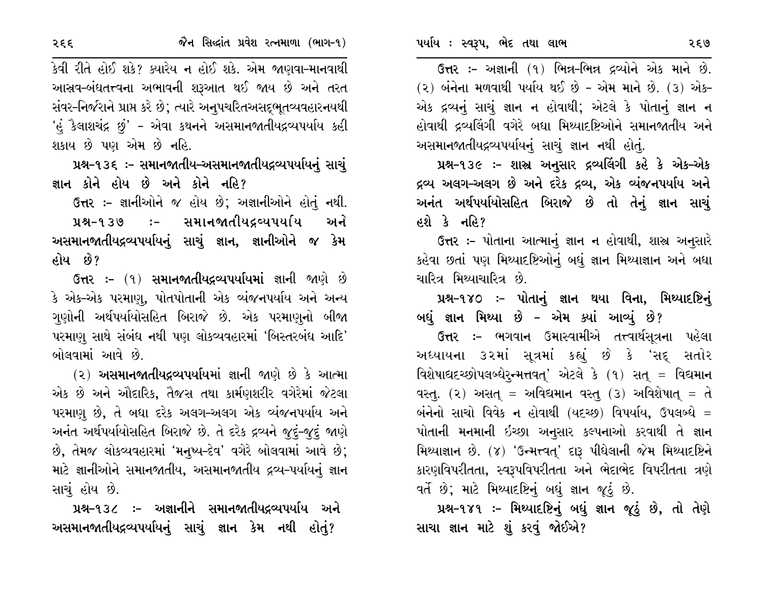કેવી રીતે હોઈ શકે? ક્યારેય ન હોઈ શકે. એમ જાણવા-માનવાથી આસ્રવ-બંધતત્ત્વના અભાવની શરૂઆત થઈ જાય છે અને તરત સંવર-નિર્જરાને પ્રાપ્ત કરે છે; ત્યારે અનુપચરિતઅસદ્‌ભૂતવ્યવહારનયથી 'હું કૈલાશચંદ્ર છું' - એવા કથનને અસમાનજાતીયદ્રવ્યપર્યાય કહી શકાય છે પણ એમ છે નહિ.

**પ્રશ્ન-૧૩૬ :- સમાનજાતીય-અસમાનજાતીયદ્રવ્યપર્યાયનું સાચું જ્ઞાન કોને હોય છે અને કોને નહિ?**

**ઉત્તર** :- જ્ઞાનીઓને જ હોય છે; અજ્ઞાનીઓને હોતું નથી.

**પ્રશ્ન-૧૩૭ :- સમાનજાતીયદ્રવ્યપર્યાય અને અસમાનજાતીયદ્રવ્યપર્યાયનું સાચું જ્ઞાન, જ્ઞાનીઓને જ કેમ હોય છે?**

**ઉત્તર** :- (૧) **સમાનજાતીયદ્રવ્યપર્યાયમાં** જ્ઞાની જાણે છે કે એક-એક પરમાણુ, પોતપોતાની એક વ્યંજનપર્યાય અને અન્ય ગુણોની અર્થપર્યાયોસહિત બિરાજે છે. એક પરમાણુનો બીજા પરમાણુ સાથે સંબંધ નથી પણ લોકવ્યવહારમાં 'બિસ્તરબંધ આદિ' બોલવામાં આવે છે.

(૨) **અસમાનજાતીયદ્રવ્યપર્યાયમાં** જ્ઞાની જાણે છે કે આત્મા એક છે અને ઔદારિક, તૈજસ તથા કાર્મણશરીર વગેરેમાં જેટલા પરમાણુ છે, તે બધા દરેક અલગ-અલગ એક વ્યંજનપર્યાય અને અનંત અર્થપર્યાયોસહિત બિરાજે છે. તે દરેક દ્રવ્યને જુદું-જુદું જાણે છે, તેમજ લોકવ્યવહારમાં 'મનુષ્ય-દેવ' વગેરે બોલવામાં આવે છે; માટે જ્ઞાનીઓને સમાનજાતીય, અસમાનજાતીય દ્રવ્ય-પર્યાયનું જ્ઞાન સાચું હોય છે.

**પ્રશ્ન-૧૩૮ :- અજ્ઞાનીને સમાનજાતીયદ્રવ્યપર્યાય અને અસમાનજાતીયદ્રવ્યપર્યાયનું સાચું જ્ઞાન કેમ નથી હોતું?**

**ઉત્તર** :- અજ્ઞાની (૧) ભિન્ન-ભિન્ન દ્રવ્યોને એક માને છે. (૨) બંનેના મળવાથી પર્યાય થઈ છે - એમ માને છે. (૩) એક-એક દ્રવ્યનું સાચું જ્ઞાન ન હોવાથી; એટલે કે પોતાનું જ્ઞાન ન હોવાથી દ્રવ્યલિંગી વગેરે બધા મિથ્યાદૃષ્ટિઓને સમાનજાતીય અને અસમાનજાતીયદ્રવ્યપર્યાયનું સાચું જ્ઞાન નથી હોતું.

**પ્રશ્ન-૧૩૯ :- શાસ્ત્ર અનુસાર દ્રવ્યલિંગી કહે કે એક-એક દ્રવ્ય અલગ-અલગ છે અને દરેક દ્રવ્ય, એક વ્યંજનપર્યાય અને અનંત અર્થપર્યાયોસહિત બિરાજે છે તો તેનું જ્ઞાન સાચું હશે કે નહિ?**

**ઉત્તર** :- પોતાના આત્માનું જ્ઞાન ન હોવાથી, શાસ્ત્ર અનુસારે કહેવા છતાં પણ મિથ્યાદૃષ્ટિઓનું બધું જ્ઞાન મિથ્યાજ્ઞાન અને બધા ચારિત્ર મિથ્યાચારિત્ર છે.

**પ્રશ્ન-૧૪૦ :- પોતાનું જ્ઞાન થયા વિના, મિથ્યાદૃષ્ટિનું બધું જ્ઞાન મિથ્યા છે - એમ ક્યાં આવ્યું છે?**

**ઉત્તર** :- ભગવાન ઉમાસ્વામીએ તત્ત્વાર્થસૂત્રના પહેલા અધ્યાયના ૩૨માં સૂત્રમાં કહ્યું છે કે 'સદ્ સતોર વિશેષાદ્યદચ્છોપલબ્ધેરુન્મત્તવત્' એટલે કે (૧) સત્ = વિદ્યમાન વસ્તુ. (૨) અસત્ = અવિદ્યમાન વસ્તુ (૩) અવિશેષાત્ = તે બંનેનો સાચો વિવેક ન હોવાથી (યદચ્છ) વિપર્યાય, ઉપલબ્ધે = પોતાની મનમાની ઈચ્છા અનુસાર કલ્પનાઓ કરવાથી તે જ્ઞાન મિથ્યાજ્ઞાન છે. (૪) 'ઉન્મત્તવત્' દારૂ પીધેલાની જેમ મિથ્યાદૃષ્ટિને કારણવિપરીતતા, સ્વરૂપવિપરીતતા અને ભેદાભેદ વિપરીતતા ત્રણે વર્તે છે; માટે મિથ્યાદૃષ્ટિનું બધું જ્ઞાન જૂઠું છે.

**પ્રશ્ન-૧૪૧ :- મિથ્યાદૃષ્ટિનું બધું જ્ઞાન જૂઠું છે, તો તેણે સાચા જ્ઞાન માટે શું કરવું જોઈએ?**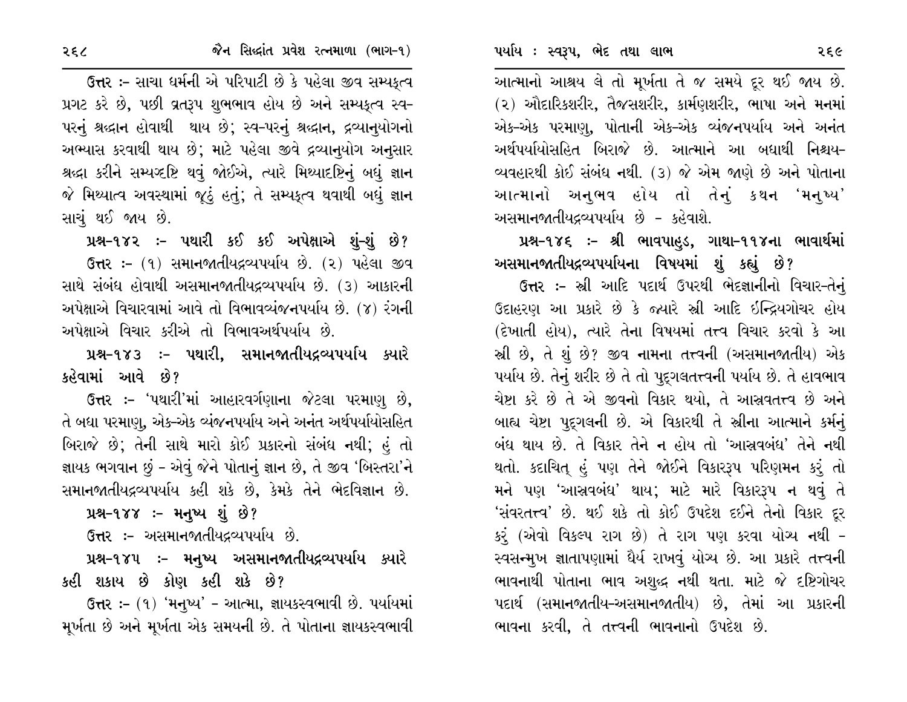**ઉત્તર** :- સાચા ધર્મની એ પરિપાટી છે કે પહેલા જીવ સમ્યક્ત્વ પ્રગટ કરે છે, પછી વ્રતરૂપ શુભભાવ હોય છે અને સમ્યક્ત્વ સ્વ-પરનું શ્રદ્ધાન હોવાથી થાય છે; સ્વ-પરનું શ્રદ્ધાન, દ્રવ્યાનુયોગનો અભ્યાસ કરવાથી થાય છે; માટે પહેલા જીવે દ્રવ્યાનુયોગ અનુસાર શ્રદ્ધા કરીને સમ્યગ્દષ્ટિ થવું જોઈએ, ત્યારે મિથ્યાદૃષ્ટિનું બધું જ્ઞાન જે મિથ્યાત્વ અવસ્થામાં જૂઠું હતું; તે સમ્યક્ત્વ થવાથી બધું જ્ઞાન સાચું થઈ જાય છે.

**પ્રશ્ન-૧૪૨ :- પથારી કઈ કઈ અપેક્ષાએ શું-શું છે?**

**ઉત્તર** :- (૧) સમાનજાતીયદ્રવ્યપર્યાય છે. (૨) પહેલા જીવ સાથે સંબંધ હોવાથી અસમાનજાતીયદ્રવ્યપર્યાય છે. (૩) આકારની અપેક્ષાએ વિચારવામાં આવે તો વિભાવવ્યંજનપર્યાય છે. (૪) રંગની અપેક્ષાએ વિચાર કરીએ તો વિભાવઅર્થપર્યાય છે.

**પ્રશ્ન-૧૪૩ :- પથારી, સમાનજાતીયદ્રવ્યપર્યાય ક્યારે કહેવામાં આવે છે?**

**ઉત્તર** :- 'પથારી'માં આહારવર્ગણાના જેટલા પરમાણુ છે, તે બધા પરમાણુ, એક-એક વ્યંજનપર્યાય અને અનંત અર્થપર્યાયોસહિત બિરાજે છે; તેની સાથે મારો કોઈ પ્રકારનો સંબંધ નથી; હું તો જ્ઞાયક ભગવાન છું - એવું જેને પોતાનું જ્ઞાન છે, તે જીવ 'બિસ્તરા'ને સમાનજાતીયદ્રવ્યપર્યાય કહી શકે છે, કેમકે તેને ભેદવિજ્ઞાન છે.

**પ્રશ્ન-૧૪૪ :- મનુષ્ય શું છે?**

**ઉત્તર** :- અસમાનજાતીયદ્રવ્યપર્યાય છે.

**પ્રશ્ન-૧૪૫ :- મનુષ્ય અસમાનજાતીયદ્રવ્યપર્યાય ક્યારે કહી શકાય છે કોણ કહી શકે છે?**

**ઉત્તર** :- (૧) 'મનુષ્ય' - આત્મા, જ્ઞાયકસ્વભાવી છે. પર્યાયમાં મૂર્ખતા છે અને મૂર્ખતા એક સમયની છે. તે પોતાના જ્ઞાયકસ્વભાવી આત્માનો આશ્રય લે તો મૂર્ખતા તે જ સમયે દૂર થઈ જાય છે. (૨) ઔદારિકશરીર, તૈજસશરીર, કાર્મણશરીર, ભાષા અને મનમાં એક-એક પરમાણુ, પોતાની એક-એક વ્યંજનપર્યાય અને અનંત અર્થપર્યાયોસહિત બિરાજે છે. આત્માને આ બધાથી નિશ્ચય-વ્યવહારથી કોઈ સંબંધ નથી. (૩) જે એમ જાણે છે અને પોતાના આત્માનો અનુભવ હોય તો તેનું કથન 'મનુષ્ય' અસમાનજાતીયદ્રવ્યપર્યાય છે - કહેવાશે.

**પ્રશ્ન-૧૪૬ :- શ્રી ભાવપાહુડ, ગાથા-૧૧૪ના ભાવાર્થમાં અસમાનજાતીયદ્રવ્યપર્યાયના વિષયમાં શું કહ્યું છે?**

**ઉત્તર** :- સ્ત્રી આદિ પદાર્થ ઉપરથી ભેદજ્ઞાનીનો વિચાર-તેનું ઉદાહરણ આ પ્રકારે છે કે જ્યારે સ્ત્રી આદિ ઇન્દ્રિયગોચર હોય (દેખાતી હોય), ત્યારે તેના વિષયમાં તત્ત્વ વિચાર કરવો કે આ સ્ત્રી છે, તે શું છે? જીવ નામના તત્ત્વની (અસમાનજાતીય) એક પર્યાય છે. તેનું શરીર છે તે તો પુદ્ગલતત્ત્વની પર્યાય છે. તે હાવભાવ ચેષ્ટા કરે છે તે એ જીવનો વિકાર થયો, તે આસ્રવતત્ત્વ છે અને બાહ્ય ચેષ્ટા પુદ્ગલની છે. એ વિકારથી તે સ્ત્રીના આત્માને કર્મનું બંધ થાય છે. તે વિકાર તેને ન હોય તો 'આસ્રવબંધ' તેને નથી થતો. કદાચિત્ હું પણ તેને જોઈને વિકારરૂપ પરિણમન કરું તો મને પણ 'આસ્રવબંધ' થાય; માટે મારે વિકારરૂપ ન થવું તે 'સંવરતત્ત્વ' છે. થઈ શકે તો કોઈ ઉપદેશ દઈને તેનો વિકાર દૂર કરું (એવો વિકલ્પ રાગ છે) તે રાગ પણ કરવા યોગ્ય નથી - સ્વસન્મુખ જ્ઞાતાપણામાં ધૈર્ય રાખવું યોગ્ય છે. આ પ્રકારે તત્ત્વની ભાવનાથી પોતાના ભાવ અશુદ્ધ નથી થતા. માટે જે દૃષ્ટિગોચર પદાર્થ (સમાનજાતીય-અસમાનજાતીય) છે, તેમાં આ પ્રકારની ભાવના કરવી, તે તત્ત્વની ભાવનાનો ઉપદેશ છે.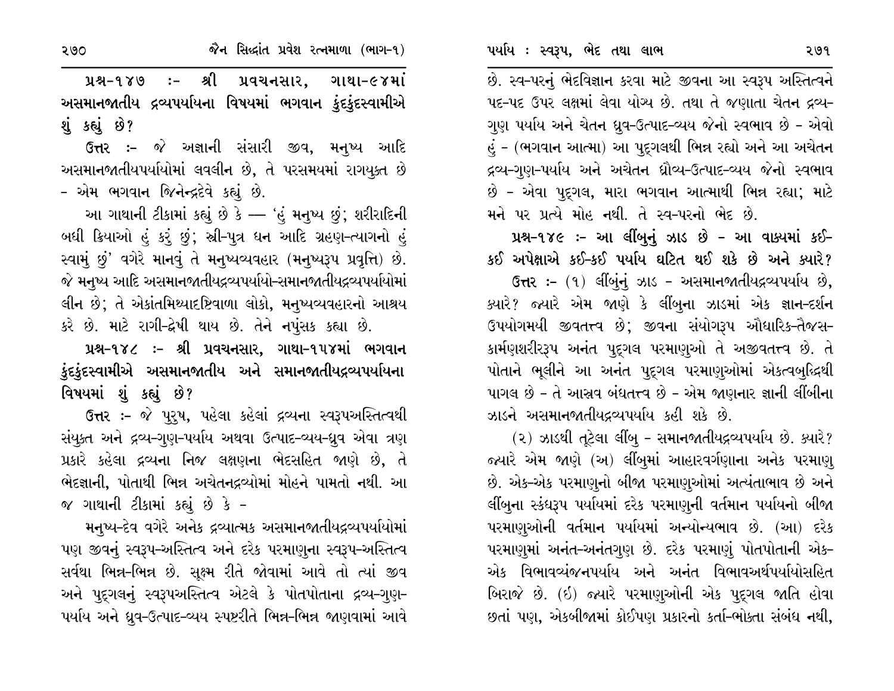**પ્રશ્ન-૧૪૭ :- શ્રી પ્રવચનસાર, ગાથા-૯૪માં અસમાનજાતીય દ્રવ્યપર્યાયના વિષયમાં ભગવાન કુંદકુંદસ્વામીએ શું કહ્યું છે?**

**ઉત્તર :-** જે અજ્ઞાની સંસારી જીવ, મનુષ્ય આદિ અસમાનજાતીયપર્યાયોમાં લવલીન છે, તે પરસમયમાં રાગયુક્ત છે - એમ ભગવાન જિનેન્દ્રદેવે કહ્યું છે.

આ ગાથાની ટીકામાં કહ્યું છે કે — 'હું મનુષ્ય છું; શરીરાદિની બધી ક્રિયાઓ હું કરું છું; સ્ત્રી-પુત્ર ધન આદિ ગ્રહણ-ત્યાગનો હું સ્વામું છું' વગેરે માનવું તે મનુષ્યવ્યવહાર (મનુષ્યરૂપ પ્રવૃત્તિ) છે. જે મનુષ્ય આદિ અસમાનજાતીયદ્રવ્યપર્યાયો-સમાનજાતીયદ્રવ્યપર્યાયોમાં લીન છે; તે એકાંતમિથ્યાદષ્ટિવાળા લોકો, મનુષ્યવ્યવહારનો આશ્રય કરે છે. માટે રાગી-દ્વેષી થાય છે. તેને નપુંસક કહ્યા છે.

**પ્રશ્ન-૧૪૮ :- શ્રી પ્રવચનસાર, ગાથા-૧૫૪માં ભગવાન કુંદકુંદસ્વામીએ અસમાનજાતીય અને સમાનજાતીયદ્રવ્યપર્યાયના વિષયમાં શું કહ્યું છે?**

**ઉત્તર :-** જે પુરુષ, પહેલા કહેલાં દ્રવ્યના સ્વરૂપઅસ્તિત્વથી સંયુક્ત અને દ્રવ્ય-ગુણ-પર્યાય અથવા ઉત્પાદ-વ્યય-ધ્રુવ એવા ત્રણ પ્રકારે કહેલા દ્રવ્યના નિજ લક્ષણના ભેદસહિત જાણે છે, તે ભેદજ્ઞાની, પોતાથી ભિન્ન અચેતનદ્રવ્યોમાં મોહને પામતો નથી. આ જ ગાથાની ટીકામાં કહ્યું છે કે -

મનુષ્ય-દેવ વગેરે અનેક દ્રવ્યાત્મક અસમાનજાતીયદ્રવ્યપર્યાયોમાં પણ જીવનું સ્વરૂપ-અસ્તિત્વ અને દરેક પરમાણુના સ્વરૂપ-અસ્તિત્વ સર્વથા ભિન્ન-ભિન્ન છે. સૂક્ષ્મ રીતે જોવામાં આવે તો ત્યાં જીવ અને પુદ્‌ગલનું સ્વરૂપઅસ્તિત્વ એટલે કે પોતપોતાના દ્રવ્ય-ગુણ-પર્યાય અને ધ્રુવ-ઉત્પાદ-વ્યય સ્પષ્ટરીતે ભિન્ન-ભિન્ન જાણવામાં આવે છે. સ્વ-પરનું ભેદવિજ્ઞાન કરવા માટે જીવના આ સ્વરૂપ અસ્તિત્વને પદ-પદ ઉપર લક્ષમાં લેવા યોગ્ય છે. તથા તે જણાતા ચેતન દ્રવ્ય-ગુણ પર્યાય અને ચેતન ધ્રુવ-ઉત્પાદ-વ્યય જેનો સ્વભાવ છે - એવો હું - (ભગવાન આત્મા) આ પુદ્‌ગલથી ભિન્ન રહ્યો અને આ અચેતન દ્રવ્ય-ગુણ-પર્યાય અને અચેતન ધ્રૌવ્ય-ઉત્પાદ-વ્યય જેનો સ્વભાવ છે - એવા પુદ્‌ગલ, મારા ભગવાન આત્માથી ભિન્ન રહ્યા; માટે મને પર પ્રત્યે મોહ નથી. તે સ્વ-પરનો ભેદ છે.

**પ્રશ્ન-૧૪૯ :- આ લીંબુનું ઝાડ છે - આ વાક્યમાં કઈ-કઈ અપેક્ષાએ કઈ-કઈ પર્યાય ઘટિત થઈ શકે છે અને ક્યારે?**

**ઉત્તર :-** (૧) લીંબુનું ઝાડ - અસમાનજાતીયદ્રવ્યપર્યાય છે, ક્યારે? જ્યારે એમ જાણે કે લીંબુના ઝાડમાં એક જ્ઞાન-દર્શન ઉપયોગમયી જીવતત્ત્વ છે; જીવના સંયોગરૂપ ઔધારિક-તૈજસ-કાર્મણશરીરરૂપ અનંત પુદ્‌ગલ પરમાણુઓ તે અજીવતત્ત્વ છે. તે પોતાને ભૂલીને આ અનંત પુદ્‌ગલ પરમાણુઓમાં એકત્વબુદ્ધિથી પાગલ છે - તે આસ્રવ બંધતત્ત્વ છે - એમ જાણનાર જ્ઞાની લીંબીના ઝાડને અસમાનજાતીયદ્રવ્યપર્યાય કહી શકે છે.

(૨) ઝાડથી તૂટેલા લીંબુ - સમાનજાતીયદ્રવ્યપર્યાય છે. ક્યારે? જ્યારે એમ જાણે (અ) લીંબુમાં આહારવર્ગણાના અનેક પરમાણુ છે. એક-એક પરમાણુનો બીજા પરમાણુઓમાં અત્યંતાભાવ છે અને લીંબુના સ્કંધરૂપ પર્યાયમાં દરેક પરમાણુની વર્તમાન પર્યાયનો બીજા પરમાણુઓની વર્તમાન પર્યાયમાં અન્યોન્યભાવ છે. (આ) દરેક પરમાણુમાં અનંત-અનંતગુણ છે. દરેક પરમાણું પોતપોતાની એક-એક વિભાવવ્યંજનપર્યાય અને અનંત વિભાવઅર્થપર્યાયોસહિત બિરાજે છે. (ઇ) જ્યારે પરમાણુઓની એક પુદ્‌ગલ જાતિ હોવા છતાં પણ, એકબીજામાં કોઈપણ પ્રકારનો કર્તા-ભોક્તા સંબંધ નથી,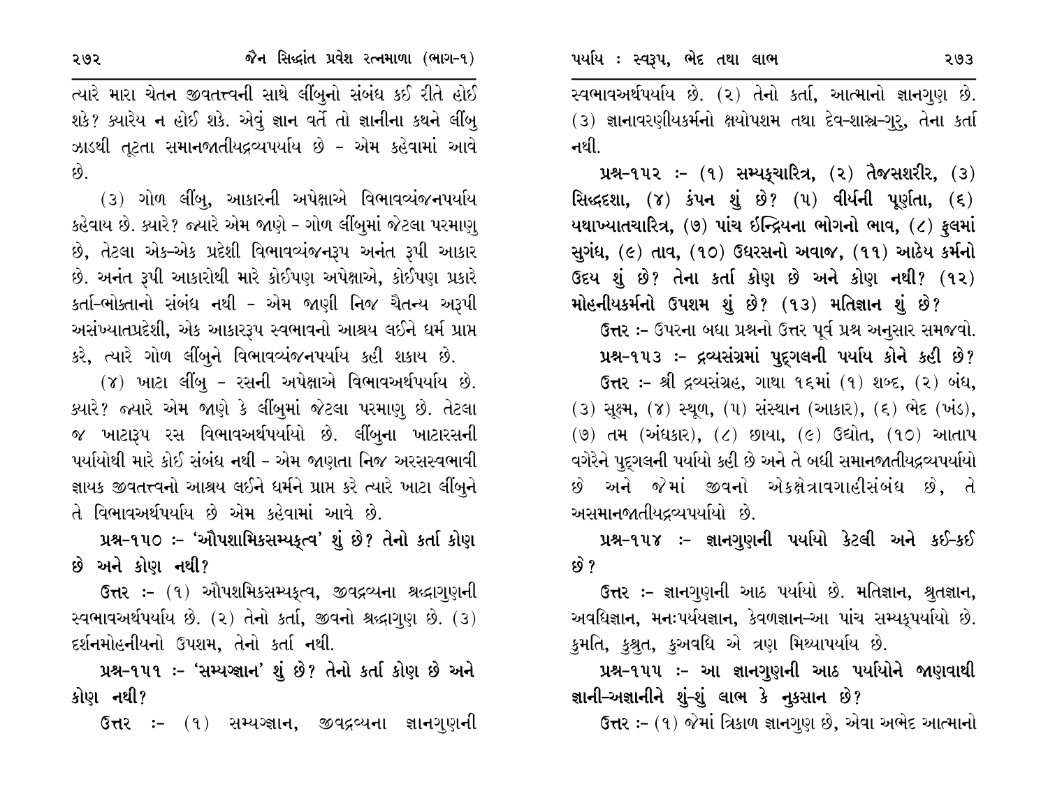ત્યારે મારા ચેતન જીવતત્ત્વની સાથે લીંબુનો સંબંધ કઈ રીતે હોઈ શકે? ક્યારેય ન હોઈ શકે. એવું જ્ઞાન વર્તે તો જ્ઞાનીના કથને લીંબુ ઝાડથી તૂટતા સમાનજાતીયદ્રવ્યપર્યાય છે - એમ કહેવામાં આવે છે.

(૩) ગોળ લીંબુ, આકારની અપેક્ષાએ વિભાવવ્યંજનપર્યાય કહેવાય છે. ક્યારે? જ્યારે એમ જાણે - ગોળ લીંબુમાં જેટલા પરમાણુ છે, તેટલા એક-એક પ્રદેશી વિભાવવ્યંજનરૂપ અનંત રૂપી આકાર છે. અનંત રૂપી આકારોથી મારે કોઈપણ અપેક્ષાએ, કોઈપણ પ્રકારે કર્તા-ભોક્તાનો સંબંધ નથી - એમ જાણી નિજ ચૈતન્ય અરૂપી અસંખ્યાતપ્રદેશી, એક આકારરૂપ સ્વભાવનો આશ્રય લઈને ધર્મ પ્રાપ્ત કરે, ત્યારે ગોળ લીંબુને વિભાવવ્યંજનપર્યાય કહી શકાય છે.

(૪) ખાટા લીંબુ - રસની અપેક્ષાએ વિભાવઅર્થપર્યાય છે. ક્યારે? જ્યારે એમ જાણે કે લીંબુમાં જેટલા પરમાણુ છે. તેટલા જ ખાટારૂપ રસ વિભાવઅર્થપર્યાયો છે. લીંબુના ખાટારસની પર્યાયોથી મારે કોઈ સંબંધ નથી - એમ જાણતા નિજ અરસસ્વભાવી જ્ઞાયક જીવતત્ત્વનો આશ્રય લઈને ધર્મને પ્રાપ્ત કરે ત્યારે ખાટા લીંબુને તે વિભાવઅર્થપર્યાય છે એમ કહેવામાં આવે છે.

**પ્રશ્ન-૧૫૦ :- 'ઔપશમિકસમ્યક્ત્વ' શું છે? તેનો કર્તા કોણ છે અને કોણ નથી?**

**ઉત્તર** :- (૧) ઔપશમિકસમ્યક્ત્વ, જીવદ્રવ્યના શ્રદ્ધાગુણની સ્વભાવઅર્થપર્યાય છે. (૨) તેનો કર્તા, જીવનો શ્રદ્ધાગુણ છે. (૩) દર્શનમોહનીયનો ઉપશમ, તેનો કર્તા નથી.

**પ્રશ્ન-૧૫૧ :- 'સમ્યગ્જ્ઞાન' શું છે? તેનો કર્તા કોણ છે અને કોણ નથી?**

**ઉત્તર** :- (૧) સમ્યગ્જ્ઞાન, જીવદ્રવ્યના જ્ઞાનગુણની સ્વભાવઅર્થપર્યાય છે. (૨) તેનો કર્તા, આત્માનો જ્ઞાનગુણ છે. (૩) જ્ઞાનાવરણીયકર્મનો ક્ષયોપશમ તથા દેવ-શાસ્ત્ર-ગુરુ, તેના કર્તા નથી.

**પ્રશ્ન-૧૫૨ :- (૧) સમ્યક્ચારિત્ર, (૨) તૈજસશરીર, (૩) સિદ્ધદશા, (૪) કંપન શું છે? (૫) વીર્યની પૂર્ણતા, (૬) યથાખ્યાતચારિત્ર, (૭) પાંચ ઇન્દ્રિયના ભોગનો ભાવ, (૮) ફુલમાં સુગંધ, (૯) તાવ, (૧૦) ઉધરસનો અવાજ, (૧૧) આઠેય કર્મનો ઉદય શું છે? તેના કર્તા કોણ છે અને કોણ નથી? (૧૨) મોહનીયકર્મનો ઉપશમ શું છે? (૧૩) મતિજ્ઞાન શું છે?**

**ઉત્તર** :- ઉપરના બધા પ્રશ્નનો ઉત્તર પૂર્વ પ્રશ્ન અનુસાર સમજવો.

**પ્રશ્ન-૧૫૩ :- દ્રવ્યસંગ્રહમાં પુદ્ગલની પર્યાય કોને કહી છે?**

**ઉત્તર** :- શ્રી દ્રવ્યસંગ્રહ, ગાથા ૧૬માં (૧) શબ્દ, (૨) બંધ, (૩) સૂક્ષ્મ, (૪) સ્થૂળ, (૫) સંસ્થાન (આકાર), (૬) ભેદ (ખંડ), (૭) તમ (અંધકાર), (૮) છાયા, (૯) ઉદ્યોત, (૧૦) આતાપ વગેરેને પુદ્ગલની પર્યાયો કહી છે અને તે બધી સમાનજાતીયદ્રવ્યપર્યાયો છે અને જેમાં જીવનો એકક્ષેત્રાવગાહીસંબંધ છે, તે અસમાનજાતીયદ્રવ્યપર્યાયો છે.

**પ્રશ્ન-૧૫૪ :- જ્ઞાનગુણની પર્યાયો કેટલી અને કઈ-કઈ છે?**

**ઉત્તર** :- જ્ઞાનગુણની આઠ પર્યાયો છે. મતિજ્ઞાન, શ્રુતજ્ઞાન, અવધિજ્ઞાન, મનઃપર્યયજ્ઞાન, કેવળજ્ઞાન-આ પાંચ સમ્યક્પર્યાયો છે. કુમતિ, કુશ્રુત, કુઅવધિ એ ત્રણ મિથ્યાપર્યાય છે.

**પ્રશ્ન-૧૫૫ :- આ જ્ઞાનગુણની આઠ પર્યાયોને જાણવાથી જ્ઞાની-અજ્ઞાનીને શું-શું લાભ કે નુકસાન છે?**

**ઉત્તર** :- (૧) જેમાં ત્રિકાળ જ્ઞાનગુણ છે, એવા અભેદ આત્માનો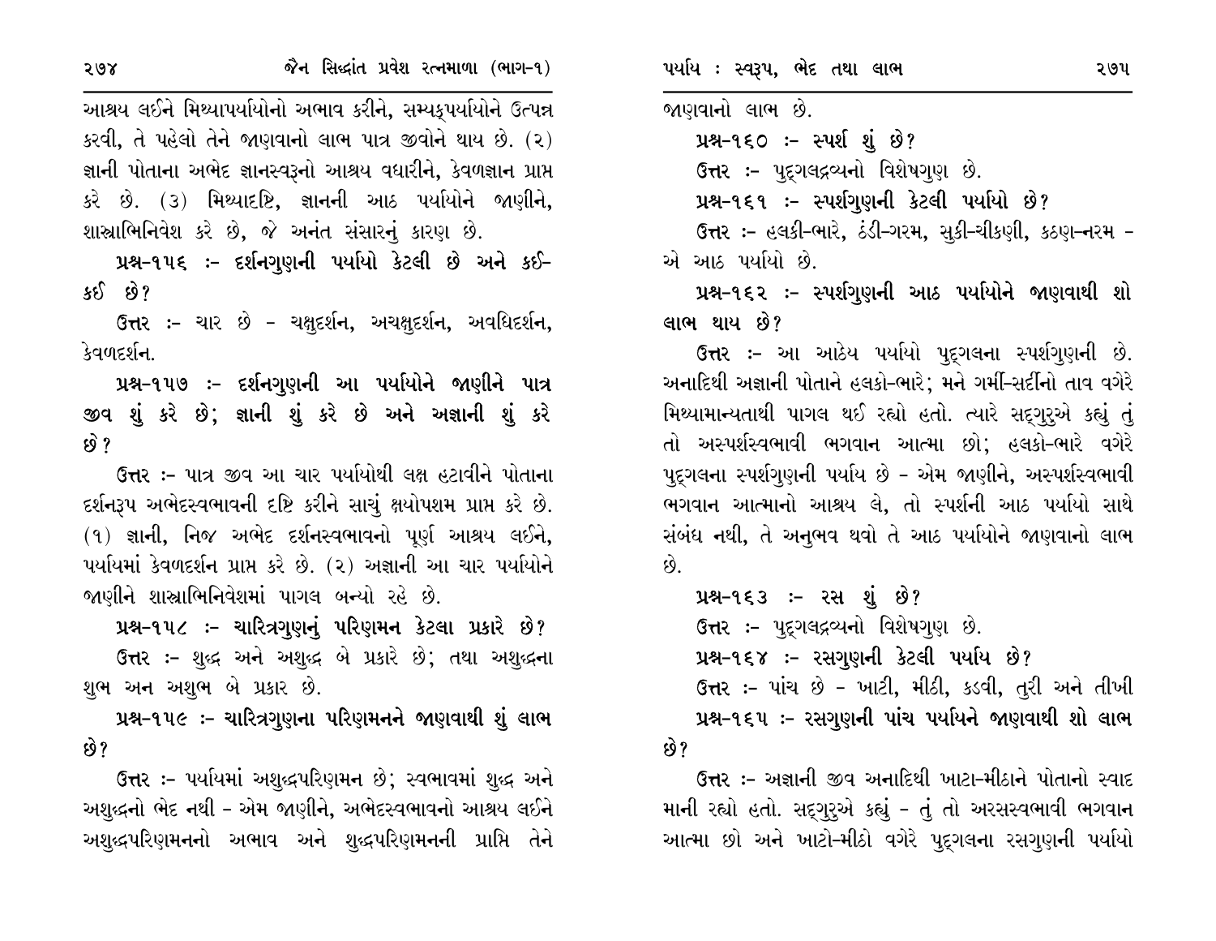આશ્રય લઈને મિથ્યાપર્યાયોનો અભાવ કરીને, સમ્યક્પર્યાયોને ઉત્પન્ન કરવી, તે પહેલો તેને જાણવાનો લાભ પાત્ર જીવોને થાય છે. (૨) જ્ઞાની પોતાના અભેદ જ્ઞાનસ્વરૂનો આશ્રય વધારીને, કેવળજ્ઞાન પ્રાપ્ત કરે છે. (૩) મિથ્યાદષ્ટિ, જ્ઞાનની આઠ પર્યાયોને જાણીને, શાસ્ત્રાભિનિવેશ કરે છે, જે અનંત સંસારનું કારણ છે.

**પ્રશ્ન-૧૫૬ :- દર્શનગુણની પર્યાયો કેટલી છે અને કઈ-કઈ છે?**

**ઉત્તર :-** ચાર છે - ચક્ષુદર્શન, અચક્ષુદર્શન, અવધિદર્શન, કેવળદર્શન.

**પ્રશ્ન-૧૫૭ :- દર્શનગુણની આ પર્યાયોને જાણીને પાત્ર જીવ શું કરે છે; જ્ઞાની શું કરે છે અને અજ્ઞાની શું કરે છે?**

**ઉત્તર :-** પાત્ર જીવ આ ચાર પર્યાયોથી લક્ષ હટાવીને પોતાના દર્શનરૂપ અભેદસ્વભાવની દષ્ટિ કરીને સાચું ક્ષયોપશમ પ્રાપ્ત કરે છે. (૧) જ્ઞાની, નિજ અભેદ દર્શનસ્વભાવનો પૂર્ણ આશ્રય લઈને, પર્યાયમાં કેવળદર્શન પ્રાપ્ત કરે છે. (૨) અજ્ઞાની આ ચાર પર્યાયોને જાણીને શાસ્ત્રાભિનિવેશમાં પાગલ બન્યો રહે છે.

**પ્રશ્ન-૧૫૮ :- ચારિત્રગુણનું પરિણમન કેટલા પ્રકારે છે?**

**ઉત્તર :-** શુદ્ધ અને અશુદ્ધ બે પ્રકારે છે; તથા અશુદ્ધના શુભ અન અશુભ બે પ્રકાર છે.

**પ્રશ્ન-૧૫૯ :- ચારિત્રગુણના પરિણમનને જાણવાથી શું લાભ છે?**

**ઉત્તર :-** પર્યાયમાં અશુદ્ધપરિણમન છે; સ્વભાવમાં શુદ્ધ અને અશુદ્ધનો ભેદ નથી - એમ જાણીને, અભેદસ્વભાવનો આશ્રય લઈને અશુદ્ધપરિણમનનો અભાવ અને શુદ્ધપરિણમનની પ્રાપ્તિ તેને જાણવાનો લાભ છે.

**પ્રશ્ન-૧૬૦ :- સ્પર્શ શું છે?**

**ઉત્તર :-** પુદ્ગલદ્રવ્યનો વિશેષગુણ છે.

**પ્રશ્ન-૧૬૧ :- સ્પર્શગુણની કેટલી પર્યાયો છે?**

**ઉત્તર :-** હલકી-ભારે, ઠંડી-ગરમ, સુકી-ચીકણી, કઠણ-નરમ - એ આઠ પર્યાયો છે.

**પ્રશ્ન-૧૬૨ :- સ્પર્શગુણની આઠ પર્યાયોને જાણવાથી શો લાભ થાય છે?**

**ઉત્તર :-** આ આઠેય પર્યાયો પુદ્ગલના સ્પર્શગુણની છે. અનાદિથી અજ્ઞાની પોતાને હલકો-ભારે; મને ગર્મી-સર્દીનો તાવ વગેરે મિથ્યામાન્યતાથી પાગલ થઈ રહ્યો હતો. ત્યારે સદ્ગુરુએ કહ્યું તું તો અસ્પર્શસ્વભાવી ભગવાન આત્મા છો; હલકો-ભારે વગેરે પુદ્ગલના સ્પર્શગુણની પર્યાય છે - એમ જાણીને, અસ્પર્શસ્વભાવી ભગવાન આત્માનો આશ્રય લે, તો સ્પર્શની આઠ પર્યાયો સાથે સંબંધ નથી, તે અનુભવ થવો તે આઠ પર્યાયોને જાણવાનો લાભ છે.

**પ્રશ્ન-૧૬૩ :- રસ શું છે?**

**ઉત્તર :-** પુદ્ગલદ્રવ્યનો વિશેષગુણ છે.

**પ્રશ્ન-૧૬૪ :- રસગુણની કેટલી પર્યાય છે?**

**ઉત્તર :-** પાંચ છે - ખાટી, મીઠી, કડવી, તુરી અને તીખી

**પ્રશ્ન-૧૬૫ :- રસગુણની પાંચ પર્યાયને જાણવાથી શો લાભ છે?**

**ઉત્તર :-** અજ્ઞાની જીવ અનાદિથી ખાટા-મીઠાને પોતાનો સ્વાદ માની રહ્યો હતો. સદ્ગુરુએ કહ્યું - તું તો અરસસ્વભાવી ભગવાન આત્મા છો અને ખાટો-મીઠો વગેરે પુદ્ગલના રસગુણની પર્યાયો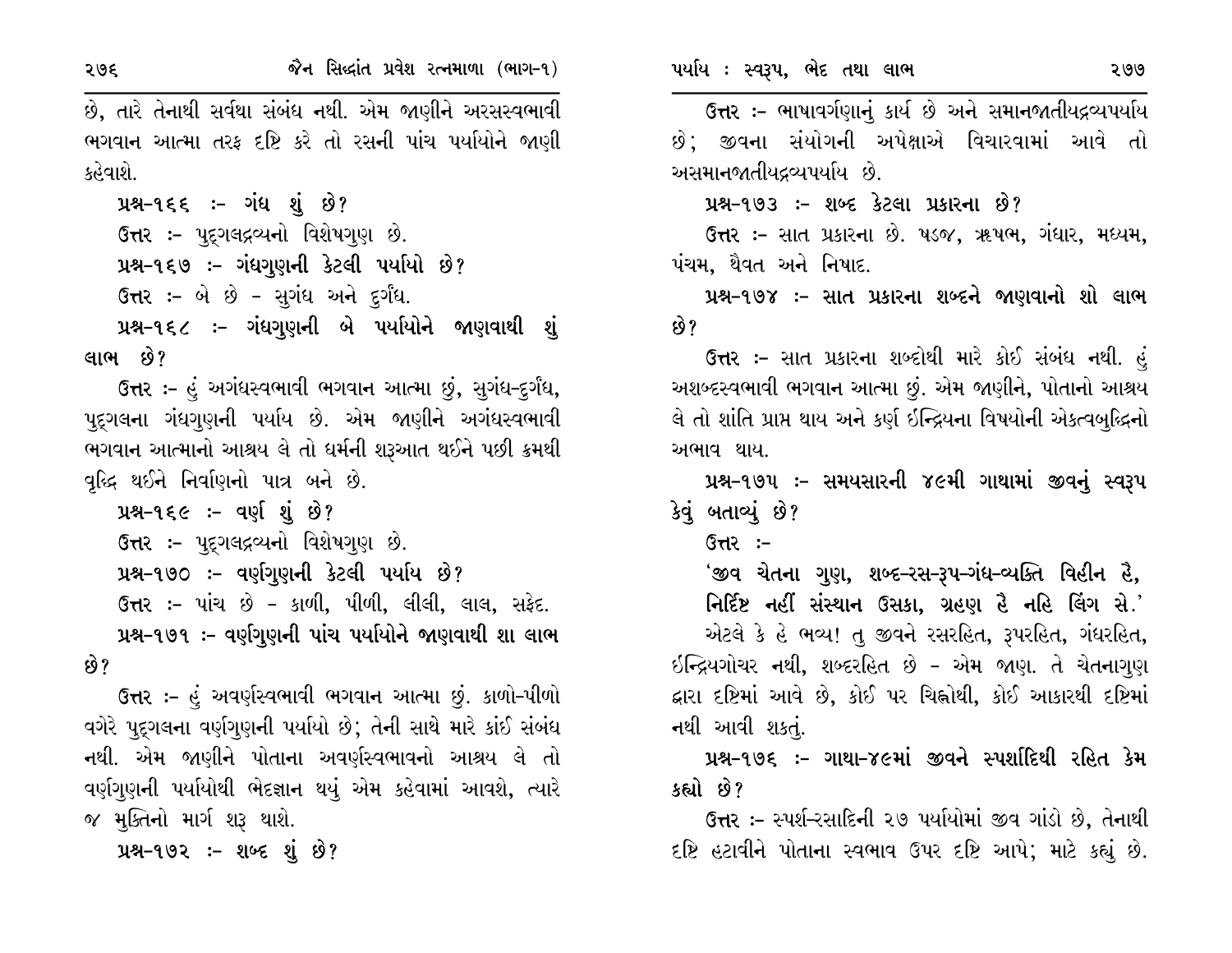છે, તારે તેનાથી સર્વથા સંબંધ નથી. એમ જાણીને અરસસ્વભાવી ભગવાન આત્મા તરફ દૃષ્ટિ કરે તો રસની પાંચ પર્યાયોને જાણી કહેવાશે.

**પ્રશ્ન-૧૬૬ :- ગંધ શું છે?**

**ઉત્તર** :- પુદ્‌ગલદ્રવ્યનો વિશેષગુણ છે.

**પ્રશ્ન-૧૬૭ :- ગંધગુણની કેટલી પર્યાયો છે?**

**ઉત્તર** :- બે છે - સુગંધ અને દુર્ગંધ.

**પ્રશ્ન-૧૬૮ :- ગંધગુણની બે પર્યાયોને જાણવાથી શું લાભ છે?**

**ઉત્તર** :- હું અગંધસ્વભાવી ભગવાન આત્મા છું, સુગંધ-દુર્ગંધ, પુદ્‌ગલના ગંધગુણની પર્યાય છે. એમ જાણીને અગંધસ્વભાવી ભગવાન આત્માનો આશ્રય લે તો ધર્મની શરૂઆત થઈને પછી ક્રમથી વૃદ્ધિ થઈને નિર્વાણનો પાત્ર બને છે.

**પ્રશ્ન-૧૬૯ :- વર્ણ શું છે?**

**ઉત્તર** :- પુદ્‌ગલદ્રવ્યનો વિશેષગુણ છે.

**પ્રશ્ન-૧૭૦ :- વર્ણગુણની કેટલી પર્યાય છે?**

**ઉત્તર** :- પાંચ છે - કાળી, પીળી, લીલી, લાલ, સફેદ.

**પ્રશ્ન-૧૭૧ :- વર્ણગુણની પાંચ પર્યાયોને જાણવાથી શા લાભ છે?**

**ઉત્તર** :- હું અવર્ણસ્વભાવી ભગવાન આત્મા છું. કાળો-પીળો વગેરે પુદ્‌ગલના વર્ણગુણની પર્યાયો છે; તેની સાથે મારે કાંઈ સંબંધ નથી. એમ જાણીને પોતાના અવર્ણસ્વભાવનો આશ્રય લે તો વર્ણગુણની પર્યાયોથી ભેદજ્ઞાન થયું એમ કહેવામાં આવશે, ત્યારે જ મુક્તિનો માર્ગ શરૂ થાશે.

**પ્રશ્ન-૧૭૨ :- શબ્દ શું છે?**

**ઉત્તર** :- ભાષાવર્ગણાનું કાર્ય છે અને સમાનજાતીયદ્રવ્યપર્યાય છે; જીવના સંયોગની અપેક્ષાએ વિચારવામાં આવે તો અસમાનજાતીયદ્રવ્યપર્યાય છે.

**પ્રશ્ન-૧૭૩ :- શબ્દ કેટલા પ્રકારના છે?**

**ઉત્તર** :- સાત પ્રકારના છે. ષડજ, ઋષભ, ગંધાર, મધ્યમ, પંચમ, થૈવત અને નિષાદ.

**પ્રશ્ન-૧૭૪ :- સાત પ્રકારના શબ્દને જાણવાનો શો લાભ છે?**

**ઉત્તર** :- સાત પ્રકારના શબ્દોથી મારે કોઈ સંબંધ નથી. હું અશબ્દસ્વભાવી ભગવાન આત્મા છું. એમ જાણીને, પોતાનો આશ્રય લે તો શાંતિ પ્રાપ્ત થાય અને કર્ણ ઇન્દ્રિયના વિષયોની એકત્વબુદ્ધિનો અભાવ થાય.

**પ્રશ્ન-૧૭૫ :- સમયસારની ૪૯મી ગાથામાં જીવનું સ્વરૂપ કેવું બતાવ્યું છે?**

**ઉત્તર** :-

**'જીવ ચેતના ગુણ, શબ્દ-રસ-રૂપ-ગંધ-વ્યક્તિ વિહીન હૈ,**
**નિર્દિષ્ટ નહીં સંસ્થાન ઉસકા, ગ્રહણ હૈ નહિ લિંગ સે.'**

એટલે કે હે ભવ્ય! તુ જીવને રસરહિત, રૂપરહિત, ગંધરહિત, ઇન્દ્રિયગોચર નથી, શબ્દરહિત છે - એમ જાણ. તે ચેતનાગુણ દ્વારા દૃષ્ટિમાં આવે છે, કોઈ પર ચિહ્નોથી, કોઈ આકારથી દૃષ્ટિમાં નથી આવી શકતું.

**પ્રશ્ન-૧૭૬ :- ગાથા-૪૯માં જીવને સ્પર્શાદિથી રહિત કેમ કહ્યો છે?**

**ઉત્તર** :- સ્પર્શ-રસાદિની ૨૭ પર્યાયોમાં જીવ ગાંડો છે, તેનાથી દૃષ્ટિ હટાવીને પોતાના સ્વભાવ ઉપર દૃષ્ટિ આપે; માટે કહ્યું છે.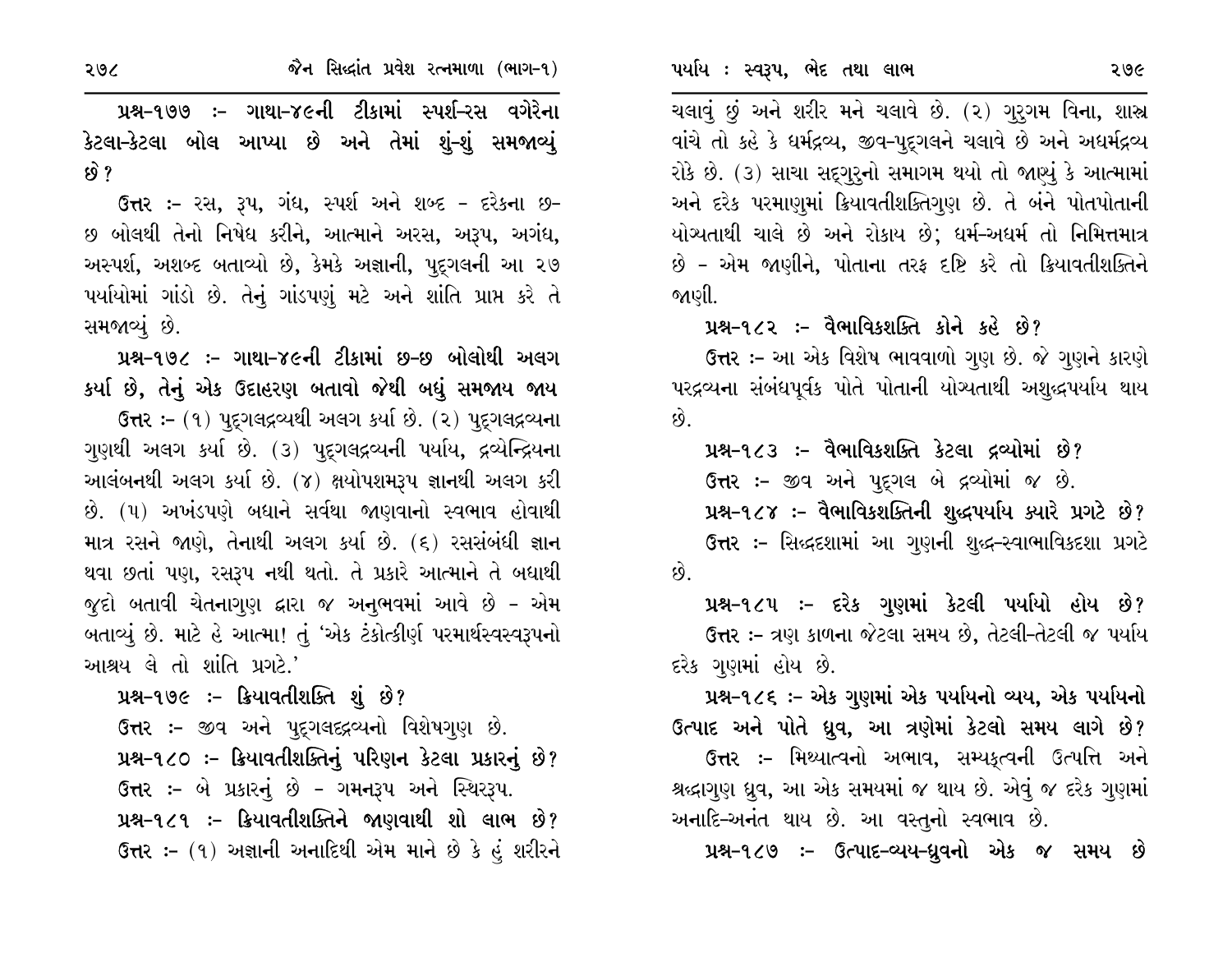**પ્રશ્ન-૧૭૭ :- ગાથા-૪૯ની ટીકામાં સ્પર્શ-રસ વગેરેના કેટલા-કેટલા બોલ આપ્યા છે અને તેમાં શું-શું સમજાવ્યું છે?**

ઉત્તર :- રસ, રૂપ, ગંધ, સ્પર્શ અને શબ્દ - દરેકના છ-છ બોલથી તેનો નિષેધ કરીને, આત્માને અરસ, અરૂપ, અગંધ, અસ્પર્શ, અશબ્દ બતાવ્યો છે, કેમકે અજ્ઞાની, પુદ્ગલની આ ૨૭ પર્યાયોમાં ગાંડો છે. તેનું ગાંડપણું મટે અને શાંતિ પ્રાપ્ત કરે તે સમજાવ્યું છે.

**પ્રશ્ન-૧૭૮ :- ગાથા-૪૯ની ટીકામાં છ-છ બોલોથી અલગ કર્યા છે, તેનું એક ઉદાહરણ બતાવો જેથી બધું સમજાય જાય**

ઉત્તર :- (૧) પુદ્ગલદ્રવ્યથી અલગ કર્યા છે. (૨) પુદ્ગલદ્રવ્યના ગુણથી અલગ કર્યા છે. (૩) પુદ્ગલદ્રવ્યની પર્યાય, દ્રવ્યેન્દ્રિયના આલંબનથી અલગ કર્યા છે. (૪) ક્ષયોપશમરૂપ જ્ઞાનથી અલગ કરી છે. (૫) અખંડપણે બધાને સર્વથા જાણવાનો સ્વભાવ હોવાથી માત્ર રસને જાણે, તેનાથી અલગ કર્યા છે. (૬) રસસંબંધી જ્ઞાન થવા છતાં પણ, રસરૂપ નથી થતો. તે પ્રકારે આત્માને તે બધાથી જુદો બતાવી ચેતનાગુણ દ્વારા જ અનુભવમાં આવે છે - એમ બતાવ્યું છે. માટે હે આત્મા! તું 'એક ટંકોત્કીર્ણ પરમાર્થસ્વરૂપનો આશ્રય લે તો શાંતિ પ્રગટે.'

**પ્રશ્ન-૧૭૯ :- ક્રિયાવતીશક્તિ શું છે?**

ઉત્તર :- જીવ અને પુદ્ગલદ્રવ્યનો વિશેષગુણ છે.

**પ્રશ્ન-૧૮૦ :- ક્રિયાવતીશક્તિનું પરિણન કેટલા પ્રકારનું છે?**

ઉત્તર :- બે પ્રકારનું છે - ગમનરૂપ અને સ્થિરરૂપ.

**પ્રશ્ન-૧૮૧ :- ક્રિયાવતીશક્તિને જાણવાથી શો લાભ છે?**

ઉત્તર :- (૧) અજ્ઞાની અનાદિથી એમ માને છે કે હું શરીરને ચલાવું છું અને શરીર મને ચલાવે છે. (૨) ગુરુગમ વિના, શાસ્ત્ર વાંચે તો કહે કે ધર્મદ્રવ્ય, જીવ-પુદ્ગલને ચલાવે છે અને અધર્મદ્રવ્ય રોકે છે. (૩) સાચા સદ્ગુરુનો સમાગમ થયો તો જાણ્યું કે આત્મામાં અને દરેક પરમાણુમાં ક્રિયાવતીશક્તિગુણ છે. તે બંને પોતપોતાની યોગ્યતાથી ચાલે છે અને રોકાય છે; ધર્મ-અધર્મ તો નિમિત્તમાત્ર છે - એમ જાણીને, પોતાના તરફ દૃષ્ટિ કરે તો ક્રિયાવતીશક્તિને જાણી.

**પ્રશ્ન-૧૮૨ :- વૈભાવિકશક્તિ કોને કહે છે?**

ઉત્તર :- આ એક વિશેષ ભાવવાળો ગુણ છે. જે ગુણને કારણે પરદ્રવ્યના સંબંધપૂર્વક પોતે પોતાની યોગ્યતાથી અશુદ્ધપર્યાય થાય છે.

**પ્રશ્ન-૧૮૩ :- વૈભાવિકશક્તિ કેટલા દ્રવ્યોમાં છે?**

ઉત્તર :- જીવ અને પુદ્ગલ બે દ્રવ્યોમાં જ છે.

**પ્રશ્ન-૧૮૪ :- વૈભાવિકશક્તિની શુદ્ધપર્યાય ક્યારે પ્રગટે છે?**

ઉત્તર :- સિદ્ધદશામાં આ ગુણની શુદ્ધ-સ્વાભાવિકદશા પ્રગટે છે.

**પ્રશ્ન-૧૮૫ :- દરેક ગુણમાં કેટલી પર્યાયો હોય છે?**

ઉત્તર :- ત્રણ કાળના જેટલા સમય છે, તેટલી-તેટલી જ પર્યાય દરેક ગુણમાં હોય છે.

**પ્રશ્ન-૧૮૬ :- એક ગુણમાં એક પર્યાયનો વ્યય, એક પર્યાયનો ઉત્પાદ અને પોતે ધ્રુવ, આ ત્રણેમાં કેટલો સમય લાગે છે?**

ઉત્તર :- મિથ્યાત્વનો અભાવ, સમ્યક્ત્વની ઉત્પત્તિ અને શ્રદ્ધાગુણ ધ્રુવ, આ એક સમયમાં જ થાય છે. એવું જ દરેક ગુણમાં અનાદિ-અનંત થાય છે. આ વસ્તુનો સ્વભાવ છે.

**પ્રશ્ન-૧૮૭ :- ઉત્પાદ-વ્યય-ધ્રુવનો એક જ સમય છે**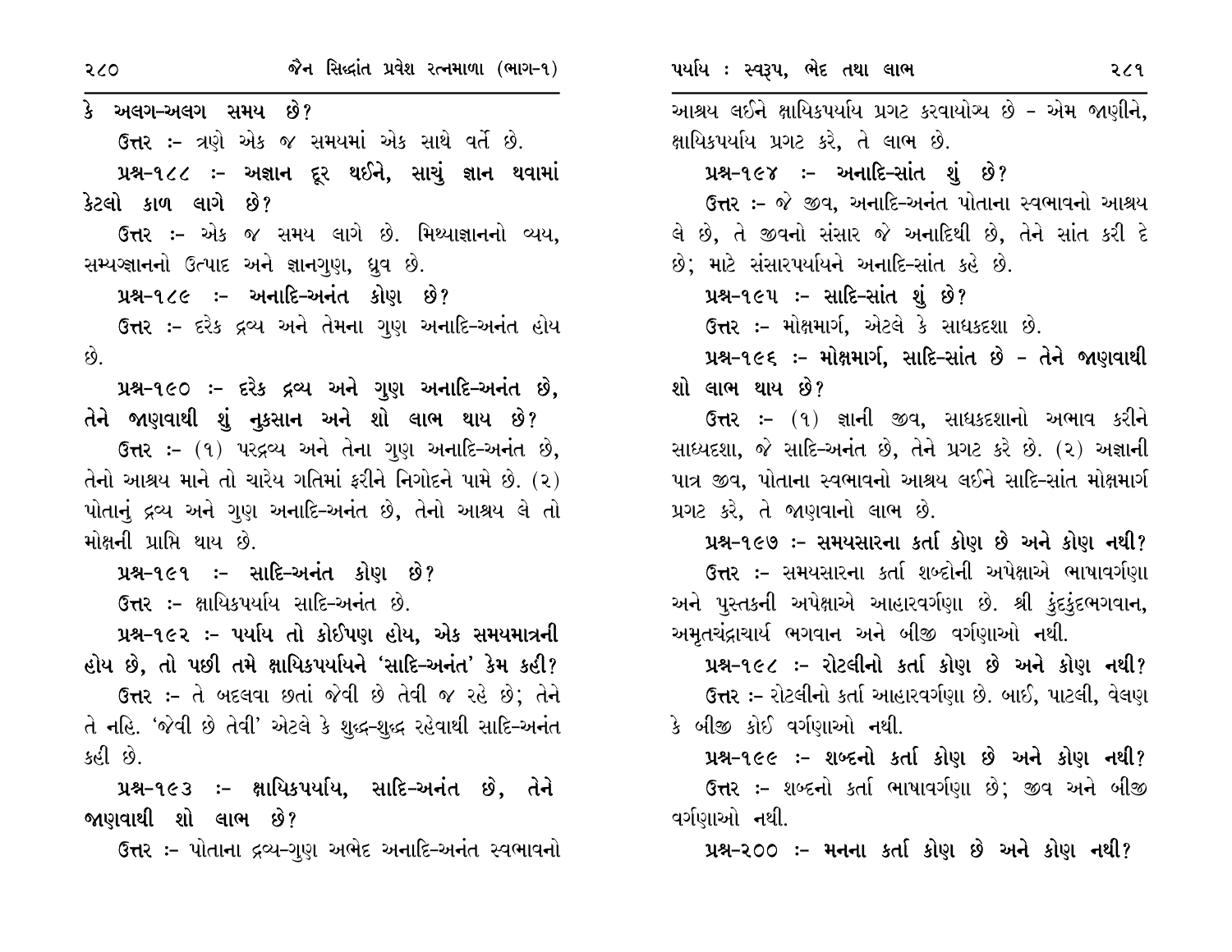કે અલગ-અલગ સમય છે?

ઉત્તર :- ત્રણે એક જ સમયમાં એક સાથે વર્તે છે.

**પ્રશ્ન-૧૮૮ :- અજ્ઞાન દૂર થઈને, સાચું જ્ઞાન થવામાં કેટલો કાળ લાગે છે?**

ઉત્તર :- એક જ સમય લાગે છે. મિથ્યાજ્ઞાનનો વ્યય, સમ્યગ્જ્ઞાનનો ઉત્પાદ અને જ્ઞાનગુણ, ધ્રુવ છે.

**પ્રશ્ન-૧૮૯ :- અનાદિ-અનંત કોણ છે?**

ઉત્તર :- દરેક દ્રવ્ય અને તેમના ગુણ અનાદિ-અનંત હોય છે.

**પ્રશ્ન-૧૯૦ :- દરેક દ્રવ્ય અને ગુણ અનાદિ-અનંત છે, તેને જાણવાથી શું નુકસાન અને શો લાભ થાય છે?**

ઉત્તર :- (૧) પરદ્રવ્ય અને તેના ગુણ અનાદિ-અનંત છે, તેનો આશ્રય માને તો ચારેય ગતિમાં ફરીને નિગોદને પામે છે. (૨) પોતાનું દ્રવ્ય અને ગુણ અનાદિ-અનંત છે, તેનો આશ્રય લે તો મોક્ષની પ્રાપ્તિ થાય છે.

**પ્રશ્ન-૧૯૧ :- સાદિ-અનંત કોણ છે?**

ઉત્તર :- ક્ષાયિકપર્યાય સાદિ-અનંત છે.

**પ્રશ્ન-૧૯૨ :- પર્યાય તો કોઈપણ હોય, એક સમયમાત્રની હોય છે, તો પછી તમે ક્ષાયિકપર્યાયને 'સાદિ-અનંત' કેમ કહી?**

ઉત્તર :- તે બદલવા છતાં જેવી છે તેવી જ રહે છે; તેને તે નહિ. 'જેવી છે તેવી' એટલે કે શુદ્ધ-શુદ્ધ રહેવાથી સાદિ-અનંત કહી છે.

**પ્રશ્ન-૧૯૩ :- ક્ષાયિકપર્યાય, સાદિ-અનંત છે, તેને જાણવાથી શો લાભ છે?**

ઉત્તર :- પોતાના દ્રવ્ય-ગુણ અભેદ અનાદિ-અનંત સ્વભાવનો આશ્રય લઈને ક્ષાયિકપર્યાય પ્રગટ કરવાયોગ્ય છે - એમ જાણીને, ક્ષાયિકપર્યાય પ્રગટ કરે, તે લાભ છે.

**પ્રશ્ન-૧૯૪ :- અનાદિ-સાંત શું છે?**

ઉત્તર :- જે જીવ, અનાદિ-અનંત પોતાના સ્વભાવનો આશ્રય લે છે, તે જીવનો સંસાર જે અનાદિથી છે, તેને સાંત કરી દે છે; માટે સંસારપર્યાયને અનાદિ-સાંત કહે છે.

**પ્રશ્ન-૧૯૫ :- સાદિ-સાંત શું છે?**

ઉત્તર :- મોક્ષમાર્ગ, એટલે કે સાધકદશા છે.

**પ્રશ્ન-૧૯૬ :- મોક્ષમાર્ગ, સાદિ-સાંત છે - તેને જાણવાથી શો લાભ થાય છે?**

ઉત્તર :- (૧) જ્ઞાની જીવ, સાધકદશાનો અભાવ કરીને સાધ્યદશા, જે સાદિ-અનંત છે, તેને પ્રગટ કરે છે. (૨) અજ્ઞાની પાત્ર જીવ, પોતાના સ્વભાવનો આશ્રય લઈને સાદિ-સાંત મોક્ષમાર્ગ પ્રગટ કરે, તે જાણવાનો લાભ છે.

**પ્રશ્ન-૧૯૭ :- સમયસારના કર્તા કોણ છે અને કોણ નથી?**

ઉત્તર :- સમયસારના કર્તા શબ્દોની અપેક્ષાએ ભાષાવર્ગણા અને પુસ્તકની અપેક્ષાએ આહારવર્ગણા છે. શ્રી કુંદકુંદભગવાન, અમૃતચંદ્રાચાર્ય ભગવાન અને બીજી વર્ગણાઓ નથી.

**પ્રશ્ન-૧૯૮ :- રોટલીનો કર્તા કોણ છે અને કોણ નથી?**

ઉત્તર :- રોટલીનો કર્તા આહારવર્ગણા છે. બાઈ, પાટલી, વેલણ કે બીજી કોઈ વર્ગણાઓ નથી.

**પ્રશ્ન-૧૯૯ :- શબ્દનો કર્તા કોણ છે અને કોણ નથી?**

ઉત્તર :- શબ્દનો કર્તા ભાષાવર્ગણા છે; જીવ અને બીજી વર્ગણાઓ નથી.

**પ્રશ્ન-૨૦૦ :- મનના કર્તા કોણ છે અને કોણ નથી?**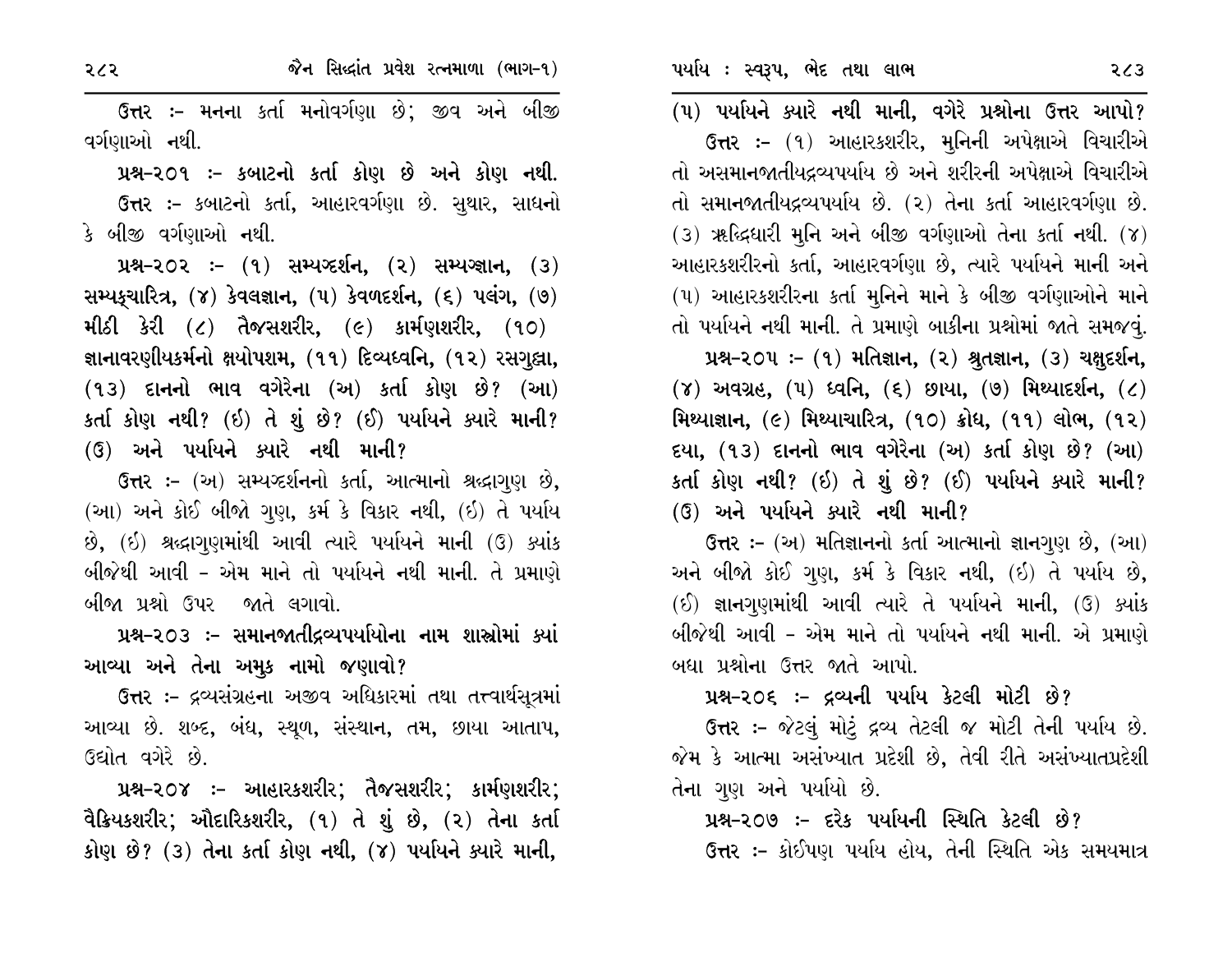**ઉત્તર :-** મનના કર્તા મનોવર્ગણા છે; જીવ અને બીજી વર્ગણાઓ નથી.

**પ્રશ્ન-૨૦૧ :- કબાટનો કર્તા કોણ છે અને કોણ નથી.**

**ઉત્તર :-** કબાટનો કર્તા, આહારવર્ગણા છે. સુથાર, સાધનો કે બીજી વર્ગણાઓ નથી.

**પ્રશ્ન-૨૦૨ :- (૧) સમ્યગ્દર્શન, (૨) સમ્યગ્જ્ઞાન, (૩) સમ્યક્ચારિત્ર, (૪) કેવલજ્ઞાન, (૫) કેવળદર્શન, (૬) પલંગ, (૭) મીઠી કેરી (૮) તૈજસશરીર, (૯) કાર્મણશરીર, (૧૦) જ્ઞાનાવરણીયકર્મનો ક્ષયોપશમ, (૧૧) દિવ્યધ્વનિ, (૧૨) રસગુલ્લા, (૧૩) દાનનો ભાવ વગેરેના (અ) કર્તા કોણ છે? (આ) કર્તા કોણ નથી? (ઇ) તે શું છે? (ઈ) પર્યાયને ક્યારે માની? (ઉ) અને પર્યાયને ક્યારે નથી માની?**

**ઉત્તર :-** (અ) સમ્યગ્દર્શનનો કર્તા, આત્માનો શ્રદ્ધાગુણ છે, (આ) અને કોઈ બીજો ગુણ, કર્મ કે વિકાર નથી, (ઇ) તે પર્યાય છે, (ઈ) શ્રદ્ધાગુણમાંથી આવી ત્યારે પર્યાયને માની (ઉ) ક્યાંક બીજેથી આવી - એમ માને તો પર્યાયને નથી માની. તે પ્રમાણે બીજા પ્રશ્નો ઉપર જાતે લગાવો.

**પ્રશ્ન-૨૦૩ :- સમાનજાતીદ્રવ્યપર્યાયોના નામ શાસ્ત્રોમાં ક્યાં આવ્યા અને તેના અમુક નામો જણાવો?**

**ઉત્તર :-** દ્રવ્યસંગ્રહના અજીવ અધિકારમાં તથા તત્ત્વાર્થસૂત્રમાં આવ્યા છે. શબ્દ, બંધ, સ્થૂળ, સંસ્થાન, તમ, છાયા આતાપ, ઉદ્યોત વગેરે છે.

**પ્રશ્ન-૨૦૪ :- આહારકશરીર; તૈજસશરીર; કાર્મણશરીર; વૈક્રિયકશરીર; ઔદારિકશરીર, (૧) તે શું છે, (૨) તેના કર્તા કોણ છે? (૩) તેના કર્તા કોણ નથી, (૪) પર્યાયને ક્યારે માની, (૫) પર્યાયને ક્યારે નથી માની, વગેરે પ્રશ્નોના ઉત્તર આપો?**

**ઉત્તર :-** (૧) આહારકશરીર, મુનિની અપેક્ષાએ વિચારીએ તો અસમાનજાતીયદ્રવ્યપર્યાય છે અને શરીરની અપેક્ષાએ વિચારીએ તો સમાનજાતીયદ્રવ્યપર્યાય છે. (૨) તેના કર્તા આહારવર્ગણા છે. (૩) ઋદ્ધિધારી મુનિ અને બીજી વર્ગણાઓ તેના કર્તા નથી. (૪) આહારકશરીરનો કર્તા, આહારવર્ગણા છે, ત્યારે પર્યાયને માની અને (૫) આહારકશરીરના કર્તા મુનિને માને કે બીજી વર્ગણાઓને માને તો પર્યાયને નથી માની. તે પ્રમાણે બાકીના પ્રશ્નોમાં જાતે સમજવું.

**પ્રશ્ન-૨૦૫ :- (૧) મતિજ્ઞાન, (૨) શ્રુતજ્ઞાન, (૩) ચક્ષુદર્શન, (૪) અવગ્રહ, (૫) ધ્વનિ, (૬) છાયા, (૭) મિથ્યાદર્શન, (૮) મિથ્યાજ્ઞાન, (૯) મિથ્યાચારિત્ર, (૧૦) ક્રોધ, (૧૧) લોભ, (૧૨) દયા, (૧૩) દાનનો ભાવ વગેરેના (અ) કર્તા કોણ છે? (આ) કર્તા કોણ નથી? (ઇ) તે શું છે? (ઈ) પર્યાયને ક્યારે માની? (ઉ) અને પર્યાયને ક્યારે નથી માની?**

**ઉત્તર :-** (અ) મતિજ્ઞાનનો કર્તા આત્માનો જ્ઞાનગુણ છે, (આ) અને બીજો કોઈ ગુણ, કર્મ કે વિકાર નથી, (ઇ) તે પર્યાય છે, (ઈ) જ્ઞાનગુણમાંથી આવી ત્યારે તે પર્યાયને માની, (ઉ) ક્યાંક બીજેથી આવી - એમ માને તો પર્યાયને નથી માની. એ પ્રમાણે બધા પ્રશ્નોના ઉત્તર જાતે આપો.

**પ્રશ્ન-૨૦૬ :- દ્રવ્યની પર્યાય કેટલી મોટી છે?**

**ઉત્તર :-** જેટલું મોટું દ્રવ્ય તેટલી જ મોટી તેની પર્યાય છે. જેમ કે આત્મા અસંખ્યાત પ્રદેશી છે, તેવી રીતે અસંખ્યાતપ્રદેશી તેના ગુણ અને પર્યાયો છે.

**પ્રશ્ન-૨૦૭ :- દરેક પર્યાયની સ્થિતિ કેટલી છે?**

**ઉત્તર :-** કોઈપણ પર્યાય હોય, તેની સ્થિતિ એક સમયમાત્ર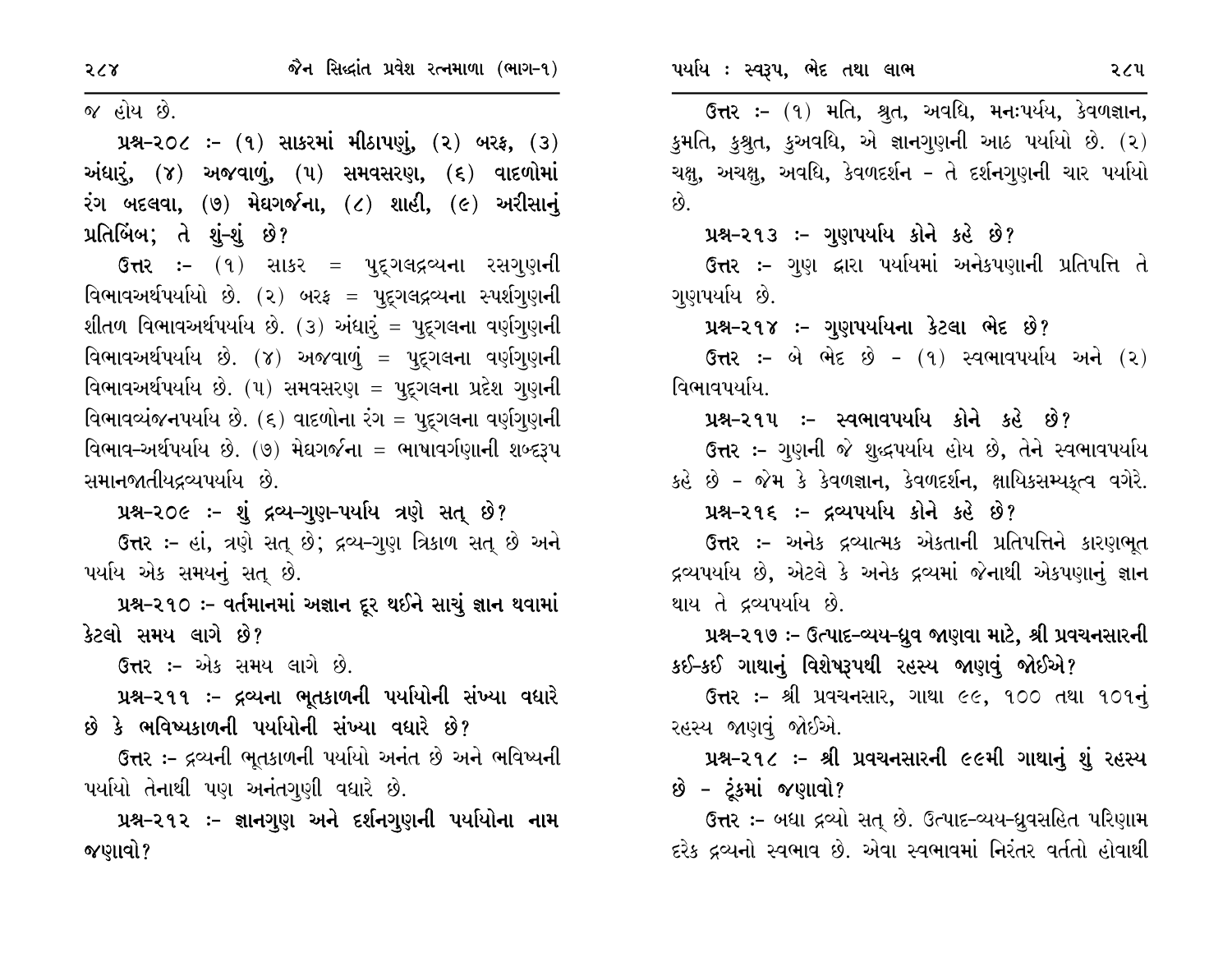જ હોય છે.

**પ્રશ્ન-૨૦૮ :- (૧) સાકરમાં મીઠાપણું, (૨) બરફ, (૩) અંધારું, (૪) અજવાળું, (૫) સમવસરણ, (૬) વાદળોમાં રંગ બદલવા, (૭) મેઘગર્જના, (૮) શાહી, (૯) અરીસાનું પ્રતિબિંબ; તે શું-શું છે?**

**ઉત્તર :-** (૧) સાકર = પુદ્‌ગલદ્રવ્યના રસગુણની વિભાવઅર્થપર્યાયો છે. (૨) બરફ = પુદ્‌ગલદ્રવ્યના સ્પર્શગુણની શીતળ વિભાવઅર્થપર્યાય છે. (૩) અંધારું = પુદ્‌ગલના વર્ણગુણની વિભાવઅર્થપર્યાય છે. (૪) અજવાળું = પુદ્‌ગલના વર્ણગુણની વિભાવઅર્થપર્યાય છે. (૫) સમવસરણ = પુદ્‌ગલના પ્રદેશ ગુણની વિભાવવ્યંજનપર્યાય છે. (૬) વાદળોના રંગ = પુદ્‌ગલના વર્ણગુણની વિભાવ-અર્થપર્યાય છે. (૭) મેઘગર્જના = ભાષાવર્ગણાની શબ્દરૂપ સમાનજાતીયદ્રવ્યપર્યાય છે.

**પ્રશ્ન-૨૦૯ :- શું દ્રવ્ય-ગુણ-પર્યાય ત્રણે સત્ છે?**

**ઉત્તર :-** હાં, ત્રણે સત્ છે; દ્રવ્ય-ગુણ ત્રિકાળ સત્ છે અને પર્યાય એક સમયનું સત્ છે.

**પ્રશ્ન-૨૧૦ :- વર્તમાનમાં અજ્ઞાન દૂર થઈને સાચું જ્ઞાન થવામાં કેટલો સમય લાગે છે?**

**ઉત્તર :-** એક સમય લાગે છે.

**પ્રશ્ન-૨૧૧ :- દ્રવ્યના ભૂતકાળની પર્યાયોની સંખ્યા વધારે છે કે ભવિષ્યકાળની પર્યાયોની સંખ્યા વધારે છે?**

**ઉત્તર :-** દ્રવ્યની ભૂતકાળની પર્યાયો અનંત છે અને ભવિષ્યની પર્યાયો તેનાથી પણ અનંતગુણી વધારે છે.

**પ્રશ્ન-૨૧૨ :- જ્ઞાનગુણ અને દર્શનગુણની પર્યાયોના નામ જણાવો?**

**ઉત્તર :-** (૧) મતિ, શ્રુત, અવધિ, મનઃપર્યય, કેવળજ્ઞાન, કુમતિ, કુશ્રુત, કુઅવધિ, એ જ્ઞાનગુણની આઠ પર્યાયો છે. (૨) ચક્ષુ, અચક્ષુ, અવધિ, કેવળદર્શન – તે દર્શનગુણની ચાર પર્યાયો છે.

**પ્રશ્ન-૨૧૩ :- ગુણપર્યાય કોને કહે છે?**

**ઉત્તર :-** ગુણ દ્વારા પર્યાયમાં અનેકપણાની પ્રતિપત્તિ તે ગુણપર્યાય છે.

**પ્રશ્ન-૨૧૪ :- ગુણપર્યાયના કેટલા ભેદ છે?**

**ઉત્તર :-** બે ભેદ છે – (૧) સ્વભાવપર્યાય અને (૨) વિભાવપર્યાય.

**પ્રશ્ન-૨૧૫ :- સ્વભાવપર્યાય કોને કહે છે?**

**ઉત્તર :-** ગુણની જે શુદ્ધપર્યાય હોય છે, તેને સ્વભાવપર્યાય કહે છે – જેમ કે કેવળજ્ઞાન, કેવળદર્શન, ક્ષાયિકસમ્યક્ત્વ વગેરે.

**પ્રશ્ન-૨૧૬ :- દ્રવ્યપર્યાય કોને કહે છે?**

**ઉત્તર :-** અનેક દ્રવ્યાત્મક એકતાની પ્રતિપત્તિને કારણભૂત દ્રવ્યપર્યાય છે, એટલે કે અનેક દ્રવ્યમાં જેનાથી એકપણાનું જ્ઞાન થાય તે દ્રવ્યપર્યાય છે.

**પ્રશ્ન-૨૧૭ :- ઉત્પાદ-વ્યય-ધ્રુવ જાણવા માટે, શ્રી પ્રવચનસારની કઈ-કઈ ગાથાનું વિશેષરૂપથી રહસ્ય જાણવું જોઈએ?**

**ઉત્તર :-** શ્રી પ્રવચનસાર, ગાથા ૯૯, ૧૦૦ તથા ૧૦૧નું રહસ્ય જાણવું જોઈએ.

**પ્રશ્ન-૨૧૮ :- શ્રી પ્રવચનસારની ૯૯મી ગાથાનું શું રહસ્ય છે – ટૂંકમાં જણાવો?**

**ઉત્તર :-** બધા દ્રવ્યો સત્ છે. ઉત્પાદ-વ્યય-ધ્રુવસહિત પરિણામ દરેક દ્રવ્યનો સ્વભાવ છે. એવા સ્વભાવમાં નિરંતર વર્તતો હોવાથી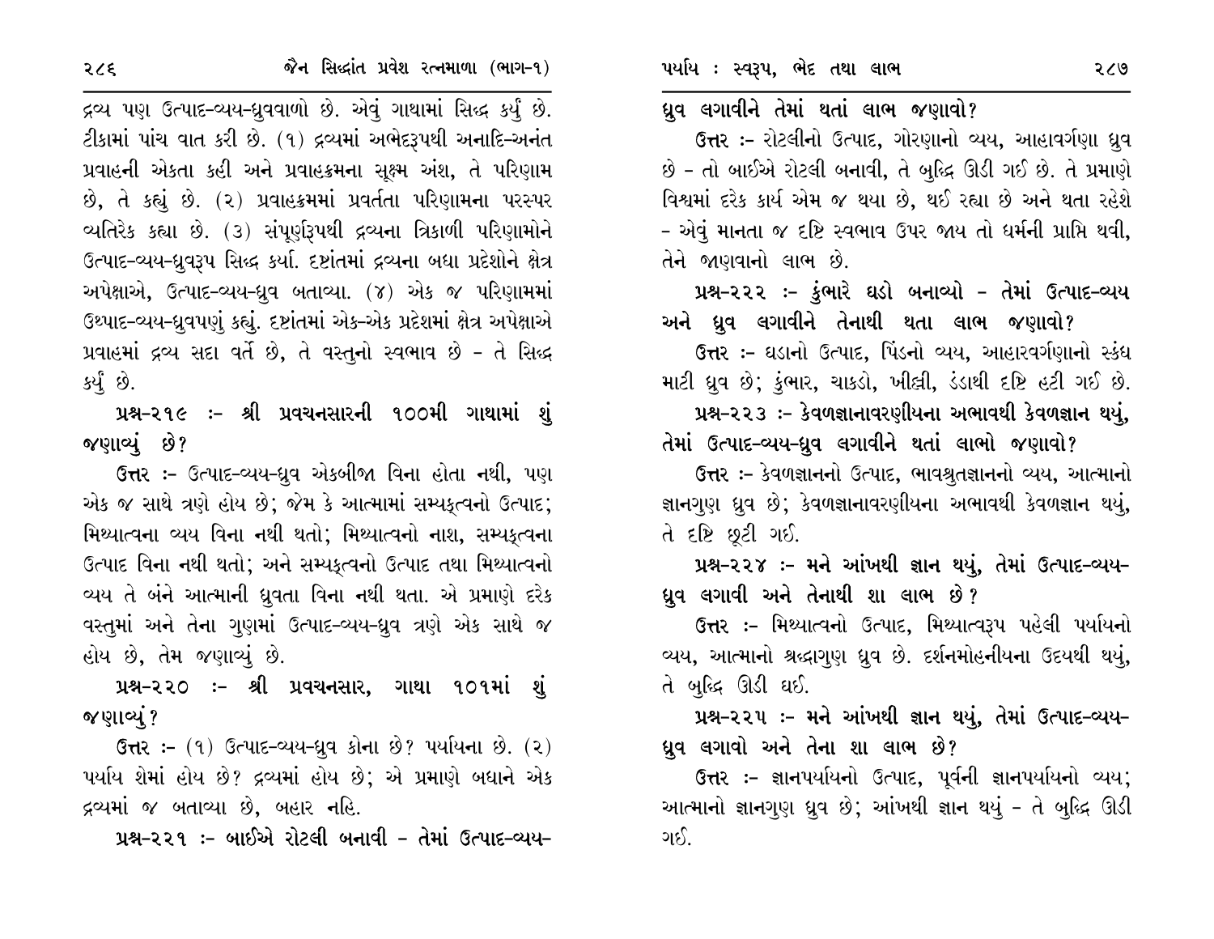દ્રવ્ય પણ ઉત્પાદ-વ્યય-ધ્રુવવાળો છે. એવું ગાથામાં સિદ્ધ કર્યું છે. ટીકામાં પાંચ વાત કરી છે. (૧) દ્રવ્યમાં અભેદરૂપથી અનાદિ-અનંત પ્રવાહની એકતા કહી અને પ્રવાહક્રમના સૂક્ષ્મ અંશ, તે પરિણામ છે, તે કહ્યું છે. (૨) પ્રવાહક્રમમાં પ્રવર્તતા પરિણામના પરસ્પર વ્યતિરેક કહ્યા છે. (૩) સંપૂર્ણરૂપથી દ્રવ્યના ત્રિકાળી પરિણામોને ઉત્પાદ-વ્યય-ધ્રુવરૂપ સિદ્ધ કર્યા. દૃષ્ટાંતમાં દ્રવ્યના બધા પ્રદેશોને ક્ષેત્ર અપેક્ષાએ, ઉત્પાદ-વ્યય-ધ્રુવ બતાવ્યા. (૪) એક જ પરિણામમાં ઉથ્પાદ-વ્યય-ધ્રુવપણું કહ્યું. દૃષ્ટાંતમાં એક-એક પ્રદેશમાં ક્ષેત્ર અપેક્ષાએ પ્રવાહમાં દ્રવ્ય સદા વર્તે છે, તે વસ્તુનો સ્વભાવ છે - તે સિદ્ધ કર્યું છે.

**પ્રશ્ન-૨૧૯ :- શ્રી પ્રવચનસારની ૧૦૦મી ગાથામાં શું જણાવ્યું છે?**

**ઉત્તર :-** ઉત્પાદ-વ્યય-ધ્રુવ એકબીજા વિના હોતા નથી, પણ એક જ સાથે ત્રણે હોય છે; જેમ કે આત્મામાં સમ્યક્ત્વનો ઉત્પાદ; મિથ્યાત્વના વ્યય વિના નથી થતો; મિથ્યાત્વનો નાશ, સમ્યક્ત્વના ઉત્પાદ વિના નથી થતો; અને સમ્યક્ત્વનો ઉત્પાદ તથા મિથ્યાત્વનો વ્યય તે બંને આત્માની ધ્રુવતા વિના નથી થતા. એ પ્રમાણે દરેક વસ્તુમાં અને તેના ગુણમાં ઉત્પાદ-વ્યય-ધ્રુવ ત્રણે એક સાથે જ હોય છે, તેમ જણાવ્યું છે.

**પ્રશ્ન-૨૨૦ :- શ્રી પ્રવચનસાર, ગાથા ૧૦૧માં શું જણાવ્યું?**

**ઉત્તર :-** (૧) ઉત્પાદ-વ્યય-ધ્રુવ કોના છે? પર્યાયના છે. (૨) પર્યાય શેમાં હોય છે? દ્રવ્યમાં હોય છે; એ પ્રમાણે બધાને એક દ્રવ્યમાં જ બતાવ્યા છે, બહાર નહિ.

**પ્રશ્ન-૨૨૧ :- બાઈએ રોટલી બનાવી - તેમાં ઉત્પાદ-વ્યય-ધ્રુવ લગાવીને તેમાં થતાં લાભ જણાવો?**

**ઉત્તર :-** રોટલીનો ઉત્પાદ, ગોરણાનો વ્યય, આહાવર્ગણા ધ્રુવ છે - તો બાઈએ રોટલી બનાવી, તે બુદ્ધિ ઊડી ગઈ છે. તે પ્રમાણે વિશ્વમાં દરેક કાર્ય એમ જ થયા છે, થઈ રહ્યા છે અને થતા રહેશે - એવું માનતા જ દૃષ્ટિ સ્વભાવ ઉપર જાય તો ધર્મની પ્રાપ્તિ થવી, તેને જાણવાનો લાભ છે.

**પ્રશ્ન-૨૨૨ :- કુંભારે ઘડો બનાવ્યો - તેમાં ઉત્પાદ-વ્યય અને ધ્રુવ લગાવીને તેનાથી થતા લાભ જણાવો?**

**ઉત્તર :-** ઘડાનો ઉત્પાદ, પિંડનો વ્યય, આહારવર્ગણાનો સ્કંધ માટી ધ્રુવ છે; કુંભાર, ચાકડો, ખીલ્લી, ડંડાથી દૃષ્ટિ હટી ગઈ છે.

**પ્રશ્ન-૨૨૩ :- કેવળજ્ઞાનાવરણીયના અભાવથી કેવળજ્ઞાન થયું, તેમાં ઉત્પાદ-વ્યય-ધ્રુવ લગાવીને થતાં લાભો જણાવો?**

**ઉત્તર :-** કેવળજ્ઞાનનો ઉત્પાદ, ભાવશ્રુતજ્ઞાનનો વ્યય, આત્માનો જ્ઞાનગુણ ધ્રુવ છે; કેવળજ્ઞાનાવરણીયના અભાવથી કેવળજ્ઞાન થયું, તે દૃષ્ટિ છૂટી ગઈ.

**પ્રશ્ન-૨૨૪ :- મને આંખથી જ્ઞાન થયું, તેમાં ઉત્પાદ-વ્યય-ધ્રુવ લગાવી અને તેનાથી શા લાભ છે?**

**ઉત્તર :-** મિથ્યાત્વનો ઉત્પાદ, મિથ્યાત્વરૂપ પહેલી પર્યાયનો વ્યય, આત્માનો શ્રદ્ધાગુણ ધ્રુવ છે. દર્શનમોહનીયના ઉદયથી થયું, તે બુદ્ધિ ઊડી ઘઈ.

**પ્રશ્ન-૨૨૫ :- મને આંખથી જ્ઞાન થયું, તેમાં ઉત્પાદ-વ્યય-ધ્રુવ લગાવો અને તેના શા લાભ છે?**

**ઉત્તર :-** જ્ઞાનપર્યાયનો ઉત્પાદ, પૂર્વની જ્ઞાનપર્યાયનો વ્યય; આત્માનો જ્ઞાનગુણ ધ્રુવ છે; આંખથી જ્ઞાન થયું - તે બુદ્ધિ ઊડી ગઈ.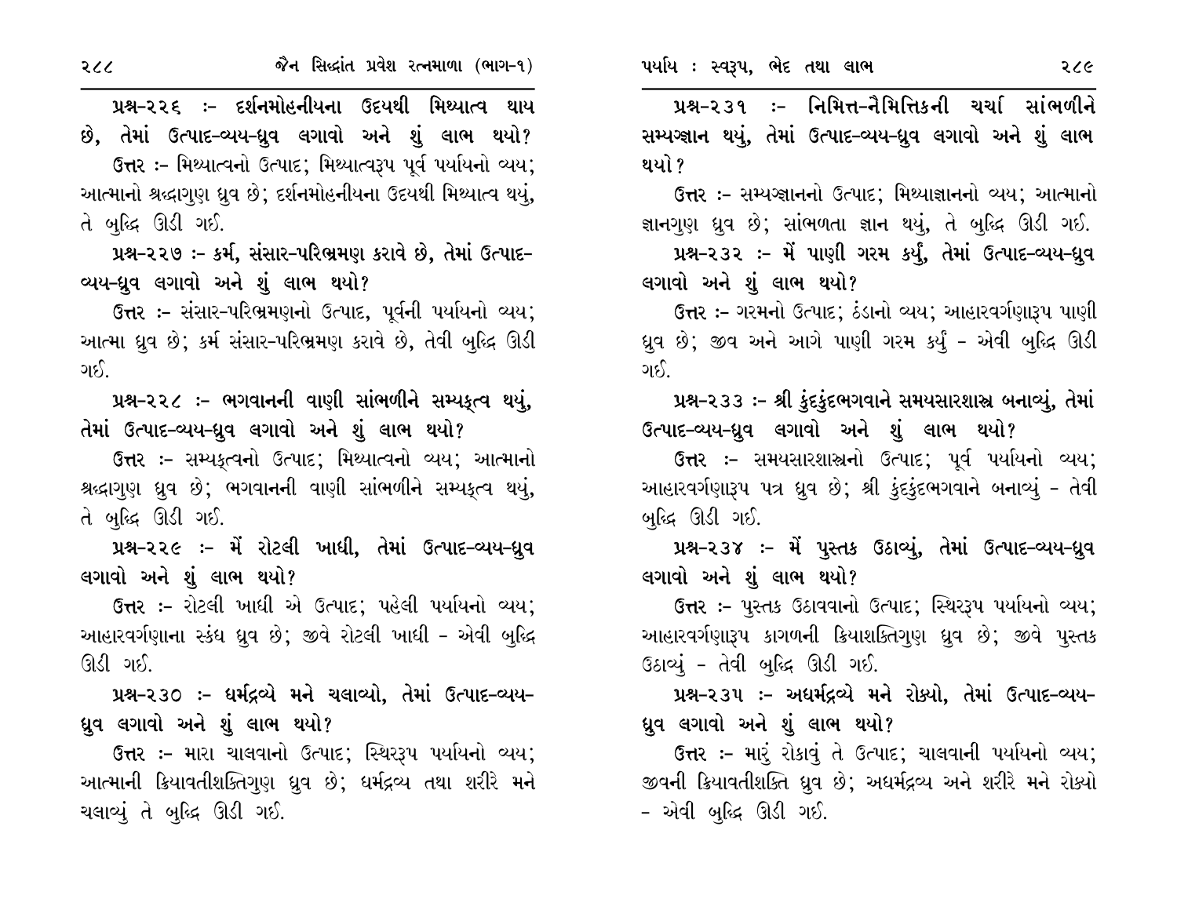**પ્રશ્ન-૨૨૬ :- દર્શનમોહનીયના ઉદયથી મિથ્યાત્વ થાય છે, તેમાં ઉત્પાદ-વ્યય-ધ્રુવ લગાવો અને શું લાભ થયો?**

ઉત્તર :- મિથ્યાત્વનો ઉત્પાદ; મિથ્યાત્વરૂપ પૂર્વ પર્યાયનો વ્યય; આત્માનો શ્રદ્ધાગુણ ધ્રુવ છે; દર્શનમોહનીયના ઉદયથી મિથ્યાત્વ થયું, તે બુદ્ધિ ઊડી ગઈ.

**પ્રશ્ન-૨૨૭ :- કર્મ, સંસાર-પરિભ્રમણ કરાવે છે, તેમાં ઉત્પાદ-વ્યય-ધ્રુવ લગાવો અને શું લાભ થયો?**

ઉત્તર :- સંસાર-પરિભ્રમણનો ઉત્પાદ, પૂર્વની પર્યાયનો વ્યય; આત્મા ધ્રુવ છે; કર્મ સંસાર-પરિભ્રમણ કરાવે છે, તેવી બુદ્ધિ ઊડી ગઈ.

**પ્રશ્ન-૨૨૮ :- ભગવાનની વાણી સાંભળીને સમ્યક્ત્વ થયું, તેમાં ઉત્પાદ-વ્યય-ધ્રુવ લગાવો અને શું લાભ થયો?**

ઉત્તર :- સમ્યક્ત્વનો ઉત્પાદ; મિથ્યાત્વનો વ્યય; આત્માનો શ્રદ્ધાગુણ ધ્રુવ છે; ભગવાનની વાણી સાંભળીને સમ્યક્ત્વ થયું, તે બુદ્ધિ ઊડી ગઈ.

**પ્રશ્ન-૨૨૯ :- મેં રોટલી ખાધી, તેમાં ઉત્પાદ-વ્યય-ધ્રુવ લગાવો અને શું લાભ થયો?**

ઉત્તર :- રોટલી ખાધી એ ઉત્પાદ; પહેલી પર્યાયનો વ્યય; આહારવર્ગણાના સ્કંધ ધ્રુવ છે; જીવે રોટલી ખાધી - એવી બુદ્ધિ ઊડી ગઈ.

**પ્રશ્ન-૨૩૦ :- ધર્મદ્રવ્યે મને ચલાવ્યો, તેમાં ઉત્પાદ-વ્યય-ધ્રુવ લગાવો અને શું લાભ થયો?**

ઉત્તર :- મારા ચાલવાનો ઉત્પાદ; સ્થિરરૂપ પર્યાયનો વ્યય; આત્માની ક્રિયાવતીશક્તિગુણ ધ્રુવ છે; ધર્મદ્રવ્ય તથા શરીરે મને ચલાવ્યું તે બુદ્ધિ ઊડી ગઈ.

**પ્રશ્ન-૨૩૧ :- નિમિત્ત-નૈમિત્તિકની ચર્ચા સાંભળીને સમ્યગ્જ્ઞાન થયું, તેમાં ઉત્પાદ-વ્યય-ધ્રુવ લગાવો અને શું લાભ થયો?**

ઉત્તર :- સમ્યગ્જ્ઞાનનો ઉત્પાદ; મિથ્યાજ્ઞાનનો વ્યય; આત્માનો જ્ઞાનગુણ ધ્રુવ છે; સાંભળતા જ્ઞાન થયું, તે બુદ્ધિ ઊડી ગઈ.

**પ્રશ્ન-૨૩૨ :- મેં પાણી ગરમ કર્યું, તેમાં ઉત્પાદ-વ્યય-ધ્રુવ લગાવો અને શું લાભ થયો?**

ઉત્તર :- ગરમનો ઉત્પાદ; ઠંડાનો વ્યય; આહારવર્ગણારૂપ પાણી ધ્રુવ છે; જીવ અને આગે પાણી ગરમ કર્યું - એવી બુદ્ધિ ઊડી ગઈ.

**પ્રશ્ન-૨૩૩ :- શ્રી કુંદકુંદભગવાને સમયસારશાસ્ત્ર બનાવ્યું, તેમાં ઉત્પાદ-વ્યય-ધ્રુવ લગાવો અને શું લાભ થયો?**

ઉત્તર :- સમયસારશાસ્ત્રનો ઉત્પાદ; પૂર્વ પર્યાયનો વ્યય; આહારવર્ગણારૂપ પત્ર ધ્રુવ છે; શ્રી કુંદકુંદભગવાને બનાવ્યું - તેવી બુદ્ધિ ઊડી ગઈ.

**પ્રશ્ન-૨૩૪ :- મેં પુસ્તક ઉઠાવ્યું, તેમાં ઉત્પાદ-વ્યય-ધ્રુવ લગાવો અને શું લાભ થયો?**

ઉત્તર :- પુસ્તક ઉઠાવવાનો ઉત્પાદ; સ્થિરરૂપ પર્યાયનો વ્યય; આહારવર્ગણારૂપ કાગળની ક્રિયાશક્તિગુણ ધ્રુવ છે; જીવે પુસ્તક ઉઠાવ્યું - તેવી બુદ્ધિ ઊડી ગઈ.

**પ્રશ્ન-૨૩૫ :- અધર્મદ્રવ્યે મને રોક્યો, તેમાં ઉત્પાદ-વ્યય-ધ્રુવ લગાવો અને શું લાભ થયો?**

ઉત્તર :- મારું રોકાવું તે ઉત્પાદ; ચાલવાની પર્યાયનો વ્યય; જીવની ક્રિયાવતીશક્તિ ધ્રુવ છે; અધર્મદ્રવ્ય અને શરીરે મને રોક્યો - એવી બુદ્ધિ ઊડી ગઈ.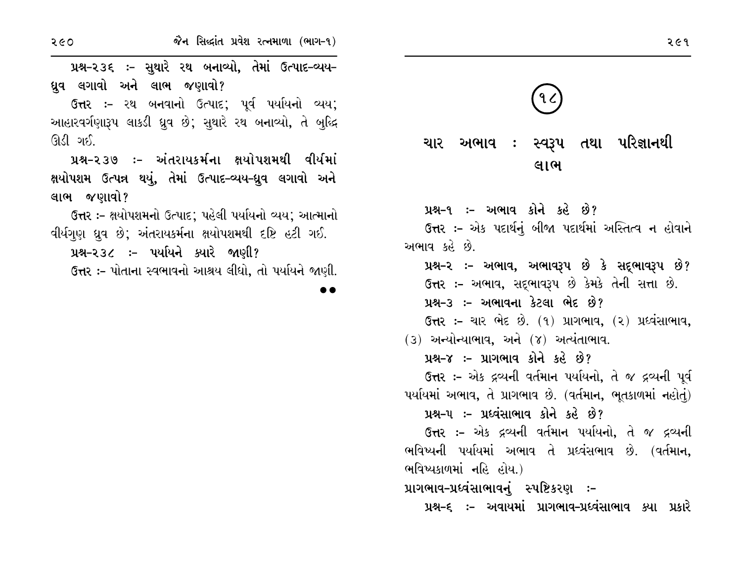**પ્રશ્ન-૨૩૬ :- સુથારે રથ બનાવ્યો, તેમાં ઉત્પાદ-વ્યય-ધ્રુવ લગાવો અને લાભ જણાવો?**

**ઉત્તર** :- રથ બનવાનો ઉત્પાદ; પૂર્વ પર્યાયનો વ્યય; આહારવર્ગણારૂપ લાકડી ધ્રુવ છે; સુથારે રથ બનાવ્યો, તે બુદ્ધિ ઊડી ગઈ.

**પ્રશ્ન-૨૩૭ :- અંતરાયકર્મના ક્ષયોપશમથી વીર્યમાં ક્ષયોપશમ ઉત્પન્ન થયું, તેમાં ઉત્પાદ-વ્યય-ધ્રુવ લગાવો અને લાભ જણાવો?**

**ઉત્તર** :- ક્ષયોપશમનો ઉત્પાદ; પહેલી પર્યાયનો વ્યય; આત્માનો વીર્યગુણ ધ્રુવ છે; અંતરાયકર્મના ક્ષયોપશમથી દષ્ટિ હટી ગઈ.

**પ્રશ્ન-૨૩૮ :- પર્યાયને ક્યારે જાણી?**

**ઉત્તર** :- પોતાના સ્વભાવનો આશ્રય લીધો, તો પર્યાયને જાણી.

●●

## (૧૮)

# ચાર અભાવ : સ્વરૂપ તથા પરિજ્ઞાનથી લાભ

**પ્રશ્ન-૧ :- અભાવ કોને કહે છે?**

**ઉત્તર** :- એક પદાર્થનું બીજા પદાર્થમાં અસ્તિત્વ ન હોવાને અભાવ કહે છે.

**પ્રશ્ન-૨ :- અભાવ, અભાવરૂપ છે કે સદ્ભાવરૂપ છે?**

**ઉત્તર** :- અભાવ, સદ્ભાવરૂપ છે કેમકે તેની સત્તા છે.

**પ્રશ્ન-૩ :- અભાવના કેટલા ભેદ છે?**

**ઉત્તર** :- ચાર ભેદ છે. (૧) પ્રાગભાવ, (૨) પ્રધ્વંસાભાવ, (૩) અન્યોન્યાભાવ, અને (૪) અત્યંતાભાવ.

**પ્રશ્ન-૪ :- પ્રાગભાવ કોને કહે છે?**

**ઉત્તર** :- એક દ્રવ્યની વર્તમાન પર્યાયનો, તે જ દ્રવ્યની પૂર્વ પર્યાયમાં અભાવ, તે પ્રાગભાવ છે. (વર્તમાન, ભૂતકાળમાં નહોતું)

**પ્રશ્ન-૫ :- પ્રધ્વંસાભાવ કોને કહે છે?**

**ઉત્તર** :- એક દ્રવ્યની વર્તમાન પર્યાયનો, તે જ દ્રવ્યની ભવિષ્યની પર્યાયમાં અભાવ તે પ્રધ્વંસભાવ છે. (વર્તમાન, ભવિષ્યકાળમાં નહિ હોય.)

**પ્રાગભાવ-પ્રધ્વંસાભાવનું સ્પષ્ટિકરણ :-**

**પ્રશ્ન-૬ :- અવાયમાં પ્રાગભાવ-પ્રધ્વંસાભાવ ક્યા પ્રકારે**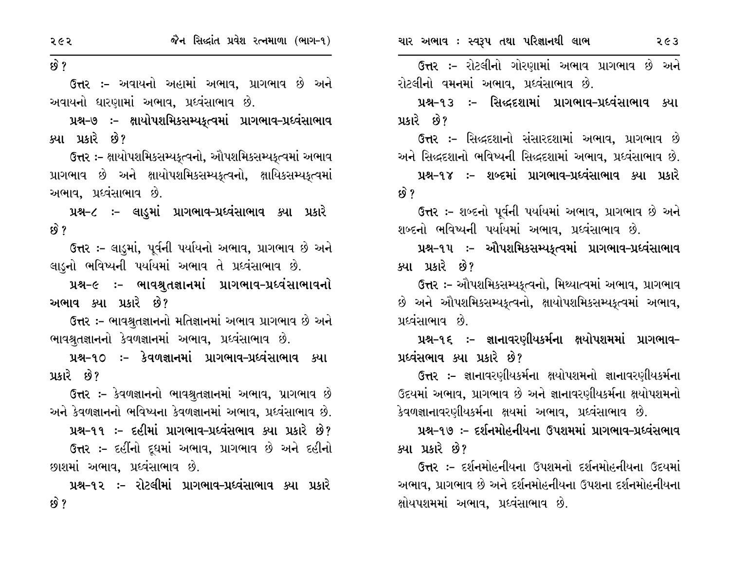છે?

ઉત્તર :- અવાયનો અહામાં અભાવ, પ્રાગભાવ છે અને અવાયનો ધારણામાં અભાવ, પ્રધ્વંસાભાવ છે.

**પ્રશ્ન-૭ :- ક્ષાયોપશમિકસમ્યક્ત્વમાં પ્રાગભાવ-પ્રધ્વંસાભાવ ક્યા પ્રકારે છે?**

ઉત્તર :- ક્ષાયોપશમિકસમ્યક્ત્વનો, ઔપશમિકસમ્યક્ત્વમાં અભાવ પ્રાગભાવ છે અને ક્ષાયોપશમિકસમ્યક્ત્વનો, ક્ષાયિકસમ્યક્ત્વમાં અભાવ, પ્રધ્વંસાભાવ છે.

**પ્રશ્ન-૮ :- લાડુમાં પ્રાગભાવ-પ્રધ્વંસાભાવ ક્યા પ્રકારે છે?**

ઉત્તર :- લાડુમાં, પૂર્વની પર્યાયનો અભાવ, પ્રાગભાવ છે અને લાડુનો ભવિષ્યની પર્યાયમાં અભાવ તે પ્રધ્વંસાભાવ છે.

**પ્રશ્ન-૯ :- ભાવશ્રુતજ્ઞાનમાં પ્રાગભાવ-પ્રધ્વંસાભાવનો અભાવ ક્યા પ્રકારે છે?**

ઉત્તર :- ભાવશ્રુતજ્ઞાનનો મતિજ્ઞાનમાં અભાવ પ્રાગભાવ છે અને ભાવશ્રુતજ્ઞાનનો કેવળજ્ઞાનમાં અભાવ, પ્રધ્વંસાભાવ છે.

**પ્રશ્ન-૧૦ :- કેવળજ્ઞાનમાં પ્રાગભાવ-પ્રધ્વંસાભાવ ક્યા પ્રકારે છે?**

ઉત્તર :- કેવળજ્ઞાનનો ભાવશ્રુતજ્ઞાનમાં અભાવ, પ્રાગભાવ છે અને કેવળજ્ઞાનનો ભવિષ્યના કેવળજ્ઞાનમાં અભાવ, પ્રધ્વંસાભાવ છે.

**પ્રશ્ન-૧૧ :- દહીંમાં પ્રાગભાવ-પ્રધ્વંસભાવ ક્યા પ્રકારે છે?**

ઉત્તર :- દહીંનો દૂધમાં અભાવ, પ્રાગભાવ છે અને દહીંનો છાશમાં અભાવ, પ્રધ્વંસાભાવ છે.

**પ્રશ્ન-૧૨ :- રોટલીમાં પ્રાગભાવ-પ્રધ્વંસાભાવ ક્યા પ્રકારે છે?**

ઉત્તર :- રોટલીનો ગોરણામાં અભાવ પ્રાગભાવ છે અને રોટલીનો વમનમાં અભાવ, પ્રધ્વંસાભાવ છે.

**પ્રશ્ન-૧૩ :- સિદ્ધદશામાં પ્રાગભાવ-પ્રધ્વંસાભાવ ક્યા પ્રકારે છે?**

ઉત્તર :- સિદ્ધદશાનો સંસારદશામાં અભાવ, પ્રાગભાવ છે અને સિદ્ધદશાનો ભવિષ્યની સિદ્ધદશામાં અભાવ, પ્રધ્વંસાભાવ છે.

**પ્રશ્ન-૧૪ :- શબ્દમાં પ્રાગભાવ-પ્રધ્વંસાભાવ ક્યા પ્રકારે છે?**

ઉત્તર :- શબ્દનો પૂર્વની પર્યાયમાં અભાવ, પ્રાગભાવ છે અને શબ્દનો ભવિષ્યની પર્યાયમાં અભાવ, પ્રધ્વંસાભાવ છે.

**પ્રશ્ન-૧૫ :- ઔપશમિકસમ્યક્ત્વમાં પ્રાગભાવ-પ્રધ્વંસાભાવ ક્યા પ્રકારે છે?**

ઉત્તર :- ઔપશમિકસમ્યક્ત્વનો, મિથ્યાત્વમાં અભાવ, પ્રાગભાવ છે અને ઔપશમિકસમ્યક્ત્વનો, ક્ષાયોપશમિકસમ્યક્ત્વમાં અભાવ, પ્રધ્વંસાભાવ છે.

**પ્રશ્ન-૧૬ :- જ્ઞાનાવરણીયકર્મના ક્ષયોપશમમાં પ્રાગભાવ-પ્રધ્વંસભાવ ક્યા પ્રકારે છે?**

ઉત્તર :- જ્ઞાનાવરણીયકર્મના ક્ષયોપશમનો જ્ઞાનાવરણીયકર્મના ઉદયમાં અભાવ, પ્રાગભાવ છે અને જ્ઞાનાવરણીયકર્મના ક્ષયોપશમનો કેવળજ્ઞાનાવરણીયકર્મના ક્ષયમાં અભાવ, પ્રધ્વંસાભાવ છે.

**પ્રશ્ન-૧૭ :- દર્શનમોહનીયના ઉપશમમાં પ્રાગભાવ-પ્રધ્વંસભાવ ક્યા પ્રકારે છે?**

ઉત્તર :- દર્શનમોહનીયના ઉપશમનો દર્શનમોહનીયના ઉદયમાં અભાવ, પ્રાગભાવ છે અને દર્શનમોહનીયના ઉપશના દર્શનમોહનીયના ક્ષોપશમમાં અભાવ, પ્રધ્વંસાભાવ છે.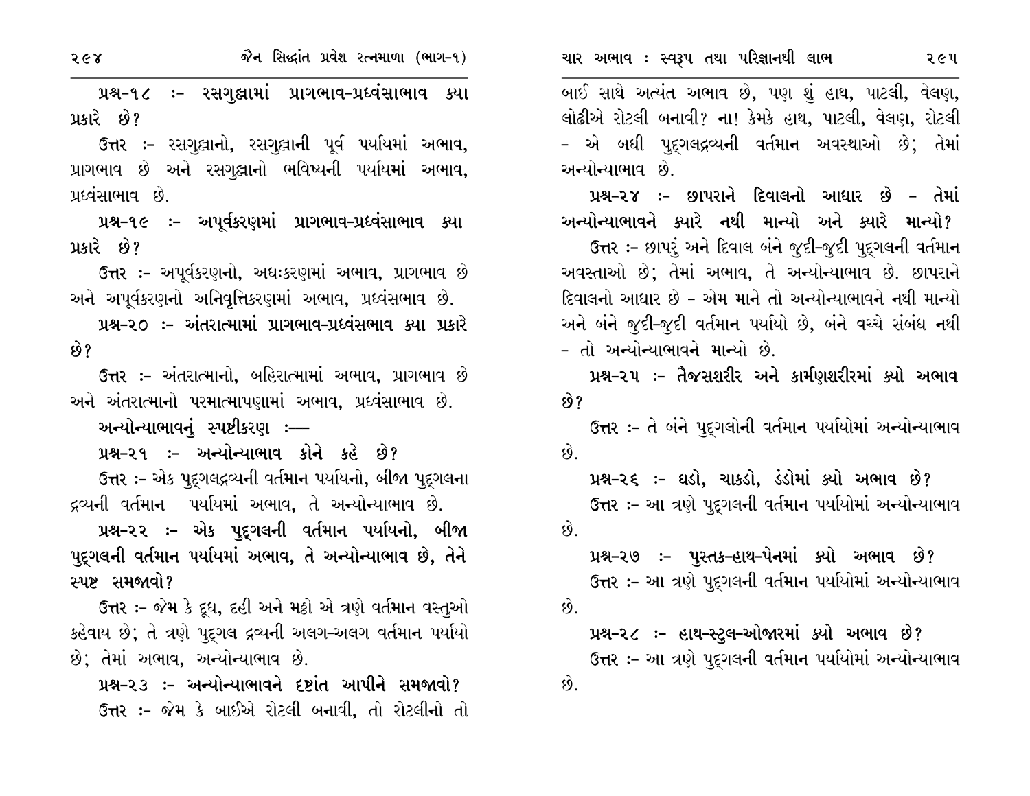**પ્રશ્ન-૧૮ :- રસગુલ્લામાં પ્રાગભાવ-પ્રધ્વંસાભાવ ક્યા પ્રકારે છે?**

ઉત્તર :- રસગુલ્લાનો, રસગુલ્લાની પૂર્વ પર્યાયમાં અભાવ, પ્રાગભાવ છે અને રસગુલ્લાનો ભવિષ્યની પર્યાયમાં અભાવ, પ્રધ્વંસાભાવ છે.

**પ્રશ્ન-૧૯ :- અપૂર્વકરણમાં પ્રાગભાવ-પ્રધ્વંસાભાવ ક્યા પ્રકારે છે?**

ઉત્તર :- અપૂર્વકરણનો, અધઃકરણમાં અભાવ, પ્રાગભાવ છે અને અપૂર્વકરણનો અનિવૃત્તિકરણમાં અભાવ, પ્રધ્વંસભાવ છે.

**પ્રશ્ન-૨૦ :- અંતરાત્મામાં પ્રાગભાવ-પ્રધ્વંસભાવ ક્યા પ્રકારે છે?**

ઉત્તર :- અંતરાત્માનો, બહિરાત્મામાં અભાવ, પ્રાગભાવ છે અને અંતરાત્માનો પરમાત્માપણામાં અભાવ, પ્રધ્વંસાભાવ છે.

**અન્યોન્યાભાવનું સ્પષ્ટીકરણ :—**

**પ્રશ્ન-૨૧ :- અન્યોન્યાભાવ કોને કહે છે?**

ઉત્તર :- એક પુદ્ગલદ્રવ્યની વર્તમાન પર્યાયનો, બીજા પુદ્ગલના દ્રવ્યની વર્તમાન પર્યાયમાં અભાવ, તે અન્યોન્યાભાવ છે.

**પ્રશ્ન-૨૨ :- એક પુદ્ગલની વર્તમાન પર્યાયનો, બીજા પુદ્ગલની વર્તમાન પર્યાયમાં અભાવ, તે અન્યોન્યાભાવ છે, તેને સ્પષ્ટ સમજાવો?**

ઉત્તર :- જેમ કે દૂધ, દહી અને મઠ્ઠો એ ત્રણે વર્તમાન વસ્તુઓ કહેવાય છે; તે ત્રણે પુદ્ગલ દ્રવ્યની અલગ-અલગ વર્તમાન પર્યાયો છે; તેમાં અભાવ, અન્યોન્યાભાવ છે.

**પ્રશ્ન-૨૩ :- અન્યોન્યાભાવને દષ્ટાંત આપીને સમજાવો?**

ઉત્તર :- જેમ કે બાઈએ રોટલી બનાવી, તો રોટલીનો તો બાઈ સાથે અત્યંત અભાવ છે, પણ શું હાથ, પાટલી, વેલણ, લોઢીએ રોટલી બનાવી? ના! કેમકે હાથ, પાટલી, વેલણ, રોટલી - એ બધી પુદ્ગલદ્રવ્યની વર્તમાન અવસ્થાઓ છે; તેમાં અન્યોન્યાભાવ છે.

**પ્રશ્ન-૨૪ :- છાપરાને દિવાલનો આધાર છે - તેમાં અન્યોન્યાભાવને ક્યારે નથી માન્યો અને ક્યારે માન્યો?**

ઉત્તર :- છાપરું અને દિવાલ બંને જુદી-જુદી પુદ્ગલની વર્તમાન અવસ્તાઓ છે; તેમાં અભાવ, તે અન્યોન્યાભાવ છે. છાપરાને દિવાલનો આધાર છે - એમ માને તો અન્યોન્યાભાવને નથી માન્યો અને બંને જુદી-જુદી વર્તમાન પર્યાયો છે, બંને વચ્ચે સંબંધ નથી - તો અન્યોન્યાભાવને માન્યો છે.

**પ્રશ્ન-૨૫ :- તૈજસશરીર અને કાર્મણશરીરમાં ક્યો અભાવ છે?**

ઉત્તર :- તે બંને પુદ્ગલોની વર્તમાન પર્યાયોમાં અન્યોન્યાભાવ છે.

**પ્રશ્ન-૨૬ :- ઘડો, ચાકડો, ડંડોમાં ક્યો અભાવ છે?**

ઉત્તર :- આ ત્રણે પુદ્ગલની વર્તમાન પર્યાયોમાં અન્યોન્યાભાવ છે.

**પ્રશ્ન-૨૭ :- પુસ્તક-હાથ-પેનમાં ક્યો અભાવ છે?**

ઉત્તર :- આ ત્રણે પુદ્ગલની વર્તમાન પર્યાયોમાં અન્યોન્યાભાવ છે.

**પ્રશ્ન-૨૮ :- હાથ-સ્ટુલ-ઓજારમાં ક્યો અભાવ છે?**

ઉત્તર :- આ ત્રણે પુદ્ગલની વર્તમાન પર્યાયોમાં અન્યોન્યાભાવ છે.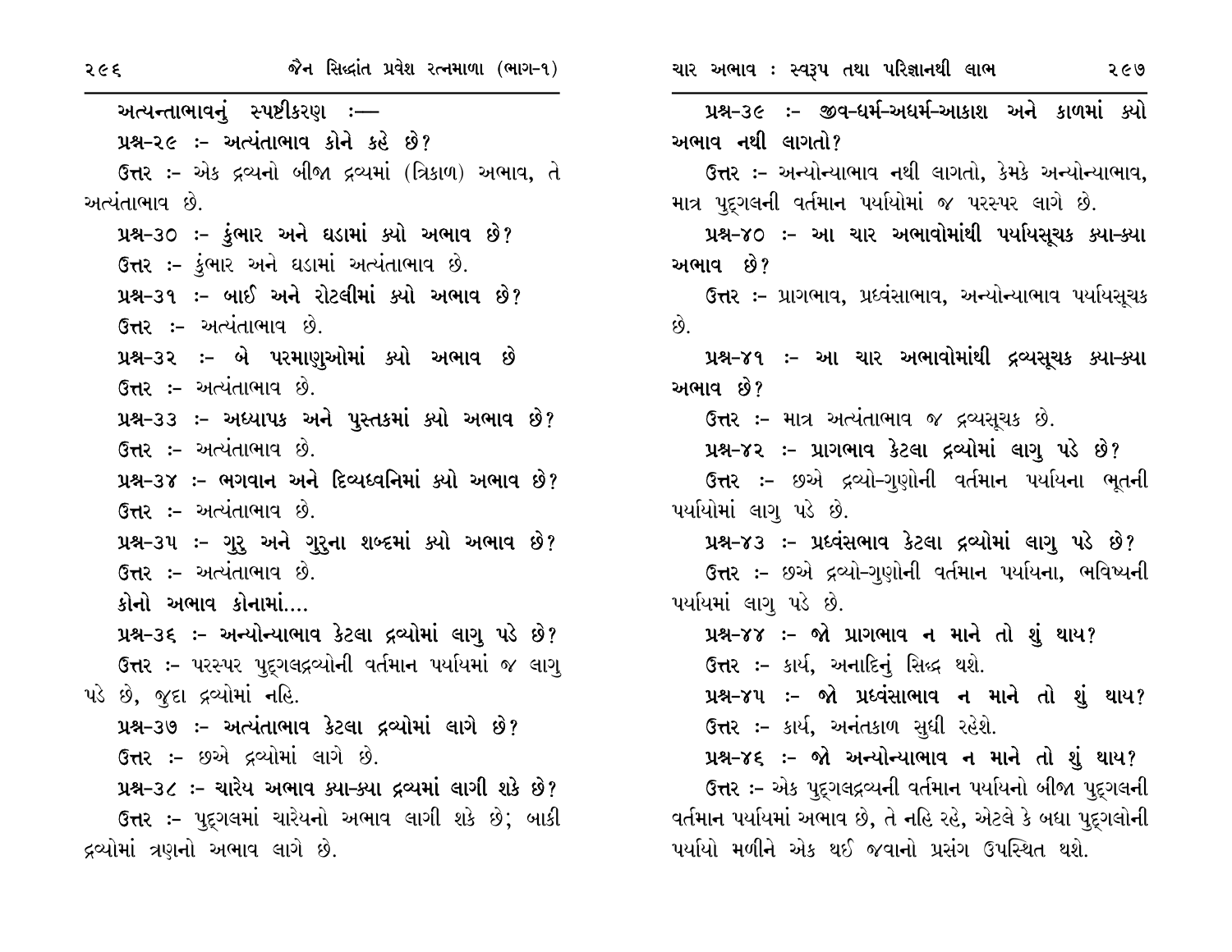**અત્યન્તાભાવનું સ્પષ્ટીકરણ :—**

**પ્રશ્ન-૨૯ :- અત્યંતાભાવ કોને કહે છે?**

ઉત્તર :- એક દ્રવ્યનો બીજા દ્રવ્યમાં (ત્રિકાળ) અભાવ, તે અત્યંતાભાવ છે.

**પ્રશ્ન-૩૦ :- કુંભાર અને ઘડામાં ક્યો અભાવ છે?**

ઉત્તર :- કુંભાર અને ઘડામાં અત્યંતાભાવ છે.

**પ્રશ્ન-૩૧ :- બાઈ અને રોટલીમાં ક્યો અભાવ છે?**

ઉત્તર :- અત્યંતાભાવ છે.

**પ્રશ્ન-૩૨ :- બે પરમાણુઓમાં ક્યો અભાવ છે**

ઉત્તર :- અત્યંતાભાવ છે.

**પ્રશ્ન-૩૩ :- અધ્યાપક અને પુસ્તકમાં ક્યો અભાવ છે?**

ઉત્તર :- અત્યંતાભાવ છે.

**પ્રશ્ન-૩૪ :- ભગવાન અને દિવ્યધ્વનિમાં ક્યો અભાવ છે?**

ઉત્તર :- અત્યંતાભાવ છે.

**પ્રશ્ન-૩૫ :- ગુરુ અને ગુરુના શબ્દમાં ક્યો અભાવ છે?**

ઉત્તર :- અત્યંતાભાવ છે.

**કોનો અભાવ કોનામાં....**

**પ્રશ્ન-૩૬ :- અન્યોન્યાભાવ કેટલા દ્રવ્યોમાં લાગુ પડે છે?**

ઉત્તર :- પરસ્પર પુદ્‌ગલદ્રવ્યોની વર્તમાન પર્યાયમાં જ લાગુ પડે છે, જુદા દ્રવ્યોમાં નહિ.

**પ્રશ્ન-૩૭ :- અત્યંતાભાવ કેટલા દ્રવ્યોમાં લાગે છે?**

ઉત્તર :- છએ દ્રવ્યોમાં લાગે છે.

**પ્રશ્ન-૩૮ :- ચારેય અભાવ ક્યા-ક્યા દ્રવ્યમાં લાગી શકે છે?**

ઉત્તર :- પુદ્‌ગલમાં ચારેયનો અભાવ લાગી શકે છે; બાકી દ્રવ્યોમાં ત્રણનો અભાવ લાગે છે.

**પ્રશ્ન-૩૯ :- જીવ-ધર્મ-અધર્મ-આકાશ અને કાળમાં ક્યો અભાવ નથી લાગતો?**

ઉત્તર :- અન્યોન્યાભાવ નથી લાગતો, કેમકે અન્યોન્યાભાવ, માત્ર પુદ્‌ગલની વર્તમાન પર્યાયોમાં જ પરસ્પર લાગે છે.

**પ્રશ્ન-૪૦ :- આ ચાર અભાવોમાંથી પર્યાયસૂચક ક્યા-ક્યા અભાવ છે?**

ઉત્તર :- પ્રાગભાવ, પ્રધ્વંસાભાવ, અન્યોન્યાભાવ પર્યાયસૂચક છે.

**પ્રશ્ન-૪૧ :- આ ચાર અભાવોમાંથી દ્રવ્યસૂચક ક્યા-ક્યા અભાવ છે?**

ઉત્તર :- માત્ર અત્યંતાભાવ જ દ્રવ્યસૂચક છે.

**પ્રશ્ન-૪૨ :- પ્રાગભાવ કેટલા દ્રવ્યોમાં લાગુ પડે છે?**

ઉત્તર :- છએ દ્રવ્યો-ગુણોની વર્તમાન પર્યાયના ભૂતની પર્યાયોમાં લાગુ પડે છે.

**પ્રશ્ન-૪૩ :- પ્રધ્વંસભાવ કેટલા દ્રવ્યોમાં લાગુ પડે છે?**

ઉત્તર :- છએ દ્રવ્યો-ગુણોની વર્તમાન પર્યાયના, ભવિષ્યની પર્યાયમાં લાગુ પડે છે.

**પ્રશ્ન-૪૪ :- જો પ્રાગભાવ ન માને તો શું થાય?**

ઉત્તર :- કાર્ય, અનાદિનું સિદ્ધ થશે.

**પ્રશ્ન-૪૫ :- જો પ્રધ્વંસાભાવ ન માને તો શું થાય?**

ઉત્તર :- કાર્ય, અનંતકાળ સુધી રહેશે.

**પ્રશ્ન-૪૬ :- જો અન્યોન્યાભાવ ન માને તો શું થાય?**

ઉત્તર :- એક પુદ્‌ગલદ્રવ્યની વર્તમાન પર્યાયનો બીજા પુદ્‌ગલની વર્તમાન પર્યાયમાં અભાવ છે, તે નહિ રહે, એટલે કે બધા પુદ્‌ગલોની પર્યાયો મળીને એક થઈ જવાનો પ્રસંગ ઉપસ્થિત થશે.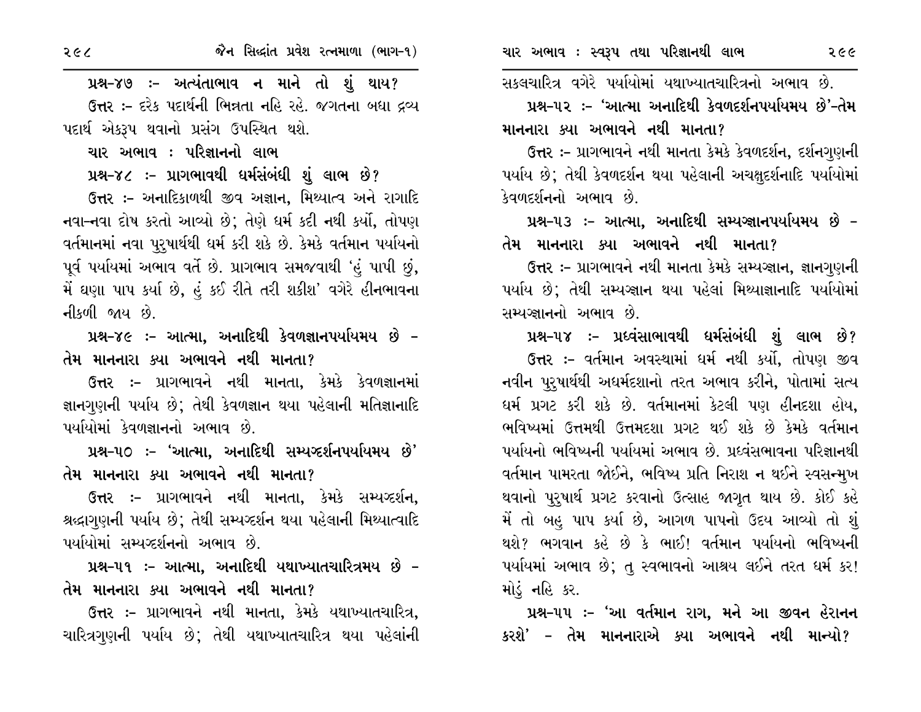**પ્રશ્ન-૪૭ :- અત્યંતાભાવ ન માને તો શું થાય?**

ઉત્તર :- દરેક પદાર્થની ભિન્નતા નહિ રહે. જગતના બધા દ્રવ્ય પદાર્થ એકરૂપ થવાનો પ્રસંગ ઉપસ્થિત થશે.

## ચાર અભાવ : પરિજ્ઞાનનો લાભ

**પ્રશ્ન-૪૮ :- પ્રાગભાવથી ધર્મસંબંધી શું લાભ છે?**

ઉત્તર :- અનાદિકાળથી જીવ અજ્ઞાન, મિથ્યાત્વ અને રાગાદિ નવા-નવા દોષ કરતો આવ્યો છે; તેણે ધર્મ કદી નથી કર્યો, તોપણ વર્તમાનમાં નવા પુરુષાર્થથી ધર્મ કરી શકે છે. કેમકે વર્તમાન પર્યાયનો પૂર્વ પર્યાયમાં અભાવ વર્તે છે. પ્રાગભાવ સમજવાથી 'હું પાપી છું, મેં ઘણા પાપ કર્યા છે, હું કઈ રીતે તરી શકીશ' વગેરે હીનભાવના નીકળી જાય છે.

**પ્રશ્ન-૪૯ :- આત્મા, અનાદિથી કેવળજ્ઞાનપર્યાયમય છે - તેમ માનનારા ક્યા અભાવને નથી માનતા?**

ઉત્તર :- પ્રાગભાવને નથી માનતા, કેમકે કેવળજ્ઞાનમાં જ્ઞાનગુણની પર્યાય છે; તેથી કેવળજ્ઞાન થયા પહેલાની મતિજ્ઞાનાદિ પર્યાયોમાં કેવળજ્ઞાનનો અભાવ છે.

**પ્રશ્ન-૫૦ :- 'આત્મા, અનાદિથી સમ્યગ્દર્શનપર્યાયમય છે' તેમ માનનારા ક્યા અભાવને નથી માનતા?**

ઉત્તર :- પ્રાગભાવને નથી માનતા, કેમકે સમ્યગ્દર્શન, શ્રદ્ધાગુણની પર્યાય છે; તેથી સમ્યગ્દર્શન થયા પહેલાની મિથ્યાત્વાદિ પર્યાયોમાં સમ્યગ્દર્શનનો અભાવ છે.

**પ્રશ્ન-૫૧ :- આત્મા, અનાદિથી યથાખ્યાતચારિત્રમય છે - તેમ માનનારા ક્યા અભાવને નથી માનતા?**

ઉત્તર :- પ્રાગભાવને નથી માનતા, કેમકે યથાખ્યાતચારિત્ર, ચારિત્રગુણની પર્યાય છે; તેથી યથાખ્યાતચારિત્ર થયા પહેલાંની સકલચારિત્ર વગેરે પર્યાયોમાં યથાખ્યાતચારિત્રનો અભાવ છે.

**પ્રશ્ન-૫૨ :- 'આત્મા અનાદિથી કેવળદર્શનપર્યાયમય છે'-તેમ માનનારા ક્યા અભાવને નથી માનતા?**

ઉત્તર :- પ્રાગભાવને નથી માનતા કેમકે કેવળદર્શન, દર્શનગુણની પર્યાય છે; તેથી કેવળદર્શન થયા પહેલાની અચક્ષુદર્શનાદિ પર્યાયોમાં કેવળદર્શનનો અભાવ છે.

**પ્રશ્ન-૫૩ :- આત્મા, અનાદિથી સમ્યગ્જ્ઞાનપર્યાયમય છે - તેમ માનનારા ક્યા અભાવને નથી માનતા?**

ઉત્તર :- પ્રાગભાવને નથી માનતા કેમકે સમ્યગ્જ્ઞાન, જ્ઞાનગુણની પર્યાય છે; તેથી સમ્યગ્જ્ઞાન થયા પહેલાં મિથ્યાજ્ઞાનાદિ પર્યાયોમાં સમ્યગ્જ્ઞાનનો અભાવ છે.

**પ્રશ્ન-૫૪ :- પ્રધ્વંસાભાવથી ધર્મસંબંધી શું લાભ છે?**

ઉત્તર :- વર્તમાન અવસ્થામાં ધર્મ નથી કર્યો, તોપણ જીવ નવીન પુરુષાર્થથી અધર્મદશાનો તરત અભાવ કરીને, પોતામાં સત્ય ધર્મ પ્રગટ કરી શકે છે. વર્તમાનમાં કેટલી પણ હીનદશા હોય, ભવિષ્યમાં ઉત્તમથી ઉત્તમદશા પ્રગટ થઈ શકે છે કેમકે વર્તમાન પર્યાયનો ભવિષ્યની પર્યાયમાં અભાવ છે. પ્રધ્વંસભાવના પરિજ્ઞાનથી વર્તમાન પામરતા જોઈને, ભવિષ્ય પ્રતિ નિરાશ ન થઈને સ્વસન્મુખ થવાનો પુરુષાર્થ પ્રગટ કરવાનો ઉત્સાહ જાગૃત થાય છે. કોઈ કહે મેં તો બહુ પાપ કર્યા છે, આગળ પાપનો ઉદય આવ્યો તો શું થશે? ભગવાન કહે છે કે ભાઈ! વર્તમાન પર્યાયનો ભવિષ્યની પર્યાયમાં અભાવ છે; તુ સ્વભાવનો આશ્રય લઈને તરત ધર્મ કર! મોડું નહિ કર.

**પ્રશ્ન-૫૫ :- 'આ વર્તમાન રાગ, મને આ જીવન હેરાનન કરશે' - તેમ માનનારાએ ક્યા અભાવને નથી માન્યો?**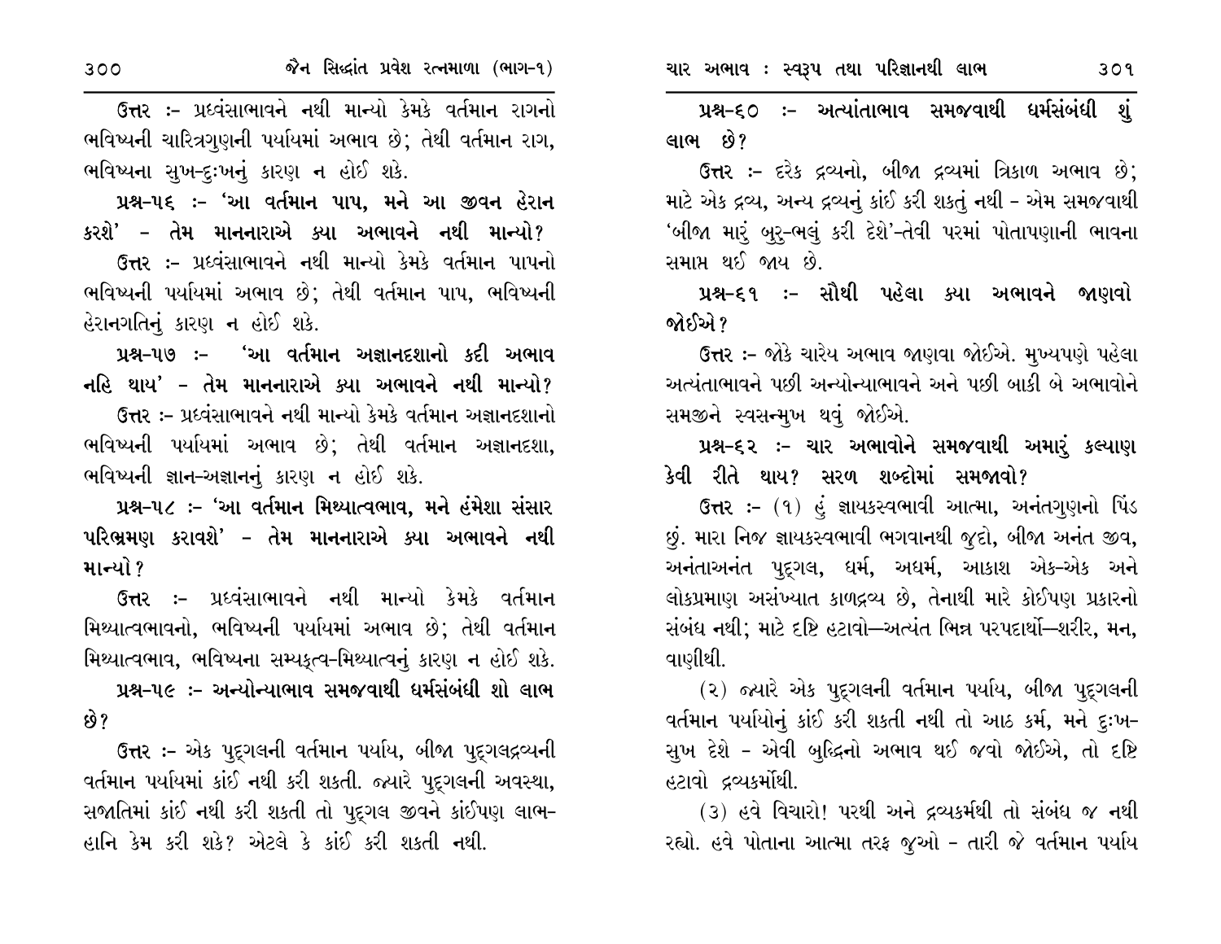**ઉત્તર :-** પ્રધ્વંસાભાવને નથી માન્યો કેમકે વર્તમાન રાગનો ભવિષ્યની ચારિત્રગુણની પર્યાયમાં અભાવ છે; તેથી વર્તમાન રાગ, ભવિષ્યના સુખ-દુઃખનું કારણ ન હોઈ શકે.

**પ્રશ્ન-૫૬ :- 'આ વર્તમાન પાપ, મને આ જીવન હેરાન કરશે' - તેમ માનનારાએ ક્યા અભાવને નથી માન્યો?**

**ઉત્તર :-** પ્રધ્વંસાભાવને નથી માન્યો કેમકે વર્તમાન પાપનો ભવિષ્યની પર્યાયમાં અભાવ છે; તેથી વર્તમાન પાપ, ભવિષ્યની હેરાનગતિનું કારણ ન હોઈ શકે.

**પ્રશ્ન-૫૭ :- 'આ વર્તમાન અજ્ઞાનદશાનો કદી અભાવ નહિ થાય' - તેમ માનનારાએ ક્યા અભાવને નથી માન્યો?**

**ઉત્તર :-** પ્રધ્વંસાભાવને નથી માન્યો કેમકે વર્તમાન અજ્ઞાનદશાનો ભવિષ્યની પર્યાયમાં અભાવ છે; તેથી વર્તમાન અજ્ઞાનદશા, ભવિષ્યની જ્ઞાન-અજ્ઞાનનું કારણ ન હોઈ શકે.

**પ્રશ્ન-૫૮ :- 'આ વર્તમાન મિથ્યાત્વભાવ, મને હંમેશા સંસાર પરિભ્રમણ કરાવશે' - તેમ માનનારાએ ક્યા અભાવને નથી માન્યો?**

**ઉત્તર :-** પ્રધ્વંસાભાવને નથી માન્યો કેમકે વર્તમાન મિથ્યાત્વભાવનો, ભવિષ્યની પર્યાયમાં અભાવ છે; તેથી વર્તમાન મિથ્યાત્વભાવ, ભવિષ્યના સમ્યક્ત્વ-મિથ્યાત્વનું કારણ ન હોઈ શકે.

**પ્રશ્ન-૫૯ :- અન્યોન્યાભાવ સમજવાથી ધર્મસંબંધી શો લાભ છે?**

**ઉત્તર :-** એક પુદ્ગલની વર્તમાન પર્યાય, બીજા પુદ્ગલદ્રવ્યની વર્તમાન પર્યાયમાં કાંઈ નથી કરી શકતી. જ્યારે પુદ્ગલની અવસ્થા, સજાતિમાં કાંઈ નથી કરી શકતી તો પુદ્ગલ જીવને કાંઈપણ લાભ-હાનિ કેમ કરી શકે? એટલે કે કાંઈ કરી શકતી નથી.

**પ્રશ્ન-૬૦ :- અત્યાંતાભાવ સમજવાથી ધર્મસંબંધી શું લાભ છે?**

**ઉત્તર :-** દરેક દ્રવ્યનો, બીજા દ્રવ્યમાં ત્રિકાળ અભાવ છે; માટે એક દ્રવ્ય, અન્ય દ્રવ્યનું કાંઈ કરી શકતું નથી - એમ સમજવાથી 'બીજા મારું બુરુ-ભલું કરી દેશે'-તેવી પરમાં પોતાપણાની ભાવના સમાપ્ત થઈ જાય છે.

**પ્રશ્ન-૬૧ :- સૌથી પહેલા ક્યા અભાવને જાણવો જોઈએ?**

**ઉત્તર :-** જોકે ચારેય અભાવ જાણવા જોઈએ. મુખ્યપણે પહેલા અત્યંતાભાવને પછી અન્યોન્યાભાવને અને પછી બાકી બે અભાવોને સમજીને સ્વસન્મુખ થવું જોઈએ.

**પ્રશ્ન-૬૨ :- ચાર અભાવોને સમજવાથી અમારું કલ્યાણ કેવી રીતે થાય? સરળ શબ્દોમાં સમજાવો?**

**ઉત્તર :-** (૧) હું જ્ઞાયકસ્વભાવી આત્મા, અનંતગુણનો પિંડ છું. મારા નિજ જ્ઞાયકસ્વભાવી ભગવાનથી જુદો, બીજા અનંત જીવ, અનંતાઅનંત પુદ્ગલ, ધર્મ, અધર્મ, આકાશ એક-એક અને લોકપ્રમાણ અસંખ્યાત કાળદ્રવ્ય છે, તેનાથી મારે કોઈપણ પ્રકારનો સંબંધ નથી; માટે દૃષ્ટિ હટાવો—અત્યંત ભિન્ન પરપદાર્થો—શરીર, મન, વાણીથી.

(૨) જ્યારે એક પુદ્ગલની વર્તમાન પર્યાય, બીજા પુદ્ગલની વર્તમાન પર્યાયોનું કાંઈ કરી શકતી નથી તો આઠ કર્મ, મને દુઃખ-સુખ દેશે - એવી બુદ્ધિનો અભાવ થઈ જવો જોઈએ, તો દૃષ્ટિ હટાવો દ્રવ્યકર્મોથી.

(૩) હવે વિચારો! પરથી અને દ્રવ્યકર્મથી તો સંબંધ જ નથી રહ્યો. હવે પોતાના આત્મા તરફ જુઓ - તારી જે વર્તમાન પર્યાય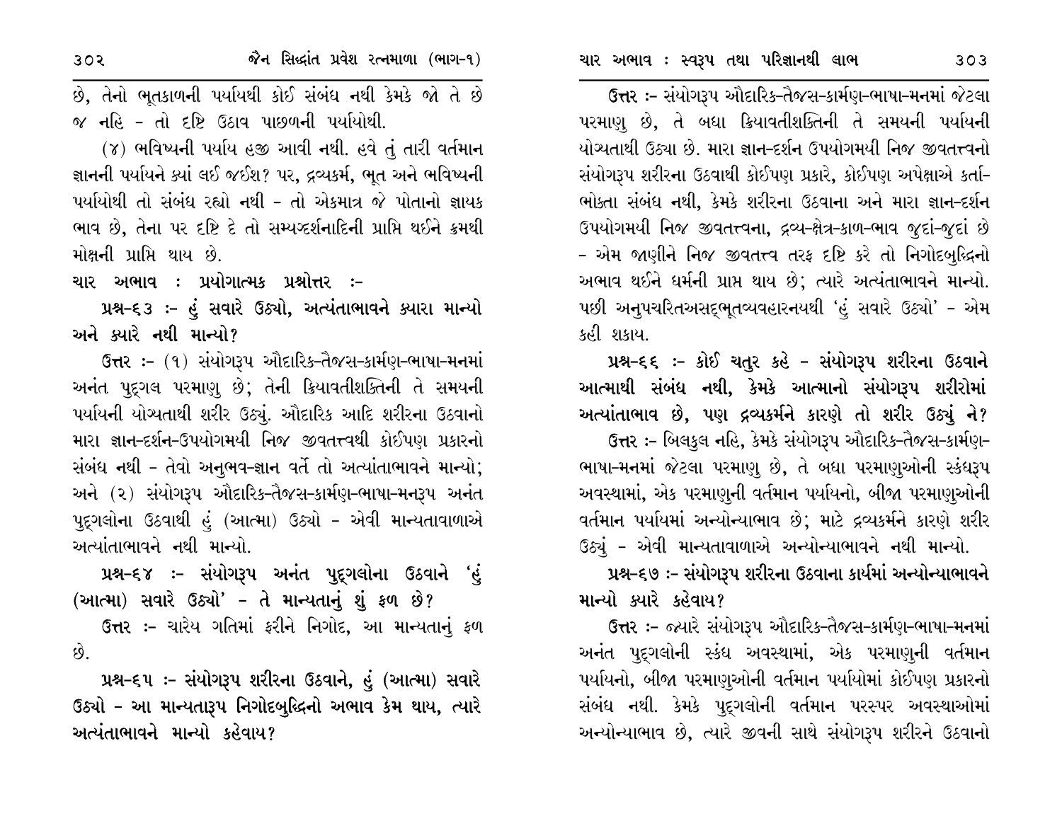છે, તેનો ભૂતકાળની પર્યાયથી કોઈ સંબંધ નથી કેમકે જો તે છે જ નહિ - તો દૃષ્ટિ ઉઠાવ પાછળની પર્યાયોથી.

(૪) ભવિષ્યની પર્યાય હજી આવી નથી. હવે તું તારી વર્તમાન જ્ઞાનની પર્યાયને ક્યાં લઈ જઈશ? પર, દ્રવ્યકર્મ, ભૂત અને ભવિષ્યની પર્યાયોથી તો સંબંધ રહ્યો નથી - તો એકમાત્ર જે પોતાનો જ્ઞાયક ભાવ છે, તેના પર દૃષ્ટિ દે તો સમ્યગ્દર્શનાદિની પ્રાપ્તિ થઈને ક્રમથી મોક્ષની પ્રાપ્તિ થાય છે.

**ચાર અભાવ : પ્રયોગાત્મક પ્રશ્નોત્તર :-**

**પ્રશ્ન-૬૩ :- હું સવારે ઉઠ્યો, અત્યંતાભાવને ક્યારા માન્યો અને ક્યારે નથી માન્યો?**

**ઉત્તર :-** (૧) સંયોગરૂપ ઔદારિક-તૈજસ-કાર્મણ-ભાષા-મનમાં અનંત પુદ્‌ગલ પરમાણુ છે; તેની ક્રિયાવતીશક્તિની તે સમયની પર્યાયની યોગ્યતાથી શરીર ઉઠ્યું. ઔદારિક આદિ શરીરના ઉઠવાનો મારા જ્ઞાન-દર્શન-ઉપયોગમયી નિજ જીવતત્ત્વથી કોઈપણ પ્રકારનો સંબંધ નથી - તેવો અનુભવ-જ્ઞાન વર્તે તો અત્યાંતાભાવને માન્યો; અને (૨) સંયોગરૂપ ઔદારિક-તૈજસ-કાર્મણ-ભાષા-મનરૂપ અનંત પુદ્‌ગલોના ઉઠવાથી હું (આત્મા) ઉઠ્યો - એવી માન્યતાવાળાએ અત્યાંતાભાવને નથી માન્યો.

**પ્રશ્ન-૬૪ :- સંયોગરૂપ અનંત પુદ્‌ગલોના ઉઠવાને 'હું (આત્મા) સવારે ઉઠ્યો' - તે માન્યતાનું શું ફળ છે?**

**ઉત્તર :-** ચારેય ગતિમાં ફરીને નિગોદ, આ માન્યતાનું ફળ છે.

**પ્રશ્ન-૬૫ :- સંયોગરૂપ શરીરના ઉઠવાને, હું (આત્મા) સવારે ઉઠ્યો - આ માન્યતારૂપ નિગોદબુદ્ધિનો અભાવ કેમ થાય, ત્યારે અત્યંતાભાવને માન્યો કહેવાય?**

**ઉત્તર :-** સંયોગરૂપ ઔદારિક-તૈજસ-કાર્મણ-ભાષા-મનમાં જેટલા પરમાણુ છે, તે બધા ક્રિયાવતીશક્તિની તે સમયની પર્યાયની યોગ્યતાથી ઉઠ્યા છે. મારા જ્ઞાન-દર્શન ઉપયોગમયી નિજ જીવતત્ત્વનો સંયોગરૂપ શરીરના ઉઠવાથી કોઈપણ પ્રકારે, કોઈપણ અપેક્ષાએ કર્તા-ભોક્તા સંબંધ નથી, કેમકે શરીરના ઉઠવાના અને મારા જ્ઞાન-દર્શન ઉપયોગમયી નિજ જીવતત્ત્વના, દ્રવ્ય-ક્ષેત્ર-કાળ-ભાવ જુદાં-જુદાં છે - એમ જાણીને નિજ જીવતત્ત્વ તરફ દૃષ્ટિ કરે તો નિગોદબુદ્ધિનો અભાવ થઈને ધર્મની પ્રાપ્ત થાય છે; ત્યારે અત્યંતાભાવને માન્યો. પછી અનુપચરિતઅસદ્‌ભૂતવ્યવહારનયથી 'હું સવારે ઉઠ્યો' - એમ કહી શકાય.

**પ્રશ્ન-૬૬ :- કોઈ ચતુર કહે - સંયોગરૂપ શરીરના ઉઠવાને આત્માથી સંબંધ નથી, કેમકે આત્માનો સંયોગરૂપ શરીરોમાં અત્યાંતાભાવ છે, પણ દ્રવ્યકર્મને કારણે તો શરીર ઉઠ્યું ને?**

**ઉત્તર :-** બિલકુલ નહિ, કેમકે સંયોગરૂપ ઔદારિક-તૈજસ-કાર્મણ-ભાષા-મનમાં જેટલા પરમાણુ છે, તે બધા પરમાણુઓની સ્કંધરૂપ અવસ્થામાં, એક પરમાણુની વર્તમાન પર્યાયનો, બીજા પરમાણુઓની વર્તમાન પર્યાયમાં અન્યોન્યાભાવ છે; માટે દ્રવ્યકર્મને કારણે શરીર ઉઠ્યું - એવી માન્યતાવાળાએ અન્યોન્યાભાવને નથી માન્યો.

**પ્રશ્ન-૬૭ :- સંયોગરૂપ શરીરના ઉઠવાના કાર્યમાં અન્યોન્યાભાવને માન્યો ક્યારે કહેવાય?**

**ઉત્તર :-** જ્યારે સંયોગરૂપ ઔદારિક-તૈજસ-કાર્મણ-ભાષા-મનમાં અનંત પુદ્‌ગલોની સ્કંધ અવસ્થામાં, એક પરમાણુની વર્તમાન પર્યાયનો, બીજા પરમાણુઓની વર્તમાન પર્યાયોમાં કોઈપણ પ્રકારનો સંબંધ નથી. કેમકે પુદ્‌ગલોની વર્તમાન પરસ્પર અવસ્થાઓમાં અન્યોન્યાભાવ છે, ત્યારે જીવની સાથે સંયોગરૂપ શરીરને ઉઠવાનો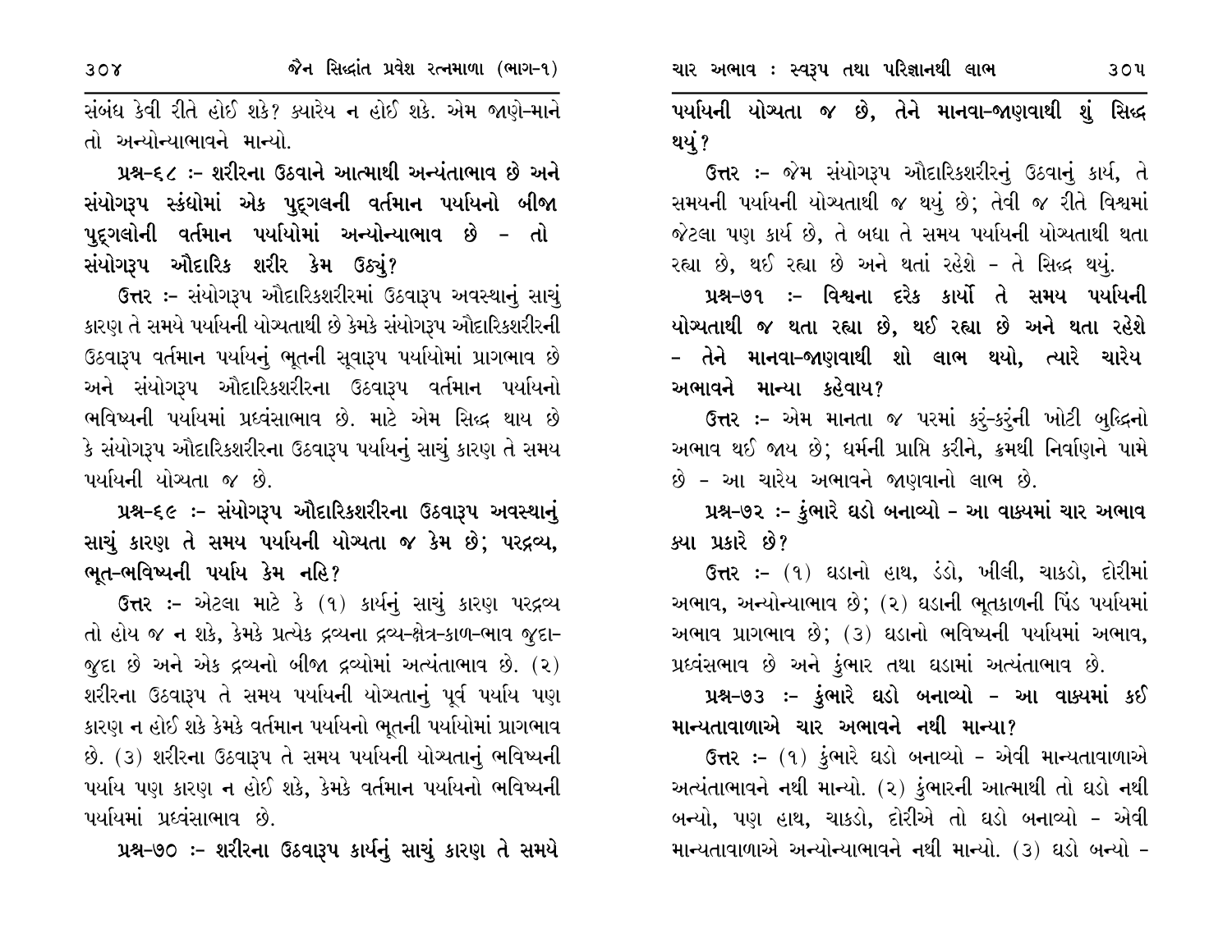સંબંધ કેવી રીતે હોઈ શકે? ક્યારેય ન હોઈ શકે. એમ જાણે-માને તો અન્યોન્યાભાવને માન્યો.

**પ્રશ્ન-૬૮ :- શરીરના ઉઠવાને આત્માથી અત્યંતાભાવ છે અને સંયોગરૂપ સ્કંધોમાં એક પુદ્‌ગલની વર્તમાન પર્યાયનો બીજા પુદ્‌ગલોની વર્તમાન પર્યાયોમાં અન્યોન્યાભાવ છે - તો સંયોગરૂપ ઔદારિક શરીર કેમ ઉઠ્યું?**

**ઉત્તર :-** સંયોગરૂપ ઔદારિકશરીરમાં ઉઠવારૂપ અવસ્થાનું સાચું કારણ તે સમયે પર્યાયની યોગ્યતાથી છે કેમકે સંયોગરૂપ ઔદારિકશરીરની ઉઠવારૂપ વર્તમાન પર્યાયનું ભૂતની સૂવારૂપ પર્યાયોમાં પ્રાગભાવ છે અને સંયોગરૂપ ઔદારિકશરીરના ઉઠવારૂપ વર્તમાન પર્યાયનો ભવિષ્યની પર્યાયમાં પ્રધ્વંસાભાવ છે. માટે એમ સિદ્ધ થાય છે કે સંયોગરૂપ ઔદારિકશરીરના ઉઠવારૂપ પર્યાયનું સાચું કારણ તે સમય પર્યાયની યોગ્યતા જ છે.

**પ્રશ્ન-૬૯ :- સંયોગરૂપ ઔદારિકશરીરના ઉઠવારૂપ અવસ્થાનું સાચું કારણ તે સમય પર્યાયની યોગ્યતા જ કેમ છે; પરદ્રવ્ય, ભૂત-ભવિષ્યની પર્યાય કેમ નહિ?**

**ઉત્તર :-** એટલા માટે કે (૧) કાર્યનું સાચું કારણ પરદ્રવ્ય તો હોય જ ન શકે, કેમકે પ્રત્યેક દ્રવ્યના દ્રવ્ય-ક્ષેત્ર-કાળ-ભાવ જુદા-જુદા છે અને એક દ્રવ્યનો બીજા દ્રવ્યોમાં અત્યંતાભાવ છે. (૨) શરીરના ઉઠવારૂપ તે સમય પર્યાયની યોગ્યતાનું પૂર્વ પર્યાય પણ કારણ ન હોઈ શકે કેમકે વર્તમાન પર્યાયનો ભૂતની પર્યાયોમાં પ્રાગભાવ છે. (૩) શરીરના ઉઠવારૂપ તે સમય પર્યાયની યોગ્યતાનું ભવિષ્યની પર્યાય પણ કારણ ન હોઈ શકે, કેમકે વર્તમાન પર્યાયનો ભવિષ્યની પર્યાયમાં પ્રધ્વંસાભાવ છે.

**પ્રશ્ન-૭૦ :- શરીરના ઉઠવારૂપ કાર્યનું સાચું કારણ તે સમયે પર્યાયની યોગ્યતા જ છે, તેને માનવા-જાણવાથી શું સિદ્ધ થયું?**

**ઉત્તર :-** જેમ સંયોગરૂપ ઔદારિકશરીરનું ઉઠવાનું કાર્ય, તે સમયની પર્યાયની યોગ્યતાથી જ થયું છે; તેવી જ રીતે વિશ્વમાં જેટલા પણ કાર્ય છે, તે બધા તે સમય પર્યાયની યોગ્યતાથી થતા રહ્યા છે, થઈ રહ્યા છે અને થતાં રહેશે - તે સિદ્ધ થયું.

**પ્રશ્ન-૭૧ :- વિશ્વના દરેક કાર્યો તે સમય પર્યાયની યોગ્યતાથી જ થતા રહ્યા છે, થઈ રહ્યા છે અને થતા રહેશે - તેને માનવા-જાણવાથી શો લાભ થયો, ત્યારે ચારેય અભાવને માન્યા કહેવાય?**

**ઉત્તર :-** એમ માનતા જ પરમાં કરું-કરુંની ખોટી બુદ્ધિનો અભાવ થઈ જાય છે; ધર્મની પ્રાપ્તિ કરીને, ક્રમથી નિર્વાણને પામે છે - આ ચારેય અભાવને જાણવાનો લાભ છે.

**પ્રશ્ન-૭૨ :- કુંભારે ઘડો બનાવ્યો - આ વાક્યમાં ચાર અભાવ ક્યા પ્રકારે છે?**

**ઉત્તર :-** (૧) ઘડાનો હાથ, ડંડો, ખીલી, ચાકડો, દોરીમાં અભાવ, અન્યોન્યાભાવ છે; (૨) ઘડાની ભૂતકાળની પિંડ પર્યાયમાં અભાવ પ્રાગભાવ છે; (૩) ઘડાનો ભવિષ્યની પર્યાયમાં અભાવ, પ્રધ્વંસભાવ છે અને કુંભાર તથા ઘડામાં અત્યંતાભાવ છે.

**પ્રશ્ન-૭૩ :- કુંભારે ઘડો બનાવ્યો - આ વાક્યમાં કઈ માન્યતાવાળાએ ચાર અભાવને નથી માન્યા?**

**ઉત્તર :-** (૧) કુંભારે ઘડો બનાવ્યો - એવી માન્યતાવાળાએ અત્યંતાભાવને નથી માન્યો. (૨) કુંભારની આત્માથી તો ઘડો નથી બન્યો, પણ હાથ, ચાકડો, દોરીએ તો ઘડો બનાવ્યો - એવી માન્યતાવાળાએ અન્યોન્યાભાવને નથી માન્યો. (૩) ઘડો બન્યો -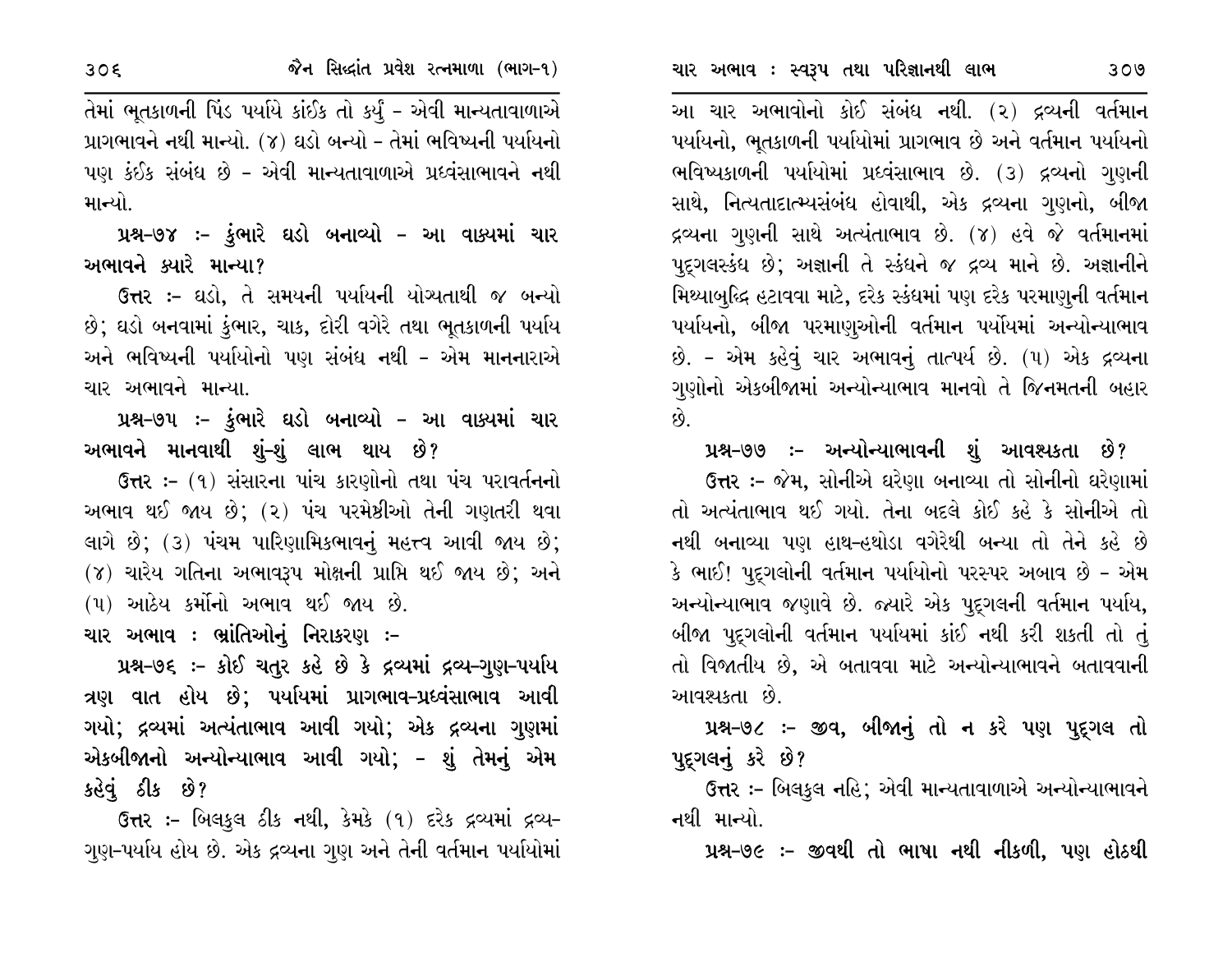તેમાં ભૂતકાળની પિંડ પર્યાયે કાંઈક તો કર્યું - એવી માન્યતાવાળાએ પ્રાગભાવને નથી માન્યો. (૪) ઘડો બન્યો - તેમાં ભવિષ્યની પર્યાયનો પણ કંઈક સંબંધ છે - એવી માન્યતાવાળાએ પ્રધ્વંસાભાવને નથી માન્યો.

**પ્રશ્ન-૭૪ :- કુંભારે ઘડો બનાવ્યો - આ વાક્યમાં ચાર અભાવને ક્યારે માન્યા?**

**ઉત્તર :-** ઘડો, તે સમયની પર્યાયની યોગ્યતાથી જ બન્યો છે; ઘડો બનવામાં કુંભાર, ચાક, દોરી વગેરે તથા ભૂતકાળની પર્યાય અને ભવિષ્યની પર્યાયોનો પણ સંબંધ નથી - એમ માનનારાએ ચાર અભાવને માન્યા.

**પ્રશ્ન-૭૫ :- કુંભારે ઘડો બનાવ્યો - આ વાક્યમાં ચાર અભાવને માનવાથી શું-શું લાભ થાય છે?**

**ઉત્તર :-** (૧) સંસારના પાંચ કારણોનો તથા પંચ પરાવર્તનનો અભાવ થઈ જાય છે; (૨) પંચ પરમેષ્ઠીઓ તેની ગણતરી થવા લાગે છે; (૩) પંચમ પારિણામિકભાવનું મહત્ત્વ આવી જાય છે; (૪) ચારેય ગતિના અભાવરૂપ મોક્ષની પ્રાપ્તિ થઈ જાય છે; અને (૫) આઠેય કર્મોનો અભાવ થઈ જાય છે.

**ચાર અભાવ : ભ્રાંતિઓનું નિરાકરણ :-**

**પ્રશ્ન-૭૬ :- કોઈ ચતુર કહે છે કે દ્રવ્યમાં દ્રવ્ય-ગુણ-પર્યાય ત્રણ વાત હોય છે; પર્યાયમાં પ્રાગભાવ-પ્રધ્વંસાભાવ આવી ગયો; દ્રવ્યમાં અત્યંતાભાવ આવી ગયો; એક દ્રવ્યના ગુણમાં એકબીજાનો અન્યોન્યાભાવ આવી ગયો; - શું તેમનું એમ કહેવું ઠીક છે?**

**ઉત્તર :-** બિલકુલ ઠીક નથી, કેમકે (૧) દરેક દ્રવ્યમાં દ્રવ્ય-ગુણ-પર્યાય હોય છે. એક દ્રવ્યના ગુણ અને તેની વર્તમાન પર્યાયોમાં આ ચાર અભાવોનો કોઈ સંબંધ નથી. (૨) દ્રવ્યની વર્તમાન પર્યાયનો, ભૂતકાળની પર્યાયોમાં પ્રાગભાવ છે અને વર્તમાન પર્યાયનો ભવિષ્યકાળની પર્યાયોમાં પ્રધ્વંસાભાવ છે. (૩) દ્રવ્યનો ગુણની સાથે, નિત્યતાદાત્મ્યસંબંધ હોવાથી, એક દ્રવ્યના ગુણનો, બીજા દ્રવ્યના ગુણની સાથે અત્યંતાભાવ છે. (૪) હવે જે વર્તમાનમાં પુદ્ગલસ્કંધ છે; અજ્ઞાની તે સ્કંધને જ દ્રવ્ય માને છે. અજ્ઞાનીને મિથ્યાબુદ્ધિ હટાવવા માટે, દરેક સ્કંધમાં પણ દરેક પરમાણુની વર્તમાન પર્યાયનો, બીજા પરમાણુઓની વર્તમાન પર્યાયમાં અન્યોન્યાભાવ છે. - એમ કહેવું ચાર અભાવનું તાત્પર્ય છે. (૫) એક દ્રવ્યના ગુણોનો એકબીજામાં અન્યોન્યાભાવ માનવો તે જિનમતની બહાર છે.

**પ્રશ્ન-૭૭ :- અન્યોન્યાભાવની શું આવશ્યકતા છે?**

**ઉત્તર :-** જેમ, સોનીએ ઘરેણા બનાવ્યા તો સોનીનો ઘરેણામાં તો અત્યંતાભાવ થઈ ગયો. તેના બદલે કોઈ કહે કે સોનીએ તો નથી બનાવ્યા પણ હાથ-હથોડા વગેરેથી બન્યા તો તેને કહે છે કે ભાઈ! પુદ્ગલોની વર્તમાન પર્યાયોનો પરસ્પર અબાવ છે - એમ અન્યોન્યાભાવ જણાવે છે. જ્યારે એક પુદ્ગલની વર્તમાન પર્યાય, બીજા પુદ્ગલોની વર્તમાન પર્યાયમાં કાંઈ નથી કરી શકતી તો તું તો વિજાતીય છે, એ બતાવવા માટે અન્યોન્યાભાવને બતાવવાની આવશ્યકતા છે.

**પ્રશ્ન-૭૮ :- જીવ, બીજાનું તો ન કરે પણ પુદ્ગલ તો પુદ્ગલનું કરે છે?**

**ઉત્તર :-** બિલકુલ નહિ; એવી માન્યતાવાળાએ અન્યોન્યાભાવને નથી માન્યો.

**પ્રશ્ન-૭૯ :- જીવથી તો ભાષા નથી નીકળી, પણ હોઠથી**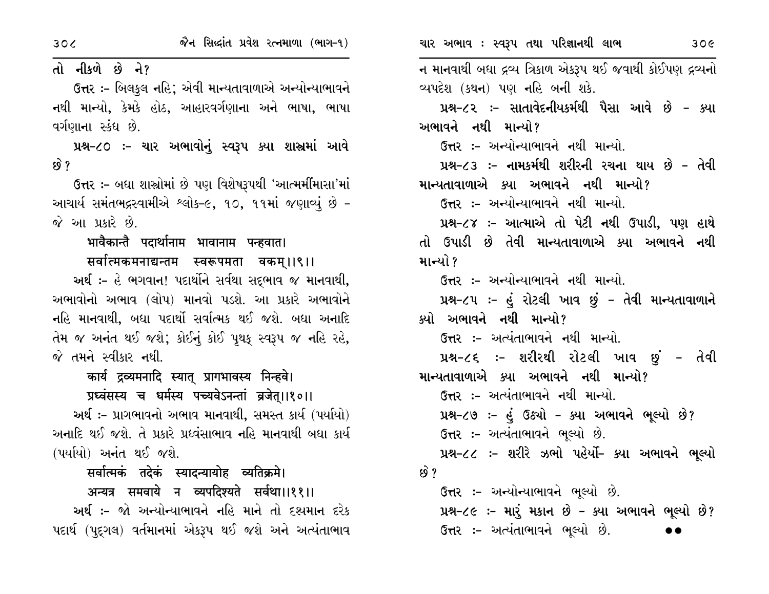તો નીકળે છે ને?

ઉત્તર :- બિલકુલ નહિ; એવી માન્યતાવાળાએ અન્યોન્યાભાવને નથી માન્યો, કેમકે હોઠ, આહારવર્ગણાના અને ભાષા, ભાષા વર્ગણાના સ્કંધ છે.

**પ્રશ્ન-૮૦ :- ચાર અભાવોનું સ્વરૂપ ક્યા શાસ્ત્રમાં આવે છે?**

ઉત્તર :- બધા શાસ્ત્રોમાં છે પણ વિશેષરૂપથી 'આત્મમીંમાસા'માં આચાર્ય સમંતભદ્રસ્વામીએ શ્લોક-૯, ૧૦, ૧૧માં જણાવ્યું છે - જે આ પ્રકારે છે.

**भावैकान्तै पदार्थानाम भावानाम पन्हवात।**
**सर्वात्मकमनाद्यन्तम स्वरूपमता वकम्।।९।।**

અર્થ :- હે ભગવાન! પદાર્થોને સર્વથા સદ્ભાવ જ માનવાથી, અભાવોનો અભાવ (લોપ) માનવો પડશે. આ પ્રકારે અભાવોને નહિ માનવાથી, બધા પદાર્થો સર્વાત્મક થઈ જશે. બધા અનાદિ તેમ જ અનંત થઈ જશે; કોઈનું કોઈ પૃથક્ સ્વરૂપ જ નહિ રહે, જે તમને સ્વીકાર નથી.

**कार्य द्रव्यमनादि स्यात् प्रागभावस्य निन्हवे।**
**प्रध्वंसस्य च धर्मस्य पच्यवेऽनन्तां व्रजेत्।।१०।।**

અર્થ :- પ્રાગભાવનો અભાવ માનવાથી, સમસ્ત કાર્ય (પર્યાયો) અનાદિ થઈ જશે. તે પ્રકારે પ્રધ્વંસાભાવ નહિ માનવાથી બધા કાર્ય (પર્યાયો) અનંત થઈ જશે.

**सर्वात्मकं तदेकं स्यादन्यायोह व्यतिक्रमे।**
**अन्यत्र समवाये न व्यपदिश्यते सर्वथा।।११।।**

અર્થ :- જો અન્યોન્યાભાવને નહિ માને તો દૃશ્યમાન દરેક પદાર્થ (પુદ્ગલ) વર્તમાનમાં એકરૂપ થઈ જશે અને અત્યંતાભાવ ન માનવાથી બધા દ્રવ્ય ત્રિકાળ એકરૂપ થઈ જવાથી કોઈપણ દ્રવ્યનો વ્યપદેશ (કથન) પણ નહિ બની શકે.

**પ્રશ્ન-૮૨ :- સાતાવેદનીયકર્મથી પૈસા આવે છે - ક્યા અભાવને નથી માન્યો?**

ઉત્તર :- અન્યોન્યાભાવને નથી માન્યો.

**પ્રશ્ન-૮૩ :- નામકર્મથી શરીરની રચના થાય છે - તેવી માન્યતાવાળાએ ક્યા અભાવને નથી માન્યો?**

ઉત્તર :- અન્યોન્યાભાવને નથી માન્યો.

**પ્રશ્ન-૮૪ :- આત્માએ તો પેટી નથી ઉપાડી, પણ હાથે તો ઉપાડી છે તેવી માન્યતાવાળાએ ક્યા અભાવને નથી માન્યો?**

ઉત્તર :- અન્યોન્યાભાવને નથી માન્યો.

**પ્રશ્ન-૮૫ :- હું રોટલી ખાવ છું - તેવી માન્યતાવાળાને ક્યો અભાવને નથી માન્યો?**

ઉત્તર :- અત્યંતાભાવને નથી માન્યો.

**પ્રશ્ન-૮૬ :- શરીરથી રોટલી ખાવ છું - તેવી માન્યતાવાળાએ ક્યા અભાવને નથી માન્યો?**

ઉત્તર :- અત્યંતાભાવને નથી માન્યો.

**પ્રશ્ન-૮૭ :- હું ઉઠ્યો - ક્યા અભાવને ભૂલ્યો છે?**

ઉત્તર :- અત્યંતાભાવને ભૂલ્યો છે.

**પ્રશ્ન-૮૮ :- શરીરે ઝભો પહેર્યો- ક્યા અભાવને ભૂલ્યો છે?**

ઉત્તર :- અન્યોન્યાભાવને ભૂલ્યો છે.

**પ્રશ્ન-૮૯ :- મારું મકાન છે - ક્યા અભાવને ભૂલ્યો છે?**

ઉત્તર :- અત્યંતાભાવને ભૂલ્યો છે. ●●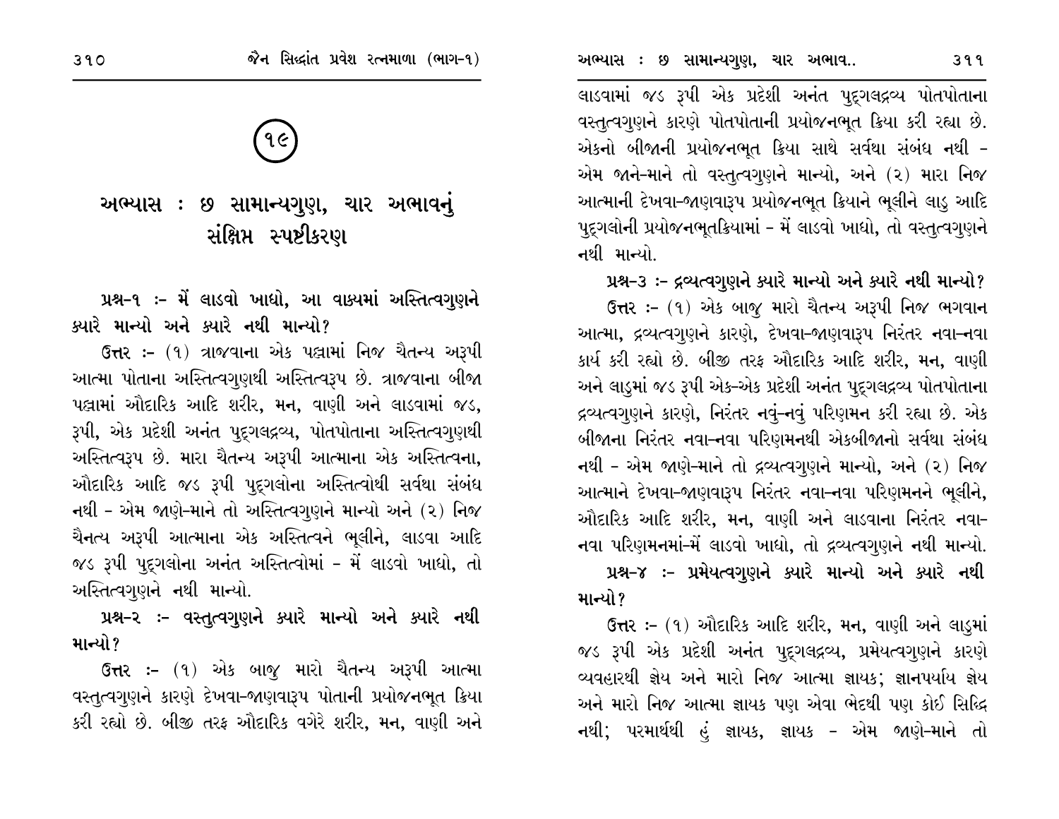# ૧૯

## અભ્યાસ : છ સામાન્યગુણ, ચાર અભાવનું સંક્ષિપ્ત સ્પષ્ટીકરણ

**પ્રશ્ન-૧ :- મેં લાડવો ખાધો, આ વાક્યમાં અસ્તિત્વગુણને ક્યારે માન્યો અને ક્યારે નથી માન્યો?**

**ઉત્તર :-** (૧) ત્રાજવાના એક પલ્લામાં નિજ ચૈતન્ય અરૂપી આત્મા પોતાના અસ્તિત્વગુણથી અસ્તિત્વરૂપ છે. ત્રાજવાના બીજા પલ્લામાં ઔદારિક આદિ શરીર, મન, વાણી અને લાડવામાં જડ, રૂપી, એક પ્રદેશી અનંત પુદ્‌ગલદ્રવ્ય, પોતપોતાના અસ્તિત્વગુણથી અસ્તિત્વરૂપ છે. મારા ચૈતન્ય અરૂપી આત્માના એક અસ્તિત્વના, ઔદારિક આદિ જડ રૂપી પુદ્‌ગલોના અસ્તિત્વોથી સર્વથા સંબંધ નથી - એમ જાણે-માને તો અસ્તિત્વગુણને માન્યો અને (૨) નિજ ચૈનત્ય અરૂપી આત્માના એક અસ્તિત્વને ભૂલીને, લાડવા આદિ જડ રૂપી પુદ્‌ગલોના અનંત અસ્તિત્વોમાં - મેં લાડવો ખાધો, તો અસ્તિત્વગુણને નથી માન્યો.

**પ્રશ્ન-૨ :- વસ્તુત્વગુણને ક્યારે માન્યો અને ક્યારે નથી માન્યો?**

**ઉત્તર :-** (૧) એક બાજુ મારો ચૈતન્ય અરૂપી આત્મા વસ્તુત્વગુણને કારણે દેખવા-જાણવારૂપ પોતાની પ્રયોજનભૂત ક્રિયા કરી રહ્યો છે. બીજી તરફ ઔદારિક વગેરે શરીર, મન, વાણી અને લાડવામાં જડ રૂપી એક પ્રદેશી અનંત પુદ્‌ગલદ્રવ્ય પોતપોતાના વસ્તુત્વગુણને કારણે પોતપોતાની પ્રયોજનભૂત ક્રિયા કરી રહ્યા છે. એકનો બીજાની પ્રયોજનભૂત ક્રિયા સાથે સર્વથા સંબંધ નથી - એમ જાને-માને તો વસ્તુત્વગુણને માન્યો, અને (૨) મારા નિજ આત્માની દેખવા-જાણવારૂપ પ્રયોજનભૂત ક્રિયાને ભૂલીને લાડુ આદિ પુદ્‌ગલોની પ્રયોજનભૂતક્રિયામાં - મેં લાડવો ખાધો, તો વસ્તુત્વગુણને નથી માન્યો.

**પ્રશ્ન-૩ :- દ્રવ્યત્વગુણને ક્યારે માન્યો અને ક્યારે નથી માન્યો?**

**ઉત્તર :-** (૧) એક બાજુ મારો ચૈતન્ય અરૂપી નિજ ભગવાન આત્મા, દ્રવ્યત્વગુણને કારણે, દેખવા-જાણવારૂપ નિરંતર નવા-નવા કાર્ય કરી રહ્યો છે. બીજી તરફ ઔદારિક આદિ શરીર, મન, વાણી અને લાડુમાં જડ રૂપી એક-એક પ્રદેશી અનંત પુદ્‌ગલદ્રવ્ય પોતપોતાના દ્રવ્યત્વગુણને કારણે, નિરંતર નવું-નવું પરિણમન કરી રહ્યા છે. એક બીજાના નિરંતર નવા-નવા પરિણમનથી એકબીજાનો સર્વથા સંબંધ નથી - એમ જાણે-માને તો દ્રવ્યત્વગુણને માન્યો, અને (૨) નિજ આત્માને દેખવા-જાણવારૂપ નિરંતર નવા-નવા પરિણમનને ભૂલીને, ઔદારિક આદિ શરીર, મન, વાણી અને લાડવાના નિરંતર નવા-નવા પરિણમનમાં-મેં લાડવો ખાધો, તો દ્રવ્યત્વગુણને નથી માન્યો.

**પ્રશ્ન-૪ :- પ્રમેયત્વગુણને ક્યારે માન્યો અને ક્યારે નથી માન્યો?**

**ઉત્તર :-** (૧) ઔદારિક આદિ શરીર, મન, વાણી અને લાડુમાં જડ રૂપી એક પ્રદેશી અનંત પુદ્‌ગલદ્રવ્ય, પ્રમેયત્વગુણને કારણે વ્યવહારથી જ્ઞેય અને મારો નિજ આત્મા જ્ઞાયક; જ્ઞાનપર્યાય જ્ઞેય અને મારો નિજ આત્મા જ્ઞાયક પણ એવા ભેદથી પણ કોઈ સિદ્ધિ નથી; પરમાર્થથી હું જ્ઞાયક, જ્ઞાયક - એમ જાણે-માને તો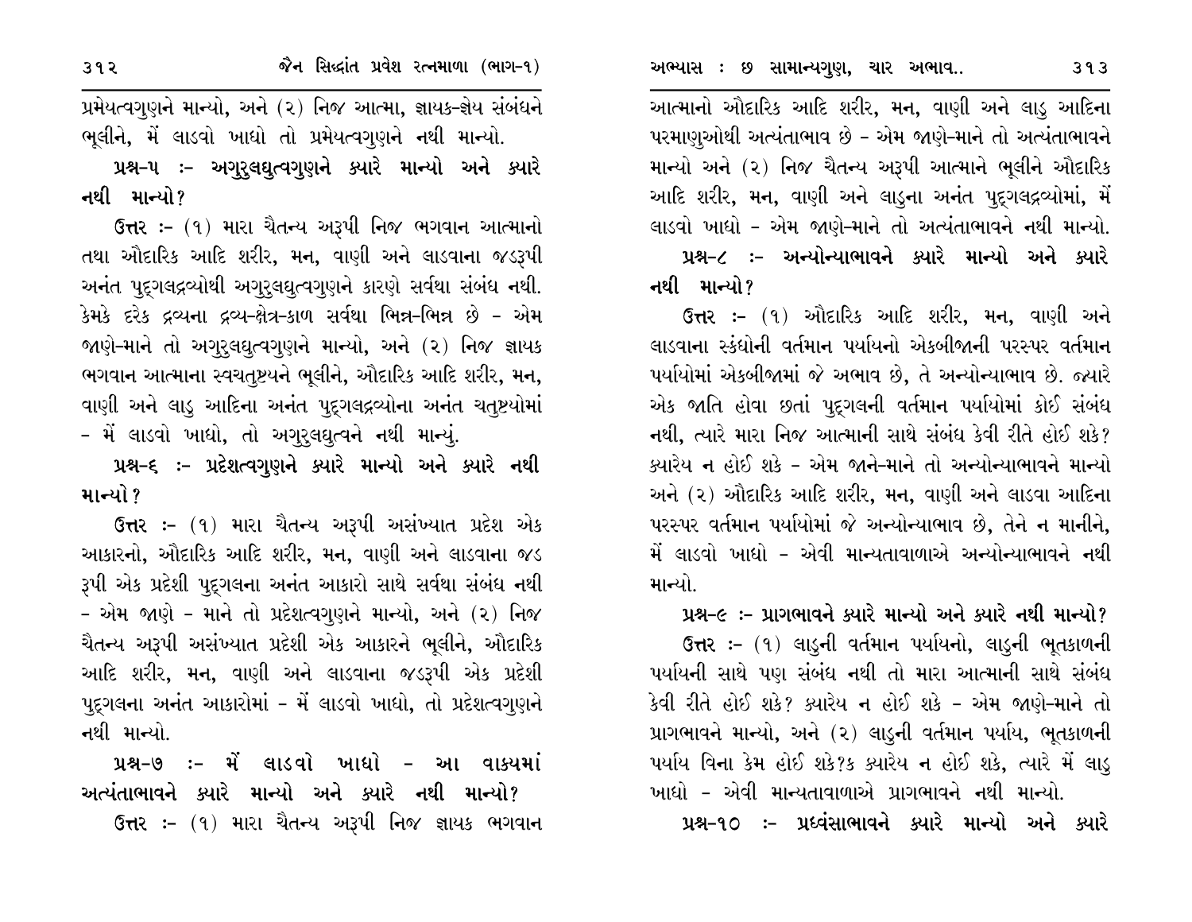પ્રમેયત્વગુણને માન્યો, અને (૨) નિજ આત્મા, જ્ઞાયક-જ્ઞેય સંબંધને ભૂલીને, મેં લાડવો ખાધો તો પ્રમેયત્વગુણને નથી માન્યો.

**પ્રશ્ન-૫ :- અગુરુલઘુત્વગુણને ક્યારે માન્યો અને ક્યારે નથી માન્યો?**

**ઉત્તર :-** (૧) મારા ચૈતન્ય અરૂપી નિજ ભગવાન આત્માનો તથા ઔદારિક આદિ શરીર, મન, વાણી અને લાડવાના જડરૂપી અનંત પુદ્‌ગલદ્રવ્યોથી અગુરુલઘુત્વગુણને કારણે સર્વથા સંબંધ નથી. કેમકે દરેક દ્રવ્યના દ્રવ્ય-ક્ષેત્ર-કાળ સર્વથા ભિન્ન-ભિન્ન છે - એમ જાણે-માને તો અગુરુલઘુત્વગુણને માન્યો, અને (૨) નિજ જ્ઞાયક ભગવાન આત્માના સ્વચતુષ્ટયને ભૂલીને, ઔદારિક આદિ શરીર, મન, વાણી અને લાડુ આદિના અનંત પુદ્‌ગલદ્રવ્યોના અનંત ચતુષ્ટયોમાં - મેં લાડવો ખાધો, તો અગુરુલઘુત્વને નથી માન્યું.

**પ્રશ્ન-૬ :- પ્રદેશત્વગુણને ક્યારે માન્યો અને ક્યારે નથી માન્યો?**

**ઉત્તર :-** (૧) મારા ચૈતન્ય અરૂપી અસંખ્યાત પ્રદેશ એક આકારનો, ઔદારિક આદિ શરીર, મન, વાણી અને લાડવાના જડ રૂપી એક પ્રદેશી પુદ્‌ગલના અનંત આકારો સાથે સર્વથા સંબંધ નથી - એમ જાણે - માને તો પ્રદેશત્વગુણને માન્યો, અને (૨) નિજ ચૈતન્ય અરૂપી અસંખ્યાત પ્રદેશી એક આકારને ભૂલીને, ઔદારિક આદિ શરીર, મન, વાણી અને લાડવાના જડરૂપી એક પ્રદેશી પુદ્‌ગલના અનંત આકારોમાં - મેં લાડવો ખાધો, તો પ્રદેશત્વગુણને નથી માન્યો.

**પ્રશ્ન-૭ :- મેં લાડવો ખાધો - આ વાક્યમાં અત્યંતાભાવને ક્યારે માન્યો અને ક્યારે નથી માન્યો?**

**ઉત્તર :-** (૧) મારા ચૈતન્ય અરૂપી નિજ જ્ઞાયક ભગવાન આત્માનો ઔદારિક આદિ શરીર, મન, વાણી અને લાડુ આદિના પરમાણુઓથી અત્યંતાભાવ છે - એમ જાણે-માને તો અત્યંતાભાવને માન્યો અને (૨) નિજ ચૈતન્ય અરૂપી આત્માને ભૂલીને ઔદારિક આદિ શરીર, મન, વાણી અને લાડુના અનંત પુદ્‌ગલદ્રવ્યોમાં, મેં લાડવો ખાધો - એમ જાણે-માને તો અત્યંતાભાવને નથી માન્યો.

**પ્રશ્ન-૮ :- અન્યોન્યાભાવને ક્યારે માન્યો અને ક્યારે નથી માન્યો?**

**ઉત્તર :-** (૧) ઔદારિક આદિ શરીર, મન, વાણી અને લાડવાના સ્કંધોની વર્તમાન પર્યાયનો એકબીજાની પરસ્પર વર્તમાન પર્યાયોમાં એકબીજામાં જે અભાવ છે, તે અન્યોન્યાભાવ છે. જ્યારે એક જાતિ હોવા છતાં પુદ્‌ગલની વર્તમાન પર્યાયોમાં કોઈ સંબંધ નથી, ત્યારે મારા નિજ આત્માની સાથે સંબંધ કેવી રીતે હોઈ શકે? ક્યારેય ન હોઈ શકે - એમ જાને-માને તો અન્યોન્યાભાવને માન્યો અને (૨) ઔદારિક આદિ શરીર, મન, વાણી અને લાડવા આદિના પરસ્પર વર્તમાન પર્યાયોમાં જે અન્યોન્યાભાવ છે, તેને ન માનીને, મેં લાડવો ખાધો - એવી માન્યતાવાળાએ અન્યોન્યાભાવને નથી માન્યો.

**પ્રશ્ન-૯ :- પ્રાગભાવને ક્યારે માન્યો અને ક્યારે નથી માન્યો?**

**ઉત્તર :-** (૧) લાડુની વર્તમાન પર્યાયનો, લાડુની ભૂતકાળની પર્યાયની સાથે પણ સંબંધ નથી તો મારા આત્માની સાથે સંબંધ કેવી રીતે હોઈ શકે? ક્યારેય ન હોઈ શકે - એમ જાણે-માને તો પ્રાગભાવને માન્યો, અને (૨) લાડુની વર્તમાન પર્યાય, ભૂતકાળની પર્યાય વિના કેમ હોઈ શકે?ક ક્યારેય ન હોઈ શકે, ત્યારે મેં લાડુ ખાધો - એવી માન્યતાવાળાએ પ્રાગભાવને નથી માન્યો.

**પ્રશ્ન-૧૦ :- પ્રધ્વંસાભાવને ક્યારે માન્યો અને ક્યારે**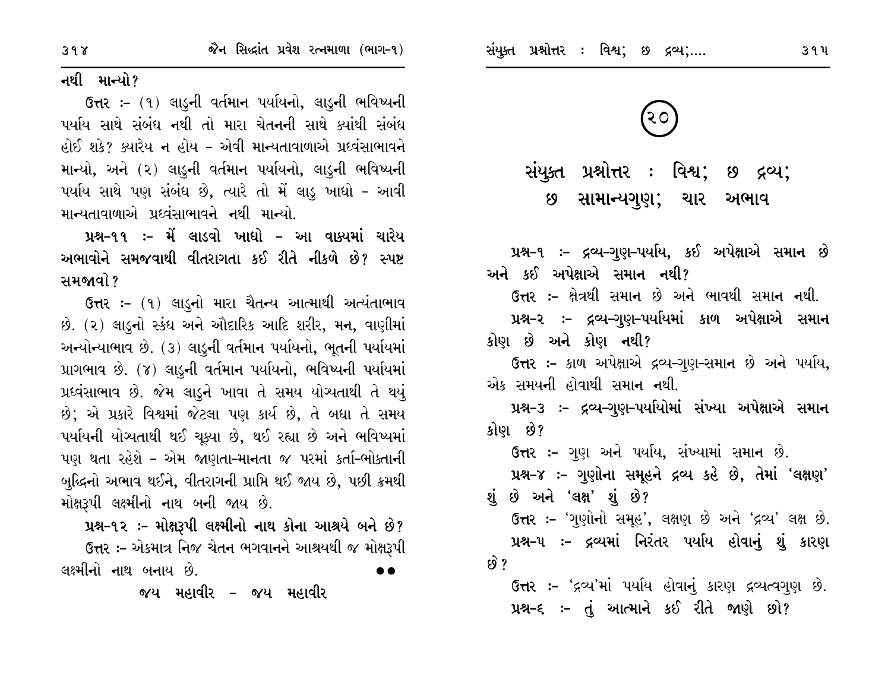નથી માન્યો?

ઉત્તર :- (૧) લાડુની વર્તમાન પર્યાયનો, લાડુની ભવિષ્યની પર્યાય સાથે સંબંધ નથી તો મારા ચેતનની સાથે ક્યાંથી સંબંધ હોઈ શકે? ક્યારેય ન હોય - એવી માન્યતાવાળાએ પ્રધ્વંસાભાવને માન્યો, અને (૨) લાડુની વર્તમાન પર્યાયનો, લાડુની ભવિષ્યની પર્યાય સાથે પણ સંબંધ છે, ત્યારે તો મેં લાડુ ખાધો - આવી માન્યતાવાળાએ પ્રધ્વંસાભાવને નથી માન્યો.

**પ્રશ્ન-૧૧ :- મેં લાડવો ખાધો - આ વાક્યમાં ચારેય અભાવોને સમજવાથી વીતરાગતા કઈ રીતે નીકળે છે? સ્પષ્ટ સમજાવો?**

ઉત્તર :- (૧) લાડુનો મારા ચૈતન્ય આત્માથી અત્યંતાભાવ છે. (૨) લાડુનો સ્કંધ અને ઔદારિક આદિ શરીર, મન, વાણીમાં અન્યોન્યાભાવ છે. (૩) લાડુની વર્તમાન પર્યાયનો, ભૂતની પર્યાયમાં પ્રાગભાવ છે. (૪) લાડુની વર્તમાન પર્યાયનો, ભવિષ્યની પર્યાયમાં પ્રધ્વંસાભાવ છે. જેમ લાડુને ખાવા તે સમય યોગ્યતાથી તે થયું છે; એ પ્રકારે વિશ્વમાં જેટલા પણ કાર્ય છે, તે બધા તે સમય પર્યાયની યોગ્યતાથી થઈ ચૂક્યા છે, થઈ રહ્યા છે અને ભવિષ્યમાં પણ થતા રહેશે - એમ જાણતા-માનતા જ પરમાં કર્તા-ભોક્તાની બુદ્ધિનો અભાવ થઈને, વીતરાગની પ્રાપ્તિ થઈ જાય છે, પછી ક્રમથી મોક્ષરૂપી લક્ષ્મીનો નાથ બની જાય છે.

**પ્રશ્ન-૧૨ :- મોક્ષરૂપી લક્ષ્મીનો નાથ કોના આશ્રયે બને છે?**

ઉત્તર :- એકમાત્ર નિજ ચેતન ભગવાનને આશ્રયથી જ મોક્ષરૂપી લક્ષ્મીનો નાથ બનાય છે. ●●

જય મહાવીર - જય મહાવીર

# (૨૦)

# સંયુક્ત પ્રશ્નોત્તર : વિશ્વ; છ દ્રવ્ય; છ સામાન્યગુણ; ચાર અભાવ

**પ્રશ્ન-૧ :- દ્રવ્ય-ગુણ-પર્યાય, કઈ અપેક્ષાએ સમાન છે અને કઈ અપેક્ષાએ સમાન નથી?**

ઉત્તર :- ક્ષેત્રથી સમાન છે અને ભાવથી સમાન નથી.

**પ્રશ્ન-૨ :- દ્રવ્ય-ગુણ-પર્યાયમાં કાળ અપેક્ષાએ સમાન કોણ છે અને કોણ નથી?**

ઉત્તર :- કાળ અપેક્ષાએ દ્રવ્ય-ગુણ-સમાન છે અને પર્યાય, એક સમયની હોવાથી સમાન નથી.

**પ્રશ્ન-૩ :- દ્રવ્ય-ગુણ-પર્યાયોમાં સંખ્યા અપેક્ષાએ સમાન કોણ છે?**

ઉત્તર :- ગુણ અને પર્યાય, સંખ્યામાં સમાન છે.

**પ્રશ્ન-૪ :- ગુણોના સમૂહને દ્રવ્ય કહે છે, તેમાં 'લક્ષણ' શું છે અને 'લક્ષ' શું છે?**

ઉત્તર :- 'ગુણોનો સમૂહ', લક્ષણ છે અને 'દ્રવ્ય' લક્ષ છે.

**પ્રશ્ન-૫ :- દ્રવ્યમાં નિરંતર પર્યાય હોવાનું શું કારણ છે?**

ઉત્તર :- 'દ્રવ્ય'માં પર્યાય હોવાનું કારણ દ્રવ્યત્વગુણ છે.

**પ્રશ્ન-૬ :- તું આત્માને કઈ રીતે જાણે છો?**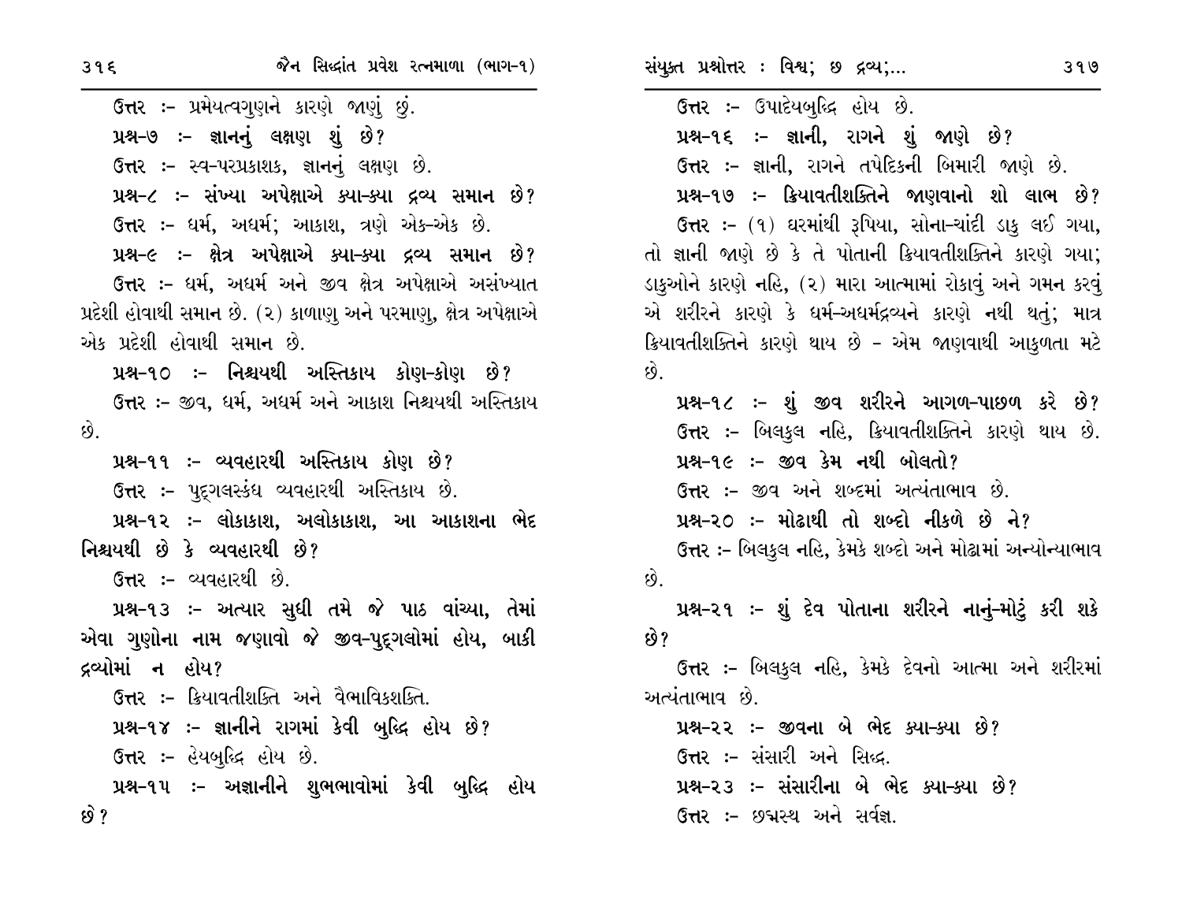ઉત્તર :- પ્રમેયત્વગુણને કારણે જાણું છું.

**પ્રશ્ન-૭ :- જ્ઞાનનું લક્ષણ શું છે?**

ઉત્તર :- સ્વ-પરપ્રકાશક, જ્ઞાનનું લક્ષણ છે.

**પ્રશ્ન-૮ :- સંખ્યા અપેક્ષાએ ક્યા-ક્યા દ્રવ્ય સમાન છે?**

ઉત્તર :- ધર્મ, અધર્મ; આકાશ, ત્રણે એક-એક છે.

**પ્રશ્ન-૯ :- ક્ષેત્ર અપેક્ષાએ ક્યા-ક્યા દ્રવ્ય સમાન છે?**

ઉત્તર :- ધર્મ, અધર્મ અને જીવ ક્ષેત્ર અપેક્ષાએ અસંખ્યાત પ્રદેશી હોવાથી સમાન છે. (૨) કાળાણુ અને પરમાણુ, ક્ષેત્ર અપેક્ષાએ એક પ્રદેશી હોવાથી સમાન છે.

**પ્રશ્ન-૧૦ :- નિશ્ચયથી અસ્તિકાય કોણ-કોણ છે?**

ઉત્તર :- જીવ, ધર્મ, અધર્મ અને આકાશ નિશ્ચયથી અસ્તિકાય છે.

**પ્રશ્ન-૧૧ :- વ્યવહારથી અસ્તિકાય કોણ છે?**

ઉત્તર :- પુદ્ગલસ્કંધ વ્યવહારથી અસ્તિકાય છે.

**પ્રશ્ન-૧૨ :- લોકાકાશ, અલોકાકાશ, આ આકાશના ભેદ નિશ્ચયથી છે કે વ્યવહારથી છે?**

ઉત્તર :- વ્યવહારથી છે.

**પ્રશ્ન-૧૩ :- અત્યાર સુધી તમે જે પાઠ વાંચ્યા, તેમાં એવા ગુણોના નામ જણાવો જે જીવ-પુદ્ગલોમાં હોય, બાકી દ્રવ્યોમાં ન હોય?**

ઉત્તર :- ક્રિયાવતીશક્તિ અને વૈભાવિકશક્તિ.

**પ્રશ્ન-૧૪ :- જ્ઞાનીને રાગમાં કેવી બુદ્ધિ હોય છે?**

ઉત્તર :- હેયબુદ્ધિ હોય છે.

**પ્રશ્ન-૧૫ :- અજ્ઞાનીને શુભભાવોમાં કેવી બુદ્ધિ હોય છે?**

ઉત્તર :- ઉપાદેયબુદ્ધિ હોય છે.

**પ્રશ્ન-૧૬ :- જ્ઞાની, રાગને શું જાણે છે?**

ઉત્તર :- જ્ઞાની, રાગને તપેદિકની બિમારી જાણે છે.

**પ્રશ્ન-૧૭ :- ક્રિયાવતીશક્તિને જાણવાનો શો લાભ છે?**

ઉત્તર :- (૧) ઘરમાંથી રૂપિયા, સોના-ચાંદી ડાકુ લઈ ગયા, તો જ્ઞાની જાણે છે કે તે પોતાની ક્રિયાવતીશક્તિને કારણે ગયા; ડાકુઓને કારણે નહિ, (૨) મારા આત્મામાં રોકાવું અને ગમન કરવું એ શરીરને કારણે કે ધર્મ-અધર્મદ્રવ્યને કારણે નથી થતું; માત્ર ક્રિયાવતીશક્તિને કારણે થાય છે - એમ જાણવાથી આકુળતા મટે છે.

**પ્રશ્ન-૧૮ :- શું જીવ શરીરને આગળ-પાછળ કરે છે?**

ઉત્તર :- બિલકુલ નહિ, ક્રિયાવતીશક્તિને કારણે થાય છે.

**પ્રશ્ન-૧૯ :- જીવ કેમ નથી બોલતો?**

ઉત્તર :- જીવ અને શબ્દમાં અત્યંતાભાવ છે.

**પ્રશ્ન-૨૦ :- મોઢાથી તો શબ્દો નીકળે છે ને?**

ઉત્તર :- બિલકુલ નહિ, કેમકે શબ્દો અને મોઢામાં અન્યોન્યાભાવ છે.

**પ્રશ્ન-૨૧ :- શું દેવ પોતાના શરીરને નાનું-મોટું કરી શકે છે?**

ઉત્તર :- બિલકુલ નહિ, કેમકે દેવનો આત્મા અને શરીરમાં અત્યંતાભાવ છે.

**પ્રશ્ન-૨૨ :- જીવના બે ભેદ ક્યા-ક્યા છે?**

ઉત્તર :- સંસારી અને સિદ્ધ.

**પ્રશ્ન-૨૩ :- સંસારીના બે ભેદ ક્યા-ક્યા છે?**

ઉત્તર :- છદ્મસ્થ અને સર્વજ્ઞ.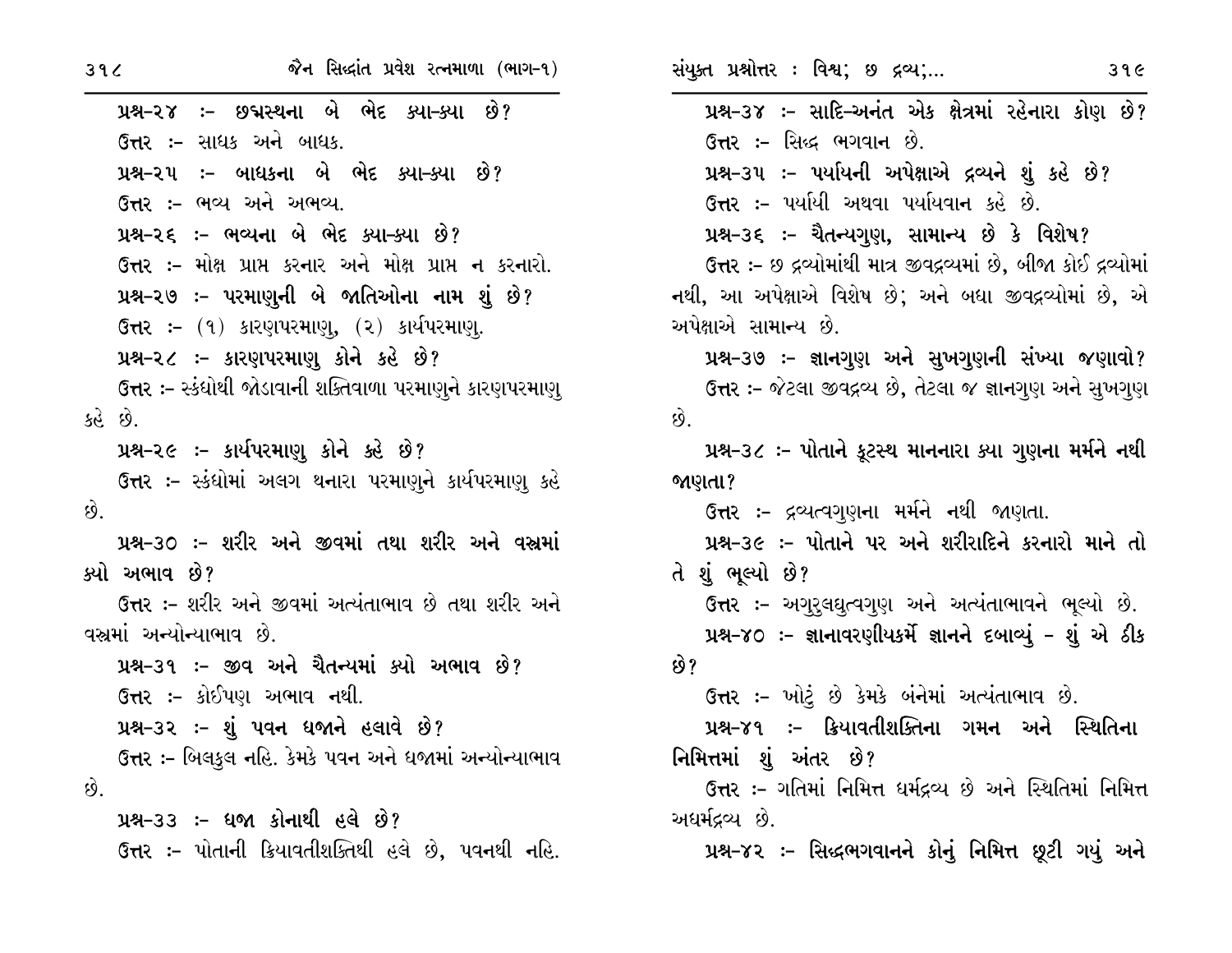**પ્રશ્ન-૨૪ :- છદ્મસ્થના બે ભેદ ક્યા-ક્યા છે?**

ઉત્તર :- સાધક અને બાધક.

**પ્રશ્ન-૨૫ :- બાધકના બે ભેદ ક્યા-ક્યા છે?**

ઉત્તર :- ભવ્ય અને અભવ્ય.

**પ્રશ્ન-૨૬ :- ભવ્યના બે ભેદ ક્યા-ક્યા છે?**

ઉત્તર :- મોક્ષ પ્રાપ્ત કરનાર અને મોક્ષ પ્રાપ્ત ન કરનારો.

**પ્રશ્ન-૨૭ :- પરમાણુની બે જાતિઓના નામ શું છે?**

ઉત્તર :- (૧) કારણપરમાણુ, (૨) કાર્યપરમાણુ.

**પ્રશ્ન-૨૮ :- કારણપરમાણુ કોને કહે છે?**

ઉત્તર :- સ્કંધોથી જોડાવાની શક્તિવાળા પરમાણુને કારણપરમાણુ કહે છે.

**પ્રશ્ન-૨૯ :- કાર્યપરમાણુ કોને કહે છે?**

ઉત્તર :- સ્કંધોમાં અલગ થનારા પરમાણુને કાર્યપરમાણુ કહે છે.

**પ્રશ્ન-૩૦ :- શરીર અને જીવમાં તથા શરીર અને વસ્ત્રમાં ક્યો અભાવ છે?**

ઉત્તર :- શરીર અને જીવમાં અત્યંતાભાવ છે તથા શરીર અને વસ્ત્રમાં અન્યોન્યાભાવ છે.

**પ્રશ્ન-૩૧ :- જીવ અને ચૈતન્યમાં ક્યો અભાવ છે?**

ઉત્તર :- કોઈપણ અભાવ નથી.

**પ્રશ્ન-૩૨ :- શું પવન ધજાને હલાવે છે?**

ઉત્તર :- બિલકુલ નહિ. કેમકે પવન અને ધજામાં અન્યોન્યાભાવ છે.

**પ્રશ્ન-૩૩ :- ધજા કોનાથી હલે છે?**

ઉત્તર :- પોતાની ક્રિયાવતીશક્તિથી હલે છે, પવનથી નહિ.

**પ્રશ્ન-૩૪ :- સાદિ-અનંત એક ક્ષેત્રમાં રહેનારા કોણ છે?**

ઉત્તર :- સિદ્ધ ભગવાન છે.

**પ્રશ્ન-૩૫ :- પર્યાયની અપેક્ષાએ દ્રવ્યને શું કહે છે?**

ઉત્તર :- પર્યાયી અથવા પર્યાયવાન કહે છે.

**પ્રશ્ન-૩૬ :- ચૈતન્યગુણ, સામાન્ય છે કે વિશેષ?**

ઉત્તર :- છ દ્રવ્યોમાંથી માત્ર જીવદ્રવ્યમાં છે, બીજા કોઈ દ્રવ્યોમાં નથી, આ અપેક્ષાએ વિશેષ છે; અને બધા જીવદ્રવ્યોમાં છે, એ અપેક્ષાએ સામાન્ય છે.

**પ્રશ્ન-૩૭ :- જ્ઞાનગુણ અને સુખગુણની સંખ્યા જણાવો?**

ઉત્તર :- જેટલા જીવદ્રવ્ય છે, તેટલા જ જ્ઞાનગુણ અને સુખગુણ છે.

**પ્રશ્ન-૩૮ :- પોતાને કૂટસ્થ માનનારા ક્યા ગુણના મર્મને નથી જાણતા?**

ઉત્તર :- દ્રવ્યત્વગુણના મર્મને નથી જાણતા.

**પ્રશ્ન-૩૯ :- પોતાને પર અને શરીરાદિને કરનારો માને તો તે શું ભૂલ્યો છે?**

ઉત્તર :- અગુરુલઘુત્વગુણ અને અત્યંતાભાવને ભૂલ્યો છે.

**પ્રશ્ન-૪૦ :- જ્ઞાનાવરણીયકર્મે જ્ઞાનને દબાવ્યું - શું એ ઠીક છે?**

ઉત્તર :- ખોટું છે કેમકે બંનેમાં અત્યંતાભાવ છે.

**પ્રશ્ન-૪૧ :- ક્રિયાવતીશક્તિના ગમન અને સ્થિતિના નિમિત્તમાં શું અંતર છે?**

ઉત્તર :- ગતિમાં નિમિત્ત ધર્મદ્રવ્ય છે અને સ્થિતિમાં નિમિત્ત અધર્મદ્રવ્ય છે.

**પ્રશ્ન-૪૨ :- સિદ્ધભગવાનને કોનું નિમિત્ત છૂટી ગયું અને**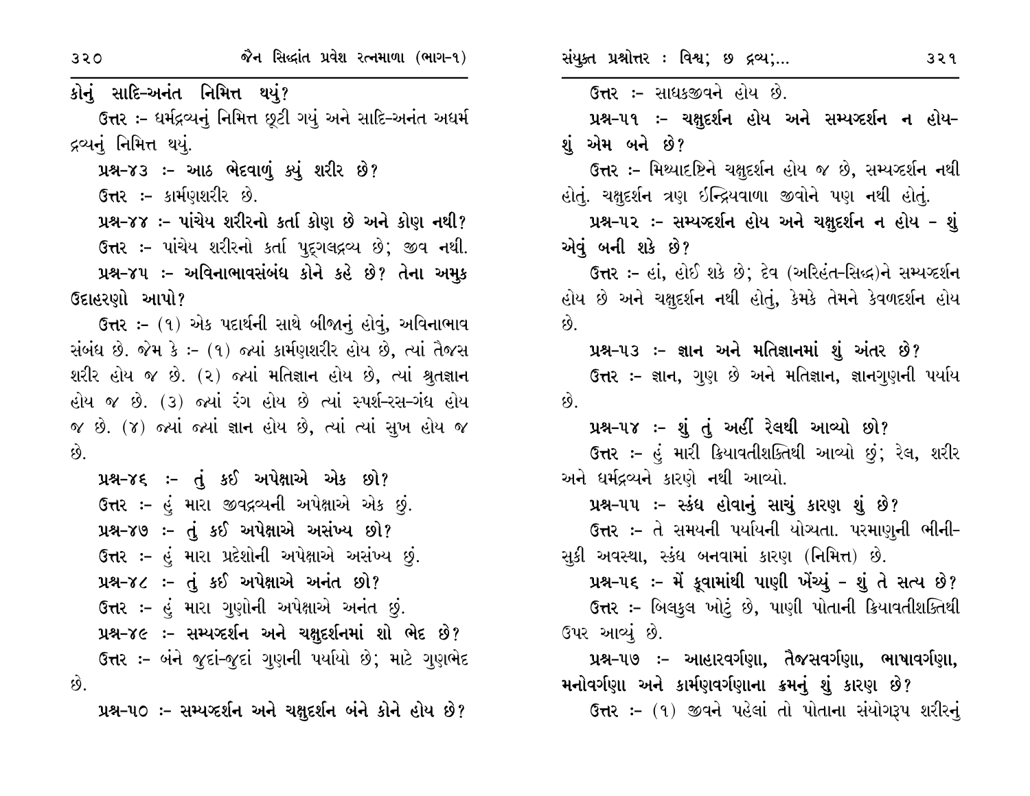કોનું સાદિ-અનંત નિમિત્ત થયું?

ઉત્તર :- ધર્મદ્રવ્યનું નિમિત્ત છૂટી ગયું અને સાદિ-અનંત અધર્મ દ્રવ્યનું નિમિત્ત થયું.

**પ્રશ્ન-૪૩ :- આઠ ભેદવાળું ક્યું શરીર છે?**

ઉત્તર :- કાર્મણશરીર છે.

**પ્રશ્ન-૪૪ :- પાંચેય શરીરનો કર્તા કોણ છે અને કોણ નથી?**

ઉત્તર :- પાંચેય શરીરનો કર્તા પુદ્‌ગલદ્રવ્ય છે; જીવ નથી.

**પ્રશ્ન-૪૫ :- અવિનાભાવસંબંધ કોને કહે છે? તેના અમુક ઉદાહરણો આપો?**

ઉત્તર :- (૧) એક પદાર્થની સાથે બીજાનું હોવું, અવિનાભાવ સંબંધ છે. જેમ કે :- (૧) જ્યાં કાર્મણશરીર હોય છે, ત્યાં તૈજસ શરીર હોય જ છે. (૨) જ્યાં મતિજ્ઞાન હોય છે, ત્યાં શ્રુતજ્ઞાન હોય જ છે. (૩) જ્યાં રંગ હોય છે ત્યાં સ્પર્શ-રસ-ગંધ હોય જ છે. (૪) જ્યાં જ્યાં જ્ઞાન હોય છે, ત્યાં ત્યાં સુખ હોય જ છે.

**પ્રશ્ન-૪૬ :- તું કઈ અપેક્ષાએ એક છો?**

ઉત્તર :- હું મારા જીવદ્રવ્યની અપેક્ષાએ એક છું.

**પ્રશ્ન-૪૭ :- તું કઈ અપેક્ષાએ અસંખ્ય છો?**

ઉત્તર :- હું મારા પ્રદેશોની અપેક્ષાએ અસંખ્ય છું.

**પ્રશ્ન-૪૮ :- તું કઈ અપેક્ષાએ અનંત છો?**

ઉત્તર :- હું મારા ગુણોની અપેક્ષાએ અનંત છું.

**પ્રશ્ન-૪૯ :- સમ્યગ્દર્શન અને ચક્ષુદર્શનમાં શો ભેદ છે?**

ઉત્તર :- બંને જુદાં-જુદાં ગુણની પર્યાયો છે; માટે ગુણભેદ છે.

**પ્રશ્ન-૫૦ :- સમ્યગ્દર્શન અને ચક્ષુદર્શન બંને કોને હોય છે?**

ઉત્તર :- સાધકજીવને હોય છે.

**પ્રશ્ન-૫૧ :- ચક્ષુદર્શન હોય અને સમ્યગ્દર્શન ન હોય- શું એમ બને છે?**

ઉત્તર :- મિથ્યાદષ્ટિને ચક્ષુદર્શન હોય જ છે, સમ્યગ્દર્શન નથી હોતું. ચક્ષુદર્શન ત્રણ ઇન્દ્રિયવાળા જીવોને પણ નથી હોતું.

**પ્રશ્ન-૫૨ :- સમ્યગ્દર્શન હોય અને ચક્ષુદર્શન ન હોય - શું એવું બની શકે છે?**

ઉત્તર :- હાં, હોઈ શકે છે; દેવ (અરિહંત-સિદ્ધ)ને સમ્યગ્દર્શન હોય છે અને ચક્ષુદર્શન નથી હોતું, કેમકે તેમને કેવળદર્શન હોય છે.

**પ્રશ્ન-૫૩ :- જ્ઞાન અને મતિજ્ઞાનમાં શું અંતર છે?**

ઉત્તર :- જ્ઞાન, ગુણ છે અને મતિજ્ઞાન, જ્ઞાનગુણની પર્યાય છે.

**પ્રશ્ન-૫૪ :- શું તું અહીં રેલથી આવ્યો છો?**

ઉત્તર :- હું મારી ક્રિયાવતીશક્તિથી આવ્યો છું; રેલ, શરીર અને ધર્મદ્રવ્યને કારણે નથી આવ્યો.

**પ્રશ્ન-૫૫ :- સ્કંધ હોવાનું સાચું કારણ શું છે?**

ઉત્તર :- તે સમયની પર્યાયની યોગ્યતા. પરમાણુની ભીની-સુકી અવસ્થા, સ્કંધ બનવામાં કારણ (નિમિત્ત) છે.

**પ્રશ્ન-૫૬ :- મેં કૂવામાંથી પાણી ખેંચ્યું - શું તે સત્ય છે?**

ઉત્તર :- બિલકુલ ખોટું છે, પાણી પોતાની ક્રિયાવતીશક્તિથી ઉપર આવ્યું છે.

**પ્રશ્ન-૫૭ :- આહારવર્ગણા, તૈજસવર્ગણા, ભાષાવર્ગણા, મનોવર્ગણા અને કાર્મણવર્ગણાના ક્રમનું શું કારણ છે?**

ઉત્તર :- (૧) જીવને પહેલાં તો પોતાના સંયોગરૂપ શરીરનું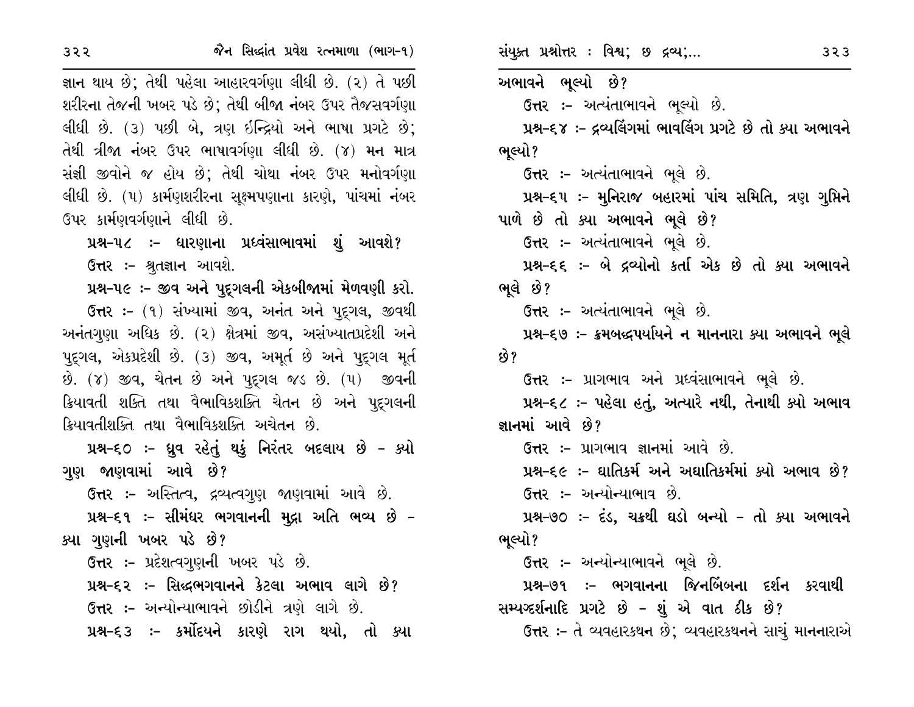જ્ઞાન થાય છે; તેથી પહેલા આહારવર્ગણા લીધી છે. (૨) તે પછી શરીરના તેજની ખબર પડે છે; તેથી બીજા નંબર ઉપર તૈજસવર્ગણા લીધી છે. (૩) પછી બે, ત્રણ ઇન્દ્રિયો અને ભાષા પ્રગટે છે; તેથી ત્રીજા નંબર ઉપર ભાષાવર્ગણા લીધી છે. (૪) મન માત્ર સંજ્ઞી જીવોને જ હોય છે; તેથી ચોથા નંબર ઉપર મનોવર્ગણા લીધી છે. (૫) કાર્મણશરીરના સૂક્ષ્મપણાના કારણે, પાંચમાં નંબર ઉપર કાર્મણવર્ગણાને લીધી છે.

**પ્રશ્ન-૫૮ :- ધારણાના પ્રધ્વંસાભાવમાં શું આવશે?**

**ઉત્તર :-** શ્રુતજ્ઞાન આવશે.

**પ્રશ્ન-૫૯ :- જીવ અને પુદ્‌ગલની એકબીજામાં મેળવણી કરો.**

**ઉત્તર :-** (૧) સંખ્યામાં જીવ, અનંત અને પુદ્‌ગલ, જીવથી અનંતગુણા અધિક છે. (૨) ક્ષેત્રમાં જીવ, અસંખ્યાતપ્રદેશી અને પુદ્‌ગલ, એકપ્રદેશી છે. (૩) જીવ, અમૂર્ત છે અને પુદ્‌ગલ મૂર્ત છે. (૪) જીવ, ચેતન છે અને પુદ્‌ગલ જડ છે. (૫) જીવની ક્રિયાવતી શક્તિ તથા વૈભાવિકશક્તિ ચેતન છે અને પુદ્‌ગલની ક્રિયાવતીશક્તિ તથા વૈભાવિકશક્તિ અચેતન છે.

**પ્રશ્ન-૬૦ :- ધ્રુવ રહેતું થકું નિરંતર બદલાય છે - ક્યો ગુણ જાણવામાં આવે છે?**

**ઉત્તર :-** અસ્તિત્વ, દ્રવ્યત્વગુણ જાણવામાં આવે છે.

**પ્રશ્ન-૬૧ :- સીમંધર ભગવાનની મુદ્રા અતિ ભવ્ય છે - ક્યા ગુણની ખબર પડે છે?**

**ઉત્તર :-** પ્રદેશત્વગુણની ખબર પડે છે.

**પ્રશ્ન-૬૨ :- સિદ્ધભગવાનને કેટલા અભાવ લાગે છે?**

**ઉત્તર :-** અન્યોન્યાભાવને છોડીને ત્રણે લાગે છે.

**પ્રશ્ન-૬૩ :- કર્મોદયને કારણે રાગ થયો, તો ક્યા અભાવને ભૂલ્યો છે?**

**ઉત્તર :-** અત્યંતાભાવને ભૂલ્યો છે.

**પ્રશ્ન-૬૪ :- દ્રવ્યલિંગમાં ભાવલિંગ પ્રગટે છે તો ક્યા અભાવને ભૂલ્યો?**

**ઉત્તર :-** અત્યંતાભાવને ભૂલે છે.

**પ્રશ્ન-૬૫ :- મુનિરાજ બહારમાં પાંચ સમિતિ, ત્રણ ગુપ્તિને પાળે છે તો ક્યા અભાવને ભૂલે છે?**

**ઉત્તર :-** અત્યંતાભાવને ભૂલે છે.

**પ્રશ્ન-૬૬ :- બે દ્રવ્યોનો કર્તા એક છે તો ક્યા અભાવને ભૂલે છે?**

**ઉત્તર :-** અત્યંતાભાવને ભૂલે છે.

**પ્રશ્ન-૬૭ :- ક્રમબદ્ધપર્યાયને ન માનનારા ક્યા અભાવને ભૂલે છે?**

**ઉત્તર :-** પ્રાગભાવ અને પ્રધ્વંસાભાવને ભૂલે છે.

**પ્રશ્ન-૬૮ :- પહેલા હતું, અત્યારે નથી, તેનાથી ક્યો અભાવ જ્ઞાનમાં આવે છે?**

**ઉત્તર :-** પ્રાગભાવ જ્ઞાનમાં આવે છે.

**પ્રશ્ન-૬૯ :- ઘાતિકર્મ અને અઘાતિકર્મમાં ક્યો અભાવ છે?**

**ઉત્તર :-** અન્યોન્યાભાવ છે.

**પ્રશ્ન-૭૦ :- દંડ, ચક્રથી ઘડો બન્યો - તો ક્યા અભાવને ભૂલ્યો?**

**ઉત્તર :-** અન્યોન્યાભાવને ભૂલે છે.

**પ્રશ્ન-૭૧ :- ભગવાનના જિનબિંબના દર્શન કરવાથી સમ્યગ્દર્શનાદિ પ્રગટે છે - શું એ વાત ઠીક છે?**

**ઉત્તર :-** તે વ્યવહારકથન છે; વ્યવહારકથનને સાચું માનનારાએ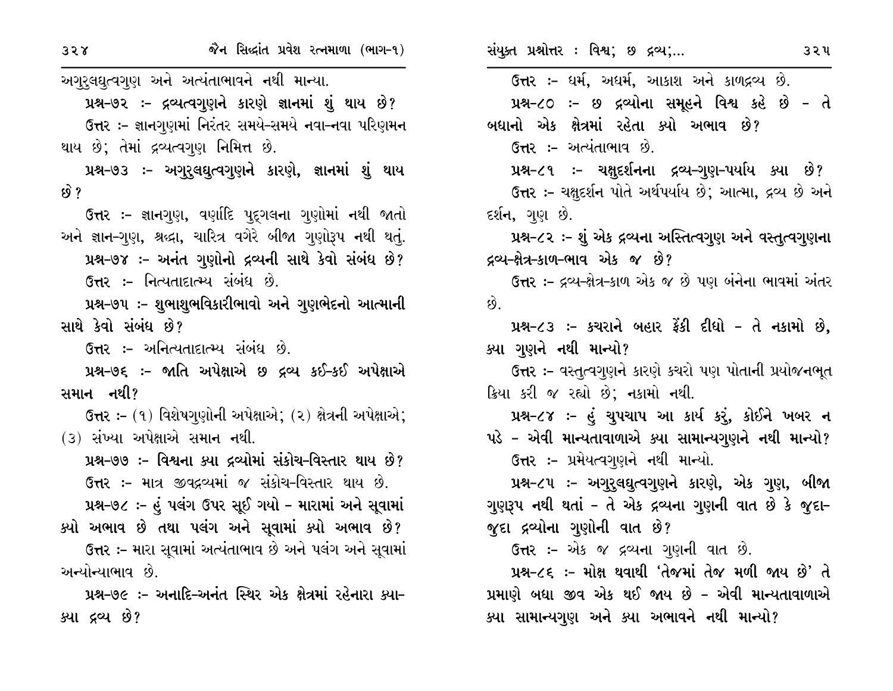અગુરુલઘુત્વગુણ અને અત્યંતાભાવને નથી માન્યા.

**પ્રશ્ન-૭૨ :- દ્રવ્યત્વગુણને કારણે જ્ઞાનમાં શું થાય છે?**

ઉત્તર :- જ્ઞાનગુણમાં નિરંતર સમયે-સમયે નવા-નવા પરિણમન થાય છે; તેમાં દ્રવ્યત્વગુણ નિમિત્ત છે.

**પ્રશ્ન-૭૩ :- અગુરુલઘુત્વગુણને કારણે, જ્ઞાનમાં શું થાય છે?**

ઉત્તર :- જ્ઞાનગુણ, વર્ણાદિ પુદ્ગલના ગુણોમાં નથી જાતો અને જ્ઞાન-ગુણ, શ્રદ્ધા, ચારિત્ર વગેરે બીજા ગુણોરૂપ નથી થતું.

**પ્રશ્ન-૭૪ :- અનંત ગુણોનો દ્રવ્યની સાથે કેવો સંબંધ છે?**

ઉત્તર :- નિત્યતાદાત્મ્ય સંબંધ છે.

**પ્રશ્ન-૭૫ :- શુભાશુભવિકારીભાવો અને ગુણભેદનો આત્માની સાથે કેવો સંબંધ છે?**

ઉત્તર :- અનિત્યતાદાત્મ્ય સંબંધ છે.

**પ્રશ્ન-૭૬ :- જાતિ અપેક્ષાએ છ દ્રવ્ય કઈ-કઈ અપેક્ષાએ સમાન નથી?**

ઉત્તર :- (૧) વિશેષગુણોની અપેક્ષાએ; (૨) ક્ષેત્રની અપેક્ષાએ; (૩) સંખ્યા અપેક્ષાએ સમાન નથી.

**પ્રશ્ન-૭૭ :- વિશ્વના ક્યા દ્રવ્યોમાં સંકોચ-વિસ્તાર થાય છે?**

ઉત્તર :- માત્ર જીવદ્રવ્યમાં જ સંકોચ-વિસ્તાર થાય છે.

**પ્રશ્ન-૭૮ :- હું પલંગ ઉપર સૂઈ ગયો - મારામાં અને સૂવામાં ક્યો અભાવ છે તથા પલંગ અને સૂવામાં ક્યો અભાવ છે?**

ઉત્તર :- મારા સૂવામાં અત્યંતાભાવ છે અને પલંગ અને સૂવામાં અન્યોન્યાભાવ છે.

**પ્રશ્ન-૭૯ :- અનાદિ-અનંત સ્થિર એક ક્ષેત્રમાં રહેનારા ક્યા-ક્યા દ્રવ્ય છે?**

ઉત્તર :- ધર્મ, અધર્મ, આકાશ અને કાળદ્રવ્ય છે.

**પ્રશ્ન-૮૦ :- છ દ્રવ્યોના સમૂહને વિશ્વ કહે છે - તે બધાનો એક ક્ષેત્રમાં રહેતા ક્યો અભાવ છે?**

ઉત્તર :- અત્યંતાભાવ છે.

**પ્રશ્ન-૮૧ :- ચક્ષુદર્શનના દ્રવ્ય-ગુણ-પર્યાય ક્યા છે?**

ઉત્તર :- ચક્ષુદર્શન પોતે અર્થપર્યાય છે; આત્મા, દ્રવ્ય છે અને દર્શન, ગુણ છે.

**પ્રશ્ન-૮૨ :- શું એક દ્રવ્યના અસ્તિત્વગુણ અને વસ્તુત્વગુણના દ્રવ્ય-ક્ષેત્ર-કાળ-ભાવ એક જ છે?**

ઉત્તર :- દ્રવ્ય-ક્ષેત્ર-કાળ એક જ છે પણ બંનેના ભાવમાં અંતર છે.

**પ્રશ્ન-૮૩ :- કચરાને બહાર ફેંકી દીધો - તે નકામો છે, ક્યા ગુણને નથી માન્યો?**

ઉત્તર :- વસ્તુત્વગુણને કારણે કચરો પણ પોતાની પ્રયોજનભૂત ક્રિયા કરી જ રહ્યો છે; નકામો નથી.

**પ્રશ્ન-૮૪ :- હું ચુપચાપ આ કાર્ય કરું, કોઈને ખબર ન પડે - એવી માન્યતાવાળાએ ક્યા સામાન્યગુણને નથી માન્યો?**

ઉત્તર :- પ્રમેયત્વગુણને નથી માન્યો.

**પ્રશ્ન-૮૫ :- અગુરુલઘુત્વગુણને કારણે, એક ગુણ, બીજા ગુણરૂપ નથી થતાં - તે એક દ્રવ્યના ગુણની વાત છે કે જુદા-જુદા દ્રવ્યોના ગુણોની વાત છે?**

ઉત્તર :- એક જ દ્રવ્યના ગુણની વાત છે.

**પ્રશ્ન-૮૬ :- મોક્ષ થવાથી 'તેજમાં તેજ મળી જાય છે' તે પ્રમાણે બધા જીવ એક થઈ જાય છે - એવી માન્યતાવાળાએ ક્યા સામાન્યગુણ અને ક્યા અભાવને નથી માન્યો?**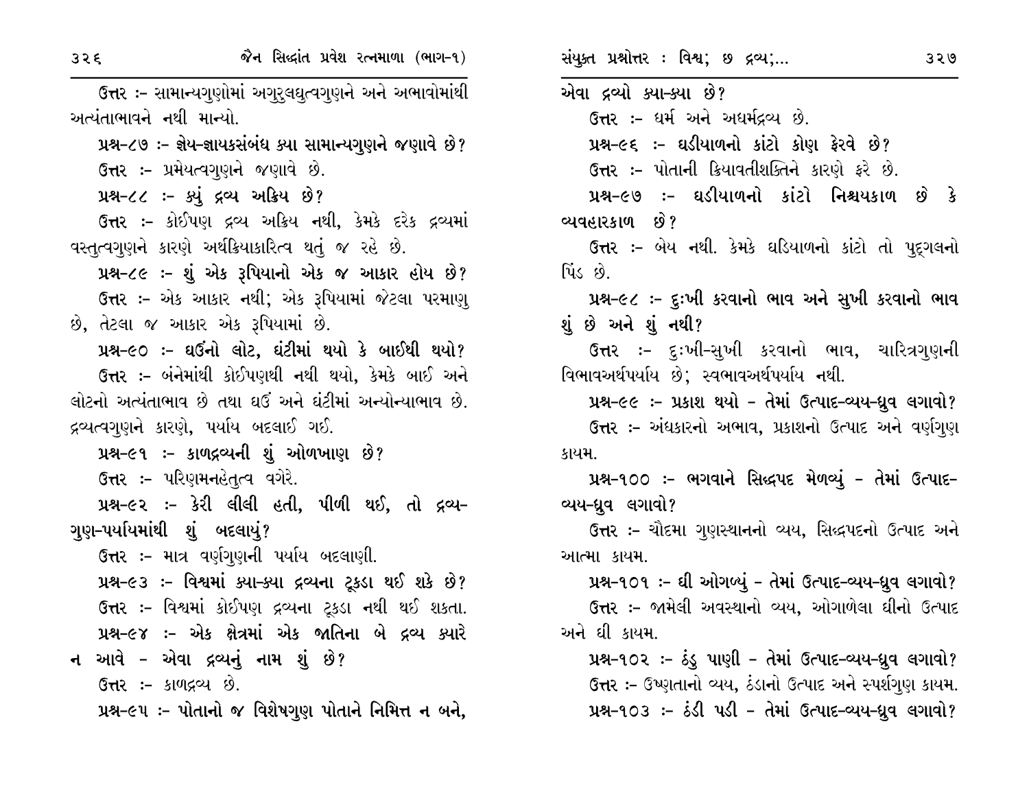ઉત્તર :- સામાન્યગુણોમાં અગુરુલઘુત્વગુણને અને અભાવોમાંથી અત્યંતાભાવને નથી માન્યો.

**પ્રશ્ન-૮૭ :- જ્ઞેય-જ્ઞાયકસંબંધ ક્યા સામાન્યગુણને જણાવે છે?**

ઉત્તર :- પ્રમેયત્વગુણને જણાવે છે.

**પ્રશ્ન-૮૮ :- ક્યું દ્રવ્ય અક્રિય છે?**

ઉત્તર :- કોઈપણ દ્રવ્ય અક્રિય નથી, કેમકે દરેક દ્રવ્યમાં વસ્તુત્વગુણને કારણે અર્થક્રિયાકારિત્વ થતું જ રહે છે.

**પ્રશ્ન-૮૯ :- શું એક રૂપિયાનો એક જ આકાર હોય છે?**

ઉત્તર :- એક આકાર નથી; એક રૂપિયામાં જેટલા પરમાણુ છે, તેટલા જ આકાર એક રૂપિયામાં છે.

**પ્રશ્ન-૯૦ :- ઘઉંનો લોટ, ઘંટીમાં થયો કે બાઈથી થયો?**

ઉત્તર :- બંનેમાંથી કોઈપણથી નથી થયો, કેમકે બાઈ અને લોટનો અત્યંતાભાવ છે તથા ઘઉં અને ઘંટીમાં અન્યોન્યાભાવ છે. દ્રવ્યત્વગુણને કારણે, પર્યાય બદલાઈ ગઈ.

**પ્રશ્ન-૯૧ :- કાળદ્રવ્યની શું ઓળખાણ છે?**

ઉત્તર :- પરિણમનહેતુત્વ વગેરે.

**પ્રશ્ન-૯૨ :- કેરી લીલી હતી, પીળી થઈ, તો દ્રવ્ય-ગુણ-પર્યાયમાંથી શું બદલાયું?**

ઉત્તર :- માત્ર વર્ણગુણની પર્યાય બદલાણી.

**પ્રશ્ન-૯૩ :- વિશ્વમાં ક્યા-ક્યા દ્રવ્યના ટૂકડા થઈ શકે છે?**

ઉત્તર :- વિશ્વમાં કોઈપણ દ્રવ્યના ટૂકડા નથી થઈ શકતા.

**પ્રશ્ન-૯૪ :- એક ક્ષેત્રમાં એક જાતિના બે દ્રવ્ય ક્યારે ન આવે - એવા દ્રવ્યનું નામ શું છે?**

ઉત્તર :- કાળદ્રવ્ય છે.

**પ્રશ્ન-૯૫ :- પોતાનો જ વિશેષગુણ પોતાને નિમિત્ત ન બને, એવા દ્રવ્યો ક્યા-ક્યા છે?**

ઉત્તર :- ધર્મ અને અધર્મદ્રવ્ય છે.

**પ્રશ્ન-૯૬ :- ઘડીયાળનો કાંટો કોણ ફેરવે છે?**

ઉત્તર :- પોતાની ક્રિયાવતીશક્તિને કારણે ફરે છે.

**પ્રશ્ન-૯૭ :- ઘડીયાળનો કાંટો નિશ્ચયકાળ છે કે વ્યવહારકાળ છે?**

ઉત્તર :- બેય નથી. કેમકે ઘડિયાળનો કાંટો તો પુદ્‌ગલનો પિંડ છે.

**પ્રશ્ન-૯૮ :- દુઃખી કરવાનો ભાવ અને સુખી કરવાનો ભાવ શું છે અને શું નથી?**

ઉત્તર :- દુઃખી-સુખી કરવાનો ભાવ, ચારિત્રગુણની વિભાવઅર્થપર્યાય છે; સ્વભાવઅર્થપર્યાય નથી.

**પ્રશ્ન-૯૯ :- પ્રકાશ થયો - તેમાં ઉત્પાદ-વ્યય-ધ્રુવ લગાવો?**

ઉત્તર :- અંધકારનો અભાવ, પ્રકાશનો ઉત્પાદ અને વર્ણગુણ કાયમ.

**પ્રશ્ન-૧૦૦ :- ભગવાને સિદ્ધપદ મેળવ્યું - તેમાં ઉત્પાદ-વ્યય-ધ્રુવ લગાવો?**

ઉત્તર :- ચૌદમા ગુણસ્થાનનો વ્યય, સિદ્ધપદનો ઉત્પાદ અને આત્મા કાયમ.

**પ્રશ્ન-૧૦૧ :- ઘી ઓગળ્યું - તેમાં ઉત્પાદ-વ્યય-ધ્રુવ લગાવો?**

ઉત્તર :- જામેલી અવસ્થાનો વ્યય, ઓગાળેલા ઘીનો ઉત્પાદ અને ઘી કાયમ.

**પ્રશ્ન-૧૦૨ :- ઠંડુ પાણી - તેમાં ઉત્પાદ-વ્યય-ધ્રુવ લગાવો?**

ઉત્તર :- ઉષ્ણતાનો વ્યય, ઠંડાનો ઉત્પાદ અને સ્પર્શગુણ કાયમ.

**પ્રશ્ન-૧૦૩ :- ઠંડી પડી - તેમાં ઉત્પાદ-વ્યય-ધ્રુવ લગાવો?**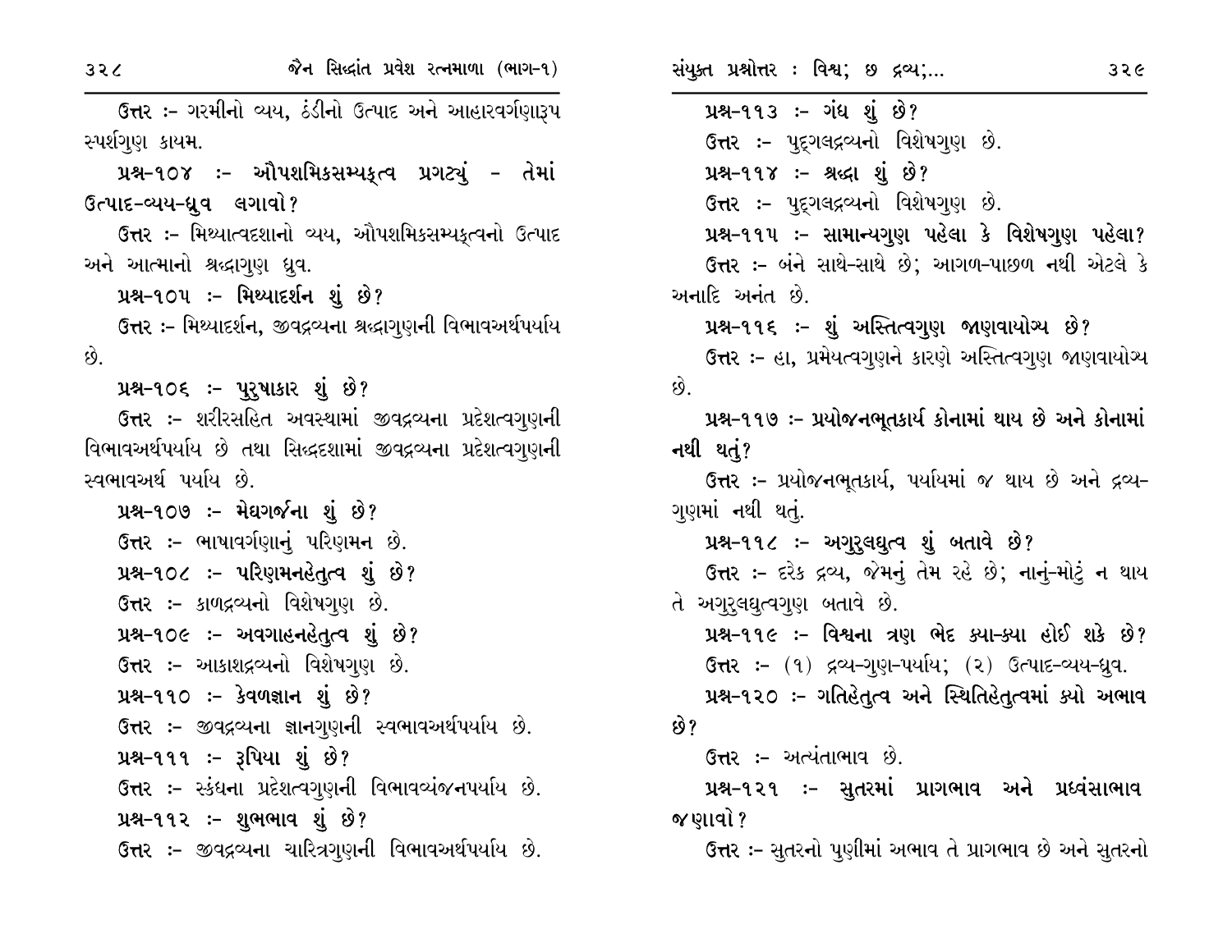ઉત્તર :- ગરમીનો વ્યય, ઠંડીનો ઉત્પાદ અને આહારવર્ગણારૂપ સ્પર્શગુણ કાયમ.

**પ્રશ્ન-૧૦૪ :- ઔપશમિકસમ્યક્ત્વ પ્રગટ્યું - તેમાં ઉત્પાદ-વ્યય-ધ્રુવ લગાવો?**

ઉત્તર :- મિથ્યાત્વદશાનો વ્યય, ઔપશમિકસમ્યક્ત્વનો ઉત્પાદ અને આત્માનો શ્રદ્ધાગુણ ધ્રુવ.

**પ્રશ્ન-૧૦૫ :- મિથ્યાદર્શન શું છે?**

ઉત્તર :- મિથ્યાદર્શન, જીવદ્રવ્યના શ્રદ્ધાગુણની વિભાવઅર્થપર્યાય છે.

**પ્રશ્ન-૧૦૬ :- પુરુષાકાર શું છે?**

ઉત્તર :- શરીરસહિત અવસ્થામાં જીવદ્રવ્યના પ્રદેશત્વગુણની વિભાવઅર્થપર્યાય છે તથા સિદ્ધદશામાં જીવદ્રવ્યના પ્રદેશત્વગુણની સ્વભાવઅર્થ પર્યાય છે.

**પ્રશ્ન-૧૦૭ :- મેઘગર્જના શું છે?**

ઉત્તર :- ભાષાવર્ગણાનું પરિણમન છે.

**પ્રશ્ન-૧૦૮ :- પરિણમનહેતુત્વ શું છે?**

ઉત્તર :- કાળદ્રવ્યનો વિશેષગુણ છે.

**પ્રશ્ન-૧૦૯ :- અવગાહનહેતુત્વ શું છે?**

ઉત્તર :- આકાશદ્રવ્યનો વિશેષગુણ છે.

**પ્રશ્ન-૧૧૦ :- કેવળજ્ઞાન શું છે?**

ઉત્તર :- જીવદ્રવ્યના જ્ઞાનગુણની સ્વભાવઅર્થપર્યાય છે.

**પ્રશ્ન-૧૧૧ :- રૂપિયા શું છે?**

ઉત્તર :- સ્કંધના પ્રદેશત્વગુણની વિભાવવ્યંજનપર્યાય છે.

**પ્રશ્ન-૧૧૨ :- શુભભાવ શું છે?**

ઉત્તર :- જીવદ્રવ્યના ચારિત્રગુણની વિભાવઅર્થપર્યાય છે.

**પ્રશ્ન-૧૧૩ :- ગંધ શું છે?**

ઉત્તર :- પુદ્‌ગલદ્રવ્યનો વિશેષગુણ છે.

**પ્રશ્ન-૧૧૪ :- શ્રદ્ધા શું છે?**

ઉત્તર :- પુદ્‌ગલદ્રવ્યનો વિશેષગુણ છે.

**પ્રશ્ન-૧૧૫ :- સામાન્યગુણ પહેલા કે વિશેષગુણ પહેલા?**

ઉત્તર :- બંને સાથે-સાથે છે; આગળ-પાછળ નથી એટલે કે અનાદિ અનંત છે.

**પ્રશ્ન-૧૧૬ :- શું અસ્તિત્વગુણ જાણવાયોગ્ય છે?**

ઉત્તર :- હા, પ્રમેયત્વગુણને કારણે અસ્તિત્વગુણ જાણવાયોગ્ય છે.

**પ્રશ્ન-૧૧૭ :- પ્રયોજનભૂતકાર્ય કોનામાં થાય છે અને કોનામાં નથી થતું?**

ઉત્તર :- પ્રયોજનભૂતકાર્ય, પર્યાયમાં જ થાય છે અને દ્રવ્ય-ગુણમાં નથી થતું.

**પ્રશ્ન-૧૧૮ :- અગુરુલઘુત્વ શું બતાવે છે?**

ઉત્તર :- દરેક દ્રવ્ય, જેમનું તેમ રહે છે; નાનું-મોટું ન થાય તે અગુરુલઘુત્વગુણ બતાવે છે.

**પ્રશ્ન-૧૧૯ :- વિશ્વના ત્રણ ભેદ ક્યા-ક્યા હોઈ શકે છે?**

ઉત્તર :- (૧) દ્રવ્ય-ગુણ-પર્યાય; (૨) ઉત્પાદ-વ્યય-ધ્રુવ.

**પ્રશ્ન-૧૨૦ :- ગતિહેતુત્વ અને સ્થિતિહેતુત્વમાં ક્યો અભાવ છે?**

ઉત્તર :- અત્યંતાભાવ છે.

**પ્રશ્ન-૧૨૧ :- સુતરમાં પ્રાગભાવ અને પ્રધ્વંસાભાવ જણાવો?**

ઉત્તર :- સુતરનો પુણીમાં અભાવ તે પ્રાગભાવ છે અને સુતરનો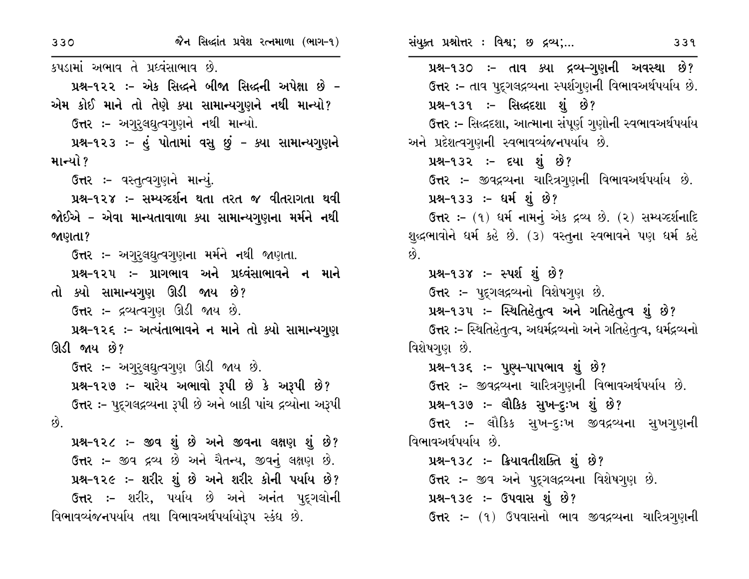કપડામાં અભાવ તે પ્રધ્વંસાભાવ છે.

**પ્રશ્ન-૧૨૨ :- એક સિદ્ધને બીજા સિદ્ધની અપેક્ષા છે - એમ કોઈ માને તો તેણે ક્યા સામાન્યગુણને નથી માન્યો?**

ઉત્તર :- અગુરુલઘુત્વગુણને નથી માન્યો.

**પ્રશ્ન-૧૨૩ :- હું પોતામાં વસુ છું - ક્યા સામાન્યગુણને માન્યો?**

ઉત્તર :- વસ્તુત્વગુણને માન્યું.

**પ્રશ્ન-૧૨૪ :- સમ્યગ્દર્શન થતા તરત જ વીતરાગતા થવી જોઈએ - એવા માન્યતાવાળા ક્યા સામાન્યગુણના મર્મને નથી જાણતા?**

ઉત્તર :- અગુરુલઘુત્વગુણના મર્મને નથી જાણતા.

**પ્રશ્ન-૧૨૫ :- પ્રાગભાવ અને પ્રધ્વંસાભાવને ન માને તો ક્યો સામાન્યગુણ ઊડી જાય છે?**

ઉત્તર :- દ્રવ્યત્વગુણ ઊડી જાય છે.

**પ્રશ્ન-૧૨૬ :- અત્યંતાભાવને ન માને તો ક્યો સામાન્યગુણ ઊડી જાય છે?**

ઉત્તર :- અગુરુલઘુત્વગુણ ઊડી જાય છે.

**પ્રશ્ન-૧૨૭ :- ચારેય અભાવો રૂપી છે કે અરૂપી છે?**

ઉત્તર :- પુદ્ગલદ્રવ્યના રૂપી છે અને બાકી પાંચ દ્રવ્યોના અરૂપી છે.

**પ્રશ્ન-૧૨૮ :- જીવ શું છે અને જીવના લક્ષણ શું છે?**

ઉત્તર :- જીવ દ્રવ્ય છે અને ચૈતન્ય, જીવનું લક્ષણ છે.

**પ્રશ્ન-૧૨૯ :- શરીર શું છે અને શરીર કોની પર્યાય છે?**

ઉત્તર :- શરીર, પર્યાય છે અને અનંત પુદ્ગલોની વિભાવવ્યંજનપર્યાય તથા વિભાવઅર્થપર્યાયોરૂપ સ્કંધ છે.

**પ્રશ્ન-૧૩૦ :- તાવ ક્યા દ્રવ્ય-ગુણની અવસ્થા છે?**

ઉત્તર :- તાવ પુદ્ગલદ્રવ્યના સ્પર્શગુણની વિભાવઅર્થપર્યાય છે.

**પ્રશ્ન-૧૩૧ :- સિદ્ધદશા શું છે?**

ઉત્તર :- સિદ્ધદશા, આત્માના સંપૂર્ણ ગુણોની સ્વભાવઅર્થપર્યાય અને પ્રદેશત્વગુણની સ્વભાવવ્યંજનપર્યાય છે.

**પ્રશ્ન-૧૩૨ :- દયા શું છે?**

ઉત્તર :- જીવદ્રવ્યના ચારિત્રગુણની વિભાવઅર્થપર્યાય છે.

**પ્રશ્ન-૧૩૩ :- ધર્મ શું છે?**

ઉત્તર :- (૧) ધર્મ નામનું એક દ્રવ્ય છે. (૨) સમ્યગ્દર્શનાદિ શુદ્ધભાવોને ધર્મ કહે છે. (૩) વસ્તુના સ્વભાવને પણ ધર્મ કહે છે.

**પ્રશ્ન-૧૩૪ :- સ્પર્શ શું છે?**

ઉત્તર :- પુદ્ગલદ્રવ્યનો વિશેષગુણ છે.

**પ્રશ્ન-૧૩૫ :- સ્થિતિહેતુત્વ અને ગતિહેતુત્વ શું છે?**

ઉત્તર :- સ્થિતિહેતુત્વ, અધર્મદ્રવ્યનો અને ગતિહેતુત્વ, ધર્મદ્રવ્યનો વિશેષગુણ છે.

**પ્રશ્ન-૧૩૬ :- પુણ્ય-પાપભાવ શું છે?**

ઉત્તર :- જીવદ્રવ્યના ચારિત્રગુણની વિભાવઅર્થપર્યાય છે.

**પ્રશ્ન-૧૩૭ :- લૌકિક સુખ-દુઃખ શું છે?**

ઉત્તર :- લૌકિક સુખ-દુઃખ જીવદ્રવ્યના સુખગુણની વિભાવઅર્થપર્યાય છે.

**પ્રશ્ન-૧૩૮ :- ક્રિયાવતીશક્તિ શું છે?**

ઉત્તર :- જીવ અને પુદ્ગલદ્રવ્યના વિશેષગુણ છે.

**પ્રશ્ન-૧૩૯ :- ઉપવાસ શું છે?**

ઉત્તર :- (૧) ઉપવાસનો ભાવ જીવદ્રવ્યના ચારિત્રગુણની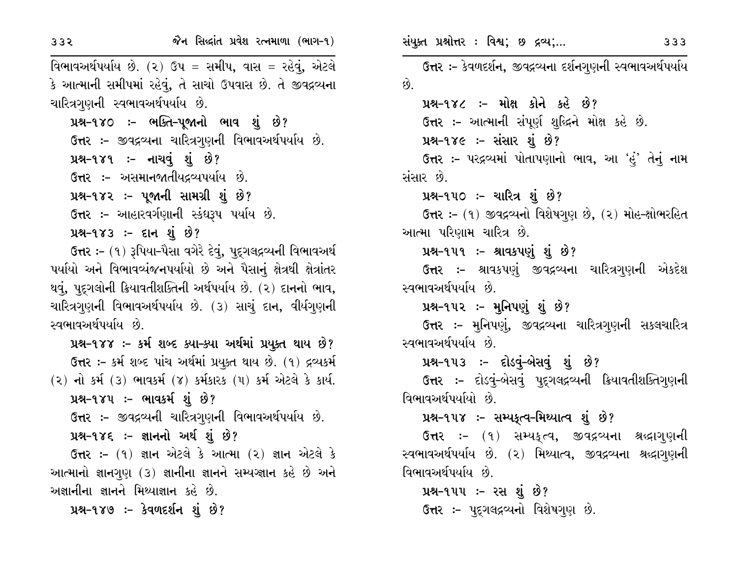વિભાવઅર્થપર્યાય છે. (૨) ઉપ = સમીપ, વાસ = રહેવું, એટલે કે આત્માની સમીપમાં રહેવું, તે સાચો ઉપવાસ છે. તે જીવદ્રવ્યના ચારિત્રગુણની સ્વભાવઅર્થપર્યાય છે.

**પ્રશ્ન-૧૪૦ :- ભક્તિ-પૂજાનો ભાવ શું છે?**

ઉત્તર :- જીવદ્રવ્યના ચારિત્રગુણની વિભાવઅર્થપર્યાય છે.

**પ્રશ્ન-૧૪૧ :- નાચવું શું છે?**

ઉત્તર :- અસમાનજાતીયદ્રવ્યપર્યાય છે.

**પ્રશ્ન-૧૪૨ :- પૂજાની સામગ્રી શું છે?**

ઉત્તર :- આહારવર્ગણાની સ્કંધરૂપ પર્યાય છે.

**પ્રશ્ન-૧૪૩ :- દાન શું છે?**

ઉત્તર :- (૧) રૂપિયા-પૈસા વગેરે દેવું, પુદ્‌ગલદ્રવ્યની વિભાવઅર્થ પર્યાયો અને વિભાવવ્યંજનપર્યાયો છે અને પૈસાનું ક્ષેત્રથી ક્ષેત્રાંતર થવું, પુદ્‌ગલોની ક્રિયાવતીશક્તિની અર્થપર્યાય છે. (૨) દાનનો ભાવ, ચારિત્રગુણની વિભાવઅર્થપર્યાય છે. (૩) સાચું દાન, વીર્યગુણની સ્વભાવઅર્થપર્યાય છે.

**પ્રશ્ન-૧૪૪ :- કર્મ શબ્દ ક્યા-ક્યા અર્થમાં પ્રયુક્ત થાય છે?**

ઉત્તર :- કર્મ શબ્દ પાંચ અર્થમાં પ્રયુક્ત થાય છે. (૧) દ્રવ્યકર્મ (૨) નો કર્મ (૩) ભાવકર્મ (૪) કર્મકારક (૫) કર્મ એટલે કે કાર્ય.

**પ્રશ્ન-૧૪૫ :- ભાવકર્મ શું છે?**

ઉત્તર :- જીવદ્રવ્યની ચારિત્રગુણની વિભાવઅર્થપર્યાય છે.

**પ્રશ્ન-૧૪૬ :- જ્ઞાનનો અર્થ શું છે?**

ઉત્તર :- (૧) જ્ઞાન એટલે કે આત્મા (૨) જ્ઞાન એટલે કે આત્માનો જ્ઞાનગુણ (૩) જ્ઞાનીના જ્ઞાનને સમ્યગ્જ્ઞાન કહે છે અને અજ્ઞાનીના જ્ઞાનને મિથ્યાજ્ઞાન કહે છે.

**પ્રશ્ન-૧૪૭ :- કેવળદર્શન શું છે?**

ઉત્તર :- કેવળદર્શન, જીવદ્રવ્યના દર્શનગુણની સ્વભાવઅર્થપર્યાય છે.

**પ્રશ્ન-૧૪૮ :- મોક્ષ કોને કહે છે?**

ઉત્તર :- આત્માની સંપૂર્ણ શુદ્ધિને મોક્ષ કહે છે.

**પ્રશ્ન-૧૪૯ :- સંસાર શું છે?**

ઉત્તર :- પરદ્રવ્યમાં પોતાપણાનો ભાવ, આ 'હું' તેનું નામ સંસાર છે.

**પ્રશ્ન-૧૫૦ :- ચારિત્ર શું છે?**

ઉત્તર :- (૧) જીવદ્રવ્યનો વિશેષગુણ છે, (૨) મોહ-ક્ષોભરહિત આત્મા પરિણામ ચારિત્ર છે.

**પ્રશ્ન-૧૫૧ :- શ્રાવકપણું શું છે?**

ઉત્તર :- શ્રાવકપણું જીવદ્રવ્યના ચારિત્રગુણની એકદેશ સ્વભાવઅર્થપર્યાય છે.

**પ્રશ્ન-૧૫૨ :- મુનિપણું શું છે?**

ઉત્તર :- મુનિપણું, જીવદ્રવ્યના ચારિત્રગુણની સકલચારિત્ર સ્વભાવઅર્થપર્યાય છે.

**પ્રશ્ન-૧૫૩ :- દોડવું-બેસવું શું છે?**

ઉત્તર :- દોડવું-બેસવું પુદ્‌ગલદ્રવ્યની ક્રિયાવતીશક્તિગુણની વિભાવઅર્થપર્યાયો છે.

**પ્રશ્ન-૧૫૪ :- સમ્યક્ત્વ-મિથ્યાત્વ શું છે?**

ઉત્તર :- (૧) સમ્યક્ત્વ, જીવદ્રવ્યના શ્રદ્ધાગુણની સ્વભાવઅર્થપર્યાય છે. (૨) મિથ્યાત્વ, જીવદ્રવ્યના શ્રદ્ધાગુણની વિભાવઅર્થપર્યાય છે.

**પ્રશ્ન-૧૫૫ :- રસ શું છે?**

ઉત્તર :- પુદ્‌ગલદ્રવ્યનો વિશેષગુણ છે.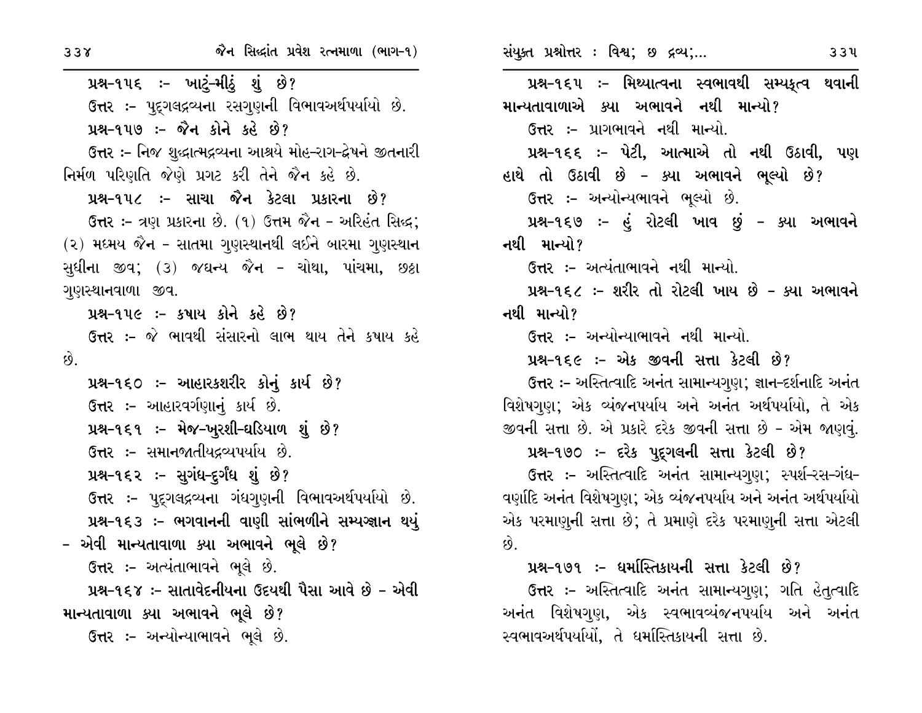**પ્રશ્ન-૧૫૬ :- ખાટું-મીઠું શું છે?**

ઉત્તર :- પુદ્ગલદ્રવ્યના રસગુણની વિભાવઅર્થપર્યાયો છે.

**પ્રશ્ન-૧૫૭ :- જૈન કોને કહે છે?**

ઉત્તર :- નિજ શુદ્ધાત્મદ્રવ્યના આશ્રયે મોહ-રાગ-દ્વેષને જીતનારી નિર્મળ પરિણતિ જેણે પ્રગટ કરી તેને જૈન કહે છે.

**પ્રશ્ન-૧૫૮ :- સાચા જૈન કેટલા પ્રકારના છે?**

ઉત્તર :- ત્રણ પ્રકારના છે. (૧) ઉત્તમ જૈન - અરિહંત સિદ્ધ; (૨) મધ્યમ જૈન - સાતમા ગુણસ્થાનથી લઈને બારમા ગુણસ્થાન સુધીના જીવ; (૩) જઘન્ય જૈન - ચોથા, પાંચમા, છઠ્ઠા ગુણસ્થાનવાળા જીવ.

**પ્રશ્ન-૧૫૯ :- કષાય કોને કહે છે?**

ઉત્તર :- જે ભાવથી સંસારનો લાભ થાય તેને કષાય કહે છે.

**પ્રશ્ન-૧૬૦ :- આહારકશરીર કોનું કાર્ય છે?**

ઉત્તર :- આહારવર્ગણાનું કાર્ય છે.

**પ્રશ્ન-૧૬૧ :- મેજ-ખુરશી-ઘડિયાળ શું છે?**

ઉત્તર :- સમાનજાતીયદ્રવ્યપર્યાય છે.

**પ્રશ્ન-૧૬૨ :- સુગંધ-દુર્ગંધ શું છે?**

ઉત્તર :- પુદ્ગલદ્રવ્યના ગંધગુણની વિભાવઅર્થપર્યાયો છે.

**પ્રશ્ન-૧૬૩ :- ભગવાનની વાણી સાંભળીને સમ્યગ્જ્ઞાન થયું - એવી માન્યતાવાળા ક્યા અભાવને ભૂલે છે?**

ઉત્તર :- અત્યંતાભાવને ભૂલે છે.

**પ્રશ્ન-૧૬૪ :- સાતાવેદનીયના ઉદયથી પૈસા આવે છે - એવી માન્યતાવાળા ક્યા અભાવને ભૂલે છે?**

ઉત્તર :- અન્યોન્યાભાવને ભૂલે છે.

**પ્રશ્ન-૧૬૫ :- મિથ્યાત્વના સ્વભાવથી સમ્યક્ત્વ થવાની માન્યતાવાળાએ ક્યા અભાવને નથી માન્યો?**

ઉત્તર :- પ્રાગભાવને નથી માન્યો.

**પ્રશ્ન-૧૬૬ :- પેટી, આત્માએ તો નથી ઉઠાવી, પણ હાથે તો ઉઠાવી છે - ક્યા અભાવને ભૂલ્યો છે?**

ઉત્તર :- અન્યોન્યભાવને ભૂલ્યો છે.

**પ્રશ્ન-૧૬૭ :- હું રોટલી ખાવ છું - ક્યા અભાવને નથી માન્યો?**

ઉત્તર :- અત્યંતાભાવને નથી માન્યો.

**પ્રશ્ન-૧૬૮ :- શરીર તો રોટલી ખાય છે - ક્યા અભાવને નથી માન્યો?**

ઉત્તર :- અન્યોન્યાભાવને નથી માન્યો.

**પ્રશ્ન-૧૬૯ :- એક જીવની સત્તા કેટલી છે?**

ઉત્તર :- અસ્તિત્વાદિ અનંત સામાન્યગુણ; જ્ઞાન-દર્શનાદિ અનંત વિશેષગુણ; એક વ્યંજનપર્યાય અને અનંત અર્થપર્યાયો, તે એક જીવની સત્તા છે. એ પ્રકારે દરેક જીવની સત્તા છે - એમ જાણવું.

**પ્રશ્ન-૧૭૦ :- દરેક પુદ્ગલની સત્તા કેટલી છે?**

ઉત્તર :- અસ્તિત્વાદિ અનંત સામાન્યગુણ; સ્પર્શ-રસ-ગંધ-વર્ણાદિ અનંત વિશેષગુણ; એક વ્યંજનપર્યાય અને અનંત અર્થપર્યાયો એક પરમાણુની સત્તા છે; તે પ્રમાણે દરેક પરમાણુની સત્તા એટલી છે.

**પ્રશ્ન-૧૭૧ :- ધર્માસ્તિકાયની સત્તા કેટલી છે?**

ઉત્તર :- અસ્તિત્વાદિ અનંત સામાન્યગુણ; ગતિ હેતુત્વાદિ અનંત વિશેષગુણ, એક સ્વભાવવ્યંજનપર્યાય અને અનંત સ્વભાવઅર્થપર્યાયો, તે ધર્માસ્તિકાયની સત્તા છે.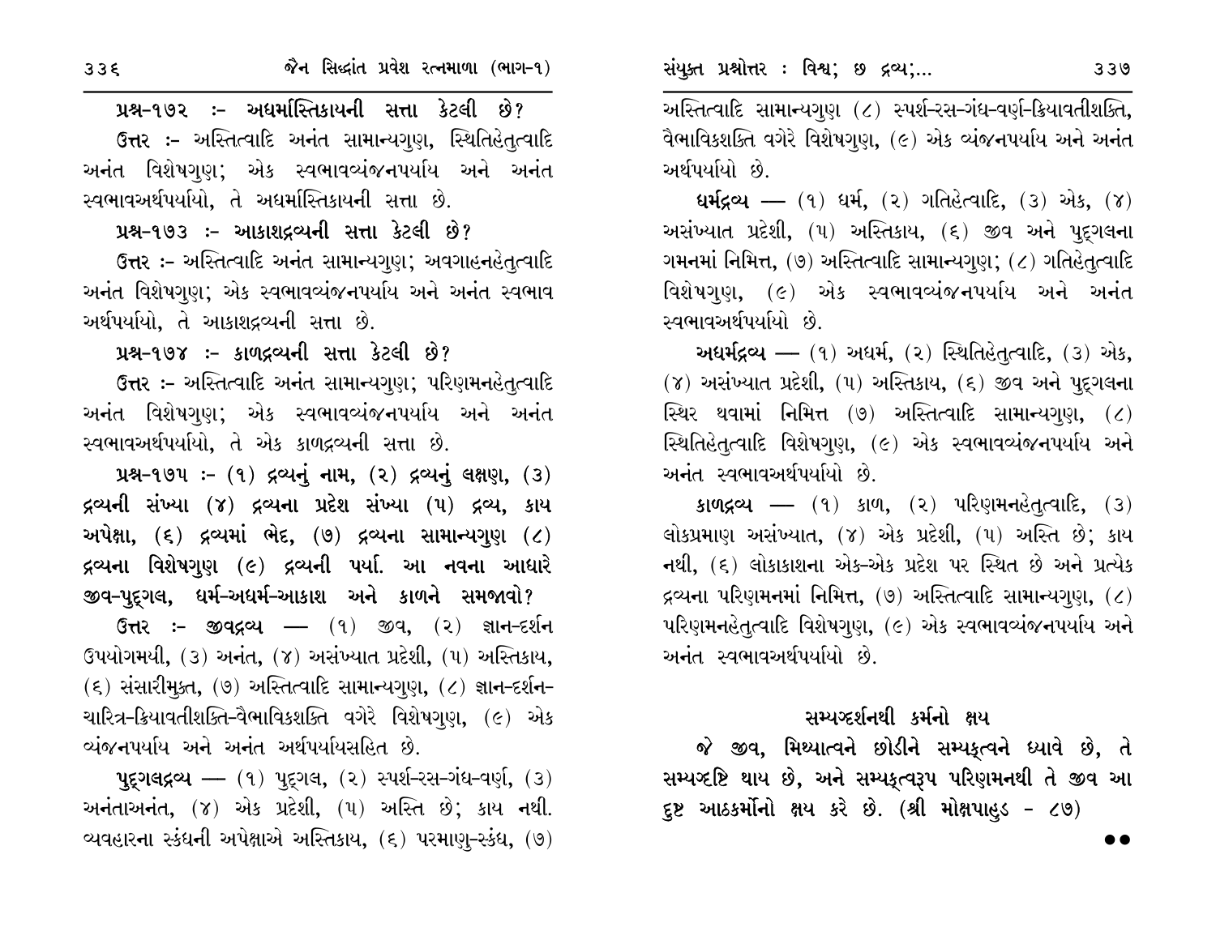**પ્રશ્ન-૧૭૨ :- અધર્માસ્તિકાયની સત્તા કેટલી છે?**

**ઉત્તર :-** અસ્તિત્વાદિ અનંત સામાન્યગુણ, સ્થિતિહેતુત્વાદિ અનંત વિશેષગુણ; એક સ્વભાવવ્યંજનપર્યાય અને અનંત સ્વભાવઅર્થપર્યાયો, તે અધર્માસ્તિકાયની સત્તા છે.

**પ્રશ્ન-૧૭૩ :- આકાશદ્રવ્યની સત્તા કેટલી છે?**

**ઉત્તર :-** અસ્તિત્વાદિ અનંત સામાન્યગુણ; અવગાહનહેતુત્વાદિ અનંત વિશેષગુણ; એક સ્વભાવવ્યંજનપર્યાય અને અનંત સ્વભાવ અર્થપર્યાયો, તે આકાશદ્રવ્યની સત્તા છે.

**પ્રશ્ન-૧૭૪ :- કાળદ્રવ્યની સત્તા કેટલી છે?**

**ઉત્તર :-** અસ્તિત્વાદિ અનંત સામાન્યગુણ; પરિણમનહેતુત્વાદિ અનંત વિશેષગુણ; એક સ્વભાવવ્યંજનપર્યાય અને અનંત સ્વભાવઅર્થપર્યાયો, તે એક કાળદ્રવ્યની સત્તા છે.

**પ્રશ્ન-૧૭૫ :- (૧) દ્રવ્યનું નામ, (૨) દ્રવ્યનું લક્ષણ, (૩) દ્રવ્યની સંખ્યા (૪) દ્રવ્યના પ્રદેશ સંખ્યા (૫) દ્રવ્ય, કાય અપેક્ષા, (૬) દ્રવ્યમાં ભેદ, (૭) દ્રવ્યના સામાન્યગુણ (૮) દ્રવ્યના વિશેષગુણ (૯) દ્રવ્યની પર્યા. આ નવના આધારે જીવ-પુદ્‌ગલ, ધર્મ-અધર્મ-આકાશ અને કાળને સમજાવો?**

**ઉત્તર :- જીવદ્રવ્ય** — (૧) જીવ, (૨) જ્ઞાન-દર્શન ઉપયોગમયી, (૩) અનંત, (૪) અસંખ્યાત પ્રદેશી, (૫) અસ્તિકાય, (૬) સંસારીમુક્ત, (૭) અસ્તિત્વાદિ સામાન્યગુણ, (૮) જ્ઞાન-દર્શન-ચારિત્ર-ક્રિયાવતીશક્તિ-વૈભાવિકશક્તિ વગેરે વિશેષગુણ, (૯) એક વ્યંજનપર્યાય અને અનંત અર્થપર્યાયસહિત છે.

**પુદ્‌ગલદ્રવ્ય** — (૧) પુદ્‌ગલ, (૨) સ્પર્શ-રસ-ગંધ-વર્ણ, (૩) અનંતાઅનંત, (૪) એક પ્રદેશી, (૫) અસ્તિ છે; કાય નથી. વ્યવહારના સ્કંધની અપેક્ષાએ અસ્તિકાય, (૬) પરમાણુ-સ્કંધ, (૭) અસ્તિત્વાદિ સામાન્યગુણ (૮) સ્પર્શ-રસ-ગંધ-વર્ણ-ક્રિયાવતીશક્તિ, વૈભાવિકશક્તિ વગેરે વિશેષગુણ, (૯) એક વ્યંજનપર્યાય અને અનંત અર્થપર્યાયો છે.

**ધર્મદ્રવ્ય** — (૧) ધર્મ, (૨) ગતિહેત્વાદિ, (૩) એક, (૪) અસંખ્યાત પ્રદેશી, (૫) અસ્તિકાય, (૬) જીવ અને પુદ્‌ગલના ગમનમાં નિમિત્ત, (૭) અસ્તિત્વાદિ સામાન્યગુણ; (૮) ગતિહેતુત્વાદિ વિશેષગુણ, (૯) એક સ્વભાવવ્યંજનપર્યાય અને અનંત સ્વભાવઅર્થપર્યાયો છે.

**અધર્મદ્રવ્ય** — (૧) અધર્મ, (૨) સ્થિતિહેતુત્વાદિ, (૩) એક, (૪) અસંખ્યાત પ્રદેશી, (૫) અસ્તિકાય, (૬) જીવ અને પુદ્‌ગલના સ્થિર થવામાં નિમિત્ત (૭) અસ્તિત્વાદિ સામાન્યગુણ, (૮) સ્થિતિહેતુત્વાદિ વિશેષગુણ, (૯) એક સ્વભાવવ્યંજનપર્યાય અને અનંત સ્વભાવઅર્થપર્યાયો છે.

**કાળદ્રવ્ય** — (૧) કાળ, (૨) પરિણમનહેતુત્વાદિ, (૩) લોકપ્રમાણ અસંખ્યાત, (૪) એક પ્રદેશી, (૫) અસ્તિ છે; કાય નથી, (૬) લોકાકાશના એક-એક પ્રદેશ પર સ્થિત છે અને પ્રત્યેક દ્રવ્યના પરિણમનમાં નિમિત્ત, (૭) અસ્તિત્વાદિ સામાન્યગુણ, (૮) પરિણમનહેતુત્વાદિ વિશેષગુણ, (૯) એક સ્વભાવવ્યંજનપર્યાય અને અનંત સ્વભાવઅર્થપર્યાયો છે.

### સમ્યગ્દર્શનથી કર્મનો ક્ષય

**જે જીવ, મિથ્યાત્વને છોડીને સમ્યક્‌ત્વને ધ્યાવે છે, તે સમ્યગ્દષ્ટિ થાય છે, અને સમ્યક્‌ત્વરૂપ પરિણમનથી તે જીવ આ દુષ્ટ આઠકર્મોનો ક્ષય કરે છે. (શ્રી મોક્ષપાહુડ - ૮૭)**

●●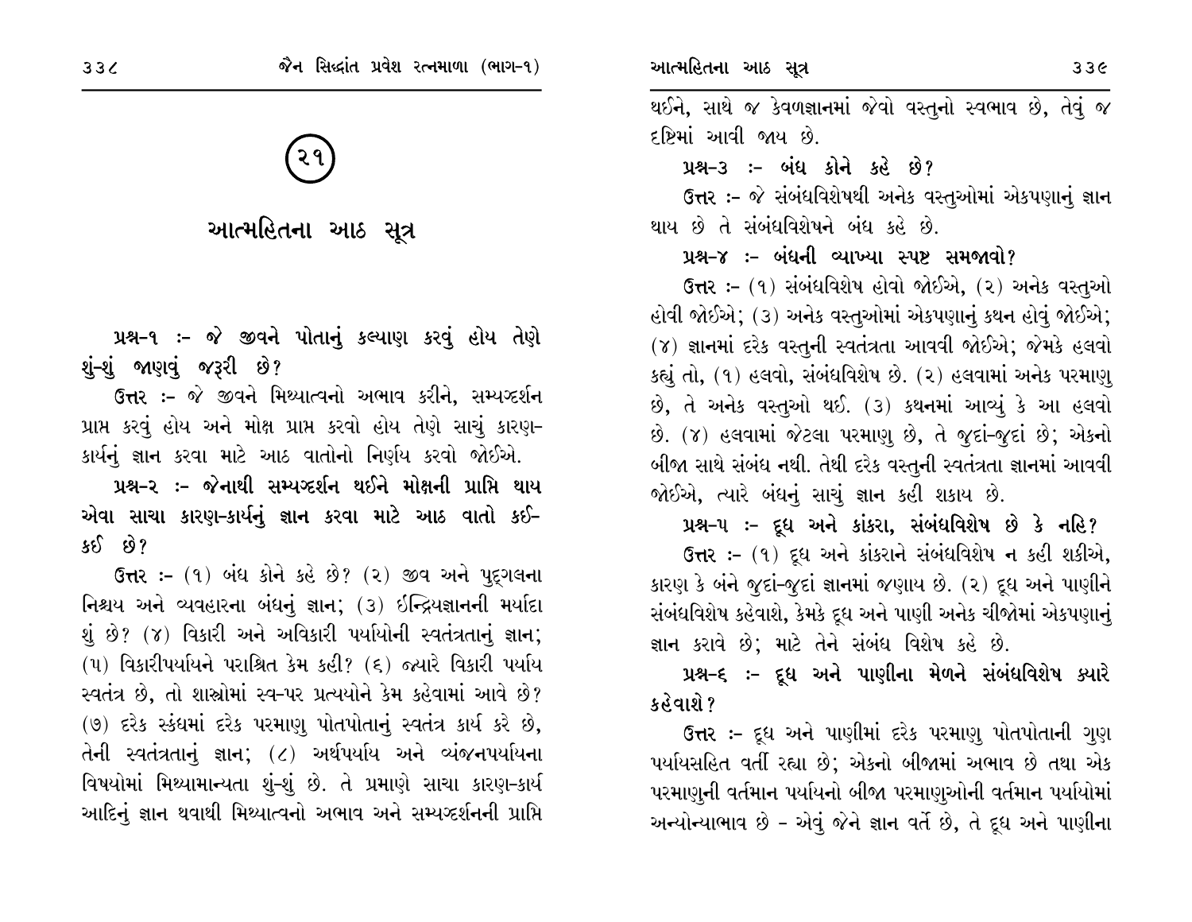## ૨૧

# આત્મહિતના આઠ સૂત્ર

**પ્રશ્ન-૧ :- જે જીવને પોતાનું કલ્યાણ કરવું હોય તેણે શું-શું જાણવું જરૂરી છે?**

**ઉત્તર :-** જે જીવને મિથ્યાત્વનો અભાવ કરીને, સમ્યગ્દર્શન પ્રાપ્ત કરવું હોય અને મોક્ષ પ્રાપ્ત કરવો હોય તેણે સાચું કારણ-કાર્યનું જ્ઞાન કરવા માટે આઠ વાતોનો નિર્ણય કરવો જોઈએ.

**પ્રશ્ન-૨ :- જેનાથી સમ્યગ્દર્શન થઈને મોક્ષની પ્રાપ્તિ થાય એવા સાચા કારણ-કાર્યનું જ્ઞાન કરવા માટે આઠ વાતો કઈ-કઈ છે?**

**ઉત્તર :-** (૧) બંધ કોને કહે છે? (૨) જીવ અને પુદ્‌ગલના નિશ્ચય અને વ્યવહારના બંધનું જ્ઞાન; (૩) ઇન્દ્રિયજ્ઞાનની મર્યાદા શું છે? (૪) વિકારી અને અવિકારી પર્યાયોની સ્વતંત્રતાનું જ્ઞાન; (૫) વિકારીપર્યાયને પરાશ્રિત કેમ કહી? (૬) જ્યારે વિકારી પર્યાય સ્વતંત્ર છે, તો શાસ્ત્રોમાં સ્વ-પર પ્રત્યયોને કેમ કહેવામાં આવે છે? (૭) દરેક સ્કંધમાં દરેક પરમાણુ પોતપોતાનું સ્વતંત્ર કાર્ય કરે છે, તેની સ્વતંત્રતાનું જ્ઞાન; (૮) અર્થપર્યાય અને વ્યંજનપર્યાયના વિષયોમાં મિથ્યામાન્યતા શું-શું છે. તે પ્રમાણે સાચા કારણ-કાર્ય આદિનું જ્ઞાન થવાથી મિથ્યાત્વનો અભાવ અને સમ્યગ્દર્શનની પ્રાપ્તિ થઈને, સાથે જ કેવળજ્ઞાનમાં જેવો વસ્તુનો સ્વભાવ છે, તેવું જ દૃષ્ટિમાં આવી જાય છે.

**પ્રશ્ન-૩ :- બંધ કોને કહે છે?**

**ઉત્તર :-** જે સંબંધવિશેષથી અનેક વસ્તુઓમાં એકપણાનું જ્ઞાન થાય છે તે સંબંધવિશેષને બંધ કહે છે.

**પ્રશ્ન-૪ :- બંધની વ્યાખ્યા સ્પષ્ટ સમજાવો?**

**ઉત્તર :-** (૧) સંબંધવિશેષ હોવો જોઈએ, (૨) અનેક વસ્તુઓ હોવી જોઈએ; (૩) અનેક વસ્તુઓમાં એકપણાનું કથન હોવું જોઈએ; (૪) જ્ઞાનમાં દરેક વસ્તુની સ્વતંત્રતા આવવી જોઈએ; જેમકે હલવો કહ્યું તો, (૧) હલવો, સંબંધવિશેષ છે. (૨) હલવામાં અનેક પરમાણુ છે, તે અનેક વસ્તુઓ થઈ. (૩) કથનમાં આવ્યું કે આ હલવો છે. (૪) હલવામાં જેટલા પરમાણુ છે, તે જુદાં-જુદાં છે; એકનો બીજા સાથે સંબંધ નથી. તેથી દરેક વસ્તુની સ્વતંત્રતા જ્ઞાનમાં આવવી જોઈએ, ત્યારે બંધનું સાચું જ્ઞાન કહી શકાય છે.

**પ્રશ્ન-૫ :- દૂધ અને કાંકરા, સંબંધવિશેષ છે કે નહિ?**

**ઉત્તર :-** (૧) દૂધ અને કાંકરાને સંબંધવિશેષ ન કહી શકીએ, કારણ કે બંને જુદાં-જુદાં જ્ઞાનમાં જણાય છે. (૨) દૂધ અને પાણીને સંબંધવિશેષ કહેવાશે, કેમકે દૂધ અને પાણી અનેક ચીજોમાં એકપણાનું જ્ઞાન કરાવે છે; માટે તેને સંબંધ વિશેષ કહે છે.

**પ્રશ્ન-૬ :- દૂધ અને પાણીના મેળને સંબંધવિશેષ ક્યારે કહેવાશે?**

**ઉત્તર :-** દૂધ અને પાણીમાં દરેક પરમાણુ પોતપોતાની ગુણ પર્યાયસહિત વર્તી રહ્યા છે; એકનો બીજામાં અભાવ છે તથા એક પરમાણુની વર્તમાન પર્યાયનો બીજા પરમાણુઓની વર્તમાન પર્યાયોમાં અન્યોન્યાભાવ છે - એવું જેને જ્ઞાન વર્તે છે, તે દૂધ અને પાણીના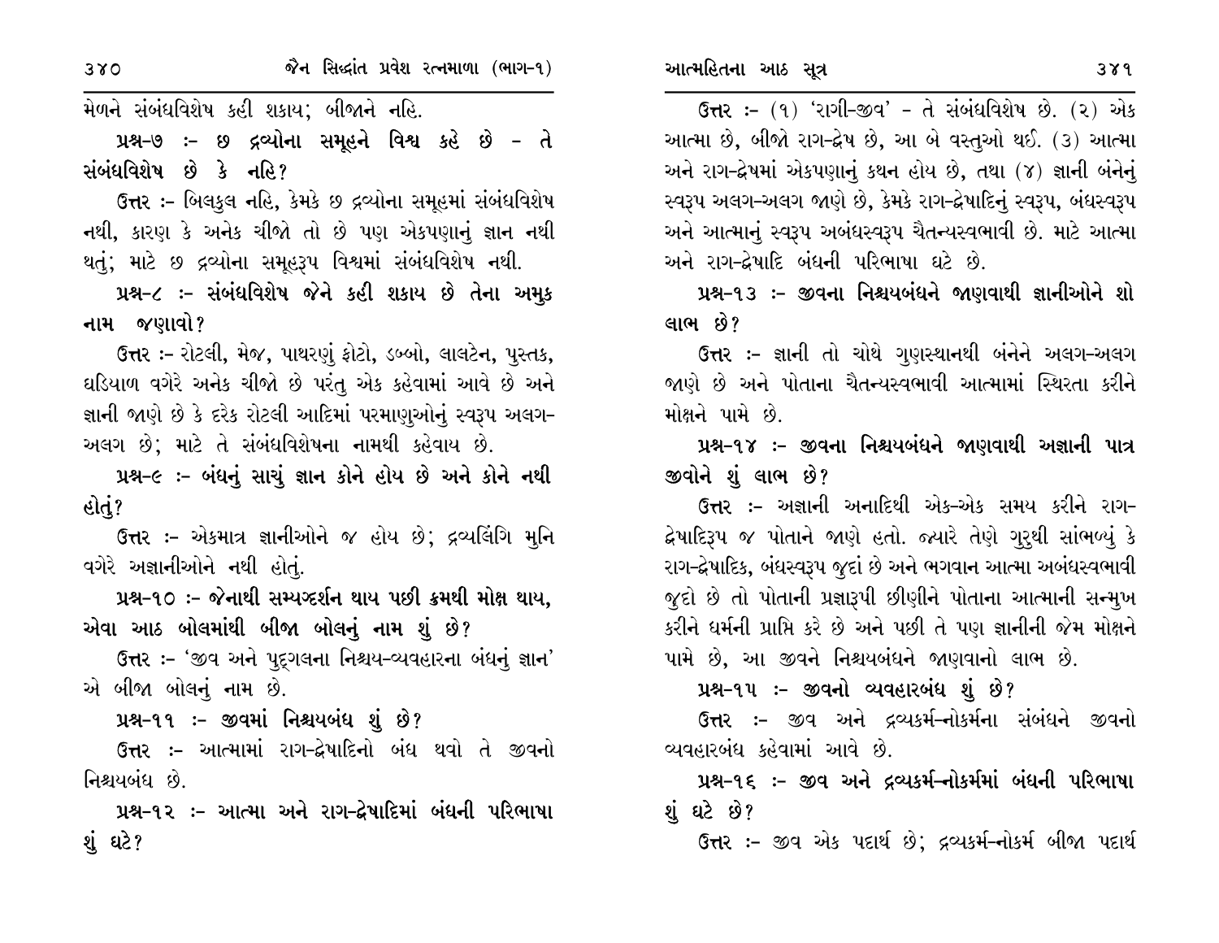મેળને સંબંધવિશેષ કહી શકાય; બીજાને નહિ.

**પ્રશ્ન-૭ :- છ દ્રવ્યોના સમૂહને વિશ્વ કહે છે - તે સંબંધવિશેષ છે કે નહિ?**

ઉત્તર :- બિલકુલ નહિ, કેમકે છ દ્રવ્યોના સમૂહમાં સંબંધવિશેષ નથી, કારણ કે અનેક ચીજો તો છે પણ એકપણાનું જ્ઞાન નથી થતું; માટે છ દ્રવ્યોના સમૂહરૂપ વિશ્વમાં સંબંધવિશેષ નથી.

**પ્રશ્ન-૮ :- સંબંધવિશેષ જેને કહી શકાય છે તેના અમુક નામ જણાવો?**

ઉત્તર :- રોટલી, મેજ, પાથરણું ફોટો, ડબ્બો, લાલટેન, પુસ્તક, ઘડિયાળ વગેરે અનેક ચીજો છે પરંતુ એક કહેવામાં આવે છે અને જ્ઞાની જાણે છે કે દરેક રોટલી આદિમાં પરમાણુઓનું સ્વરૂપ અલગ-અલગ છે; માટે તે સંબંધવિશેષના નામથી કહેવાય છે.

**પ્રશ્ન-૯ :- બંધનું સાચું જ્ઞાન કોને હોય છે અને કોને નથી હોતું?**

ઉત્તર :- એકમાત્ર જ્ઞાનીઓને જ હોય છે; દ્રવ્યલિંગિ મુનિ વગેરે અજ્ઞાનીઓને નથી હોતું.

**પ્રશ્ન-૧૦ :- જેનાથી સમ્યગ્દર્શન થાય પછી ક્રમથી મોક્ષ થાય, એવા આઠ બોલમાંથી બીજા બોલનું નામ શું છે?**

ઉત્તર :- 'જીવ અને પુદ્‌ગલના નિશ્ચય-વ્યવહારના બંધનું જ્ઞાન' એ બીજા બોલનું નામ છે.

**પ્રશ્ન-૧૧ :- જીવમાં નિશ્ચયબંધ શું છે?**

ઉત્તર :- આત્મામાં રાગ-દ્વેષાદિનો બંધ થવો તે જીવનો નિશ્ચયબંધ છે.

**પ્રશ્ન-૧૨ :- આત્મા અને રાગ-દ્વેષાદિમાં બંધની પરિભાષા શું ઘટે?**

ઉત્તર :- (૧) 'રાગી-જીવ' - તે સંબંધવિશેષ છે. (૨) એક આત્મા છે, બીજો રાગ-દ્વેષ છે, આ બે વસ્તુઓ થઈ. (૩) આત્મા અને રાગ-દ્વેષમાં એકપણાનું કથન હોય છે, તથા (૪) જ્ઞાની બંનેનું સ્વરૂપ અલગ-અલગ જાણે છે, કેમકે રાગ-દ્વેષાદિનું સ્વરૂપ, બંધસ્વરૂપ અને આત્માનું સ્વરૂપ અબંધસ્વરૂપ ચૈતન્યસ્વભાવી છે. માટે આત્મા અને રાગ-દ્વેષાદિ બંધની પરિભાષા ઘટે છે.

**પ્રશ્ન-૧૩ :- જીવના નિશ્ચયબંધને જાણવાથી જ્ઞાનીઓને શો લાભ છે?**

ઉત્તર :- જ્ઞાની તો ચોથે ગુણસ્થાનથી બંનેને અલગ-અલગ જાણે છે અને પોતાના ચૈતન્યસ્વભાવી આત્મામાં સ્થિરતા કરીને મોક્ષને પામે છે.

**પ્રશ્ન-૧૪ :- જીવના નિશ્ચયબંધને જાણવાથી અજ્ઞાની પાત્ર જીવોને શું લાભ છે?**

ઉત્તર :- અજ્ઞાની અનાદિથી એક-એક સમય કરીને રાગ-દ્વેષાદિરૂપ જ પોતાને જાણે હતો. જ્યારે તેણે ગુરુથી સાંભળ્યું કે રાગ-દ્વેષાદિક, બંધસ્વરૂપ જુદાં છે અને ભગવાન આત્મા અબંધસ્વભાવી જુદો છે તો પોતાની પ્રજ્ઞારૂપી છીણીને પોતાના આત્માની સન્મુખ કરીને ધર્મની પ્રાપ્તિ કરે છે અને પછી તે પણ જ્ઞાનીની જેમ મોક્ષને પામે છે, આ જીવને નિશ્ચયબંધને જાણવાનો લાભ છે.

**પ્રશ્ન-૧૫ :- જીવનો વ્યવહારબંધ શું છે?**

ઉત્તર :- જીવ અને દ્રવ્યકર્મ-નોકર્મના સંબંધને જીવનો વ્યવહારબંધ કહેવામાં આવે છે.

**પ્રશ્ન-૧૬ :- જીવ અને દ્રવ્યકર્મ-નોકર્મમાં બંધની પરિભાષા શું ઘટે છે?**

ઉત્તર :- જીવ એક પદાર્થ છે; દ્રવ્યકર્મ-નોકર્મ બીજા પદાર્થ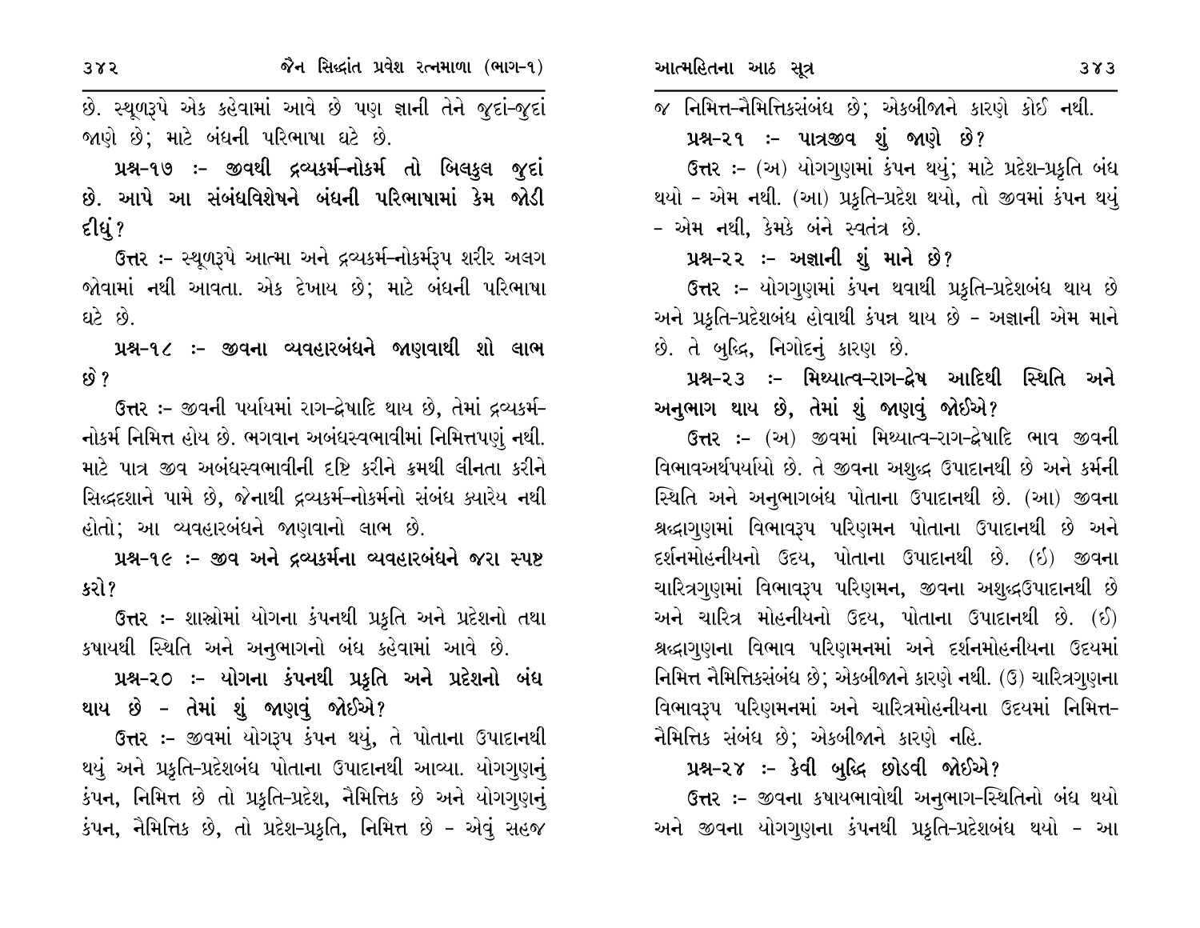છે. સ્થૂળરૂપે એક કહેવામાં આવે છે પણ જ્ઞાની તેને જુદાં-જુદાં જાણે છે; માટે બંધની પરિભાષા ઘટે છે.

**પ્રશ્ન-૧૭ :- જીવથી દ્રવ્યકર્મ-નોકર્મ તો બિલકુલ જુદાં છે. આપે આ સંબંધવિશેષને બંધની પરિભાષામાં કેમ જોડી દીધું?**

ઉત્તર :- સ્થૂળરૂપે આત્મા અને દ્રવ્યકર્મ-નોકર્મરૂપ શરીર અલગ જોવામાં નથી આવતા. એક દેખાય છે; માટે બંધની પરિભાષા ઘટે છે.

**પ્રશ્ન-૧૮ :- જીવના વ્યવહારબંધને જાણવાથી શો લાભ છે?**

ઉત્તર :- જીવની પર્યાયમાં રાગ-દ્વેષાદિ થાય છે, તેમાં દ્રવ્યકર્મ-નોકર્મ નિમિત્ત હોય છે. ભગવાન અબંધસ્વભાવીમાં નિમિત્તપણું નથી. માટે પાત્ર જીવ અબંધસ્વભાવીની દૃષ્ટિ કરીને ક્રમથી લીનતા કરીને સિદ્ધદશાને પામે છે, જેનાથી દ્રવ્યકર્મ-નોકર્મનો સંબંધ ક્યારેય નથી હોતો; આ વ્યવહારબંધને જાણવાનો લાભ છે.

**પ્રશ્ન-૧૯ :- જીવ અને દ્રવ્યકર્મના વ્યવહારબંધને જરા સ્પષ્ટ કરો?**

ઉત્તર :- શાસ્ત્રોમાં યોગના કંપનથી પ્રકૃતિ અને પ્રદેશનો તથા કષાયથી સ્થિતિ અને અનુભાગનો બંધ કહેવામાં આવે છે.

**પ્રશ્ન-૨૦ :- યોગના કંપનથી પ્રકૃતિ અને પ્રદેશનો બંધ થાય છે - તેમાં શું જાણવું જોઈએ?**

ઉત્તર :- જીવમાં યોગરૂપ કંપન થયું, તે પોતાના ઉપાદાનથી થયું અને પ્રકૃતિ-પ્રદેશબંધ પોતાના ઉપાદાનથી આવ્યા. યોગગુણનું કંપન, નિમિત્ત છે તો પ્રકૃતિ-પ્રદેશ, નૈમિત્તિક છે અને યોગગુણનું કંપન, નૈમિત્તિક છે, તો પ્રદેશ-પ્રકૃતિ, નિમિત્ત છે - એવું સહજ જ નિમિત્ત-નૈમિત્તિકસંબંધ છે; એકબીજાને કારણે કોઈ નથી.

**પ્રશ્ન-૨૧ :- પાત્રજીવ શું જાણે છે?**

ઉત્તર :- (અ) યોગગુણમાં કંપન થયું; માટે પ્રદેશ-પ્રકૃતિ બંધ થયો - એમ નથી. (આ) પ્રકૃતિ-પ્રદેશ થયો, તો જીવમાં કંપન થયું - એમ નથી, કેમકે બંને સ્વતંત્ર છે.

**પ્રશ્ન-૨૨ :- અજ્ઞાની શું માને છે?**

ઉત્તર :- યોગગુણમાં કંપન થવાથી પ્રકૃતિ-પ્રદેશબંધ થાય છે અને પ્રકૃતિ-પ્રદેશબંધ હોવાથી કંપન્ન થાય છે - અજ્ઞાની એમ માને છે. તે બુદ્ધિ, નિગોદનું કારણ છે.

**પ્રશ્ન-૨૩ :- મિથ્યાત્વ-રાગ-દ્વેષ આદિથી સ્થિતિ અને અનુભાગ થાય છે, તેમાં શું જાણવું જોઈએ?**

ઉત્તર :- (અ) જીવમાં મિથ્યાત્વ-રાગ-દ્વેષાદિ ભાવ જીવની વિભાવઅર્થપર્યાયો છે. તે જીવના અશુદ્ધ ઉપાદાનથી છે અને કર્મની સ્થિતિ અને અનુભાગબંધ પોતાના ઉપાદાનથી છે. (આ) જીવના શ્રદ્ધાગુણમાં વિભાવરૂપ પરિણમન પોતાના ઉપાદાનથી છે અને દર્શનમોહનીયનો ઉદય, પોતાના ઉપાદાનથી છે. (ઇ) જીવના ચારિત્રગુણમાં વિભાવરૂપ પરિણમન, જીવના અશુદ્ધઉપાદાનથી છે અને ચારિત્ર મોહનીયનો ઉદય, પોતાના ઉપાદાનથી છે. (ઈ) શ્રદ્ધાગુણના વિભાવ પરિણમનમાં અને દર્શનમોહનીયના ઉદયમાં નિમિત્ત નૈમિત્તિકસંબંધ છે; એકબીજાને કારણે નથી. (ઉ) ચારિત્રગુણના વિભાવરૂપ પરિણમનમાં અને ચારિત્રમોહનીયના ઉદયમાં નિમિત્ત-નૈમિત્તિક સંબંધ છે; એકબીજાને કારણે નહિ.

**પ્રશ્ન-૨૪ :- કેવી બુદ્ધિ છોડવી જોઈએ?**

ઉત્તર :- જીવના કષાયભાવોથી અનુભાગ-સ્થિતિનો બંધ થયો અને જીવના યોગગુણના કંપનથી પ્રકૃતિ-પ્રદેશબંધ થયો - આ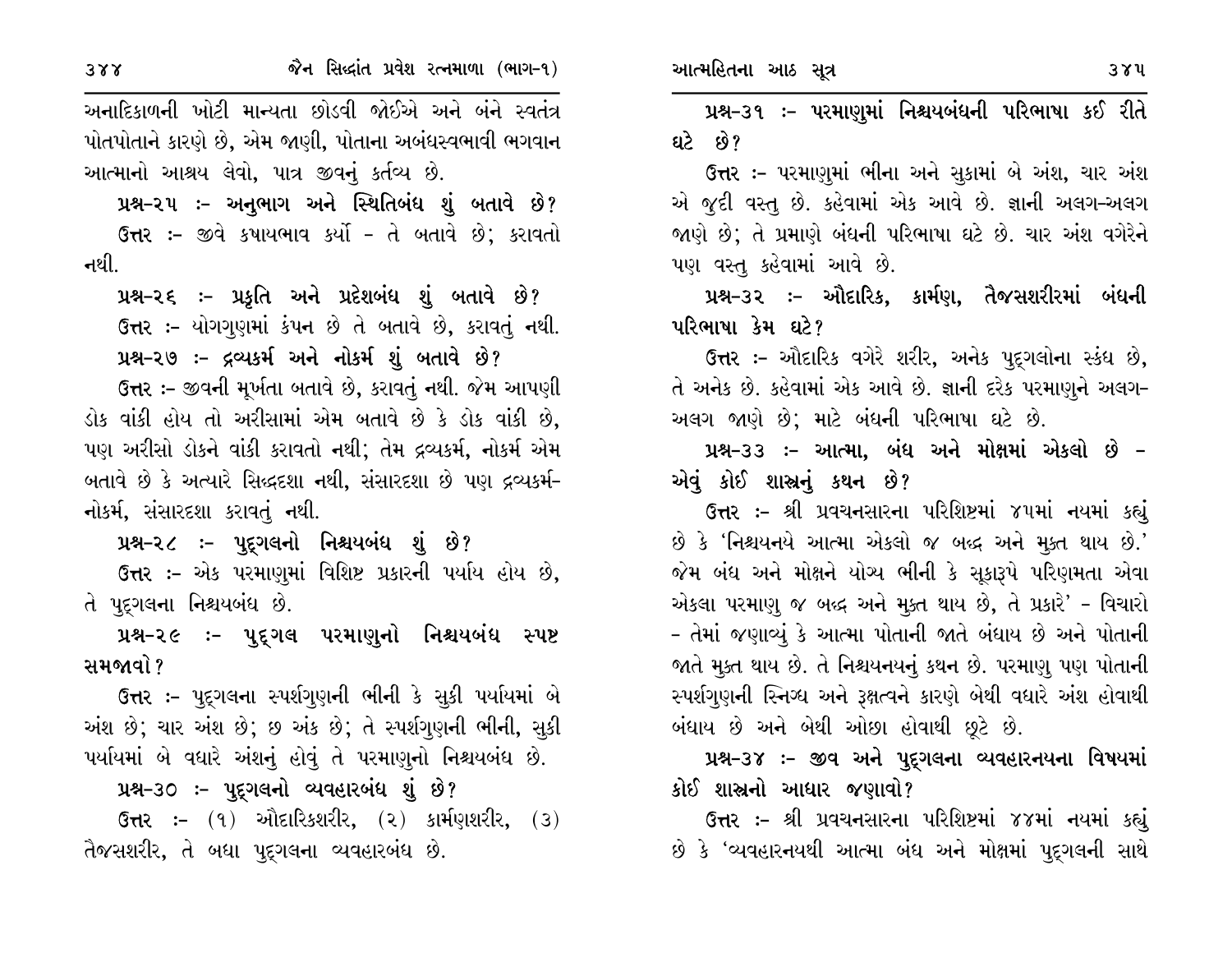અનાદિકાળની ખોટી માન્યતા છોડવી જોઈએ અને બંને સ્વતંત્ર પોતપોતાને કારણે છે, એમ જાણી, પોતાના અબંધસ્વભાવી ભગવાન આત્માનો આશ્રય લેવો, પાત્ર જીવનું કર્તવ્ય છે.

**પ્રશ્ન-૨૫ :- અનુભાગ અને સ્થિતિબંધ શું બતાવે છે?**

**ઉત્તર :-** જીવે કષાયભાવ કર્યો - તે બતાવે છે; કરાવતો નથી.

**પ્રશ્ન-૨૬ :- પ્રકૃતિ અને પ્રદેશબંધ શું બતાવે છે?**

**ઉત્તર :-** યોગગુણમાં કંપન છે તે બતાવે છે, કરાવતું નથી.

**પ્રશ્ન-૨૭ :- દ્રવ્યકર્મ અને નોકર્મ શું બતાવે છે?**

**ઉત્તર :-** જીવની મૂર્ખતા બતાવે છે, કરાવતું નથી. જેમ આપણી ડોક વાંકી હોય તો અરીસામાં એમ બતાવે છે કે ડોક વાંકી છે, પણ અરીસો ડોકને વાંકી કરાવતો નથી; તેમ દ્રવ્યકર્મ, નોકર્મ એમ બતાવે છે કે અત્યારે સિદ્ધદશા નથી, સંસારદશા છે પણ દ્રવ્યકર્મ-નોકર્મ, સંસારદશા કરાવતું નથી.

**પ્રશ્ન-૨૮ :- પુદ્ગલનો નિશ્ચયબંધ શું છે?**

**ઉત્તર :-** એક પરમાણુમાં વિશિષ્ટ પ્રકારની પર્યાય હોય છે, તે પુદ્ગલના નિશ્ચયબંધ છે.

**પ્રશ્ન-૨૯ :- પુદ્ગલ પરમાણુનો નિશ્ચયબંધ સ્પષ્ટ સમજાવો?**

**ઉત્તર :-** પુદ્ગલના સ્પર્શગુણની ભીની કે સુકી પર્યાયમાં બે અંશ છે; ચાર અંશ છે; છ અંક છે; તે સ્પર્શગુણની ભીની, સુકી પર્યાયમાં બે વધારે અંશનું હોવું તે પરમાણુનો નિશ્ચયબંધ છે.

**પ્રશ્ન-૩૦ :- પુદ્ગલનો વ્યવહારબંધ શું છે?**

**ઉત્તર :-** (૧) ઔદારિકશરીર, (૨) કાર્મણશરીર, (૩) તૈજસશરીર, તે બધા પુદ્ગલના વ્યવહારબંધ છે.

**પ્રશ્ન-૩૧ :- પરમાણુમાં નિશ્ચયબંધની પરિભાષા કઈ રીતે ઘટે છે?**

**ઉત્તર :-** પરમાણુમાં ભીના અને સુકામાં બે અંશ, ચાર અંશ એ જુદી વસ્તુ છે. કહેવામાં એક આવે છે. જ્ઞાની અલગ-અલગ જાણે છે; તે પ્રમાણે બંધની પરિભાષા ઘટે છે. ચાર અંશ વગેરેને પણ વસ્તુ કહેવામાં આવે છે.

**પ્રશ્ન-૩૨ :- ઔદારિક, કાર્મણ, તૈજસશરીરમાં બંધની પરિભાષા કેમ ઘટે?**

**ઉત્તર :-** ઔદારિક વગેરે શરીર, અનેક પુદ્ગલોના સ્કંધ છે, તે અનેક છે. કહેવામાં એક આવે છે. જ્ઞાની દરેક પરમાણુને અલગ-અલગ જાણે છે; માટે બંધની પરિભાષા ઘટે છે.

**પ્રશ્ન-૩૩ :- આત્મા, બંધ અને મોક્ષમાં એકલો છે - એવું કોઈ શાસ્ત્રનું કથન છે?**

**ઉત્તર :-** શ્રી પ્રવચનસારના પરિશિષ્ટમાં ૪૫માં નયમાં કહ્યું છે કે 'નિશ્ચયનયે આત્મા એકલો જ બદ્ધ અને મુક્ત થાય છે.' જેમ બંધ અને મોક્ષને યોગ્ય ભીની કે સૂકારૂપે પરિણમતા એવા એકલા પરમાણુ જ બદ્ધ અને મુક્ત થાય છે, તે પ્રકારે' - વિચારો - તેમાં જણાવ્યું કે આત્મા પોતાની જાતે બંધાય છે અને પોતાની જાતે મુક્ત થાય છે. તે નિશ્ચયનયનું કથન છે. પરમાણુ પણ પોતાની સ્પર્શગુણની સ્નિગ્ધ અને રૂક્ષત્વને કારણે બેથી વધારે અંશ હોવાથી બંધાય છે અને બેથી ઓછા હોવાથી છૂટે છે.

**પ્રશ્ન-૩૪ :- જીવ અને પુદ્ગલના વ્યવહારનયના વિષયમાં કોઈ શાસ્ત્રનો આધાર જણાવો?**

**ઉત્તર :-** શ્રી પ્રવચનસારના પરિશિષ્ટમાં ૪૪માં નયમાં કહ્યું છે કે 'વ્યવહારનયથી આત્મા બંધ અને મોક્ષમાં પુદ્ગલની સાથે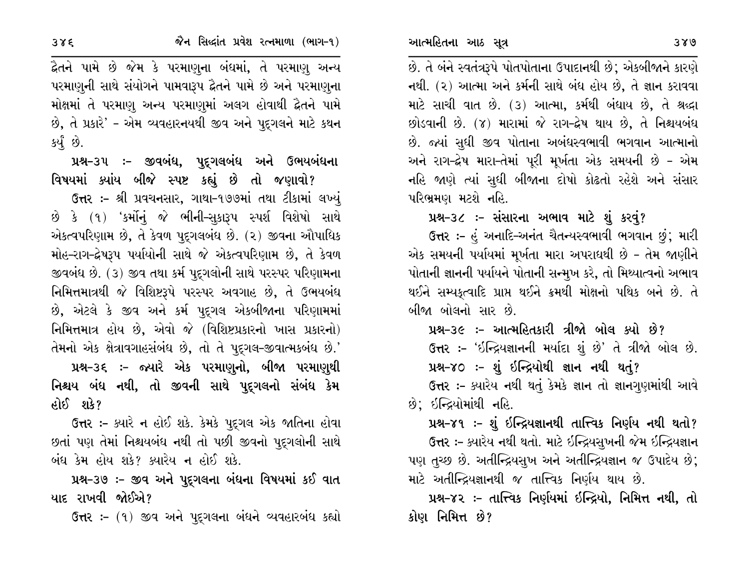દ્વૈતને પામે છે જેમ કે પરમાણુના બંધમાં, તે પરમાણુ અન્ય પરમાણુની સાથે સંયોગને પામવારૂપ દ્વૈતને પામે છે અને પરમાણુના મોક્ષમાં તે પરમાણુ અન્ય પરમાણુમાં અલગ હોવાથી દ્વૈતને પામે છે, તે પ્રકારે' - એમ વ્યવહારનયથી જીવ અને પુદ્ગલને માટે કથન કર્યું છે.

**પ્રશ્ન-૩૫ :- જીવબંધ, પુદ્ગલબંધ અને ઉભયબંધના વિષયમાં ક્યાંય બીજે સ્પષ્ટ કહ્યું છે તો જણાવો?**

**ઉત્તર :-** શ્રી પ્રવચનસાર, ગાથા-૧૭૭માં તથા ટીકામાં લખ્યું છે કે (૧) 'કર્મોનું જે ભીની-સુકારૂપ સ્પર્શ વિશેષો સાથે એકત્વપરિણામ છે, તે કેવળ પુદ્ગલબંધ છે. (૨) જીવના ઔપાધિક મોહ-રાગ-દ્વેષરૂપ પર્યાયોની સાથે જે એકત્વપરિણામ છે, તે કેવળ જીવબંધ છે. (૩) જીવ તથા કર્મ પુદ્ગલોની સાથે પરસ્પર પરિણામના નિમિત્તમાત્રથી જે વિશિષ્ટરૂપે પરસ્પર અવગાહ છે, તે ઉભયબંધ છે, એટલે કે જીવ અને કર્મ પુદ્ગલ એકબીજાના પરિણામમાં નિમિત્તમાત્ર હોય છે, એવો જે (વિશિષ્ટપ્રકારનો ખાસ પ્રકારનો) તેમનો એક ક્ષેત્રાવગાહસંબંધ છે, તો તે પુદ્ગલ-જીવાત્મકબંધ છે.'

**પ્રશ્ન-૩૬ :- જ્યારે એક પરમાણુનો, બીજા પરમાણુથી નિશ્ચય બંધ નથી, તો જીવની સાથે પુદ્ગલનો સંબંધ કેમ હોઈ શકે?**

**ઉત્તર :-** ક્યારે ન હોઈ શકે. કેમકે પુદ્ગલ એક જાતિના હોવા છતાં પણ તેમાં નિશ્ચયબંધ નથી તો પછી જીવનો પુદ્ગલોની સાથે બંધ કેમ હોય શકે? ક્યારેય ન હોઈ શકે.

**પ્રશ્ન-૩૭ :- જીવ અને પુદ્ગલના બંધના વિષયમાં કઈ વાત યાદ રાખવી જોઈએ?**

**ઉત્તર :-** (૧) જીવ અને પુદ્ગલના બંધને વ્યવહારબંધ કહ્યો છે. તે બંને સ્વતંત્રરૂપે પોતપોતાના ઉપાદાનથી છે; એકબીજાને કારણે નથી. (૨) આત્મા અને કર્મની સાથે બંધ હોય છે, તે જ્ઞાન કરાવવા માટે સાચી વાત છે. (૩) આત્મા, કર્મથી બંધાય છે, તે શ્રદ્ધા છોડવાની છે. (૪) મારામાં જે રાગ-દ્વેષ થાય છે, તે નિશ્ચયબંધ છે. જ્યાં સુધી જીવ પોતાના અબંધસ્વભાવી ભગવાન આત્માનો અને રાગ-દ્વેષ મારા-તેમાં પૂરી મૂર્ખતા એક સમયની છે - એમ નહિ જાણે ત્યાં સુધી બીજાના દોષો કાઢતો રહેશે અને સંસાર પરિભ્રમણ મટશે નહિ.

**પ્રશ્ન-૩૮ :- સંસારના અભાવ માટે શું કરવું?**

**ઉત્તર :-** હું અનાદિ-અનંત ચૈતન્યસ્વભાવી ભગવાન છું; મારી એક સમયની પર્યાયમાં મૂર્ખતા મારા અપરાધથી છે - તેમ જાણીને પોતાની જ્ઞાનની પર્યાયને પોતાની સન્મુખ કરે, તો મિથ્યાત્વનો અભાવ થઈને સમ્યક્ત્વાદિ પ્રાપ્ત થઈને ક્રમથી મોક્ષનો પથિક બને છે. તે બીજા બોલનો સાર છે.

**પ્રશ્ન-૩૯ :- આત્મહિતકારી ત્રીજો બોલ ક્યો છે?**

**ઉત્તર :-** 'ઇન્દ્રિયજ્ઞાનની મર્યાદા શું છે' તે ત્રીજો બોલ છે.

**પ્રશ્ન-૪૦ :- શું ઇન્દ્રિયોથી જ્ઞાન નથી થતું?**

**ઉત્તર :-** ક્યારેય નથી થતું કેમકે જ્ઞાન તો જ્ઞાનગુણમાંથી આવે છે; ઇન્દ્રિયોમાંથી નહિ.

**પ્રશ્ન-૪૧ :- શું ઇન્દ્રિયજ્ઞાનથી તાત્ત્વિક નિર્ણય નથી થતો?**

**ઉત્તર :-** ક્યારેય નથી થતો. માટે ઇન્દ્રિયસુખની જેમ ઇન્દ્રિયજ્ઞાન પણ તુચ્છ છે. અતીન્દ્રિયસુખ અને અતીન્દ્રિયજ્ઞાન જ ઉપાદેય છે; માટે અતીન્દ્રિયજ્ઞાનથી જ તાત્ત્વિક નિર્ણય થાય છે.

**પ્રશ્ન-૪૨ :- તાત્ત્વિક નિર્ણયમાં ઇન્દ્રિયો, નિમિત્ત નથી, તો કોણ નિમિત્ત છે?**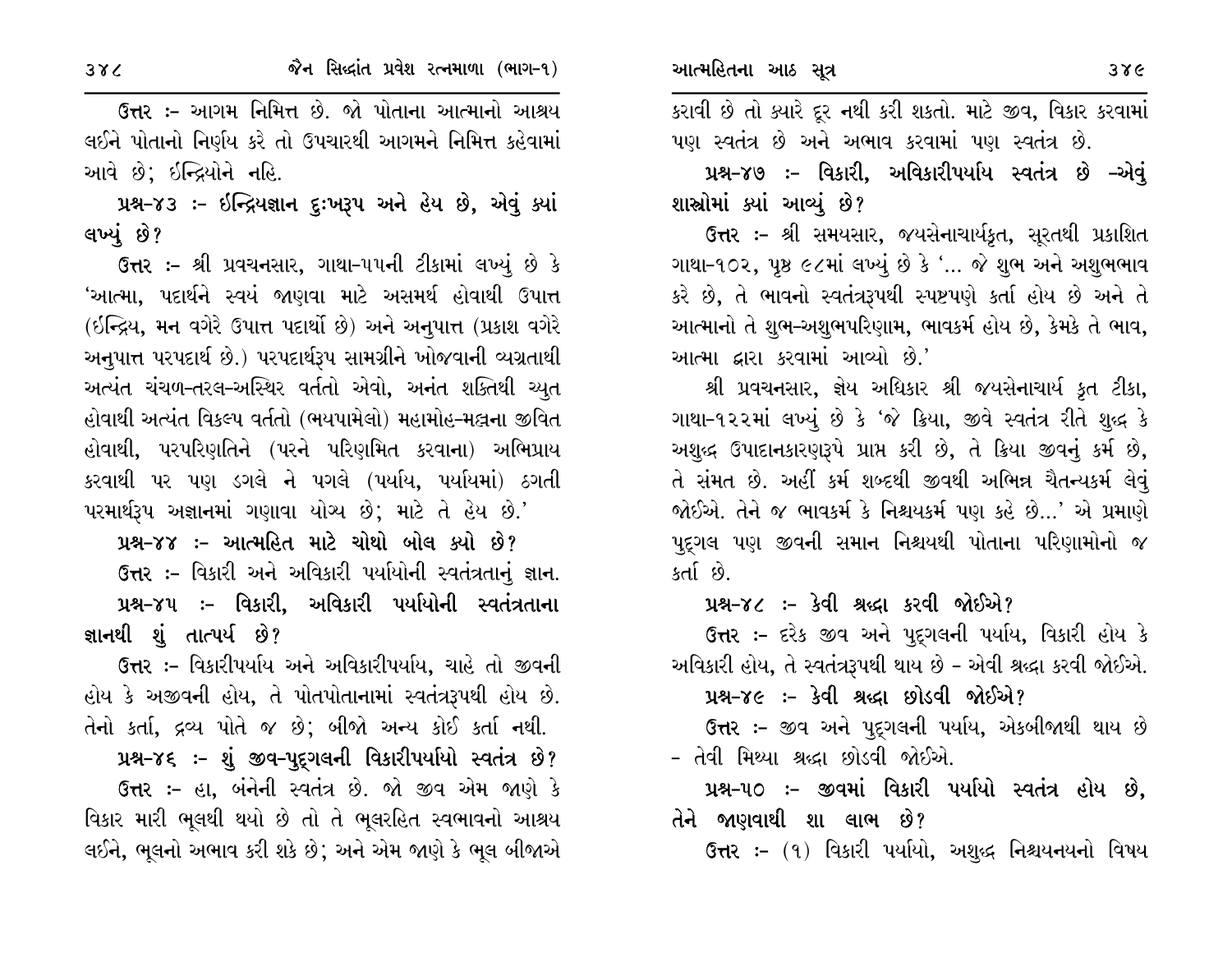**ઉત્તર :-** આગમ નિમિત્ત છે. જો પોતાના આત્માનો આશ્રય લઈને પોતાનો નિર્ણય કરે તો ઉપચારથી આગમને નિમિત્ત કહેવામાં આવે છે; ઇન્દ્રિયોને નહિ.

**પ્રશ્ન-૪૩ :- ઇન્દ્રિયજ્ઞાન દુઃખરૂપ અને હેય છે, એવું ક્યાં લખ્યું છે?**

**ઉત્તર :-** શ્રી પ્રવચનસાર, ગાથા-૫૫ની ટીકામાં લખ્યું છે કે 'આત્મા, પદાર્થને સ્વયં જાણવા માટે અસમર્થ હોવાથી ઉપાત્ત (ઇન્દ્રિય, મન વગેરે ઉપાત્ત પદાર્થો છે) અને અનુપાત્ત (પ્રકાશ વગેરે અનુપાત્ત પરપદાર્થ છે.) પરપદાર્થરૂપ સામગ્રીને ખોજવાની વ્યગ્રતાથી અત્યંત ચંચળ-તરલ-અસ્થિર વર્તતો એવો, અનંત શક્તિથી ચ્યુત હોવાથી અત્યંત વિકલ્પ વર્તતો (ભયપામેલો) મહામોહ-મલ્લના જીવિત હોવાથી, પરપરિણતિને (પરને પરિણમિત કરવાના) અભિપ્રાય કરવાથી પર પણ ડગલે ને પગલે (પર્યાય, પર્યાયમાં) ઠગતી પરમાર્થરૂપ અજ્ઞાનમાં ગણાવા યોગ્ય છે; માટે તે હેય છે.'

**પ્રશ્ન-૪૪ :- આત્મહિત માટે ચોથો બોલ ક્યો છે?**

**ઉત્તર :-** વિકારી અને અવિકારી પર્યાયોની સ્વતંત્રતાનું જ્ઞાન.

**પ્રશ્ન-૪૫ :- વિકારી, અવિકારી પર્યાયોની સ્વતંત્રતાના જ્ઞાનથી શું તાત્પર્ય છે?**

**ઉત્તર :-** વિકારીપર્યાય અને અવિકારીપર્યાય, ચાહે તો જીવની હોય કે અજીવની હોય, તે પોતપોતાનામાં સ્વતંત્રરૂપથી હોય છે. તેનો કર્તા, દ્રવ્ય પોતે જ છે; બીજો અન્ય કોઈ કર્તા નથી.

**પ્રશ્ન-૪૬ :- શું જીવ-પુદ્ગલની વિકારીપર્યાયો સ્વતંત્ર છે?**

**ઉત્તર :-** હા, બંનેની સ્વતંત્ર છે. જો જીવ એમ જાણે કે વિકાર મારી ભૂલથી થયો છે તો તે ભૂલરહિત સ્વભાવનો આશ્રય લઈને, ભૂલનો અભાવ કરી શકે છે; અને એમ જાણે કે ભૂલ બીજાએ કરાવી છે તો ક્યારે દૂર નથી કરી શકતો. માટે જીવ, વિકાર કરવામાં પણ સ્વતંત્ર છે અને અભાવ કરવામાં પણ સ્વતંત્ર છે.

**પ્રશ્ન-૪૭ :- વિકારી, અવિકારીપર્યાય સ્વતંત્ર છે -એવું શાસ્ત્રોમાં ક્યાં આવ્યું છે?**

**ઉત્તર :-** શ્રી સમયસાર, જયસેનાચાર્યકૃત, સૂરતથી પ્રકાશિત ગાથા-૧૦૨, પૃષ્ઠ ૯૮માં લખ્યું છે કે '... જે શુભ અને અશુભભાવ કરે છે, તે ભાવનો સ્વતંત્રરૂપથી સ્પષ્ટપણે કર્તા હોય છે અને તે આત્માનો તે શુભ-અશુભપરિણામ, ભાવકર્મ હોય છે, કેમકે તે ભાવ, આત્મા દ્વારા કરવામાં આવ્યો છે.'

શ્રી પ્રવચનસાર, જ્ઞેય અધિકાર શ્રી જયસેનાચાર્ય કૃત ટીકા, ગાથા-૧૨૨માં લખ્યું છે કે 'જે ક્રિયા, જીવે સ્વતંત્ર રીતે શુદ્ધ કે અશુદ્ધ ઉપાદાનકારણરૂપે પ્રાપ્ત કરી છે, તે ક્રિયા જીવનું કર્મ છે, તે સંમત છે. અહીં કર્મ શબ્દથી જીવથી અભિન્ન ચૈતન્યકર્મ લેવું જોઈએ. તેને જ ભાવકર્મ કે નિશ્ચયકર્મ પણ કહે છે...' એ પ્રમાણે પુદ્ગલ પણ જીવની સમાન નિશ્ચયથી પોતાના પરિણામોનો જ કર્તા છે.

**પ્રશ્ન-૪૮ :- કેવી શ્રદ્ધા કરવી જોઈએ?**

**ઉત્તર :-** દરેક જીવ અને પુદ્ગલની પર્યાય, વિકારી હોય કે અવિકારી હોય, તે સ્વતંત્રરૂપથી થાય છે - એવી શ્રદ્ધા કરવી જોઈએ.

**પ્રશ્ન-૪૯ :- કેવી શ્રદ્ધા છોડવી જોઈએ?**

**ઉત્તર :-** જીવ અને પુદ્ગલની પર્યાય, એકબીજાથી થાય છે - તેવી મિથ્યા શ્રદ્ધા છોડવી જોઈએ.

**પ્રશ્ન-૫૦ :- જીવમાં વિકારી પર્યાયો સ્વતંત્ર હોય છે, તેને જાણવાથી શા લાભ છે?**

**ઉત્તર :-** (૧) વિકારી પર્યાયો, અશુદ્ધ નિશ્ચયનયનો વિષય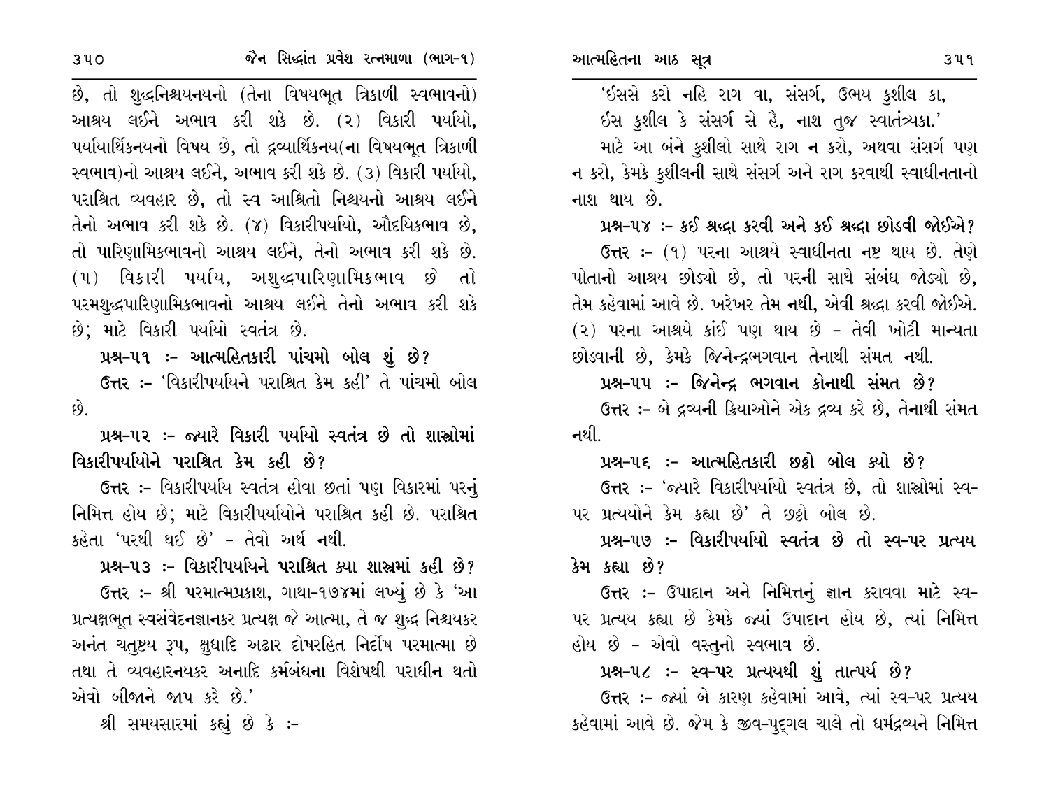છે, તો શુદ્ધનિશ્ચયનયનો (તેના વિષયભૂત ત્રિકાળી સ્વભાવનો) આશ્રય લઈને અભાવ કરી શકે છે. (૨) વિકારી પર્યાયો, પર્યાયાર્થિકનયનો વિષય છે, તો દ્રવ્યાર્થિકનય(ના વિષયભૂત ત્રિકાળી સ્વભાવ)નો આશ્રય લઈને, અભાવ કરી શકે છે. (૩) વિકારી પર્યાયો, પરાશ્રિત વ્યવહાર છે, તો સ્વ આશ્રિતો નિશ્ચયનો આશ્રય લઈને તેનો અભાવ કરી શકે છે. (૪) વિકારીપર્યાયો, ઔદયિકભાવ છે, તો પારિણામિકભાવનો આશ્રય લઈને, તેનો અભાવ કરી શકે છે. (૫) વિકારી પર્યાય, અશુદ્ધપારિણામિકભાવ છે તો પરમશુદ્ધપારિણામિકભાવનો આશ્રય લઈને તેનો અભાવ કરી શકે છે; માટે વિકારી પર્યાયો સ્વતંત્ર છે.

**પ્રશ્ન-૫૧ :- આત્મહિતકારી પાંચમો બોલ શું છે?**

**ઉત્તર :-** 'વિકારીપર્યાયને પરાશ્રિત કેમ કહી' તે પાંચમો બોલ છે.

**પ્રશ્ન-૫૨ :- જ્યારે વિકારી પર્યાયો સ્વતંત્ર છે તો શાસ્ત્રોમાં વિકારીપર્યાયોને પરાશ્રિત કેમ કહી છે?**

**ઉત્તર :-** વિકારીપર્યાય સ્વતંત્ર હોવા છતાં પણ વિકારમાં પરનું નિમિત્ત હોય છે; માટે વિકારીપર્યાયોને પરાશ્રિત કહી છે. પરાશ્રિત કહેતા 'પરથી થઈ છે' - તેવો અર્થ નથી.

**પ્રશ્ન-૫૩ :- વિકારીપર્યાયને પરાશ્રિત ક્યા શાસ્ત્રમાં કહી છે?**

**ઉત્તર :-** શ્રી પરમાત્મપ્રકાશ, ગાથા-૧૭૪માં લખ્યું છે કે 'આ પ્રત્યક્ષભૂત સ્વસંવેદનજ્ઞાનકર પ્રત્યક્ષ જે આત્મા, તે જ શુદ્ધ નિશ્ચયકર અનંત ચતુષ્ટય રૂપ, ક્ષુધાદિ અઢાર દોષરહિત નિર્દોષ પરમાત્મા છે તથા તે વ્યવહારનયકર અનાદિ કર્મબંધના વિશેષથી પરાધીન થતો એવો બીજાને જાપ કરે છે.'

શ્રી સમયસારમાં કહ્યું છે કે :-

'ઇસસે કરો નહિ રાગ વા, સંસર્ગ, ઉભય કુશીલ કા,
ઇસ કુશીલ કે સંસર્ગ સે હૈ, નાશ તુજ સ્વાતંત્ર્યકા.'

માટે આ બંને કુશીલો સાથે રાગ ન કરો, અથવા સંસર્ગ પણ ન કરો, કેમકે કુશીલની સાથે સંસર્ગ અને રાગ કરવાથી સ્વાધીનતાનો નાશ થાય છે.

**પ્રશ્ન-૫૪ :- કઈ શ્રદ્ધા કરવી અને કઈ શ્રદ્ધા છોડવી જોઈએ?**

**ઉત્તર :-** (૧) પરના આશ્રયે સ્વાધીનતા નષ્ટ થાય છે. તેણે પોતાનો આશ્રય છોડ્યો છે, તો પરની સાથે સંબંધ જોડ્યો છે, તેમ કહેવામાં આવે છે. ખરેખર તેમ નથી, એવી શ્રદ્ધા કરવી જોઈએ. (૨) પરના આશ્રયે કાંઈ પણ થાય છે - તેવી ખોટી માન્યતા છોડવાની છે, કેમકે જિનેન્દ્રભગવાન તેનાથી સંમત નથી.

**પ્રશ્ન-૫૫ :- જિનેન્દ્ર ભગવાન કોનાથી સંમત છે?**

**ઉત્તર :-** બે દ્રવ્યની ક્રિયાઓને એક દ્રવ્ય કરે છે, તેનાથી સંમત નથી.

**પ્રશ્ન-૫૬ :- આત્મહિતકારી છઠ્ઠો બોલ ક્યો છે?**

**ઉત્તર :-** 'જ્યારે વિકારીપર્યાયો સ્વતંત્ર છે, તો શાસ્ત્રોમાં સ્વ-પર પ્રત્યયોને કેમ કહ્યા છે' તે છઠ્ઠો બોલ છે.

**પ્રશ્ન-૫૭ :- વિકારીપર્યાયો સ્વતંત્ર છે તો સ્વ-પર પ્રત્યય કેમ કહ્યા છે?**

**ઉત્તર :-** ઉપાદાન અને નિમિત્તનું જ્ઞાન કરાવવા માટે સ્વ-પર પ્રત્યય કહ્યા છે કેમકે જ્યાં ઉપાદાન હોય છે, ત્યાં નિમિત્ત હોય છે - એવો વસ્તુનો સ્વભાવ છે.

**પ્રશ્ન-૫૮ :- સ્વ-પર પ્રત્યયથી શું તાત્પર્ય છે?**

**ઉત્તર :-** જ્યાં બે કારણ કહેવામાં આવે, ત્યાં સ્વ-પર પ્રત્યય કહેવામાં આવે છે. જેમ કે જીવ-પુદ્ગલ ચાલે તો ધર્મદ્રવ્યને નિમિત્ત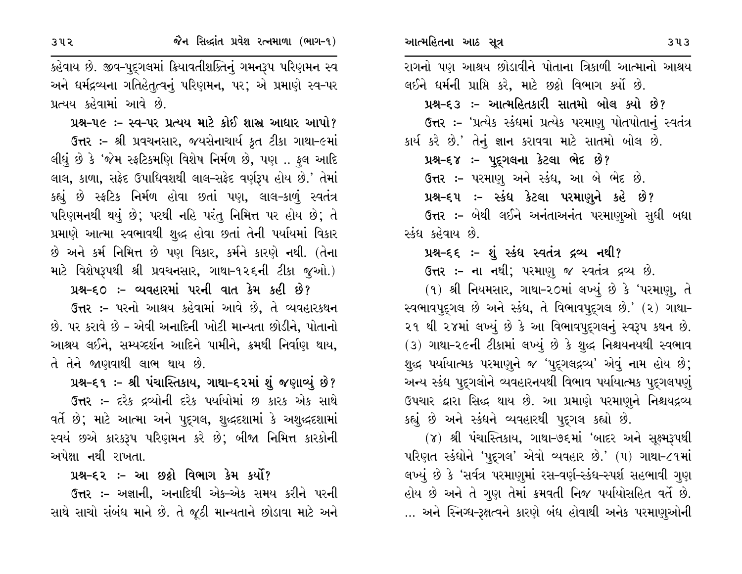કહેવાય છે. જીવ-પુદ્‌ગલમાં ક્રિયાવતીશક્તિનું ગમનરૂપ પરિણમન સ્વ અને ધર્મદ્રવ્યના ગતિહેતુત્વનું પરિણમન, પર; એ પ્રમાણે સ્વ-પર પ્રત્યય કહેવામાં આવે છે.

**પ્રશ્ન-૫૯ :- સ્વ-પર પ્રત્યય માટે કોઈ શાસ્ત્ર આધાર આપો?**

**ઉત્તર :-** શ્રી પ્રવચનસાર, જયસેનાચાર્ય કૃત ટીકા ગાથા-૯માં લીધું છે કે 'જેમ સ્ફટિકમણિ વિશેષ નિર્મળ છે, પણ .. ફુલ આદિ લાલ, કાળા, સફેદ ઉપાધિવશથી લાલ-સફેદ વર્ણરૂપ હોય છે.' તેમાં કહ્યું છે સ્ફટિક નિર્મળ હોવા છતાં પણ, લાલ-કાળું સ્વતંત્ર પરિણમનથી થયું છે; પરથી નહિ પરંતુ નિમિત્ત પર હોય છે; તે પ્રમાણે આત્મા સ્વભાવથી શુદ્ધ હોવા છતાં તેની પર્યાયમાં વિકાર છે અને કર્મ નિમિત્ત છે પણ વિકાર, કર્મને કારણે નથી. (તેના માટે વિશેષરૂપથી શ્રી પ્રવચનસાર, ગાથા-૧૨૬ની ટીકા જુઓ.)

**પ્રશ્ન-૬૦ :- વ્યવહારમાં પરની વાત કેમ કહી છે?**

**ઉત્તર :-** પરનો આશ્રય કહેવામાં આવે છે, તે વ્યવહારકથન છે. પર કરાવે છે - એવી અનાદિની ખોટી માન્યતા છોડીને, પોતાનો આશ્રય લઈને, સમ્યગ્દર્શન આદિને પામીને, ક્રમથી નિર્વાણ થાય, તે તેને જાણવાથી લાભ થાય છે.

**પ્રશ્ન-૬૧ :- શ્રી પંચાસ્તિકાય, ગાથા-૬૨માં શું જણાવ્યું છે?**

**ઉત્તર :-** દરેક દ્રવ્યોની દરેક પર્યાયોમાં છ કારક એક સાથે વર્તે છે; માટે આત્મા અને પુદ્‌ગલ, શુદ્ધદશામાં કે અશુદ્ધદશામાં સ્વયં છએ કારકરૂપ પરિણમન કરે છે; બીજા નિમિત્ત કારકોની અપેક્ષા નથી રાખતા.

**પ્રશ્ન-૬૨ :- આ છઠ્ઠો વિભાગ કેમ કર્યો?**

**ઉત્તર :-** અજ્ઞાની, અનાદિથી એક-એક સમય કરીને પરની સાથે સાચો સંબંધ માને છે. તે જૂઠી માન્યતાને છોડાવા માટે અને રાગનો પણ આશ્રય છોડાવીને પોતાના ત્રિકાળી આત્માનો આશ્રય લઈને ધર્મની પ્રાપ્તિ કરે, માટે છઠ્ઠો વિભાગ કર્યો છે.

**પ્રશ્ન-૬૩ :- આત્મહિતકારી સાતમો બોલ ક્યો છે?**

**ઉત્તર :-** 'પ્રત્યેક સ્કંધમાં પ્રત્યેક પરમાણુ પોતપોતાનું સ્વતંત્ર કાર્ય કરે છે.' તેનું જ્ઞાન કરાવવા માટે સાતમો બોલ છે.

**પ્રશ્ન-૬૪ :- પુદ્‌ગલના કેટલા ભેદ છે?**

**ઉત્તર :-** પરમાણુ અને સ્કંધ, આ બે ભેદ છે.

**પ્રશ્ન-૬૫ :- સ્કંધ કેટલા પરમાણુને કહે છે?**

**ઉત્તર :-** બેથી લઈને અનંતાઅનંત પરમાણુઓ સુધી બધા સ્કંધ કહેવાય છે.

**પ્રશ્ન-૬૬ :- શું સ્કંધ સ્વતંત્ર દ્રવ્ય નથી?**

**ઉત્તર :-** ના નથી; પરમાણુ જ સ્વતંત્ર દ્રવ્ય છે.

(૧) શ્રી નિયમસાર, ગાથા-૨૦માં લખ્યું છે કે 'પરમાણુ, તે સ્વભાવપુદ્‌ગલ છે અને સ્કંધ, તે વિભાવપુદ્‌ગલ છે.' (૨) ગાથા-૨૧ થી ૨૪માં લખ્યું છે કે આ વિભાવપુદ્‌ગલનું સ્વરૂપ કથન છે. (૩) ગાથા-૨૯ની ટીકામાં લખ્યું છે કે શુદ્ધ નિશ્ચયનયથી સ્વભાવ શુદ્ધ પર્યાયાત્મક પરમાણુને જ 'પુદ્‌ગલદ્રવ્ય' એવું નામ હોય છે; અન્ય સ્કંધ પુદ્‌ગલોને વ્યવહારનયથી વિભાવ પર્યાયાત્મક પુદ્‌ગલપણું ઉપચાર દ્વારા સિદ્ધ થાય છે. આ પ્રમાણે પરમાણુને નિશ્ચયદ્રવ્ય કહ્યું છે અને સ્કંધને વ્યવહારથી પુદ્‌ગલ કહ્યો છે.

(૪) શ્રી પંચાસ્તિકાય, ગાથા-૭૬માં 'બાદર અને સૂક્ષ્મરૂપથી પરિણત સ્કંધોને 'પુદ્‌ગલ' એવો વ્યવહાર છે.' (૫) ગાથા-૮૧માં લખ્યું છે કે 'સર્વત્ર પરમાણુમાં રસ-વર્ણ-સ્કંધ-સ્પર્શ સહભાવી ગુણ હોય છે અને તે ગુણ તેમાં ક્રમવતી નિજ પર્યાયોસહિત વર્તે છે. ... અને સ્નિગ્ધ-રૂક્ષત્વને કારણે બંધ હોવાથી અનેક પરમાણુઓની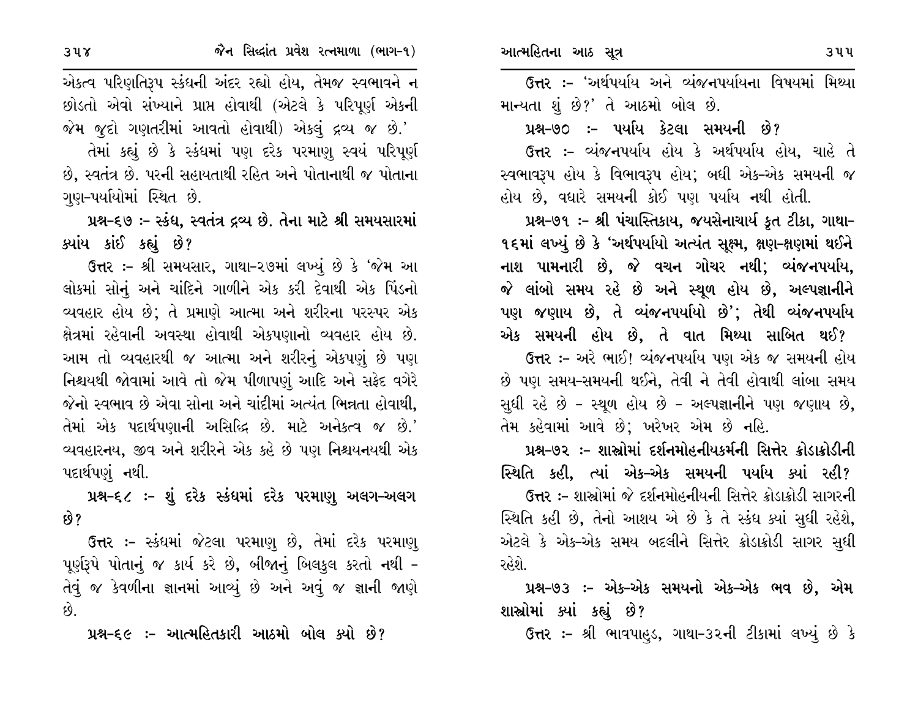એકત્વ પરિણતિરૂપ સ્કંધની અંદર રહ્યો હોય, તેમજ સ્વભાવને ન છોડતો એવો સંખ્યાને પ્રાપ્ત હોવાથી (એટલે કે પરિપૂર્ણ એકની જેમ જુદો ગણતરીમાં આવતો હોવાથી) એકલું દ્રવ્ય જ છે.'

તેમાં કહ્યું છે કે સ્કંધમાં પણ દરેક પરમાણુ સ્વયં પરિપૂર્ણ છે, સ્વતંત્ર છે. પરની સહાયતાથી રહિત અને પોતાનાથી જ પોતાના ગુણ-પર્યાયોમાં સ્થિત છે.

**પ્રશ્ન-૬૭ :- સ્કંધ, સ્વતંત્ર દ્રવ્ય છે. તેના માટે શ્રી સમયસારમાં ક્યાંય કાંઈ કહ્યું છે?**

ઉત્તર :- શ્રી સમયસાર, ગાથા-૨૭માં લખ્યું છે કે 'જેમ આ લોકમાં સોનું અને ચાંદિને ગાળીને એક કરી દેવાથી એક પિંડનો વ્યવહાર હોય છે; તે પ્રમાણે આત્મા અને શરીરના પરસ્પર એક ક્ષેત્રમાં રહેવાની અવસ્થા હોવાથી એકપણાનો વ્યવહાર હોય છે. આમ તો વ્યવહારથી જ આત્મા અને શરીરનું એકપણું છે પણ નિશ્ચયથી જોવામાં આવે તો જેમ પીળાપણું આદિ અને સફેદ વગેરે જેનો સ્વભાવ છે એવા સોના અને ચાંદીમાં અત્યંત ભિન્નતા હોવાથી, તેમાં એક પદાર્થપણાની અસિદ્ધિ છે. માટે અનેકત્વ જ છે.' વ્યવહારનય, જીવ અને શરીરને એક કહે છે પણ નિશ્ચયનયથી એક પદાર્થપણું નથી.

**પ્રશ્ન-૬૮ :- શું દરેક સ્કંધમાં દરેક પરમાણુ અલગ-અલગ છે?**

ઉત્તર :- સ્કંધમાં જેટલા પરમાણુ છે, તેમાં દરેક પરમાણુ પૂર્ણરૂપે પોતાનું જ કાર્ય કરે છે, બીજાનું બિલકુલ કરતો નથી - તેવું જ કેવળીના જ્ઞાનમાં આવ્યું છે અને એવું જ જ્ઞાની જાણે છે.

**પ્રશ્ન-૬૯ :- આત્મહિતકારી આઠમો બોલ ક્યો છે?**

ઉત્તર :- 'અર્થપર્યાય અને વ્યંજનપર્યાયના વિષયમાં મિથ્યા માન્યતા શું છે?' તે આઠમો બોલ છે.

**પ્રશ્ન-૭૦ :- પર્યાય કેટલા સમયની છે?**

ઉત્તર :- વ્યંજનપર્યાય હોય કે અર્થપર્યાય હોય, ચાહે તે સ્વભાવરૂપ હોય કે વિભાવરૂપ હોય; બધી એક-એક સમયની જ હોય છે, વધારે સમયની કોઈ પણ પર્યાય નથી હોતી.

**પ્રશ્ન-૭૧ :- શ્રી પંચાસ્તિકાય, જયસેનાચાર્ય કૃત ટીકા, ગાથા-૧૬માં લખ્યું છે કે 'અર્થપર્યાયો અત્યંત સૂક્ષ્મ, ક્ષણ-ક્ષણમાં થઈને નાશ પામનારી છે, જે વચન ગોચર નથી; વ્યંજનપર્યાય, જે લાંબો સમય રહે છે અને સ્થૂળ હોય છે, અલ્પજ્ઞાનીને પણ જણાય છે, તે વ્યંજનપર્યાયો છે'; તેથી વ્યંજનપર્યાય એક સમયની હોય છે, તે વાત મિથ્યા સાબિત થઈ?**

ઉત્તર :- અરે ભાઈ! વ્યંજનપર્યાય પણ એક જ સમયની હોય છે પણ સમય-સમયની થઈને, તેવી ને તેવી હોવાથી લાંબા સમય સુધી રહે છે - સ્થૂળ હોય છે - અલ્પજ્ઞાનીને પણ જણાય છે, તેમ કહેવામાં આવે છે; ખરેખર એમ છે નહિ.

**પ્રશ્ન-૭૨ :- શાસ્ત્રોમાં દર્શનમોહનીયકર્મની સિત્તેર ક્રોડાક્રોડીની સ્થિતિ કહી, ત્યાં એક-એક સમયની પર્યાય ક્યાં રહી?**

ઉત્તર :- શાસ્ત્રોમાં જે દર્શનમોહનીયની સિત્તેર ક્રોડાક્રોડી સાગરની સ્થિતિ કહી છે, તેનો આશય એ છે કે તે સ્કંધ ક્યાં સુધી રહેશે, એટલે કે એક-એક સમય બદલીને સિત્તેર ક્રોડાક્રોડી સાગર સુધી રહેશે.

**પ્રશ્ન-૭૩ :- એક-એક સમયનો એક-એક ભવ છે, એમ શાસ્ત્રોમાં ક્યાં કહ્યું છે?**

ઉત્તર :- શ્રી ભાવપાહુડ, ગાથા-૩૨ની ટીકામાં લખ્યું છે કે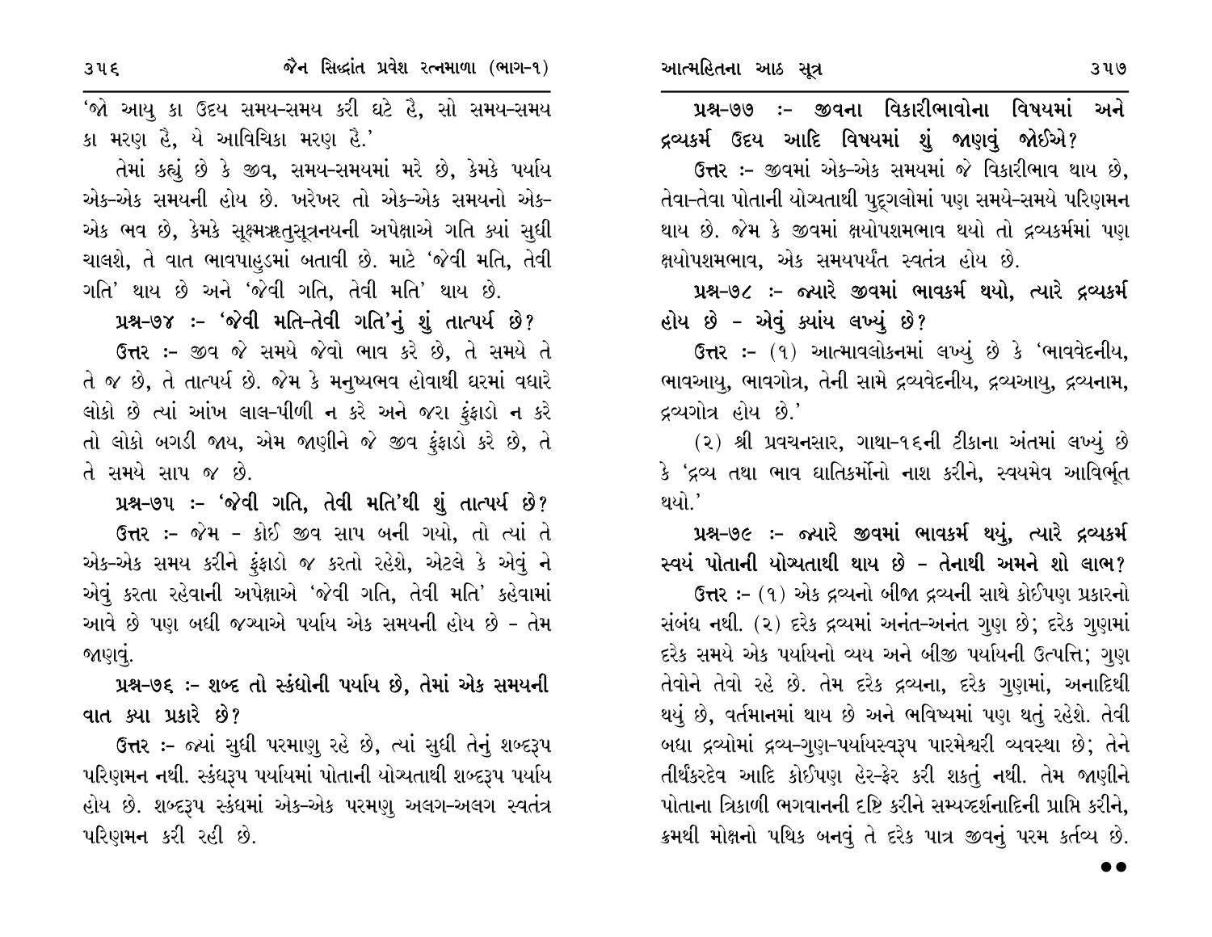'जो आयु का उदय समय-समय करी घटे है, सो समय-समय का मरण है, ये आविचिका मरण है.'

તેમાં કહ્યું છે કે જીવ, સમય-સમયમાં મરે છે, કેમકે પર્યાય એક-એક સમયની હોય છે. ખરેખર તો એક-એક સમયનો એક-એક ભવ છે, કેમકે સૂક્ષ્મઋજુસૂત્રનયની અપેક્ષાએ ગતિ ક્યાં સુધી ચાલશે, તે વાત ભાવપાહુડમાં બતાવી છે. માટે 'જેવી મતિ, તેવી ગતિ' થાય છે અને 'જેવી ગતિ, તેવી મતિ' થાય છે.

**પ્રશ્ન-૭૪ :- 'જેવી મતિ-તેવી ગતિ'નું શું તાત્પર્ય છે?**

**ઉત્તર :-** જીવ જે સમયે જેવો ભાવ કરે છે, તે સમયે તે તે જ છે, તે તાત્પર્ય છે. જેમ કે મનુષ્યભવ હોવાથી ઘરમાં વધારે લોકો છે ત્યાં આંખ લાલ-પીળી ન કરે અને જરા ફુંફાડો ન કરે તો લોકો બગડી જાય, એમ જાણીને જે જીવ ફુંફાડો કરે છે, તે તે સમયે સાપ જ છે.

**પ્રશ્ન-૭૫ :- 'જેવી ગતિ, તેવી મતિ'થી શું તાત્પર્ય છે?**

**ઉત્તર :-** જેમ - કોઈ જીવ સાપ બની ગયો, તો ત્યાં તે એક-એક સમય કરીને ફુંફાડો જ કરતો રહેશે, એટલે કે એવું ને એવું કરતા રહેવાની અપેક્ષાએ 'જેવી ગતિ, તેવી મતિ' કહેવામાં આવે છે પણ બધી જગ્યાએ પર્યાય એક સમયની હોય છે - તેમ જાણવું.

**પ્રશ્ન-૭૬ :- શબ્દ તો સ્કંધોની પર્યાય છે, તેમાં એક સમયની વાત ક્યા પ્રકારે છે?**

**ઉત્તર :-** જ્યાં સુધી પરમાણુ રહે છે, ત્યાં સુધી તેનું શબ્દરૂપ પરિણમન નથી. સ્કંધરૂપ પર્યાયમાં પોતાની યોગ્યતાથી શબ્દરૂપ પર્યાય હોય છે. શબ્દરૂપ સ્કંધમાં એક-એક પરમણુ અલગ-અલગ સ્વતંત્ર પરિણમન કરી રહી છે.

**પ્રશ્ન-૭૭ :- જીવના વિકારીભાવોના વિષયમાં અને દ્રવ્યકર્મ ઉદય આદિ વિષયમાં શું જાણવું જોઈએ?**

**ઉત્તર :-** જીવમાં એક-એક સમયમાં જે વિકારીભાવ થાય છે, તેવા-તેવા પોતાની યોગ્યતાથી પુદ્‌ગલોમાં પણ સમયે-સમયે પરિણમન થાય છે. જેમ કે જીવમાં ક્ષયોપશમભાવ થયો તો દ્રવ્યકર્મમાં પણ ક્ષયોપશમભાવ, એક સમયપર્યંત સ્વતંત્ર હોય છે.

**પ્રશ્ન-૭૮ :- જ્યારે જીવમાં ભાવકર્મ થયો, ત્યારે દ્રવ્યકર્મ હોય છે - એવું ક્યાંય લખ્યું છે?**

**ઉત્તર :-** (૧) આત્માવલોકનમાં લખ્યું છે કે 'ભાવવેદનીય, ભાવઆયુ, ભાવગોત્ર, તેની સામે દ્રવ્યવેદનીય, દ્રવ્યઆયુ, દ્રવ્યનામ, દ્રવ્યગોત્ર હોય છે.'

(૨) શ્રી પ્રવચનસાર, ગાથા-૧૬ની ટીકાના અંતમાં લખ્યું છે કે 'દ્રવ્ય તથા ભાવ ઘાતિકર્મોનો નાશ કરીને, સ્વયમેવ આવિર્ભૂત થયો.'

**પ્રશ્ન-૭૯ :- જ્યારે જીવમાં ભાવકર્મ થયું, ત્યારે દ્રવ્યકર્મ સ્વયં પોતાની યોગ્યતાથી થાય છે - તેનાથી અમને શો લાભ?**

**ઉત્તર :-** (૧) એક દ્રવ્યનો બીજા દ્રવ્યની સાથે કોઈપણ પ્રકારનો સંબંધ નથી. (૨) દરેક દ્રવ્યમાં અનંત-અનંત ગુણ છે; દરેક ગુણમાં દરેક સમયે એક પર્યાયનો વ્યય અને બીજી પર્યાયની ઉત્પત્તિ; ગુણ તેવોને તેવો રહે છે. તેમ દરેક દ્રવ્યના, દરેક ગુણમાં, અનાદિથી થયું છે, વર્તમાનમાં થાય છે અને ભવિષ્યમાં પણ થતું રહેશે. તેવી બધા દ્રવ્યોમાં દ્રવ્ય-ગુણ-પર્યાયસ્વરૂપ પારમેશ્વરી વ્યવસ્થા છે; તેને તીર્થંકરદેવ આદિ કોઈપણ હેર-ફેર કરી શકતું નથી. તેમ જાણીને પોતાના ત્રિકાળી ભગવાનની દૃષ્ટિ કરીને સમ્યગ્દર્શનાદિની પ્રાપ્તિ કરીને, ક્રમથી મોક્ષનો પથિક બનવું તે દરેક પાત્ર જીવનું પરમ કર્તવ્ય છે.

●●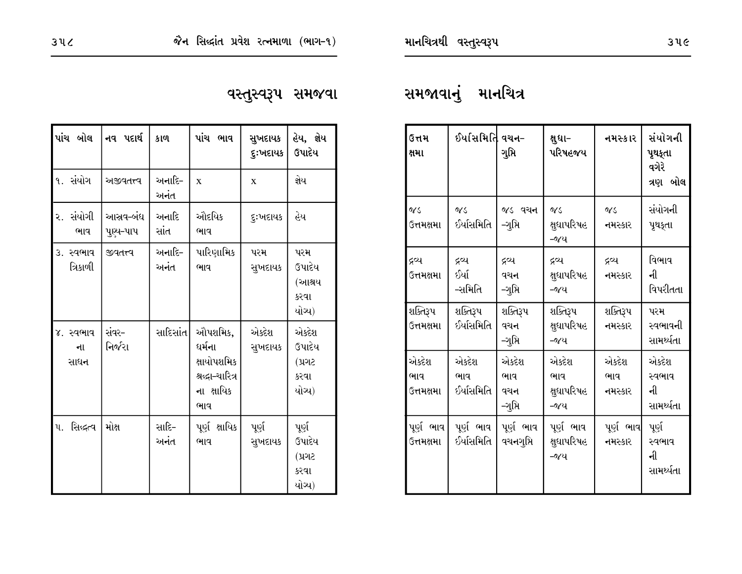# વસ્તુસ્વરૂપ સમજવા સમજાવાનું માનચિત્ર

| પાંચ બોલ | નવ પદાર્થ | કાળ | પાંચ ભાવ | સુખદાયક દુઃખદાયક | હેય, જ્ઞેય ઉપાદેય | ઉત્તમ ક્ષમા | ઈર્યાસમિતિ | વચન-ગુપ્તિ | ક્ષુધા-પરિષહજય | નમસ્કાર | સંયોગની પૃથક્તા વગેરે ત્રણ બોલ |
|---|---|---|---|---|---|---|---|---|---|---|---|
| ૧. સંયોગ | અજીવતત્ત્વ | અનાદિ-અનંત | x | x | જ્ઞેય | જડ ઉત્તમક્ષમા | જડ ઈર્યાસમિતિ | જડ વચન-ગુપ્તિ | જડ ક્ષુધાપરિષહ-જય | જડ નમસ્કાર | સંયોગની પૃથક્તા |
| ૨. સંયોગી ભાવ | આસ્રવ-બંધ પુણ્ય-પાપ | અનાદિ સાંત | ઔદયિક ભાવ | દુઃખદાયક | હેય | દ્રવ્ય ઉત્તમક્ષમા | દ્રવ્ય ઈર્યા-સમિતિ | દ્રવ્ય વચન-ગુપ્તિ | દ્રવ્ય ક્ષુધાપરિષહ-જય | દ્રવ્ય નમસ્કાર | વિભાવની વિપરીતતા |
| ૩. સ્વભાવ ત્રિકાળી | જીવતત્ત્વ | અનાદિ-અનંત | પારિણામિક ભાવ | પરમ સુખદાયક | પરમ ઉપાદેય (આશ્રય કરવા યોગ્ય) | શક્તિરૂપ ઉત્તમક્ષમા | શક્તિરૂપ ઈર્યાસમિતિ | શક્તિરૂપ વચન-ગુપ્તિ | શક્તિરૂપ ક્ષુધાપરિષહ-જય | શક્તિરૂપ નમસ્કાર | પરમ સ્વભાવની સામર્થ્યતા |
| ૪. સ્વભાવના સાધન | સંવર-નિર્જરા | સાદિસાંત | ઔપશમિક, ધર્મના ક્ષાયોપશમિક શ્રદ્ધા-ચારિત્રના ક્ષાયિક ભાવ | એકદેશ સુખદાયક | એકદેશ ઉપાદેય (પ્રગટ કરવા યોગ્ય) | એકદેશ ભાવ ઉત્તમક્ષમા | એકદેશ ભાવ ઈર્યાસમિતિ | એકદેશ ભાવ વચન-ગુપ્તિ | એકદેશ ભાવ ક્ષુધાપરિષહ-જય | એકદેશ ભાવ નમસ્કાર | એકદેશ સ્વભાવની સામર્થ્યતા |
| ૫. સિદ્ધત્વ | મોક્ષ | સાદિ-અનંત | પૂર્ણ ક્ષાયિક ભાવ | પૂર્ણ સુખદાયક | પૂર્ણ ઉપાદેય (પ્રગટ કરવા યોગ્ય) | પૂર્ણ ભાવ ઉત્તમક્ષમા | પૂર્ણ ભાવ ઈર્યાસમિતિ | પૂર્ણ ભાવ વચનગુપ્તિ | પૂર્ણ ભાવ ક્ષુધાપરિષહ-જય | પૂર્ણ ભાવ નમસ્કાર | પૂર્ણ સ્વભાવની સામર્થ્યતા |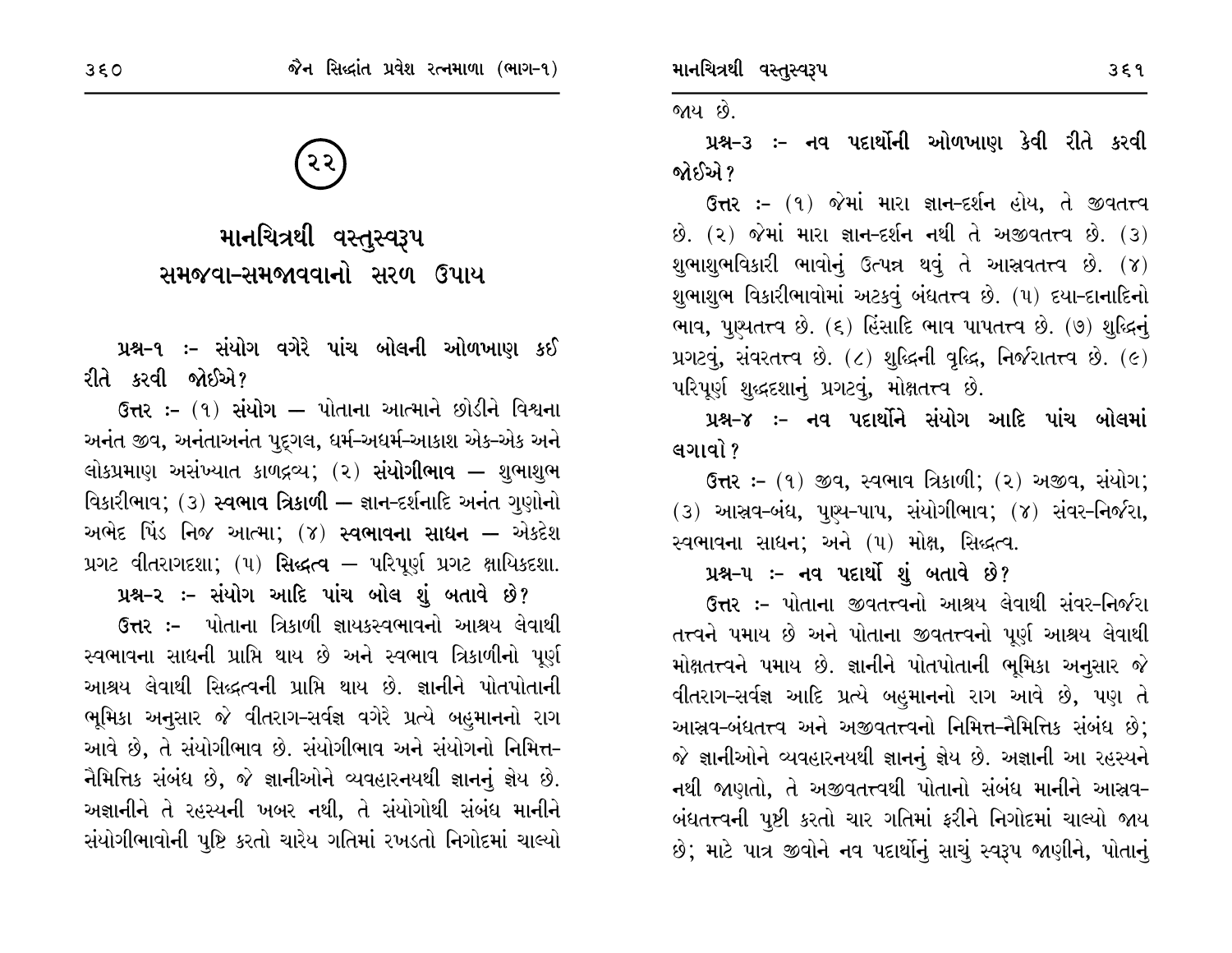# (૨૨)

# માનચિત્રથી વસ્તુસ્વરૂપ સમજવા-સમજાવવાનો સરળ ઉપાય

**પ્રશ્ન-૧ :- સંયોગ વગેરે પાંચ બોલની ઓળખાણ કઈ રીતે કરવી જોઈએ?**

**ઉત્તર :-** (૧) **સંયોગ** — પોતાના આત્માને છોડીને વિશ્વના અનંત જીવ, અનંતાઅનંત પુદ્ગલ, ધર્મ-અધર્મ-આકાશ એક-એક અને લોકપ્રમાણ અસંખ્યાત કાળદ્રવ્ય; (૨) **સંયોગીભાવ** — શુભાશુભ વિકારીભાવ; (૩) **સ્વભાવ ત્રિકાળી** — જ્ઞાન-દર્શનાદિ અનંત ગુણોનો અભેદ પિંડ નિજ આત્મા; (૪) **સ્વભાવના સાધન** — એકદેશ પ્રગટ વીતરાગદશા; (૫) **સિદ્ધત્વ** — પરિપૂર્ણ પ્રગટ ક્ષાયિકદશા.

**પ્રશ્ન-૨ :- સંયોગ આદિ પાંચ બોલ શું બતાવે છે?**

**ઉત્તર :-** પોતાના ત્રિકાળી જ્ઞાયકસ્વભાવનો આશ્રય લેવાથી સ્વભાવના સાધની પ્રાપ્તિ થાય છે અને સ્વભાવ ત્રિકાળીનો પૂર્ણ આશ્રય લેવાથી સિદ્ધત્વની પ્રાપ્તિ થાય છે. જ્ઞાનીને પોતપોતાની ભૂમિકા અનુસાર જે વીતરાગ-સર્વજ્ઞ વગેરે પ્રત્યે બહુમાનનો રાગ આવે છે, તે સંયોગીભાવ છે. સંયોગીભાવ અને સંયોગનો નિમિત્ત-નૈમિત્તિક સંબંધ છે, જે જ્ઞાનીઓને વ્યવહારનયથી જ્ઞાનનું જ્ઞેય છે. અજ્ઞાનીને તે રહસ્યની ખબર નથી, તે સંયોગોથી સંબંધ માનીને સંયોગીભાવોની પુષ્ટિ કરતો ચારેય ગતિમાં રખડતો નિગોદમાં ચાલ્યો જાય છે.

**પ્રશ્ન-૩ :- નવ પદાર્થોની ઓળખાણ કેવી રીતે કરવી જોઈએ?**

**ઉત્તર :-** (૧) જેમાં મારા જ્ઞાન-દર્શન હોય, તે જીવતત્ત્વ છે. (૨) જેમાં મારા જ્ઞાન-દર્શન નથી તે અજીવતત્ત્વ છે. (૩) શુભાશુભવિકારી ભાવોનું ઉત્પન્ન થવું તે આસ્રવતત્ત્વ છે. (૪) શુભાશુભ વિકારીભાવોમાં અટકવું બંધતત્ત્વ છે. (૫) દયા-દાનાદિનો ભાવ, પુણ્યતત્ત્વ છે. (૬) હિંસાદિ ભાવ પાપતત્ત્વ છે. (૭) શુદ્ધિનું પ્રગટવું, સંવરતત્ત્વ છે. (૮) શુદ્ધિની વૃદ્ધિ, નિર્જરાતત્ત્વ છે. (૯) પરિપૂર્ણ શુદ્ધદશાનું પ્રગટવું, મોક્ષતત્ત્વ છે.

**પ્રશ્ન-૪ :- નવ પદાર્થોને સંયોગ આદિ પાંચ બોલમાં લગાવો?**

**ઉત્તર :-** (૧) જીવ, સ્વભાવ ત્રિકાળી; (૨) અજીવ, સંયોગ; (૩) આસ્રવ-બંધ, પુણ્ય-પાપ, સંયોગીભાવ; (૪) સંવર-નિર્જરા, સ્વભાવના સાધન; અને (૫) મોક્ષ, સિદ્ધત્વ.

**પ્રશ્ન-૫ :- નવ પદાર્થો શું બતાવે છે?**

**ઉત્તર :-** પોતાના જીવતત્ત્વનો આશ્રય લેવાથી સંવર-નિર્જરા તત્ત્વને પમાય છે અને પોતાના જીવતત્ત્વનો પૂર્ણ આશ્રય લેવાથી મોક્ષતત્ત્વને પમાય છે. જ્ઞાનીને પોતપોતાની ભૂમિકા અનુસાર જે વીતરાગ-સર્વજ્ઞ આદિ પ્રત્યે બહુમાનનો રાગ આવે છે, પણ તે આસ્રવ-બંધતત્ત્વ અને અજીવતત્ત્વનો નિમિત્ત-નૈમિત્તિક સંબંધ છે; જે જ્ઞાનીઓને વ્યવહારનયથી જ્ઞાનનું જ્ઞેય છે. અજ્ઞાની આ રહસ્યને નથી જાણતો, તે અજીવતત્ત્વથી પોતાનો સંબંધ માનીને આસ્રવ-બંધતત્ત્વની પુષ્ટી કરતો ચાર ગતિમાં ફરીને નિગોદમાં ચાલ્યો જાય છે; માટે પાત્ર જીવોને નવ પદાર્થોનું સાચું સ્વરૂપ જાણીને, પોતાનું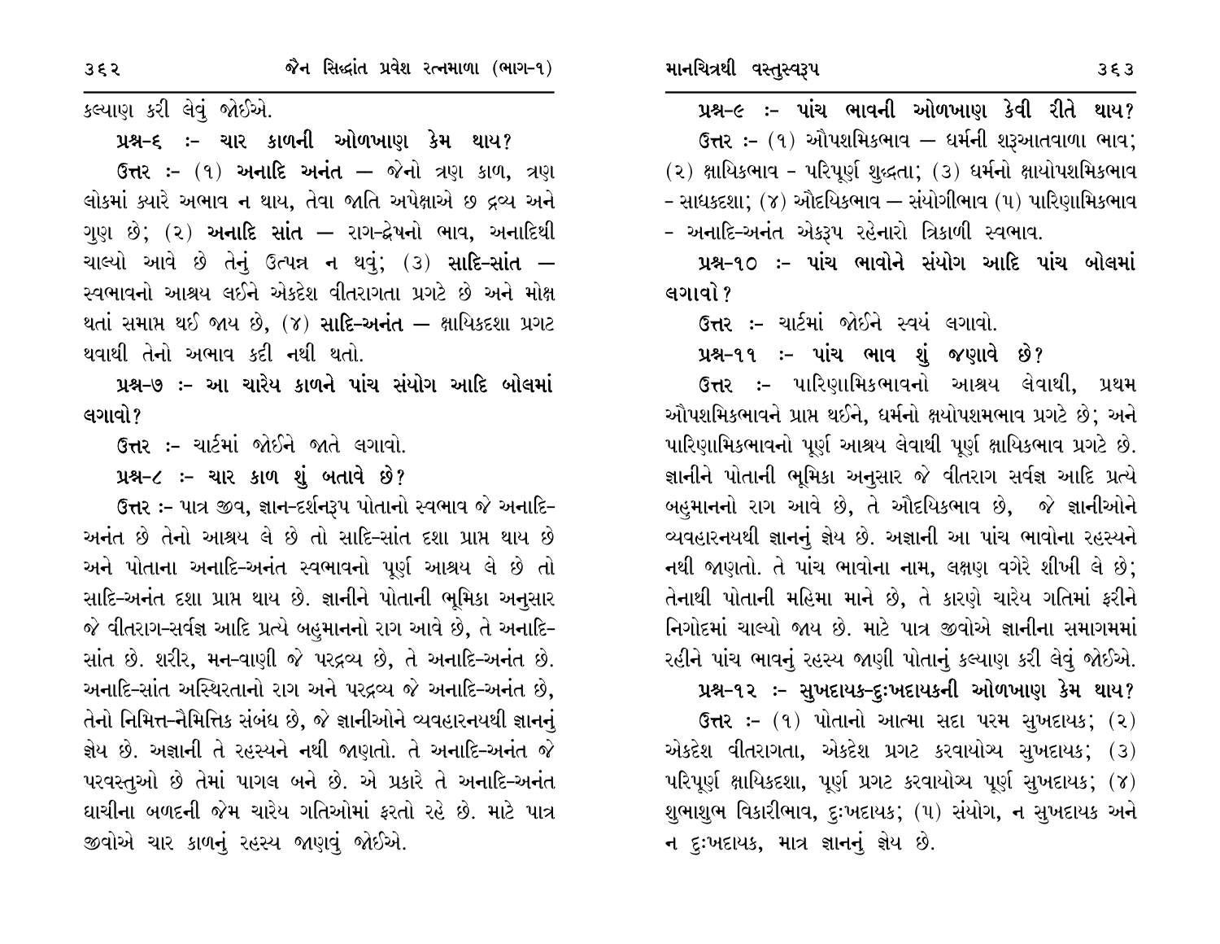કલ્યાણ કરી લેવું જોઈએ.

**પ્રશ્ન-૬ :- ચાર કાળની ઓળખાણ કેમ થાય?**

**ઉત્તર :-** (૧) **અનાદિ અનંત** — જેનો ત્રણ કાળ, ત્રણ લોકમાં ક્યારે અભાવ ન થાય, તેવા જાતિ અપેક્ષાએ છ દ્રવ્ય અને ગુણ છે; (૨) **અનાદિ સાંત** — રાગ-દ્વેષનો ભાવ, અનાદિથી ચાલ્યો આવે છે તેનું ઉત્પન્ન ન થવું; (૩) **સાદિ-સાંત** — સ્વભાવનો આશ્રય લઈને એકદેશ વીતરાગતા પ્રગટે છે અને મોક્ષ થતાં સમાપ્ત થઈ જાય છે, (૪) **સાદિ-અનંત** — ક્ષાયિકદશા પ્રગટ થવાથી તેનો અભાવ કદી નથી થતો.

**પ્રશ્ન-૭ :- આ ચારેય કાળને પાંચ સંયોગ આદિ બોલમાં લગાવો?**

**ઉત્તર :-** ચાર્ટમાં જોઈને જાતે લગાવો.

**પ્રશ્ન-૮ :- ચાર કાળ શું બતાવે છે?**

**ઉત્તર :-** પાત્ર જીવ, જ્ઞાન-દર્શનરૂપ પોતાનો સ્વભાવ જે અનાદિ-અનંત છે તેનો આશ્રય લે છે તો સાદિ-સાંત દશા પ્રાપ્ત થાય છે અને પોતાના અનાદિ-અનંત સ્વભાવનો પૂર્ણ આશ્રય લે છે તો સાદિ-અનંત દશા પ્રાપ્ત થાય છે. જ્ઞાનીને પોતાની ભૂમિકા અનુસાર જે વીતરાગ-સર્વજ્ઞ આદિ પ્રત્યે બહુમાનનો રાગ આવે છે, તે અનાદિ-સાંત છે. શરીર, મન-વાણી જે પરદ્રવ્ય છે, તે અનાદિ-અનંત છે. અનાદિ-સાંત અસ્થિરતાનો રાગ અને પરદ્રવ્ય જે અનાદિ-અનંત છે, તેનો નિમિત્ત-નૈમિત્તિક સંબંધ છે, જે જ્ઞાનીઓને વ્યવહારનયથી જ્ઞાનનું જ્ઞેય છે. અજ્ઞાની તે રહસ્યને નથી જાણતો. તે અનાદિ-અનંત જે પરવસ્તુઓ છે તેમાં પાગલ બને છે. એ પ્રકારે તે અનાદિ-અનંત ઘાચીના બળદની જેમ ચારેય ગતિઓમાં ફરતો રહે છે. માટે પાત્ર જીવોએ ચાર કાળનું રહસ્ય જાણવું જોઈએ.

**પ્રશ્ન-૯ :- પાંચ ભાવની ઓળખાણ કેવી રીતે થાય?**

**ઉત્તર :-** (૧) ઔપશમિકભાવ — ધર્મની શરૂઆતવાળા ભાવ; (૨) ક્ષાયિકભાવ - પરિપૂર્ણ શુદ્ધતા; (૩) ધર્મનો ક્ષાયોપશમિકભાવ - સાધકદશા; (૪) ઔદયિકભાવ — સંયોગીભાવ (૫) પારિણામિકભાવ - અનાદિ-અનંત એકરૂપ રહેનારો ત્રિકાળી સ્વભાવ.

**પ્રશ્ન-૧૦ :- પાંચ ભાવોને સંયોગ આદિ પાંચ બોલમાં લગાવો?**

**ઉત્તર :-** ચાર્ટમાં જોઈને સ્વયં લગાવો.

**પ્રશ્ન-૧૧ :- પાંચ ભાવ શું જણાવે છે?**

**ઉત્તર :-** પારિણામિકભાવનો આશ્રય લેવાથી, પ્રથમ ઔપશમિકભાવને પ્રાપ્ત થઈને, ધર્મનો ક્ષયોપશમભાવ પ્રગટે છે; અને પારિણામિકભાવનો પૂર્ણ આશ્રય લેવાથી પૂર્ણ ક્ષાયિકભાવ પ્રગટે છે. જ્ઞાનીને પોતાની ભૂમિકા અનુસાર જે વીતરાગ સર્વજ્ઞ આદિ પ્રત્યે બહુમાનનો રાગ આવે છે, તે ઔદયિકભાવ છે, જે જ્ઞાનીઓને વ્યવહારનયથી જ્ઞાનનું જ્ઞેય છે. અજ્ઞાની આ પાંચ ભાવોના રહસ્યને નથી જાણતો. તે પાંચ ભાવોના નામ, લક્ષણ વગેરે શીખી લે છે; તેનાથી પોતાની મહિમા માને છે, તે કારણે ચારેય ગતિમાં ફરીને નિગોદમાં ચાલ્યો જાય છે. માટે પાત્ર જીવોએ જ્ઞાનીના સમાગમમાં રહીને પાંચ ભાવનું રહસ્ય જાણી પોતાનું કલ્યાણ કરી લેવું જોઈએ.

**પ્રશ્ન-૧૨ :- સુખદાયક-દુઃખદાયકની ઓળખાણ કેમ થાય?**

**ઉત્તર :-** (૧) પોતાનો આત્મા સદા પરમ સુખદાયક; (૨) એકદેશ વીતરાગતા, એકદેશ પ્રગટ કરવાયોગ્ય સુખદાયક; (૩) પરિપૂર્ણ ક્ષાયિકદશા, પૂર્ણ પ્રગટ કરવાયોગ્ય પૂર્ણ સુખદાયક; (૪) શુભાશુભ વિકારીભાવ, દુઃખદાયક; (૫) સંયોગ, ન સુખદાયક અને ન દુઃખદાયક, માત્ર જ્ઞાનનું જ્ઞેય છે.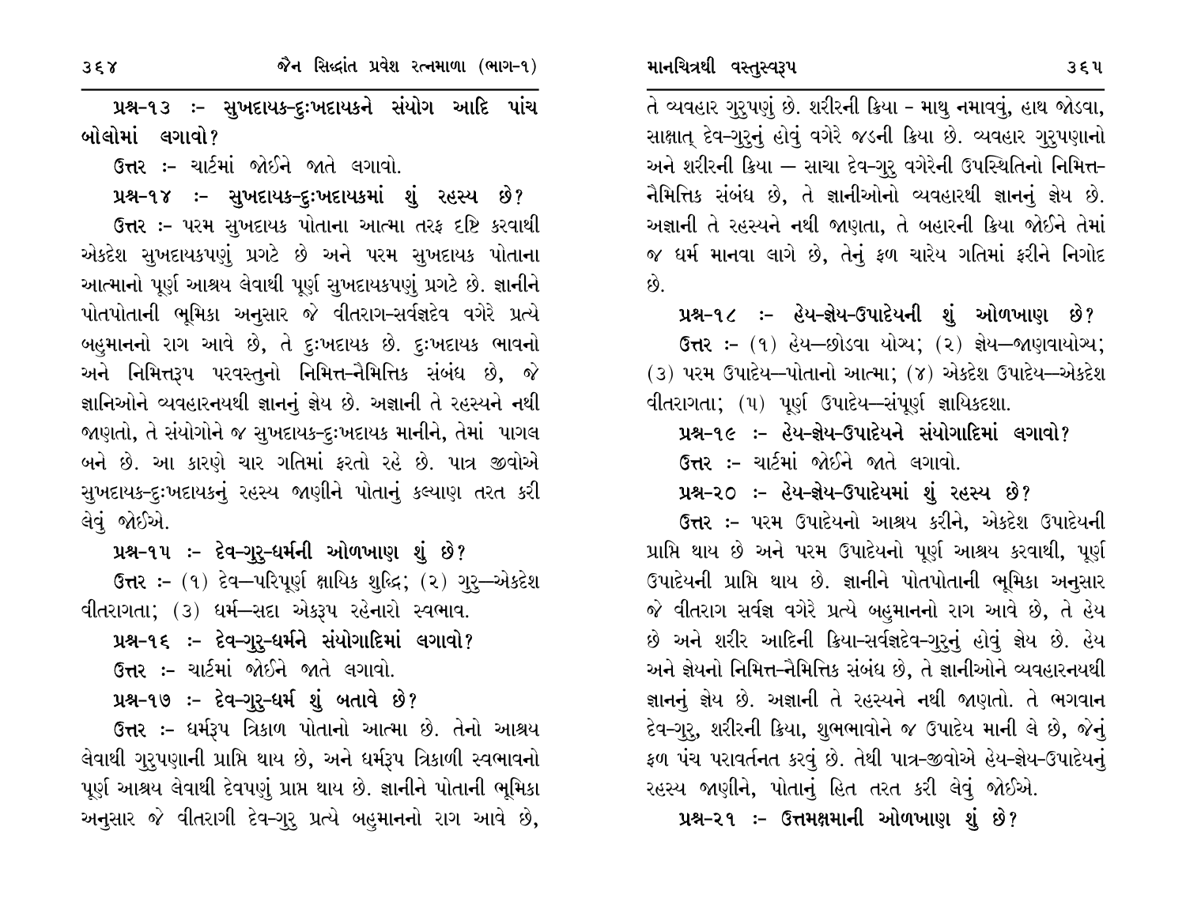**પ્રશ્ન-૧૩ :- સુખદાયક-દુઃખદાયકને સંયોગ આદિ પાંચ બોલોમાં લગાવો?**

**ઉત્તર :-** ચાર્ટમાં જોઈને જાતે લગાવો.

**પ્રશ્ન-૧૪ :- સુખદાયક-દુઃખદાયકમાં શું રહસ્ય છે?**

**ઉત્તર :-** પરમ સુખદાયક પોતાના આત્મા તરફ દૃષ્ટિ કરવાથી એકદેશ સુખદાયકપણું પ્રગટે છે અને પરમ સુખદાયક પોતાના આત્માનો પૂર્ણ આશ્રય લેવાથી પૂર્ણ સુખદાયકપણું પ્રગટે છે. જ્ઞાનીને પોતપોતાની ભૂમિકા અનુસાર જે વીતરાગ-સર્વજ્ઞદેવ વગેરે પ્રત્યે બહુમાનનો રાગ આવે છે, તે દુઃખદાયક છે. દુઃખદાયક ભાવનો અને નિમિત્તરૂપ પરવસ્તુનો નિમિત્ત-નૈમિત્તિક સંબંધ છે, જે જ્ઞાનિઓને વ્યવહારનયથી જ્ઞાનનું જ્ઞેય છે. અજ્ઞાની તે રહસ્યને નથી જાણતો, તે સંયોગોને જ સુખદાયક-દુઃખદાયક માનીને, તેમાં પાગલ બને છે. આ કારણે ચાર ગતિમાં ફરતો રહે છે. પાત્ર જીવોએ સુખદાયક-દુઃખદાયકનું રહસ્ય જાણીને પોતાનું કલ્યાણ તરત કરી લેવું જોઈએ.

**પ્રશ્ન-૧૫ :- દેવ-ગુરુ-ધર્મની ઓળખાણ શું છે?**

**ઉત્તર :-** (૧) દેવ—પરિપૂર્ણ ક્ષાયિક શુદ્ધિ; (૨) ગુરુ—એકદેશ વીતરાગતા; (૩) ધર્મ—સદા એકરૂપ રહેનારો સ્વભાવ.

**પ્રશ્ન-૧૬ :- દેવ-ગુરુ-ધર્મને સંયોગાદિમાં લગાવો?**

**ઉત્તર :-** ચાર્ટમાં જોઈને જાતે લગાવો.

**પ્રશ્ન-૧૭ :- દેવ-ગુરુ-ધર્મ શું બતાવે છે?**

**ઉત્તર :-** ધર્મરૂપ ત્રિકાળ પોતાનો આત્મા છે. તેનો આશ્રય લેવાથી ગુરુપણાની પ્રાપ્તિ થાય છે, અને ધર્મરૂપ ત્રિકાળી સ્વભાવનો પૂર્ણ આશ્રય લેવાથી દેવપણું પ્રાપ્ત થાય છે. જ્ઞાનીને પોતાની ભૂમિકા અનુસાર જે વીતરાગી દેવ-ગુરુ પ્રત્યે બહુમાનનો રાગ આવે છે, તે વ્યવહાર ગુરુપણું છે. શરીરની ક્રિયા - માથુ નમાવવું, હાથ જોડવા, સાક્ષાત્ દેવ-ગુરુનું હોવું વગેરે જડની ક્રિયા છે. વ્યવહાર ગુરુપણાનો અને શરીરની ક્રિયા — સાચા દેવ-ગુરુ વગેરેની ઉપસ્થિતિનો નિમિત્ત-નૈમિત્તિક સંબંધ છે, તે જ્ઞાનીઓનો વ્યવહારથી જ્ઞાનનું જ્ઞેય છે. અજ્ઞાની તે રહસ્યને નથી જાણતા, તે બહારની ક્રિયા જોઈને તેમાં જ ધર્મ માનવા લાગે છે, તેનું ફળ ચારેય ગતિમાં ફરીને નિગોદ છે.

**પ્રશ્ન-૧૮ :- હેય-જ્ઞેય-ઉપાદેયની શું ઓળખાણ છે?**

**ઉત્તર :-** (૧) હેય—છોડવા યોગ્ય; (૨) જ્ઞેય—જાણવાયોગ્ય; (૩) પરમ ઉપાદેય—પોતાનો આત્મા; (૪) એકદેશ ઉપાદેય—એકદેશ વીતરાગતા; (૫) પૂર્ણ ઉપાદેય—સંપૂર્ણ જ્ઞાયિકદશા.

**પ્રશ્ન-૧૯ :- હેય-જ્ઞેય-ઉપાદેયને સંયોગાદિમાં લગાવો?**

**ઉત્તર :-** ચાર્ટમાં જોઈને જાતે લગાવો.

**પ્રશ્ન-૨૦ :- હેય-જ્ઞેય-ઉપાદેયમાં શું રહસ્ય છે?**

**ઉત્તર :-** પરમ ઉપાદેયનો આશ્રય કરીને, એકદેશ ઉપાદેયની પ્રાપ્તિ થાય છે અને પરમ ઉપાદેયનો પૂર્ણ આશ્રય કરવાથી, પૂર્ણ ઉપાદેયની પ્રાપ્તિ થાય છે. જ્ઞાનીને પોતપોતાની ભૂમિકા અનુસાર જે વીતરાગ સર્વજ્ઞ વગેરે પ્રત્યે બહુમાનનો રાગ આવે છે, તે હેય છે અને શરીર આદિની ક્રિયા-સર્વજ્ઞદેવ-ગુરુનું હોવું જ્ઞેય છે. હેય અને જ્ઞેયનો નિમિત્ત-નૈમિત્તિક સંબંધ છે, તે જ્ઞાનીઓને વ્યવહારનયથી જ્ઞાનનું જ્ઞેય છે. અજ્ઞાની તે રહસ્યને નથી જાણતો. તે ભગવાન દેવ-ગુરુ, શરીરની ક્રિયા, શુભભાવોને જ ઉપાદેય માની લે છે, જેનું ફળ પંચ પરાવર્તનત કરવું છે. તેથી પાત્ર-જીવોએ હેય-જ્ઞેય-ઉપાદેયનું રહસ્ય જાણીને, પોતાનું હિત તરત કરી લેવું જોઈએ.

**પ્રશ્ન-૨૧ :- ઉત્તમક્ષમાની ઓળખાણ શું છે?**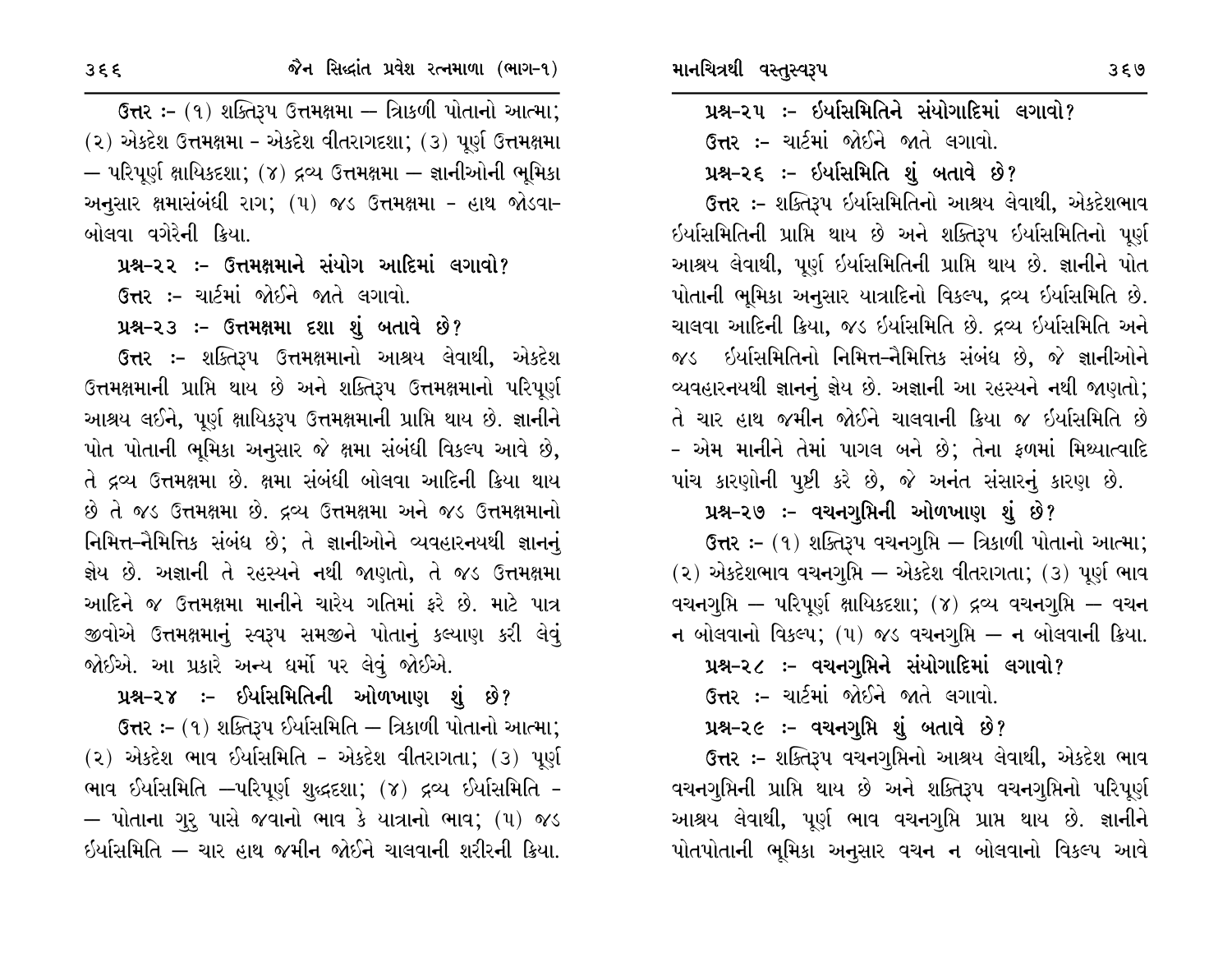ઉત્તર :- (૧) શક્તિરૂપ ઉત્તમક્ષમા — ત્રિકાળી પોતાનો આત્મા; (૨) એકદેશ ઉત્તમક્ષમા - એકદેશ વીતરાગદશા; (૩) પૂર્ણ ઉત્તમક્ષમા — પરિપૂર્ણ ક્ષાયિકદશા; (૪) દ્રવ્ય ઉત્તમક્ષમા — જ્ઞાનીઓની ભૂમિકા અનુસાર ક્ષમાસંબંધી રાગ; (૫) જડ ઉત્તમક્ષમા - હાથ જોડવા-બોલવા વગેરેની ક્રિયા.

**પ્રશ્ન-૨૨ :- ઉત્તમક્ષમાને સંયોગ આદિમાં લગાવો?**

ઉત્તર :- ચાર્ટમાં જોઈને જાતે લગાવો.

**પ્રશ્ન-૨૩ :- ઉત્તમક્ષમા દશા શું બતાવે છે?**

ઉત્તર :- શક્તિરૂપ ઉત્તમક્ષમાનો આશ્રય લેવાથી, એકદેશ ઉત્તમક્ષમાની પ્રાપ્તિ થાય છે અને શક્તિરૂપ ઉત્તમક્ષમાનો પરિપૂર્ણ આશ્રય લઈને, પૂર્ણ ક્ષાયિકરૂપ ઉત્તમક્ષમાની પ્રાપ્તિ થાય છે. જ્ઞાનીને પોત પોતાની ભૂમિકા અનુસાર જે ક્ષમા સંબંધી વિકલ્પ આવે છે, તે દ્રવ્ય ઉત્તમક્ષમા છે. ક્ષમા સંબંધી બોલવા આદિની ક્રિયા થાય છે તે જડ ઉત્તમક્ષમા છે. દ્રવ્ય ઉત્તમક્ષમા અને જડ ઉત્તમક્ષમાનો નિમિત્ત-નૈમિત્તિક સંબંધ છે; તે જ્ઞાનીઓને વ્યવહારનયથી જ્ઞાનનું જ્ઞેય છે. અજ્ઞાની તે રહસ્યને નથી જાણતો, તે જડ ઉત્તમક્ષમા આદિને જ ઉત્તમક્ષમા માનીને ચારેય ગતિમાં ફરે છે. માટે પાત્ર જીવોએ ઉત્તમક્ષમાનું સ્વરૂપ સમજીને પોતાનું કલ્યાણ કરી લેવું જોઈએ. આ પ્રકારે અન્ય ધર્મો પર લેવું જોઈએ.

**પ્રશ્ન-૨૪ :- ઈર્યાસમિતિની ઓળખાણ શું છે?**

ઉત્તર :- (૧) શક્તિરૂપ ઈર્યાસમિતિ — ત્રિકાળી પોતાનો આત્મા; (૨) એકદેશ ભાવ ઈર્યાસમિતિ - એકદેશ વીતરાગતા; (૩) પૂર્ણ ભાવ ઈર્યાસમિતિ —પરિપૂર્ણ શુદ્ધદશા; (૪) દ્રવ્ય ઈર્યાસમિતિ - — પોતાના ગુરુ પાસે જવાનો ભાવ કે યાત્રાનો ભાવ; (૫) જડ ઈર્યાસમિતિ — ચાર હાથ જમીન જોઈને ચાલવાની શરીરની ક્રિયા.

**પ્રશ્ન-૨૫ :- ઈર્યાસમિતિને સંયોગાદિમાં લગાવો?**

ઉત્તર :- ચાર્ટમાં જોઈને જાતે લગાવો.

**પ્રશ્ન-૨૬ :- ઈર્યાસમિતિ શું બતાવે છે?**

ઉત્તર :- શક્તિરૂપ ઈર્યાસમિતિનો આશ્રય લેવાથી, એકદેશભાવ ઈર્યાસમિતિની પ્રાપ્તિ થાય છે અને શક્તિરૂપ ઈર્યાસમિતિનો પૂર્ણ આશ્રય લેવાથી, પૂર્ણ ઈર્યાસમિતિની પ્રાપ્તિ થાય છે. જ્ઞાનીને પોત પોતાની ભૂમિકા અનુસાર યાત્રાદિનો વિકલ્પ, દ્રવ્ય ઈર્યાસમિતિ છે. ચાલવા આદિની ક્રિયા, જડ ઈર્યાસમિતિ છે. દ્રવ્ય ઈર્યાસમિતિ અને જડ ઈર્યાસમિતિનો નિમિત્ત-નૈમિત્તિક સંબંધ છે, જે જ્ઞાનીઓને વ્યવહારનયથી જ્ઞાનનું જ્ઞેય છે. અજ્ઞાની આ રહસ્યને નથી જાણતો; તે ચાર હાથ જમીન જોઈને ચાલવાની ક્રિયા જ ઈર્યાસમિતિ છે - એમ માનીને તેમાં પાગલ બને છે; તેના ફળમાં મિથ્યાત્વાદિ પાંચ કારણોની પુષ્ટી કરે છે, જે અનંત સંસારનું કારણ છે.

**પ્રશ્ન-૨૭ :- વચનગુપ્તિની ઓળખાણ શું છે?**

ઉત્તર :- (૧) શક્તિરૂપ વચનગુપ્તિ — ત્રિકાળી પોતાનો આત્મા; (૨) એકદેશભાવ વચનગુપ્તિ — એકદેશ વીતરાગતા; (૩) પૂર્ણ ભાવ વચનગુપ્તિ — પરિપૂર્ણ ક્ષાયિકદશા; (૪) દ્રવ્ય વચનગુપ્તિ — વચન ન બોલવાનો વિકલ્પ; (૫) જડ વચનગુપ્તિ — ન બોલવાની ક્રિયા.

**પ્રશ્ન-૨૮ :- વચનગુપ્તિને સંયોગાદિમાં લગાવો?**

ઉત્તર :- ચાર્ટમાં જોઈને જાતે લગાવો.

**પ્રશ્ન-૨૯ :- વચનગુપ્તિ શું બતાવે છે?**

ઉત્તર :- શક્તિરૂપ વચનગુપ્તિનો આશ્રય લેવાથી, એકદેશ ભાવ વચનગુપ્તિની પ્રાપ્તિ થાય છે અને શક્તિરૂપ વચનગુપ્તિનો પરિપૂર્ણ આશ્રય લેવાથી, પૂર્ણ ભાવ વચનગુપ્તિ પ્રાપ્ત થાય છે. જ્ઞાનીને પોતપોતાની ભૂમિકા અનુસાર વચન ન બોલવાનો વિકલ્પ આવે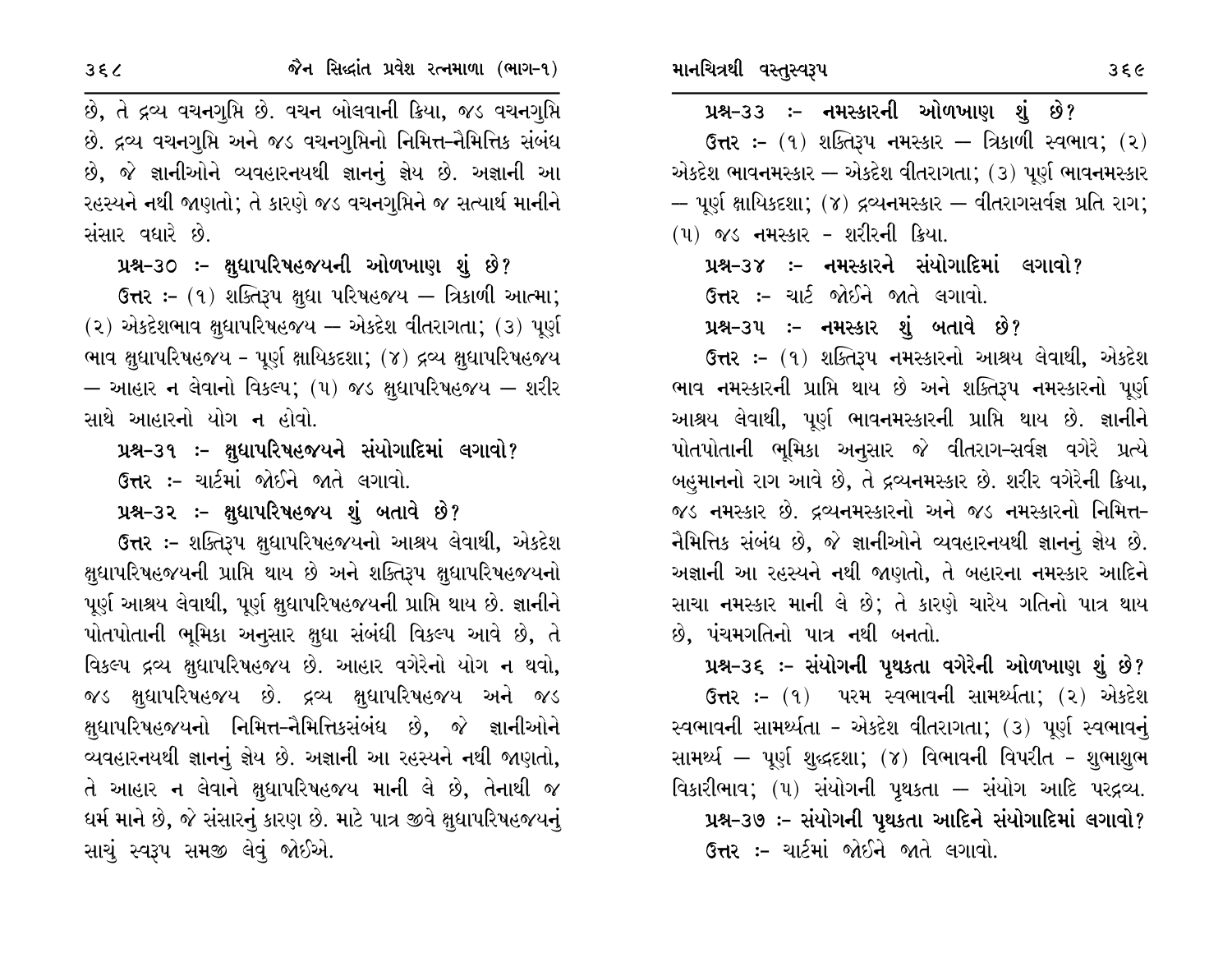છે, તે દ્રવ્ય વચનગુપ્તિ છે. વચન બોલવાની ક્રિયા, જડ વચનગુપ્તિ છે. દ્રવ્ય વચનગુપ્તિ અને જડ વચનગુપ્તિનો નિમિત્ત-નૈમિત્તિક સંબંધ છે, જે જ્ઞાનીઓને વ્યવહારનયથી જ્ઞાનનું જ્ઞેય છે. અજ્ઞાની આ રહસ્યને નથી જાણતો; તે કારણે જડ વચનગુપ્તિને જ સત્યાર્થ માનીને સંસાર વધારે છે.

**પ્રશ્ન-૩૦ :- ક્ષુધાપરિષહજયની ઓળખાણ શું છે?**

**ઉત્તર :-** (૧) શક્તિરૂપ ક્ષુધા પરિષહજય — ત્રિકાળી આત્મા; (૨) એકદેશભાવ ક્ષુધાપરિષહજય — એકદેશ વીતરાગતા; (૩) પૂર્ણ ભાવ ક્ષુધાપરિષહજય - પૂર્ણ ક્ષાયિકદશા; (૪) દ્રવ્ય ક્ષુધાપરિષહજય — આહાર ન લેવાનો વિકલ્પ; (૫) જડ ક્ષુધાપરિષહજય — શરીર સાથે આહારનો યોગ ન હોવો.

**પ્રશ્ન-૩૧ :- ક્ષુધાપરિષહજયને સંયોગાદિમાં લગાવો?**

**ઉત્તર :-** ચાર્ટમાં જોઈને જાતે લગાવો.

**પ્રશ્ન-૩૨ :- ક્ષુધાપરિષહજય શું બતાવે છે?**

**ઉત્તર :-** શક્તિરૂપ ક્ષુધાપરિષહજયનો આશ્રય લેવાથી, એકદેશ ક્ષુધાપરિષહજયની પ્રાપ્તિ થાય છે અને શક્તિરૂપ ક્ષુધાપરિષહજયનો પૂર્ણ આશ્રય લેવાથી, પૂર્ણ ક્ષુધાપરિષહજયની પ્રાપ્તિ થાય છે. જ્ઞાનીને પોતપોતાની ભૂમિકા અનુસાર ક્ષુધા સંબંધી વિકલ્પ આવે છે, તે વિકલ્પ દ્રવ્ય ક્ષુધાપરિષહજય છે. આહાર વગેરેનો યોગ ન થવો, જડ ક્ષુધાપરિષહજય છે. દ્રવ્ય ક્ષુધાપરિષહજય અને જડ ક્ષુધાપરિષહજયનો નિમિત્ત-નૈમિત્તિકસંબંધ છે, જે જ્ઞાનીઓને વ્યવહારનયથી જ્ઞાનનું જ્ઞેય છે. અજ્ઞાની આ રહસ્યને નથી જાણતો, તે આહાર ન લેવાને ક્ષુધાપરિષહજય માની લે છે, તેનાથી જ ધર્મ માને છે, જે સંસારનું કારણ છે. માટે પાત્ર જીવે ક્ષુધાપરિષહજયનું સાચું સ્વરૂપ સમજી લેવું જોઈએ.

**પ્રશ્ન-૩૩ :- નમસ્કારની ઓળખાણ શું છે?**

**ઉત્તર :-** (૧) શક્તિરૂપ નમસ્કાર — ત્રિકાળી સ્વભાવ; (૨) એકદેશ ભાવનમસ્કાર — એકદેશ વીતરાગતા; (૩) પૂર્ણ ભાવનમસ્કાર — પૂર્ણ ક્ષાયિકદશા; (૪) દ્રવ્યનમસ્કાર — વીતરાગસર્વજ્ઞ પ્રતિ રાગ; (૫) જડ નમસ્કાર - શરીરની ક્રિયા.

**પ્રશ્ન-૩૪ :- નમસ્કારને સંયોગાદિમાં લગાવો?**

**ઉત્તર :-** ચાર્ટ જોઈને જાતે લગાવો.

**પ્રશ્ન-૩૫ :- નમસ્કાર શું બતાવે છે?**

**ઉત્તર :-** (૧) શક્તિરૂપ નમસ્કારનો આશ્રય લેવાથી, એકદેશ ભાવ નમસ્કારની પ્રાપ્તિ થાય છે અને શક્તિરૂપ નમસ્કારનો પૂર્ણ આશ્રય લેવાથી, પૂર્ણ ભાવનમસ્કારની પ્રાપ્તિ થાય છે. જ્ઞાનીને પોતપોતાની ભૂમિકા અનુસાર જે વીતરાગ-સર્વજ્ઞ વગેરે પ્રત્યે બહુમાનનો રાગ આવે છે, તે દ્રવ્યનમસ્કાર છે. શરીર વગેરેની ક્રિયા, જડ નમસ્કાર છે. દ્રવ્યનમસ્કારનો અને જડ નમસ્કારનો નિમિત્ત-નૈમિત્તિક સંબંધ છે, જે જ્ઞાનીઓને વ્યવહારનયથી જ્ઞાનનું જ્ઞેય છે. અજ્ઞાની આ રહસ્યને નથી જાણતો, તે બહારના નમસ્કાર આદિને સાચા નમસ્કાર માની લે છે; તે કારણે ચારેય ગતિનો પાત્ર થાય છે, પંચમગતિનો પાત્ર નથી બનતો.

**પ્રશ્ન-૩૬ :- સંયોગની પૃથકતા વગેરેની ઓળખાણ શું છે?**

**ઉત્તર :-** (૧) પરમ સ્વભાવની સામર્થ્યતા; (૨) એકદેશ સ્વભાવની સામર્થ્યતા - એકદેશ વીતરાગતા; (૩) પૂર્ણ સ્વભાવનું સામર્થ્ય — પૂર્ણ શુદ્ધદશા; (૪) વિભાવની વિપરીત - શુભાશુભ વિકારીભાવ; (૫) સંયોગની પૃથકતા — સંયોગ આદિ પરદ્રવ્ય.

**પ્રશ્ન-૩૭ :- સંયોગની પૃથકતા આદિને સંયોગાદિમાં લગાવો?**

**ઉત્તર :-** ચાર્ટમાં જોઈને જાતે લગાવો.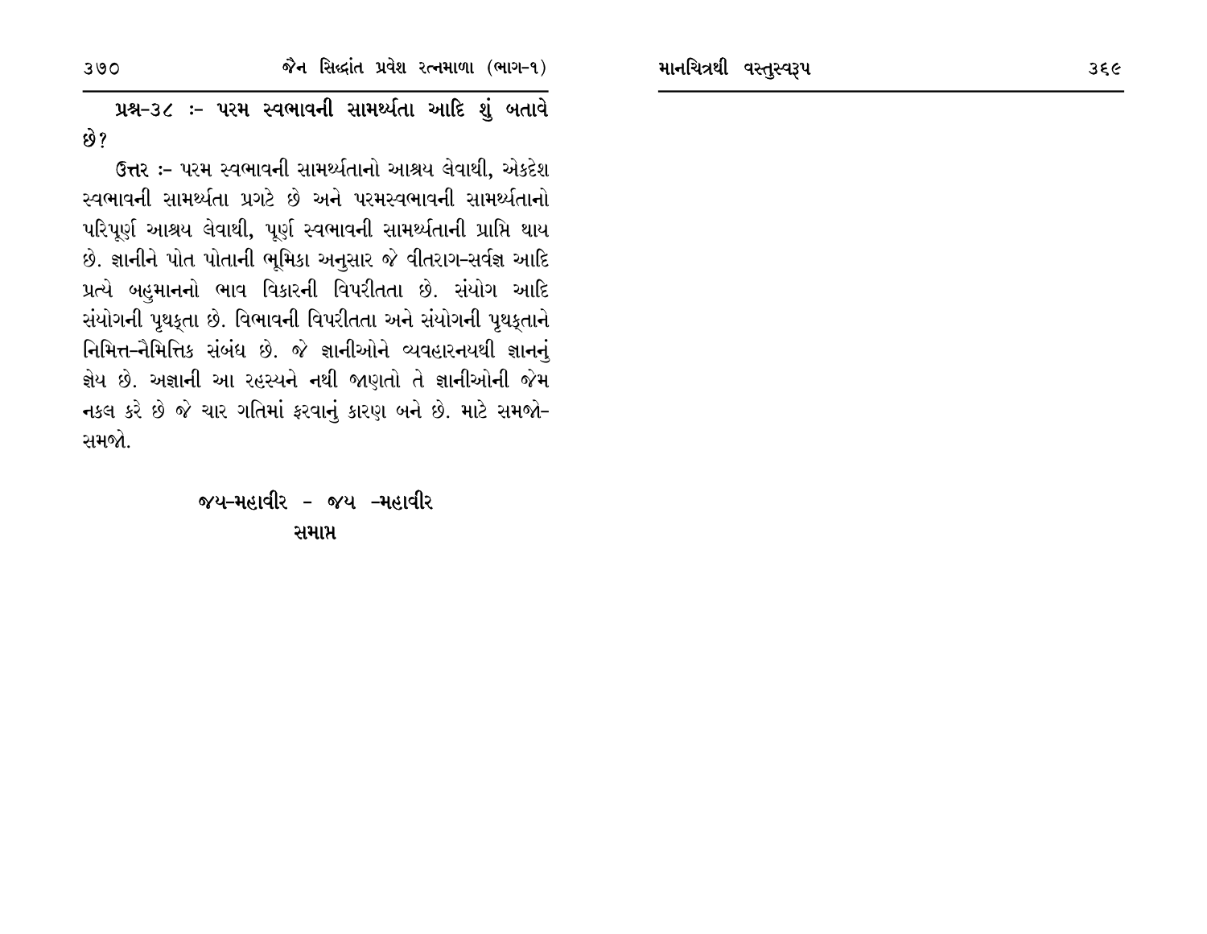**પ્રશ્ન-૩૮ :- પરમ સ્વભાવની સામર્થ્યતા આદિ શું બતાવે છે?**

**ઉત્તર :-** પરમ સ્વભાવની સામર્થ્યતાનો આશ્રય લેવાથી, એકદેશ સ્વભાવની સામર્થ્યતા પ્રગટે છે અને પરમસ્વભાવની સામર્થ્યતાનો પરિપૂર્ણ આશ્રય લેવાથી, પૂર્ણ સ્વભાવની સામર્થ્યતાની પ્રાપ્તિ થાય છે. જ્ઞાનીને પોત પોતાની ભૂમિકા અનુસાર જે વીતરાગ-સર્વજ્ઞ આદિ પ્રત્યે બહુમાનનો ભાવ વિકારની વિપરીતતા છે. સંયોગ આદિ સંયોગની પૃથક્તા છે. વિભાવની વિપરીતતા અને સંયોગની પૃથક્તાને નિમિત્ત-નૈમિત્તિક સંબંધ છે. જે જ્ઞાનીઓને વ્યવહારનયથી જ્ઞાનનું જ્ઞેય છે. અજ્ઞાની આ રહસ્યને નથી જાણતો તે જ્ઞાનીઓની જેમ નકલ કરે છે જે ચાર ગતિમાં ફરવાનું કારણ બને છે. માટે સમજો-સમજો.

**જય-મહાવીર - જય -મહાવીર**

**સમાપ્ત**